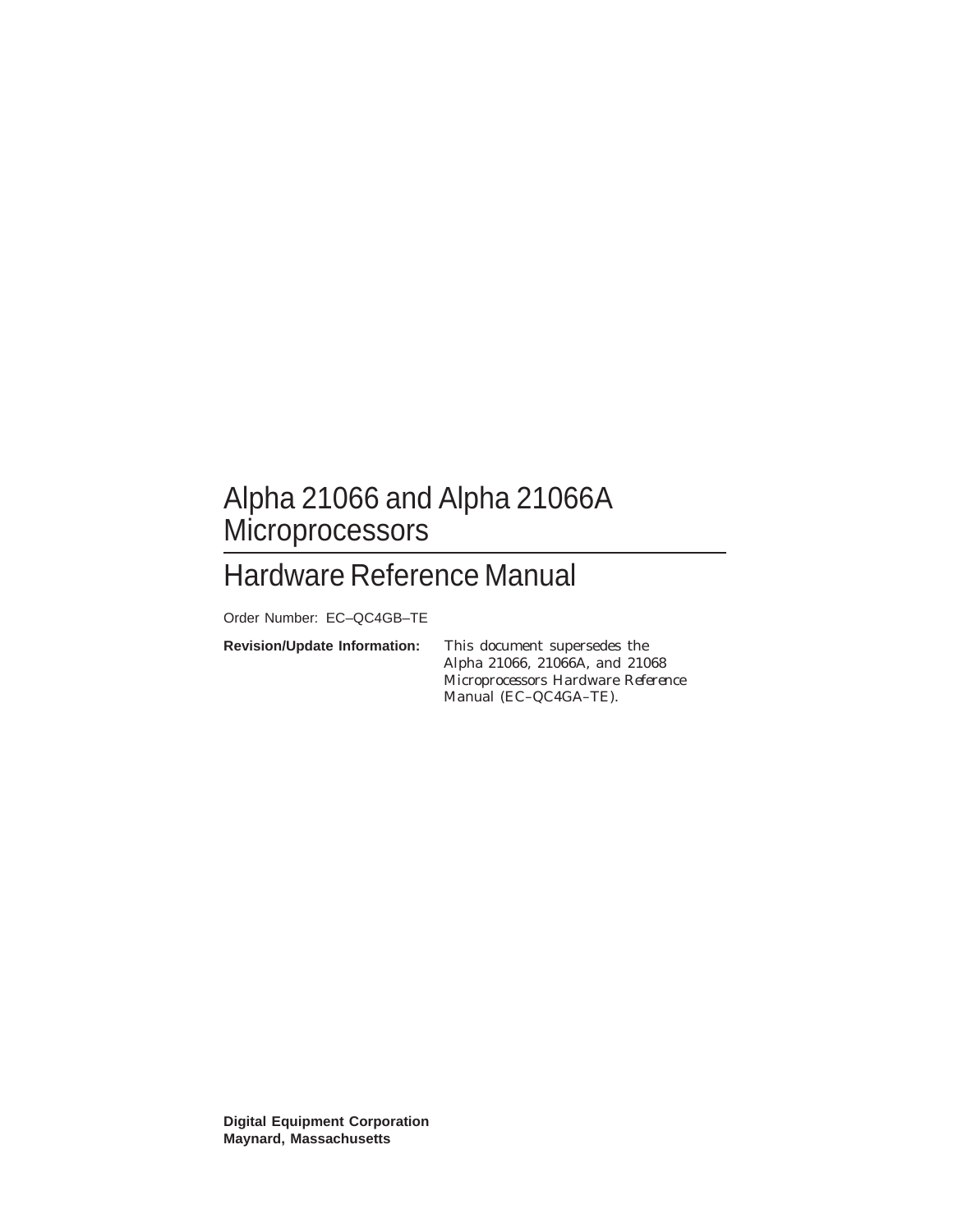# Alpha 21066 and Alpha 21066A Microprocessors

## Hardware Reference Manual

Order Number: EC–QC4GB–TE

**Revision/Update Information:** This document supersedes the *Alpha 21066, 21066A, and 21068 Microprocessors Hardware Reference Manual* (EC–QC4GA–TE).

**Digital Equipment Corporation**
**Maynard, Massachusetts**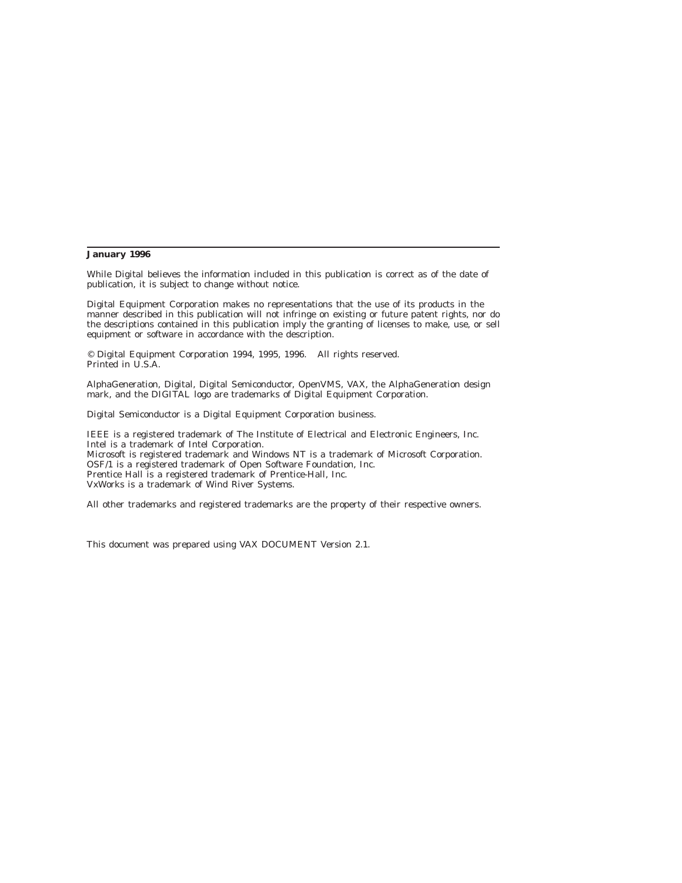**January 1996**

While Digital believes the information included in this publication is correct as of the date of publication, it is subject to change without notice.

Digital Equipment Corporation makes no representations that the use of its products in the manner described in this publication will not infringe on existing or future patent rights, nor do the descriptions contained in this publication imply the granting of licenses to make, use, or sell equipment or software in accordance with the description.

© Digital Equipment Corporation 1994, 1995, 1996. All rights reserved.
Printed in U.S.A.

AlphaGeneration, Digital, Digital Semiconductor, OpenVMS, VAX, the AlphaGeneration design mark, and the DIGITAL logo are trademarks of Digital Equipment Corporation.

Digital Semiconductor is a Digital Equipment Corporation business.

IEEE is a registered trademark of The Institute of Electrical and Electronic Engineers, Inc.
Intel is a trademark of Intel Corporation.
Microsoft is registered trademark and Windows NT is a trademark of Microsoft Corporation.
OSF/1 is a registered trademark of Open Software Foundation, Inc.
Prentice Hall is a registered trademark of Prentice-Hall, Inc.
VxWorks is a trademark of Wind River Systems.

All other trademarks and registered trademarks are the property of their respective owners.

This document was prepared using VAX DOCUMENT Version 2.1.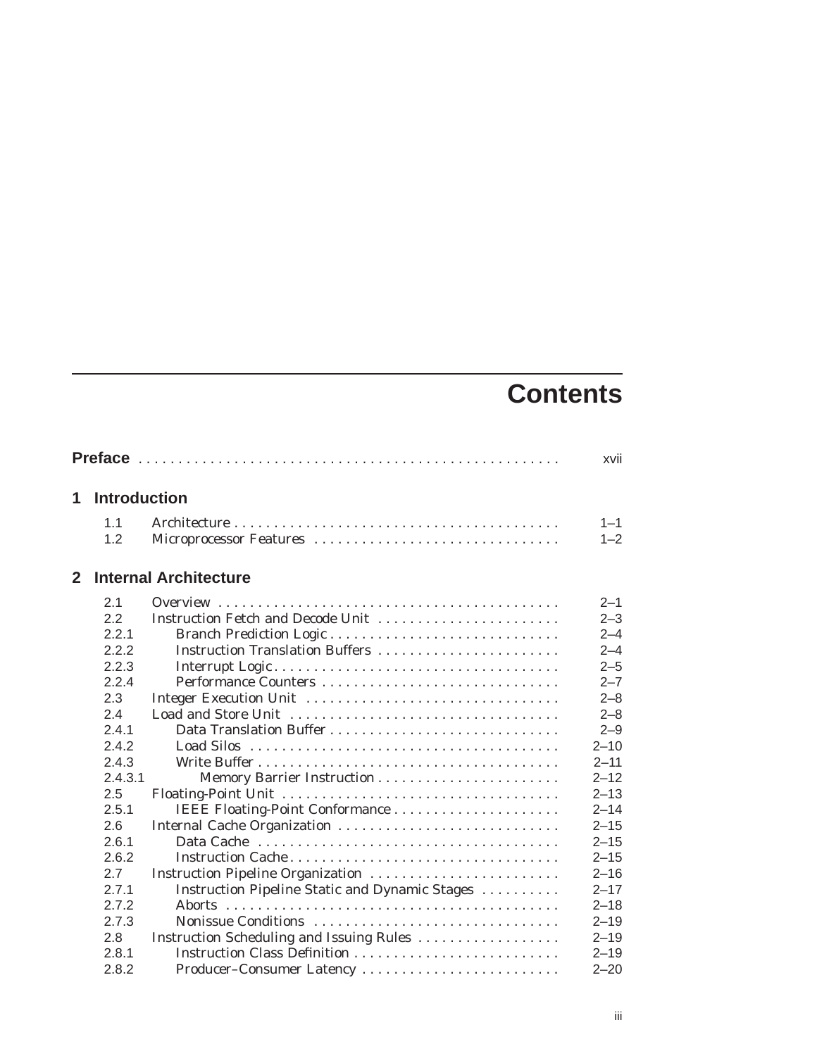# Contents

**Preface** . . . . . . . . . . . . . . . . . . . . . . . . . . . . . . . . . . . . . . . . . . . . . . . . . . . . xvii

## 1 Introduction

| | | |
|---|---|---|
| 1.1 | Architecture | 1–1 |
| 1.2 | Microprocessor Features | 1–2 |

## 2 Internal Architecture

| | | |
|---|---|---|
| 2.1 | Overview | 2–1 |
| 2.2 | Instruction Fetch and Decode Unit | 2–3 |
| 2.2.1 | Branch Prediction Logic | 2–4 |
| 2.2.2 | Instruction Translation Buffers | 2–4 |
| 2.2.3 | Interrupt Logic | 2–5 |
| 2.2.4 | Performance Counters | 2–7 |
| 2.3 | Integer Execution Unit | 2–8 |
| 2.4 | Load and Store Unit | 2–8 |
| 2.4.1 | Data Translation Buffer | 2–9 |
| 2.4.2 | Load Silos | 2–10 |
| 2.4.3 | Write Buffer | 2–11 |
| 2.4.3.1 | Memory Barrier Instruction | 2–12 |
| 2.5 | Floating-Point Unit | 2–13 |
| 2.5.1 | IEEE Floating-Point Conformance | 2–14 |
| 2.6 | Internal Cache Organization | 2–15 |
| 2.6.1 | Data Cache | 2–15 |
| 2.6.2 | Instruction Cache | 2–15 |
| 2.7 | Instruction Pipeline Organization | 2–16 |
| 2.7.1 | Instruction Pipeline Static and Dynamic Stages | 2–17 |
| 2.7.2 | Aborts | 2–18 |
| 2.7.3 | Nonissue Conditions | 2–19 |
| 2.8 | Instruction Scheduling and Issuing Rules | 2–19 |
| 2.8.1 | Instruction Class Definition | 2–19 |
| 2.8.2 | Producer–Consumer Latency | 2–20 |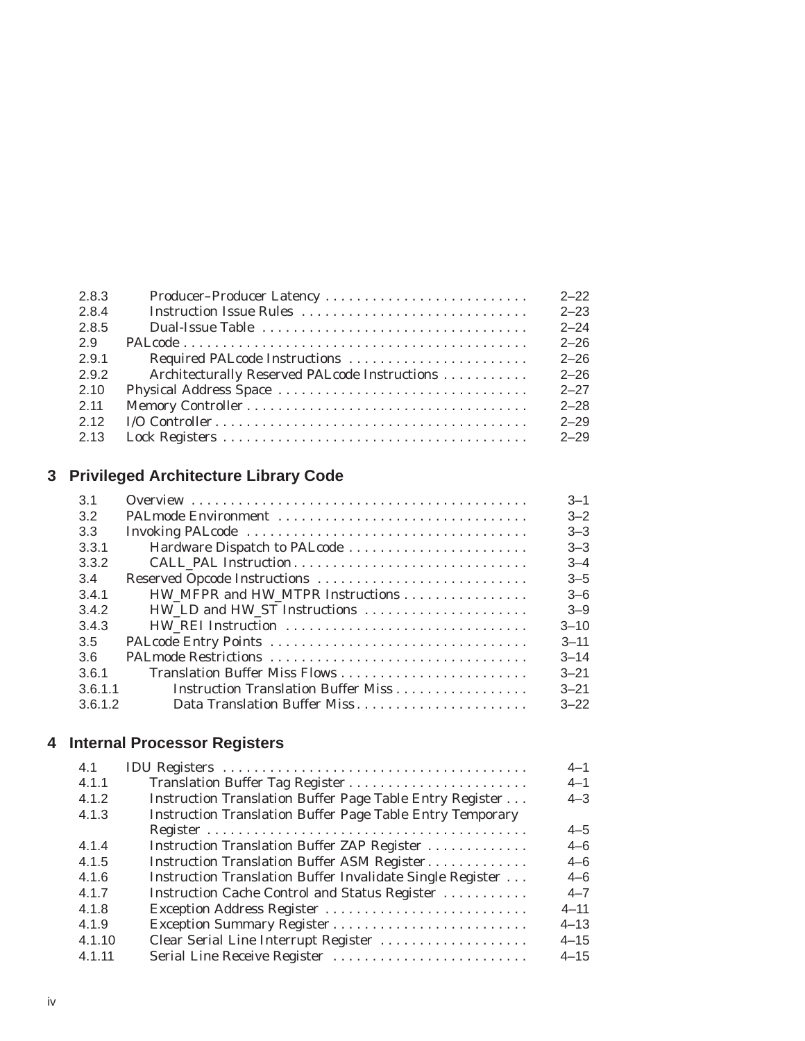| | | |
|---|---|---|
| 2.8.3 | Producer–Producer Latency | 2–22 |
| 2.8.4 | Instruction Issue Rules | 2–23 |
| 2.8.5 | Dual-Issue Table | 2–24 |
| 2.9 | PALcode | 2–26 |
| 2.9.1 | Required PALcode Instructions | 2–26 |
| 2.9.2 | Architecturally Reserved PALcode Instructions | 2–26 |
| 2.10 | Physical Address Space | 2–27 |
| 2.11 | Memory Controller | 2–28 |
| 2.12 | I/O Controller | 2–29 |
| 2.13 | Lock Registers | 2–29 |

## 3 Privileged Architecture Library Code

| | | |
|---|---|---|
| 3.1 | Overview | 3–1 |
| 3.2 | PALmode Environment | 3–2 |
| 3.3 | Invoking PALcode | 3–3 |
| 3.3.1 | Hardware Dispatch to PALcode | 3–3 |
| 3.3.2 | CALL_PAL Instruction | 3–4 |
| 3.4 | Reserved Opcode Instructions | 3–5 |
| 3.4.1 | HW_MFPR and HW_MTPR Instructions | 3–6 |
| 3.4.2 | HW_LD and HW_ST Instructions | 3–9 |
| 3.4.3 | HW_REI Instruction | 3–10 |
| 3.5 | PALcode Entry Points | 3–11 |
| 3.6 | PALmode Restrictions | 3–14 |
| 3.6.1 | Translation Buffer Miss Flows | 3–21 |
| 3.6.1.1 | Instruction Translation Buffer Miss | 3–21 |
| 3.6.1.2 | Data Translation Buffer Miss | 3–22 |

## 4 Internal Processor Registers

| | | |
|---|---|---|
| 4.1 | IDU Registers | 4–1 |
| 4.1.1 | Translation Buffer Tag Register | 4–1 |
| 4.1.2 | Instruction Translation Buffer Page Table Entry Register | 4–3 |
| 4.1.3 | Instruction Translation Buffer Page Table Entry Temporary Register | 4–5 |
| 4.1.4 | Instruction Translation Buffer ZAP Register | 4–6 |
| 4.1.5 | Instruction Translation Buffer ASM Register | 4–6 |
| 4.1.6 | Instruction Translation Buffer Invalidate Single Register | 4–6 |
| 4.1.7 | Instruction Cache Control and Status Register | 4–7 |
| 4.1.8 | Exception Address Register | 4–11 |
| 4.1.9 | Exception Summary Register | 4–13 |
| 4.1.10 | Clear Serial Line Interrupt Register | 4–15 |
| 4.1.11 | Serial Line Receive Register | 4–15 |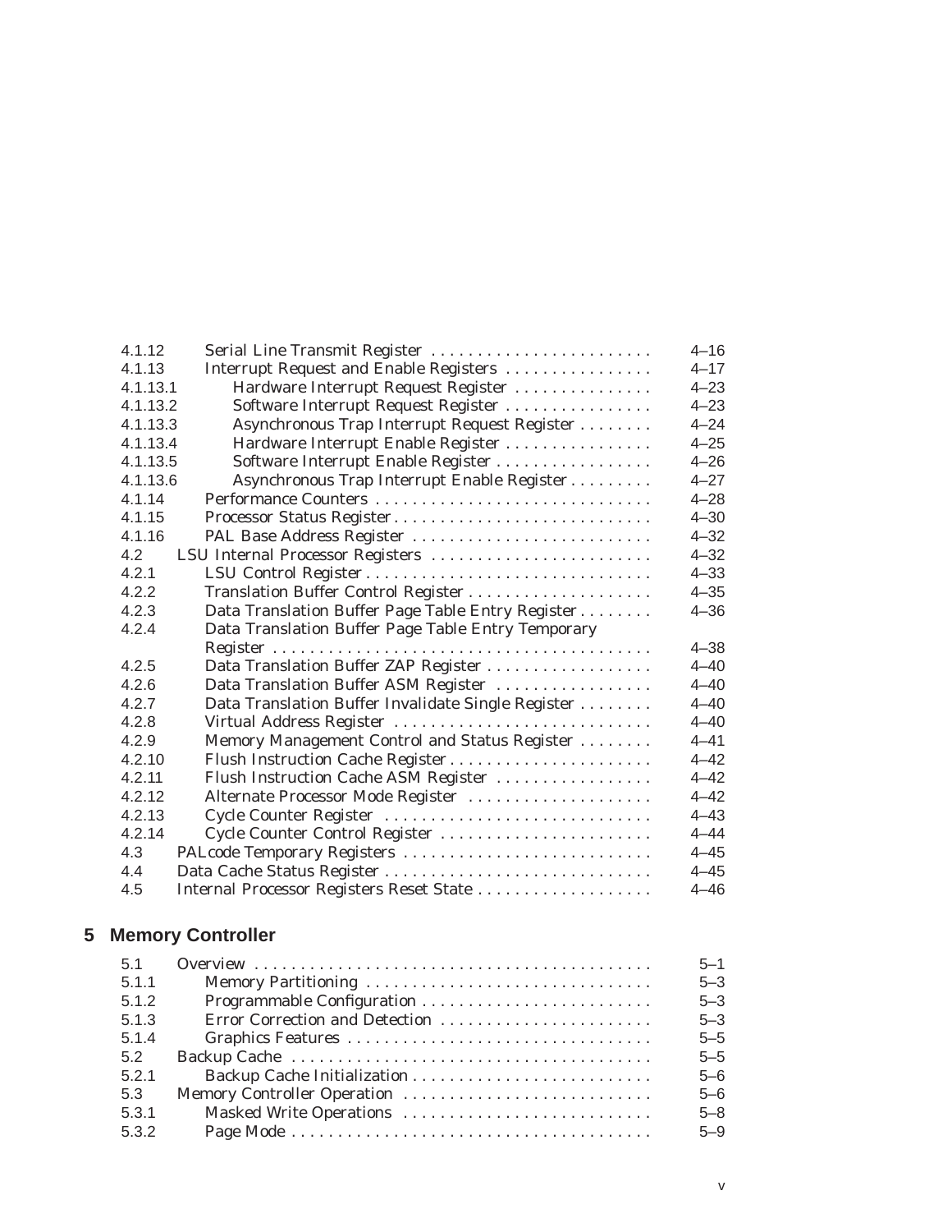| | | |
|---|---|---|
| 4.1.12 | Serial Line Transmit Register | 4–16 |
| 4.1.13 | Interrupt Request and Enable Registers | 4–17 |
| 4.1.13.1 | Hardware Interrupt Request Register | 4–23 |
| 4.1.13.2 | Software Interrupt Request Register | 4–23 |
| 4.1.13.3 | Asynchronous Trap Interrupt Request Register | 4–24 |
| 4.1.13.4 | Hardware Interrupt Enable Register | 4–25 |
| 4.1.13.5 | Software Interrupt Enable Register | 4–26 |
| 4.1.13.6 | Asynchronous Trap Interrupt Enable Register | 4–27 |
| 4.1.14 | Performance Counters | 4–28 |
| 4.1.15 | Processor Status Register | 4–30 |
| 4.1.16 | PAL Base Address Register | 4–32 |
| 4.2 | LSU Internal Processor Registers | 4–32 |
| 4.2.1 | LSU Control Register | 4–33 |
| 4.2.2 | Translation Buffer Control Register | 4–35 |
| 4.2.3 | Data Translation Buffer Page Table Entry Register | 4–36 |
| 4.2.4 | Data Translation Buffer Page Table Entry Temporary Register | 4–38 |
| 4.2.5 | Data Translation Buffer ZAP Register | 4–40 |
| 4.2.6 | Data Translation Buffer ASM Register | 4–40 |
| 4.2.7 | Data Translation Buffer Invalidate Single Register | 4–40 |
| 4.2.8 | Virtual Address Register | 4–40 |
| 4.2.9 | Memory Management Control and Status Register | 4–41 |
| 4.2.10 | Flush Instruction Cache Register | 4–42 |
| 4.2.11 | Flush Instruction Cache ASM Register | 4–42 |
| 4.2.12 | Alternate Processor Mode Register | 4–42 |
| 4.2.13 | Cycle Counter Register | 4–43 |
| 4.2.14 | Cycle Counter Control Register | 4–44 |
| 4.3 | PALcode Temporary Registers | 4–45 |
| 4.4 | Data Cache Status Register | 4–45 |
| 4.5 | Internal Processor Registers Reset State | 4–46 |

## 5 Memory Controller

| | | |
|---|---|---|
| 5.1 | Overview | 5–1 |
| 5.1.1 | Memory Partitioning | 5–3 |
| 5.1.2 | Programmable Configuration | 5–3 |
| 5.1.3 | Error Correction and Detection | 5–3 |
| 5.1.4 | Graphics Features | 5–5 |
| 5.2 | Backup Cache | 5–5 |
| 5.2.1 | Backup Cache Initialization | 5–6 |
| 5.3 | Memory Controller Operation | 5–6 |
| 5.3.1 | Masked Write Operations | 5–8 |
| 5.3.2 | Page Mode | 5–9 |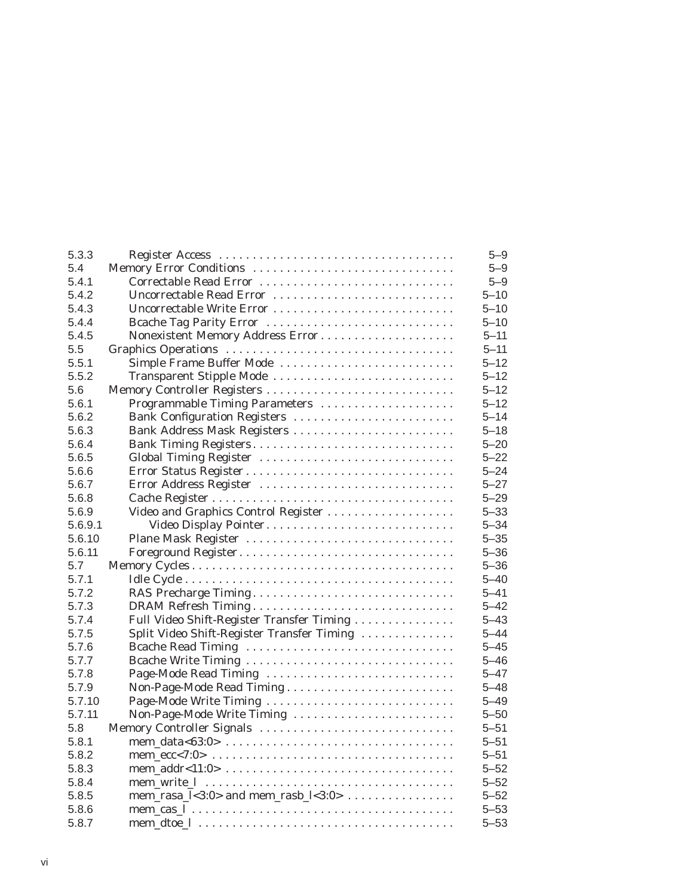| | | |
|---|---|---|
| 5.3.3 | Register Access | 5–9 |
| 5.4 | Memory Error Conditions | 5–9 |
| 5.4.1 | Correctable Read Error | 5–9 |
| 5.4.2 | Uncorrectable Read Error | 5–10 |
| 5.4.3 | Uncorrectable Write Error | 5–10 |
| 5.4.4 | Bcache Tag Parity Error | 5–10 |
| 5.4.5 | Nonexistent Memory Address Error | 5–11 |
| 5.5 | Graphics Operations | 5–11 |
| 5.5.1 | Simple Frame Buffer Mode | 5–12 |
| 5.5.2 | Transparent Stipple Mode | 5–12 |
| 5.6 | Memory Controller Registers | 5–12 |
| 5.6.1 | Programmable Timing Parameters | 5–12 |
| 5.6.2 | Bank Configuration Registers | 5–14 |
| 5.6.3 | Bank Address Mask Registers | 5–18 |
| 5.6.4 | Bank Timing Registers | 5–20 |
| 5.6.5 | Global Timing Register | 5–22 |
| 5.6.6 | Error Status Register | 5–24 |
| 5.6.7 | Error Address Register | 5–27 |
| 5.6.8 | Cache Register | 5–29 |
| 5.6.9 | Video and Graphics Control Register | 5–33 |
| 5.6.9.1 | Video Display Pointer | 5–34 |
| 5.6.10 | Plane Mask Register | 5–35 |
| 5.6.11 | Foreground Register | 5–36 |
| 5.7 | Memory Cycles | 5–36 |
| 5.7.1 | Idle Cycle | 5–40 |
| 5.7.2 | RAS Precharge Timing | 5–41 |
| 5.7.3 | DRAM Refresh Timing | 5–42 |
| 5.7.4 | Full Video Shift-Register Transfer Timing | 5–43 |
| 5.7.5 | Split Video Shift-Register Transfer Timing | 5–44 |
| 5.7.6 | Bcache Read Timing | 5–45 |
| 5.7.7 | Bcache Write Timing | 5–46 |
| 5.7.8 | Page-Mode Read Timing | 5–47 |
| 5.7.9 | Non-Page-Mode Read Timing | 5–48 |
| 5.7.10 | Page-Mode Write Timing | 5–49 |
| 5.7.11 | Non-Page-Mode Write Timing | 5–50 |
| 5.8 | Memory Controller Signals | 5–51 |
| 5.8.1 | mem_data<63:0> | 5–51 |
| 5.8.2 | mem_ecc<7:0> | 5–51 |
| 5.8.3 | mem_addr<11:0> | 5–52 |
| 5.8.4 | mem_write_l | 5–52 |
| 5.8.5 | mem_rasa_l<3:0> and mem_rasb_l<3:0> | 5–52 |
| 5.8.6 | mem_cas_l | 5–53 |
| 5.8.7 | mem_dtoe_l | 5–53 |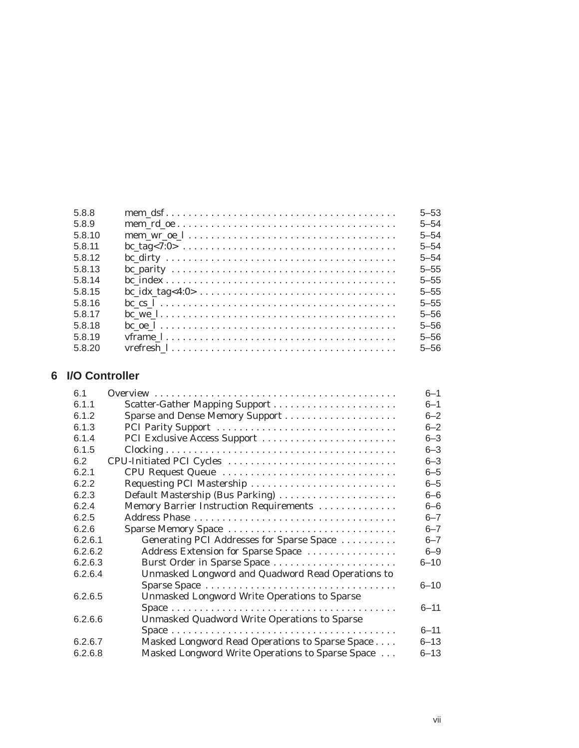| | | |
|---|---|---|
| 5.8.8 | mem_dsf | 5–53 |
| 5.8.9 | mem_rd_oe | 5–54 |
| 5.8.10 | mem_wr_oe_l | 5–54 |
| 5.8.11 | bc_tag<7:0> | 5–54 |
| 5.8.12 | bc_dirty | 5–54 |
| 5.8.13 | bc_parity | 5–55 |
| 5.8.14 | bc_index | 5–55 |
| 5.8.15 | bc_idx_tag<4:0> | 5–55 |
| 5.8.16 | bc_cs_l | 5–55 |
| 5.8.17 | bc_we_l | 5–56 |
| 5.8.18 | bc_oe_l | 5–56 |
| 5.8.19 | vframe_l | 5–56 |
| 5.8.20 | vrefresh_l | 5–56 |

## 6 I/O Controller

| | | |
|---|---|---|
| 6.1 | Overview | 6–1 |
| 6.1.1 | Scatter-Gather Mapping Support | 6–1 |
| 6.1.2 | Sparse and Dense Memory Support | 6–2 |
| 6.1.3 | PCI Parity Support | 6–2 |
| 6.1.4 | PCI Exclusive Access Support | 6–3 |
| 6.1.5 | Clocking | 6–3 |
| 6.2 | CPU-Initiated PCI Cycles | 6–3 |
| 6.2.1 | CPU Request Queue | 6–5 |
| 6.2.2 | Requesting PCI Mastership | 6–5 |
| 6.2.3 | Default Mastership (Bus Parking) | 6–6 |
| 6.2.4 | Memory Barrier Instruction Requirements | 6–6 |
| 6.2.5 | Address Phase | 6–7 |
| 6.2.6 | Sparse Memory Space | 6–7 |
| 6.2.6.1 | Generating PCI Addresses for Sparse Space | 6–7 |
| 6.2.6.2 | Address Extension for Sparse Space | 6–9 |
| 6.2.6.3 | Burst Order in Sparse Space | 6–10 |
| 6.2.6.4 | Unmasked Longword and Quadword Read Operations to Sparse Space | 6–10 |
| 6.2.6.5 | Unmasked Longword Write Operations to Sparse Space | 6–11 |
| 6.2.6.6 | Unmasked Quadword Write Operations to Sparse Space | 6–11 |
| 6.2.6.7 | Masked Longword Read Operations to Sparse Space | 6–13 |
| 6.2.6.8 | Masked Longword Write Operations to Sparse Space | 6–13 |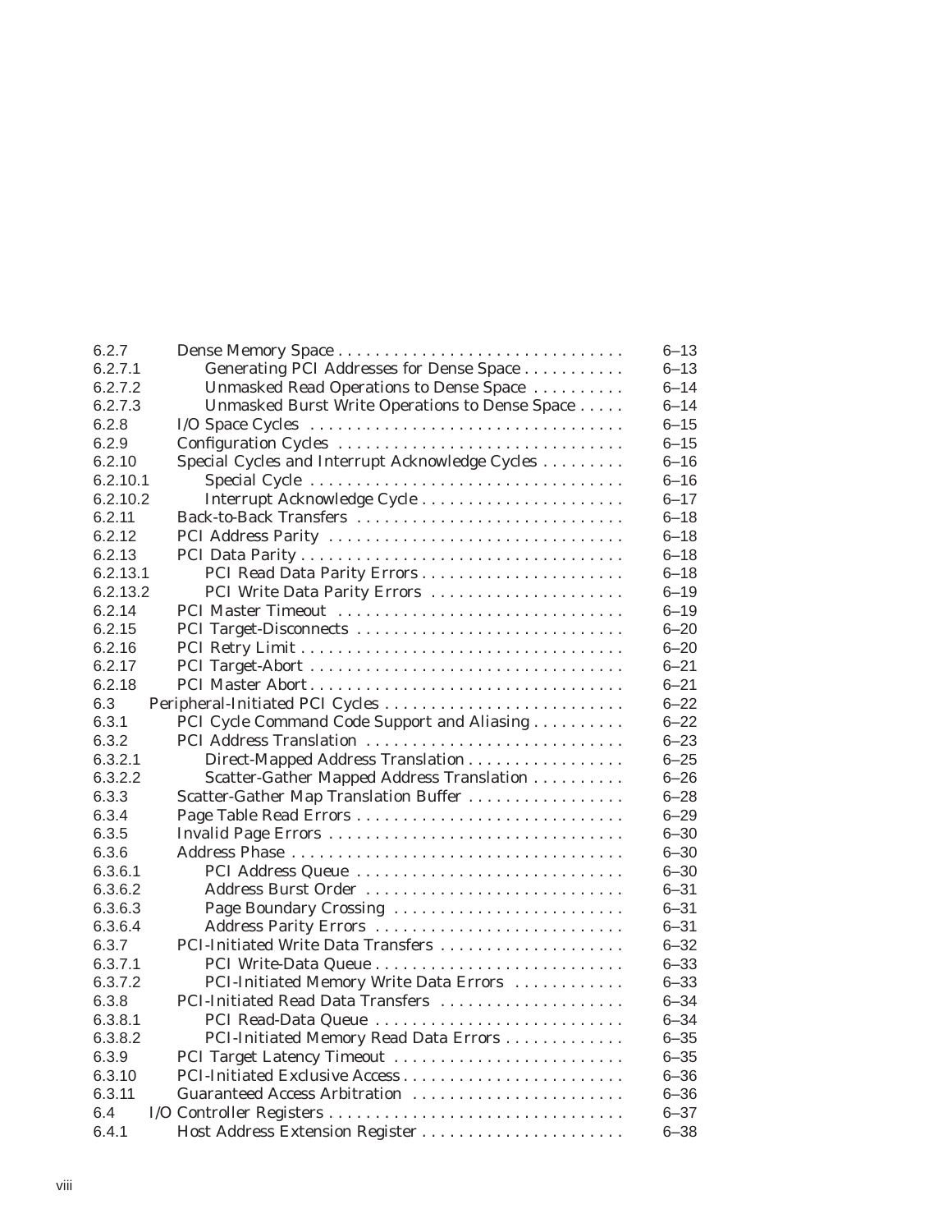| | | |
|---|---|---|
| 6.2.7 | Dense Memory Space | 6–13 |
| 6.2.7.1 | Generating PCI Addresses for Dense Space | 6–13 |
| 6.2.7.2 | Unmasked Read Operations to Dense Space | 6–14 |
| 6.2.7.3 | Unmasked Burst Write Operations to Dense Space | 6–14 |
| 6.2.8 | I/O Space Cycles | 6–15 |
| 6.2.9 | Configuration Cycles | 6–15 |
| 6.2.10 | Special Cycles and Interrupt Acknowledge Cycles | 6–16 |
| 6.2.10.1 | Special Cycle | 6–16 |
| 6.2.10.2 | Interrupt Acknowledge Cycle | 6–17 |
| 6.2.11 | Back-to-Back Transfers | 6–18 |
| 6.2.12 | PCI Address Parity | 6–18 |
| 6.2.13 | PCI Data Parity | 6–18 |
| 6.2.13.1 | PCI Read Data Parity Errors | 6–18 |
| 6.2.13.2 | PCI Write Data Parity Errors | 6–19 |
| 6.2.14 | PCI Master Timeout | 6–19 |
| 6.2.15 | PCI Target-Disconnects | 6–20 |
| 6.2.16 | PCI Retry Limit | 6–20 |
| 6.2.17 | PCI Target-Abort | 6–21 |
| 6.2.18 | PCI Master Abort | 6–21 |
| 6.3 | Peripheral-Initiated PCI Cycles | 6–22 |
| 6.3.1 | PCI Cycle Command Code Support and Aliasing | 6–22 |
| 6.3.2 | PCI Address Translation | 6–23 |
| 6.3.2.1 | Direct-Mapped Address Translation | 6–25 |
| 6.3.2.2 | Scatter-Gather Mapped Address Translation | 6–26 |
| 6.3.3 | Scatter-Gather Map Translation Buffer | 6–28 |
| 6.3.4 | Page Table Read Errors | 6–29 |
| 6.3.5 | Invalid Page Errors | 6–30 |
| 6.3.6 | Address Phase | 6–30 |
| 6.3.6.1 | PCI Address Queue | 6–30 |
| 6.3.6.2 | Address Burst Order | 6–31 |
| 6.3.6.3 | Page Boundary Crossing | 6–31 |
| 6.3.6.4 | Address Parity Errors | 6–31 |
| 6.3.7 | PCI-Initiated Write Data Transfers | 6–32 |
| 6.3.7.1 | PCI Write-Data Queue | 6–33 |
| 6.3.7.2 | PCI-Initiated Memory Write Data Errors | 6–33 |
| 6.3.8 | PCI-Initiated Read Data Transfers | 6–34 |
| 6.3.8.1 | PCI Read-Data Queue | 6–34 |
| 6.3.8.2 | PCI-Initiated Memory Read Data Errors | 6–35 |
| 6.3.9 | PCI Target Latency Timeout | 6–35 |
| 6.3.10 | PCI-Initiated Exclusive Access | 6–36 |
| 6.3.11 | Guaranteed Access Arbitration | 6–36 |
| 6.4 | I/O Controller Registers | 6–37 |
| 6.4.1 | Host Address Extension Register | 6–38 |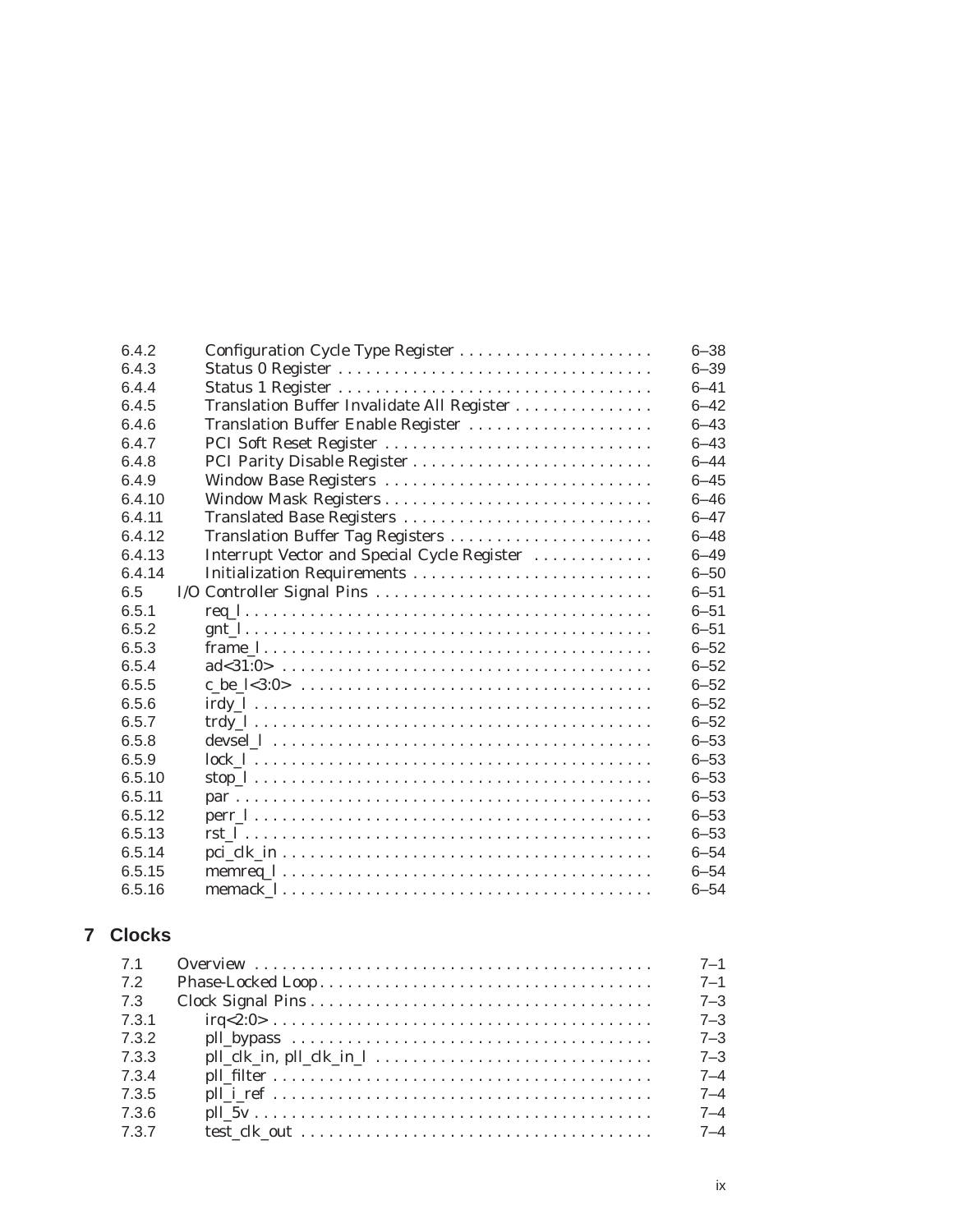| | | |
|---|---|---|
| 6.4.2 | Configuration Cycle Type Register | 6–38 |
| 6.4.3 | Status 0 Register | 6–39 |
| 6.4.4 | Status 1 Register | 6–41 |
| 6.4.5 | Translation Buffer Invalidate All Register | 6–42 |
| 6.4.6 | Translation Buffer Enable Register | 6–43 |
| 6.4.7 | PCI Soft Reset Register | 6–43 |
| 6.4.8 | PCI Parity Disable Register | 6–44 |
| 6.4.9 | Window Base Registers | 6–45 |
| 6.4.10 | Window Mask Registers | 6–46 |
| 6.4.11 | Translated Base Registers | 6–47 |
| 6.4.12 | Translation Buffer Tag Registers | 6–48 |
| 6.4.13 | Interrupt Vector and Special Cycle Register | 6–49 |
| 6.4.14 | Initialization Requirements | 6–50 |
| 6.5 | I/O Controller Signal Pins | 6–51 |
| 6.5.1 | req_l | 6–51 |
| 6.5.2 | gnt_l | 6–51 |
| 6.5.3 | frame_l | 6–52 |
| 6.5.4 | ad<31:0> | 6–52 |
| 6.5.5 | c_be_l<3:0> | 6–52 |
| 6.5.6 | irdy_l | 6–52 |
| 6.5.7 | trdy_l | 6–52 |
| 6.5.8 | devsel_l | 6–53 |
| 6.5.9 | lock_l | 6–53 |
| 6.5.10 | stop_l | 6–53 |
| 6.5.11 | par | 6–53 |
| 6.5.12 | perr_l | 6–53 |
| 6.5.13 | rst_l | 6–53 |
| 6.5.14 | pci_clk_in | 6–54 |
| 6.5.15 | memreq_l | 6–54 |
| 6.5.16 | memack_l | 6–54 |

## 7 Clocks

| | | |
|---|---|---|
| 7.1 | Overview | 7–1 |
| 7.2 | Phase-Locked Loop | 7–1 |
| 7.3 | Clock Signal Pins | 7–3 |
| 7.3.1 | irq<2:0> | 7–3 |
| 7.3.2 | pll_bypass | 7–3 |
| 7.3.3 | pll_clk_in, pll_clk_in_l | 7–3 |
| 7.3.4 | pll_filter | 7–4 |
| 7.3.5 | pll_i_ref | 7–4 |
| 7.3.6 | pll_5v | 7–4 |
| 7.3.7 | test_clk_out | 7–4 |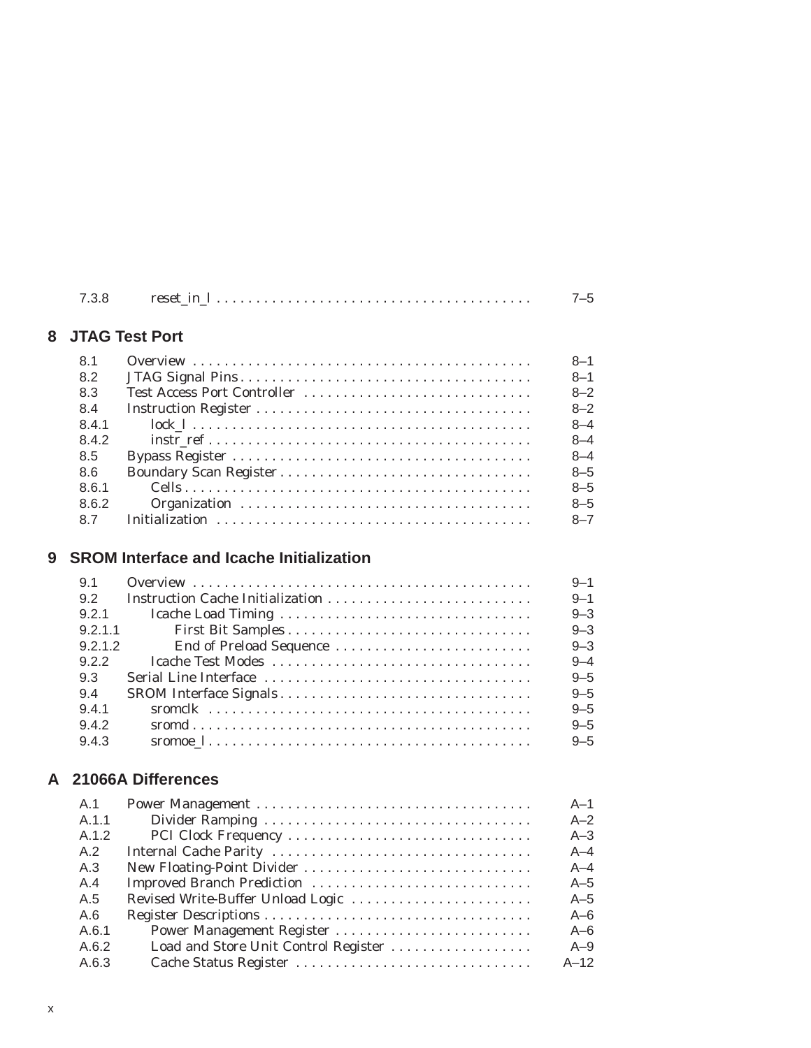| | | |
|---|---|---|
| 7.3.8 | reset_in_l | 7–5 |

## 8 JTAG Test Port

| | | |
|---|---|---|
| 8.1 | Overview | 8–1 |
| 8.2 | JTAG Signal Pins | 8–1 |
| 8.3 | Test Access Port Controller | 8–2 |
| 8.4 | Instruction Register | 8–2 |
| 8.4.1 | lock_l | 8–4 |
| 8.4.2 | instr_ref | 8–4 |
| 8.5 | Bypass Register | 8–4 |
| 8.6 | Boundary Scan Register | 8–5 |
| 8.6.1 | Cells | 8–5 |
| 8.6.2 | Organization | 8–5 |
| 8.7 | Initialization | 8–7 |

## 9 SROM Interface and Icache Initialization

| | | |
|---|---|---|
| 9.1 | Overview | 9–1 |
| 9.2 | Instruction Cache Initialization | 9–1 |
| 9.2.1 | Icache Load Timing | 9–3 |
| 9.2.1.1 | First Bit Samples | 9–3 |
| 9.2.1.2 | End of Preload Sequence | 9–3 |
| 9.2.2 | Icache Test Modes | 9–4 |
| 9.3 | Serial Line Interface | 9–5 |
| 9.4 | SROM Interface Signals | 9–5 |
| 9.4.1 | sromclk | 9–5 |
| 9.4.2 | sromd | 9–5 |
| 9.4.3 | sromoe_l | 9–5 |

## A 21066A Differences

| | | |
|---|---|---|
| A.1 | Power Management | A–1 |
| A.1.1 | Divider Ramping | A–2 |
| A.1.2 | PCI Clock Frequency | A–3 |
| A.2 | Internal Cache Parity | A–4 |
| A.3 | New Floating-Point Divider | A–4 |
| A.4 | Improved Branch Prediction | A–5 |
| A.5 | Revised Write-Buffer Unload Logic | A–5 |
| A.6 | Register Descriptions | A–6 |
| A.6.1 | Power Management Register | A–6 |
| A.6.2 | Load and Store Unit Control Register | A–9 |
| A.6.3 | Cache Status Register | A–12 |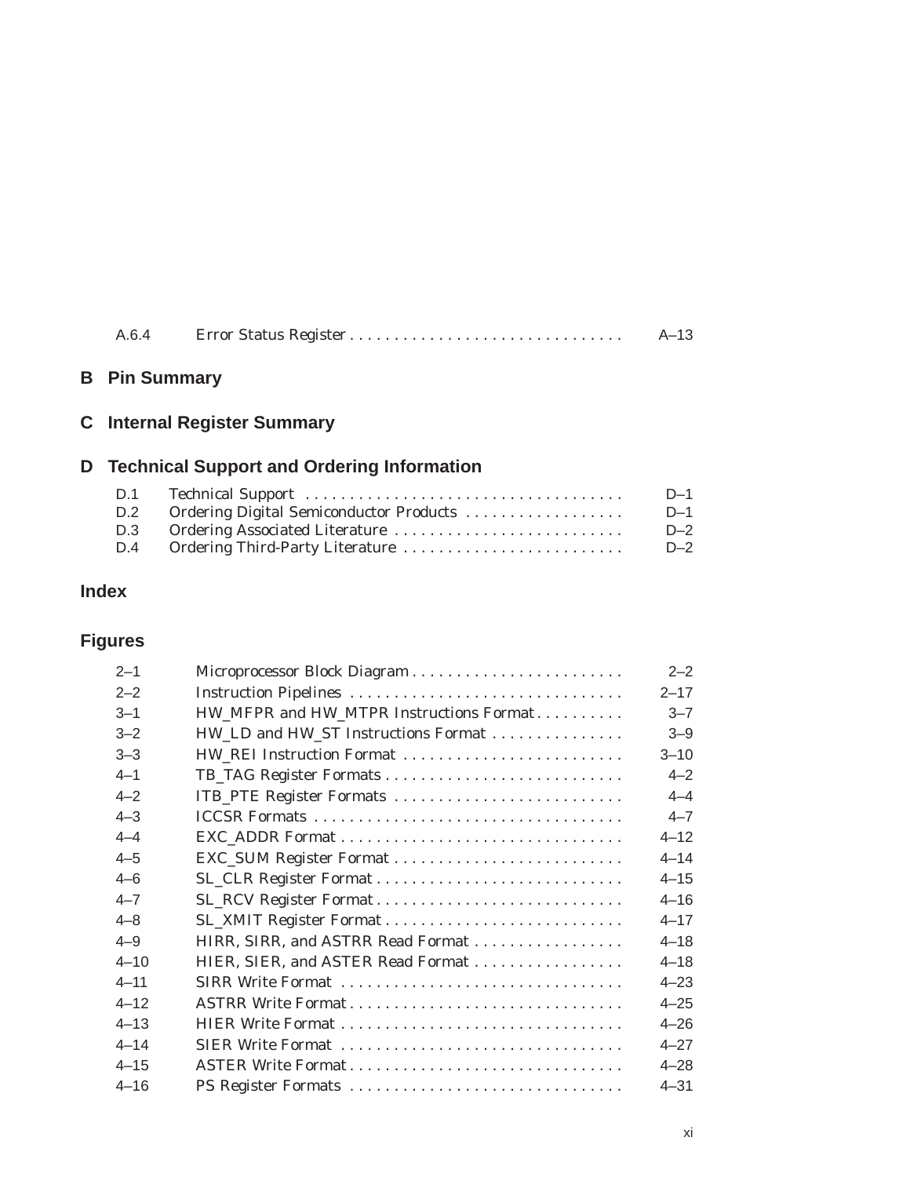| | | |
|---|---|---|
| A.6.4 | Error Status Register | A–13 |

## B Pin Summary

## C Internal Register Summary

## D Technical Support and Ordering Information

| | | |
|---|---|---|
| D.1 | Technical Support | D–1 |
| D.2 | Ordering Digital Semiconductor Products | D–1 |
| D.3 | Ordering Associated Literature | D–2 |
| D.4 | Ordering Third-Party Literature | D–2 |

## Index

## Figures

| | | |
|---|---|---|
| 2–1 | Microprocessor Block Diagram | 2–2 |
| 2–2 | Instruction Pipelines | 2–17 |
| 3–1 | HW_MFPR and HW_MTPR Instructions Format | 3–7 |
| 3–2 | HW_LD and HW_ST Instructions Format | 3–9 |
| 3–3 | HW_REI Instruction Format | 3–10 |
| 4–1 | TB_TAG Register Formats | 4–2 |
| 4–2 | ITB_PTE Register Formats | 4–4 |
| 4–3 | ICCSR Formats | 4–7 |
| 4–4 | EXC_ADDR Format | 4–12 |
| 4–5 | EXC_SUM Register Format | 4–14 |
| 4–6 | SL_CLR Register Format | 4–15 |
| 4–7 | SL_RCV Register Format | 4–16 |
| 4–8 | SL_XMIT Register Format | 4–17 |
| 4–9 | HIRR, SIRR, and ASTRR Read Format | 4–18 |
| 4–10 | HIER, SIER, and ASTER Read Format | 4–18 |
| 4–11 | SIRR Write Format | 4–23 |
| 4–12 | ASTRR Write Format | 4–25 |
| 4–13 | HIER Write Format | 4–26 |
| 4–14 | SIER Write Format | 4–27 |
| 4–15 | ASTER Write Format | 4–28 |
| 4–16 | PS Register Formats | 4–31 |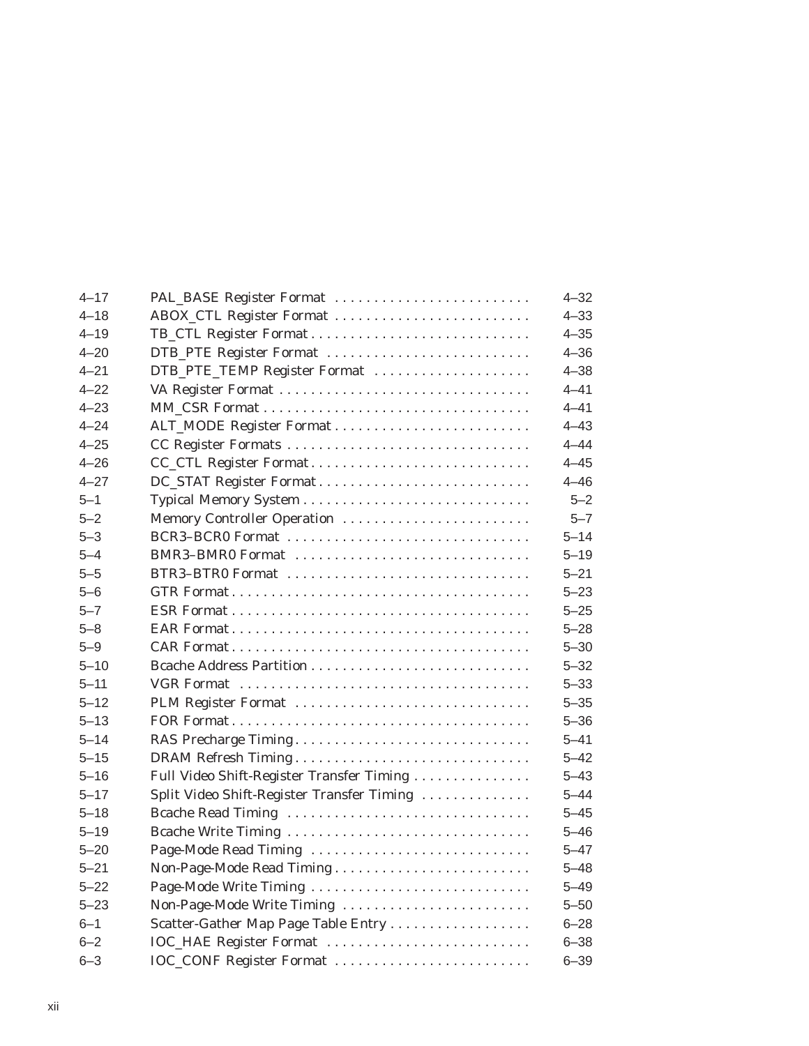| | | |
|---|---|---|
| 4–17 | PAL_BASE Register Format | 4–32 |
| 4–18 | ABOX_CTL Register Format | 4–33 |
| 4–19 | TB_CTL Register Format | 4–35 |
| 4–20 | DTB_PTE Register Format | 4–36 |
| 4–21 | DTB_PTE_TEMP Register Format | 4–38 |
| 4–22 | VA Register Format | 4–41 |
| 4–23 | MM_CSR Format | 4–41 |
| 4–24 | ALT_MODE Register Format | 4–43 |
| 4–25 | CC Register Formats | 4–44 |
| 4–26 | CC_CTL Register Format | 4–45 |
| 4–27 | DC_STAT Register Format | 4–46 |
| 5–1 | Typical Memory System | 5–2 |
| 5–2 | Memory Controller Operation | 5–7 |
| 5–3 | BCR3–BCR0 Format | 5–14 |
| 5–4 | BMR3–BMR0 Format | 5–19 |
| 5–5 | BTR3–BTR0 Format | 5–21 |
| 5–6 | GTR Format | 5–23 |
| 5–7 | ESR Format | 5–25 |
| 5–8 | EAR Format | 5–28 |
| 5–9 | CAR Format | 5–30 |
| 5–10 | Bcache Address Partition | 5–32 |
| 5–11 | VGR Format | 5–33 |
| 5–12 | PLM Register Format | 5–35 |
| 5–13 | FOR Format | 5–36 |
| 5–14 | RAS Precharge Timing | 5–41 |
| 5–15 | DRAM Refresh Timing | 5–42 |
| 5–16 | Full Video Shift-Register Transfer Timing | 5–43 |
| 5–17 | Split Video Shift-Register Transfer Timing | 5–44 |
| 5–18 | Bcache Read Timing | 5–45 |
| 5–19 | Bcache Write Timing | 5–46 |
| 5–20 | Page-Mode Read Timing | 5–47 |
| 5–21 | Non-Page-Mode Read Timing | 5–48 |
| 5–22 | Page-Mode Write Timing | 5–49 |
| 5–23 | Non-Page-Mode Write Timing | 5–50 |
| 6–1 | Scatter-Gather Map Page Table Entry | 6–28 |
| 6–2 | IOC_HAE Register Format | 6–38 |
| 6–3 | IOC_CONF Register Format | 6–39 |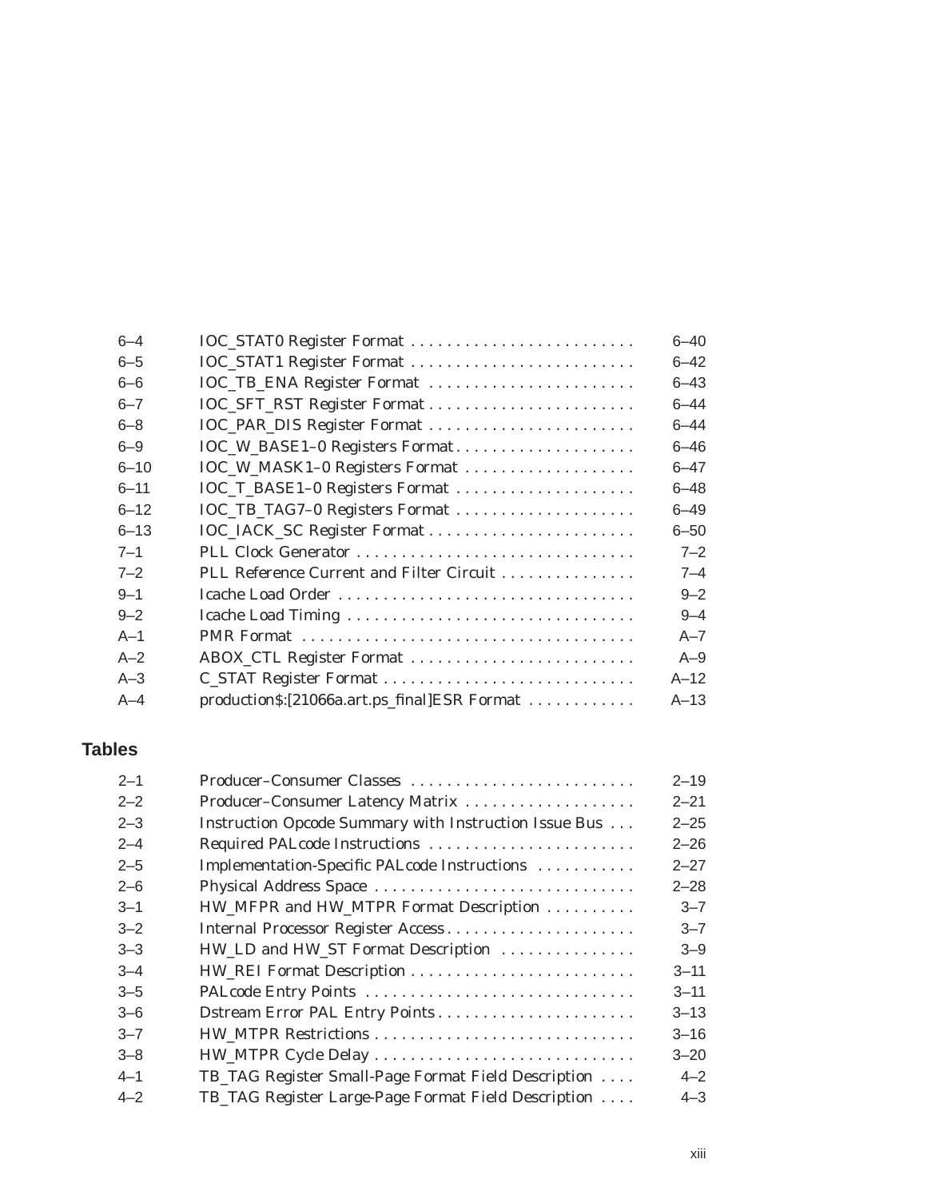| | | |
|---|---|---|
| 6–4 | IOC_STAT0 Register Format | 6–40 |
| 6–5 | IOC_STAT1 Register Format | 6–42 |
| 6–6 | IOC_TB_ENA Register Format | 6–43 |
| 6–7 | IOC_SFT_RST Register Format | 6–44 |
| 6–8 | IOC_PAR_DIS Register Format | 6–44 |
| 6–9 | IOC_W_BASE1–0 Registers Format | 6–46 |
| 6–10 | IOC_W_MASK1–0 Registers Format | 6–47 |
| 6–11 | IOC_T_BASE1–0 Registers Format | 6–48 |
| 6–12 | IOC_TB_TAG7–0 Registers Format | 6–49 |
| 6–13 | IOC_IACK_SC Register Format | 6–50 |
| 7–1 | PLL Clock Generator | 7–2 |
| 7–2 | PLL Reference Current and Filter Circuit | 7–4 |
| 9–1 | Icache Load Order | 9–2 |
| 9–2 | Icache Load Timing | 9–4 |
| A–1 | PMR Format | A–7 |
| A–2 | ABOX_CTL Register Format | A–9 |
| A–3 | C_STAT Register Format | A–12 |
| A–4 | production$:[21066a.art.ps_final]ESR Format | A–13 |

## Tables

| | | |
|---|---|---|
| 2–1 | Producer–Consumer Classes | 2–19 |
| 2–2 | Producer–Consumer Latency Matrix | 2–21 |
| 2–3 | Instruction Opcode Summary with Instruction Issue Bus | 2–25 |
| 2–4 | Required PALcode Instructions | 2–26 |
| 2–5 | Implementation-Specific PALcode Instructions | 2–27 |
| 2–6 | Physical Address Space | 2–28 |
| 3–1 | HW_MFPR and HW_MTPR Format Description | 3–7 |
| 3–2 | Internal Processor Register Access | 3–7 |
| 3–3 | HW_LD and HW_ST Format Description | 3–9 |
| 3–4 | HW_REI Format Description | 3–11 |
| 3–5 | PALcode Entry Points | 3–11 |
| 3–6 | Dstream Error PAL Entry Points | 3–13 |
| 3–7 | HW_MTPR Restrictions | 3–16 |
| 3–8 | HW_MTPR Cycle Delay | 3–20 |
| 4–1 | TB_TAG Register Small-Page Format Field Description | 4–2 |
| 4–2 | TB_TAG Register Large-Page Format Field Description | 4–3 |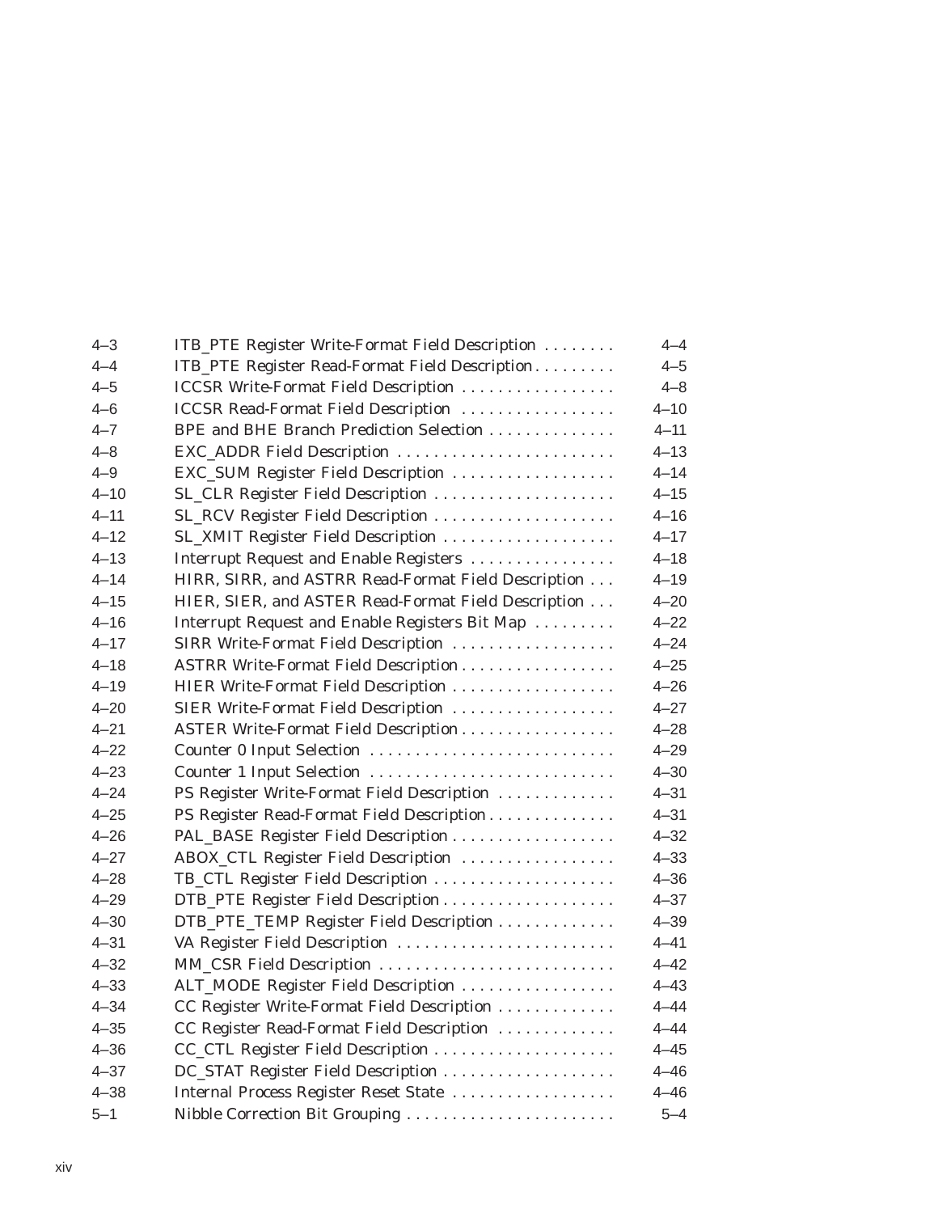| | | |
|---|---|---|
| 4–3 | ITB_PTE Register Write-Format Field Description | 4–4 |
| 4–4 | ITB_PTE Register Read-Format Field Description | 4–5 |
| 4–5 | ICCSR Write-Format Field Description | 4–8 |
| 4–6 | ICCSR Read-Format Field Description | 4–10 |
| 4–7 | BPE and BHE Branch Prediction Selection | 4–11 |
| 4–8 | EXC_ADDR Field Description | 4–13 |
| 4–9 | EXC_SUM Register Field Description | 4–14 |
| 4–10 | SL_CLR Register Field Description | 4–15 |
| 4–11 | SL_RCV Register Field Description | 4–16 |
| 4–12 | SL_XMIT Register Field Description | 4–17 |
| 4–13 | Interrupt Request and Enable Registers | 4–18 |
| 4–14 | HIRR, SIRR, and ASTRR Read-Format Field Description | 4–19 |
| 4–15 | HIER, SIER, and ASTER Read-Format Field Description | 4–20 |
| 4–16 | Interrupt Request and Enable Registers Bit Map | 4–22 |
| 4–17 | SIRR Write-Format Field Description | 4–24 |
| 4–18 | ASTRR Write-Format Field Description | 4–25 |
| 4–19 | HIER Write-Format Field Description | 4–26 |
| 4–20 | SIER Write-Format Field Description | 4–27 |
| 4–21 | ASTER Write-Format Field Description | 4–28 |
| 4–22 | Counter 0 Input Selection | 4–29 |
| 4–23 | Counter 1 Input Selection | 4–30 |
| 4–24 | PS Register Write-Format Field Description | 4–31 |
| 4–25 | PS Register Read-Format Field Description | 4–31 |
| 4–26 | PAL_BASE Register Field Description | 4–32 |
| 4–27 | ABOX_CTL Register Field Description | 4–33 |
| 4–28 | TB_CTL Register Field Description | 4–36 |
| 4–29 | DTB_PTE Register Field Description | 4–37 |
| 4–30 | DTB_PTE_TEMP Register Field Description | 4–39 |
| 4–31 | VA Register Field Description | 4–41 |
| 4–32 | MM_CSR Field Description | 4–42 |
| 4–33 | ALT_MODE Register Field Description | 4–43 |
| 4–34 | CC Register Write-Format Field Description | 4–44 |
| 4–35 | CC Register Read-Format Field Description | 4–44 |
| 4–36 | CC_CTL Register Field Description | 4–45 |
| 4–37 | DC_STAT Register Field Description | 4–46 |
| 4–38 | Internal Process Register Reset State | 4–46 |
| 5–1 | Nibble Correction Bit Grouping | 5–4 |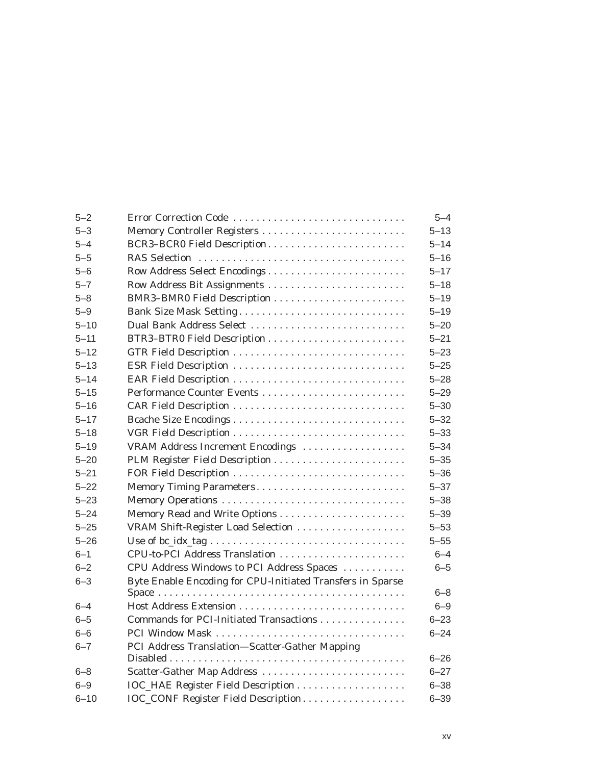| | | |
|---|---|---|
| 5–2 | Error Correction Code | 5–4 |
| 5–3 | Memory Controller Registers | 5–13 |
| 5–4 | BCR3–BCR0 Field Description | 5–14 |
| 5–5 | RAS Selection | 5–16 |
| 5–6 | Row Address Select Encodings | 5–17 |
| 5–7 | Row Address Bit Assignments | 5–18 |
| 5–8 | BMR3–BMR0 Field Description | 5–19 |
| 5–9 | Bank Size Mask Setting | 5–19 |
| 5–10 | Dual Bank Address Select | 5–20 |
| 5–11 | BTR3–BTR0 Field Description | 5–21 |
| 5–12 | GTR Field Description | 5–23 |
| 5–13 | ESR Field Description | 5–25 |
| 5–14 | EAR Field Description | 5–28 |
| 5–15 | Performance Counter Events | 5–29 |
| 5–16 | CAR Field Description | 5–30 |
| 5–17 | Bcache Size Encodings | 5–32 |
| 5–18 | VGR Field Description | 5–33 |
| 5–19 | VRAM Address Increment Encodings | 5–34 |
| 5–20 | PLM Register Field Description | 5–35 |
| 5–21 | FOR Field Description | 5–36 |
| 5–22 | Memory Timing Parameters | 5–37 |
| 5–23 | Memory Operations | 5–38 |
| 5–24 | Memory Read and Write Options | 5–39 |
| 5–25 | VRAM Shift-Register Load Selection | 5–53 |
| 5–26 | Use of bc_idx_tag | 5–55 |
| 6–1 | CPU-to-PCI Address Translation | 6–4 |
| 6–2 | CPU Address Windows to PCI Address Spaces | 6–5 |
| 6–3 | Byte Enable Encoding for CPU-Initiated Transfers in Sparse Space | 6–8 |
| 6–4 | Host Address Extension | 6–9 |
| 6–5 | Commands for PCI-Initiated Transactions | 6–23 |
| 6–6 | PCI Window Mask | 6–24 |
| 6–7 | PCI Address Translation—Scatter-Gather Mapping Disabled | 6–26 |
| 6–8 | Scatter-Gather Map Address | 6–27 |
| 6–9 | IOC_HAE Register Field Description | 6–38 |
| 6–10 | IOC_CONF Register Field Description | 6–39 |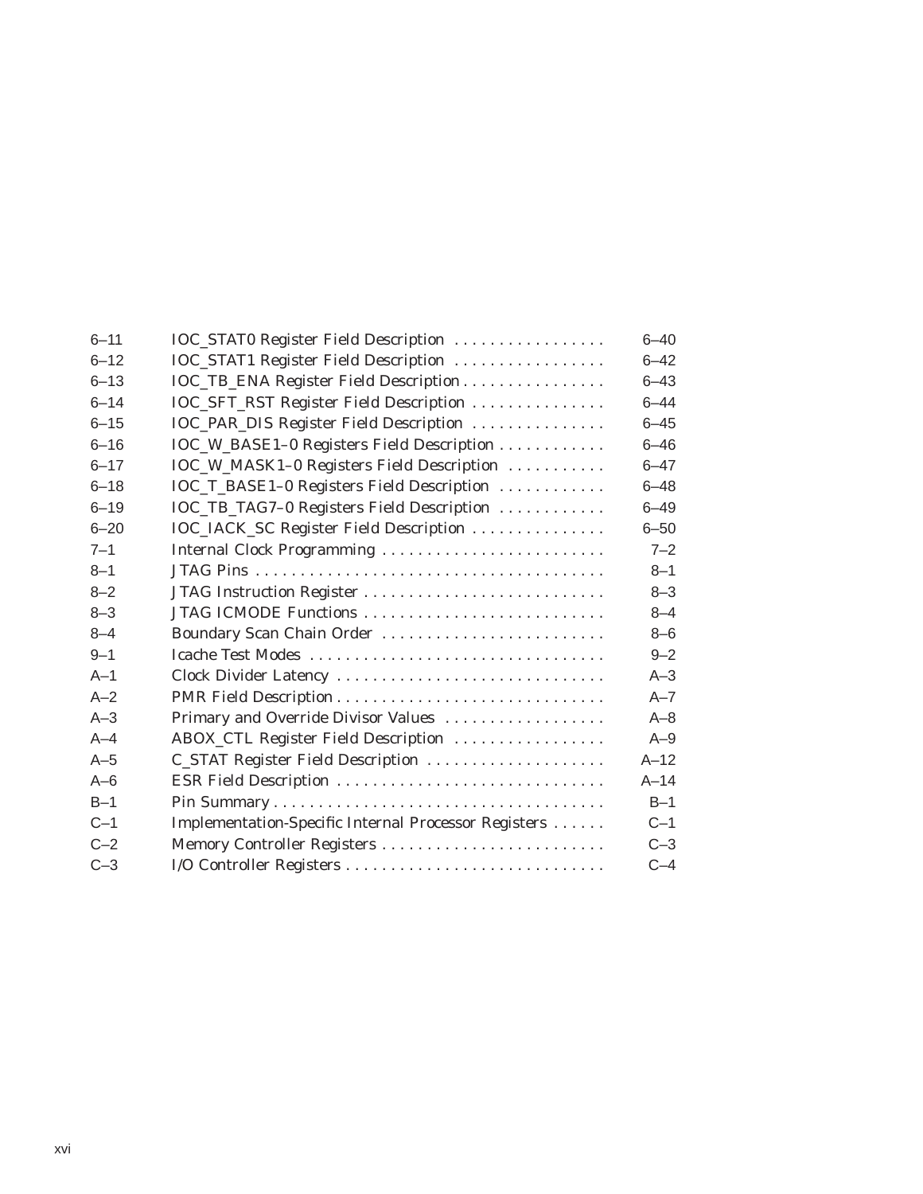| | | |
|---|---|---|
| 6–11 | IOC_STAT0 Register Field Description | 6–40 |
| 6–12 | IOC_STAT1 Register Field Description | 6–42 |
| 6–13 | IOC_TB_ENA Register Field Description | 6–43 |
| 6–14 | IOC_SFT_RST Register Field Description | 6–44 |
| 6–15 | IOC_PAR_DIS Register Field Description | 6–45 |
| 6–16 | IOC_W_BASE1–0 Registers Field Description | 6–46 |
| 6–17 | IOC_W_MASK1–0 Registers Field Description | 6–47 |
| 6–18 | IOC_T_BASE1–0 Registers Field Description | 6–48 |
| 6–19 | IOC_TB_TAG7–0 Registers Field Description | 6–49 |
| 6–20 | IOC_IACK_SC Register Field Description | 6–50 |
| 7–1 | Internal Clock Programming | 7–2 |
| 8–1 | JTAG Pins | 8–1 |
| 8–2 | JTAG Instruction Register | 8–3 |
| 8–3 | JTAG ICMODE Functions | 8–4 |
| 8–4 | Boundary Scan Chain Order | 8–6 |
| 9–1 | Icache Test Modes | 9–2 |
| A–1 | Clock Divider Latency | A–3 |
| A–2 | PMR Field Description | A–7 |
| A–3 | Primary and Override Divisor Values | A–8 |
| A–4 | ABOX_CTL Register Field Description | A–9 |
| A–5 | C_STAT Register Field Description | A–12 |
| A–6 | ESR Field Description | A–14 |
| B–1 | Pin Summary | B–1 |
| C–1 | Implementation-Specific Internal Processor Registers | C–1 |
| C–2 | Memory Controller Registers | C–3 |
| C–3 | I/O Controller Registers | C–4 |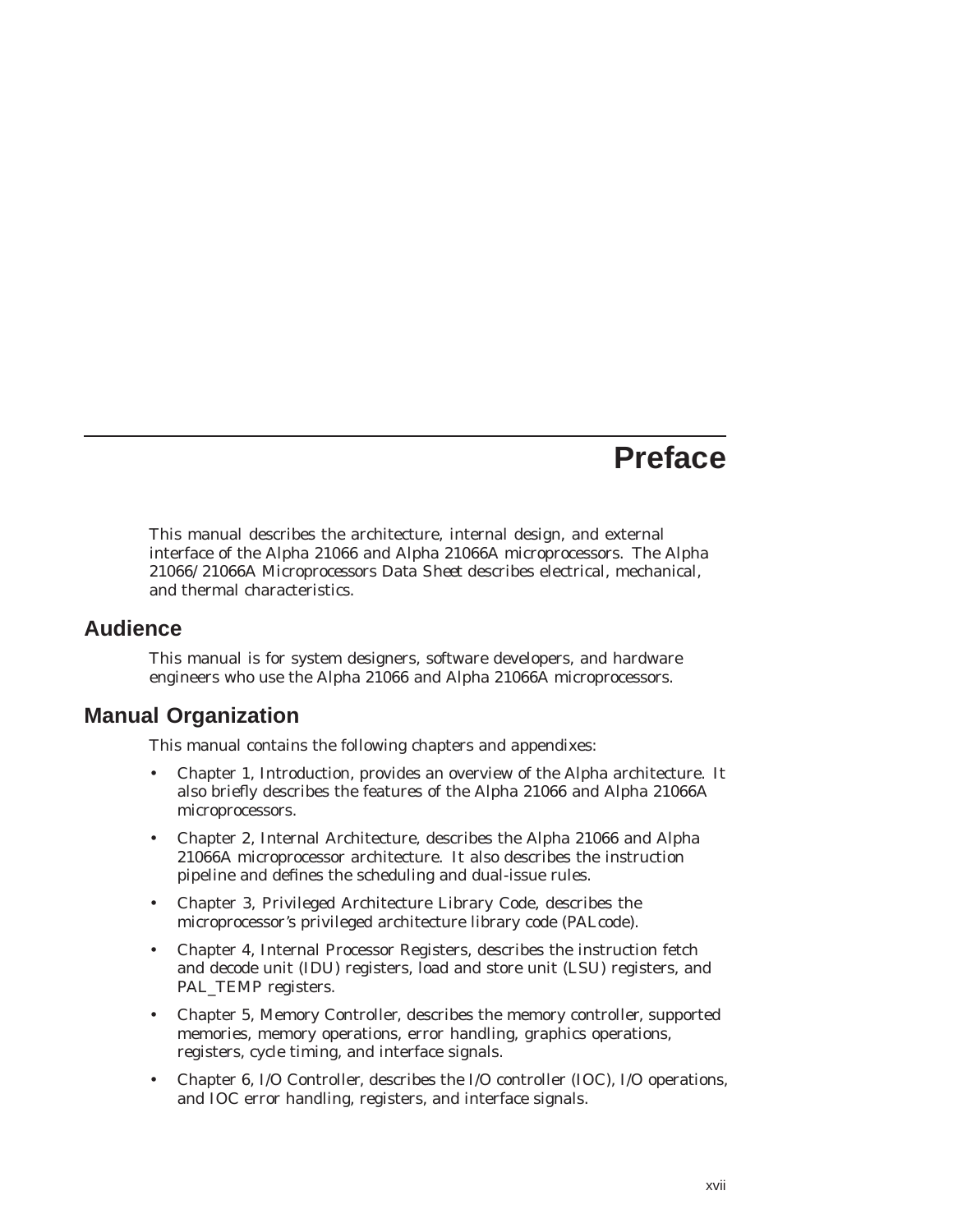# Preface

This manual describes the architecture, internal design, and external interface of the Alpha 21066 and Alpha 21066A microprocessors. The *Alpha 21066/21066A Microprocessors Data Sheet* describes electrical, mechanical, and thermal characteristics.

## Audience

This manual is for system designers, software developers, and hardware engineers who use the Alpha 21066 and Alpha 21066A microprocessors.

## Manual Organization

This manual contains the following chapters and appendixes:

- Chapter 1, Introduction, provides an overview of the Alpha architecture. It also briefly describes the features of the Alpha 21066 and Alpha 21066A microprocessors.
- Chapter 2, Internal Architecture, describes the Alpha 21066 and Alpha 21066A microprocessor architecture. It also describes the instruction pipeline and defines the scheduling and dual-issue rules.
- Chapter 3, Privileged Architecture Library Code, describes the microprocessor's privileged architecture library code (PALcode).
- Chapter 4, Internal Processor Registers, describes the instruction fetch and decode unit (IDU) registers, load and store unit (LSU) registers, and PAL_TEMP registers.
- Chapter 5, Memory Controller, describes the memory controller, supported memories, memory operations, error handling, graphics operations, registers, cycle timing, and interface signals.
- Chapter 6, I/O Controller, describes the I/O controller (IOC), I/O operations, and IOC error handling, registers, and interface signals.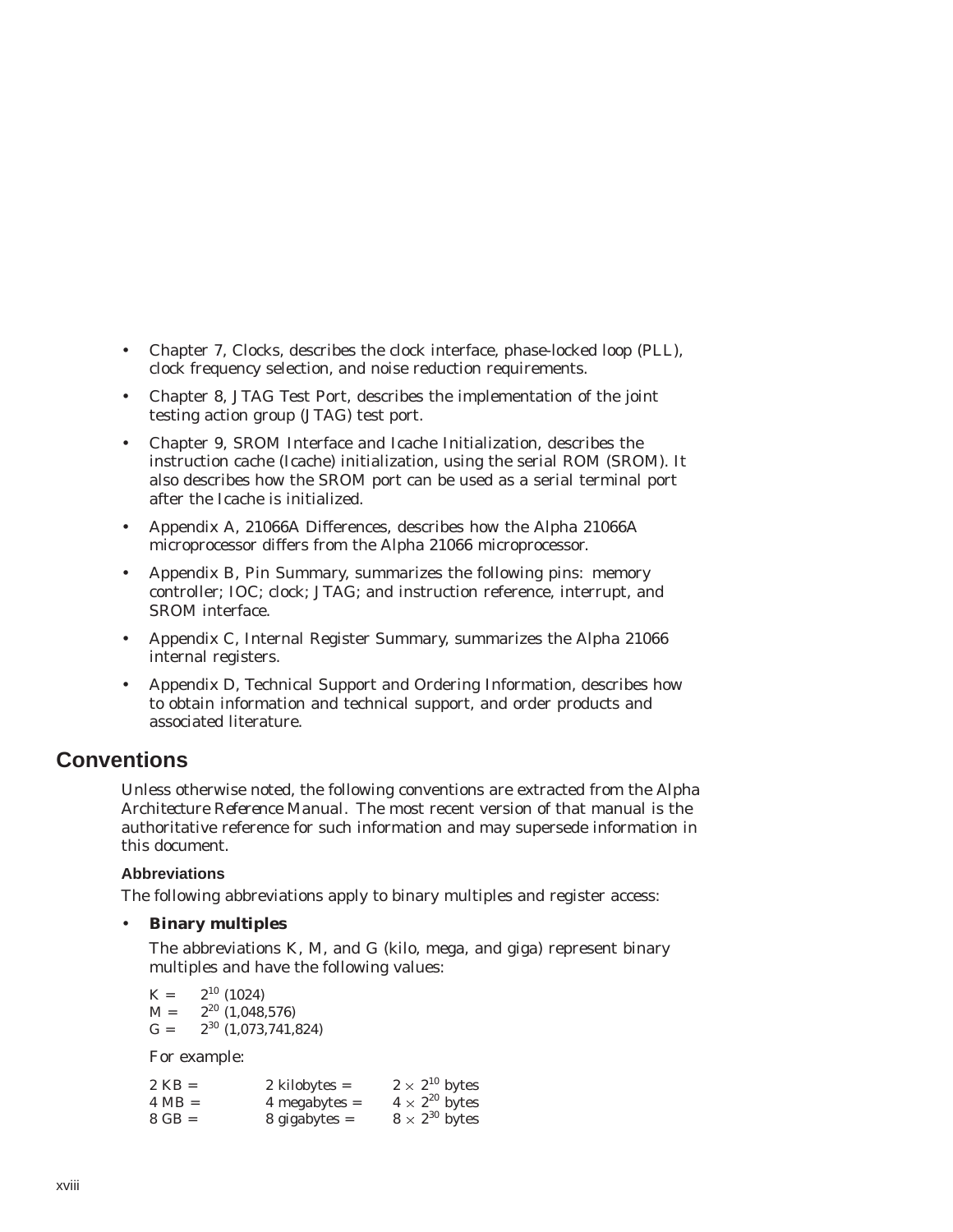- Chapter 7, Clocks, describes the clock interface, phase-locked loop (PLL), clock frequency selection, and noise reduction requirements.
- Chapter 8, JTAG Test Port, describes the implementation of the joint testing action group (JTAG) test port.
- Chapter 9, SROM Interface and Icache Initialization, describes the instruction cache (Icache) initialization, using the serial ROM (SROM). It also describes how the SROM port can be used as a serial terminal port after the Icache is initialized.
- Appendix A, 21066A Differences, describes how the Alpha 21066A microprocessor differs from the Alpha 21066 microprocessor.
- Appendix B, Pin Summary, summarizes the following pins: memory controller; IOC; clock; JTAG; and instruction reference, interrupt, and SROM interface.
- Appendix C, Internal Register Summary, summarizes the Alpha 21066 internal registers.
- Appendix D, Technical Support and Ordering Information, describes how to obtain information and technical support, and order products and associated literature.

## Conventions

Unless otherwise noted, the following conventions are extracted from the *Alpha Architecture Reference Manual*. The most recent version of that manual is the authoritative reference for such information and may supersede information in this document.

### Abbreviations

The following abbreviations apply to binary multiples and register access:

- **Binary multiples**

  The abbreviations K, M, and G (kilo, mega, and giga) represent binary multiples and have the following values:

  K = $2^{10}$ (1024)
  M = $2^{20}$ (1,048,576)
  G = $2^{30}$ (1,073,741,824)

  For example:

  | | | |
  |---|---|---|
  | 2 KB = | 2 kilobytes = | $2 \times 2^{10}$ bytes |
  | 4 MB = | 4 megabytes = | $4 \times 2^{20}$ bytes |
  | 8 GB = | 8 gigabytes = | $8 \times 2^{30}$ bytes |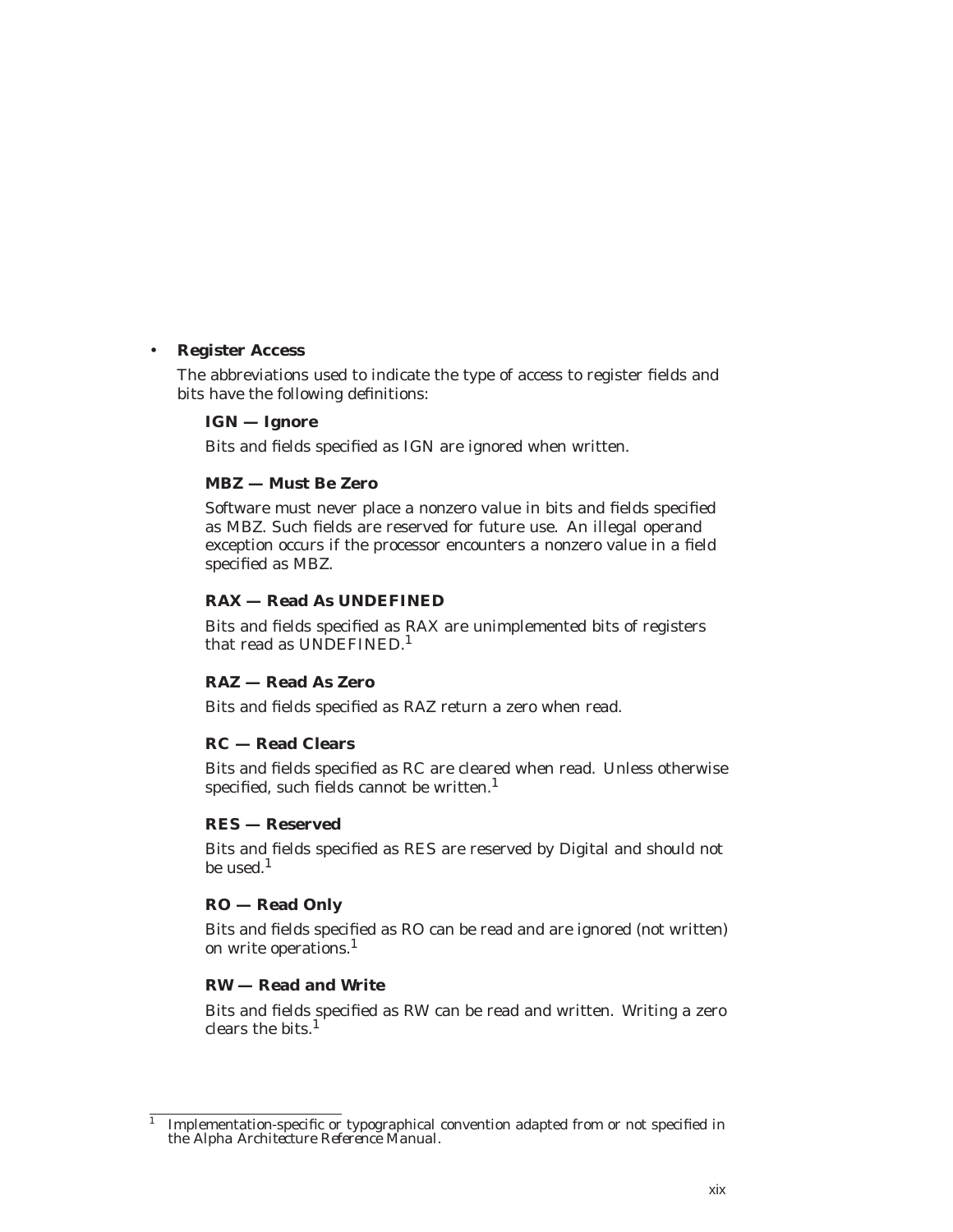- **Register Access**

  The abbreviations used to indicate the type of access to register fields and bits have the following definitions:

  **IGN — Ignore**

  Bits and fields specified as IGN are ignored when written.

  **MBZ — Must Be Zero**

  Software must never place a nonzero value in bits and fields specified as MBZ. Such fields are reserved for future use. An illegal operand exception occurs if the processor encounters a nonzero value in a field specified as MBZ.

  **RAX — Read As UNDEFINED**

  Bits and fields specified as RAX are unimplemented bits of registers that read as UNDEFINED.[1]

  **RAZ — Read As Zero**

  Bits and fields specified as RAZ return a zero when read.

  **RC — Read Clears**

  Bits and fields specified as RC are cleared when read. Unless otherwise specified, such fields cannot be written.[1]

  **RES — Reserved**

  Bits and fields specified as RES are reserved by Digital and should not be used.[1]

  **RO — Read Only**

  Bits and fields specified as RO can be read and are ignored (not written) on write operations.[1]

  **RW — Read and Write**

  Bits and fields specified as RW can be read and written. Writing a zero clears the bits.[1]

---

[1] *Implementation-specific or typographical convention adapted from or not specified in the Alpha Architecture Reference Manual.*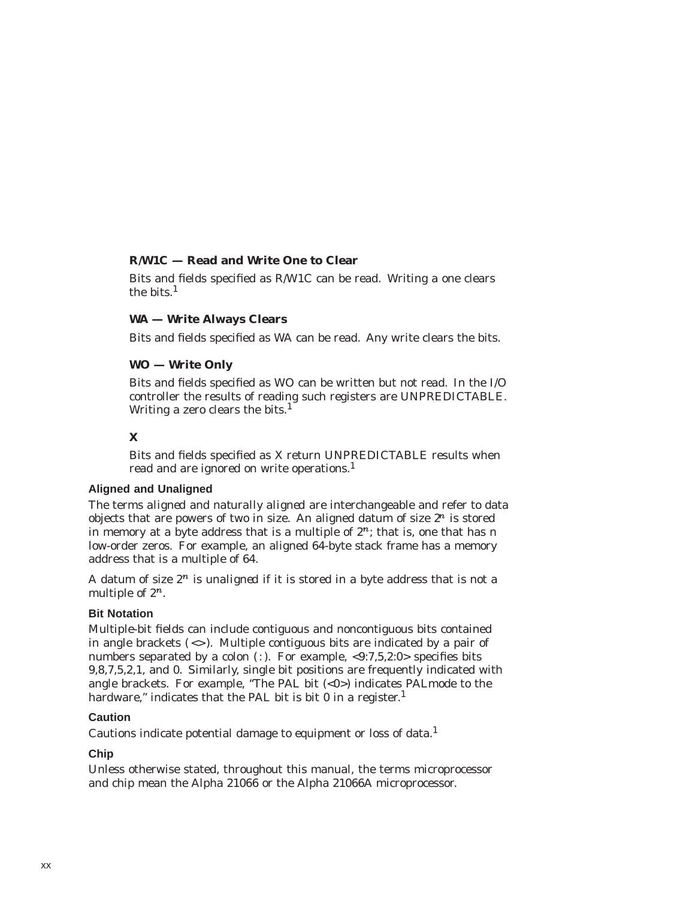#### R/W1C — Read and Write One to Clear

Bits and fields specified as R/W1C can be read. Writing a one clears the bits.[1]

#### WA — Write Always Clears

Bits and fields specified as WA can be read. Any write clears the bits.

#### WO — Write Only

Bits and fields specified as WO can be written but not read. In the I/O controller the results of reading such registers are UNPREDICTABLE. Writing a zero clears the bits.[1]

#### X

Bits and fields specified as X return UNPREDICTABLE results when read and are ignored on write operations.[1]

### Aligned and Unaligned

The terms *aligned* and *naturally aligned* are interchangeable and refer to data objects that are powers of two in size. An aligned datum of size $2^n$ is stored in memory at a byte address that is a multiple of $2^n$; that is, one that has n low-order zeros. For example, an aligned 64-byte stack frame has a memory address that is a multiple of 64.

A datum of size $2^n$ is *unaligned* if it is stored in a byte address that is not a multiple of $2^n$.

### Bit Notation

Multiple-bit fields can include contiguous and noncontiguous bits contained in angle brackets (<>). Multiple contiguous bits are indicated by a pair of numbers separated by a colon ( : ). For example, <9:7,5,2:0> specifies bits 9,8,7,5,2,1, and 0. Similarly, single bit positions are frequently indicated with angle brackets. For example, "The PAL bit (<0>) indicates PALmode to the hardware," indicates that the PAL bit is bit 0 in a register.[1]

### Caution

Cautions indicate potential damage to equipment or loss of data.[1]

### Chip

Unless otherwise stated, throughout this manual, the terms microprocessor and chip mean the Alpha 21066 or the Alpha 21066A microprocessor.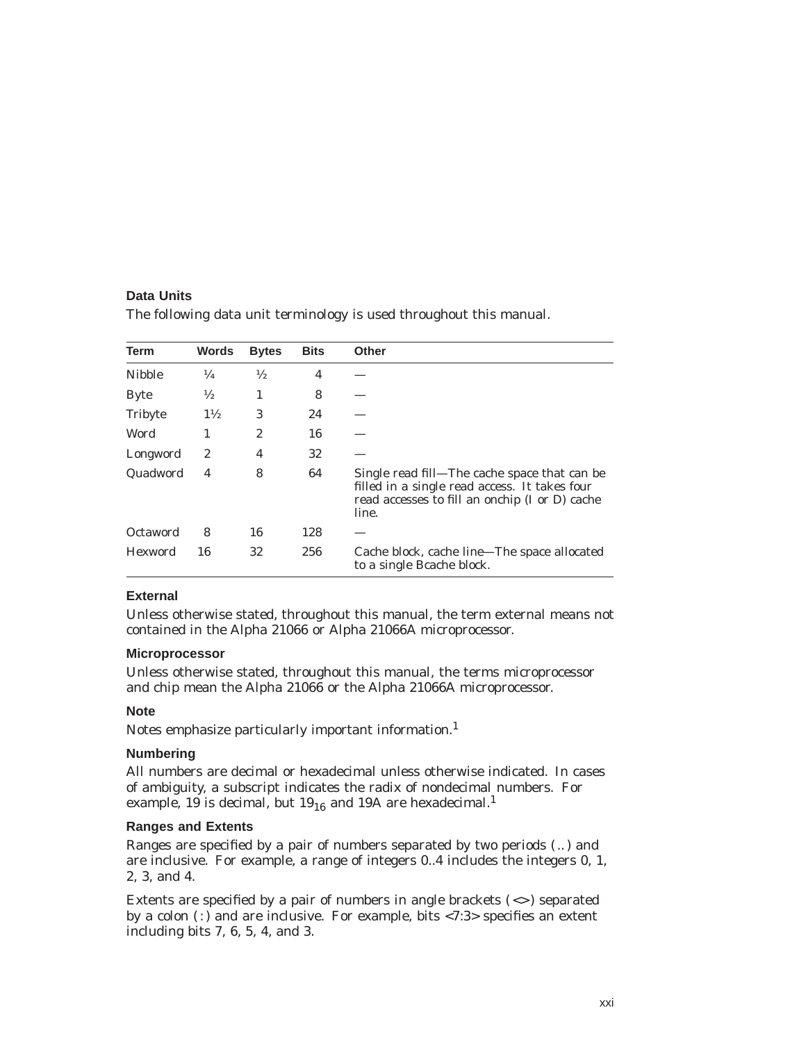### Data Units

The following data unit terminology is used throughout this manual.

| Term | Words | Bytes | Bits | Other |
| --- | --- | --- | --- | --- |
| Nibble | ¼ | ½ | 4 | — |
| Byte | ½ | 1 | 8 | — |
| Tribyte | 1½ | 3 | 24 | — |
| Word | 1 | 2 | 16 | — |
| Longword | 2 | 4 | 32 | — |
| Quadword | 4 | 8 | 64 | Single read fill—The cache space that can be filled in a single read access. It takes four read accesses to fill an onchip (I or D) cache line. |
| Octaword | 8 | 16 | 128 | — |
| Hexword | 16 | 32 | 256 | Cache block, cache line—The space allocated to a single Bcache block. |

### External

Unless otherwise stated, throughout this manual, the term external means not contained in the Alpha 21066 or Alpha 21066A microprocessor.

### Microprocessor

Unless otherwise stated, throughout this manual, the terms microprocessor and chip mean the Alpha 21066 or the Alpha 21066A microprocessor.

### Note

Notes emphasize particularly important information.[1]

### Numbering

All numbers are decimal or hexadecimal unless otherwise indicated. In cases of ambiguity, a subscript indicates the radix of nondecimal numbers. For example, 19 is decimal, but $19_{16}$ and 19A are hexadecimal.[1]

### Ranges and Extents

Ranges are specified by a pair of numbers separated by two periods ( .. ) and are inclusive. For example, a range of integers 0..4 includes the integers 0, 1, 2, 3, and 4.

Extents are specified by a pair of numbers in angle brackets (<>) separated by a colon ( : ) and are inclusive. For example, bits <7:3> specifies an extent including bits 7, 6, 5, 4, and 3.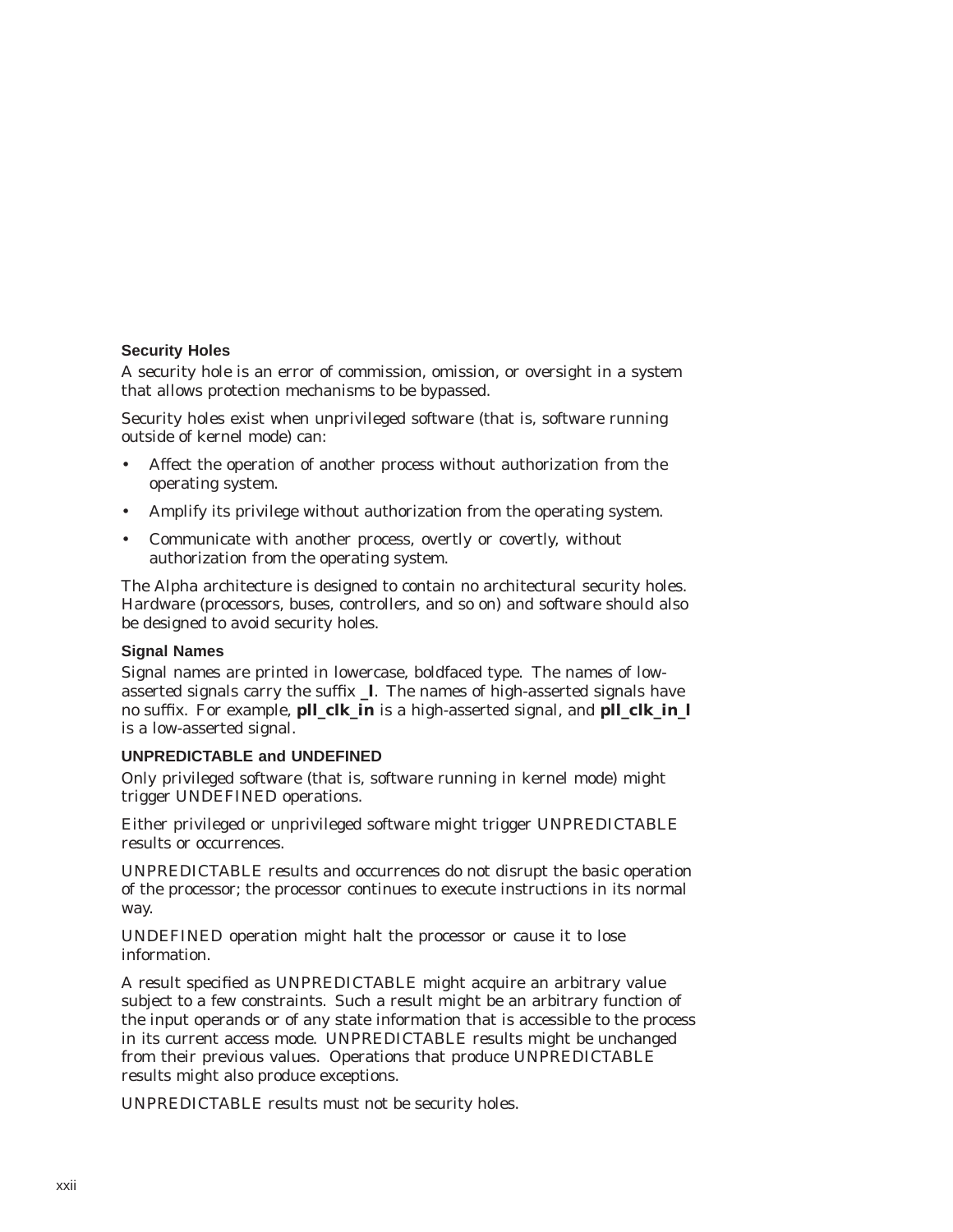### Security Holes

A security hole is an error of commission, omission, or oversight in a system that allows protection mechanisms to be bypassed.

Security holes exist when unprivileged software (that is, software running outside of kernel mode) can:

- Affect the operation of another process without authorization from the operating system.
- Amplify its privilege without authorization from the operating system.
- Communicate with another process, overtly or covertly, without authorization from the operating system.

The Alpha architecture is designed to contain no architectural security holes. Hardware (processors, buses, controllers, and so on) and software should also be designed to avoid security holes.

### Signal Names

Signal names are printed in lowercase, boldfaced type. The names of low-asserted signals carry the suffix **_l**. The names of high-asserted signals have no suffix. For example, **pll_clk_in** is a high-asserted signal, and **pll_clk_in_l** is a low-asserted signal.

### UNPREDICTABLE and UNDEFINED

Only privileged software (that is, software running in kernel mode) might trigger UNDEFINED operations.

Either privileged or unprivileged software might trigger UNPREDICTABLE results or occurrences.

UNPREDICTABLE results and occurrences do not disrupt the basic operation of the processor; the processor continues to execute instructions in its normal way.

UNDEFINED operation might halt the processor or cause it to lose information.

A result specified as UNPREDICTABLE might acquire an arbitrary value subject to a few constraints. Such a result might be an arbitrary function of the input operands or of any state information that is accessible to the process in its current access mode. UNPREDICTABLE results might be unchanged from their previous values. Operations that produce UNPREDICTABLE results might also produce exceptions.

UNPREDICTABLE results must not be security holes.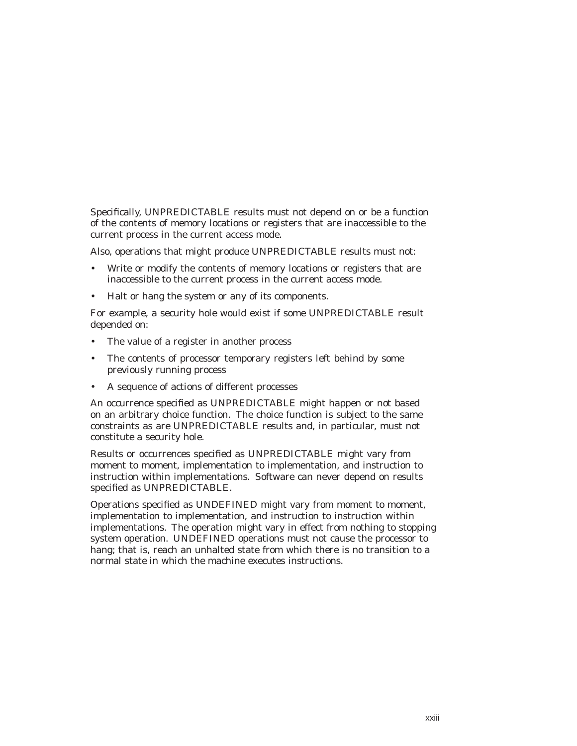Specifically, UNPREDICTABLE results must not depend on or be a function of the contents of memory locations or registers that are inaccessible to the current process in the current access mode.

Also, operations that might produce UNPREDICTABLE results must not:

- Write or modify the contents of memory locations or registers that are inaccessible to the current process in the current access mode.
- Halt or hang the system or any of its components.

For example, a security hole would exist if some UNPREDICTABLE result depended on:

- The value of a register in another process
- The contents of processor temporary registers left behind by some previously running process
- A sequence of actions of different processes

An occurrence specified as UNPREDICTABLE might happen or not based on an arbitrary choice function. The choice function is subject to the same constraints as are UNPREDICTABLE results and, in particular, must not constitute a security hole.

Results or occurrences specified as UNPREDICTABLE might vary from moment to moment, implementation to implementation, and instruction to instruction within implementations. Software can never depend on results specified as UNPREDICTABLE.

Operations specified as UNDEFINED might vary from moment to moment, implementation to implementation, and instruction to instruction within implementations. The operation might vary in effect from nothing to stopping system operation. UNDEFINED operations must not cause the processor to hang; that is, reach an unhalted state from which there is no transition to a normal state in which the machine executes instructions.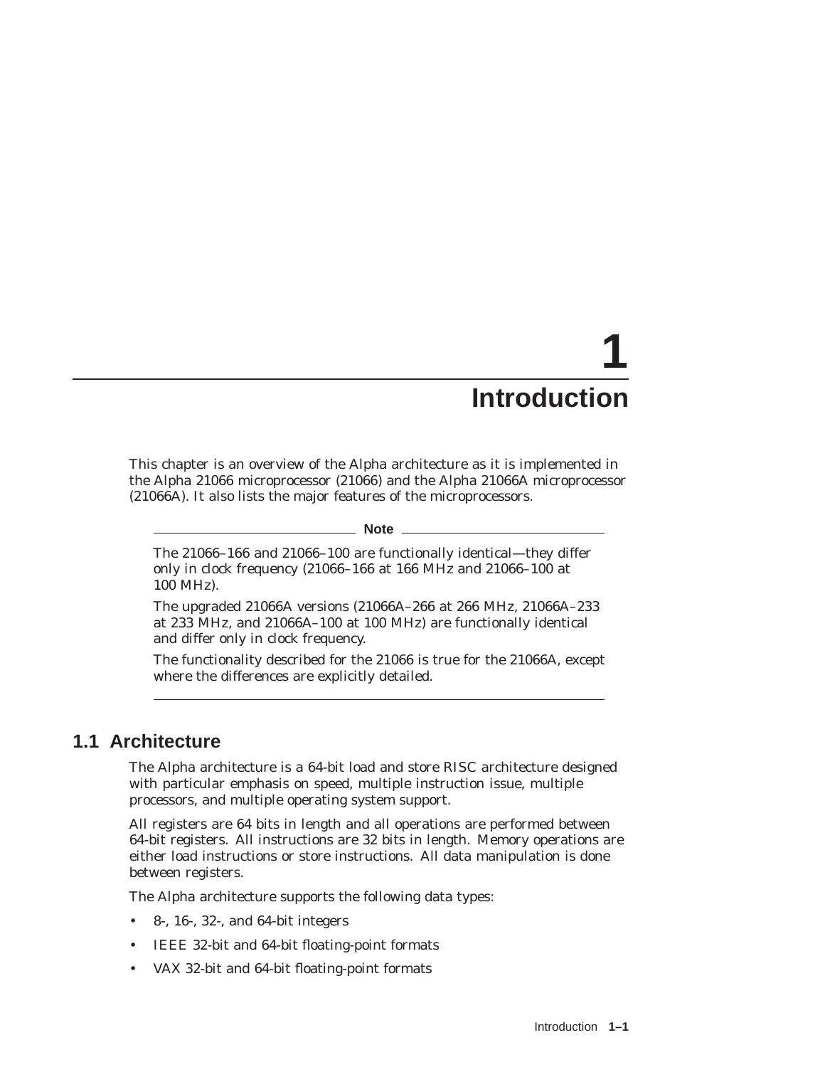# 1 Introduction

This chapter is an overview of the Alpha architecture as it is implemented in the Alpha 21066 microprocessor (21066) and the Alpha 21066A microprocessor (21066A). It also lists the major features of the microprocessors.

---

**Note**

The 21066–166 and 21066–100 are functionally identical—they differ only in clock frequency (21066–166 at 166 MHz and 21066–100 at 100 MHz).

The upgraded 21066A versions (21066A–266 at 266 MHz, 21066A–233 at 233 MHz, and 21066A–100 at 100 MHz) are functionally identical and differ only in clock frequency.

The functionality described for the 21066 is true for the 21066A, except where the differences are explicitly detailed.

---

## 1.1 Architecture

The Alpha architecture is a 64-bit load and store RISC architecture designed with particular emphasis on speed, multiple instruction issue, multiple processors, and multiple operating system support.

All registers are 64 bits in length and all operations are performed between 64-bit registers. All instructions are 32 bits in length. Memory operations are either load instructions or store instructions. All data manipulation is done between registers.

The Alpha architecture supports the following data types:

- 8-, 16-, 32-, and 64-bit integers
- IEEE 32-bit and 64-bit floating-point formats
- VAX 32-bit and 64-bit floating-point formats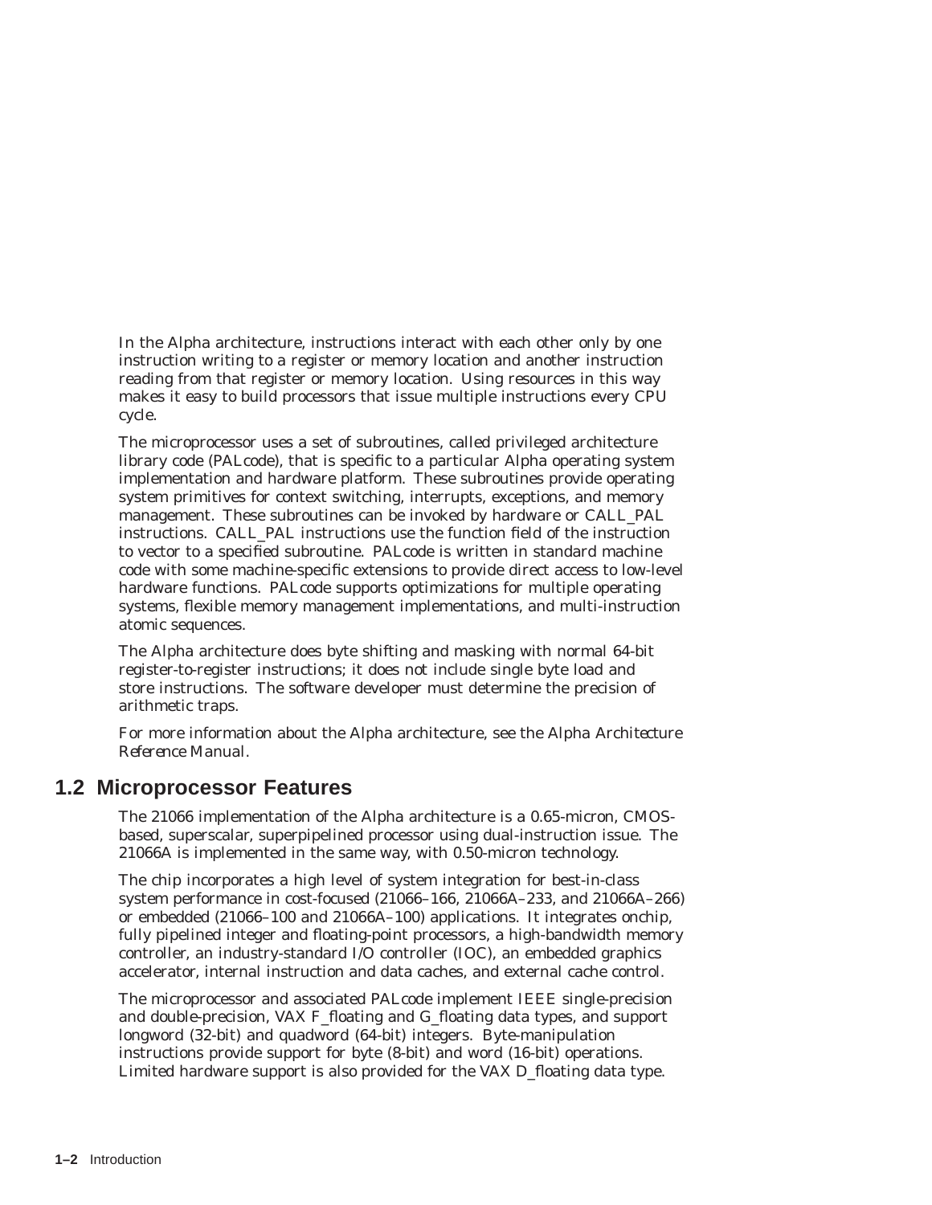In the Alpha architecture, instructions interact with each other only by one instruction writing to a register or memory location and another instruction reading from that register or memory location. Using resources in this way makes it easy to build processors that issue multiple instructions every CPU cycle.

The microprocessor uses a set of subroutines, called privileged architecture library code (PALcode), that is specific to a particular Alpha operating system implementation and hardware platform. These subroutines provide operating system primitives for context switching, interrupts, exceptions, and memory management. These subroutines can be invoked by hardware or CALL_PAL instructions. CALL_PAL instructions use the function field of the instruction to vector to a specified subroutine. PALcode is written in standard machine code with some machine-specific extensions to provide direct access to low-level hardware functions. PALcode supports optimizations for multiple operating systems, flexible memory management implementations, and multi-instruction atomic sequences.

The Alpha architecture does byte shifting and masking with normal 64-bit register-to-register instructions; it does not include single byte load and store instructions. The software developer must determine the precision of arithmetic traps.

For more information about the Alpha architecture, see the *Alpha Architecture Reference Manual*.

## 1.2 Microprocessor Features

The 21066 implementation of the Alpha architecture is a 0.65-micron, CMOS-based, superscalar, superpipelined processor using dual-instruction issue. The 21066A is implemented in the same way, with 0.50-micron technology.

The chip incorporates a high level of system integration for best-in-class system performance in cost-focused (21066–166, 21066A–233, and 21066A–266) or embedded (21066–100 and 21066A–100) applications. It integrates onchip, fully pipelined integer and floating-point processors, a high-bandwidth memory controller, an industry-standard I/O controller (IOC), an embedded graphics accelerator, internal instruction and data caches, and external cache control.

The microprocessor and associated PALcode implement IEEE single-precision and double-precision, VAX F_floating and G_floating data types, and support longword (32-bit) and quadword (64-bit) integers. Byte-manipulation instructions provide support for byte (8-bit) and word (16-bit) operations. Limited hardware support is also provided for the VAX D_floating data type.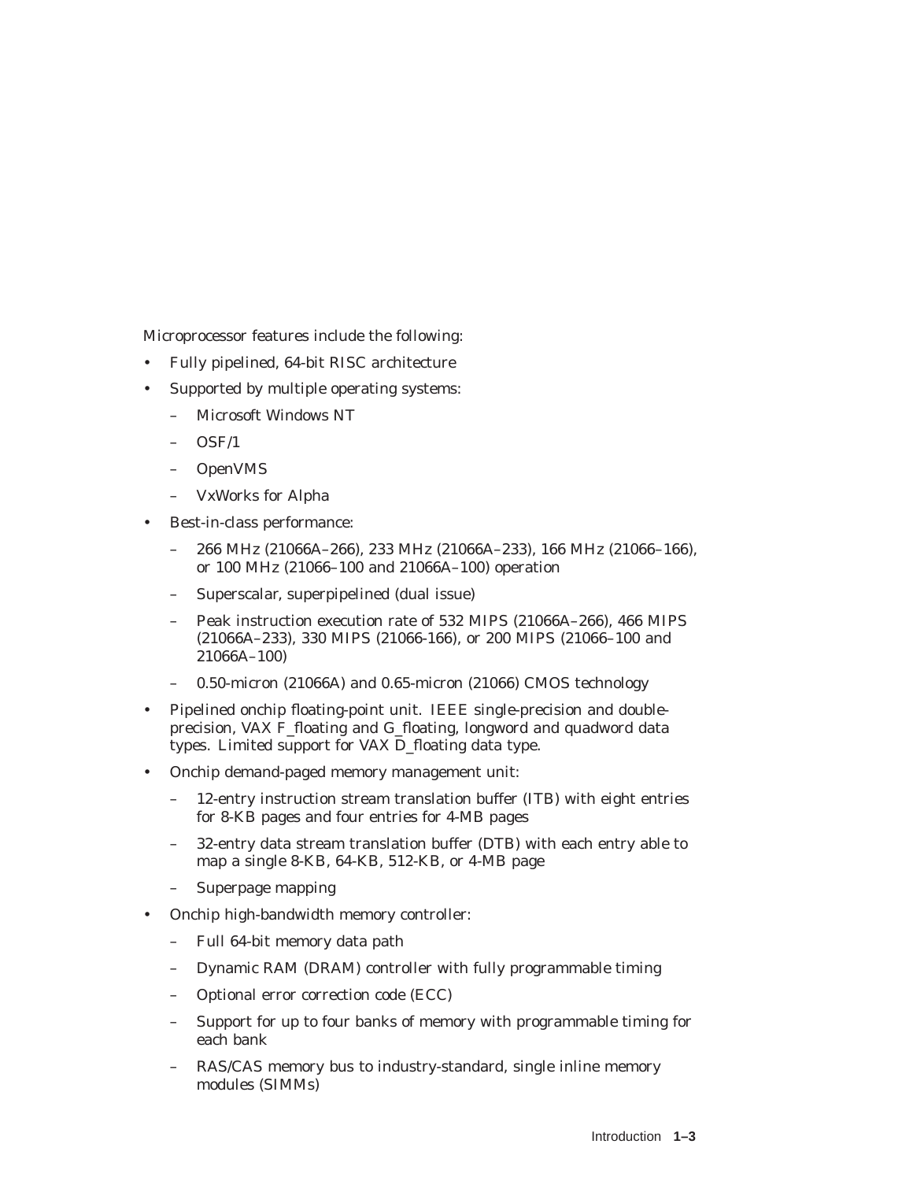Microprocessor features include the following:

- Fully pipelined, 64-bit RISC architecture
- Supported by multiple operating systems:
  - Microsoft Windows NT
  - OSF/1
  - OpenVMS
  - VxWorks for Alpha
- Best-in-class performance:
  - 266 MHz (21066A–266), 233 MHz (21066A–233), 166 MHz (21066–166), or 100 MHz (21066–100 and 21066A–100) operation
  - Superscalar, superpipelined (dual issue)
  - Peak instruction execution rate of 532 MIPS (21066A–266), 466 MIPS (21066A–233), 330 MIPS (21066-166), or 200 MIPS (21066–100 and 21066A–100)
  - 0.50-micron (21066A) and 0.65-micron (21066) CMOS technology
- Pipelined onchip floating-point unit. IEEE single-precision and double-precision, VAX F_floating and G_floating, longword and quadword data types. Limited support for VAX D_floating data type.
- Onchip demand-paged memory management unit:
  - 12-entry instruction stream translation buffer (ITB) with eight entries for 8-KB pages and four entries for 4-MB pages
  - 32-entry data stream translation buffer (DTB) with each entry able to map a single 8-KB, 64-KB, 512-KB, or 4-MB page
  - Superpage mapping
- Onchip high-bandwidth memory controller:
  - Full 64-bit memory data path
  - Dynamic RAM (DRAM) controller with fully programmable timing
  - Optional error correction code (ECC)
  - Support for up to four banks of memory with programmable timing for each bank
  - RAS/CAS memory bus to industry-standard, single inline memory modules (SIMMs)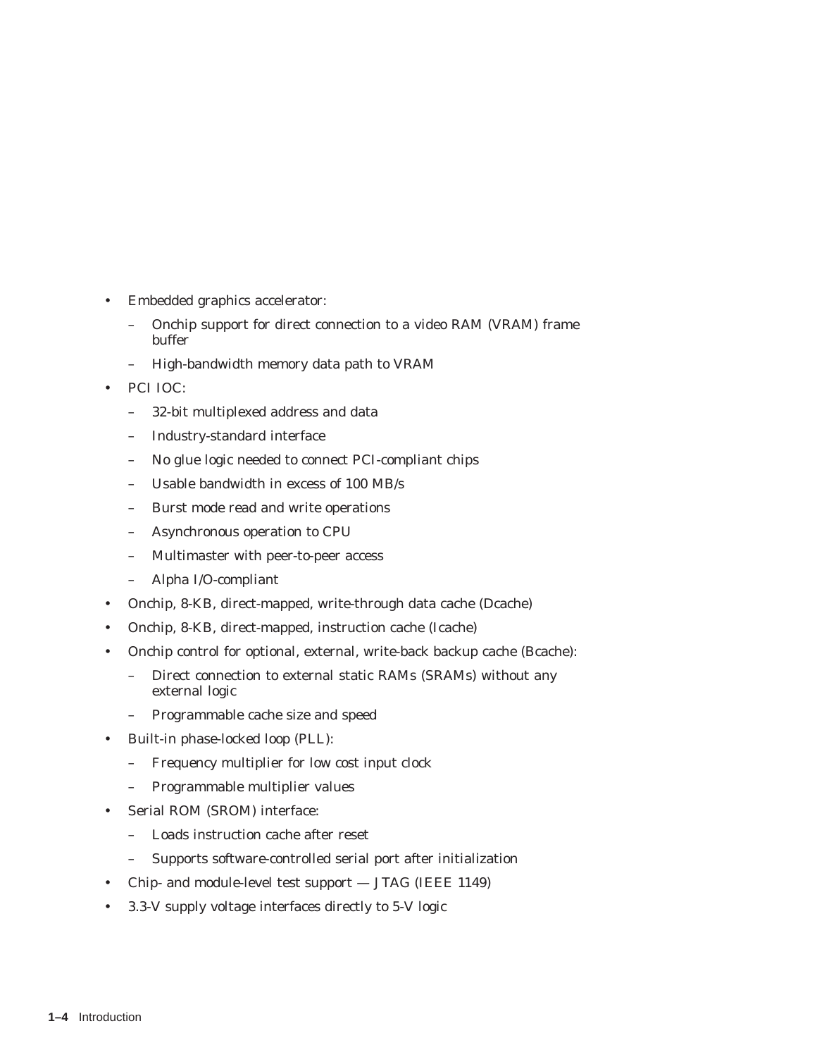- Embedded graphics accelerator:
  - Onchip support for direct connection to a video RAM (VRAM) frame buffer
  - High-bandwidth memory data path to VRAM
- PCI IOC:
  - 32-bit multiplexed address and data
  - Industry-standard interface
  - No glue logic needed to connect PCI-compliant chips
  - Usable bandwidth in excess of 100 MB/s
  - Burst mode read and write operations
  - Asynchronous operation to CPU
  - Multimaster with peer-to-peer access
  - Alpha I/O-compliant
- Onchip, 8-KB, direct-mapped, write-through data cache (Dcache)
- Onchip, 8-KB, direct-mapped, instruction cache (Icache)
- Onchip control for optional, external, write-back backup cache (Bcache):
  - Direct connection to external static RAMs (SRAMs) without any external logic
  - Programmable cache size and speed
- Built-in phase-locked loop (PLL):
  - Frequency multiplier for low cost input clock
  - Programmable multiplier values
- Serial ROM (SROM) interface:
  - Loads instruction cache after reset
  - Supports software-controlled serial port after initialization
- Chip- and module-level test support — JTAG (IEEE 1149)
- 3.3-V supply voltage interfaces directly to 5-V logic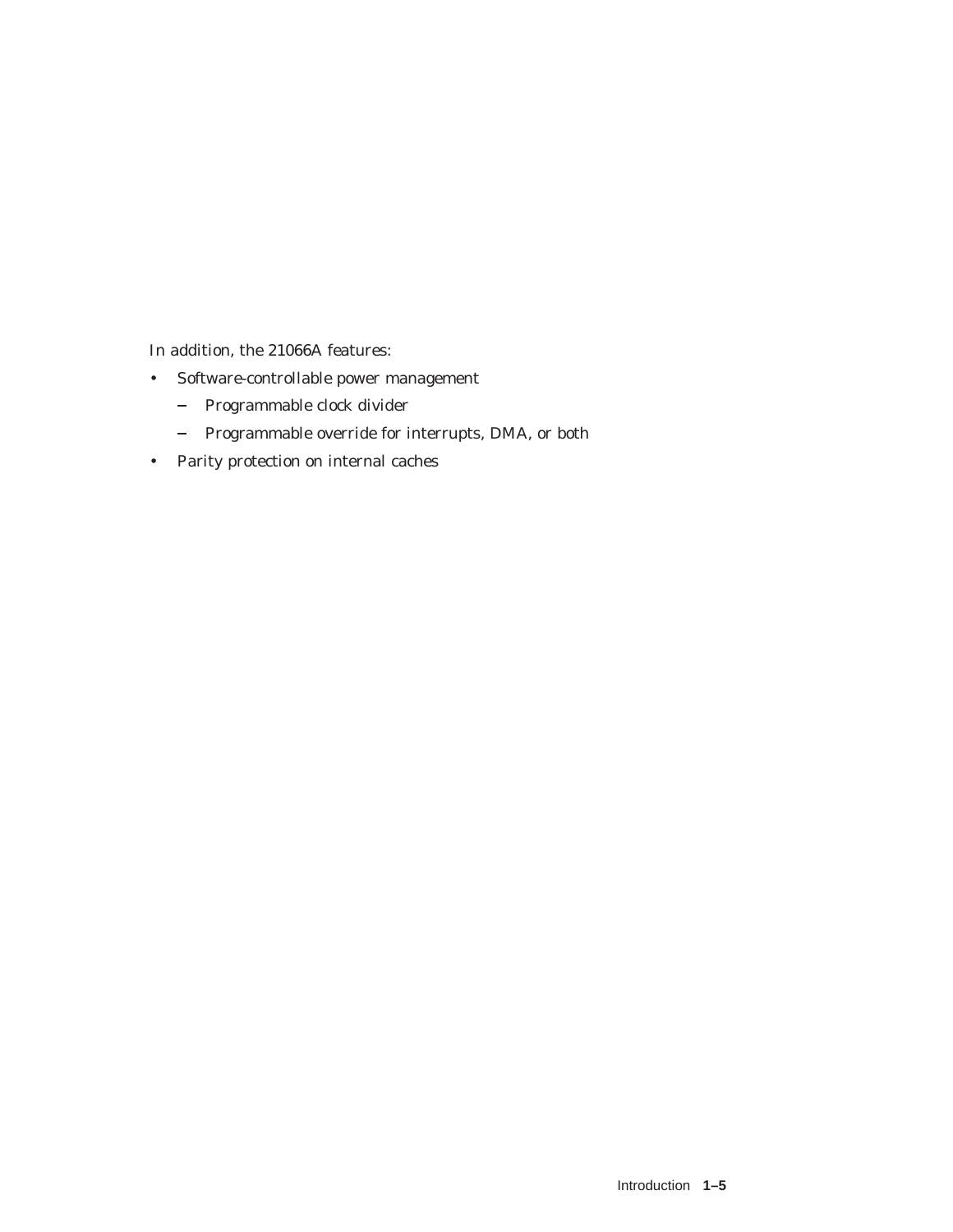In addition, the 21066A features:

- Software-controllable power management
  - Programmable clock divider
  - Programmable override for interrupts, DMA, or both
- Parity protection on internal caches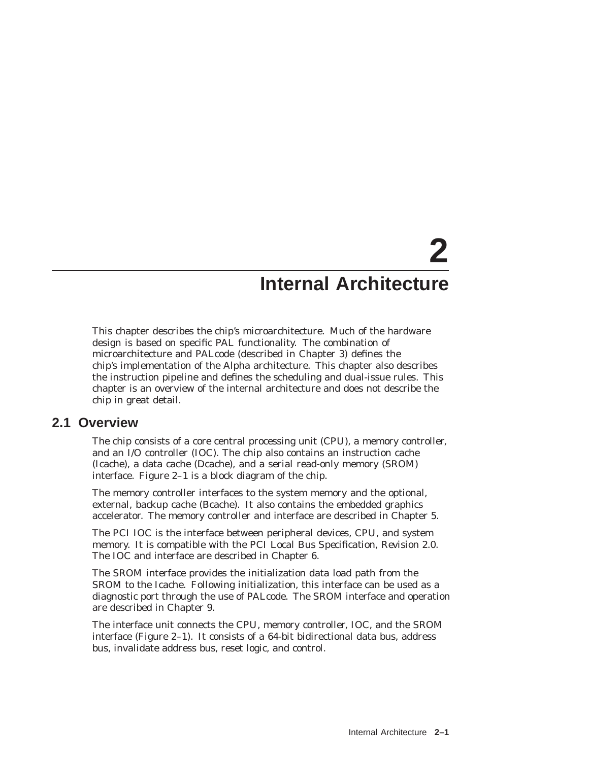# 2 Internal Architecture

This chapter describes the chip's microarchitecture. Much of the hardware design is based on specific PAL functionality. The combination of microarchitecture and PALcode (described in Chapter 3) defines the chip's implementation of the Alpha architecture. This chapter also describes the instruction pipeline and defines the scheduling and dual-issue rules. This chapter is an overview of the internal architecture and does not describe the chip in great detail.

## 2.1 Overview

The chip consists of a core central processing unit (CPU), a memory controller, and an I/O controller (IOC). The chip also contains an instruction cache (Icache), a data cache (Dcache), and a serial read-only memory (SROM) interface. Figure 2–1 is a block diagram of the chip.

The memory controller interfaces to the system memory and the optional, external, backup cache (Bcache). It also contains the embedded graphics accelerator. The memory controller and interface are described in Chapter 5.

The PCI IOC is the interface between peripheral devices, CPU, and system memory. It is compatible with the *PCI Local Bus Specification, Revision 2.0*. The IOC and interface are described in Chapter 6.

The SROM interface provides the initialization data load path from the SROM to the Icache. Following initialization, this interface can be used as a diagnostic port through the use of PALcode. The SROM interface and operation are described in Chapter 9.

The interface unit connects the CPU, memory controller, IOC, and the SROM interface (Figure 2–1). It consists of a 64-bit bidirectional data bus, address bus, invalidate address bus, reset logic, and control.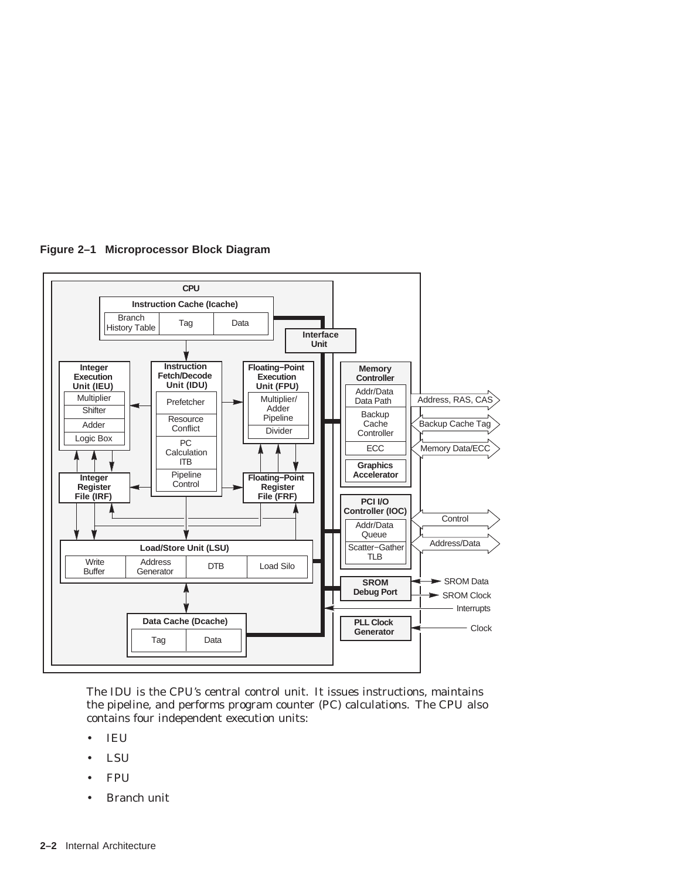**Figure 2–1 Microprocessor Block Diagram**

The IDU is the CPU's central control unit. It issues instructions, maintains the pipeline, and performs program counter (PC) calculations. The CPU also contains four independent execution units:

- IEU
- LSU
- FPU
- Branch unit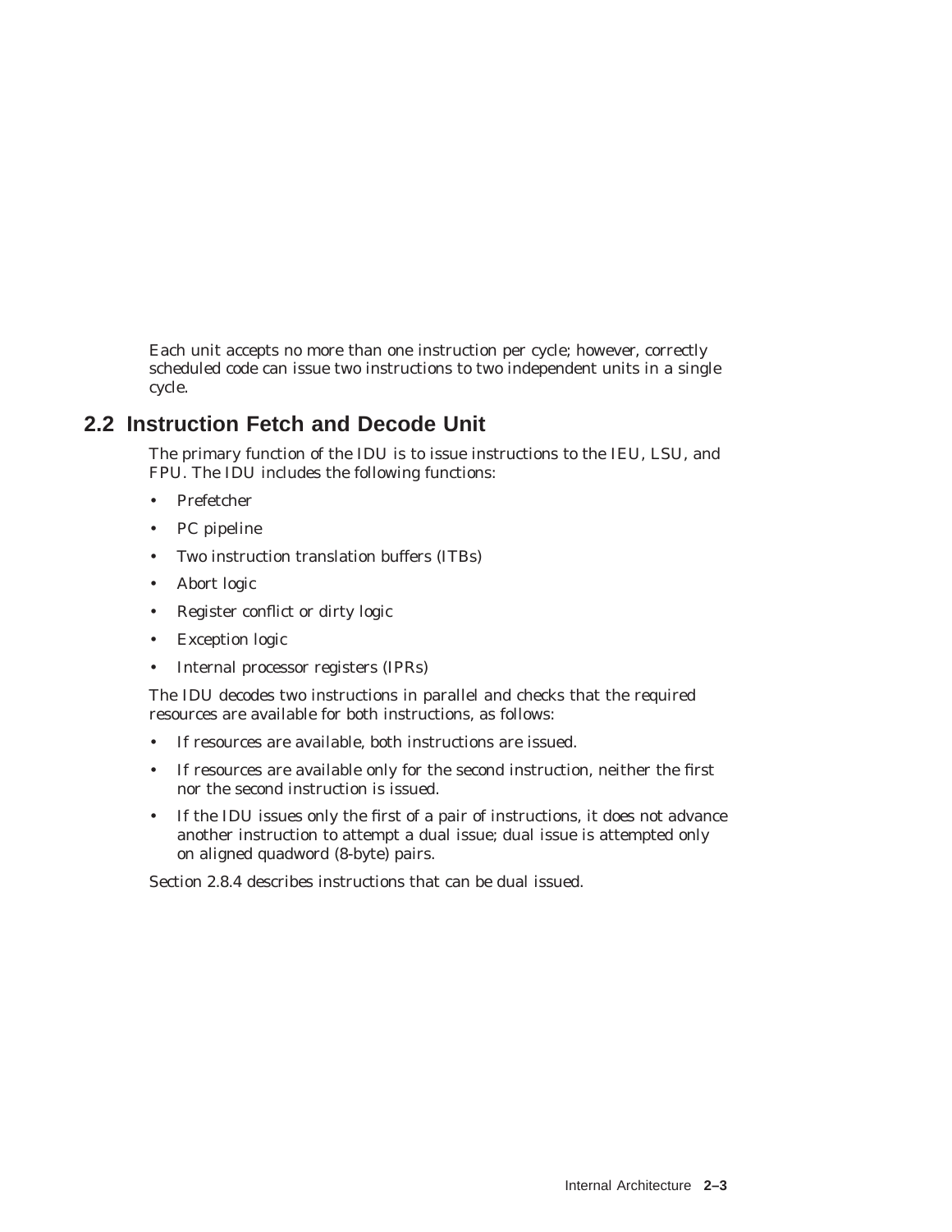Each unit accepts no more than one instruction per cycle; however, correctly scheduled code can issue two instructions to two independent units in a single cycle.

## 2.2 Instruction Fetch and Decode Unit

The primary function of the IDU is to issue instructions to the IEU, LSU, and FPU. The IDU includes the following functions:

- Prefetcher
- PC pipeline
- Two instruction translation buffers (ITBs)
- Abort logic
- Register conflict or dirty logic
- Exception logic
- Internal processor registers (IPRs)

The IDU decodes two instructions in parallel and checks that the required resources are available for both instructions, as follows:

- If resources are available, both instructions are issued.
- If resources are available only for the second instruction, neither the first nor the second instruction is issued.
- If the IDU issues only the first of a pair of instructions, it does not advance another instruction to attempt a dual issue; dual issue is attempted only on aligned quadword (8-byte) pairs.

Section 2.8.4 describes instructions that can be dual issued.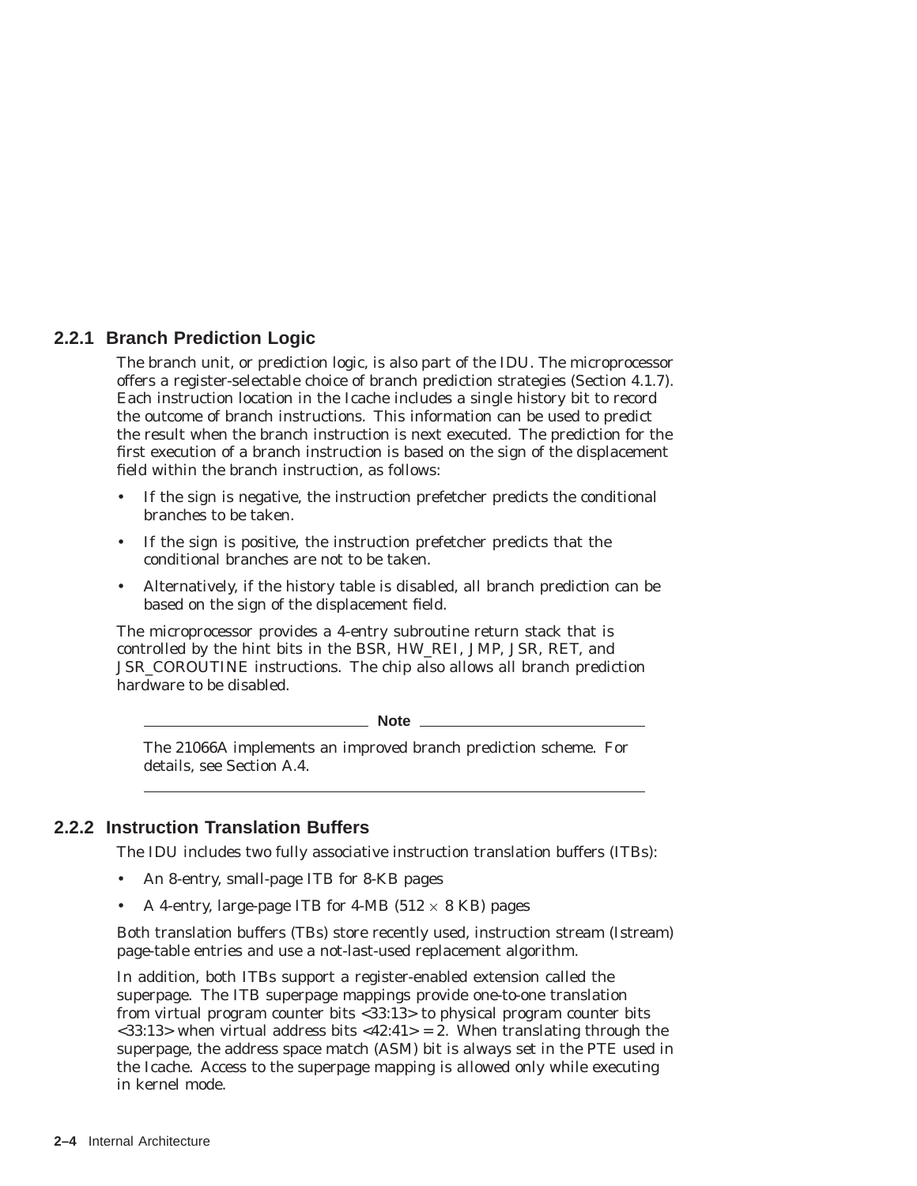### 2.2.1 Branch Prediction Logic

The branch unit, or prediction logic, is also part of the IDU. The microprocessor offers a register-selectable choice of branch prediction strategies (Section 4.1.7). Each instruction location in the Icache includes a single history bit to record the outcome of branch instructions. This information can be used to predict the result when the branch instruction is next executed. The prediction for the first execution of a branch instruction is based on the sign of the displacement field within the branch instruction, as follows:

- If the sign is negative, the instruction prefetcher predicts the conditional branches to be taken.
- If the sign is positive, the instruction prefetcher predicts that the conditional branches are not to be taken.
- Alternatively, if the history table is disabled, all branch prediction can be based on the sign of the displacement field.

The microprocessor provides a 4-entry subroutine return stack that is controlled by the hint bits in the BSR, HW_REI, JMP, JSR, RET, and JSR_COROUTINE instructions. The chip also allows all branch prediction hardware to be disabled.

**Note**

The 21066A implements an improved branch prediction scheme. For details, see Section A.4.

### 2.2.2 Instruction Translation Buffers

The IDU includes two fully associative instruction translation buffers (ITBs):

- An 8-entry, small-page ITB for 8-KB pages
- A 4-entry, large-page ITB for 4-MB ($512 \times 8$ KB) pages

Both translation buffers (TBs) store recently used, instruction stream (Istream) page-table entries and use a not-last-used replacement algorithm.

In addition, both ITBs support a register-enabled extension called the superpage. The ITB superpage mappings provide one-to-one translation from virtual program counter bits <33:13> to physical program counter bits <33:13> when virtual address bits <42:41> = 2. When translating through the superpage, the address space match (ASM) bit is always set in the PTE used in the Icache. Access to the superpage mapping is allowed only while executing in kernel mode.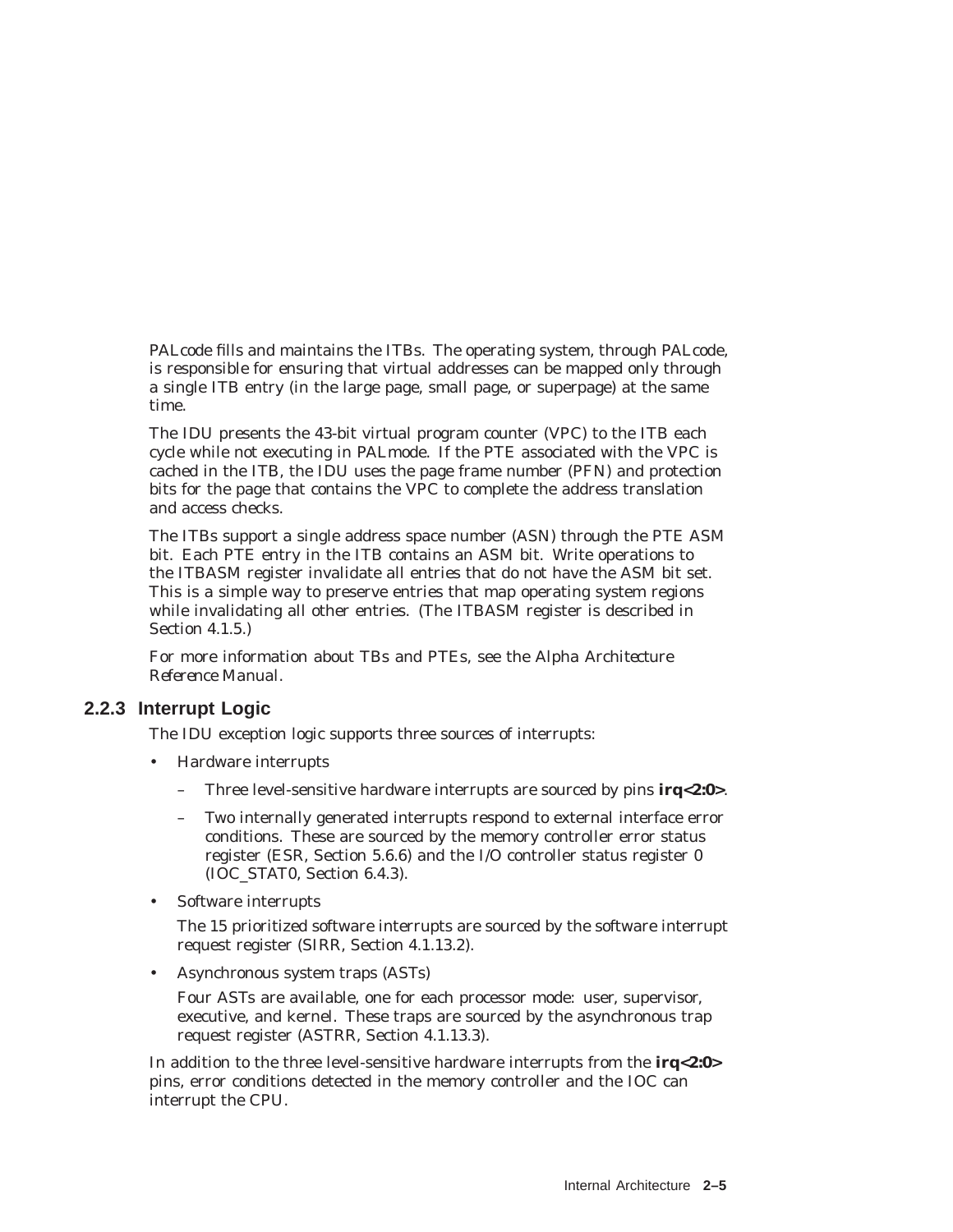PALcode fills and maintains the ITBs. The operating system, through PALcode, is responsible for ensuring that virtual addresses can be mapped only through a single ITB entry (in the large page, small page, or superpage) at the same time.

The IDU presents the 43-bit virtual program counter (VPC) to the ITB each cycle while not executing in PALmode. If the PTE associated with the VPC is cached in the ITB, the IDU uses the page frame number (PFN) and protection bits for the page that contains the VPC to complete the address translation and access checks.

The ITBs support a single address space number (ASN) through the PTE ASM bit. Each PTE entry in the ITB contains an ASM bit. Write operations to the ITBASM register invalidate all entries that do not have the ASM bit set. This is a simple way to preserve entries that map operating system regions while invalidating all other entries. (The ITBASM register is described in Section 4.1.5.)

For more information about TBs and PTEs, see the *Alpha Architecture Reference Manual*.

### 2.2.3 Interrupt Logic

The IDU exception logic supports three sources of interrupts:

- Hardware interrupts
  - Three level-sensitive hardware interrupts are sourced by pins **irq<2:0>**.
  - Two internally generated interrupts respond to external interface error conditions. These are sourced by the memory controller error status register (ESR, Section 5.6.6) and the I/O controller status register 0 (IOC_STAT0, Section 6.4.3).
- Software interrupts

  The 15 prioritized software interrupts are sourced by the software interrupt request register (SIRR, Section 4.1.13.2).
- Asynchronous system traps (ASTs)

  Four ASTs are available, one for each processor mode: user, supervisor, executive, and kernel. These traps are sourced by the asynchronous trap request register (ASTRR, Section 4.1.13.3).

In addition to the three level-sensitive hardware interrupts from the **irq<2:0>** pins, error conditions detected in the memory controller and the IOC can interrupt the CPU.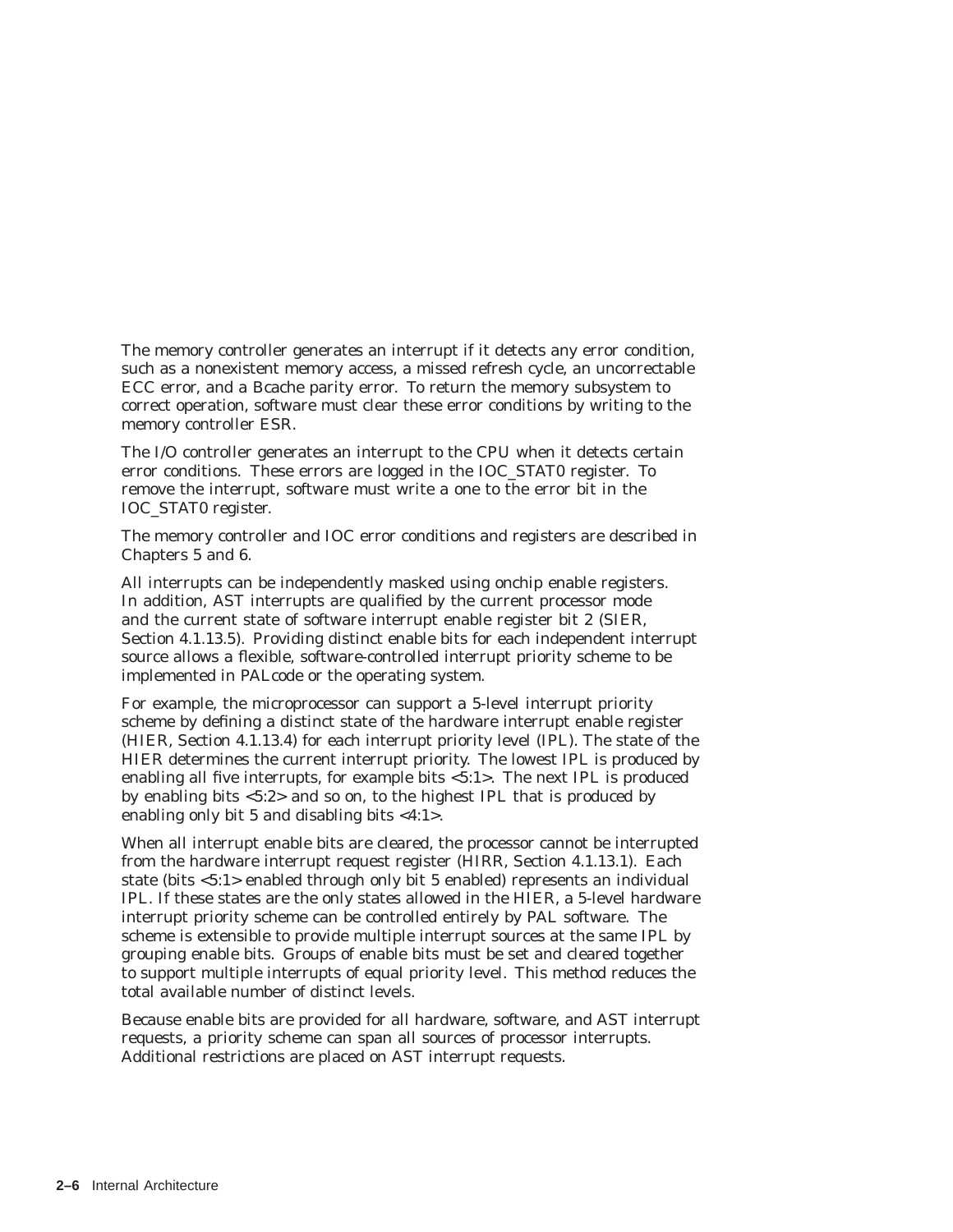The memory controller generates an interrupt if it detects any error condition, such as a nonexistent memory access, a missed refresh cycle, an uncorrectable ECC error, and a Bcache parity error. To return the memory subsystem to correct operation, software must clear these error conditions by writing to the memory controller ESR.

The I/O controller generates an interrupt to the CPU when it detects certain error conditions. These errors are logged in the IOC_STAT0 register. To remove the interrupt, software must write a one to the error bit in the IOC_STAT0 register.

The memory controller and IOC error conditions and registers are described in Chapters 5 and 6.

All interrupts can be independently masked using onchip enable registers. In addition, AST interrupts are qualified by the current processor mode and the current state of software interrupt enable register bit 2 (SIER, Section 4.1.13.5). Providing distinct enable bits for each independent interrupt source allows a flexible, software-controlled interrupt priority scheme to be implemented in PALcode or the operating system.

For example, the microprocessor can support a 5-level interrupt priority scheme by defining a distinct state of the hardware interrupt enable register (HIER, Section 4.1.13.4) for each interrupt priority level (IPL). The state of the HIER determines the current interrupt priority. The lowest IPL is produced by enabling all five interrupts, for example bits <5:1>. The next IPL is produced by enabling bits <5:2> and so on, to the highest IPL that is produced by enabling only bit 5 and disabling bits <4:1>.

When all interrupt enable bits are cleared, the processor cannot be interrupted from the hardware interrupt request register (HIRR, Section 4.1.13.1). Each state (bits <5:1> enabled through only bit 5 enabled) represents an individual IPL. If these states are the only states allowed in the HIER, a 5-level hardware interrupt priority scheme can be controlled entirely by PAL software. The scheme is extensible to provide multiple interrupt sources at the same IPL by grouping enable bits. Groups of enable bits must be set and cleared together to support multiple interrupts of equal priority level. This method reduces the total available number of distinct levels.

Because enable bits are provided for all hardware, software, and AST interrupt requests, a priority scheme can span all sources of processor interrupts. Additional restrictions are placed on AST interrupt requests.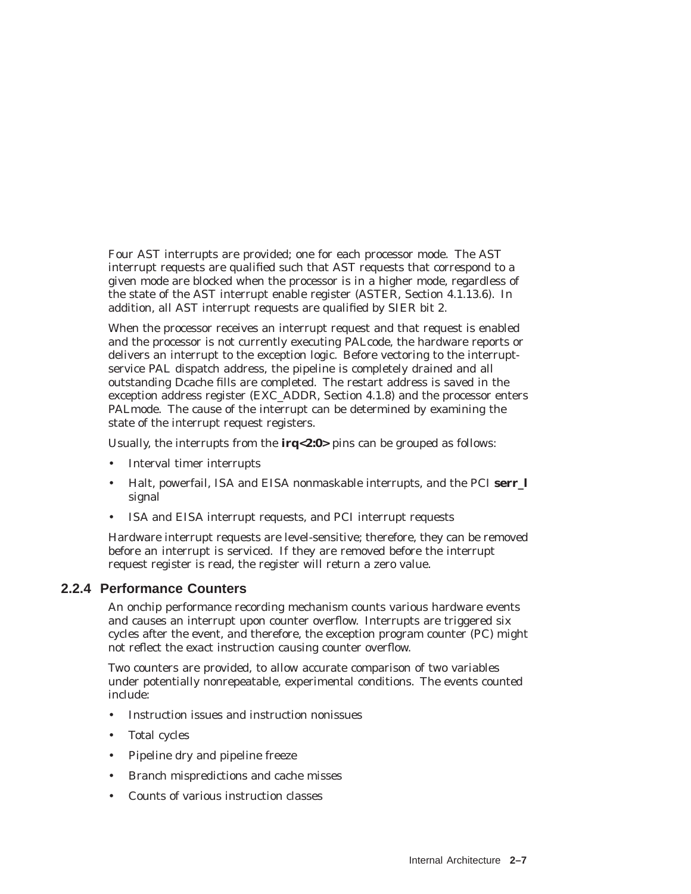Four AST interrupts are provided; one for each processor mode. The AST interrupt requests are qualified such that AST requests that correspond to a given mode are blocked when the processor is in a higher mode, regardless of the state of the AST interrupt enable register (ASTER, Section 4.1.13.6). In addition, all AST interrupt requests are qualified by SIER bit 2.

When the processor receives an interrupt request and that request is enabled and the processor is not currently executing PALcode, the hardware reports or delivers an interrupt to the exception logic. Before vectoring to the interrupt-service PAL dispatch address, the pipeline is completely drained and all outstanding Dcache fills are completed. The restart address is saved in the exception address register (EXC_ADDR, Section 4.1.8) and the processor enters PALmode. The cause of the interrupt can be determined by examining the state of the interrupt request registers.

Usually, the interrupts from the **irq<2:0>** pins can be grouped as follows:

- Interval timer interrupts
- Halt, powerfail, ISA and EISA nonmaskable interrupts, and the PCI **serr_l** signal
- ISA and EISA interrupt requests, and PCI interrupt requests

Hardware interrupt requests are level-sensitive; therefore, they can be removed before an interrupt is serviced. If they are removed before the interrupt request register is read, the register will return a zero value.

### 2.2.4 Performance Counters

An onchip performance recording mechanism counts various hardware events and causes an interrupt upon counter overflow. Interrupts are triggered six cycles after the event, and therefore, the exception program counter (PC) might not reflect the exact instruction causing counter overflow.

Two counters are provided, to allow accurate comparison of two variables under potentially nonrepeatable, experimental conditions. The events counted include:

- Instruction issues and instruction nonissues
- Total cycles
- Pipeline dry and pipeline freeze
- Branch mispredictions and cache misses
- Counts of various instruction classes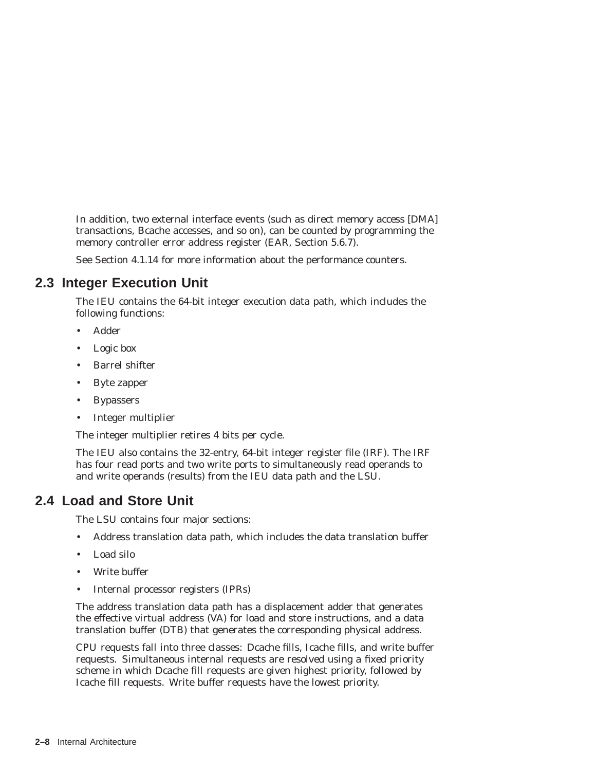In addition, two external interface events (such as direct memory access [DMA] transactions, Bcache accesses, and so on), can be counted by programming the memory controller error address register (EAR, Section 5.6.7).

See Section 4.1.14 for more information about the performance counters.

## 2.3 Integer Execution Unit

The IEU contains the 64-bit integer execution data path, which includes the following functions:

- Adder
- Logic box
- Barrel shifter
- Byte zapper
- Bypassers
- Integer multiplier

The integer multiplier retires 4 bits per cycle.

The IEU also contains the 32-entry, 64-bit integer register file (IRF). The IRF has four read ports and two write ports to simultaneously read operands to and write operands (results) from the IEU data path and the LSU.

## 2.4 Load and Store Unit

The LSU contains four major sections:

- Address translation data path, which includes the data translation buffer
- Load silo
- Write buffer
- Internal processor registers (IPRs)

The address translation data path has a displacement adder that generates the effective virtual address (VA) for load and store instructions, and a data translation buffer (DTB) that generates the corresponding physical address.

CPU requests fall into three classes: Dcache fills, Icache fills, and write buffer requests. Simultaneous internal requests are resolved using a fixed priority scheme in which Dcache fill requests are given highest priority, followed by Icache fill requests. Write buffer requests have the lowest priority.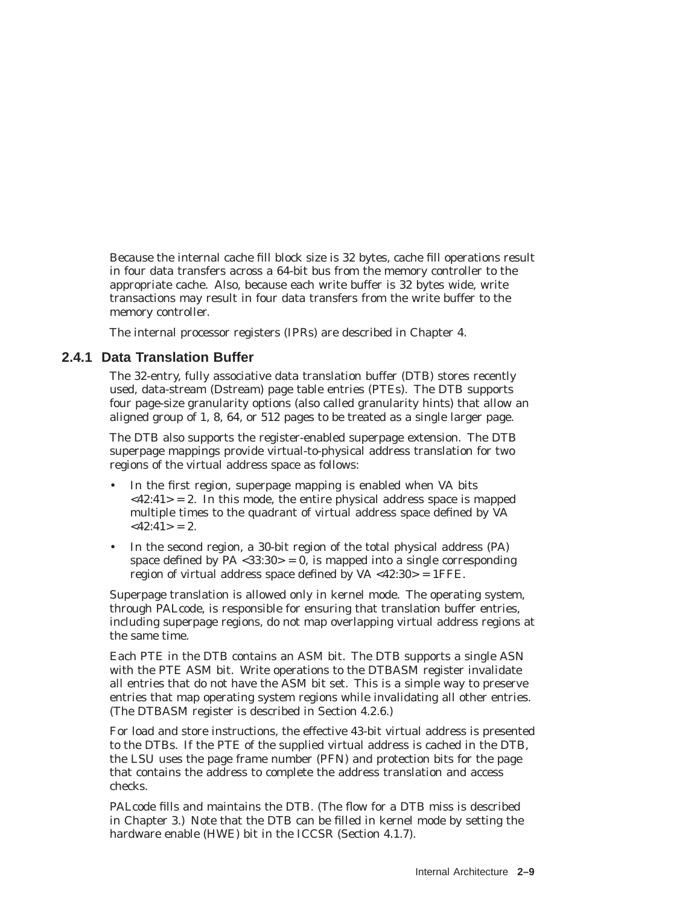Because the internal cache fill block size is 32 bytes, cache fill operations result in four data transfers across a 64-bit bus from the memory controller to the appropriate cache. Also, because each write buffer is 32 bytes wide, write transactions may result in four data transfers from the write buffer to the memory controller.

The internal processor registers (IPRs) are described in Chapter 4.

### 2.4.1 Data Translation Buffer

The 32-entry, fully associative data translation buffer (DTB) stores recently used, data-stream (Dstream) page table entries (PTEs). The DTB supports four page-size granularity options (also called granularity hints) that allow an aligned group of 1, 8, 64, or 512 pages to be treated as a single larger page.

The DTB also supports the register-enabled superpage extension. The DTB superpage mappings provide virtual-to-physical address translation for two regions of the virtual address space as follows:

- In the first region, superpage mapping is enabled when VA bits <42:41> = 2. In this mode, the entire physical address space is mapped multiple times to the quadrant of virtual address space defined by VA <42:41> = 2.
- In the second region, a 30-bit region of the total physical address (PA) space defined by PA <33:30> = 0, is mapped into a single corresponding region of virtual address space defined by VA <42:30> = 1FFE.

Superpage translation is allowed only in kernel mode. The operating system, through PALcode, is responsible for ensuring that translation buffer entries, including superpage regions, do not map overlapping virtual address regions at the same time.

Each PTE in the DTB contains an ASM bit. The DTB supports a single ASN with the PTE ASM bit. Write operations to the DTBASM register invalidate all entries that do not have the ASM bit set. This is a simple way to preserve entries that map operating system regions while invalidating all other entries. (The DTBASM register is described in Section 4.2.6.)

For load and store instructions, the effective 43-bit virtual address is presented to the DTBs. If the PTE of the supplied virtual address is cached in the DTB, the LSU uses the page frame number (PFN) and protection bits for the page that contains the address to complete the address translation and access checks.

PALcode fills and maintains the DTB. (The flow for a DTB miss is described in Chapter 3.) Note that the DTB can be filled in kernel mode by setting the hardware enable (HWE) bit in the ICCSR (Section 4.1.7).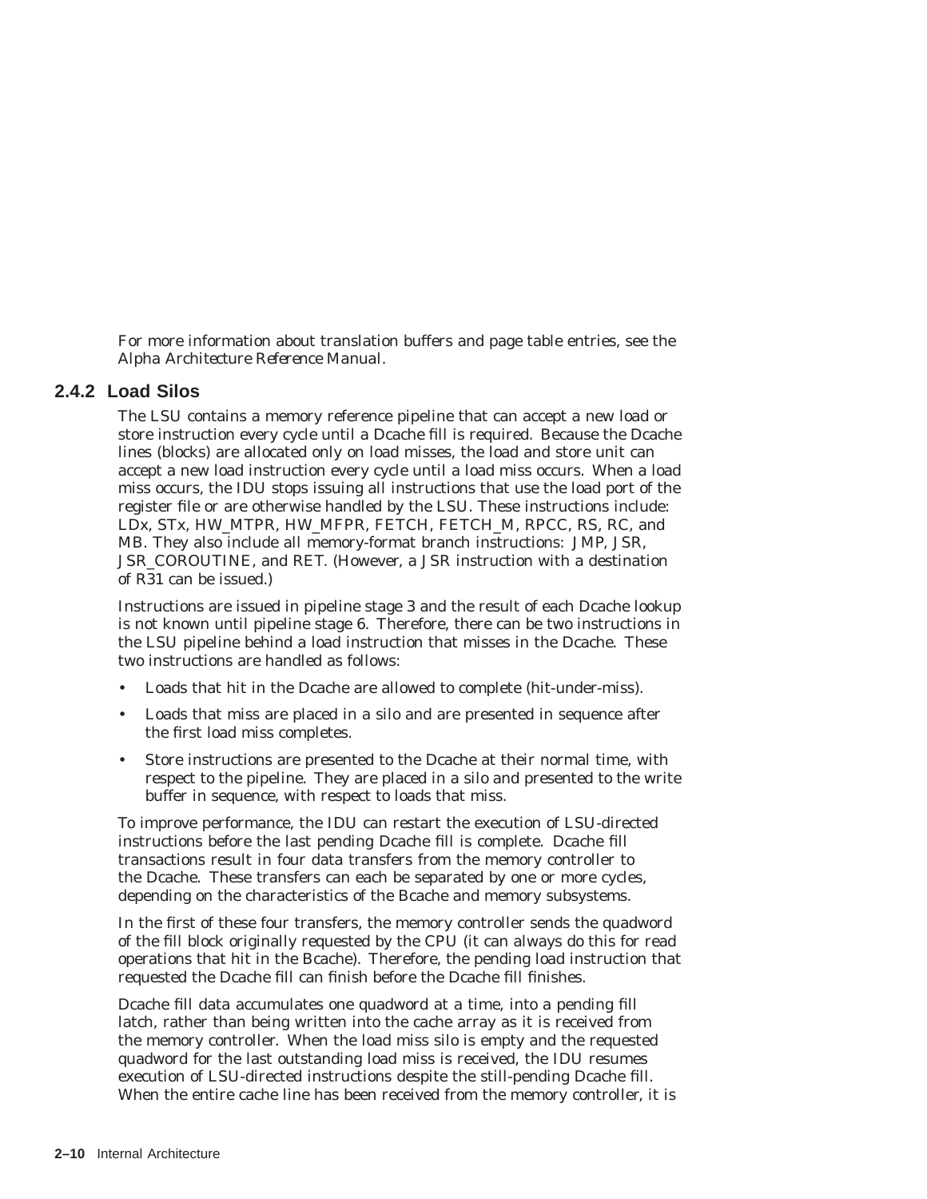For more information about translation buffers and page table entries, see the *Alpha Architecture Reference Manual*.

### 2.4.2 Load Silos

The LSU contains a memory reference pipeline that can accept a new load or store instruction every cycle until a Dcache fill is required. Because the Dcache lines (blocks) are allocated only on load misses, the load and store unit can accept a new load instruction every cycle until a load miss occurs. When a load miss occurs, the IDU stops issuing all instructions that use the load port of the register file or are otherwise handled by the LSU. These instructions include: LDx, STx, HW_MTPR, HW_MFPR, FETCH, FETCH_M, RPCC, RS, RC, and MB. They also include all memory-format branch instructions: JMP, JSR, JSR_COROUTINE, and RET. (However, a JSR instruction with a destination of R31 can be issued.)

Instructions are issued in pipeline stage 3 and the result of each Dcache lookup is not known until pipeline stage 6. Therefore, there can be two instructions in the LSU pipeline behind a load instruction that misses in the Dcache. These two instructions are handled as follows:

- Loads that hit in the Dcache are allowed to complete (hit-under-miss).
- Loads that miss are placed in a silo and are presented in sequence after the first load miss completes.
- Store instructions are presented to the Dcache at their normal time, with respect to the pipeline. They are placed in a silo and presented to the write buffer in sequence, with respect to loads that miss.

To improve performance, the IDU can restart the execution of LSU-directed instructions before the last pending Dcache fill is complete. Dcache fill transactions result in four data transfers from the memory controller to the Dcache. These transfers can each be separated by one or more cycles, depending on the characteristics of the Bcache and memory subsystems.

In the first of these four transfers, the memory controller sends the quadword of the fill block originally requested by the CPU (it can always do this for read operations that hit in the Bcache). Therefore, the pending load instruction that requested the Dcache fill can finish before the Dcache fill finishes.

Dcache fill data accumulates one quadword at a time, into a pending fill latch, rather than being written into the cache array as it is received from the memory controller. When the load miss silo is empty and the requested quadword for the last outstanding load miss is received, the IDU resumes execution of LSU-directed instructions despite the still-pending Dcache fill. When the entire cache line has been received from the memory controller, it is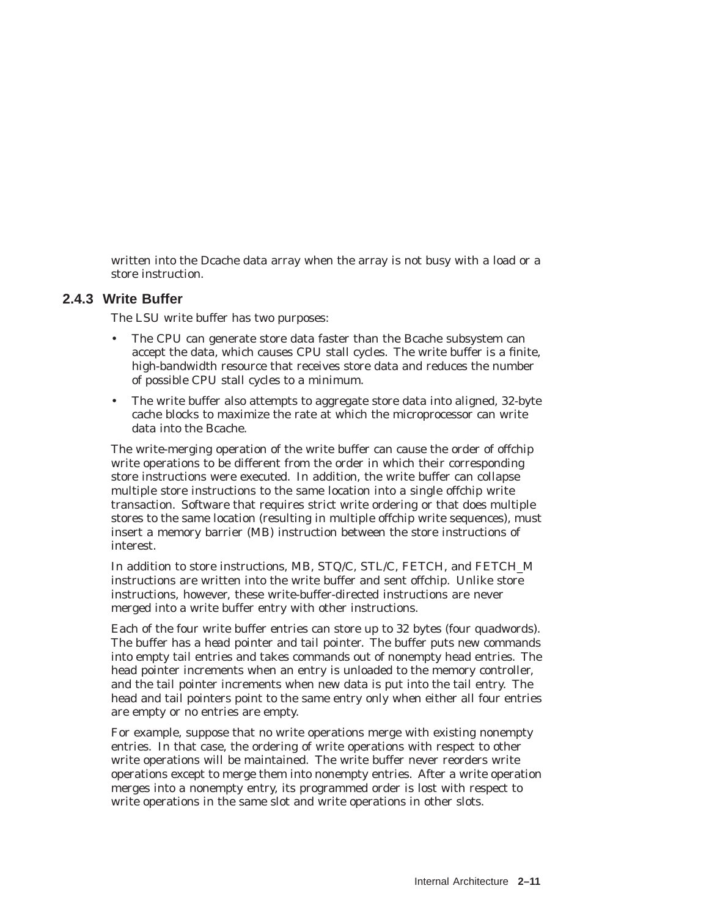written into the Dcache data array when the array is not busy with a load or a store instruction.

### 2.4.3 Write Buffer

The LSU write buffer has two purposes:

- The CPU can generate store data faster than the Bcache subsystem can accept the data, which causes CPU stall cycles. The write buffer is a finite, high-bandwidth resource that receives store data and reduces the number of possible CPU stall cycles to a minimum.
- The write buffer also attempts to aggregate store data into aligned, 32-byte cache blocks to maximize the rate at which the microprocessor can write data into the Bcache.

The write-merging operation of the write buffer can cause the order of offchip write operations to be different from the order in which their corresponding store instructions were executed. In addition, the write buffer can collapse multiple store instructions to the same location into a single offchip write transaction. Software that requires strict write ordering or that does multiple stores to the same location (resulting in multiple offchip write sequences), must insert a memory barrier (MB) instruction between the store instructions of interest.

In addition to store instructions, MB, STQ/C, STL/C, FETCH, and FETCH_M instructions are written into the write buffer and sent offchip. Unlike store instructions, however, these write-buffer-directed instructions are never merged into a write buffer entry with other instructions.

Each of the four write buffer entries can store up to 32 bytes (four quadwords). The buffer has a head pointer and tail pointer. The buffer puts new commands into empty tail entries and takes commands out of nonempty head entries. The head pointer increments when an entry is unloaded to the memory controller, and the tail pointer increments when new data is put into the tail entry. The head and tail pointers point to the same entry only when either all four entries are empty or no entries are empty.

For example, suppose that no write operations merge with existing nonempty entries. In that case, the ordering of write operations with respect to other write operations will be maintained. The write buffer never reorders write operations except to merge them into nonempty entries. After a write operation merges into a nonempty entry, its programmed order is lost with respect to write operations in the same slot and write operations in other slots.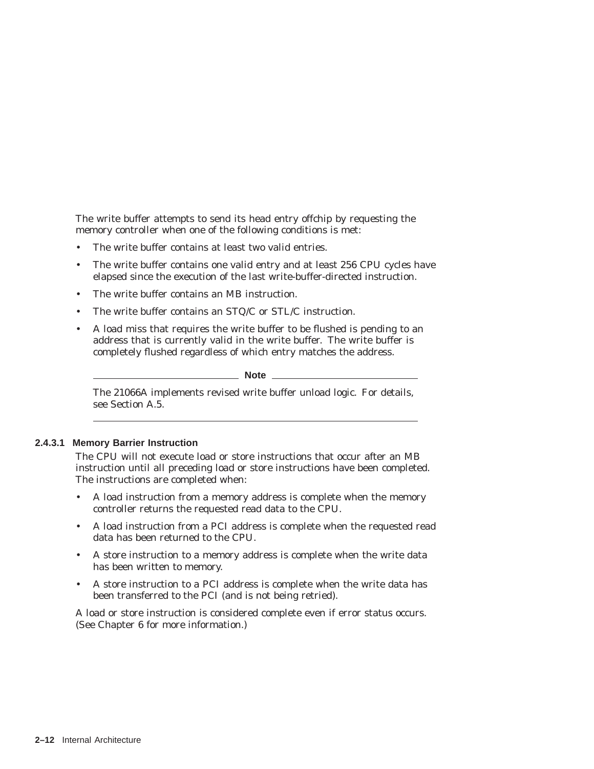The write buffer attempts to send its head entry offchip by requesting the memory controller when one of the following conditions is met:

- The write buffer contains at least two valid entries.
- The write buffer contains one valid entry and at least 256 CPU cycles have elapsed since the execution of the last write-buffer-directed instruction.
- The write buffer contains an MB instruction.
- The write buffer contains an STQ/C or STL/C instruction.
- A load miss that requires the write buffer to be flushed is pending to an address that is currently valid in the write buffer. The write buffer is completely flushed regardless of which entry matches the address.

---

**Note**

The 21066A implements revised write buffer unload logic. For details, see Section A.5.

---

#### 2.4.3.1 Memory Barrier Instruction

The CPU will not execute load or store instructions that occur after an MB instruction until all preceding load or store instructions have been completed. The instructions are completed when:

- A load instruction from a memory address is complete when the memory controller returns the requested read data to the CPU.
- A load instruction from a PCI address is complete when the requested read data has been returned to the CPU.
- A store instruction to a memory address is complete when the write data has been written to memory.
- A store instruction to a PCI address is complete when the write data has been transferred to the PCI (and is not being retried).

A load or store instruction is considered complete even if error status occurs. (See Chapter 6 for more information.)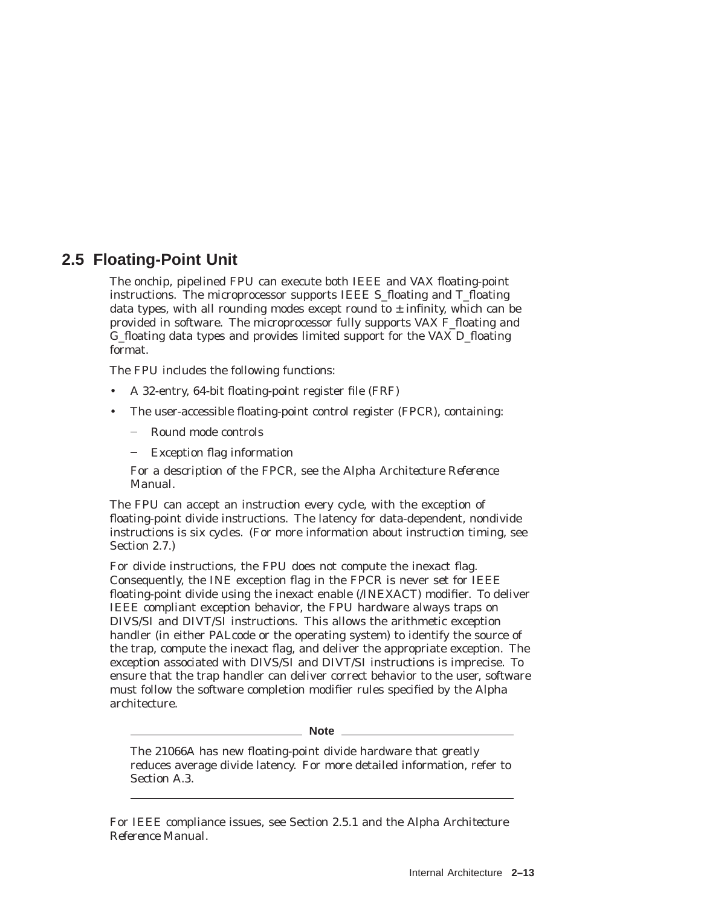## 2.5 Floating-Point Unit

The onchip, pipelined FPU can execute both IEEE and VAX floating-point instructions. The microprocessor supports IEEE S_floating and T_floating data types, with all rounding modes except round to ± infinity, which can be provided in software. The microprocessor fully supports VAX F_floating and G_floating data types and provides limited support for the VAX D_floating format.

The FPU includes the following functions:

- A 32-entry, 64-bit floating-point register file (FRF)
- The user-accessible floating-point control register (FPCR), containing:
  - Round mode controls
  - Exception flag information

  For a description of the FPCR, see the *Alpha Architecture Reference Manual*.

The FPU can accept an instruction every cycle, with the exception of floating-point divide instructions. The latency for data-dependent, nondivide instructions is six cycles. (For more information about instruction timing, see Section 2.7.)

For divide instructions, the FPU does not compute the inexact flag. Consequently, the INE exception flag in the FPCR is never set for IEEE floating-point divide using the inexact enable (/INEXACT) modifier. To deliver IEEE compliant exception behavior, the FPU hardware always traps on DIVS/SI and DIVT/SI instructions. This allows the arithmetic exception handler (in either PALcode or the operating system) to identify the source of the trap, compute the inexact flag, and deliver the appropriate exception. The exception associated with DIVS/SI and DIVT/SI instructions is imprecise. To ensure that the trap handler can deliver correct behavior to the user, software must follow the software completion modifier rules specified by the Alpha architecture.

---

**Note**

The 21066A has new floating-point divide hardware that greatly reduces average divide latency. For more detailed information, refer to Section A.3.

---

For IEEE compliance issues, see Section 2.5.1 and the *Alpha Architecture Reference Manual*.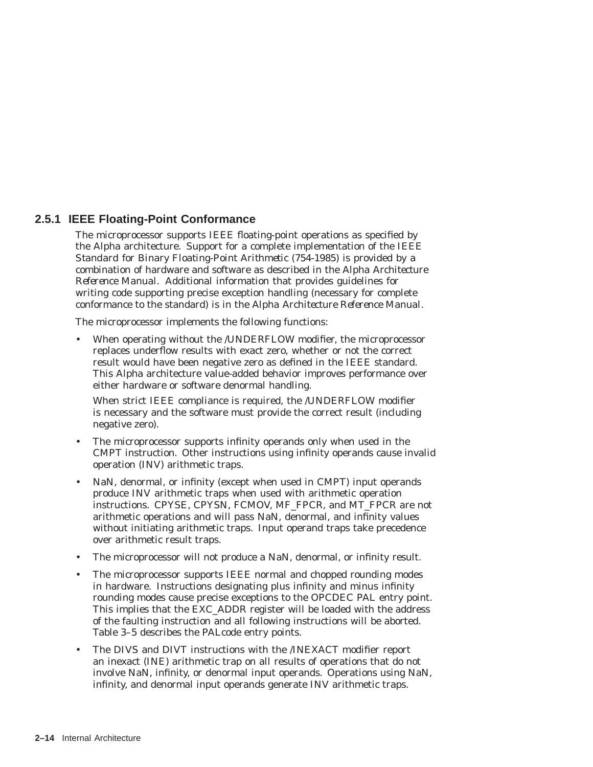### 2.5.1 IEEE Floating-Point Conformance

The microprocessor supports IEEE floating-point operations as specified by the Alpha architecture. Support for a complete implementation of the IEEE *Standard for Binary Floating-Point Arithmetic* (754-1985) is provided by a combination of hardware and software as described in the *Alpha Architecture Reference Manual*. Additional information that provides guidelines for writing code supporting precise exception handling (necessary for complete conformance to the standard) is in the *Alpha Architecture Reference Manual*.

The microprocessor implements the following functions:

- When operating without the /UNDERFLOW modifier, the microprocessor replaces underflow results with exact zero, whether or not the correct result would have been negative zero as defined in the IEEE standard. This Alpha architecture value-added behavior improves performance over either hardware or software denormal handling.

  When strict IEEE compliance is required, the /UNDERFLOW modifier is necessary and the software must provide the correct result (including negative zero).

- The microprocessor supports infinity operands only when used in the CMPT instruction. Other instructions using infinity operands cause invalid operation (INV) arithmetic traps.

- NaN, denormal, or infinity (except when used in CMPT) input operands produce INV arithmetic traps when used with arithmetic operation instructions. CPYSE, CPYSN, FCMOV, MF_FPCR, and MT_FPCR are not arithmetic operations and will pass NaN, denormal, and infinity values without initiating arithmetic traps. Input operand traps take precedence over arithmetic result traps.

- The microprocessor will not produce a NaN, denormal, or infinity result.

- The microprocessor supports IEEE normal and chopped rounding modes in hardware. Instructions designating plus infinity and minus infinity rounding modes cause precise exceptions to the OPCDEC PAL entry point. This implies that the EXC_ADDR register will be loaded with the address of the faulting instruction and all following instructions will be aborted. Table 3–5 describes the PALcode entry points.

- The DIVS and DIVT instructions with the /INEXACT modifier report an inexact (INE) arithmetic trap on all results of operations that do not involve NaN, infinity, or denormal input operands. Operations using NaN, infinity, and denormal input operands generate INV arithmetic traps.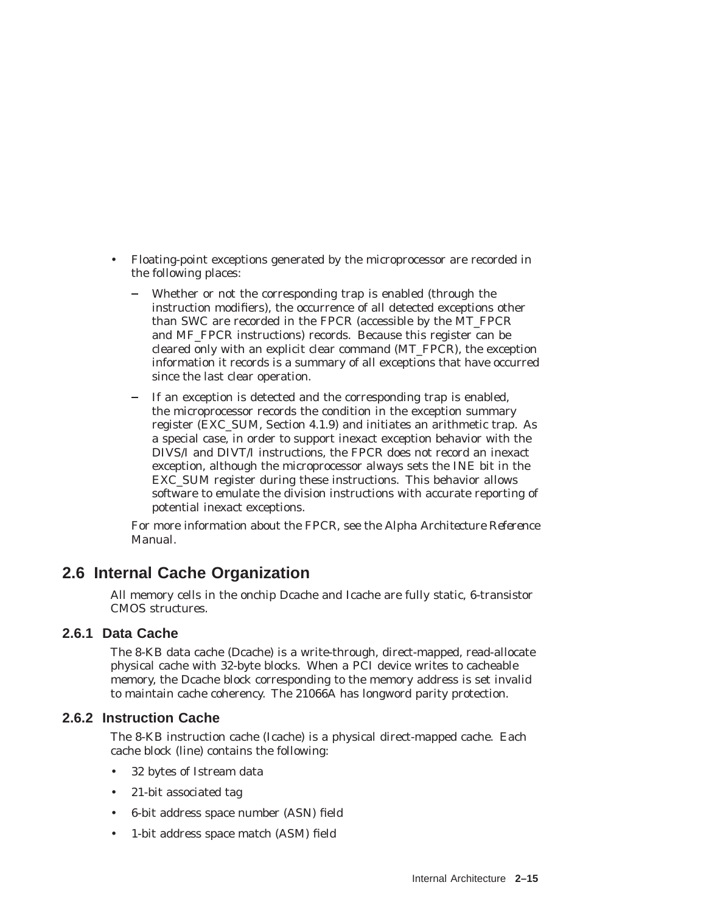- Floating-point exceptions generated by the microprocessor are recorded in the following places:
  - Whether or not the corresponding trap is enabled (through the instruction modifiers), the occurrence of all detected exceptions other than SWC are recorded in the FPCR (accessible by the MT_FPCR and MF_FPCR instructions) records. Because this register can be cleared only with an explicit clear command (MT_FPCR), the exception information it records is a summary of all exceptions that have occurred since the last clear operation.
  - If an exception is detected and the corresponding trap is enabled, the microprocessor records the condition in the exception summary register (EXC_SUM, Section 4.1.9) and initiates an arithmetic trap. As a special case, in order to support inexact exception behavior with the DIVS/I and DIVT/I instructions, the FPCR does not record an inexact exception, although the microprocessor always sets the INE bit in the EXC_SUM register during these instructions. This behavior allows software to emulate the division instructions with accurate reporting of potential inexact exceptions.

  For more information about the FPCR, see the *Alpha Architecture Reference Manual*.

## 2.6 Internal Cache Organization

All memory cells in the onchip Dcache and Icache are fully static, 6-transistor CMOS structures.

### 2.6.1 Data Cache

The 8-KB data cache (Dcache) is a write-through, direct-mapped, read-allocate physical cache with 32-byte blocks. When a PCI device writes to cacheable memory, the Dcache block corresponding to the memory address is set invalid to maintain cache coherency. The 21066A has longword parity protection.

### 2.6.2 Instruction Cache

The 8-KB instruction cache (Icache) is a physical direct-mapped cache. Each cache block (line) contains the following:

- 32 bytes of Istream data
- 21-bit associated tag
- 6-bit address space number (ASN) field
- 1-bit address space match (ASM) field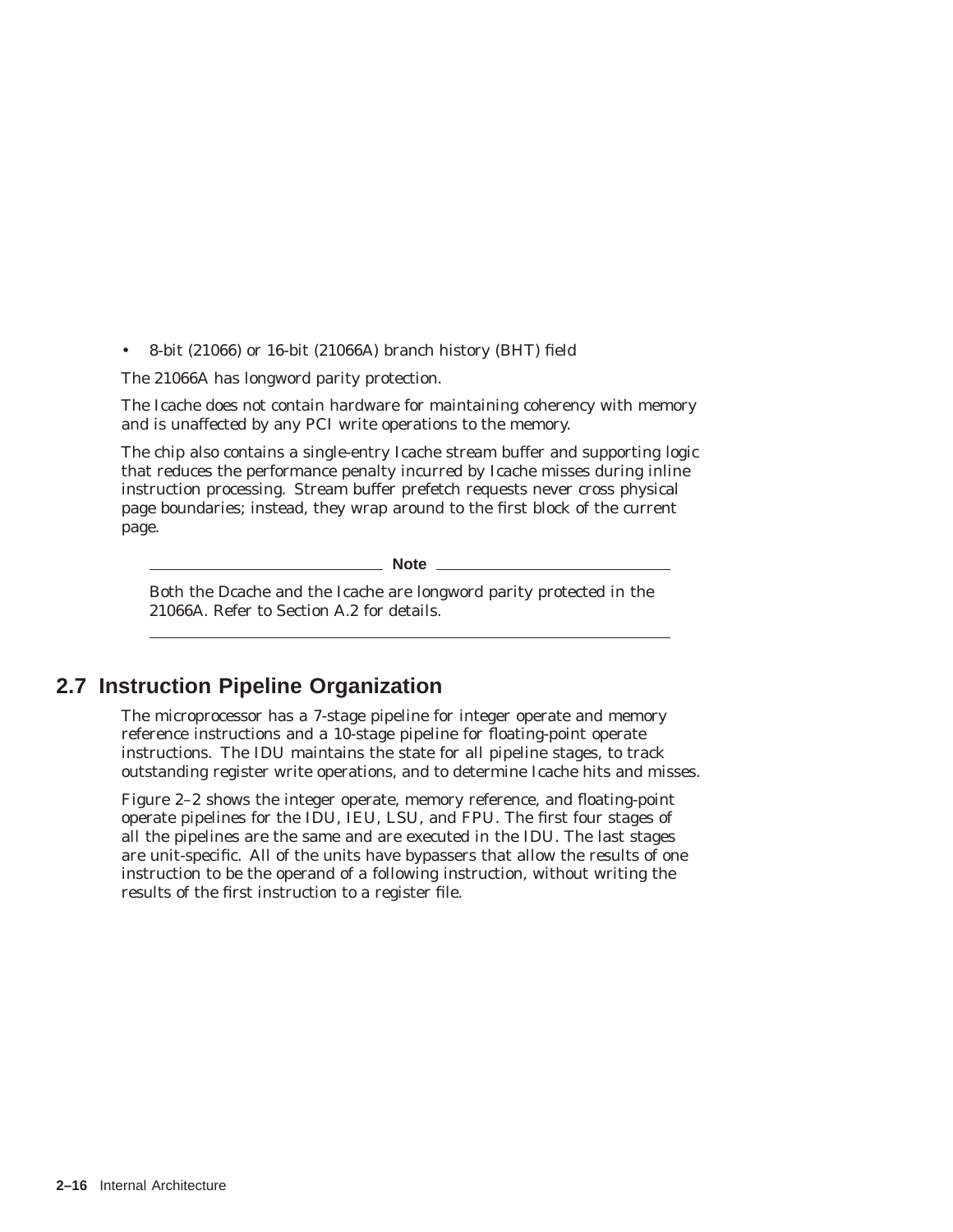- 8-bit (21066) or 16-bit (21066A) branch history (BHT) field

The 21066A has longword parity protection.

The Icache does not contain hardware for maintaining coherency with memory and is unaffected by any PCI write operations to the memory.

The chip also contains a single-entry Icache stream buffer and supporting logic that reduces the performance penalty incurred by Icache misses during inline instruction processing. Stream buffer prefetch requests never cross physical page boundaries; instead, they wrap around to the first block of the current page.

---

**Note**

Both the Dcache and the Icache are longword parity protected in the 21066A. Refer to Section A.2 for details.

---

## 2.7 Instruction Pipeline Organization

The microprocessor has a 7-stage pipeline for integer operate and memory reference instructions and a 10-stage pipeline for floating-point operate instructions. The IDU maintains the state for all pipeline stages, to track outstanding register write operations, and to determine Icache hits and misses.

Figure 2–2 shows the integer operate, memory reference, and floating-point operate pipelines for the IDU, IEU, LSU, and FPU. The first four stages of all the pipelines are the same and are executed in the IDU. The last stages are unit-specific. All of the units have bypassers that allow the results of one instruction to be the operand of a following instruction, without writing the results of the first instruction to a register file.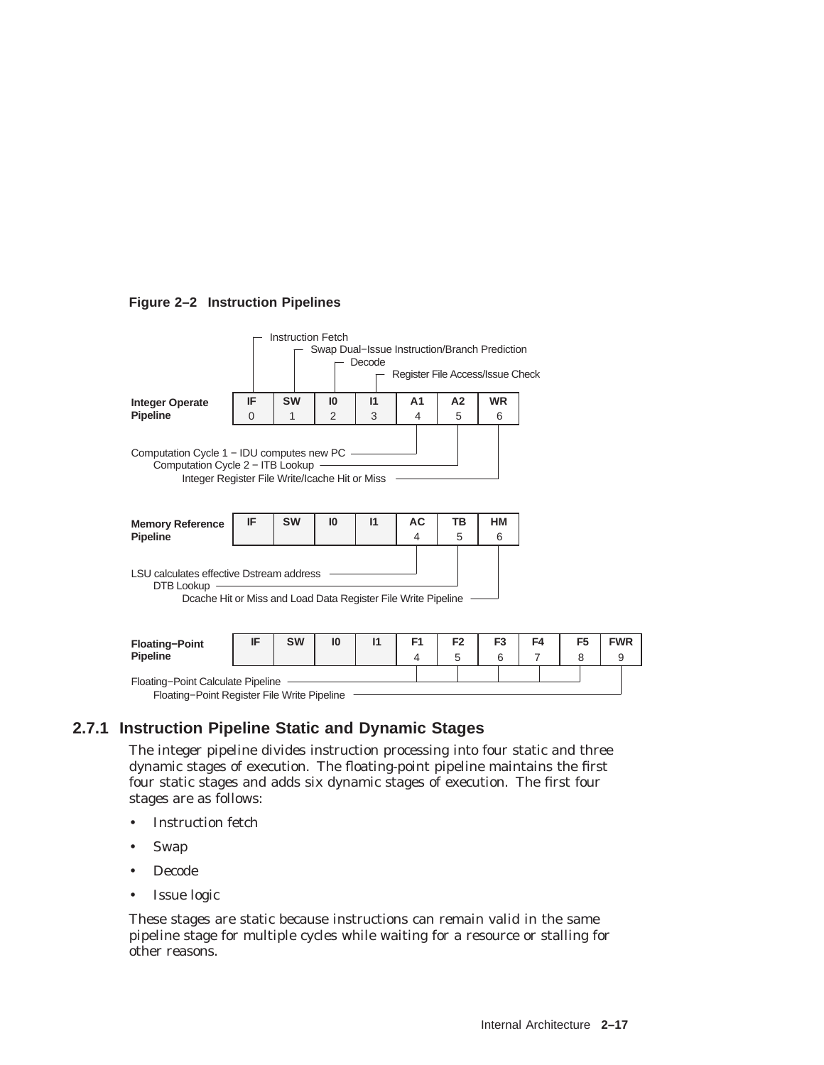**Figure 2–2 Instruction Pipelines**

**Integer Operate Pipeline**

| IF | SW | I0 | I1 | A1 | A2 | WR |
|---|---|---|---|---|---|---|
| 0 | 1 | 2 | 3 | 4 | 5 | 6 |

- IF: Instruction Fetch
- SW: Swap Dual−Issue Instruction/Branch Prediction
- I0: Decode
- I1: Register File Access/Issue Check
- A1: Computation Cycle 1 − IDU computes new PC
- A2: Computation Cycle 2 − ITB Lookup
- WR: Integer Register File Write/Icache Hit or Miss

**Memory Reference Pipeline**

| IF | SW | I0 | I1 | AC | TB | HM |
|---|---|---|---|---|---|---|
| | | | | 4 | 5 | 6 |

- AC: LSU calculates effective Dstream address
- TB: DTB Lookup
- HM: Dcache Hit or Miss and Load Data Register File Write Pipeline

**Floating−Point Pipeline**

| IF | SW | I0 | I1 | F1 | F2 | F3 | F4 | F5 | FWR |
|---|---|---|---|---|---|---|---|---|---|
| | | | | 4 | 5 | 6 | 7 | 8 | 9 |

- F1–F5: Floating−Point Calculate Pipeline
- FWR: Floating−Point Register File Write Pipeline

### 2.7.1 Instruction Pipeline Static and Dynamic Stages

The integer pipeline divides instruction processing into four static and three dynamic stages of execution. The floating-point pipeline maintains the first four static stages and adds six dynamic stages of execution. The first four stages are as follows:

- Instruction fetch
- Swap
- Decode
- Issue logic

These stages are static because instructions can remain valid in the same pipeline stage for multiple cycles while waiting for a resource or stalling for other reasons.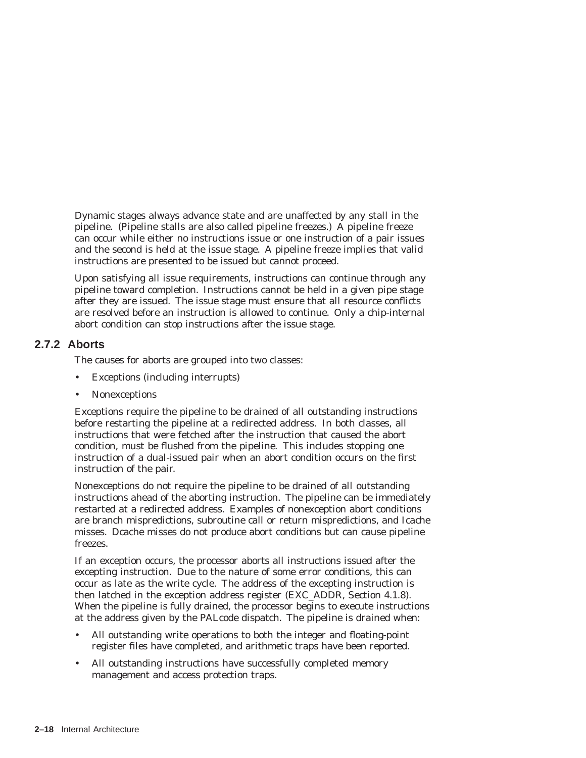Dynamic stages always advance state and are unaffected by any stall in the pipeline. (Pipeline stalls are also called pipeline freezes.) A pipeline freeze can occur while either no instructions issue or one instruction of a pair issues and the second is held at the issue stage. A pipeline freeze implies that valid instructions are presented to be issued but cannot proceed.

Upon satisfying all issue requirements, instructions can continue through any pipeline toward completion. Instructions cannot be held in a given pipe stage after they are issued. The issue stage must ensure that all resource conflicts are resolved before an instruction is allowed to continue. Only a chip-internal abort condition can stop instructions after the issue stage.

### 2.7.2 Aborts

The causes for aborts are grouped into two classes:

- Exceptions (including interrupts)
- Nonexceptions

Exceptions require the pipeline to be drained of all outstanding instructions before restarting the pipeline at a redirected address. In both classes, all instructions that were fetched after the instruction that caused the abort condition, must be flushed from the pipeline. This includes stopping one instruction of a dual-issued pair when an abort condition occurs on the first instruction of the pair.

Nonexceptions do not require the pipeline to be drained of all outstanding instructions ahead of the aborting instruction. The pipeline can be immediately restarted at a redirected address. Examples of nonexception abort conditions are branch mispredictions, subroutine call or return mispredictions, and Icache misses. Dcache misses do not produce abort conditions but can cause pipeline freezes.

If an exception occurs, the processor aborts all instructions issued after the excepting instruction. Due to the nature of some error conditions, this can occur as late as the write cycle. The address of the excepting instruction is then latched in the exception address register (EXC_ADDR, Section 4.1.8). When the pipeline is fully drained, the processor begins to execute instructions at the address given by the PALcode dispatch. The pipeline is drained when:

- All outstanding write operations to both the integer and floating-point register files have completed, and arithmetic traps have been reported.
- All outstanding instructions have successfully completed memory management and access protection traps.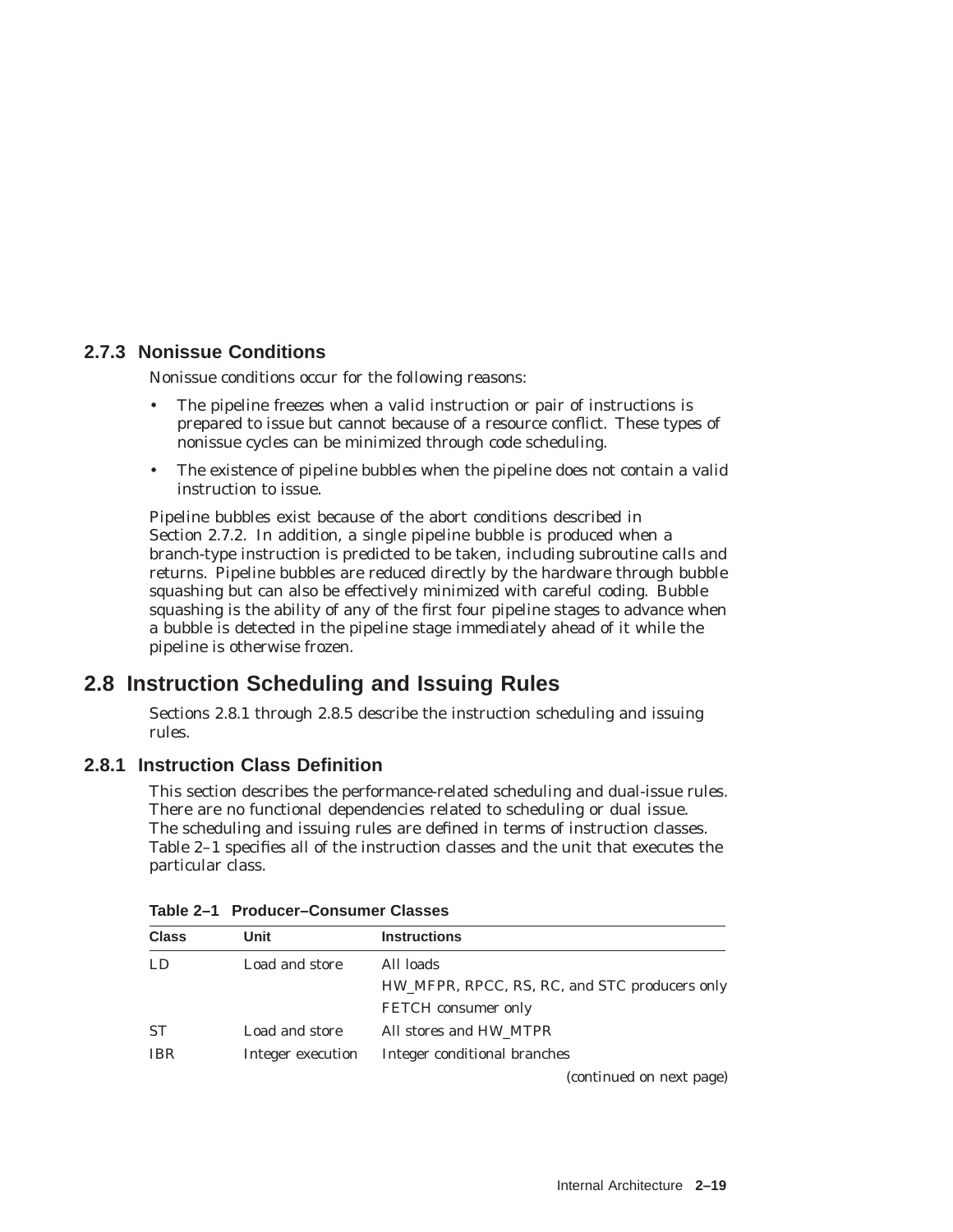### 2.7.3 Nonissue Conditions

Nonissue conditions occur for the following reasons:

- The pipeline freezes when a valid instruction or pair of instructions is prepared to issue but cannot because of a resource conflict. These types of nonissue cycles can be minimized through code scheduling.
- The existence of pipeline bubbles when the pipeline does not contain a valid instruction to issue.

Pipeline bubbles exist because of the abort conditions described in Section 2.7.2. In addition, a single pipeline bubble is produced when a branch-type instruction is predicted to be taken, including subroutine calls and returns. Pipeline bubbles are reduced directly by the hardware through bubble squashing but can also be effectively minimized with careful coding. Bubble squashing is the ability of any of the first four pipeline stages to advance when a bubble is detected in the pipeline stage immediately ahead of it while the pipeline is otherwise frozen.

## 2.8 Instruction Scheduling and Issuing Rules

Sections 2.8.1 through 2.8.5 describe the instruction scheduling and issuing rules.

### 2.8.1 Instruction Class Definition

This section describes the performance-related scheduling and dual-issue rules. There are no functional dependencies related to scheduling or dual issue. The scheduling and issuing rules are defined in terms of instruction classes. Table 2–1 specifies all of the instruction classes and the unit that executes the particular class.

**Table 2–1 Producer–Consumer Classes**

| Class | Unit | Instructions |
|---|---|---|
| LD | Load and store | All loads |
| | | HW_MFPR, RPCC, RS, RC, and STC producers only |
| | | FETCH consumer only |
| ST | Load and store | All stores and HW_MTPR |
| IBR | Integer execution | Integer conditional branches |

*(continued on next page)*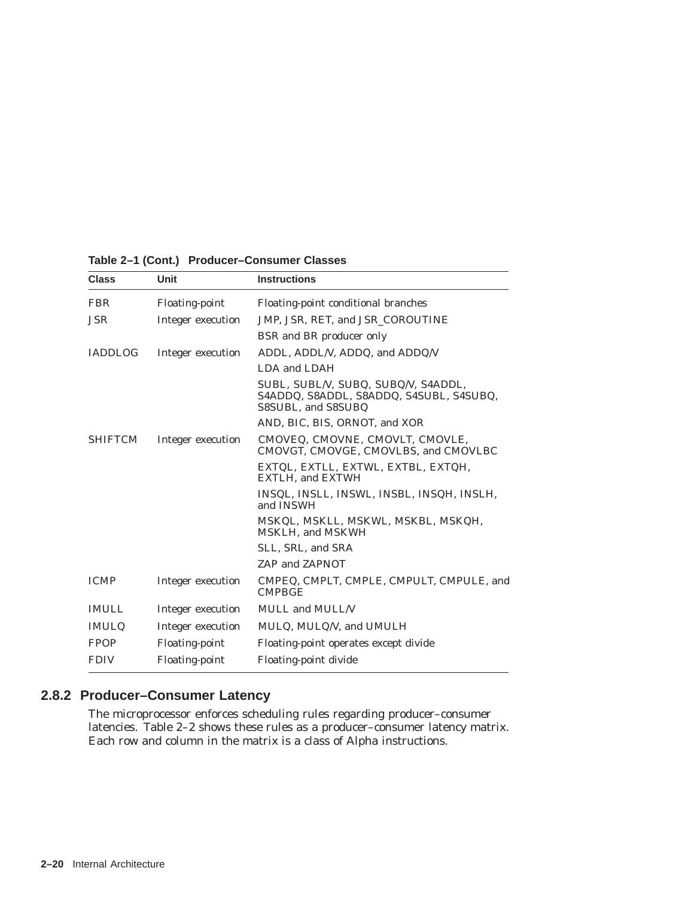**Table 2–1 (Cont.) Producer–Consumer Classes**

| Class | Unit | Instructions |
|---|---|---|
| FBR | Floating-point | Floating-point conditional branches |
| JSR | Integer execution | JMP, JSR, RET, and JSR_COROUTINE |
| | | BSR and BR producer only |
| IADDLOG | Integer execution | ADDL, ADDL/V, ADDQ, and ADDQ/V |
| | | LDA and LDAH |
| | | SUBL, SUBL/V, SUBQ, SUBQ/V, S4ADDL, S4ADDQ, S8ADDL, S8ADDQ, S4SUBL, S4SUBQ, S8SUBL, and S8SUBQ |
| | | AND, BIC, BIS, ORNOT, and XOR |
| SHIFTCM | Integer execution | CMOVEQ, CMOVNE, CMOVLT, CMOVLE, CMOVGT, CMOVGE, CMOVLBS, and CMOVLBC |
| | | EXTQL, EXTLL, EXTWL, EXTBL, EXTQH, EXTLH, and EXTWH |
| | | INSQL, INSLL, INSWL, INSBL, INSQH, INSLH, and INSWH |
| | | MSKQL, MSKLL, MSKWL, MSKBL, MSKQH, MSKLH, and MSKWH |
| | | SLL, SRL, and SRA |
| | | ZAP and ZAPNOT |
| ICMP | Integer execution | CMPEQ, CMPLT, CMPLE, CMPULT, CMPULE, and CMPBGE |
| IMULL | Integer execution | MULL and MULL/V |
| IMULQ | Integer execution | MULQ, MULQ/V, and UMULH |
| FPOP | Floating-point | Floating-point operates except divide |
| FDIV | Floating-point | Floating-point divide |

### 2.8.2 Producer–Consumer Latency

The microprocessor enforces scheduling rules regarding producer–consumer latencies. Table 2–2 shows these rules as a producer–consumer latency matrix. Each row and column in the matrix is a class of Alpha instructions.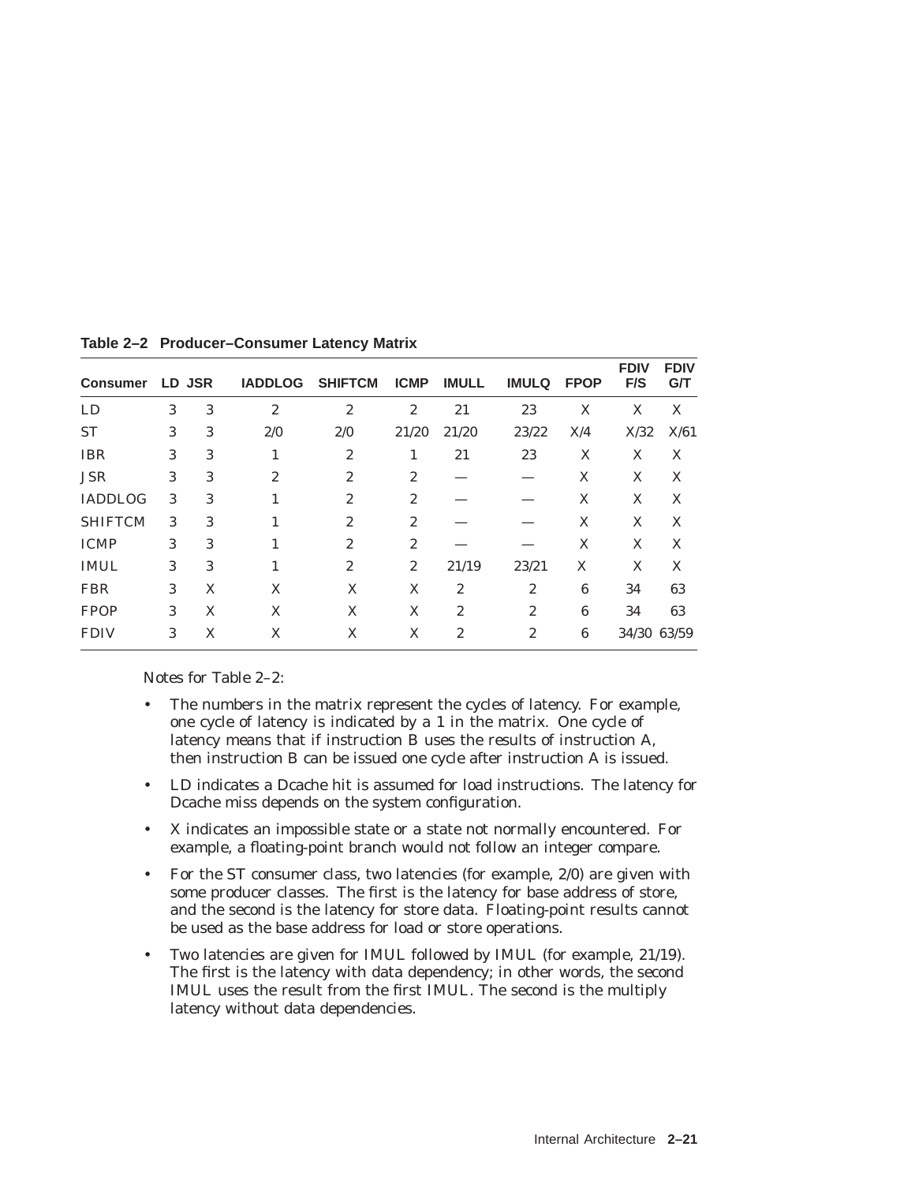**Table 2–2 Producer–Consumer Latency Matrix**

| Consumer | LD | JSR | IADDLOG | SHIFTCM | ICMP | IMULL | IMULQ | FPOP | FDIV F/S | FDIV G/T |
|---|---|---|---|---|---|---|---|---|---|---|
| LD | 3 | 3 | 2 | 2 | 2 | 21 | 23 | X | X | X |
| ST | 3 | 3 | 2/0 | 2/0 | 21/20 | 21/20 | 23/22 | X/4 | X/32 | X/61 |
| IBR | 3 | 3 | 1 | 2 | 1 | 21 | 23 | X | X | X |
| JSR | 3 | 3 | 2 | 2 | 2 | — | — | X | X | X |
| IADDLOG | 3 | 3 | 1 | 2 | 2 | — | — | X | X | X |
| SHIFTCM | 3 | 3 | 1 | 2 | 2 | — | — | X | X | X |
| ICMP | 3 | 3 | 1 | 2 | 2 | — | — | X | X | X |
| IMUL | 3 | 3 | 1 | 2 | 2 | 21/19 | 23/21 | X | X | X |
| FBR | 3 | X | X | X | X | 2 | 2 | 6 | 34 | 63 |
| FPOP | 3 | X | X | X | X | 2 | 2 | 6 | 34 | 63 |
| FDIV | 3 | X | X | X | X | 2 | 2 | 6 | 34/30 | 63/59 |

Notes for Table 2–2:

- The numbers in the matrix represent the cycles of latency. For example, one cycle of latency is indicated by a 1 in the matrix. One cycle of latency means that if instruction B uses the results of instruction A, then instruction B can be issued one cycle after instruction A is issued.
- LD indicates a Dcache hit is assumed for load instructions. The latency for Dcache miss depends on the system configuration.
- X indicates an impossible state or a state not normally encountered. For example, a floating-point branch would not follow an integer compare.
- For the ST consumer class, two latencies (for example, 2/0) are given with some producer classes. The first is the latency for base address of store, and the second is the latency for store data. Floating-point results cannot be used as the base address for load or store operations.
- Two latencies are given for IMUL followed by IMUL (for example, 21/19). The first is the latency with data dependency; in other words, the second IMUL uses the result from the first IMUL. The second is the multiply latency without data dependencies.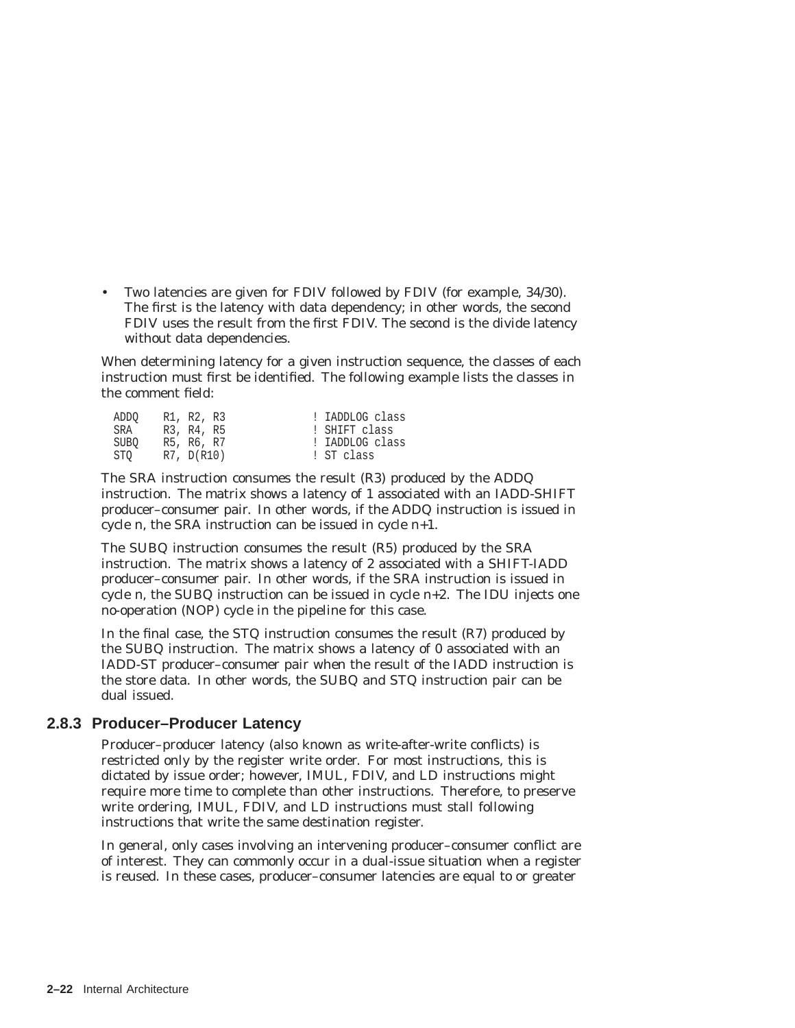- Two latencies are given for FDIV followed by FDIV (for example, 34/30). The first is the latency with data dependency; in other words, the second FDIV uses the result from the first FDIV. The second is the divide latency without data dependencies.

When determining latency for a given instruction sequence, the classes of each instruction must first be identified. The following example lists the classes in the comment field:

```
ADDQ    R1, R2, R3              ! IADDLOG class
SRA     R3, R4, R5              ! SHIFT class
SUBQ    R5, R6, R7              ! IADDLOG class
STQ     R7, D(R10)              ! ST class
```

The SRA instruction consumes the result (R3) produced by the ADDQ instruction. The matrix shows a latency of 1 associated with an IADD-SHIFT producer–consumer pair. In other words, if the ADDQ instruction is issued in cycle n, the SRA instruction can be issued in cycle n+1.

The SUBQ instruction consumes the result (R5) produced by the SRA instruction. The matrix shows a latency of 2 associated with a SHIFT-IADD producer–consumer pair. In other words, if the SRA instruction is issued in cycle n, the SUBQ instruction can be issued in cycle n+2. The IDU injects one no-operation (NOP) cycle in the pipeline for this case.

In the final case, the STQ instruction consumes the result (R7) produced by the SUBQ instruction. The matrix shows a latency of 0 associated with an IADD-ST producer–consumer pair when the result of the IADD instruction is the store data. In other words, the SUBQ and STQ instruction pair can be dual issued.

### 2.8.3 Producer–Producer Latency

Producer–producer latency (also known as write-after-write conflicts) is restricted only by the register write order. For most instructions, this is dictated by issue order; however, IMUL, FDIV, and LD instructions might require more time to complete than other instructions. Therefore, to preserve write ordering, IMUL, FDIV, and LD instructions must stall following instructions that write the same destination register.

In general, only cases involving an intervening producer–consumer conflict are of interest. They can commonly occur in a dual-issue situation when a register is reused. In these cases, producer–consumer latencies are equal to or greater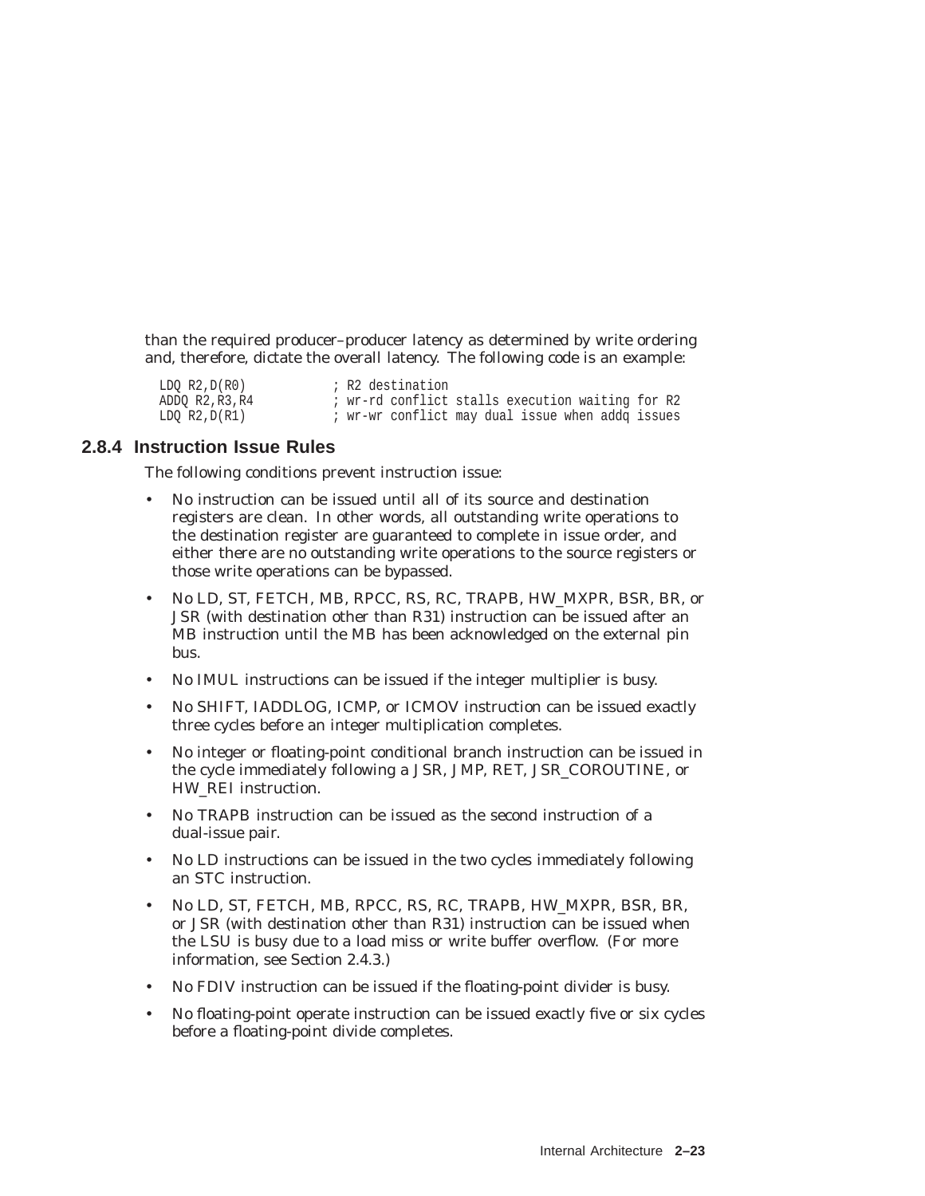than the required producer–producer latency as determined by write ordering and, therefore, dictate the overall latency. The following code is an example:

```
LDQ R2,D(R0)          ; R2 destination
ADDQ R2,R3,R4         ; wr-rd conflict stalls execution waiting for R2
LDQ R2,D(R1)          ; wr-wr conflict may dual issue when addq issues
```

### 2.8.4 Instruction Issue Rules

The following conditions prevent instruction issue:

- No instruction can be issued until all of its source and destination registers are clean. In other words, all outstanding write operations to the destination register are guaranteed to complete in issue order, and either there are no outstanding write operations to the source registers or those write operations can be bypassed.
- No LD, ST, FETCH, MB, RPCC, RS, RC, TRAPB, HW_MXPR, BSR, BR, or JSR (with destination other than R31) instruction can be issued after an MB instruction until the MB has been acknowledged on the external pin bus.
- No IMUL instructions can be issued if the integer multiplier is busy.
- No SHIFT, IADDLOG, ICMP, or ICMOV instruction can be issued exactly three cycles before an integer multiplication completes.
- No integer or floating-point conditional branch instruction can be issued in the cycle immediately following a JSR, JMP, RET, JSR_COROUTINE, or HW_REI instruction.
- No TRAPB instruction can be issued as the second instruction of a dual-issue pair.
- No LD instructions can be issued in the two cycles immediately following an STC instruction.
- No LD, ST, FETCH, MB, RPCC, RS, RC, TRAPB, HW_MXPR, BSR, BR, or JSR (with destination other than R31) instruction can be issued when the LSU is busy due to a load miss or write buffer overflow. (For more information, see Section 2.4.3.)
- No FDIV instruction can be issued if the floating-point divider is busy.
- No floating-point operate instruction can be issued exactly five or six cycles before a floating-point divide completes.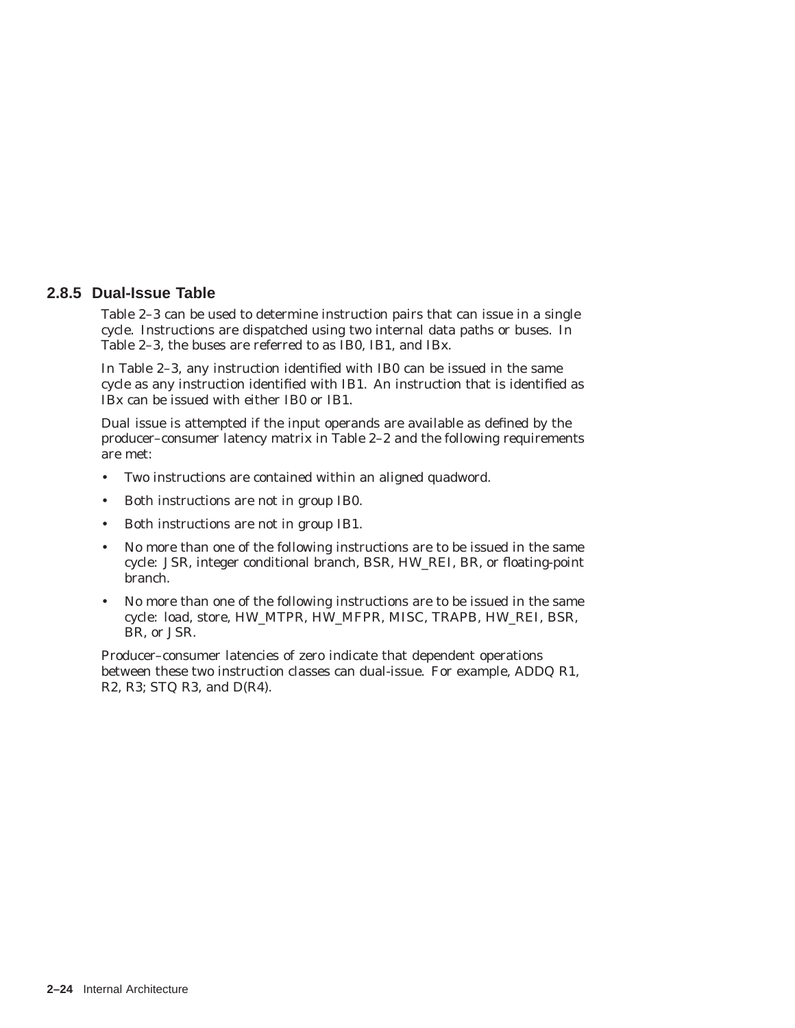### 2.8.5 Dual-Issue Table

Table 2–3 can be used to determine instruction pairs that can issue in a single cycle. Instructions are dispatched using two internal data paths or buses. In Table 2–3, the buses are referred to as IB0, IB1, and IBx.

In Table 2–3, any instruction identified with IB0 can be issued in the same cycle as any instruction identified with IB1. An instruction that is identified as IBx can be issued with either IB0 or IB1.

Dual issue is attempted if the input operands are available as defined by the producer–consumer latency matrix in Table 2–2 and the following requirements are met:

- Two instructions are contained within an aligned quadword.
- Both instructions are not in group IB0.
- Both instructions are not in group IB1.
- No more than one of the following instructions are to be issued in the same cycle: JSR, integer conditional branch, BSR, HW_REI, BR, or floating-point branch.
- No more than one of the following instructions are to be issued in the same cycle: load, store, HW_MTPR, HW_MFPR, MISC, TRAPB, HW_REI, BSR, BR, or JSR.

Producer–consumer latencies of zero indicate that dependent operations between these two instruction classes can dual-issue. For example, ADDQ R1, R2, R3; STQ R3, and D(R4).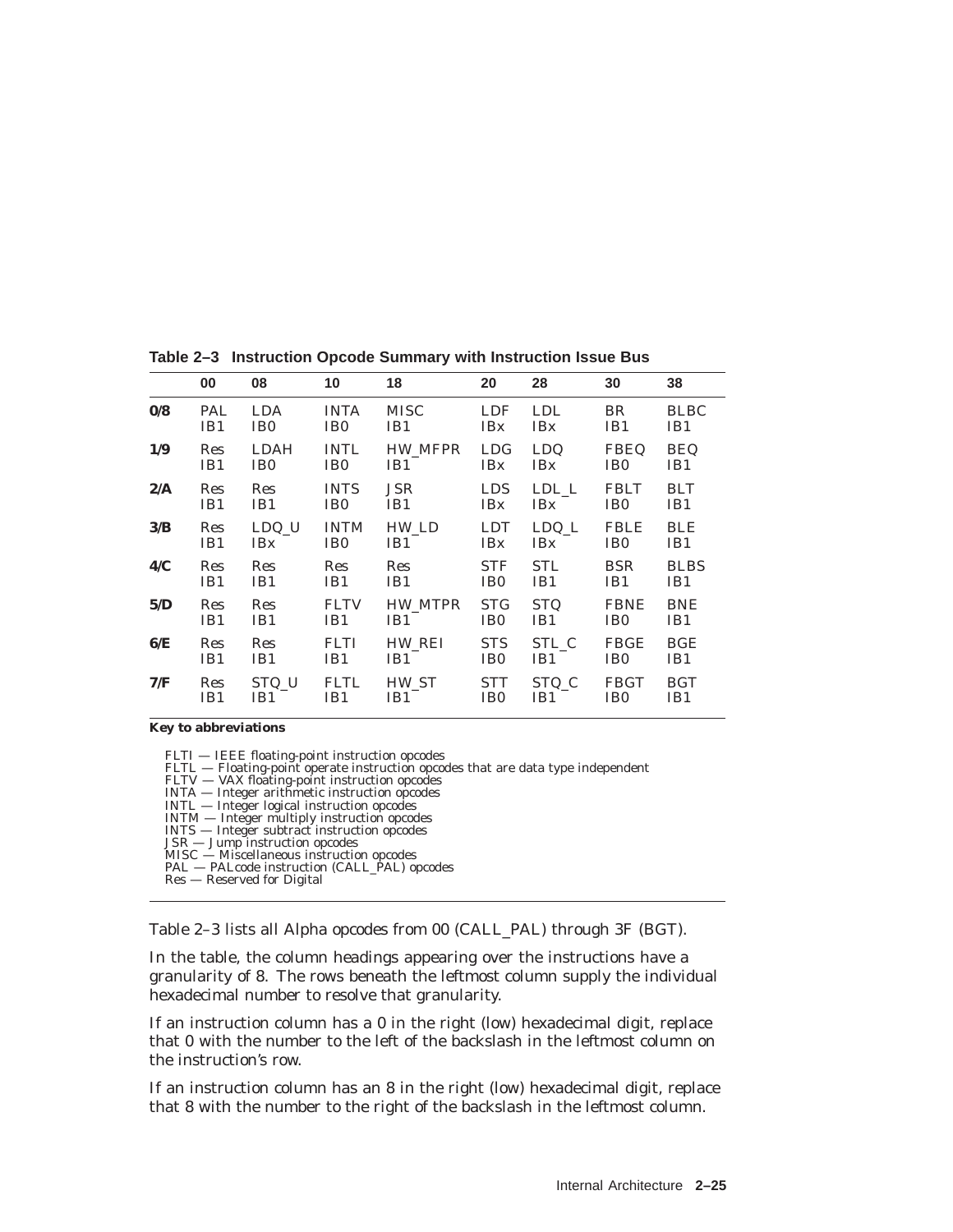**Table 2–3 Instruction Opcode Summary with Instruction Issue Bus**

| | 00 | 08 | 10 | 18 | 20 | 28 | 30 | 38 |
|---|---|---|---|---|---|---|---|---|
| **0/8** | PAL<br>IB1 | LDA<br>IB0 | INTA<br>IB0 | MISC<br>IB1 | LDF<br>IBx | LDL<br>IBx | BR<br>IB1 | BLBC<br>IB1 |
| **1/9** | Res<br>IB1 | LDAH<br>IB0 | INTL<br>IB0 | HW_MFPR<br>IB1 | LDG<br>IBx | LDQ<br>IBx | FBEQ<br>IB0 | BEQ<br>IB1 |
| **2/A** | Res<br>IB1 | Res<br>IB1 | INTS<br>IB0 | JSR<br>IB1 | LDS<br>IBx | LDL_L<br>IBx | FBLT<br>IB0 | BLT<br>IB1 |
| **3/B** | Res<br>IB1 | LDQ_U<br>IBx | INTM<br>IB0 | HW_LD<br>IB1 | LDT<br>IBx | LDQ_L<br>IBx | FBLE<br>IB0 | BLE<br>IB1 |
| **4/C** | Res<br>IB1 | Res<br>IB1 | Res<br>IB1 | Res<br>IB1 | STF<br>IB0 | STL<br>IB1 | BSR<br>IB1 | BLBS<br>IB1 |
| **5/D** | Res<br>IB1 | Res<br>IB1 | FLTV<br>IB1 | HW_MTPR<br>IB1 | STG<br>IB0 | STQ<br>IB1 | FBNE<br>IB0 | BNE<br>IB1 |
| **6/E** | Res<br>IB1 | Res<br>IB1 | FLTI<br>IB1 | HW_REI<br>IB1 | STS<br>IB0 | STL_C<br>IB1 | FBGE<br>IB0 | BGE<br>IB1 |
| **7/F** | Res<br>IB1 | STQ_U<br>IB1 | FLTL<br>IB1 | HW_ST<br>IB1 | STT<br>IB0 | STQ_C<br>IB1 | FBGT<br>IB0 | BGT<br>IB1 |

**Key to abbreviations**

FLTI — IEEE floating-point instruction opcodes
FLTL — Floating-point operate instruction opcodes that are data type independent
FLTV — VAX floating-point instruction opcodes
INTA — Integer arithmetic instruction opcodes
INTL — Integer logical instruction opcodes
INTM — Integer multiply instruction opcodes
INTS — Integer subtract instruction opcodes
JSR — Jump instruction opcodes
MISC — Miscellaneous instruction opcodes
PAL — PALcode instruction (CALL_PAL) opcodes
Res — Reserved for Digital

Table 2–3 lists all Alpha opcodes from 00 (CALL_PAL) through 3F (BGT).

In the table, the column headings appearing over the instructions have a granularity of 8. The rows beneath the leftmost column supply the individual hexadecimal number to resolve that granularity.

If an instruction column has a 0 in the right (low) hexadecimal digit, replace that 0 with the number to the left of the backslash in the leftmost column on the instruction's row.

If an instruction column has an 8 in the right (low) hexadecimal digit, replace that 8 with the number to the right of the backslash in the leftmost column.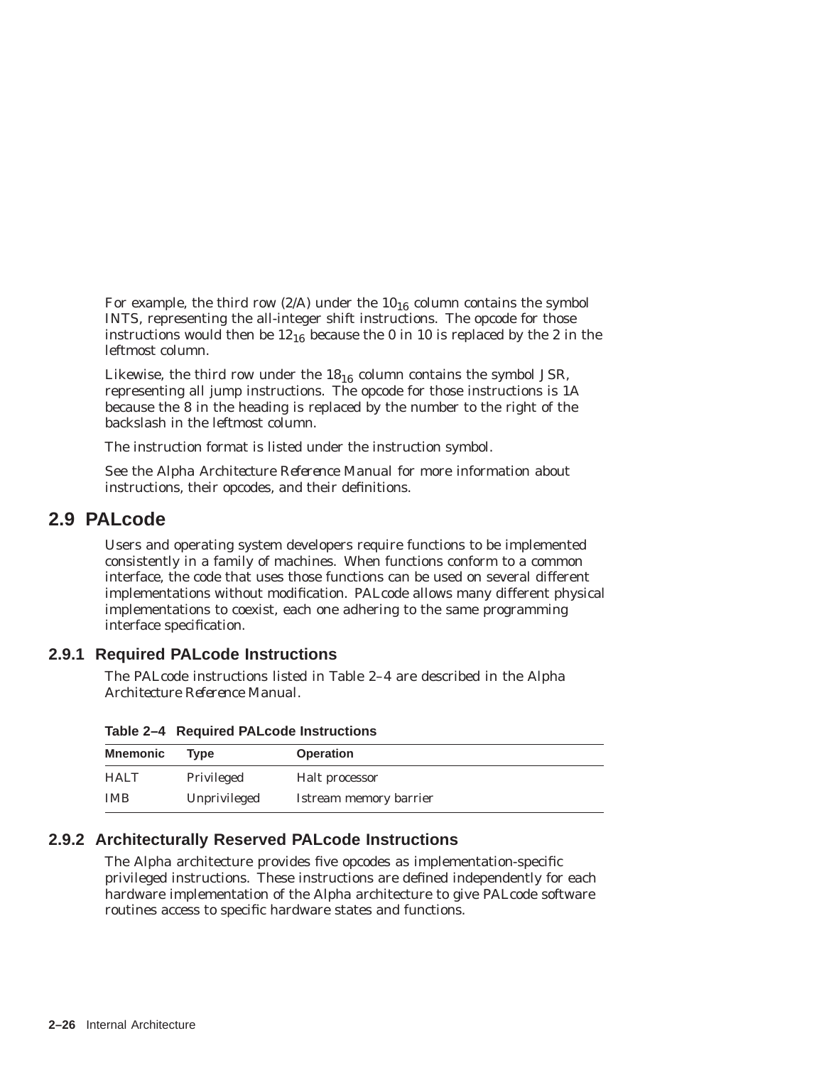For example, the third row (2/A) under the $10_{16}$ column contains the symbol INTS, representing the all-integer shift instructions. The opcode for those instructions would then be $12_{16}$ because the 0 in 10 is replaced by the 2 in the leftmost column.

Likewise, the third row under the $18_{16}$ column contains the symbol JSR, representing all jump instructions. The opcode for those instructions is 1A because the 8 in the heading is replaced by the number to the right of the backslash in the leftmost column.

The instruction format is listed under the instruction symbol.

See the *Alpha Architecture Reference Manual* for more information about instructions, their opcodes, and their definitions.

## 2.9 PALcode

Users and operating system developers require functions to be implemented consistently in a family of machines. When functions conform to a common interface, the code that uses those functions can be used on several different implementations without modification. PALcode allows many different physical implementations to coexist, each one adhering to the same programming interface specification.

### 2.9.1 Required PALcode Instructions

The PALcode instructions listed in Table 2–4 are described in the *Alpha Architecture Reference Manual*.

**Table 2–4 Required PALcode Instructions**

| Mnemonic | Type | Operation |
|---|---|---|
| HALT | Privileged | Halt processor |
| IMB | Unprivileged | Istream memory barrier |

### 2.9.2 Architecturally Reserved PALcode Instructions

The Alpha architecture provides five opcodes as implementation-specific privileged instructions. These instructions are defined independently for each hardware implementation of the Alpha architecture to give PALcode software routines access to specific hardware states and functions.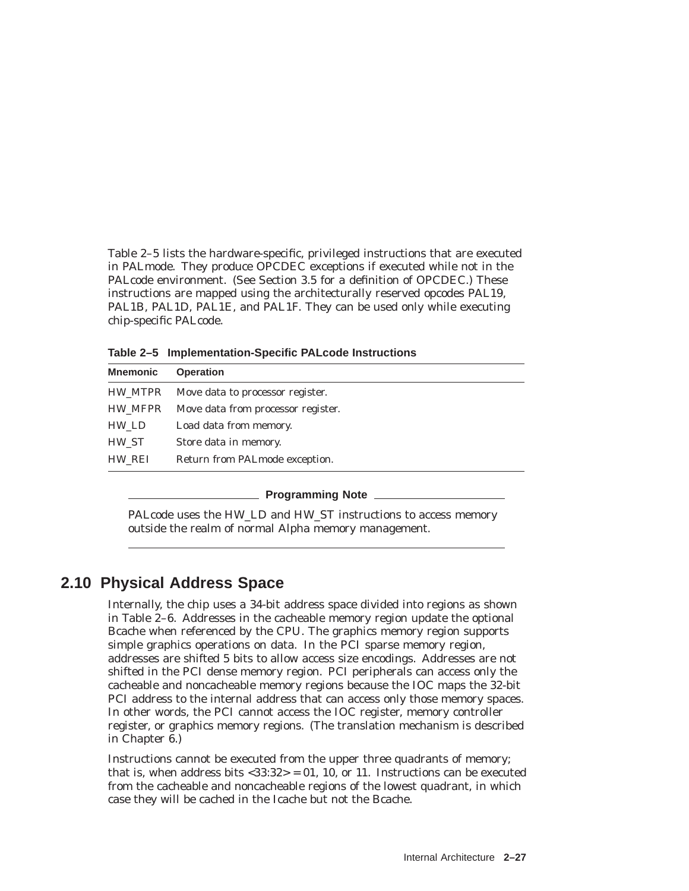Table 2–5 lists the hardware-specific, privileged instructions that are executed in PALmode. They produce OPCDEC exceptions if executed while not in the PALcode environment. (See Section 3.5 for a definition of OPCDEC.) These instructions are mapped using the architecturally reserved opcodes PAL19, PAL1B, PAL1D, PAL1E, and PAL1F. They can be used only while executing chip-specific PALcode.

**Table 2–5 Implementation-Specific PALcode Instructions**

| Mnemonic | Operation |
|---|---|
| HW_MTPR | Move data to processor register. |
| HW_MFPR | Move data from processor register. |
| HW_LD | Load data from memory. |
| HW_ST | Store data in memory. |
| HW_REI | Return from PALmode exception. |

**Programming Note**

PALcode uses the HW_LD and HW_ST instructions to access memory outside the realm of normal Alpha memory management.

## 2.10 Physical Address Space

Internally, the chip uses a 34-bit address space divided into regions as shown in Table 2–6. Addresses in the cacheable memory region update the optional Bcache when referenced by the CPU. The graphics memory region supports simple graphics operations on data. In the PCI sparse memory region, addresses are shifted 5 bits to allow access size encodings. Addresses are not shifted in the PCI dense memory region. PCI peripherals can access only the cacheable and noncacheable memory regions because the IOC maps the 32-bit PCI address to the internal address that can access only those memory spaces. In other words, the PCI cannot access the IOC register, memory controller register, or graphics memory regions. (The translation mechanism is described in Chapter 6.)

Instructions cannot be executed from the upper three quadrants of memory; that is, when address bits <33:32> = 01, 10, or 11. Instructions can be executed from the cacheable and noncacheable regions of the lowest quadrant, in which case they will be cached in the Icache but not the Bcache.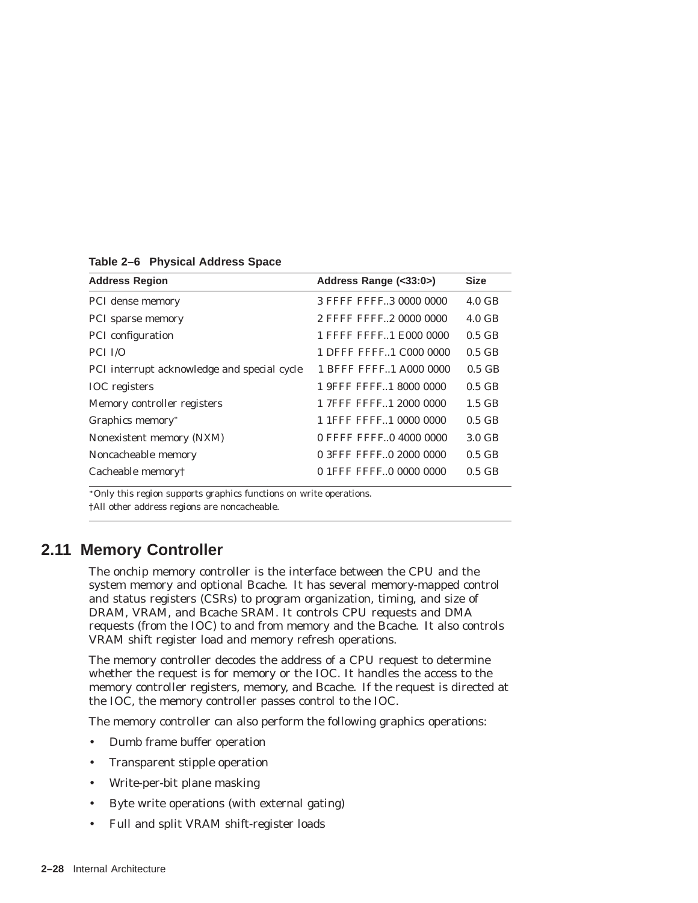**Table 2–6 Physical Address Space**

| Address Region | Address Range (<33:0>) | Size |
|---|---|---|
| PCI dense memory | 3 FFFF FFFF..3 0000 0000 | 4.0 GB |
| PCI sparse memory | 2 FFFF FFFF..2 0000 0000 | 4.0 GB |
| PCI configuration | 1 FFFF FFFF..1 E000 0000 | 0.5 GB |
| PCI I/O | 1 DFFF FFFF..1 C000 0000 | 0.5 GB |
| PCI interrupt acknowledge and special cycle | 1 BFFF FFFF..1 A000 0000 | 0.5 GB |
| IOC registers | 1 9FFF FFFF..1 8000 0000 | 0.5 GB |
| Memory controller registers | 1 7FFF FFFF..1 2000 0000 | 1.5 GB |
| Graphics memory* | 1 1FFF FFFF..1 0000 0000 | 0.5 GB |
| Nonexistent memory (NXM) | 0 FFFF FFFF..0 4000 0000 | 3.0 GB |
| Noncacheable memory | 0 3FFF FFFF..0 2000 0000 | 0.5 GB |
| Cacheable memory† | 0 1FFF FFFF..0 0000 0000 | 0.5 GB |

*Only this region supports graphics functions on write operations.

†All other address regions are noncacheable.

## 2.11 Memory Controller

The onchip memory controller is the interface between the CPU and the system memory and optional Bcache. It has several memory-mapped control and status registers (CSRs) to program organization, timing, and size of DRAM, VRAM, and Bcache SRAM. It controls CPU requests and DMA requests (from the IOC) to and from memory and the Bcache. It also controls VRAM shift register load and memory refresh operations.

The memory controller decodes the address of a CPU request to determine whether the request is for memory or the IOC. It handles the access to the memory controller registers, memory, and Bcache. If the request is directed at the IOC, the memory controller passes control to the IOC.

The memory controller can also perform the following graphics operations:

- Dumb frame buffer operation
- Transparent stipple operation
- Write-per-bit plane masking
- Byte write operations (with external gating)
- Full and split VRAM shift-register loads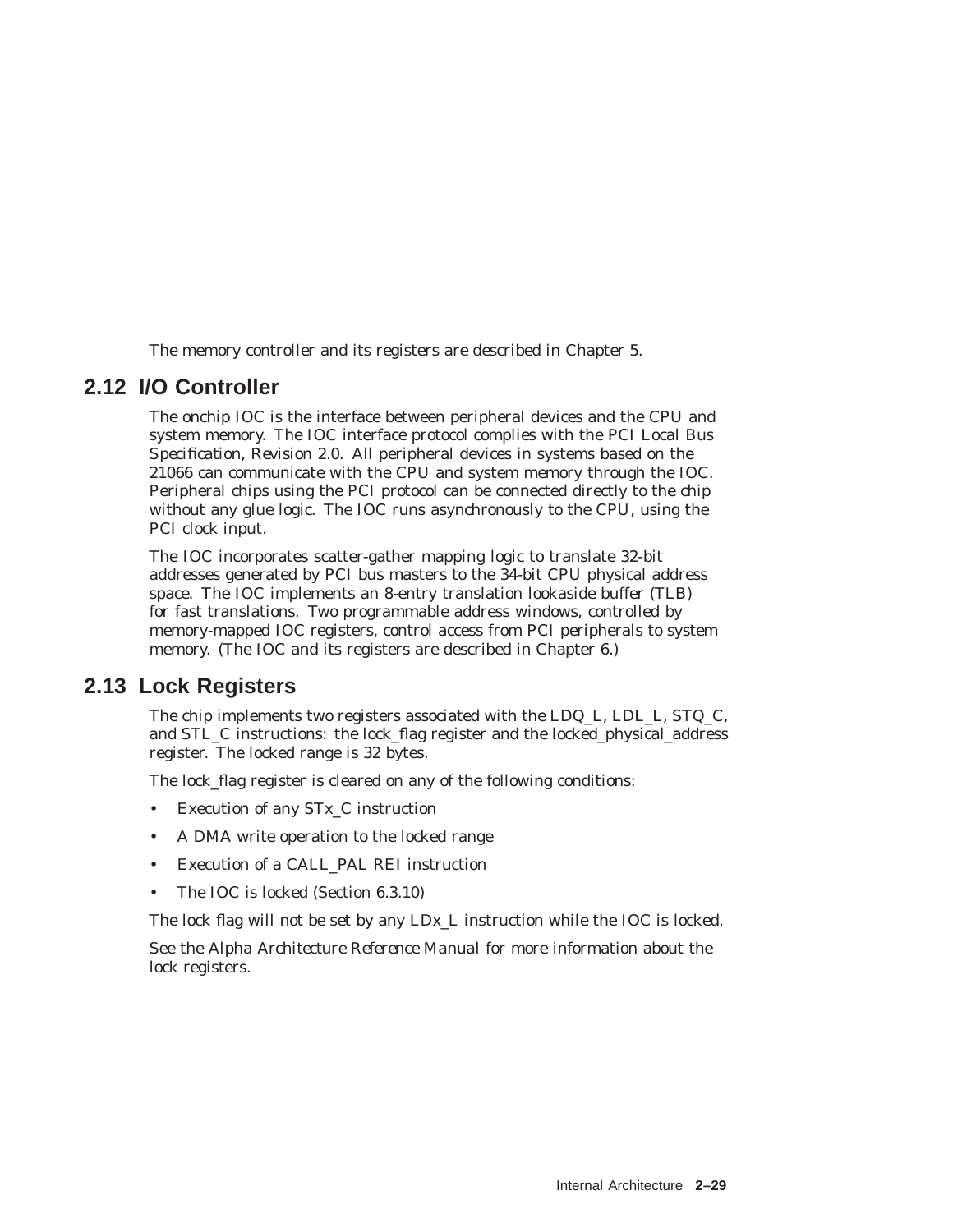The memory controller and its registers are described in Chapter 5.

## 2.12 I/O Controller

The onchip IOC is the interface between peripheral devices and the CPU and system memory. The IOC interface protocol complies with the *PCI Local Bus Specification, Revision 2.0*. All peripheral devices in systems based on the 21066 can communicate with the CPU and system memory through the IOC. Peripheral chips using the PCI protocol can be connected directly to the chip without any glue logic. The IOC runs asynchronously to the CPU, using the PCI clock input.

The IOC incorporates scatter-gather mapping logic to translate 32-bit addresses generated by PCI bus masters to the 34-bit CPU physical address space. The IOC implements an 8-entry translation lookaside buffer (TLB) for fast translations. Two programmable address windows, controlled by memory-mapped IOC registers, control access from PCI peripherals to system memory. (The IOC and its registers are described in Chapter 6.)

## 2.13 Lock Registers

The chip implements two registers associated with the LDQ_L, LDL_L, STQ_C, and STL_C instructions: the lock_flag register and the locked_physical_address register. The locked range is 32 bytes.

The lock_flag register is cleared on any of the following conditions:

- Execution of any STx_C instruction
- A DMA write operation to the locked range
- Execution of a CALL_PAL REI instruction
- The IOC is locked (Section 6.3.10)

The lock flag will not be set by any LDx_L instruction while the IOC is locked.

See the *Alpha Architecture Reference Manual* for more information about the lock registers.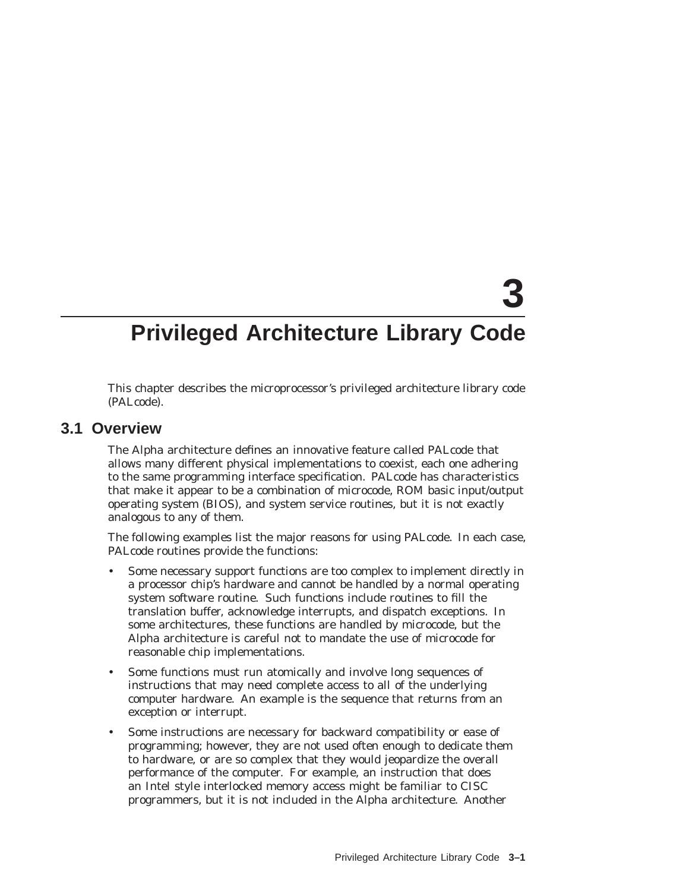# 3 Privileged Architecture Library Code

This chapter describes the microprocessor's privileged architecture library code (PALcode).

## 3.1 Overview

The Alpha architecture defines an innovative feature called PALcode that allows many different physical implementations to coexist, each one adhering to the same programming interface specification. PALcode has characteristics that make it appear to be a combination of microcode, ROM basic input/output operating system (BIOS), and system service routines, but it is not exactly analogous to any of them.

The following examples list the major reasons for using PALcode. In each case, PALcode routines provide the functions:

- Some necessary support functions are too complex to implement directly in a processor chip's hardware and cannot be handled by a normal operating system software routine. Such functions include routines to fill the translation buffer, acknowledge interrupts, and dispatch exceptions. In some architectures, these functions are handled by microcode, but the Alpha architecture is careful not to mandate the use of microcode for reasonable chip implementations.
- Some functions must run atomically and involve long sequences of instructions that may need complete access to all of the underlying computer hardware. An example is the sequence that returns from an exception or interrupt.
- Some instructions are necessary for backward compatibility or ease of programming; however, they are not used often enough to dedicate them to hardware, or are so complex that they would jeopardize the overall performance of the computer. For example, an instruction that does an Intel style interlocked memory access might be familiar to CISC programmers, but it is not included in the Alpha architecture. Another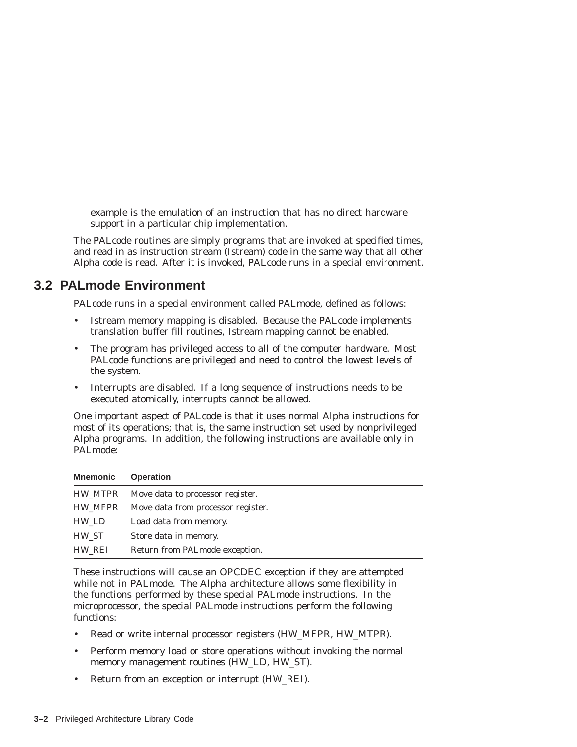example is the emulation of an instruction that has no direct hardware support in a particular chip implementation.

The PALcode routines are simply programs that are invoked at specified times, and read in as instruction stream (Istream) code in the same way that all other Alpha code is read. After it is invoked, PALcode runs in a special environment.

## 3.2 PALmode Environment

PALcode runs in a special environment called PALmode, defined as follows:

- Istream memory mapping is disabled. Because the PALcode implements translation buffer fill routines, Istream mapping cannot be enabled.
- The program has privileged access to all of the computer hardware. Most PALcode functions are privileged and need to control the lowest levels of the system.
- Interrupts are disabled. If a long sequence of instructions needs to be executed atomically, interrupts cannot be allowed.

One important aspect of PALcode is that it uses normal Alpha instructions for most of its operations; that is, the same instruction set used by nonprivileged Alpha programs. In addition, the following instructions are available only in PALmode:

| Mnemonic | Operation |
|---|---|
| HW_MTPR | Move data to processor register. |
| HW_MFPR | Move data from processor register. |
| HW_LD | Load data from memory. |
| HW_ST | Store data in memory. |
| HW_REI | Return from PALmode exception. |

These instructions will cause an OPCDEC exception if they are attempted while not in PALmode. The Alpha architecture allows some flexibility in the functions performed by these special PALmode instructions. In the microprocessor, the special PALmode instructions perform the following functions:

- Read or write internal processor registers (HW_MFPR, HW_MTPR).
- Perform memory load or store operations without invoking the normal memory management routines (HW_LD, HW_ST).
- Return from an exception or interrupt (HW_REI).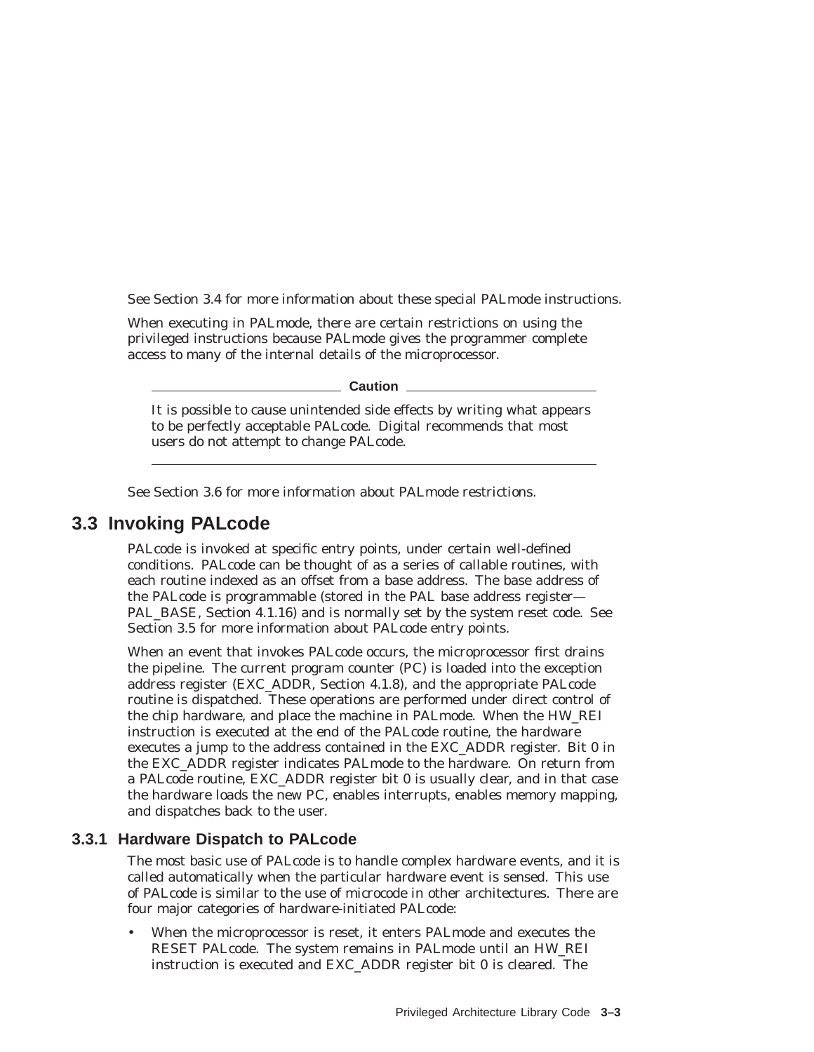See Section 3.4 for more information about these special PALmode instructions.

When executing in PALmode, there are certain restrictions on using the privileged instructions because PALmode gives the programmer complete access to many of the internal details of the microprocessor.

---

**Caution**

It is possible to cause unintended side effects by writing what appears to be perfectly acceptable PALcode. Digital recommends that most users do not attempt to change PALcode.

---

See Section 3.6 for more information about PALmode restrictions.

## 3.3 Invoking PALcode

PALcode is invoked at specific entry points, under certain well-defined conditions. PALcode can be thought of as a series of callable routines, with each routine indexed as an offset from a base address. The base address of the PALcode is programmable (stored in the PAL base address register—PAL_BASE, Section 4.1.16) and is normally set by the system reset code. See Section 3.5 for more information about PALcode entry points.

When an event that invokes PALcode occurs, the microprocessor first drains the pipeline. The current program counter (PC) is loaded into the exception address register (EXC_ADDR, Section 4.1.8), and the appropriate PALcode routine is dispatched. These operations are performed under direct control of the chip hardware, and place the machine in PALmode. When the HW_REI instruction is executed at the end of the PALcode routine, the hardware executes a jump to the address contained in the EXC_ADDR register. Bit 0 in the EXC_ADDR register indicates PALmode to the hardware. On return from a PALcode routine, EXC_ADDR register bit 0 is usually clear, and in that case the hardware loads the new PC, enables interrupts, enables memory mapping, and dispatches back to the user.

### 3.3.1 Hardware Dispatch to PALcode

The most basic use of PALcode is to handle complex hardware events, and it is called automatically when the particular hardware event is sensed. This use of PALcode is similar to the use of microcode in other architectures. There are four major categories of hardware-initiated PALcode:

- When the microprocessor is reset, it enters PALmode and executes the RESET PALcode. The system remains in PALmode until an HW_REI instruction is executed and EXC_ADDR register bit 0 is cleared. The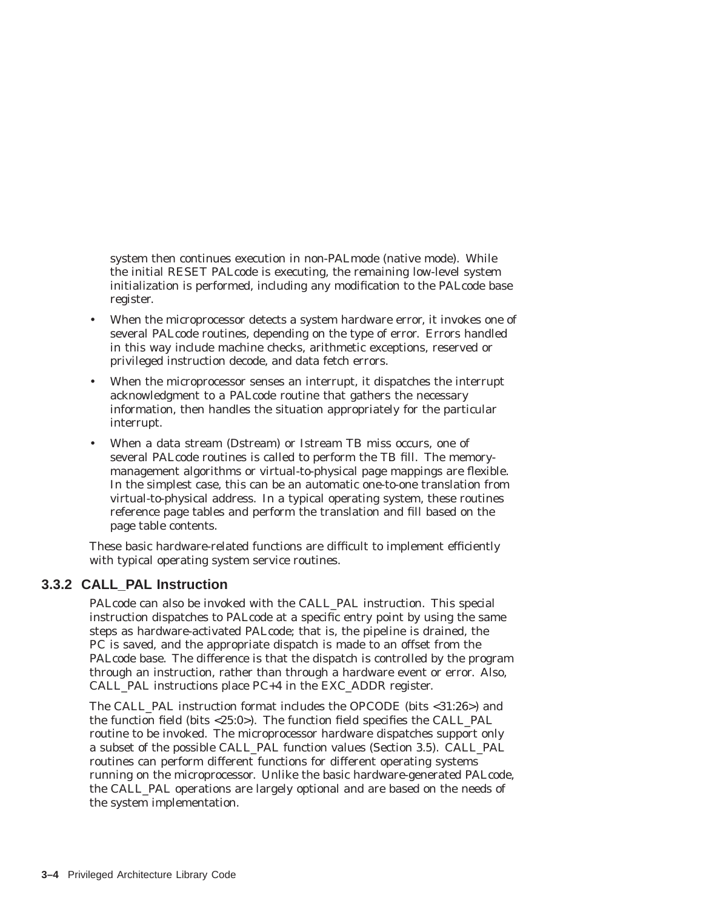system then continues execution in non-PALmode (native mode). While the initial RESET PALcode is executing, the remaining low-level system initialization is performed, including any modification to the PALcode base register.

- When the microprocessor detects a system hardware error, it invokes one of several PALcode routines, depending on the type of error. Errors handled in this way include machine checks, arithmetic exceptions, reserved or privileged instruction decode, and data fetch errors.
- When the microprocessor senses an interrupt, it dispatches the interrupt acknowledgment to a PALcode routine that gathers the necessary information, then handles the situation appropriately for the particular interrupt.
- When a data stream (Dstream) or Istream TB miss occurs, one of several PALcode routines is called to perform the TB fill. The memory-management algorithms or virtual-to-physical page mappings are flexible. In the simplest case, this can be an automatic one-to-one translation from virtual-to-physical address. In a typical operating system, these routines reference page tables and perform the translation and fill based on the page table contents.

These basic hardware-related functions are difficult to implement efficiently with typical operating system service routines.

### 3.3.2 CALL_PAL Instruction

PALcode can also be invoked with the CALL_PAL instruction. This special instruction dispatches to PALcode at a specific entry point by using the same steps as hardware-activated PALcode; that is, the pipeline is drained, the PC is saved, and the appropriate dispatch is made to an offset from the PALcode base. The difference is that the dispatch is controlled by the program through an instruction, rather than through a hardware event or error. Also, CALL_PAL instructions place PC+4 in the EXC_ADDR register.

The CALL_PAL instruction format includes the OPCODE (bits <31:26>) and the function field (bits <25:0>). The function field specifies the CALL_PAL routine to be invoked. The microprocessor hardware dispatches support only a subset of the possible CALL_PAL function values (Section 3.5). CALL_PAL routines can perform different functions for different operating systems running on the microprocessor. Unlike the basic hardware-generated PALcode, the CALL_PAL operations are largely optional and are based on the needs of the system implementation.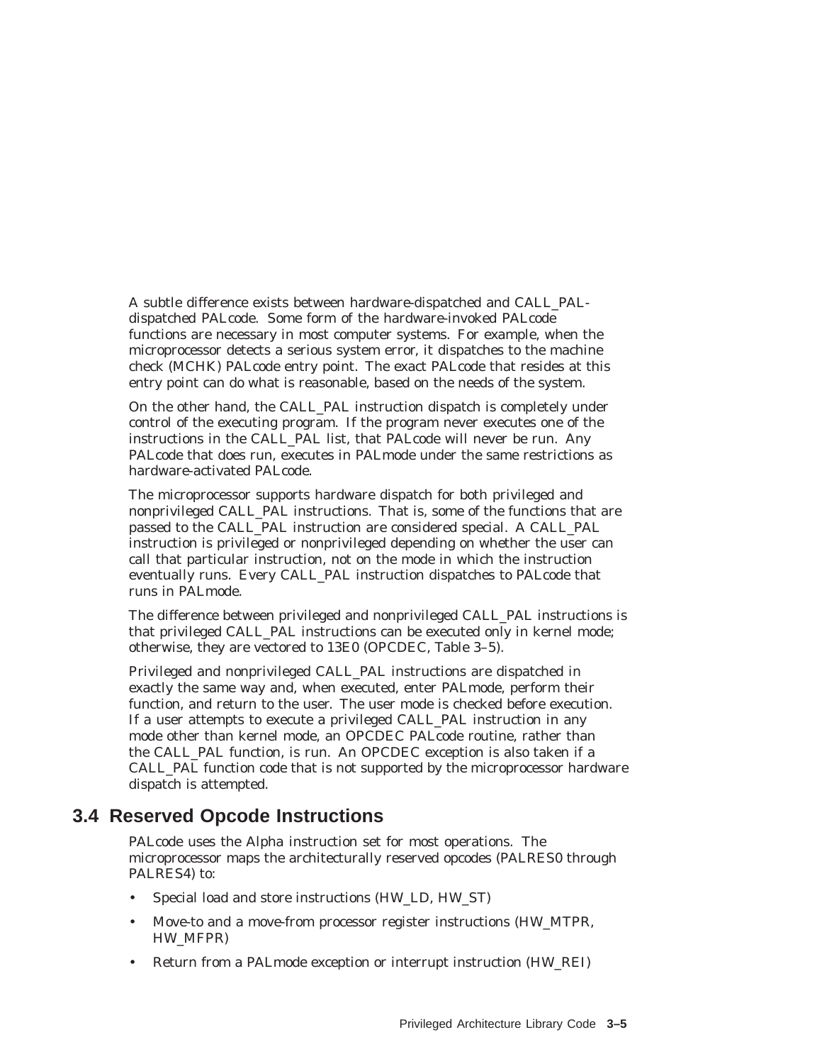A subtle difference exists between hardware-dispatched and CALL_PAL-dispatched PALcode. Some form of the hardware-invoked PALcode functions are necessary in most computer systems. For example, when the microprocessor detects a serious system error, it dispatches to the machine check (MCHK) PALcode entry point. The exact PALcode that resides at this entry point can do what is reasonable, based on the needs of the system.

On the other hand, the CALL_PAL instruction dispatch is completely under control of the executing program. If the program never executes one of the instructions in the CALL_PAL list, that PALcode will never be run. Any PALcode that does run, executes in PALmode under the same restrictions as hardware-activated PALcode.

The microprocessor supports hardware dispatch for both privileged and nonprivileged CALL_PAL instructions. That is, some of the functions that are passed to the CALL_PAL instruction are considered special. A CALL_PAL instruction is privileged or nonprivileged depending on whether the user can call that particular instruction, not on the mode in which the instruction eventually runs. Every CALL_PAL instruction dispatches to PALcode that runs in PALmode.

The difference between privileged and nonprivileged CALL_PAL instructions is that privileged CALL_PAL instructions can be executed only in kernel mode; otherwise, they are vectored to 13E0 (OPCDEC, Table 3–5).

Privileged and nonprivileged CALL_PAL instructions are dispatched in exactly the same way and, when executed, enter PALmode, perform their function, and return to the user. The user mode is checked before execution. If a user attempts to execute a privileged CALL_PAL instruction in any mode other than kernel mode, an OPCDEC PALcode routine, rather than the CALL_PAL function, is run. An OPCDEC exception is also taken if a CALL_PAL function code that is not supported by the microprocessor hardware dispatch is attempted.

## 3.4 Reserved Opcode Instructions

PALcode uses the Alpha instruction set for most operations. The microprocessor maps the architecturally reserved opcodes (PALRES0 through PALRES4) to:

- Special load and store instructions (HW_LD, HW_ST)
- Move-to and a move-from processor register instructions (HW_MTPR, HW_MFPR)
- Return from a PALmode exception or interrupt instruction (HW_REI)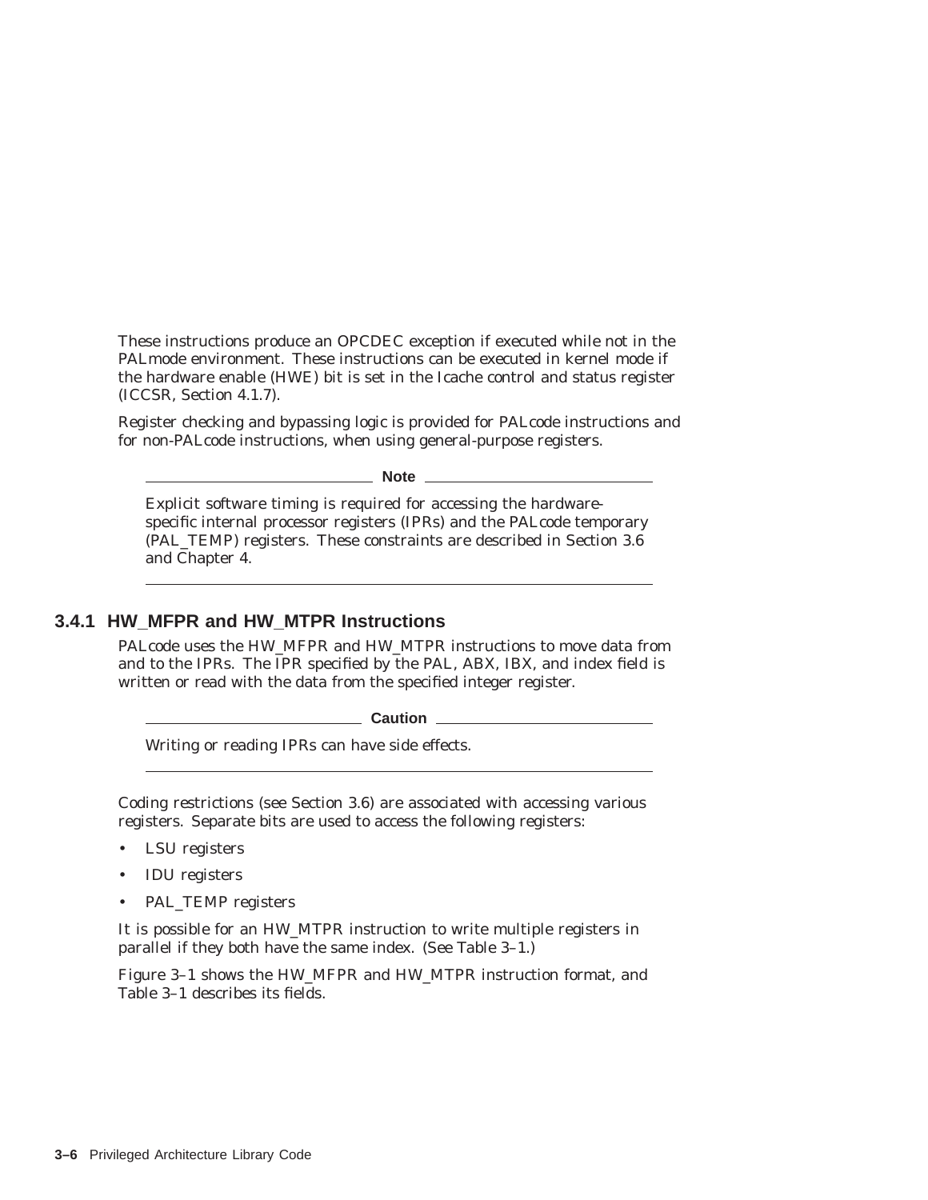These instructions produce an OPCDEC exception if executed while not in the PALmode environment. These instructions can be executed in kernel mode if the hardware enable (HWE) bit is set in the Icache control and status register (ICCSR, Section 4.1.7).

Register checking and bypassing logic is provided for PALcode instructions and for non-PALcode instructions, when using general-purpose registers.

---

**Note**

Explicit software timing is required for accessing the hardware-specific internal processor registers (IPRs) and the PALcode temporary (PAL_TEMP) registers. These constraints are described in Section 3.6 and Chapter 4.

---

### 3.4.1 HW_MFPR and HW_MTPR Instructions

PALcode uses the HW_MFPR and HW_MTPR instructions to move data from and to the IPRs. The IPR specified by the PAL, ABX, IBX, and index field is written or read with the data from the specified integer register.

---

**Caution**

Writing or reading IPRs can have side effects.

---

Coding restrictions (see Section 3.6) are associated with accessing various registers. Separate bits are used to access the following registers:

- LSU registers
- IDU registers
- PAL_TEMP registers

It is possible for an HW_MTPR instruction to write multiple registers in parallel if they both have the same index. (See Table 3–1.)

Figure 3–1 shows the HW_MFPR and HW_MTPR instruction format, and Table 3–1 describes its fields.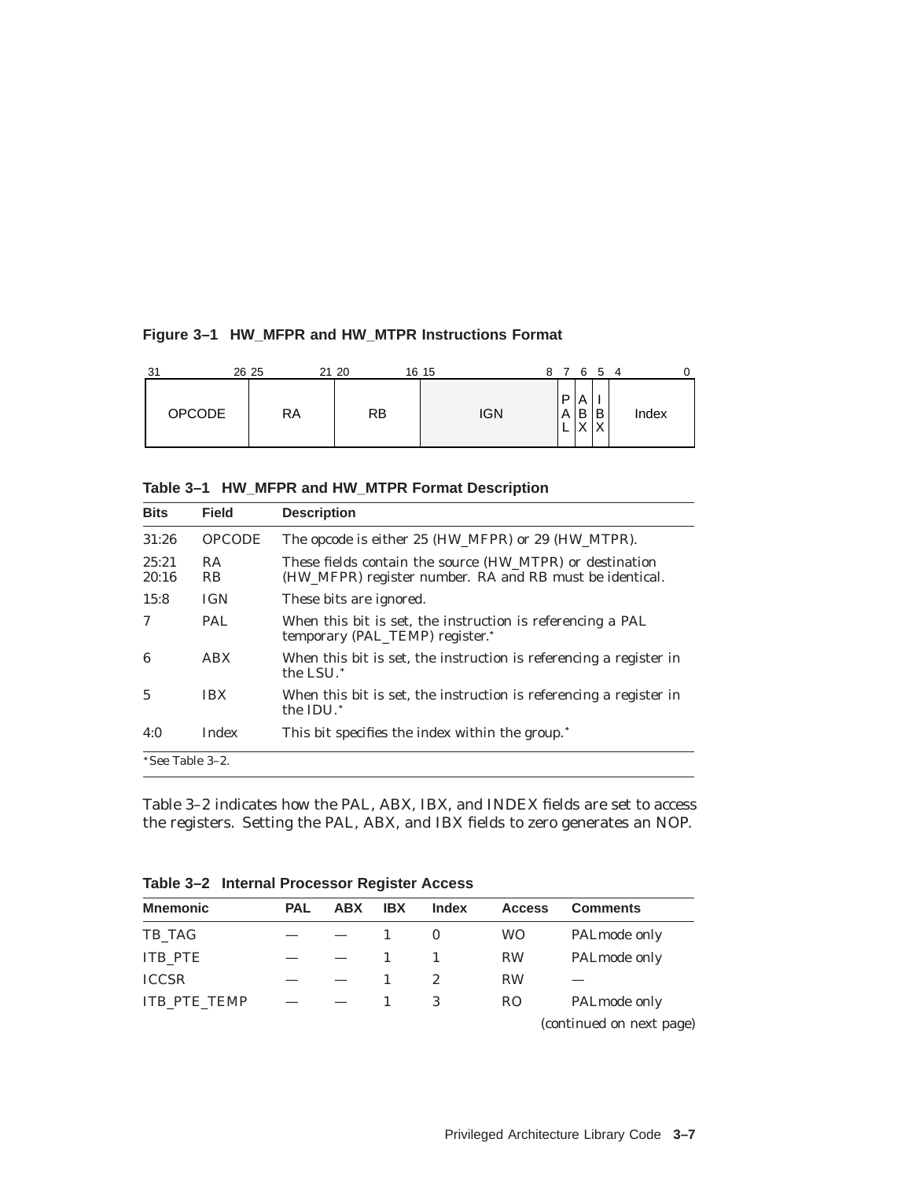**Figure 3–1 HW_MFPR and HW_MTPR Instructions Format**

| 31 26 | 25 21 | 20 16 | 15 8 | 7 | 6 | 5 | 4 0 |
|---|---|---|---|---|---|---|---|
| OPCODE | RA | RB | IGN | PAL | ABX | IBX | Index |

**Table 3–1 HW_MFPR and HW_MTPR Format Description**

| Bits | Field | Description |
|---|---|---|
| 31:26 | OPCODE | The opcode is either 25 (HW_MFPR) or 29 (HW_MTPR). |
| 25:21<br>20:16 | RA<br>RB | These fields contain the source (HW_MTPR) or destination (HW_MFPR) register number. RA and RB must be identical. |
| 15:8 | IGN | These bits are ignored. |
| 7 | PAL | When this bit is set, the instruction is referencing a PAL temporary (PAL_TEMP) register.* |
| 6 | ABX | When this bit is set, the instruction is referencing a register in the LSU.* |
| 5 | IBX | When this bit is set, the instruction is referencing a register in the IDU.* |
| 4:0 | Index | This bit specifies the index within the group.* |

*See Table 3–2.

Table 3–2 indicates how the PAL, ABX, IBX, and INDEX fields are set to access the registers. Setting the PAL, ABX, and IBX fields to zero generates an NOP.

**Table 3–2 Internal Processor Register Access**

| Mnemonic | PAL | ABX | IBX | Index | Access | Comments |
|---|---|---|---|---|---|---|
| TB_TAG | — | — | 1 | 0 | WO | PALmode only |
| ITB_PTE | — | — | 1 | 1 | RW | PALmode only |
| ICCSR | — | — | 1 | 2 | RW | — |
| ITB_PTE_TEMP | — | — | 1 | 3 | RO | PALmode only |

(continued on next page)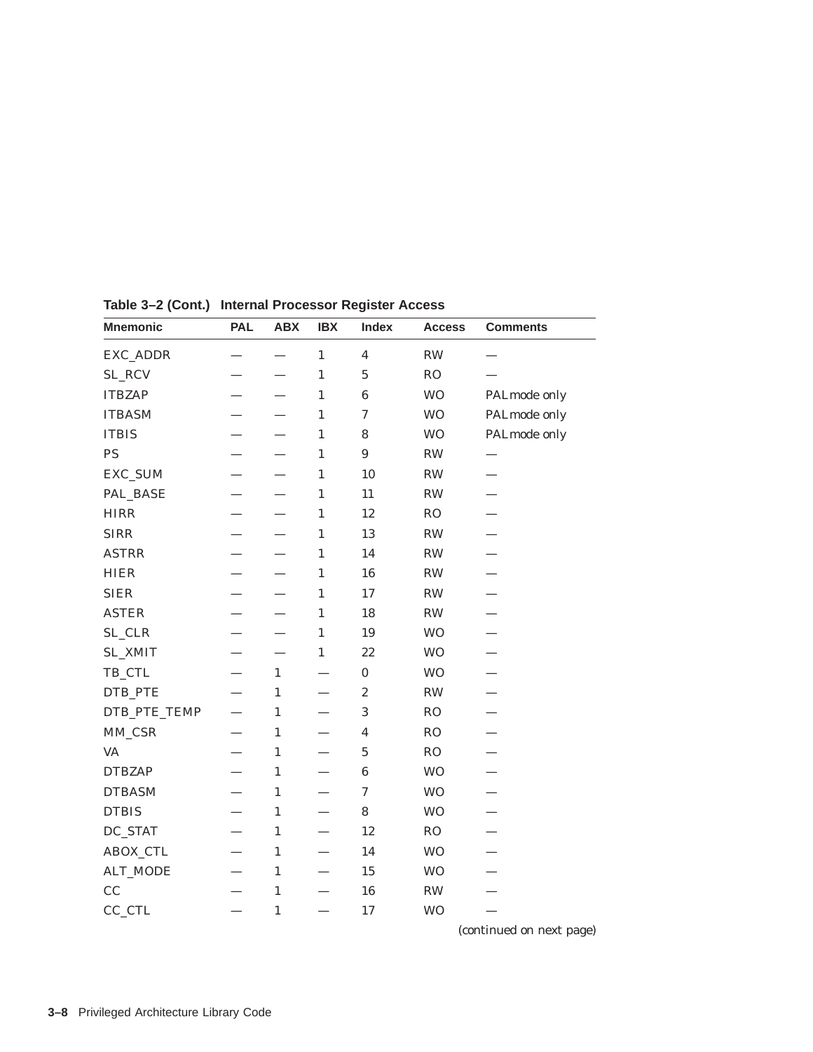**Table 3–2 (Cont.) Internal Processor Register Access**

| Mnemonic | PAL | ABX | IBX | Index | Access | Comments |
|---|---|---|---|---|---|---|
| EXC_ADDR | — | — | 1 | 4 | RW | — |
| SL_RCV | — | — | 1 | 5 | RO | — |
| ITBZAP | — | — | 1 | 6 | WO | PAL mode only |
| ITBASM | — | — | 1 | 7 | WO | PAL mode only |
| ITBIS | — | — | 1 | 8 | WO | PAL mode only |
| PS | — | — | 1 | 9 | RW | — |
| EXC_SUM | — | — | 1 | 10 | RW | — |
| PAL_BASE | — | — | 1 | 11 | RW | — |
| HIRR | — | — | 1 | 12 | RO | — |
| SIRR | — | — | 1 | 13 | RW | — |
| ASTRR | — | — | 1 | 14 | RW | — |
| HIER | — | — | 1 | 16 | RW | — |
| SIER | — | — | 1 | 17 | RW | — |
| ASTER | — | — | 1 | 18 | RW | — |
| SL_CLR | — | — | 1 | 19 | WO | — |
| SL_XMIT | — | — | 1 | 22 | WO | — |
| TB_CTL | — | 1 | — | 0 | WO | — |
| DTB_PTE | — | 1 | — | 2 | RW | — |
| DTB_PTE_TEMP | — | 1 | — | 3 | RO | — |
| MM_CSR | — | 1 | — | 4 | RO | — |
| VA | — | 1 | — | 5 | RO | — |
| DTBZAP | — | 1 | — | 6 | WO | — |
| DTBASM | — | 1 | — | 7 | WO | — |
| DTBIS | — | 1 | — | 8 | WO | — |
| DC_STAT | — | 1 | — | 12 | RO | — |
| ABOX_CTL | — | 1 | — | 14 | WO | — |
| ALT_MODE | — | 1 | — | 15 | WO | — |
| CC | — | 1 | — | 16 | RW | — |
| CC_CTL | — | 1 | — | 17 | WO | — |

*(continued on next page)*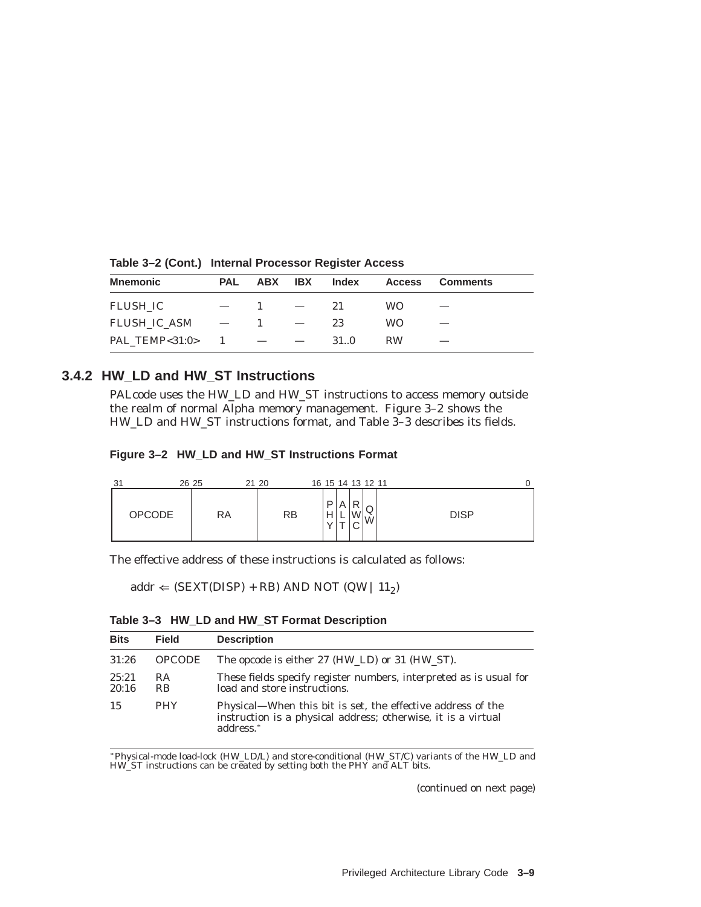**Table 3–2 (Cont.) Internal Processor Register Access**

| Mnemonic | PAL | ABX | IBX | Index | Access | Comments |
|---|---|---|---|---|---|---|
| FLUSH_IC | — | 1 | — | 21 | WO | — |
| FLUSH_IC_ASM | — | 1 | — | 23 | WO | — |
| PAL_TEMP<31:0> | 1 | — | — | 31..0 | RW | — |

### 3.4.2 HW_LD and HW_ST Instructions

PALcode uses the HW_LD and HW_ST instructions to access memory outside the realm of normal Alpha memory management. Figure 3–2 shows the HW_LD and HW_ST instructions format, and Table 3–3 describes its fields.

**Figure 3–2 HW_LD and HW_ST Instructions Format**

| 31–26 | 25–21 | 20–16 | 15 | 14 | 13 | 12 | 11–0 |
|---|---|---|---|---|---|---|---|
| OPCODE | RA | RB | PHY | ALT | RWC | QW | DISP |

The effective address of these instructions is calculated as follows:

$$addr \Leftarrow (SEXT(DISP) + RB) \text{ AND NOT } (QW \mid 11_2)$$

**Table 3–3 HW_LD and HW_ST Format Description**

| Bits | Field | Description |
|---|---|---|
| 31:26 | OPCODE | The opcode is either 27 (HW_LD) or 31 (HW_ST). |
| 25:21<br>20:16 | RA<br>RB | These fields specify register numbers, interpreted as is usual for load and store instructions. |
| 15 | PHY | Physical—When this bit is set, the effective address of the instruction is a physical address; otherwise, it is a virtual address.* |

*Physical-mode load-lock (HW_LD/L) and store-conditional (HW_ST/C) variants of the HW_LD and HW_ST instructions can be created by setting both the PHY and ALT bits.

*(continued on next page)*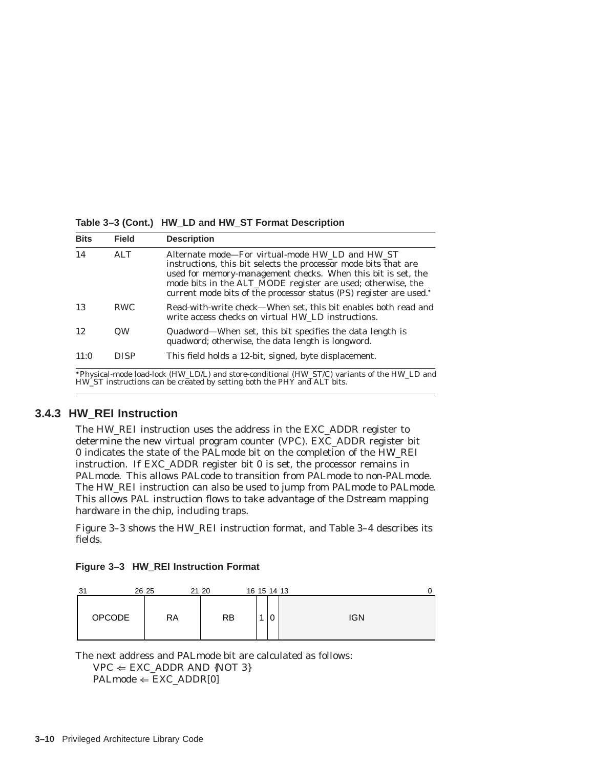**Table 3–3 (Cont.) HW_LD and HW_ST Format Description**

| Bits | Field | Description |
|---|---|---|
| 14 | ALT | Alternate mode—For virtual-mode HW_LD and HW_ST instructions, this bit selects the processor mode bits that are used for memory-management checks. When this bit is set, the mode bits in the ALT_MODE register are used; otherwise, the current mode bits of the processor status (PS) register are used.* |
| 13 | RWC | Read-with-write check—When set, this bit enables both read and write access checks on virtual HW_LD instructions. |
| 12 | QW | Quadword—When set, this bit specifies the data length is quadword; otherwise, the data length is longword. |
| 11:0 | DISP | This field holds a 12-bit, signed, byte displacement. |

*Physical-mode load-lock (HW_LD/L) and store-conditional (HW_ST/C) variants of the HW_LD and HW_ST instructions can be created by setting both the PHY and ALT bits.

### 3.4.3 HW_REI Instruction

The HW_REI instruction uses the address in the EXC_ADDR register to determine the new virtual program counter (VPC). EXC_ADDR register bit 0 indicates the state of the PALmode bit on the completion of the HW_REI instruction. If EXC_ADDR register bit 0 is set, the processor remains in PALmode. This allows PALcode to transition from PALmode to non-PALmode. The HW_REI instruction can also be used to jump from PALmode to PALmode. This allows PAL instruction flows to take advantage of the Dstream mapping hardware in the chip, including traps.

Figure 3–3 shows the HW_REI instruction format, and Table 3–4 describes its fields.

**Figure 3–3 HW_REI Instruction Format**

| 31–26 | 25–21 | 20–16 | 15 | 14 | 13–0 |
|---|---|---|---|---|---|
| OPCODE | RA | RB | 1 | 0 | IGN |

The next address and PALmode bit are calculated as follows:

VPC ⇐ EXC_ADDR AND {NOT 3}
PALmode ⇐ EXC_ADDR[0]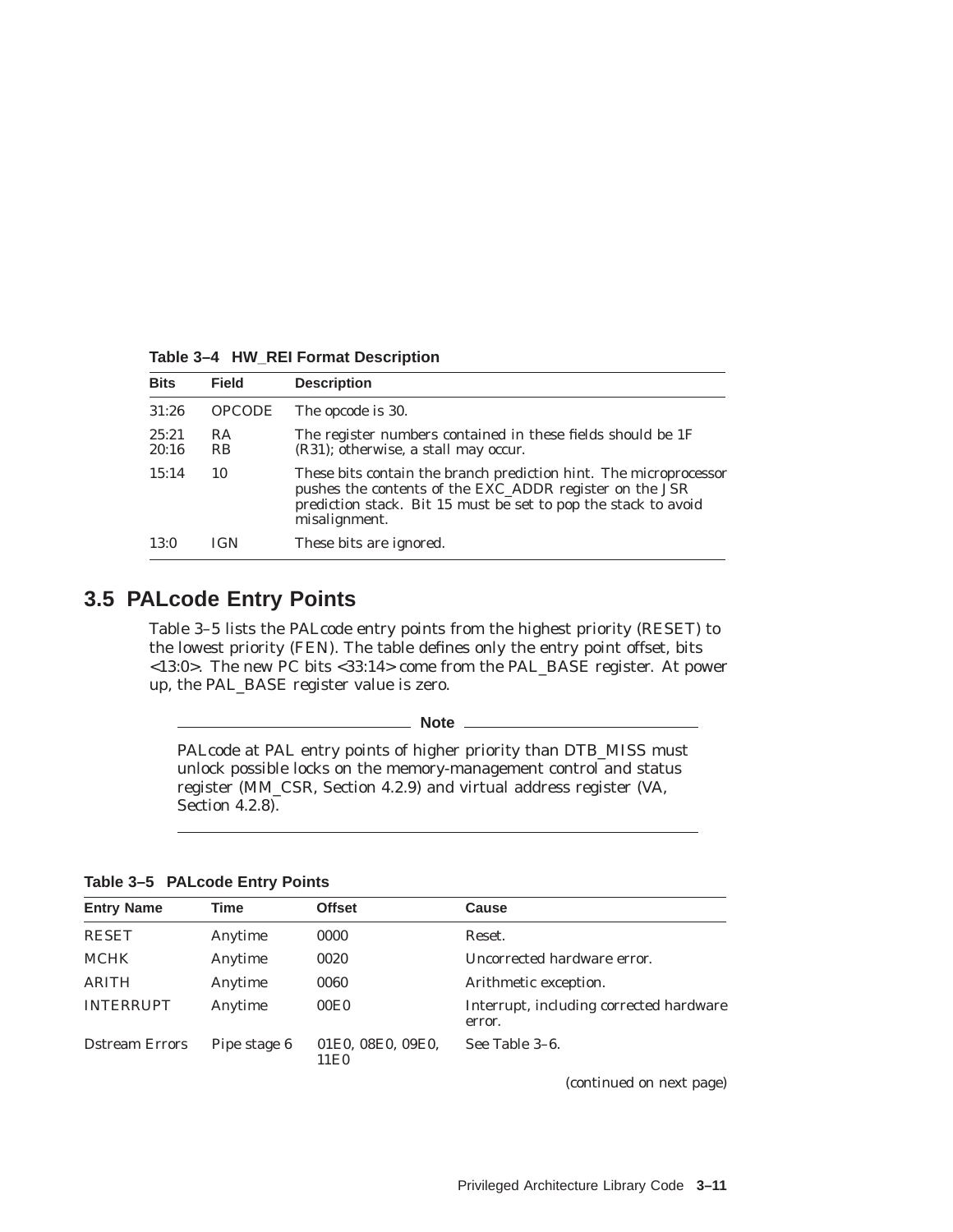**Table 3–4 HW_REI Format Description**

| Bits | Field | Description |
|---|---|---|
| 31:26 | OPCODE | The opcode is 30. |
| 25:21<br>20:16 | RA<br>RB | The register numbers contained in these fields should be 1F (R31); otherwise, a stall may occur. |
| 15:14 | 10 | These bits contain the branch prediction hint. The microprocessor pushes the contents of the EXC_ADDR register on the JSR prediction stack. Bit 15 must be set to pop the stack to avoid misalignment. |
| 13:0 | IGN | These bits are ignored. |

## 3.5 PALcode Entry Points

Table 3–5 lists the PALcode entry points from the highest priority (RESET) to the lowest priority (FEN). The table defines only the entry point offset, bits <13:0>. The new PC bits <33:14> come from the PAL_BASE register. At power up, the PAL_BASE register value is zero.

**Note**

PALcode at PAL entry points of higher priority than DTB_MISS must unlock possible locks on the memory-management control and status register (MM_CSR, Section 4.2.9) and virtual address register (VA, Section 4.2.8).

**Table 3–5 PALcode Entry Points**

| Entry Name | Time | Offset | Cause |
|---|---|---|---|
| RESET | Anytime | 0000 | Reset. |
| MCHK | Anytime | 0020 | Uncorrected hardware error. |
| ARITH | Anytime | 0060 | Arithmetic exception. |
| INTERRUPT | Anytime | 00E0 | Interrupt, including corrected hardware error. |
| Dstream Errors | Pipe stage 6 | 01E0, 08E0, 09E0, 11E0 | See Table 3–6. |

(continued on next page)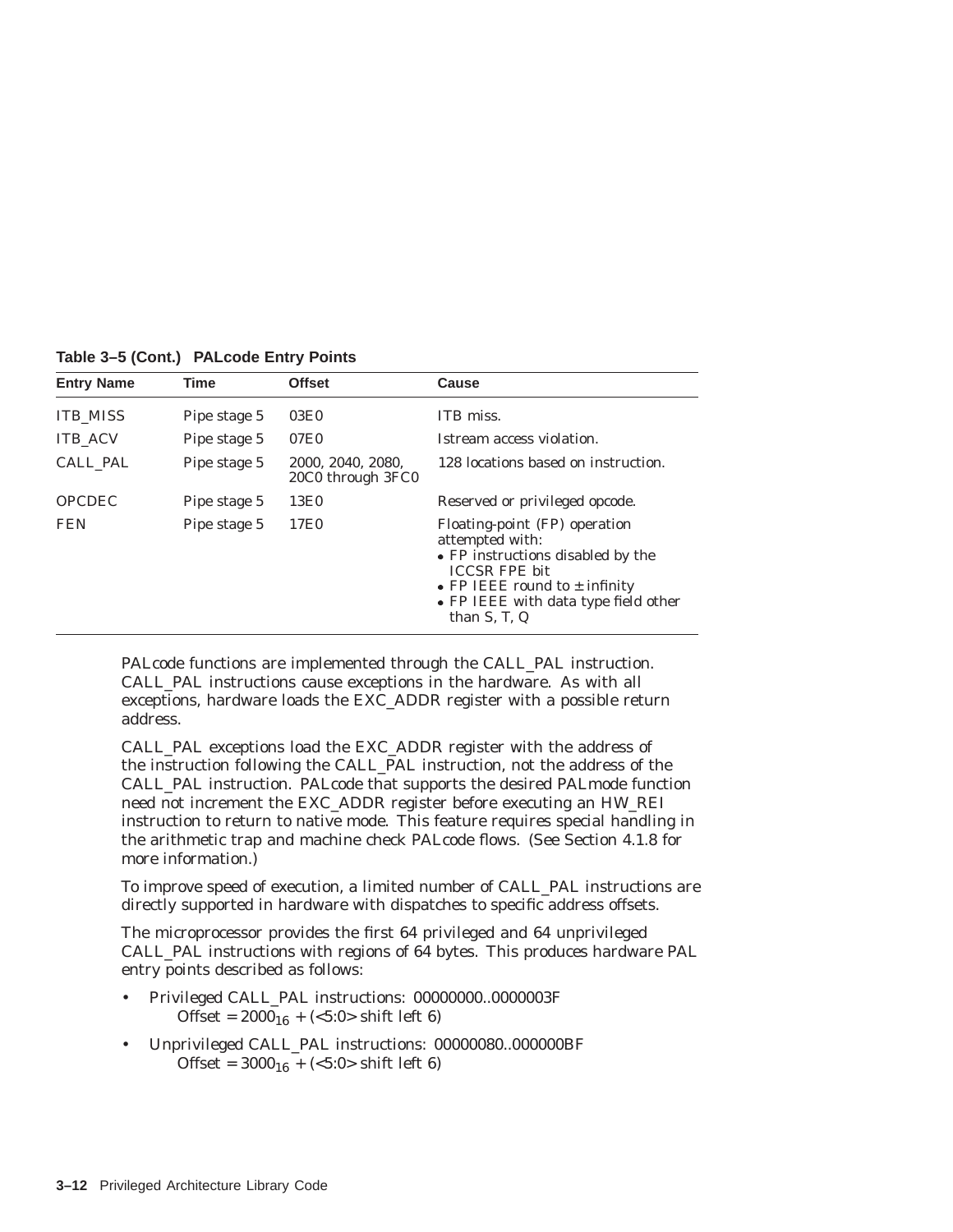**Table 3–5 (Cont.) PALcode Entry Points**

| Entry Name | Time | Offset | Cause |
|---|---|---|---|
| ITB_MISS | Pipe stage 5 | 03E0 | ITB miss. |
| ITB_ACV | Pipe stage 5 | 07E0 | Istream access violation. |
| CALL_PAL | Pipe stage 5 | 2000, 2040, 2080, 20C0 through 3FC0 | 128 locations based on instruction. |
| OPCDEC | Pipe stage 5 | 13E0 | Reserved or privileged opcode. |
| FEN | Pipe stage 5 | 17E0 | Floating-point (FP) operation attempted with: • FP instructions disabled by the ICCSR FPE bit • FP IEEE round to ± infinity • FP IEEE with data type field other than S, T, Q |

PALcode functions are implemented through the CALL_PAL instruction. CALL_PAL instructions cause exceptions in the hardware. As with all exceptions, hardware loads the EXC_ADDR register with a possible return address.

CALL_PAL exceptions load the EXC_ADDR register with the address of the instruction following the CALL_PAL instruction, not the address of the CALL_PAL instruction. PALcode that supports the desired PALmode function need not increment the EXC_ADDR register before executing an HW_REI instruction to return to native mode. This feature requires special handling in the arithmetic trap and machine check PALcode flows. (See Section 4.1.8 for more information.)

To improve speed of execution, a limited number of CALL_PAL instructions are directly supported in hardware with dispatches to specific address offsets.

The microprocessor provides the first 64 privileged and 64 unprivileged CALL_PAL instructions with regions of 64 bytes. This produces hardware PAL entry points described as follows:

- Privileged CALL_PAL instructions: 00000000..0000003F
  Offset = $2000_{16}$ + (<5:0> shift left 6)
- Unprivileged CALL_PAL instructions: 00000080..000000BF
  Offset = $3000_{16}$ + (<5:0> shift left 6)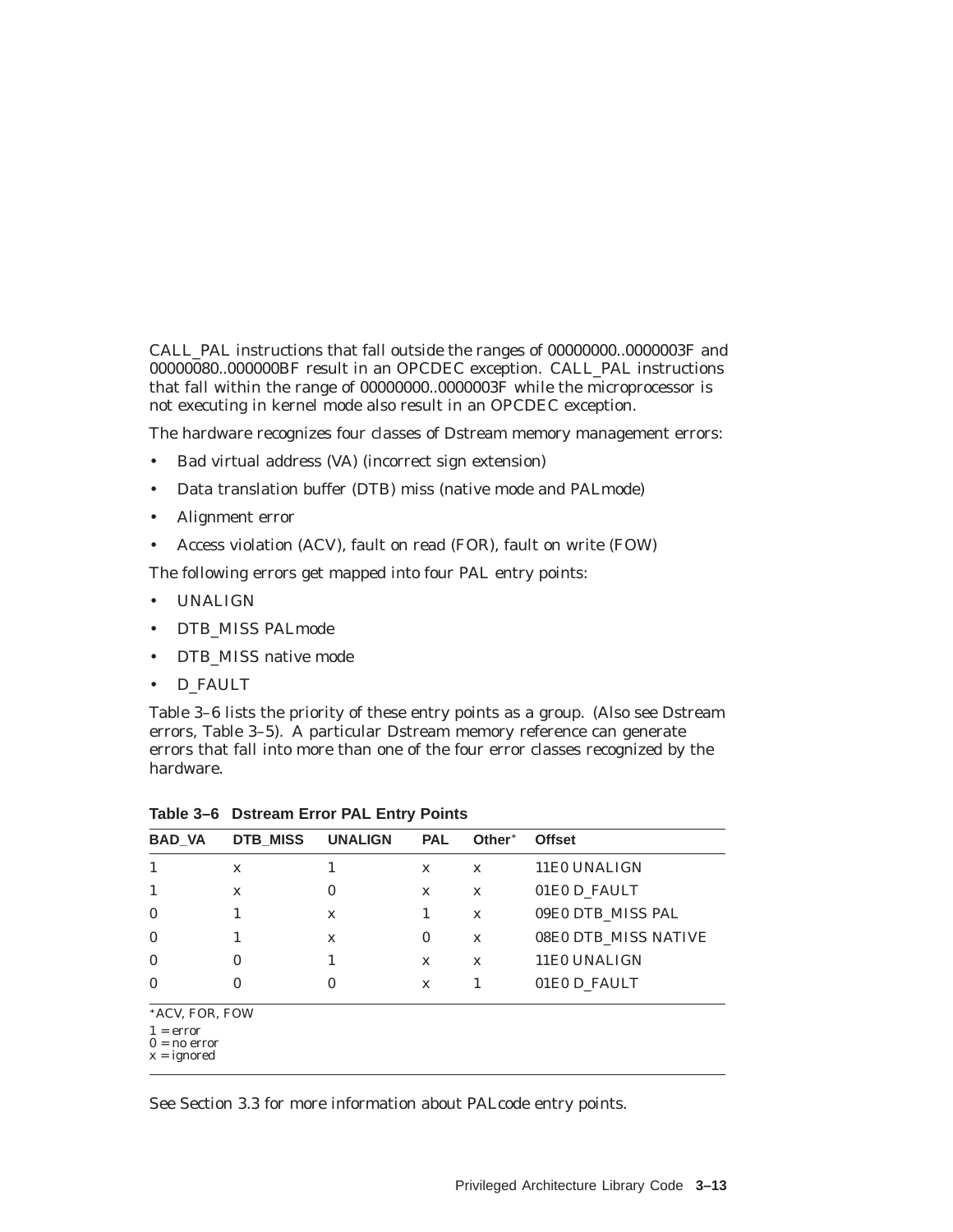CALL_PAL instructions that fall outside the ranges of 00000000..0000003F and 00000080..000000BF result in an OPCDEC exception. CALL_PAL instructions that fall within the range of 00000000..0000003F while the microprocessor is not executing in kernel mode also result in an OPCDEC exception.

The hardware recognizes four classes of Dstream memory management errors:

- Bad virtual address (VA) (incorrect sign extension)
- Data translation buffer (DTB) miss (native mode and PALmode)
- Alignment error
- Access violation (ACV), fault on read (FOR), fault on write (FOW)

The following errors get mapped into four PAL entry points:

- UNALIGN
- DTB_MISS PALmode
- DTB_MISS native mode
- D_FAULT

Table 3–6 lists the priority of these entry points as a group. (Also see Dstream errors, Table 3–5). A particular Dstream memory reference can generate errors that fall into more than one of the four error classes recognized by the hardware.

**Table 3–6 Dstream Error PAL Entry Points**

| BAD_VA | DTB_MISS | UNALIGN | PAL | Other* | Offset |
|---|---|---|---|---|---|
| 1 | x | 1 | x | x | 11E0 UNALIGN |
| 1 | x | 0 | x | x | 01E0 D_FAULT |
| 0 | 1 | x | 1 | x | 09E0 DTB_MISS PAL |
| 0 | 1 | x | 0 | x | 08E0 DTB_MISS NATIVE |
| 0 | 0 | 1 | x | x | 11E0 UNALIGN |
| 0 | 0 | 0 | x | 1 | 01E0 D_FAULT |

*ACV, FOR, FOW

1 = error
0 = no error
x = ignored

See Section 3.3 for more information about PALcode entry points.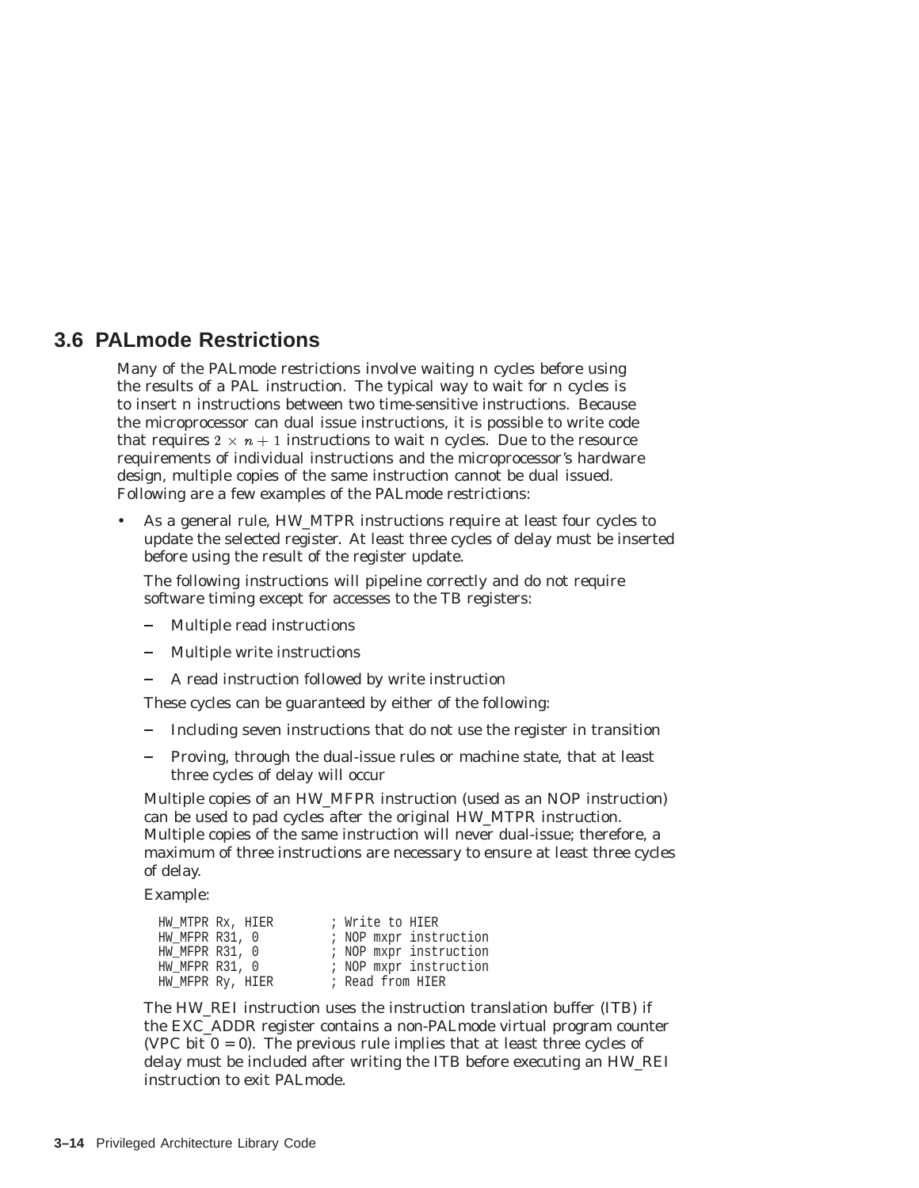## 3.6 PALmode Restrictions

Many of the PALmode restrictions involve waiting n cycles before using the results of a PAL instruction. The typical way to wait for n cycles is to insert n instructions between two time-sensitive instructions. Because the microprocessor can dual issue instructions, it is possible to write code that requires $2 \times n + 1$ instructions to wait n cycles. Due to the resource requirements of individual instructions and the microprocessor's hardware design, multiple copies of the same instruction cannot be dual issued. Following are a few examples of the PALmode restrictions:

- As a general rule, HW_MTPR instructions require at least four cycles to update the selected register. At least three cycles of delay must be inserted before using the result of the register update.

  The following instructions will pipeline correctly and do not require software timing except for accesses to the TB registers:

  - Multiple read instructions
  - Multiple write instructions
  - A read instruction followed by write instruction

  These cycles can be guaranteed by either of the following:

  - Including seven instructions that do not use the register in transition
  - Proving, through the dual-issue rules or machine state, that at least three cycles of delay will occur

  Multiple copies of an HW_MFPR instruction (used as an NOP instruction) can be used to pad cycles after the original HW_MTPR instruction. Multiple copies of the same instruction will never dual-issue; therefore, a maximum of three instructions are necessary to ensure at least three cycles of delay.

  Example:

  ```
  HW_MTPR Rx, HIER        ; Write to HIER
  HW_MFPR R31, 0          ; NOP mxpr instruction
  HW_MFPR R31, 0          ; NOP mxpr instruction
  HW_MFPR R31, 0          ; NOP mxpr instruction
  HW_MFPR Ry, HIER        ; Read from HIER
  ```

  The HW_REI instruction uses the instruction translation buffer (ITB) if the EXC_ADDR register contains a non-PALmode virtual program counter (VPC bit 0 = 0). The previous rule implies that at least three cycles of delay must be included after writing the ITB before executing an HW_REI instruction to exit PALmode.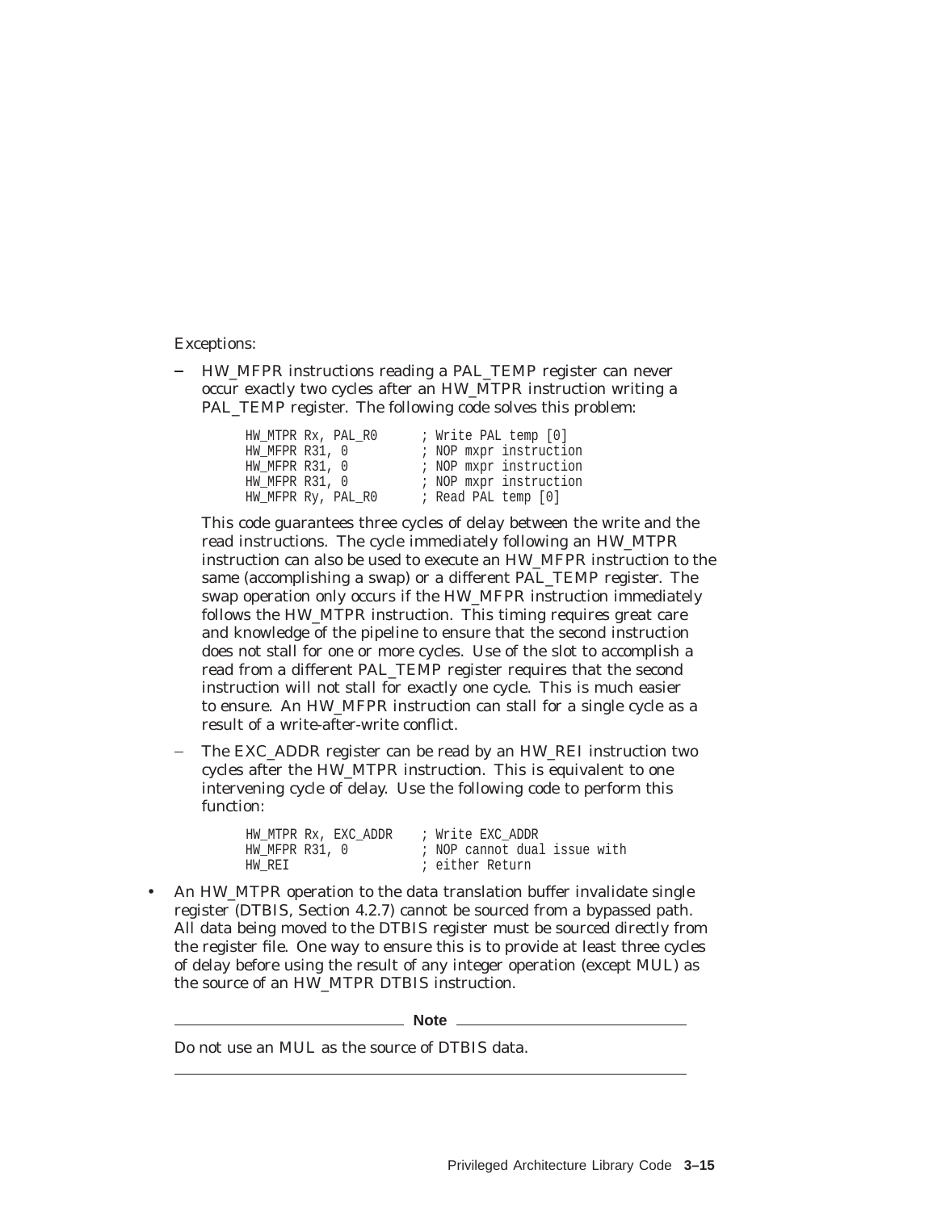Exceptions:

- HW_MFPR instructions reading a PAL_TEMP register can never occur exactly two cycles after an HW_MTPR instruction writing a PAL_TEMP register. The following code solves this problem:

  ```
  HW_MTPR Rx, PAL_R0      ; Write PAL temp [0]
  HW_MFPR R31, 0          ; NOP mxpr instruction
  HW_MFPR R31, 0          ; NOP mxpr instruction
  HW_MFPR R31, 0          ; NOP mxpr instruction
  HW_MFPR Ry, PAL_R0      ; Read PAL temp [0]
  ```

  This code guarantees three cycles of delay between the write and the read instructions. The cycle immediately following an HW_MTPR instruction can also be used to execute an HW_MFPR instruction to the same (accomplishing a swap) or a different PAL_TEMP register. The swap operation only occurs if the HW_MFPR instruction immediately follows the HW_MTPR instruction. This timing requires great care and knowledge of the pipeline to ensure that the second instruction does not stall for one or more cycles. Use of the slot to accomplish a read from a different PAL_TEMP register requires that the second instruction will not stall for exactly one cycle. This is much easier to ensure. An HW_MFPR instruction can stall for a single cycle as a result of a write-after-write conflict.

- The EXC_ADDR register can be read by an HW_REI instruction two cycles after the HW_MTPR instruction. This is equivalent to one intervening cycle of delay. Use the following code to perform this function:

  ```
  HW_MTPR Rx, EXC_ADDR    ; Write EXC_ADDR
  HW_MFPR R31, 0          ; NOP cannot dual issue with
  HW_REI                  ; either Return
  ```

- An HW_MTPR operation to the data translation buffer invalidate single register (DTBIS, Section 4.2.7) cannot be sourced from a bypassed path. All data being moved to the DTBIS register must be sourced directly from the register file. One way to ensure this is to provide at least three cycles of delay before using the result of any integer operation (except MUL) as the source of an HW_MTPR DTBIS instruction.

---

**Note**

Do not use an MUL as the source of DTBIS data.

---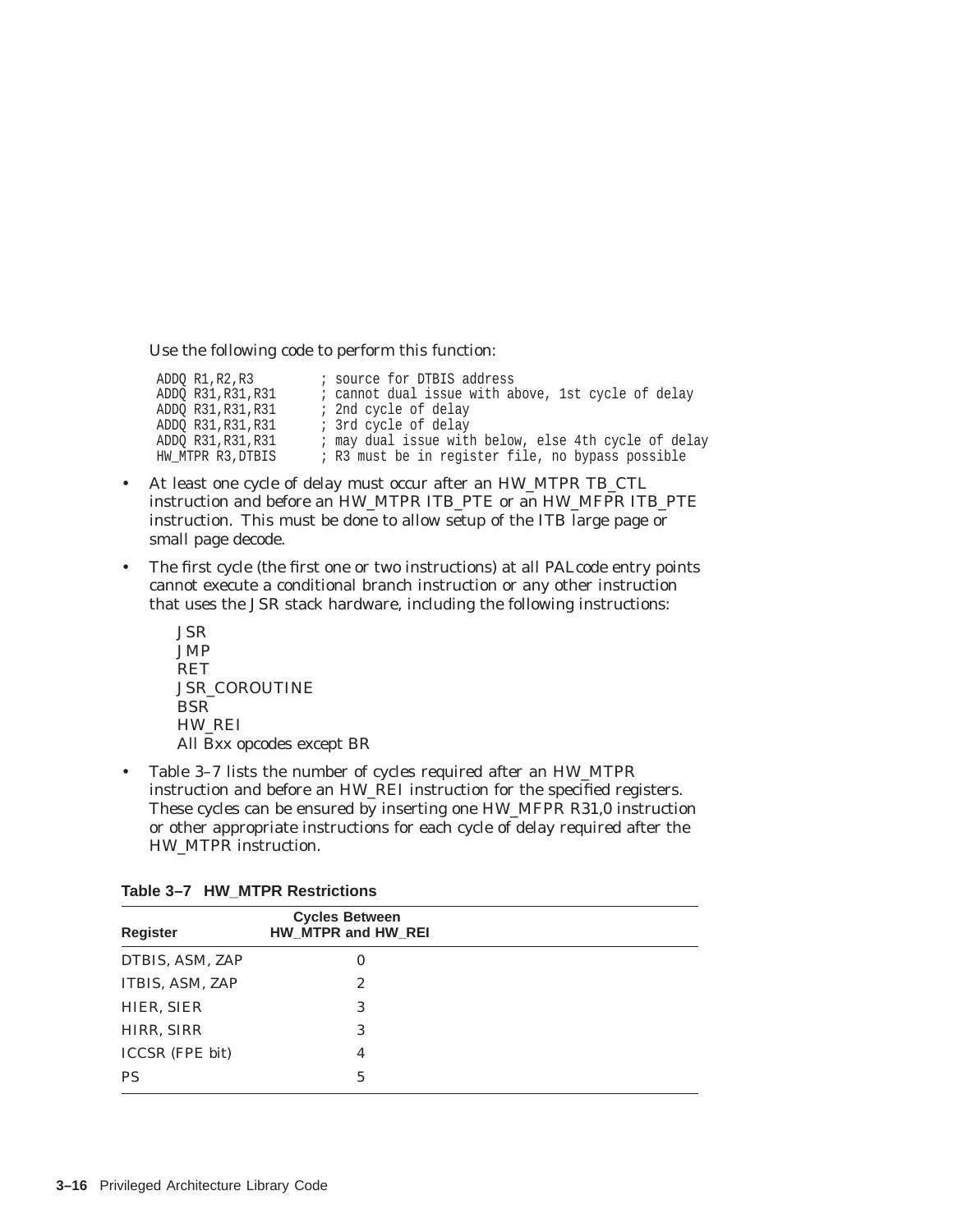Use the following code to perform this function:

```
ADDQ R1,R2,R3         ; source for DTBIS address
ADDQ R31,R31,R31      ; cannot dual issue with above, 1st cycle of delay
ADDQ R31,R31,R31      ; 2nd cycle of delay
ADDQ R31,R31,R31      ; 3rd cycle of delay
ADDQ R31,R31,R31      ; may dual issue with below, else 4th cycle of delay
HW_MTPR R3,DTBIS      ; R3 must be in register file, no bypass possible
```

- At least one cycle of delay must occur after an HW_MTPR TB_CTL instruction and before an HW_MTPR ITB_PTE or an HW_MFPR ITB_PTE instruction. This must be done to allow setup of the ITB large page or small page decode.
- The first cycle (the first one or two instructions) at all PALcode entry points cannot execute a conditional branch instruction or any other instruction that uses the JSR stack hardware, including the following instructions:

  JSR
  JMP
  RET
  JSR_COROUTINE
  BSR
  HW_REI
  All Bxx opcodes except BR

- Table 3–7 lists the number of cycles required after an HW_MTPR instruction and before an HW_REI instruction for the specified registers. These cycles can be ensured by inserting one HW_MFPR R31,0 instruction or other appropriate instructions for each cycle of delay required after the HW_MTPR instruction.

**Table 3–7 HW_MTPR Restrictions**

| Register | Cycles Between HW_MTPR and HW_REI |
|---|---|
| DTBIS, ASM, ZAP | 0 |
| ITBIS, ASM, ZAP | 2 |
| HIER, SIER | 3 |
| HIRR, SIRR | 3 |
| ICCSR (FPE bit) | 4 |
| PS | 5 |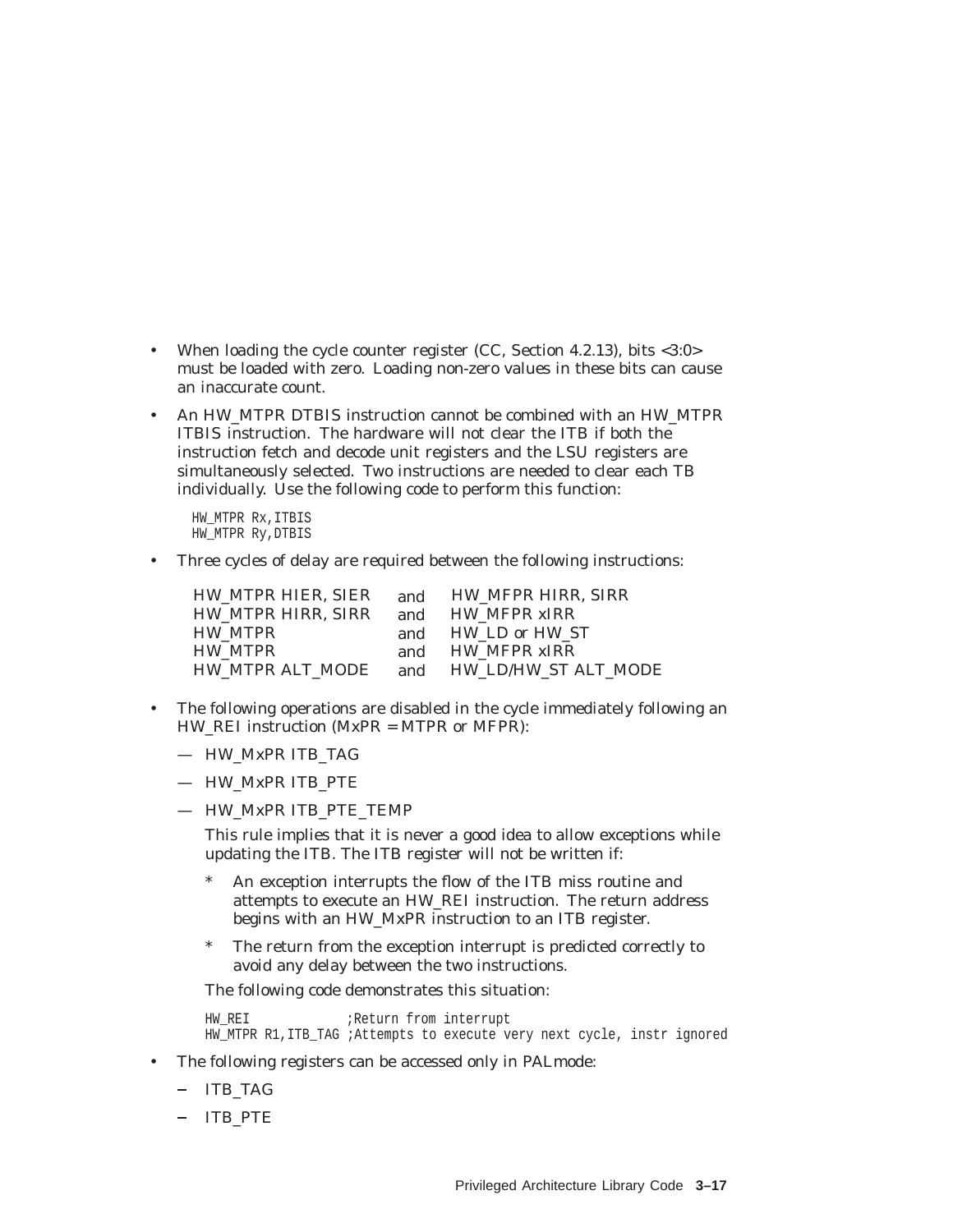- When loading the cycle counter register (CC, Section 4.2.13), bits <3:0> must be loaded with zero. Loading non-zero values in these bits can cause an inaccurate count.
- An HW_MTPR DTBIS instruction cannot be combined with an HW_MTPR ITBIS instruction. The hardware will not clear the ITB if both the instruction fetch and decode unit registers and the LSU registers are simultaneously selected. Two instructions are needed to clear each TB individually. Use the following code to perform this function:

```
HW_MTPR Rx,ITBIS
HW_MTPR Ry,DTBIS
```

- Three cycles of delay are required between the following instructions:

| | | |
|---|---|---|
| HW_MTPR HIER, SIER | and | HW_MFPR HIRR, SIRR |
| HW_MTPR HIRR, SIRR | and | HW_MFPR xIRR |
| HW_MTPR | and | HW_LD or HW_ST |
| HW_MTPR | and | HW_MFPR xIRR |
| HW_MTPR ALT_MODE | and | HW_LD/HW_ST ALT_MODE |

- The following operations are disabled in the cycle immediately following an HW_REI instruction (MxPR = MTPR or MFPR):
  - HW_MxPR ITB_TAG
  - HW_MxPR ITB_PTE
  - HW_MxPR ITB_PTE_TEMP

    This rule implies that it is never a good idea to allow exceptions while updating the ITB. The ITB register will not be written if:

    * An exception interrupts the flow of the ITB miss routine and attempts to execute an HW_REI instruction. The return address begins with an HW_MxPR instruction to an ITB register.
    * The return from the exception interrupt is predicted correctly to avoid any delay between the two instructions.

    The following code demonstrates this situation:

```
HW_REI             ;Return from interrupt
HW_MTPR R1,ITB_TAG ;Attempts to execute very next cycle, instr ignored
```

- The following registers can be accessed only in PALmode:
  - ITB_TAG
  - ITB_PTE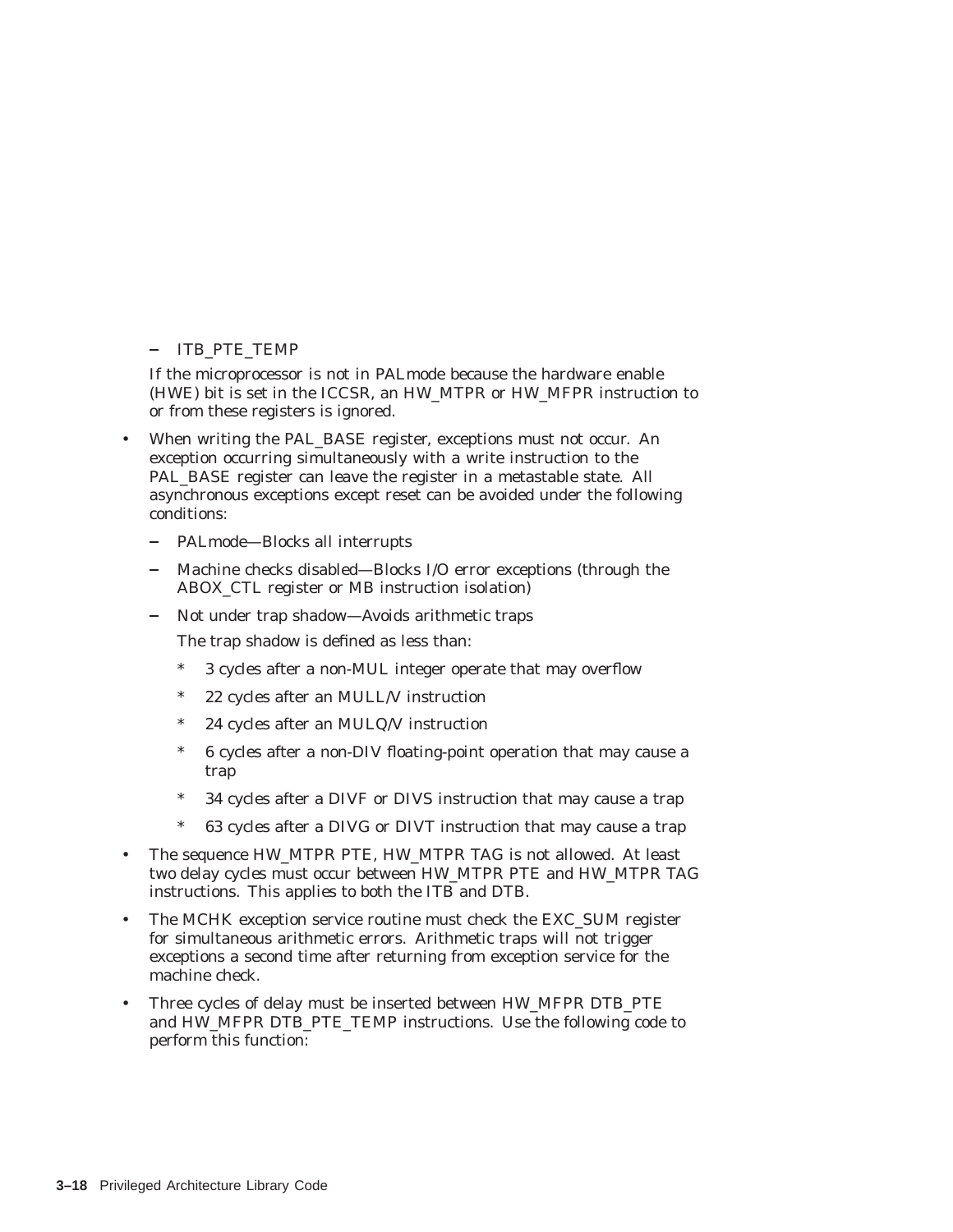- ITB_PTE_TEMP

  If the microprocessor is not in PALmode because the hardware enable (HWE) bit is set in the ICCSR, an HW_MTPR or HW_MFPR instruction to or from these registers is ignored.

- When writing the PAL_BASE register, exceptions must not occur. An exception occurring simultaneously with a write instruction to the PAL_BASE register can leave the register in a metastable state. All asynchronous exceptions except reset can be avoided under the following conditions:
  - PALmode—Blocks all interrupts
  - Machine checks disabled—Blocks I/O error exceptions (through the ABOX_CTL register or MB instruction isolation)
  - Not under trap shadow—Avoids arithmetic traps

    The trap shadow is defined as less than:

    * 3 cycles after a non-MUL integer operate that may overflow
    * 22 cycles after an MULL/V instruction
    * 24 cycles after an MULQ/V instruction
    * 6 cycles after a non-DIV floating-point operation that may cause a trap
    * 34 cycles after a DIVF or DIVS instruction that may cause a trap
    * 63 cycles after a DIVG or DIVT instruction that may cause a trap
- The sequence HW_MTPR PTE, HW_MTPR TAG is not allowed. At least two delay cycles must occur between HW_MTPR PTE and HW_MTPR TAG instructions. This applies to both the ITB and DTB.
- The MCHK exception service routine must check the EXC_SUM register for simultaneous arithmetic errors. Arithmetic traps will not trigger exceptions a second time after returning from exception service for the machine check.
- Three cycles of delay must be inserted between HW_MFPR DTB_PTE and HW_MFPR DTB_PTE_TEMP instructions. Use the following code to perform this function: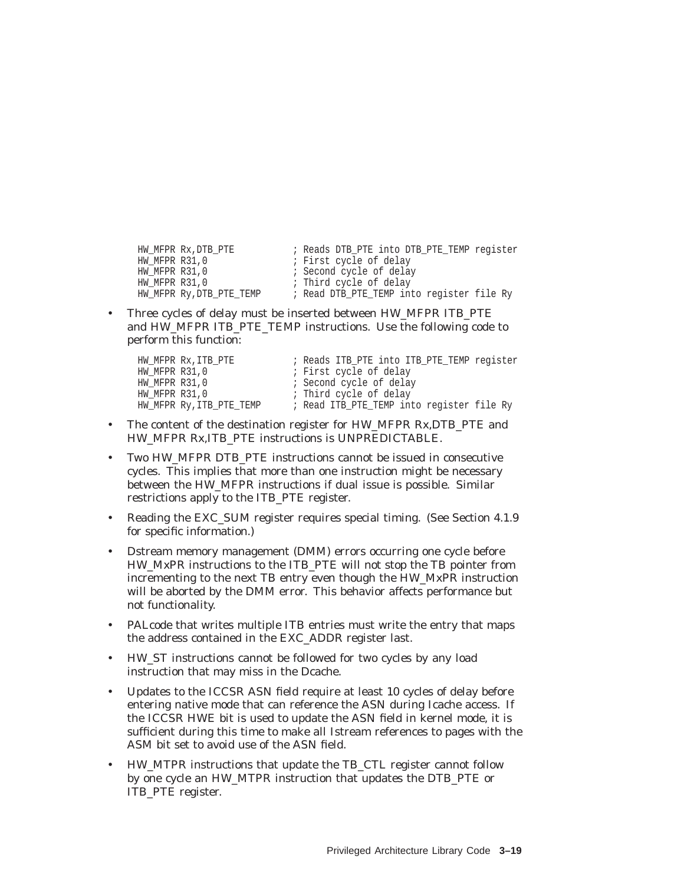```
HW_MFPR Rx,DTB_PTE          ; Reads DTB_PTE into DTB_PTE_TEMP register
HW_MFPR R31,0               ; First cycle of delay
HW_MFPR R31,0               ; Second cycle of delay
HW_MFPR R31,0               ; Third cycle of delay
HW_MFPR Ry,DTB_PTE_TEMP     ; Read DTB_PTE_TEMP into register file Ry
```

- Three cycles of delay must be inserted between HW_MFPR ITB_PTE and HW_MFPR ITB_PTE_TEMP instructions. Use the following code to perform this function:

```
HW_MFPR Rx,ITB_PTE          ; Reads ITB_PTE into ITB_PTE_TEMP register
HW_MFPR R31,0               ; First cycle of delay
HW_MFPR R31,0               ; Second cycle of delay
HW_MFPR R31,0               ; Third cycle of delay
HW_MFPR Ry,ITB_PTE_TEMP     ; Read ITB_PTE_TEMP into register file Ry
```

- The content of the destination register for HW_MFPR Rx,DTB_PTE and HW_MFPR Rx,ITB_PTE instructions is UNPREDICTABLE.
- Two HW_MFPR DTB_PTE instructions cannot be issued in consecutive cycles. This implies that more than one instruction might be necessary between the HW_MFPR instructions if dual issue is possible. Similar restrictions apply to the ITB_PTE register.
- Reading the EXC_SUM register requires special timing. (See Section 4.1.9 for specific information.)
- Dstream memory management (DMM) errors occurring one cycle before HW_MxPR instructions to the ITB_PTE will not stop the TB pointer from incrementing to the next TB entry even though the HW_MxPR instruction will be aborted by the DMM error. This behavior affects performance but not functionality.
- PALcode that writes multiple ITB entries must write the entry that maps the address contained in the EXC_ADDR register last.
- HW_ST instructions cannot be followed for two cycles by any load instruction that may miss in the Dcache.
- Updates to the ICCSR ASN field require at least 10 cycles of delay before entering native mode that can reference the ASN during Icache access. If the ICCSR HWE bit is used to update the ASN field in kernel mode, it is sufficient during this time to make all Istream references to pages with the ASM bit set to avoid use of the ASN field.
- HW_MTPR instructions that update the TB_CTL register cannot follow by one cycle an HW_MTPR instruction that updates the DTB_PTE or ITB_PTE register.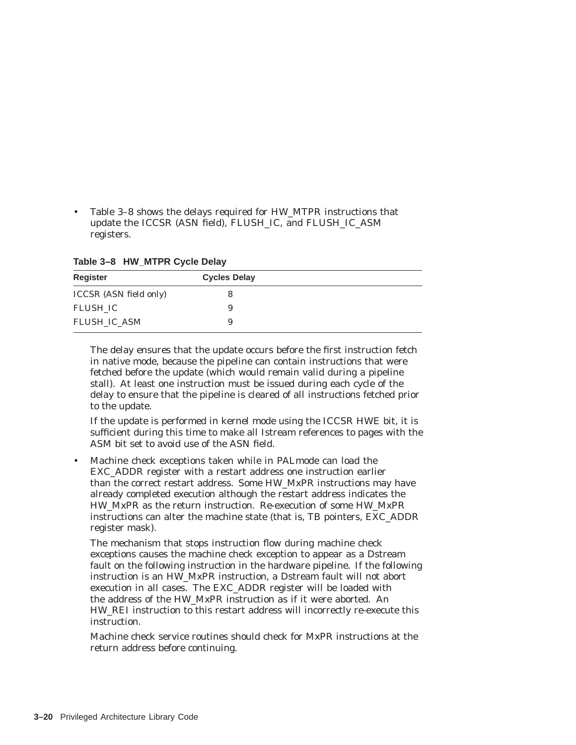- Table 3–8 shows the delays required for HW_MTPR instructions that update the ICCSR (ASN field), FLUSH_IC, and FLUSH_IC_ASM registers.

**Table 3–8 HW_MTPR Cycle Delay**

| Register | Cycles Delay |
|---|---|
| ICCSR (ASN field only) | 8 |
| FLUSH_IC | 9 |
| FLUSH_IC_ASM | 9 |

  The delay ensures that the update occurs before the first instruction fetch in native mode, because the pipeline can contain instructions that were fetched before the update (which would remain valid during a pipeline stall). At least one instruction must be issued during each cycle of the delay to ensure that the pipeline is cleared of all instructions fetched prior to the update.

  If the update is performed in kernel mode using the ICCSR HWE bit, it is sufficient during this time to make all Istream references to pages with the ASM bit set to avoid use of the ASN field.

- Machine check exceptions taken while in PALmode can load the EXC_ADDR register with a restart address one instruction earlier than the correct restart address. Some HW_MxPR instructions may have already completed execution although the restart address indicates the HW_MxPR as the return instruction. Re-execution of some HW_MxPR instructions can alter the machine state (that is, TB pointers, EXC_ADDR register mask).

  The mechanism that stops instruction flow during machine check exceptions causes the machine check exception to appear as a Dstream fault on the following instruction in the hardware pipeline. If the following instruction is an HW_MxPR instruction, a Dstream fault will not abort execution in all cases. The EXC_ADDR register will be loaded with the address of the HW_MxPR instruction as if it were aborted. An HW_REI instruction to this restart address will incorrectly re-execute this instruction.

  Machine check service routines should check for MxPR instructions at the return address before continuing.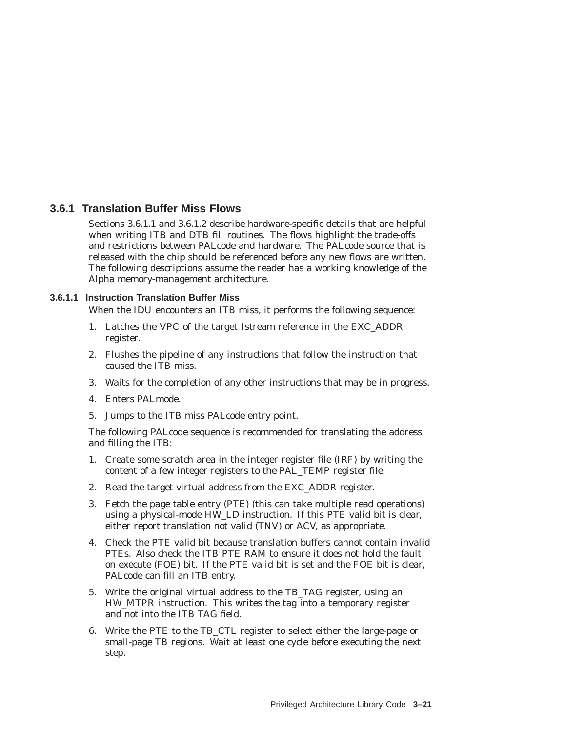### 3.6.1 Translation Buffer Miss Flows

Sections 3.6.1.1 and 3.6.1.2 describe hardware-specific details that are helpful when writing ITB and DTB fill routines. The flows highlight the trade-offs and restrictions between PALcode and hardware. The PALcode source that is released with the chip should be referenced before any new flows are written. The following descriptions assume the reader has a working knowledge of the Alpha memory-management architecture.

#### 3.6.1.1 Instruction Translation Buffer Miss

When the IDU encounters an ITB miss, it performs the following sequence:

1. Latches the VPC of the target Istream reference in the EXC_ADDR register.
2. Flushes the pipeline of any instructions that follow the instruction that caused the ITB miss.
3. Waits for the completion of any other instructions that may be in progress.
4. Enters PALmode.
5. Jumps to the ITB miss PALcode entry point.

The following PALcode sequence is recommended for translating the address and filling the ITB:

1. Create some scratch area in the integer register file (IRF) by writing the content of a few integer registers to the PAL_TEMP register file.
2. Read the target virtual address from the EXC_ADDR register.
3. Fetch the page table entry (PTE) (this can take multiple read operations) using a physical-mode HW_LD instruction. If this PTE valid bit is clear, either report translation not valid (TNV) or ACV, as appropriate.
4. Check the PTE valid bit because translation buffers cannot contain invalid PTEs. Also check the ITB PTE RAM to ensure it does not hold the fault on execute (FOE) bit. If the PTE valid bit is set and the FOE bit is clear, PALcode can fill an ITB entry.
5. Write the original virtual address to the TB_TAG register, using an HW_MTPR instruction. This writes the tag into a temporary register and not into the ITB TAG field.
6. Write the PTE to the TB_CTL register to select either the large-page or small-page TB regions. Wait at least one cycle before executing the next step.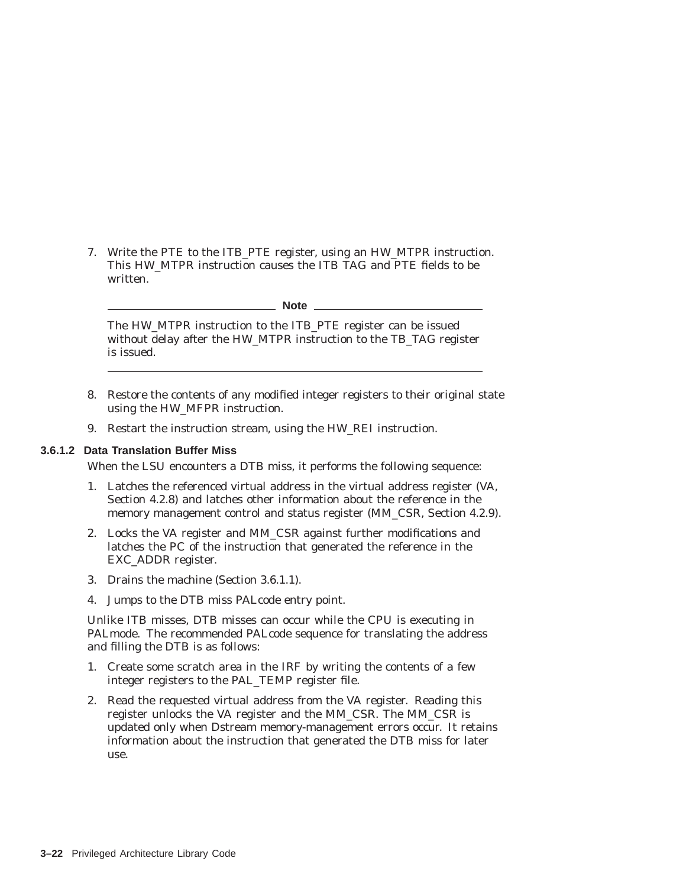7. Write the PTE to the ITB_PTE register, using an HW_MTPR instruction. This HW_MTPR instruction causes the ITB TAG and PTE fields to be written.

---

**Note**

The HW_MTPR instruction to the ITB_PTE register can be issued without delay after the HW_MTPR instruction to the TB_TAG register is issued.

---

8. Restore the contents of any modified integer registers to their original state using the HW_MFPR instruction.
9. Restart the instruction stream, using the HW_REI instruction.

#### 3.6.1.2 Data Translation Buffer Miss

When the LSU encounters a DTB miss, it performs the following sequence:

1. Latches the referenced virtual address in the virtual address register (VA, Section 4.2.8) and latches other information about the reference in the memory management control and status register (MM_CSR, Section 4.2.9).
2. Locks the VA register and MM_CSR against further modifications and latches the PC of the instruction that generated the reference in the EXC_ADDR register.
3. Drains the machine (Section 3.6.1.1).
4. Jumps to the DTB miss PALcode entry point.

Unlike ITB misses, DTB misses can occur while the CPU is executing in PALmode. The recommended PALcode sequence for translating the address and filling the DTB is as follows:

1. Create some scratch area in the IRF by writing the contents of a few integer registers to the PAL_TEMP register file.
2. Read the requested virtual address from the VA register. Reading this register unlocks the VA register and the MM_CSR. The MM_CSR is updated only when Dstream memory-management errors occur. It retains information about the instruction that generated the DTB miss for later use.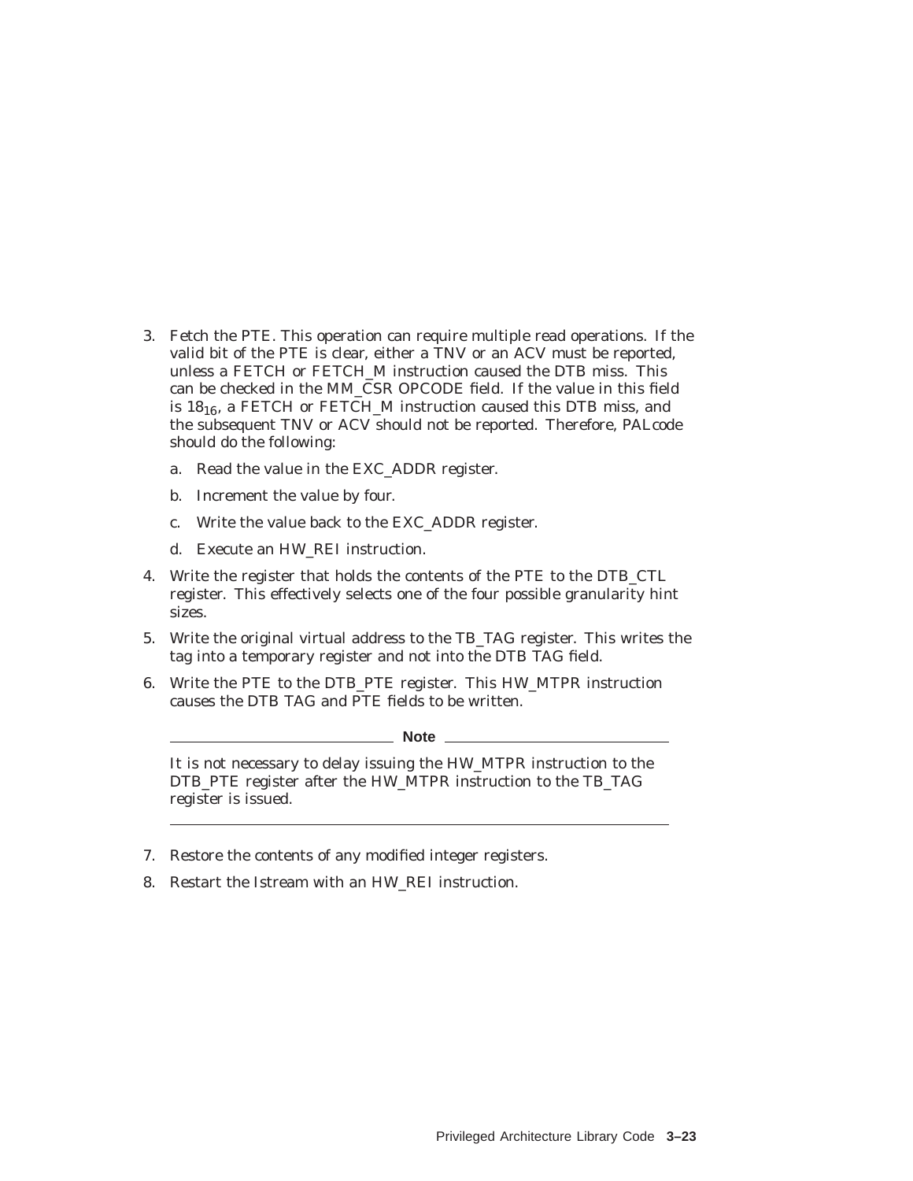3. Fetch the PTE. This operation can require multiple read operations. If the valid bit of the PTE is clear, either a TNV or an ACV must be reported, unless a FETCH or FETCH_M instruction caused the DTB miss. This can be checked in the MM_CSR OPCODE field. If the value in this field is $18_{16}$, a FETCH or FETCH_M instruction caused this DTB miss, and the subsequent TNV or ACV should not be reported. Therefore, PALcode should do the following:
   a. Read the value in the EXC_ADDR register.
   b. Increment the value by four.
   c. Write the value back to the EXC_ADDR register.
   d. Execute an HW_REI instruction.
4. Write the register that holds the contents of the PTE to the DTB_CTL register. This effectively selects one of the four possible granularity hint sizes.
5. Write the original virtual address to the TB_TAG register. This writes the tag into a temporary register and not into the DTB TAG field.
6. Write the PTE to the DTB_PTE register. This HW_MTPR instruction causes the DTB TAG and PTE fields to be written.

   **Note**

   It is not necessary to delay issuing the HW_MTPR instruction to the DTB_PTE register after the HW_MTPR instruction to the TB_TAG register is issued.

7. Restore the contents of any modified integer registers.
8. Restart the Istream with an HW_REI instruction.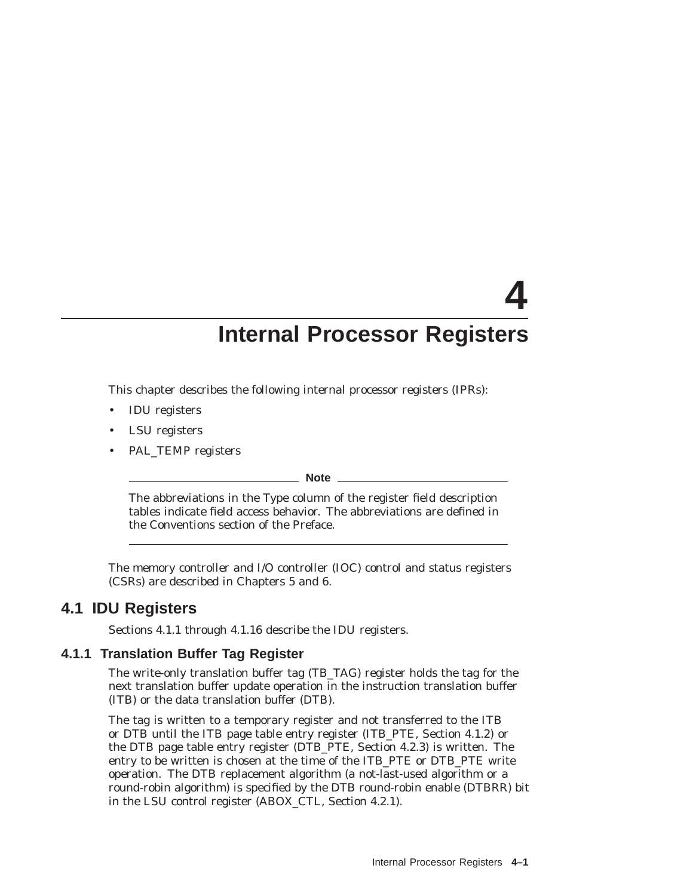# 4 Internal Processor Registers

This chapter describes the following internal processor registers (IPRs):

- IDU registers
- LSU registers
- PAL_TEMP registers

**Note**

The abbreviations in the Type column of the register field description tables indicate field access behavior. The abbreviations are defined in the Conventions section of the Preface.

---

The memory controller and I/O controller (IOC) control and status registers (CSRs) are described in Chapters 5 and 6.

## 4.1 IDU Registers

Sections 4.1.1 through 4.1.16 describe the IDU registers.

### 4.1.1 Translation Buffer Tag Register

The write-only translation buffer tag (TB_TAG) register holds the tag for the next translation buffer update operation in the instruction translation buffer (ITB) or the data translation buffer (DTB).

The tag is written to a temporary register and not transferred to the ITB or DTB until the ITB page table entry register (ITB_PTE, Section 4.1.2) or the DTB page table entry register (DTB_PTE, Section 4.2.3) is written. The entry to be written is chosen at the time of the ITB_PTE or DTB_PTE write operation. The DTB replacement algorithm (a not-last-used algorithm or a round-robin algorithm) is specified by the DTB round-robin enable (DTBRR) bit in the LSU control register (ABOX_CTL, Section 4.2.1).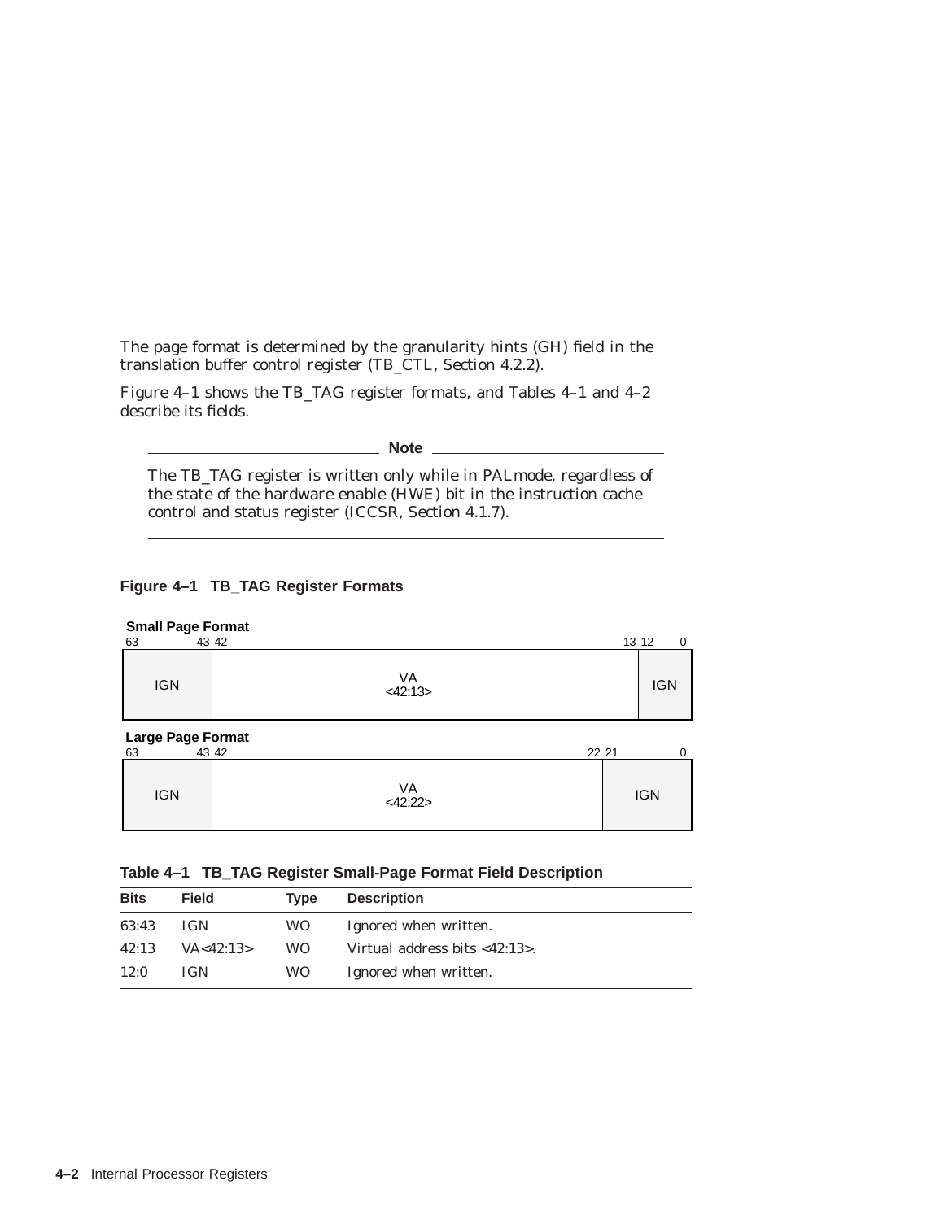The page format is determined by the granularity hints (GH) field in the translation buffer control register (TB_CTL, Section 4.2.2).

Figure 4–1 shows the TB_TAG register formats, and Tables 4–1 and 4–2 describe its fields.

---

**Note**

The TB_TAG register is written only while in PALmode, regardless of the state of the hardware enable (HWE) bit in the instruction cache control and status register (ICCSR, Section 4.1.7).

---

**Figure 4–1 TB_TAG Register Formats**

**Small Page Format**

| 63:43 | 42:13 | 12:0 |
|---|---|---|
| IGN | VA <42:13> | IGN |

**Large Page Format**

| 63:43 | 42:22 | 21:0 |
|---|---|---|
| IGN | VA <42:22> | IGN |

**Table 4–1 TB_TAG Register Small-Page Format Field Description**

| Bits | Field | Type | Description |
|---|---|---|---|
| 63:43 | IGN | WO | Ignored when written. |
| 42:13 | VA<42:13> | WO | Virtual address bits <42:13>. |
| 12:0 | IGN | WO | Ignored when written. |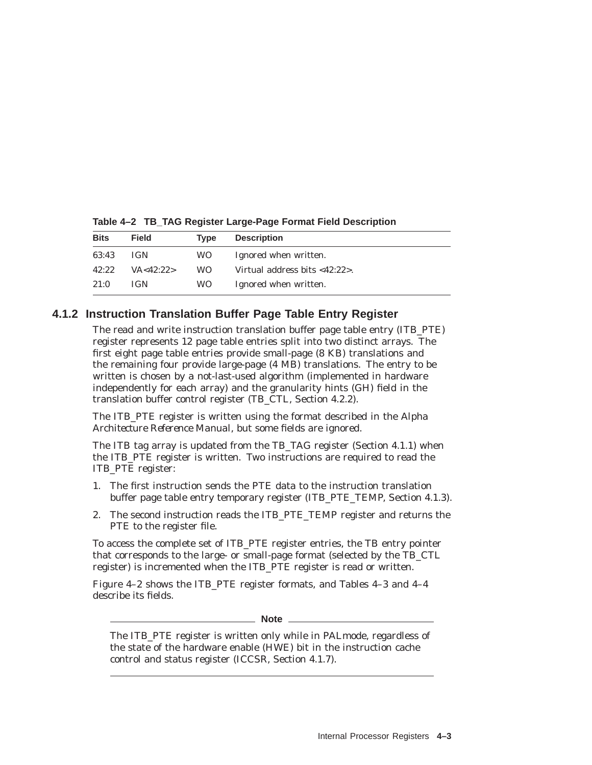**Table 4–2 TB_TAG Register Large-Page Format Field Description**

| Bits | Field | Type | Description |
|---|---|---|---|
| 63:43 | IGN | WO | Ignored when written. |
| 42:22 | VA<42:22> | WO | Virtual address bits <42:22>. |
| 21:0 | IGN | WO | Ignored when written. |

### 4.1.2 Instruction Translation Buffer Page Table Entry Register

The read and write instruction translation buffer page table entry (ITB_PTE) register represents 12 page table entries split into two distinct arrays. The first eight page table entries provide small-page (8 KB) translations and the remaining four provide large-page (4 MB) translations. The entry to be written is chosen by a not-last-used algorithm (implemented in hardware independently for each array) and the granularity hints (GH) field in the translation buffer control register (TB_CTL, Section 4.2.2).

The ITB_PTE register is written using the format described in the *Alpha Architecture Reference Manual*, but some fields are ignored.

The ITB tag array is updated from the TB_TAG register (Section 4.1.1) when the ITB_PTE register is written. Two instructions are required to read the ITB_PTE register:

1. The first instruction sends the PTE data to the instruction translation buffer page table entry temporary register (ITB_PTE_TEMP, Section 4.1.3).
2. The second instruction reads the ITB_PTE_TEMP register and returns the PTE to the register file.

To access the complete set of ITB_PTE register entries, the TB entry pointer that corresponds to the large- or small-page format (selected by the TB_CTL register) is incremented when the ITB_PTE register is read or written.

Figure 4–2 shows the ITB_PTE register formats, and Tables 4–3 and 4–4 describe its fields.

---

**Note**

The ITB_PTE register is written only while in PALmode, regardless of the state of the hardware enable (HWE) bit in the instruction cache control and status register (ICCSR, Section 4.1.7).

---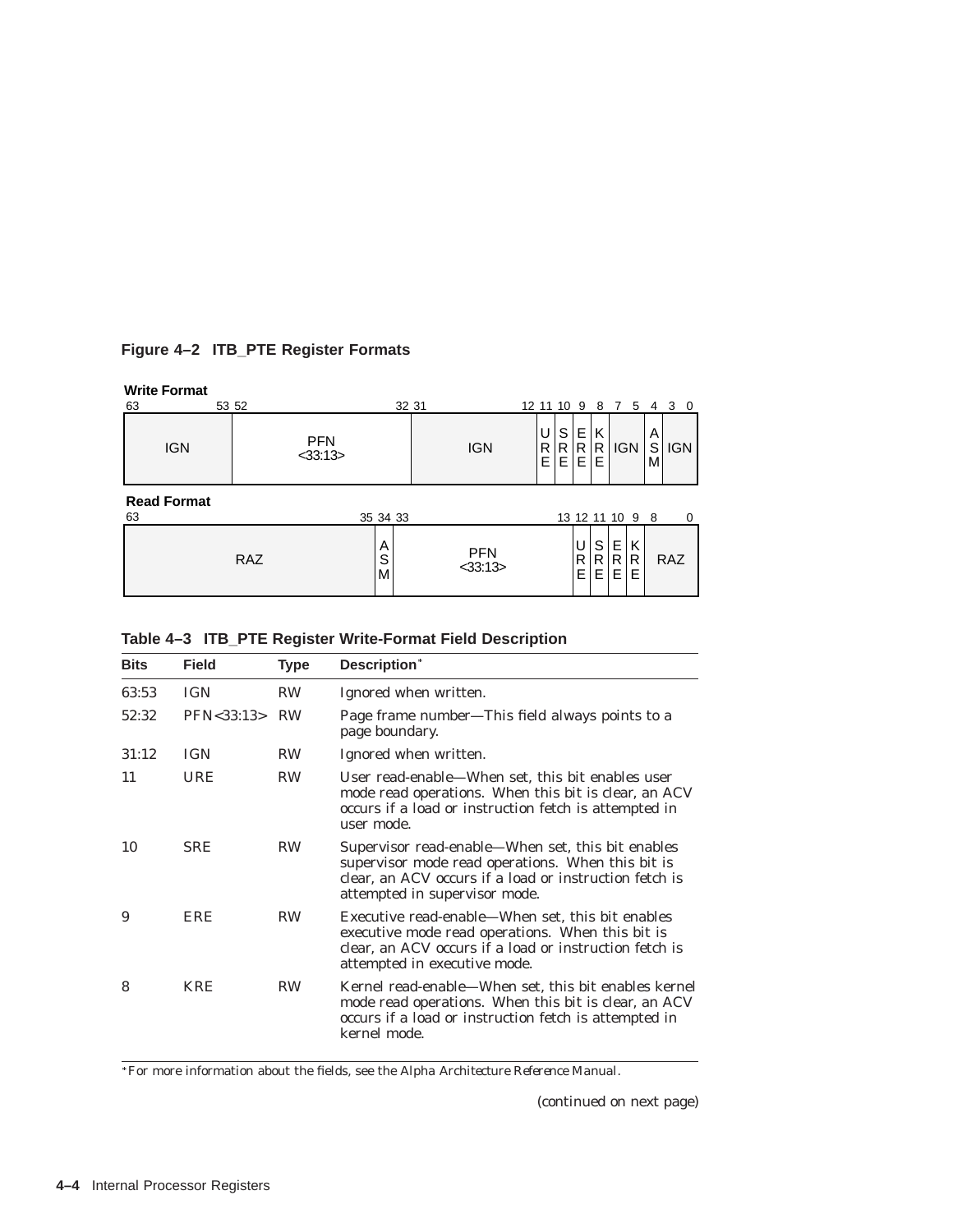**Figure 4–2 ITB_PTE Register Formats**

**Write Format**

| 63:53 | 52:32 | 31:12 | 11 | 10 | 9 | 8 | 7:5 | 4 | 3:0 |
|---|---|---|---|---|---|---|---|---|---|
| IGN | PFN <33:13> | IGN | URE | SRE | ERE | KRE | IGN | ASM | IGN |

**Read Format**

| 63:35 | 34 | 33:13 | 12 | 11 | 10 | 9 | 8:0 |
|---|---|---|---|---|---|---|---|
| RAZ | ASM | PFN <33:13> | URE | SRE | ERE | KRE | RAZ |

**Table 4–3 ITB_PTE Register Write-Format Field Description**

| Bits | Field | Type | Description* |
|---|---|---|---|
| 63:53 | IGN | RW | Ignored when written. |
| 52:32 | PFN<33:13> | RW | Page frame number—This field always points to a page boundary. |
| 31:12 | IGN | RW | Ignored when written. |
| 11 | URE | RW | User read-enable—When set, this bit enables user mode read operations. When this bit is clear, an ACV occurs if a load or instruction fetch is attempted in user mode. |
| 10 | SRE | RW | Supervisor read-enable—When set, this bit enables supervisor mode read operations. When this bit is clear, an ACV occurs if a load or instruction fetch is attempted in supervisor mode. |
| 9 | ERE | RW | Executive read-enable—When set, this bit enables executive mode read operations. When this bit is clear, an ACV occurs if a load or instruction fetch is attempted in executive mode. |
| 8 | KRE | RW | Kernel read-enable—When set, this bit enables kernel mode read operations. When this bit is clear, an ACV occurs if a load or instruction fetch is attempted in kernel mode. |

*For more information about the fields, see the *Alpha Architecture Reference Manual*.

(continued on next page)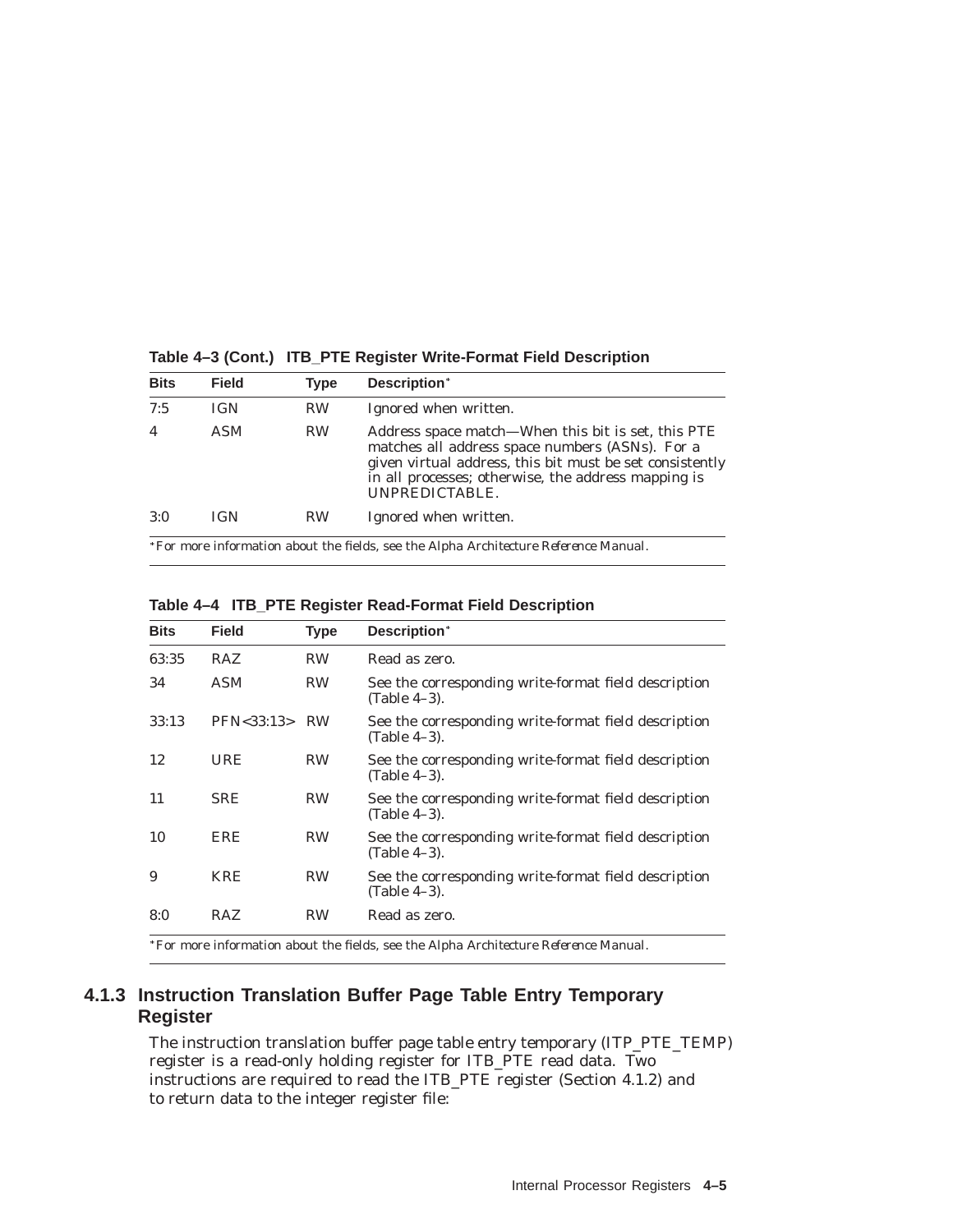**Table 4–3 (Cont.) ITB_PTE Register Write-Format Field Description**

| Bits | Field | Type | Description* |
|---|---|---|---|
| 7:5 | IGN | RW | Ignored when written. |
| 4 | ASM | RW | Address space match—When this bit is set, this PTE matches all address space numbers (ASNs). For a given virtual address, this bit must be set consistently in all processes; otherwise, the address mapping is UNPREDICTABLE. |
| 3:0 | IGN | RW | Ignored when written. |

*For more information about the fields, see the *Alpha Architecture Reference Manual*.

**Table 4–4 ITB_PTE Register Read-Format Field Description**

| Bits | Field | Type | Description* |
|---|---|---|---|
| 63:35 | RAZ | RW | Read as zero. |
| 34 | ASM | RW | See the corresponding write-format field description (Table 4–3). |
| 33:13 | PFN<33:13> | RW | See the corresponding write-format field description (Table 4–3). |
| 12 | URE | RW | See the corresponding write-format field description (Table 4–3). |
| 11 | SRE | RW | See the corresponding write-format field description (Table 4–3). |
| 10 | ERE | RW | See the corresponding write-format field description (Table 4–3). |
| 9 | KRE | RW | See the corresponding write-format field description (Table 4–3). |
| 8:0 | RAZ | RW | Read as zero. |

*For more information about the fields, see the *Alpha Architecture Reference Manual*.

### 4.1.3 Instruction Translation Buffer Page Table Entry Temporary Register

The instruction translation buffer page table entry temporary (ITP_PTE_TEMP) register is a read-only holding register for ITB_PTE read data. Two instructions are required to read the ITB_PTE register (Section 4.1.2) and to return data to the integer register file: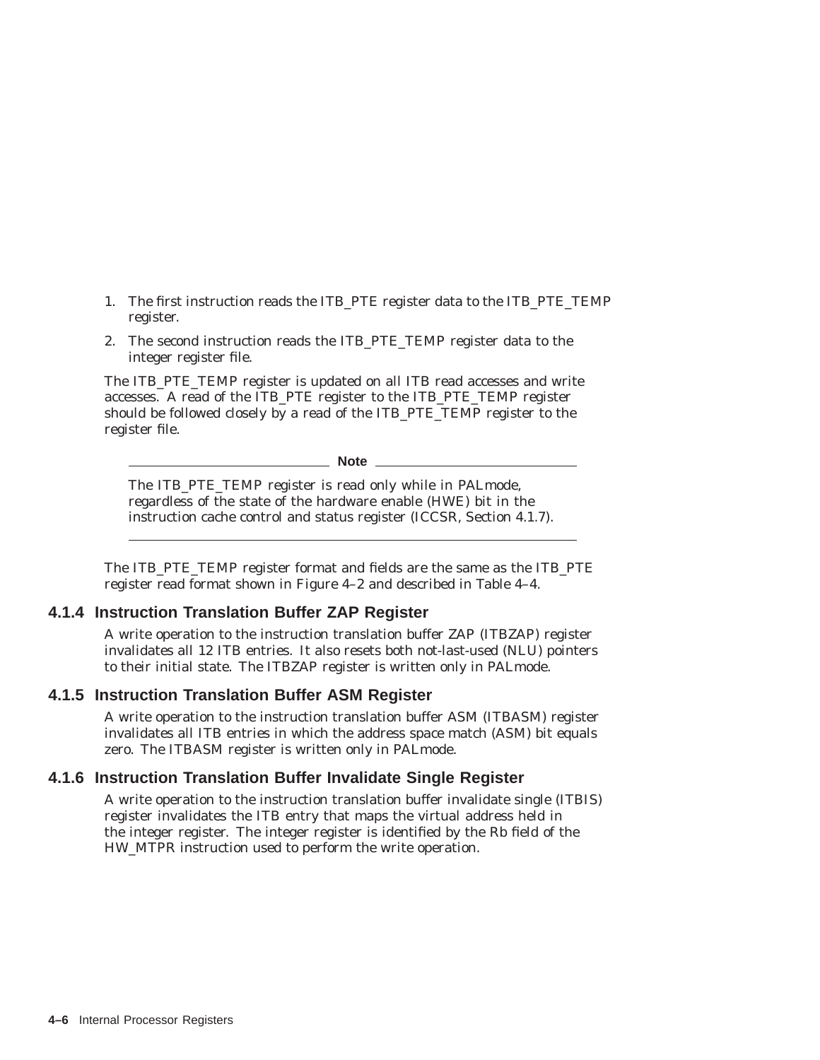1. The first instruction reads the ITB_PTE register data to the ITB_PTE_TEMP register.
2. The second instruction reads the ITB_PTE_TEMP register data to the integer register file.

The ITB_PTE_TEMP register is updated on all ITB read accesses and write accesses. A read of the ITB_PTE register to the ITB_PTE_TEMP register should be followed closely by a read of the ITB_PTE_TEMP register to the register file.

**Note**

The ITB_PTE_TEMP register is read only while in PALmode, regardless of the state of the hardware enable (HWE) bit in the instruction cache control and status register (ICCSR, Section 4.1.7).

---

The ITB_PTE_TEMP register format and fields are the same as the ITB_PTE register read format shown in Figure 4–2 and described in Table 4–4.

### 4.1.4 Instruction Translation Buffer ZAP Register

A write operation to the instruction translation buffer ZAP (ITBZAP) register invalidates all 12 ITB entries. It also resets both not-last-used (NLU) pointers to their initial state. The ITBZAP register is written only in PALmode.

### 4.1.5 Instruction Translation Buffer ASM Register

A write operation to the instruction translation buffer ASM (ITBASM) register invalidates all ITB entries in which the address space match (ASM) bit equals zero. The ITBASM register is written only in PALmode.

### 4.1.6 Instruction Translation Buffer Invalidate Single Register

A write operation to the instruction translation buffer invalidate single (ITBIS) register invalidates the ITB entry that maps the virtual address held in the integer register. The integer register is identified by the Rb field of the HW_MTPR instruction used to perform the write operation.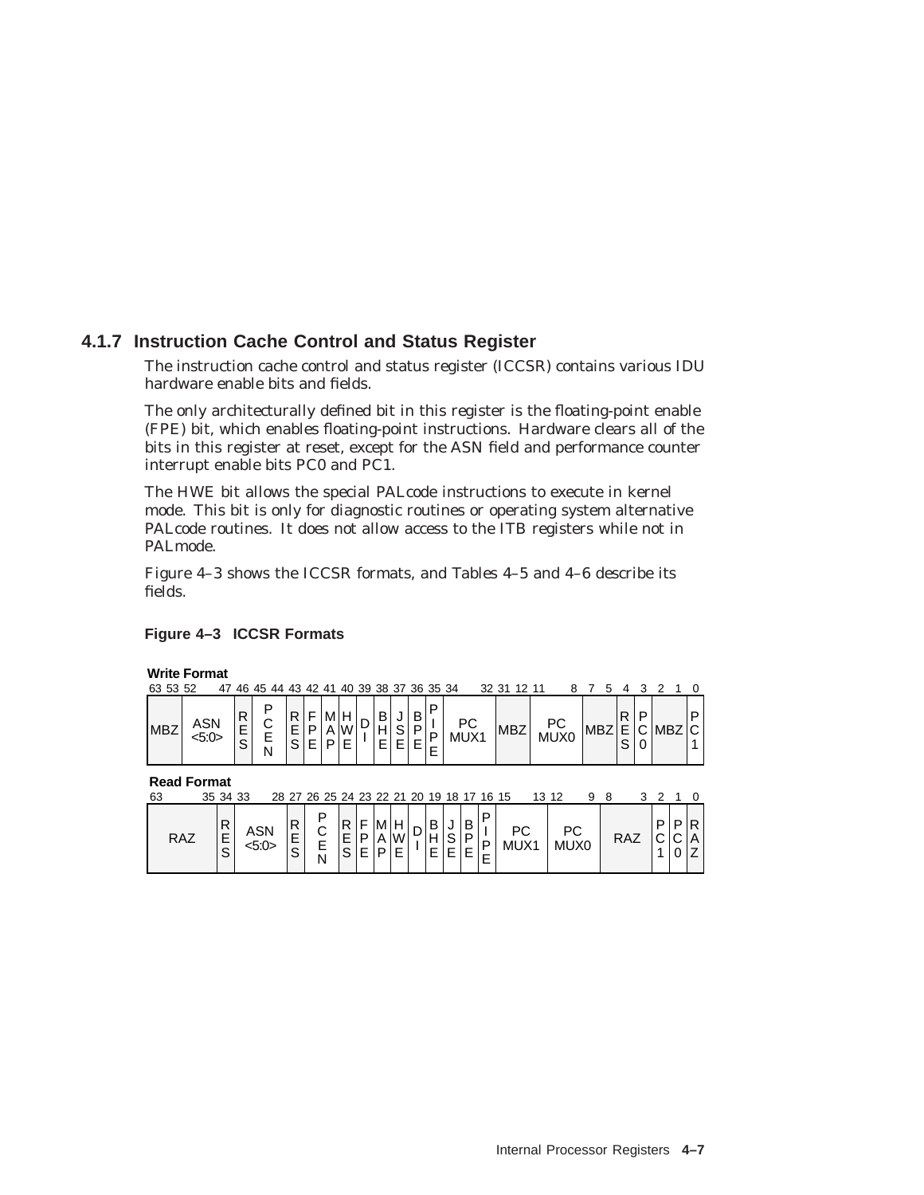### 4.1.7 Instruction Cache Control and Status Register

The instruction cache control and status register (ICCSR) contains various IDU hardware enable bits and fields.

The only architecturally defined bit in this register is the floating-point enable (FPE) bit, which enables floating-point instructions. Hardware clears all of the bits in this register at reset, except for the ASN field and performance counter interrupt enable bits PC0 and PC1.

The HWE bit allows the special PALcode instructions to execute in kernel mode. This bit is only for diagnostic routines or operating system alternative PALcode routines. It does not allow access to the ITB registers while not in PALmode.

Figure 4–3 shows the ICCSR formats, and Tables 4–5 and 4–6 describe its fields.

**Figure 4–3 ICCSR Formats**

**Write Format**

| 63–53 | 52–47 | 46 | 45–44 | 43 | 42 | 41 | 40 | 39 | 38 | 37 | 36 | 35 | 34–32 | 31–12 | 11–8 | 7–5 | 4 | 3 | 2–1 | 0 |
|---|---|---|---|---|---|---|---|---|---|---|---|---|---|---|---|---|---|---|---|---|
| MBZ | ASN <5:0> | RES | PCEN | RES | FPE | MAP | HWE | DI | BHE | JSE | BPE | PIPE | PC MUX1 | MBZ | PC MUX0 | MBZ | RES | PC0 | MBZ | PC1 |

**Read Format**

| 63–35 | 34 | 33–28 | 27 | 26–25 | 24 | 23 | 22 | 21 | 20 | 19 | 18 | 17 | 16 | 15–13 | 12–9 | 8–3 | 2 | 1 | 0 |
|---|---|---|---|---|---|---|---|---|---|---|---|---|---|---|---|---|---|---|---|
| RAZ | RES | ASN <5:0> | RES | PCEN | RES | FPE | MAP | HWE | DI | BHE | JSE | BPE | PIPE | PC MUX1 | PC MUX0 | RAZ | PC1 | PC0 | RAZ |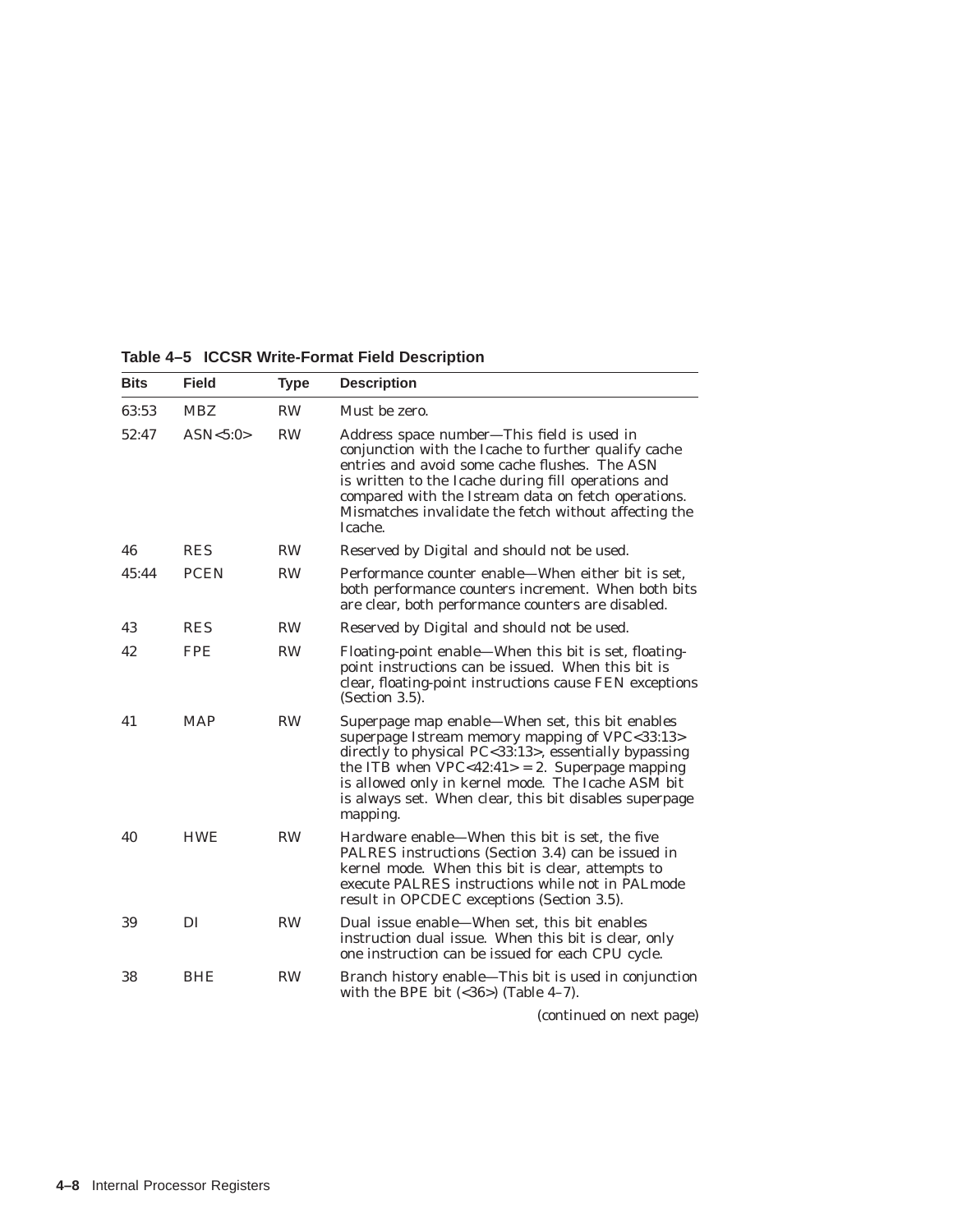**Table 4–5 ICCSR Write-Format Field Description**

| Bits | Field | Type | Description |
|---|---|---|---|
| 63:53 | MBZ | RW | Must be zero. |
| 52:47 | ASN<5:0> | RW | Address space number—This field is used in conjunction with the Icache to further qualify cache entries and avoid some cache flushes. The ASN is written to the Icache during fill operations and compared with the Istream data on fetch operations. Mismatches invalidate the fetch without affecting the Icache. |
| 46 | RES | RW | Reserved by Digital and should not be used. |
| 45:44 | PCEN | RW | Performance counter enable—When either bit is set, both performance counters increment. When both bits are clear, both performance counters are disabled. |
| 43 | RES | RW | Reserved by Digital and should not be used. |
| 42 | FPE | RW | Floating-point enable—When this bit is set, floating-point instructions can be issued. When this bit is clear, floating-point instructions cause FEN exceptions (Section 3.5). |
| 41 | MAP | RW | Superpage map enable—When set, this bit enables superpage Istream memory mapping of VPC<33:13> directly to physical PC<33:13>, essentially bypassing the ITB when VPC<42:41> = 2. Superpage mapping is allowed only in kernel mode. The Icache ASM bit is always set. When clear, this bit disables superpage mapping. |
| 40 | HWE | RW | Hardware enable—When this bit is set, the five PALRES instructions (Section 3.4) can be issued in kernel mode. When this bit is clear, attempts to execute PALRES instructions while not in PALmode result in OPCDEC exceptions (Section 3.5). |
| 39 | DI | RW | Dual issue enable—When set, this bit enables instruction dual issue. When this bit is clear, only one instruction can be issued for each CPU cycle. |
| 38 | BHE | RW | Branch history enable—This bit is used in conjunction with the BPE bit (<36>) (Table 4–7). |

(continued on next page)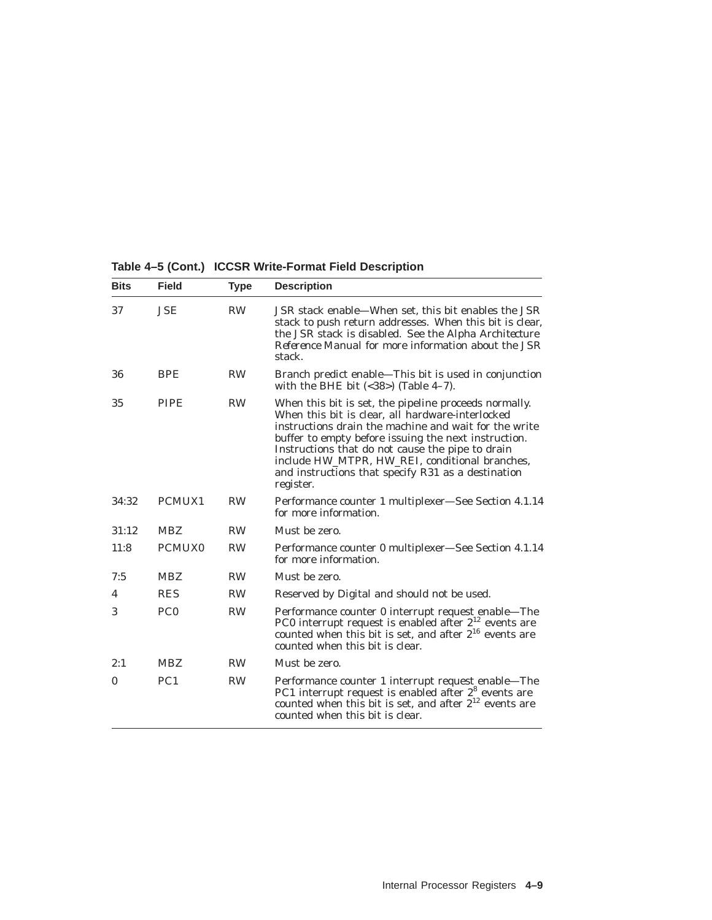**Table 4–5 (Cont.) ICCSR Write-Format Field Description**

| Bits | Field | Type | Description |
|---|---|---|---|
| 37 | JSE | RW | JSR stack enable—When set, this bit enables the JSR stack to push return addresses. When this bit is clear, the JSR stack is disabled. See the *Alpha Architecture Reference Manual* for more information about the JSR stack. |
| 36 | BPE | RW | Branch predict enable—This bit is used in conjunction with the BHE bit (<38>) (Table 4–7). |
| 35 | PIPE | RW | When this bit is set, the pipeline proceeds normally. When this bit is clear, all hardware-interlocked instructions drain the machine and wait for the write buffer to empty before issuing the next instruction. Instructions that do not cause the pipe to drain include HW_MTPR, HW_REI, conditional branches, and instructions that specify R31 as a destination register. |
| 34:32 | PCMUX1 | RW | Performance counter 1 multiplexer—See Section 4.1.14 for more information. |
| 31:12 | MBZ | RW | Must be zero. |
| 11:8 | PCMUX0 | RW | Performance counter 0 multiplexer—See Section 4.1.14 for more information. |
| 7:5 | MBZ | RW | Must be zero. |
| 4 | RES | RW | Reserved by Digital and should not be used. |
| 3 | PC0 | RW | Performance counter 0 interrupt request enable—The PC0 interrupt request is enabled after $2^{12}$ events are counted when this bit is set, and after $2^{16}$ events are counted when this bit is clear. |
| 2:1 | MBZ | RW | Must be zero. |
| 0 | PC1 | RW | Performance counter 1 interrupt request enable—The PC1 interrupt request is enabled after $2^{8}$ events are counted when this bit is set, and after $2^{12}$ events are counted when this bit is clear. |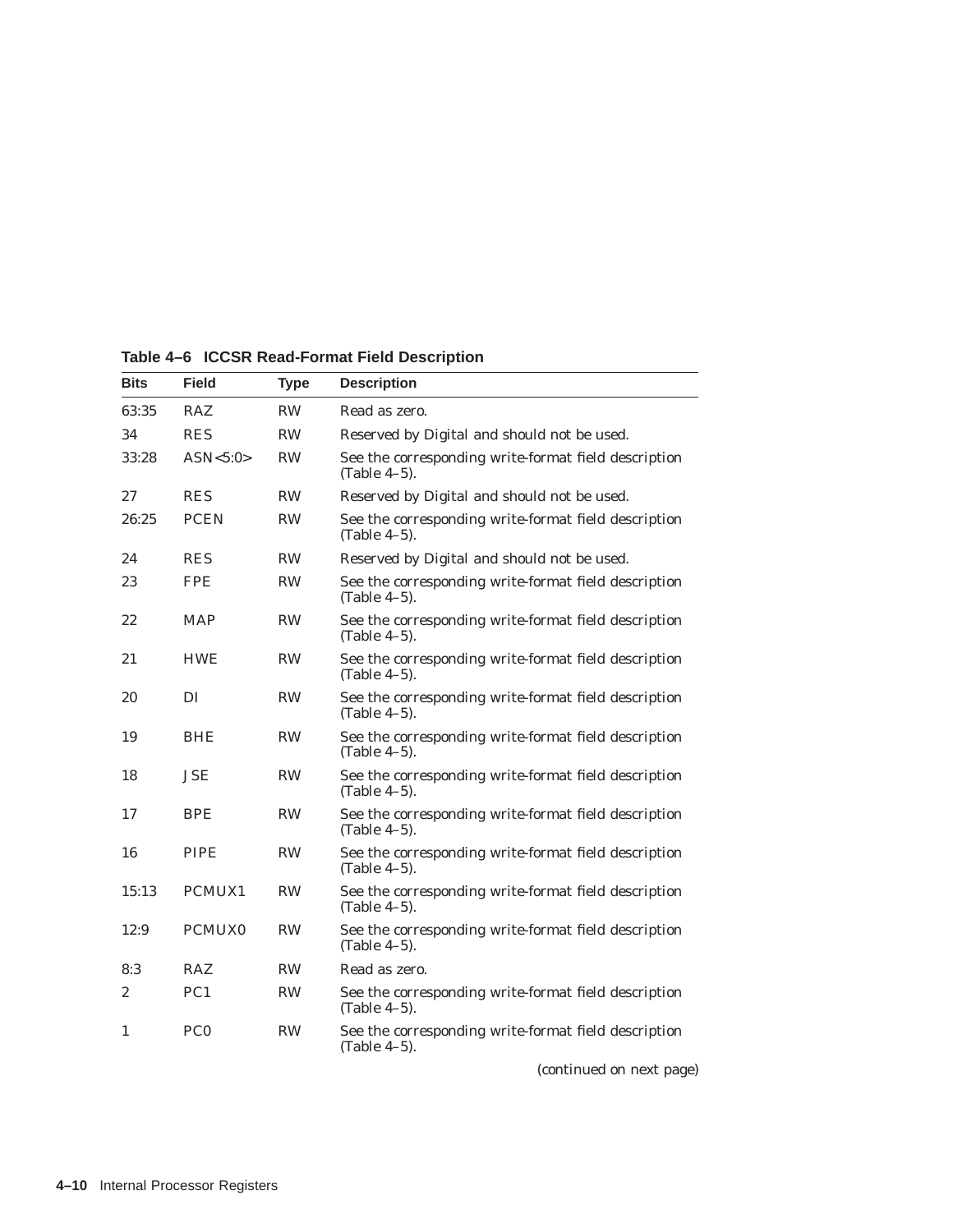**Table 4–6 ICCSR Read-Format Field Description**

| Bits | Field | Type | Description |
|---|---|---|---|
| 63:35 | RAZ | RW | Read as zero. |
| 34 | RES | RW | Reserved by Digital and should not be used. |
| 33:28 | ASN<5:0> | RW | See the corresponding write-format field description (Table 4–5). |
| 27 | RES | RW | Reserved by Digital and should not be used. |
| 26:25 | PCEN | RW | See the corresponding write-format field description (Table 4–5). |
| 24 | RES | RW | Reserved by Digital and should not be used. |
| 23 | FPE | RW | See the corresponding write-format field description (Table 4–5). |
| 22 | MAP | RW | See the corresponding write-format field description (Table 4–5). |
| 21 | HWE | RW | See the corresponding write-format field description (Table 4–5). |
| 20 | DI | RW | See the corresponding write-format field description (Table 4–5). |
| 19 | BHE | RW | See the corresponding write-format field description (Table 4–5). |
| 18 | JSE | RW | See the corresponding write-format field description (Table 4–5). |
| 17 | BPE | RW | See the corresponding write-format field description (Table 4–5). |
| 16 | PIPE | RW | See the corresponding write-format field description (Table 4–5). |
| 15:13 | PCMUX1 | RW | See the corresponding write-format field description (Table 4–5). |
| 12:9 | PCMUX0 | RW | See the corresponding write-format field description (Table 4–5). |
| 8:3 | RAZ | RW | Read as zero. |
| 2 | PC1 | RW | See the corresponding write-format field description (Table 4–5). |
| 1 | PC0 | RW | See the corresponding write-format field description (Table 4–5). |

*(continued on next page)*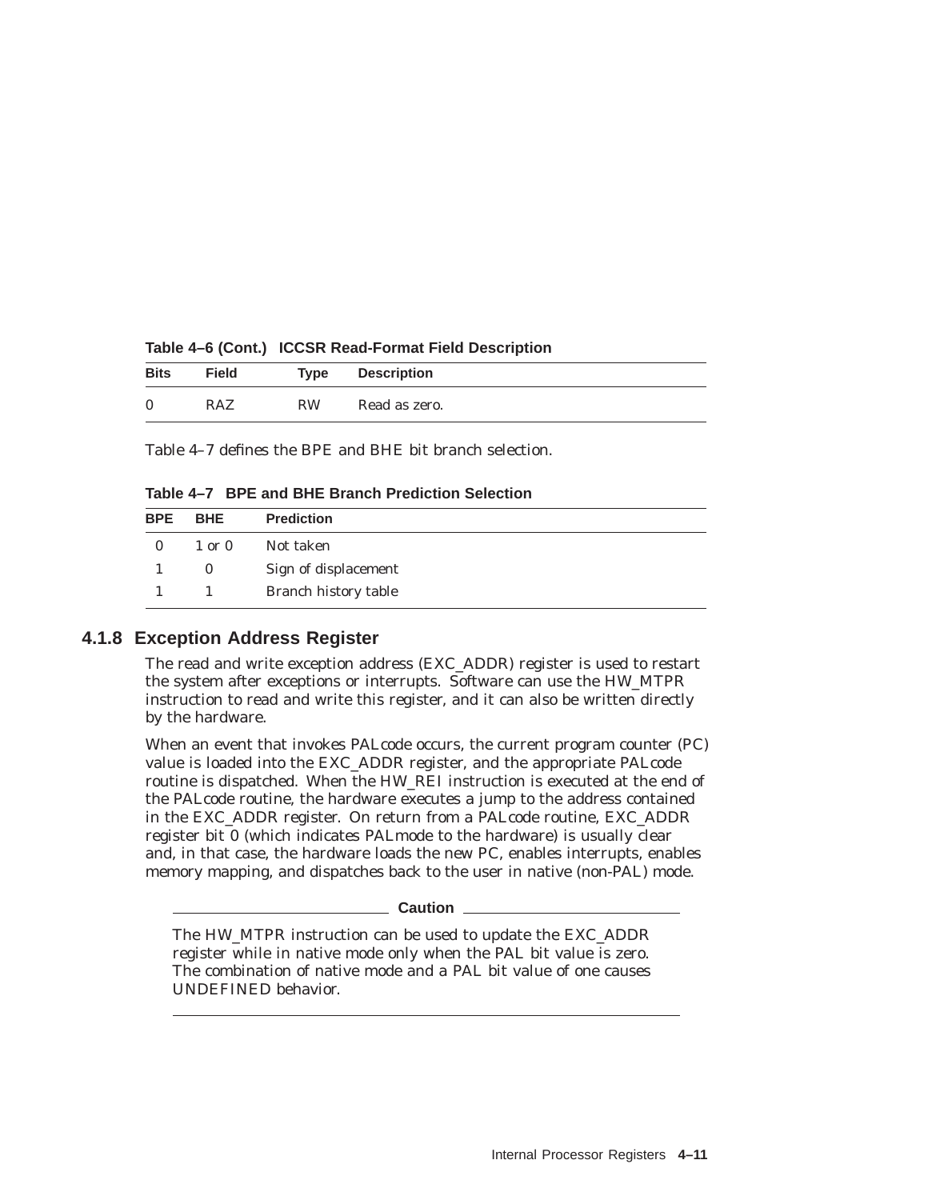**Table 4–6 (Cont.) ICCSR Read-Format Field Description**

| Bits | Field | Type | Description |
|---|---|---|---|
| 0 | RAZ | RW | Read as zero. |

Table 4–7 defines the BPE and BHE bit branch selection.

**Table 4–7 BPE and BHE Branch Prediction Selection**

| BPE | BHE | Prediction |
|---|---|---|
| 0 | 1 or 0 | Not taken |
| 1 | 0 | Sign of displacement |
| 1 | 1 | Branch history table |

### 4.1.8 Exception Address Register

The read and write exception address (EXC_ADDR) register is used to restart the system after exceptions or interrupts. Software can use the HW_MTPR instruction to read and write this register, and it can also be written directly by the hardware.

When an event that invokes PALcode occurs, the current program counter (PC) value is loaded into the EXC_ADDR register, and the appropriate PALcode routine is dispatched. When the HW_REI instruction is executed at the end of the PALcode routine, the hardware executes a jump to the address contained in the EXC_ADDR register. On return from a PALcode routine, EXC_ADDR register bit 0 (which indicates PALmode to the hardware) is usually clear and, in that case, the hardware loads the new PC, enables interrupts, enables memory mapping, and dispatches back to the user in native (non-PAL) mode.

**Caution**

The HW_MTPR instruction can be used to update the EXC_ADDR register while in native mode only when the PAL bit value is zero. The combination of native mode and a PAL bit value of one causes UNDEFINED behavior.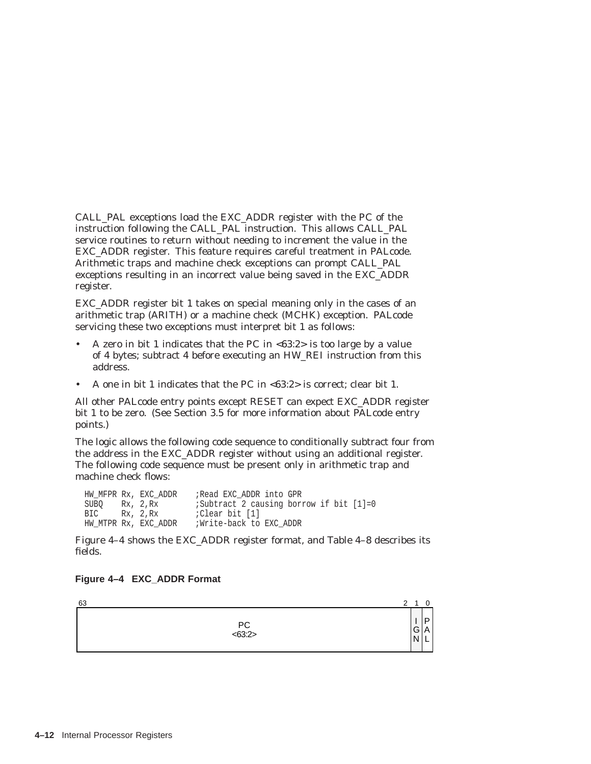CALL_PAL exceptions load the EXC_ADDR register with the PC of the instruction following the CALL_PAL instruction. This allows CALL_PAL service routines to return without needing to increment the value in the EXC_ADDR register. This feature requires careful treatment in PALcode. Arithmetic traps and machine check exceptions can prompt CALL_PAL exceptions resulting in an incorrect value being saved in the EXC_ADDR register.

EXC_ADDR register bit 1 takes on special meaning only in the cases of an arithmetic trap (ARITH) or a machine check (MCHK) exception. PALcode servicing these two exceptions must interpret bit 1 as follows:

- A zero in bit 1 indicates that the PC in <63:2> is too large by a value of 4 bytes; subtract 4 before executing an HW_REI instruction from this address.
- A one in bit 1 indicates that the PC in <63:2> is correct; clear bit 1.

All other PALcode entry points except RESET can expect EXC_ADDR register bit 1 to be zero. (See Section 3.5 for more information about PALcode entry points.)

The logic allows the following code sequence to conditionally subtract four from the address in the EXC_ADDR register without using an additional register. The following code sequence must be present only in arithmetic trap and machine check flows:

```
HW_MFPR Rx, EXC_ADDR    ;Read EXC_ADDR into GPR
SUBQ    Rx, 2,Rx        ;Subtract 2 causing borrow if bit [1]=0
BIC     Rx, 2,Rx        ;Clear bit [1]
HW_MTPR Rx, EXC_ADDR    ;Write-back to EXC_ADDR
```

Figure 4–4 shows the EXC_ADDR register format, and Table 4–8 describes its fields.

**Figure 4–4 EXC_ADDR Format**

| 63 — 2 | 1 | 0 |
|---|---|---|
| PC <63:2> | IGN | PAL |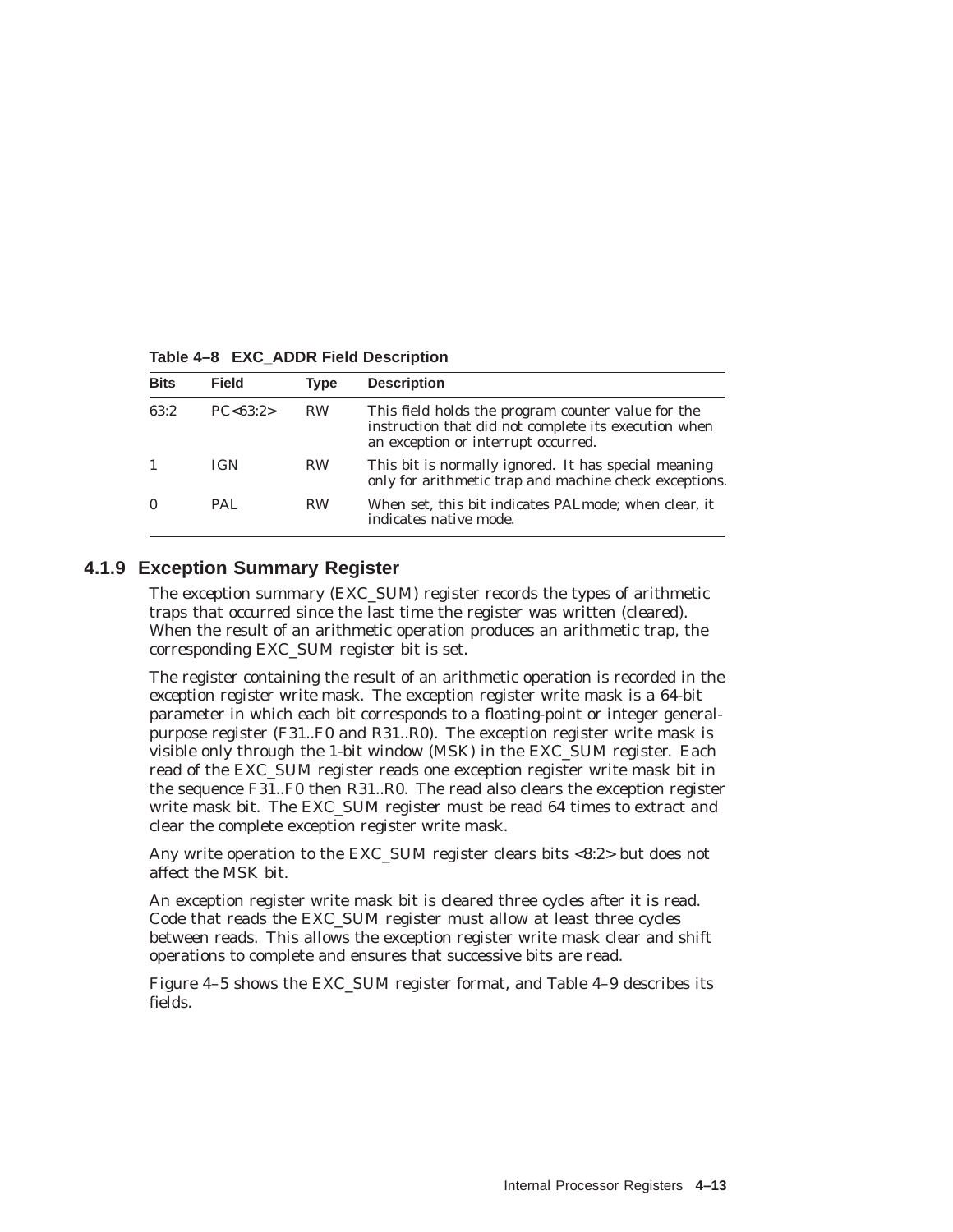**Table 4–8 EXC_ADDR Field Description**

| Bits | Field | Type | Description |
|---|---|---|---|
| 63:2 | PC<63:2> | RW | This field holds the program counter value for the instruction that did not complete its execution when an exception or interrupt occurred. |
| 1 | IGN | RW | This bit is normally ignored. It has special meaning only for arithmetic trap and machine check exceptions. |
| 0 | PAL | RW | When set, this bit indicates PALmode; when clear, it indicates native mode. |

### 4.1.9 Exception Summary Register

The exception summary (EXC_SUM) register records the types of arithmetic traps that occurred since the last time the register was written (cleared). When the result of an arithmetic operation produces an arithmetic trap, the corresponding EXC_SUM register bit is set.

The register containing the result of an arithmetic operation is recorded in the *exception register write mask*. The exception register write mask is a 64-bit parameter in which each bit corresponds to a floating-point or integer general-purpose register (F31..F0 and R31..R0). The exception register write mask is visible only through the 1-bit window (MSK) in the EXC_SUM register. Each read of the EXC_SUM register reads one exception register write mask bit in the sequence F31..F0 then R31..R0. The read also clears the exception register write mask bit. The EXC_SUM register must be read 64 times to extract and clear the complete exception register write mask.

Any write operation to the EXC_SUM register clears bits <8:2> but does not affect the MSK bit.

An exception register write mask bit is cleared three cycles after it is read. Code that reads the EXC_SUM register must allow at least three cycles between reads. This allows the exception register write mask clear and shift operations to complete and ensures that successive bits are read.

Figure 4–5 shows the EXC_SUM register format, and Table 4–9 describes its fields.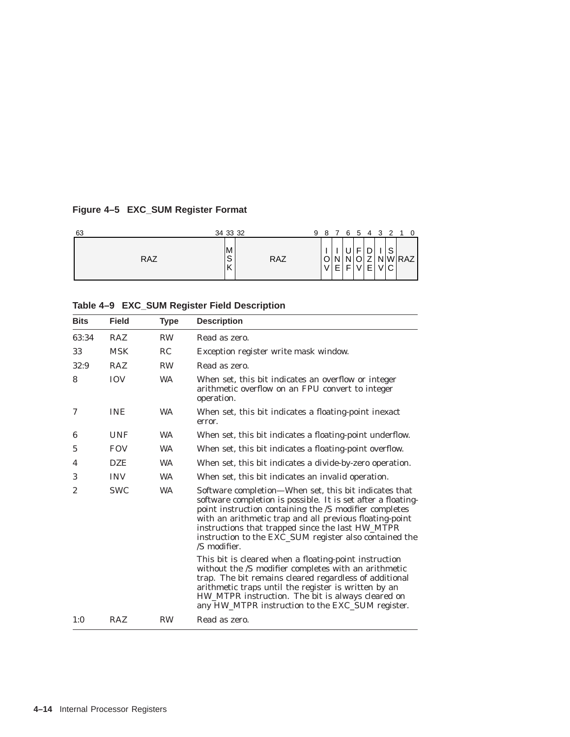**Figure 4–5 EXC_SUM Register Format**

| 63 ... 34 | 33 | 32 ... 9 | 8 | 7 | 6 | 5 | 4 | 3 | 2 | 1 0 |
|---|---|---|---|---|---|---|---|---|---|---|
| RAZ | MSK | RAZ | IOV | INE | UNF | FOV | DZE | INV | SWC | RAZ |

**Table 4–9 EXC_SUM Register Field Description**

| Bits | Field | Type | Description |
|---|---|---|---|
| 63:34 | RAZ | RW | Read as zero. |
| 33 | MSK | RC | Exception register write mask window. |
| 32:9 | RAZ | RW | Read as zero. |
| 8 | IOV | WA | When set, this bit indicates an overflow or integer arithmetic overflow on an FPU convert to integer operation. |
| 7 | INE | WA | When set, this bit indicates a floating-point inexact error. |
| 6 | UNF | WA | When set, this bit indicates a floating-point underflow. |
| 5 | FOV | WA | When set, this bit indicates a floating-point overflow. |
| 4 | DZE | WA | When set, this bit indicates a divide-by-zero operation. |
| 3 | INV | WA | When set, this bit indicates an invalid operation. |
| 2 | SWC | WA | Software completion—When set, this bit indicates that software completion is possible. It is set after a floating-point instruction containing the /S modifier completes with an arithmetic trap and all previous floating-point instructions that trapped since the last HW_MTPR instruction to the EXC_SUM register also contained the /S modifier.<br><br>This bit is cleared when a floating-point instruction without the /S modifier completes with an arithmetic trap. The bit remains cleared regardless of additional arithmetic traps until the register is written by an HW_MTPR instruction. The bit is always cleared on any HW_MTPR instruction to the EXC_SUM register. |
| 1:0 | RAZ | RW | Read as zero. |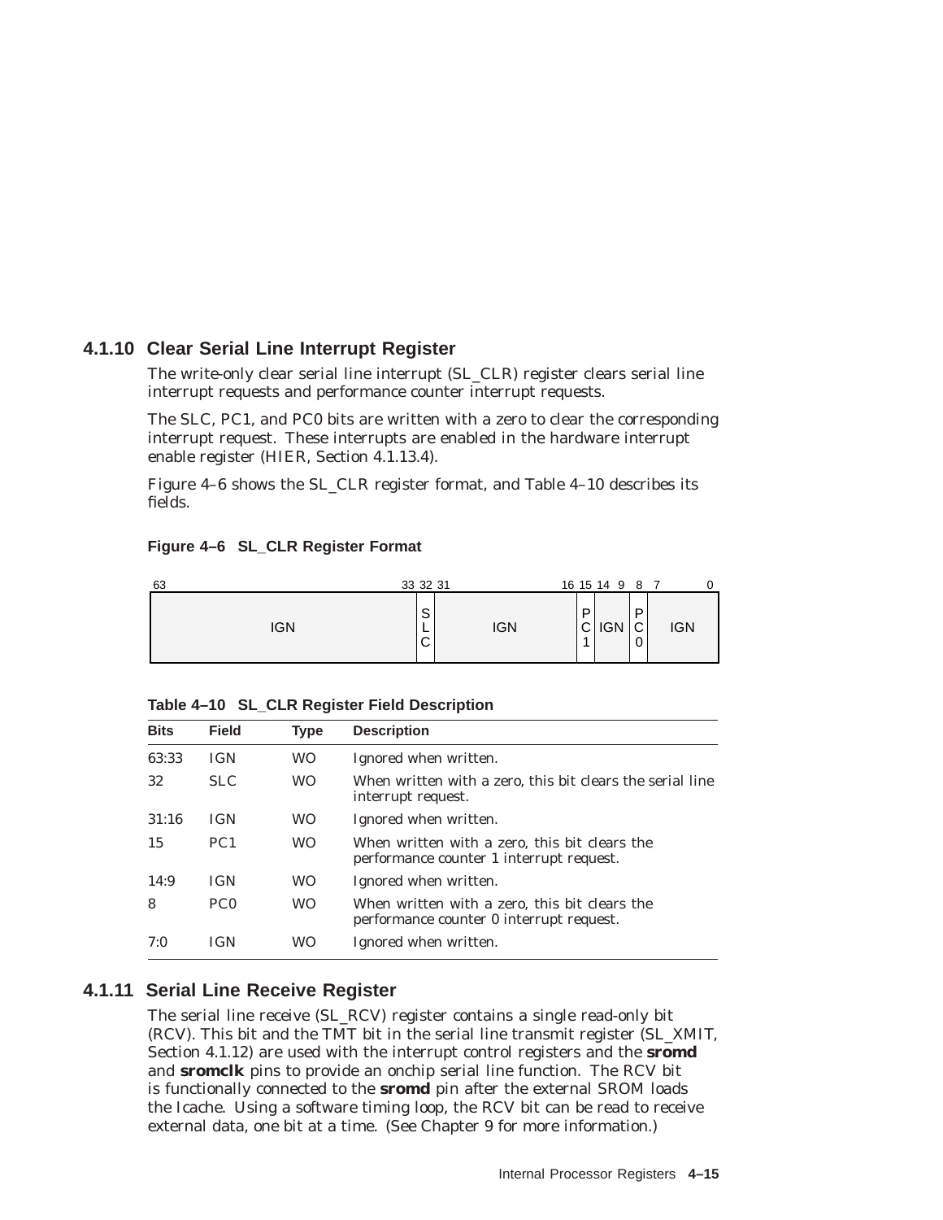### 4.1.10 Clear Serial Line Interrupt Register

The write-only clear serial line interrupt (SL_CLR) register clears serial line interrupt requests and performance counter interrupt requests.

The SLC, PC1, and PC0 bits are written with a zero to clear the corresponding interrupt request. These interrupts are enabled in the hardware interrupt enable register (HIER, Section 4.1.13.4).

Figure 4–6 shows the SL_CLR register format, and Table 4–10 describes its fields.

**Figure 4–6 SL_CLR Register Format**

| 63:33 | 32 | 31:16 | 15 | 14:9 | 8 | 7:0 |
|---|---|---|---|---|---|---|
| IGN | SLC | IGN | PC1 | IGN | PC0 | IGN |

**Table 4–10 SL_CLR Register Field Description**

| Bits | Field | Type | Description |
|---|---|---|---|
| 63:33 | IGN | WO | Ignored when written. |
| 32 | SLC | WO | When written with a zero, this bit clears the serial line interrupt request. |
| 31:16 | IGN | WO | Ignored when written. |
| 15 | PC1 | WO | When written with a zero, this bit clears the performance counter 1 interrupt request. |
| 14:9 | IGN | WO | Ignored when written. |
| 8 | PC0 | WO | When written with a zero, this bit clears the performance counter 0 interrupt request. |
| 7:0 | IGN | WO | Ignored when written. |

### 4.1.11 Serial Line Receive Register

The serial line receive (SL_RCV) register contains a single read-only bit (RCV). This bit and the TMT bit in the serial line transmit register (SL_XMIT, Section 4.1.12) are used with the interrupt control registers and the **sromd** and **sromclk** pins to provide an onchip serial line function. The RCV bit is functionally connected to the **sromd** pin after the external SROM loads the Icache. Using a software timing loop, the RCV bit can be read to receive external data, one bit at a time. (See Chapter 9 for more information.)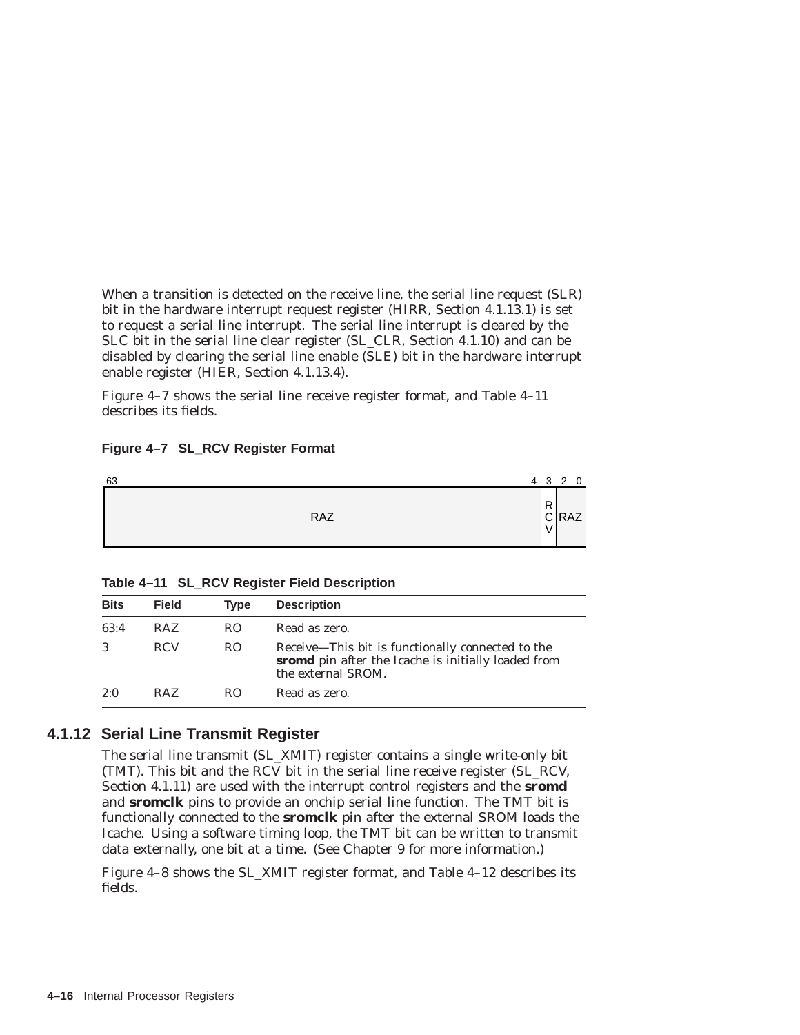When a transition is detected on the receive line, the serial line request (SLR) bit in the hardware interrupt request register (HIRR, Section 4.1.13.1) is set to request a serial line interrupt. The serial line interrupt is cleared by the SLC bit in the serial line clear register (SL_CLR, Section 4.1.10) and can be disabled by clearing the serial line enable (SLE) bit in the hardware interrupt enable register (HIER, Section 4.1.13.4).

Figure 4–7 shows the serial line receive register format, and Table 4–11 describes its fields.

**Figure 4–7 SL_RCV Register Format**

| 63 ... 4 | 3 | 2 ... 0 |
|---|---|---|
| RAZ | RCV | RAZ |

**Table 4–11 SL_RCV Register Field Description**

| Bits | Field | Type | Description |
|---|---|---|---|
| 63:4 | RAZ | RO | Read as zero. |
| 3 | RCV | RO | Receive—This bit is functionally connected to the **sromd** pin after the Icache is initially loaded from the external SROM. |
| 2:0 | RAZ | RO | Read as zero. |

### 4.1.12 Serial Line Transmit Register

The serial line transmit (SL_XMIT) register contains a single write-only bit (TMT). This bit and the RCV bit in the serial line receive register (SL_RCV, Section 4.1.11) are used with the interrupt control registers and the **sromd** and **sromclk** pins to provide an onchip serial line function. The TMT bit is functionally connected to the **sromclk** pin after the external SROM loads the Icache. Using a software timing loop, the TMT bit can be written to transmit data externally, one bit at a time. (See Chapter 9 for more information.)

Figure 4–8 shows the SL_XMIT register format, and Table 4–12 describes its fields.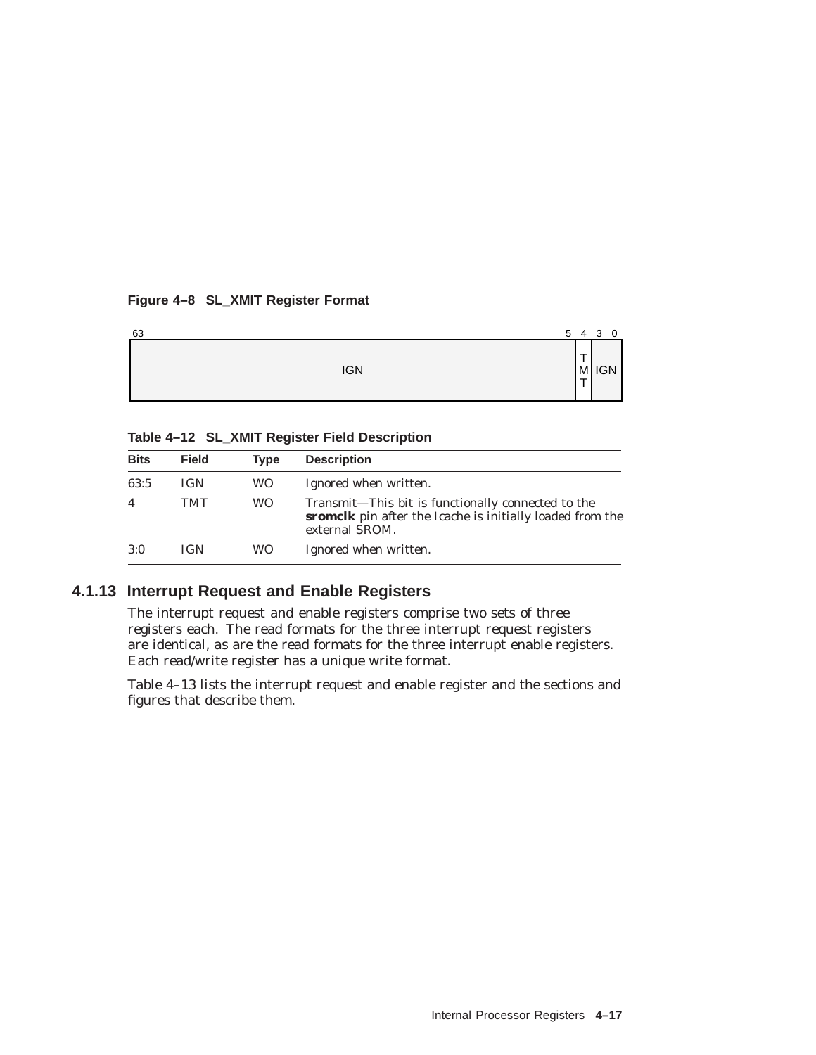**Figure 4–8 SL_XMIT Register Format**

| 63 … 5 | 4 | 3 … 0 |
|---|---|---|
| IGN | TMT | IGN |

**Table 4–12 SL_XMIT Register Field Description**

| Bits | Field | Type | Description |
|---|---|---|---|
| 63:5 | IGN | WO | Ignored when written. |
| 4 | TMT | WO | Transmit—This bit is functionally connected to the **sromclk** pin after the Icache is initially loaded from the external SROM. |
| 3:0 | IGN | WO | Ignored when written. |

### 4.1.13 Interrupt Request and Enable Registers

The interrupt request and enable registers comprise two sets of three registers each. The read formats for the three interrupt request registers are identical, as are the read formats for the three interrupt enable registers. Each read/write register has a unique write format.

Table 4–13 lists the interrupt request and enable register and the sections and figures that describe them.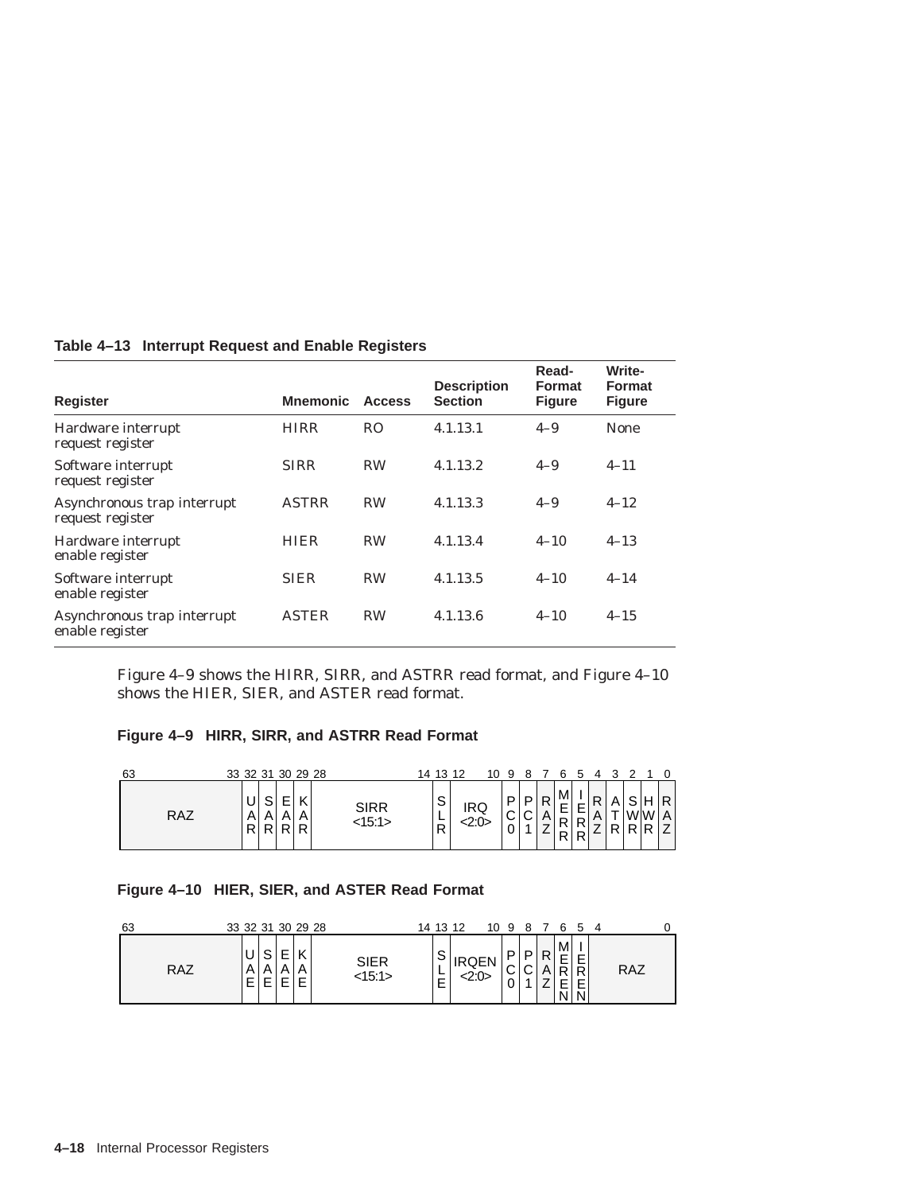**Table 4–13 Interrupt Request and Enable Registers**

| Register | Mnemonic | Access | Description Section | Read-Format Figure | Write-Format Figure |
|---|---|---|---|---|---|
| Hardware interrupt request register | HIRR | RO | 4.1.13.1 | 4–9 | None |
| Software interrupt request register | SIRR | RW | 4.1.13.2 | 4–9 | 4–11 |
| Asynchronous trap interrupt request register | ASTRR | RW | 4.1.13.3 | 4–9 | 4–12 |
| Hardware interrupt enable register | HIER | RW | 4.1.13.4 | 4–10 | 4–13 |
| Software interrupt enable register | SIER | RW | 4.1.13.5 | 4–10 | 4–14 |
| Asynchronous trap interrupt enable register | ASTER | RW | 4.1.13.6 | 4–10 | 4–15 |

Figure 4–9 shows the HIRR, SIRR, and ASTRR read format, and Figure 4–10 shows the HIER, SIER, and ASTER read format.

**Figure 4–9 HIRR, SIRR, and ASTRR Read Format**

| 63–33 | 32 | 31 | 30 | 29 | 28–14 | 13 | 12–10 | 9 | 8 | 7 | 6 | 5 | 4 | 3 | 2 | 1 | 0 |
|---|---|---|---|---|---|---|---|---|---|---|---|---|---|---|---|---|---|
| RAZ | UAR | SAR | EAR | KAR | SIRR <15:1> | SLR | IRQ <2:0> | PC0 | PC1 | RAZ | MERR | IERR | RAZ | ATR | SWR | HWR | RAZ |

**Figure 4–10 HIER, SIER, and ASTER Read Format**

| 63–33 | 32 | 31 | 30 | 29 | 28–14 | 13 | 12–10 | 9 | 8 | 7 | 6 | 5 | 4–0 |
|---|---|---|---|---|---|---|---|---|---|---|---|---|---|
| RAZ | UAE | SAE | EAE | KAE | SIER <15:1> | SLE | IRQEN <2:0> | PC0 | PC1 | RAZ | MEREN | IEREN | RAZ |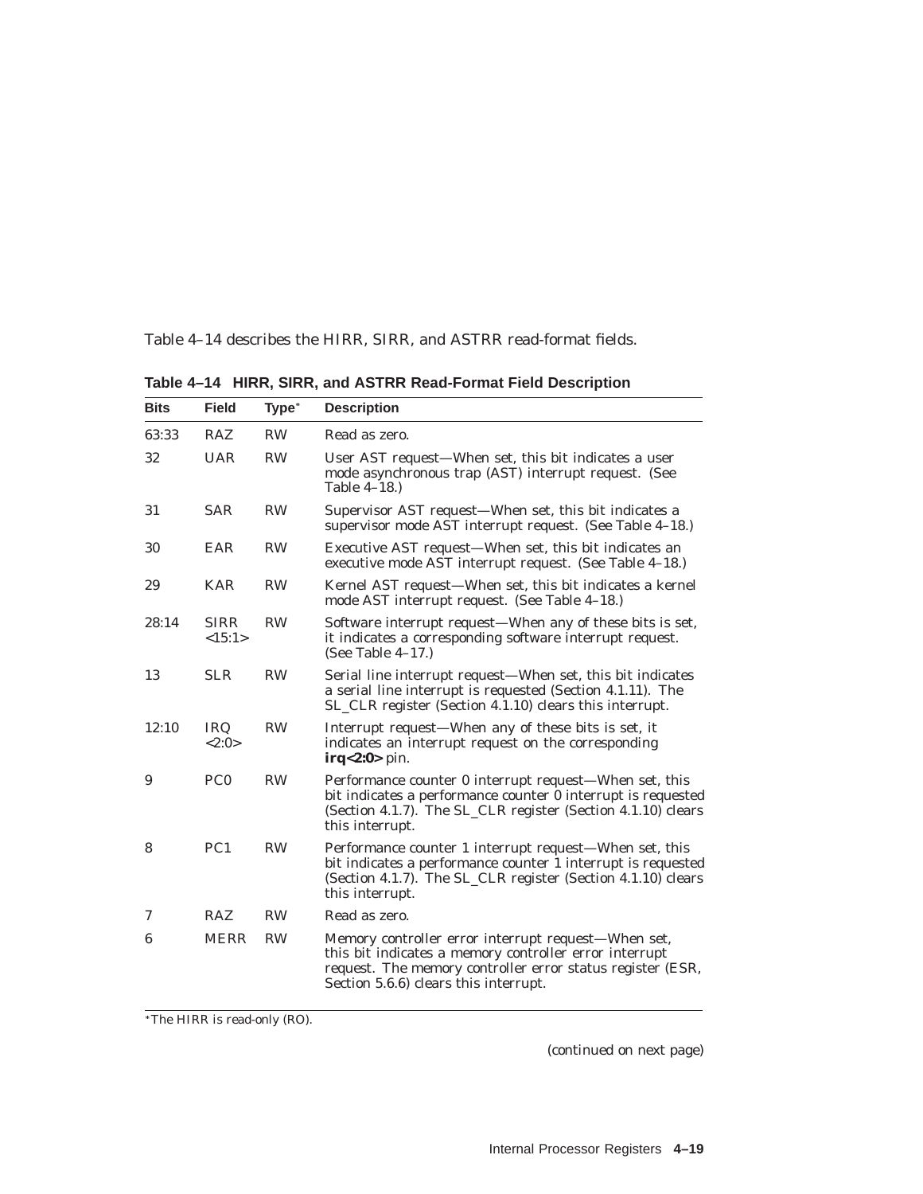Table 4–14 describes the HIRR, SIRR, and ASTRR read-format fields.

**Table 4–14 HIRR, SIRR, and ASTRR Read-Format Field Description**

| Bits | Field | Type* | Description |
|---|---|---|---|
| 63:33 | RAZ | RW | Read as zero. |
| 32 | UAR | RW | User AST request—When set, this bit indicates a user mode asynchronous trap (AST) interrupt request. (See Table 4–18.) |
| 31 | SAR | RW | Supervisor AST request—When set, this bit indicates a supervisor mode AST interrupt request. (See Table 4–18.) |
| 30 | EAR | RW | Executive AST request—When set, this bit indicates an executive mode AST interrupt request. (See Table 4–18.) |
| 29 | KAR | RW | Kernel AST request—When set, this bit indicates a kernel mode AST interrupt request. (See Table 4–18.) |
| 28:14 | SIRR <15:1> | RW | Software interrupt request—When any of these bits is set, it indicates a corresponding software interrupt request. (See Table 4–17.) |
| 13 | SLR | RW | Serial line interrupt request—When set, this bit indicates a serial line interrupt is requested (Section 4.1.11). The SL_CLR register (Section 4.1.10) clears this interrupt. |
| 12:10 | IRQ <2:0> | RW | Interrupt request—When any of these bits is set, it indicates an interrupt request on the corresponding **irq<2:0>** pin. |
| 9 | PC0 | RW | Performance counter 0 interrupt request—When set, this bit indicates a performance counter 0 interrupt is requested (Section 4.1.7). The SL_CLR register (Section 4.1.10) clears this interrupt. |
| 8 | PC1 | RW | Performance counter 1 interrupt request—When set, this bit indicates a performance counter 1 interrupt is requested (Section 4.1.7). The SL_CLR register (Section 4.1.10) clears this interrupt. |
| 7 | RAZ | RW | Read as zero. |
| 6 | MERR | RW | Memory controller error interrupt request—When set, this bit indicates a memory controller error interrupt request. The memory controller error status register (ESR, Section 5.6.6) clears this interrupt. |

*The HIRR is read-only (RO).

(continued on next page)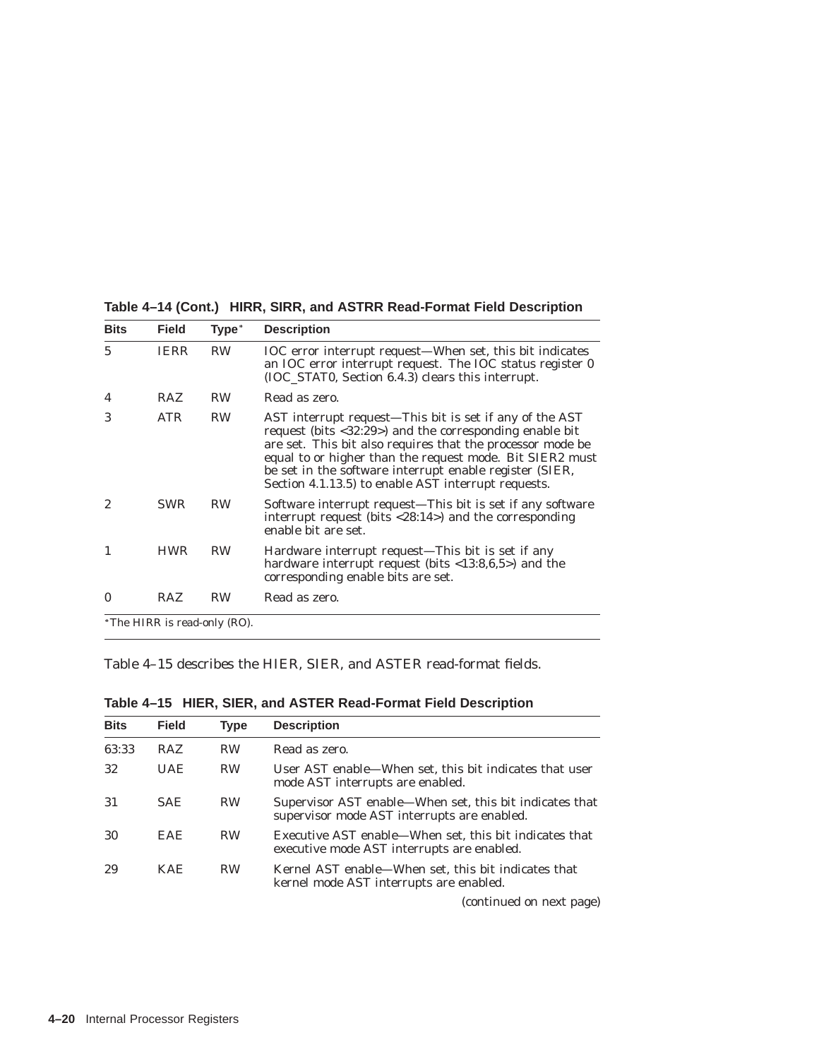**Table 4–14 (Cont.) HIRR, SIRR, and ASTRR Read-Format Field Description**

| Bits | Field | Type* | Description |
|---|---|---|---|
| 5 | IERR | RW | IOC error interrupt request—When set, this bit indicates an IOC error interrupt request. The IOC status register 0 (IOC_STAT0, Section 6.4.3) clears this interrupt. |
| 4 | RAZ | RW | Read as zero. |
| 3 | ATR | RW | AST interrupt request—This bit is set if any of the AST request (bits <32:29>) and the corresponding enable bit are set. This bit also requires that the processor mode be equal to or higher than the request mode. Bit SIER2 must be set in the software interrupt enable register (SIER, Section 4.1.13.5) to enable AST interrupt requests. |
| 2 | SWR | RW | Software interrupt request—This bit is set if any software interrupt request (bits <28:14>) and the corresponding enable bit are set. |
| 1 | HWR | RW | Hardware interrupt request—This bit is set if any hardware interrupt request (bits <13:8,6,5>) and the corresponding enable bits are set. |
| 0 | RAZ | RW | Read as zero. |

*The HIRR is read-only (RO).

Table 4–15 describes the HIER, SIER, and ASTER read-format fields.

**Table 4–15 HIER, SIER, and ASTER Read-Format Field Description**

| Bits | Field | Type | Description |
|---|---|---|---|
| 63:33 | RAZ | RW | Read as zero. |
| 32 | UAE | RW | User AST enable—When set, this bit indicates that user mode AST interrupts are enabled. |
| 31 | SAE | RW | Supervisor AST enable—When set, this bit indicates that supervisor mode AST interrupts are enabled. |
| 30 | EAE | RW | Executive AST enable—When set, this bit indicates that executive mode AST interrupts are enabled. |
| 29 | KAE | RW | Kernel AST enable—When set, this bit indicates that kernel mode AST interrupts are enabled. |

(continued on next page)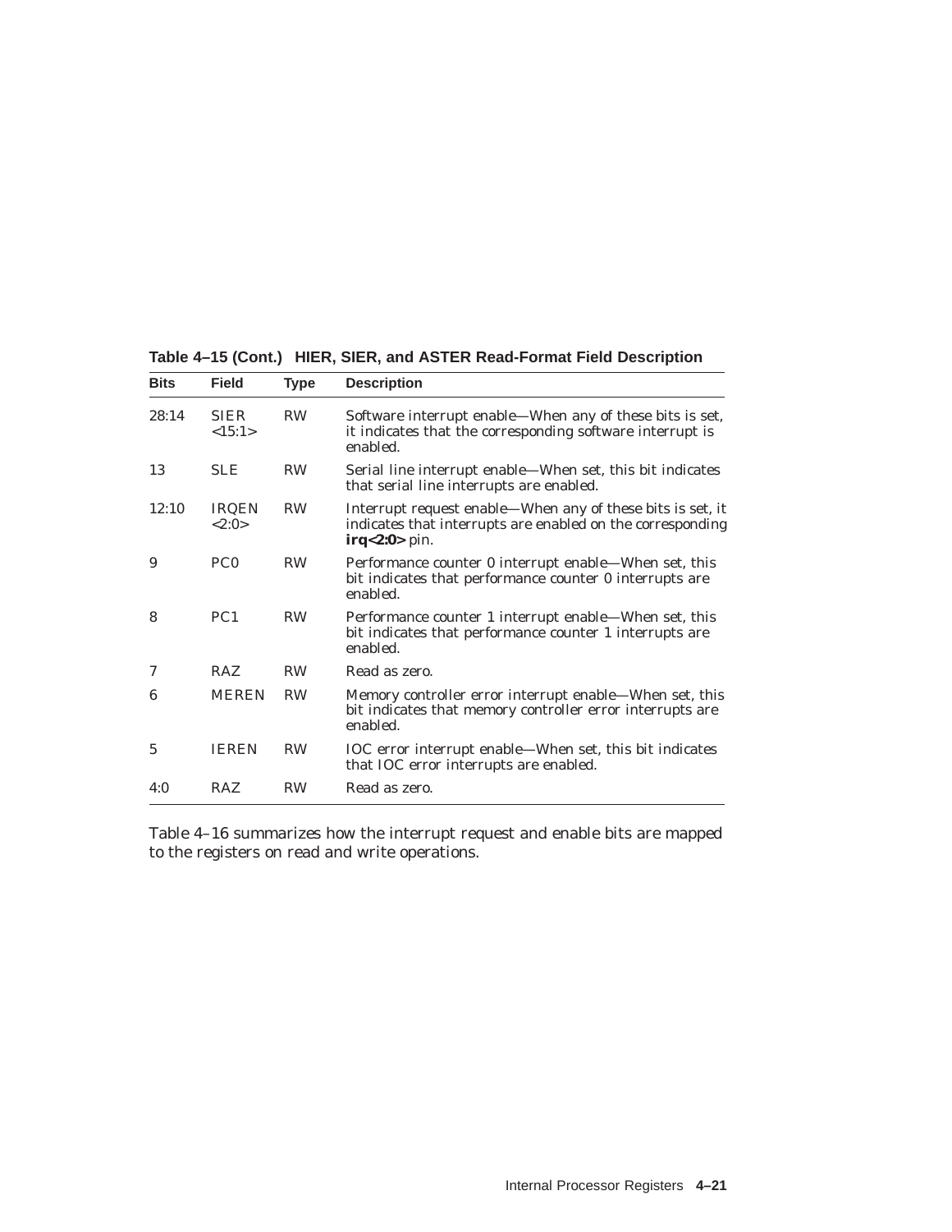**Table 4–15 (Cont.) HIER, SIER, and ASTER Read-Format Field Description**

| Bits | Field | Type | Description |
|---|---|---|---|
| 28:14 | SIER <15:1> | RW | Software interrupt enable—When any of these bits is set, it indicates that the corresponding software interrupt is enabled. |
| 13 | SLE | RW | Serial line interrupt enable—When set, this bit indicates that serial line interrupts are enabled. |
| 12:10 | IRQEN <2:0> | RW | Interrupt request enable—When any of these bits is set, it indicates that interrupts are enabled on the corresponding **irq<2:0>** pin. |
| 9 | PC0 | RW | Performance counter 0 interrupt enable—When set, this bit indicates that performance counter 0 interrupts are enabled. |
| 8 | PC1 | RW | Performance counter 1 interrupt enable—When set, this bit indicates that performance counter 1 interrupts are enabled. |
| 7 | RAZ | RW | Read as zero. |
| 6 | MEREN | RW | Memory controller error interrupt enable—When set, this bit indicates that memory controller error interrupts are enabled. |
| 5 | IEREN | RW | IOC error interrupt enable—When set, this bit indicates that IOC error interrupts are enabled. |
| 4:0 | RAZ | RW | Read as zero. |

Table 4–16 summarizes how the interrupt request and enable bits are mapped to the registers on read and write operations.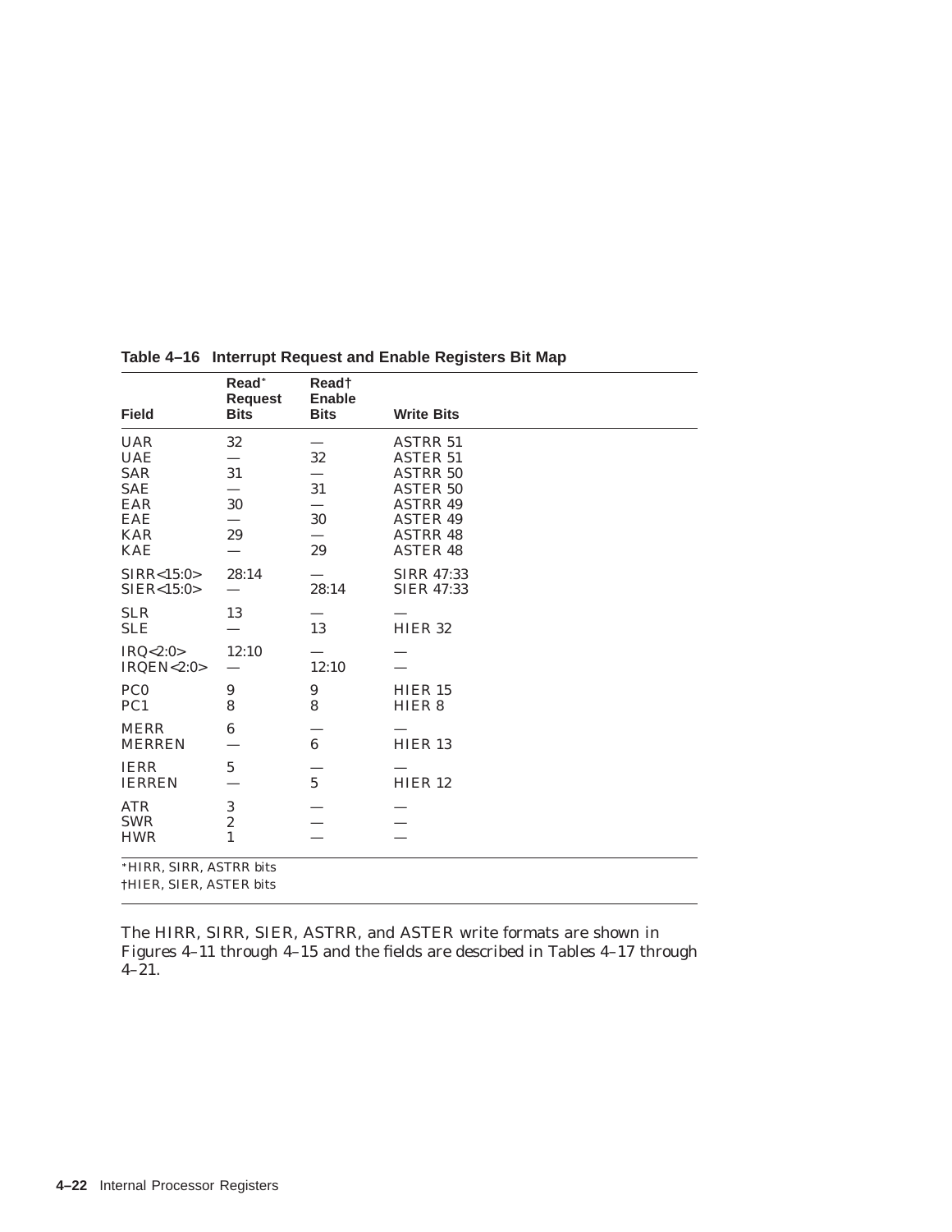**Table 4–16 Interrupt Request and Enable Registers Bit Map**

| Field | Read* Request Bits | Read† Enable Bits | Write Bits |
|---|---|---|---|
| UAR | 32 | — | ASTRR 51 |
| UAE | — | 32 | ASTER 51 |
| SAR | 31 | — | ASTRR 50 |
| SAE | — | 31 | ASTER 50 |
| EAR | 30 | — | ASTRR 49 |
| EAE | — | 30 | ASTER 49 |
| KAR | 29 | — | ASTRR 48 |
| KAE | — | 29 | ASTER 48 |
| SIRR<15:0> | 28:14 | — | SIRR 47:33 |
| SIER<15:0> | — | 28:14 | SIER 47:33 |
| SLR | 13 | — | — |
| SLE | — | 13 | HIER 32 |
| IRQ<2:0> | 12:10 | — | — |
| IRQEN<2:0> | — | 12:10 | — |
| PC0 | 9 | 9 | HIER 15 |
| PC1 | 8 | 8 | HIER 8 |
| MERR | 6 | — | — |
| MERREN | — | 6 | HIER 13 |
| IERR | 5 | — | — |
| IERREN | — | 5 | HIER 12 |
| ATR | 3 | — | — |
| SWR | 2 | — | — |
| HWR | 1 | — | — |

*HIRR, SIRR, ASTRR bits
†HIER, SIER, ASTER bits

The HIRR, SIRR, SIER, ASTRR, and ASTER write formats are shown in Figures 4–11 through 4–15 and the fields are described in Tables 4–17 through 4–21.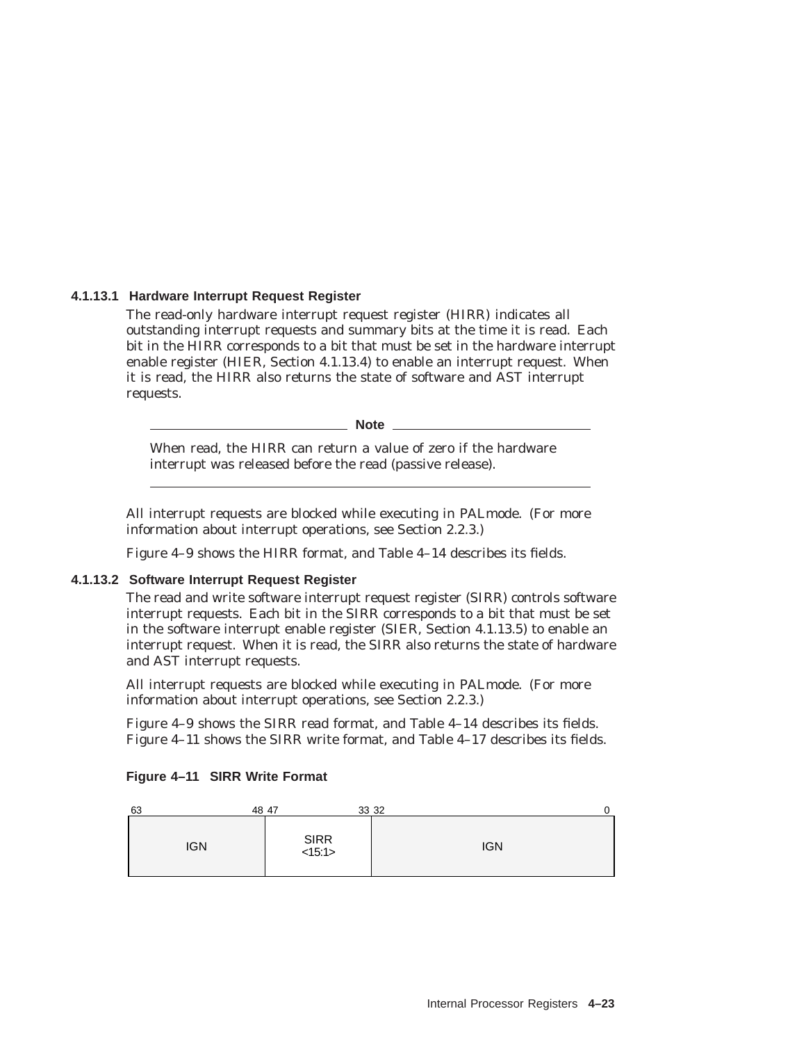#### 4.1.13.1 Hardware Interrupt Request Register

The read-only hardware interrupt request register (HIRR) indicates all outstanding interrupt requests and summary bits at the time it is read. Each bit in the HIRR corresponds to a bit that must be set in the hardware interrupt enable register (HIER, Section 4.1.13.4) to enable an interrupt request. When it is read, the HIRR also returns the state of software and AST interrupt requests.

---

**Note**

When read, the HIRR can return a value of zero if the hardware interrupt was released before the read (passive release).

---

All interrupt requests are blocked while executing in PALmode. (For more information about interrupt operations, see Section 2.2.3.)

Figure 4–9 shows the HIRR format, and Table 4–14 describes its fields.

#### 4.1.13.2 Software Interrupt Request Register

The read and write software interrupt request register (SIRR) controls software interrupt requests. Each bit in the SIRR corresponds to a bit that must be set in the software interrupt enable register (SIER, Section 4.1.13.5) to enable an interrupt request. When it is read, the SIRR also returns the state of hardware and AST interrupt requests.

All interrupt requests are blocked while executing in PALmode. (For more information about interrupt operations, see Section 2.2.3.)

Figure 4–9 shows the SIRR read format, and Table 4–14 describes its fields. Figure 4–11 shows the SIRR write format, and Table 4–17 describes its fields.

**Figure 4–11 SIRR Write Format**

| 63–48 | 47–33 | 32–0 |
|---|---|---|
| IGN | SIRR <15:1> | IGN |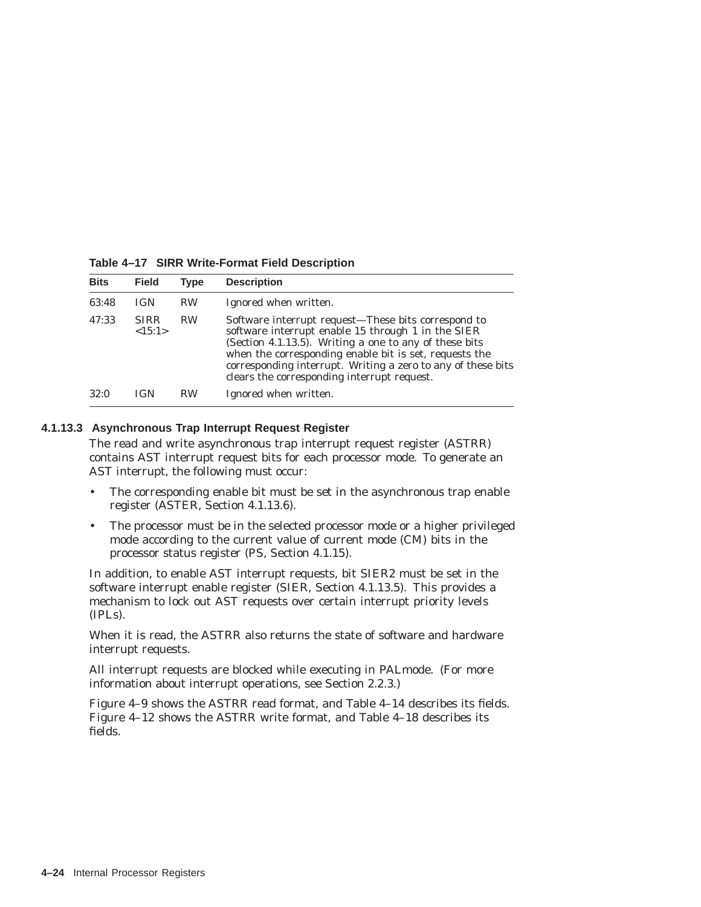**Table 4–17 SIRR Write-Format Field Description**

| Bits | Field | Type | Description |
|---|---|---|---|
| 63:48 | IGN | RW | Ignored when written. |
| 47:33 | SIRR <15:1> | RW | Software interrupt request—These bits correspond to software interrupt enable 15 through 1 in the SIER (Section 4.1.13.5). Writing a one to any of these bits when the corresponding enable bit is set, requests the corresponding interrupt. Writing a zero to any of these bits clears the corresponding interrupt request. |
| 32:0 | IGN | RW | Ignored when written. |

#### 4.1.13.3 Asynchronous Trap Interrupt Request Register

The read and write asynchronous trap interrupt request register (ASTRR) contains AST interrupt request bits for each processor mode. To generate an AST interrupt, the following must occur:

- The corresponding enable bit must be set in the asynchronous trap enable register (ASTER, Section 4.1.13.6).
- The processor must be in the selected processor mode or a higher privileged mode according to the current value of current mode (CM) bits in the processor status register (PS, Section 4.1.15).

In addition, to enable AST interrupt requests, bit SIER2 must be set in the software interrupt enable register (SIER, Section 4.1.13.5). This provides a mechanism to lock out AST requests over certain interrupt priority levels (IPLs).

When it is read, the ASTRR also returns the state of software and hardware interrupt requests.

All interrupt requests are blocked while executing in PALmode. (For more information about interrupt operations, see Section 2.2.3.)

Figure 4–9 shows the ASTRR read format, and Table 4–14 describes its fields. Figure 4–12 shows the ASTRR write format, and Table 4–18 describes its fields.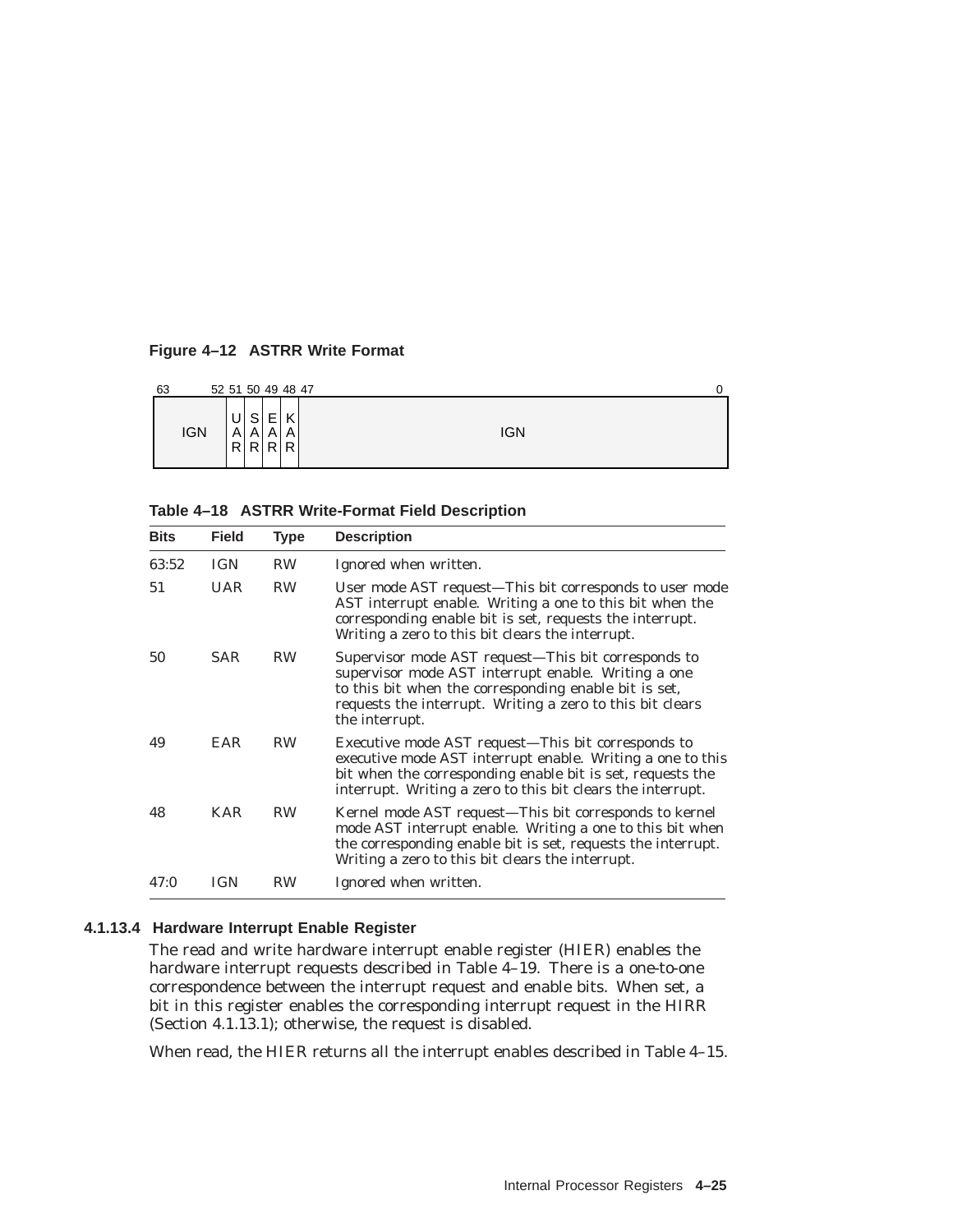**Figure 4–12 ASTRR Write Format**

| 63 52 | 51 | 50 | 49 | 48 | 47 0 |
|---|---|---|---|---|---|
| IGN | UAR | SAR | EAR | KAR | IGN |

**Table 4–18 ASTRR Write-Format Field Description**

| Bits | Field | Type | Description |
|---|---|---|---|
| 63:52 | IGN | RW | Ignored when written. |
| 51 | UAR | RW | User mode AST request—This bit corresponds to user mode AST interrupt enable. Writing a one to this bit when the corresponding enable bit is set, requests the interrupt. Writing a zero to this bit clears the interrupt. |
| 50 | SAR | RW | Supervisor mode AST request—This bit corresponds to supervisor mode AST interrupt enable. Writing a one to this bit when the corresponding enable bit is set, requests the interrupt. Writing a zero to this bit clears the interrupt. |
| 49 | EAR | RW | Executive mode AST request—This bit corresponds to executive mode AST interrupt enable. Writing a one to this bit when the corresponding enable bit is set, requests the interrupt. Writing a zero to this bit clears the interrupt. |
| 48 | KAR | RW | Kernel mode AST request—This bit corresponds to kernel mode AST interrupt enable. Writing a one to this bit when the corresponding enable bit is set, requests the interrupt. Writing a zero to this bit clears the interrupt. |
| 47:0 | IGN | RW | Ignored when written. |

#### 4.1.13.4 Hardware Interrupt Enable Register

The read and write hardware interrupt enable register (HIER) enables the hardware interrupt requests described in Table 4–19. There is a one-to-one correspondence between the interrupt request and enable bits. When set, a bit in this register enables the corresponding interrupt request in the HIRR (Section 4.1.13.1); otherwise, the request is disabled.

When read, the HIER returns all the interrupt enables described in Table 4–15.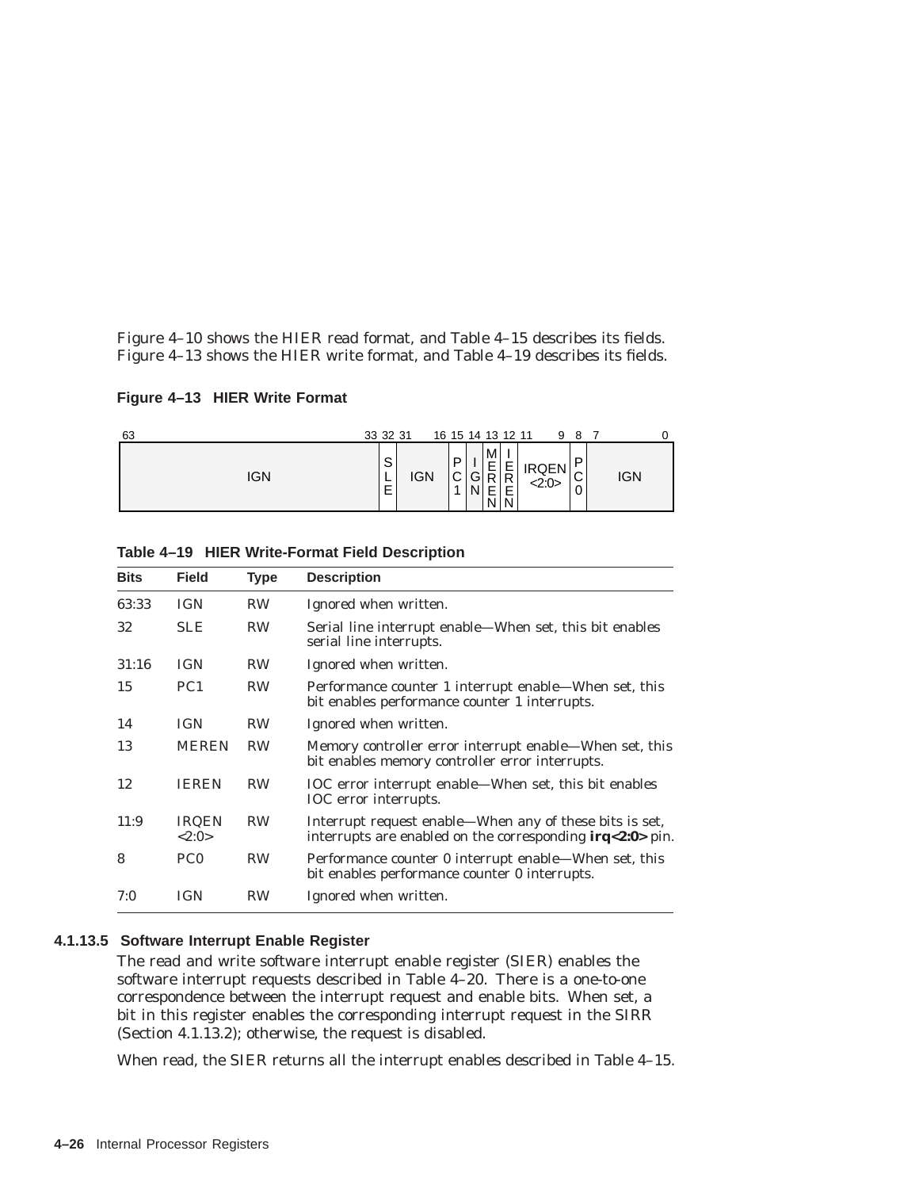Figure 4–10 shows the HIER read format, and Table 4–15 describes its fields. Figure 4–13 shows the HIER write format, and Table 4–19 describes its fields.

**Figure 4–13 HIER Write Format**

| 63:33 | 32 | 31:16 | 15 | 14 | 13 | 12 | 11:9 | 8 | 7:0 |
|---|---|---|---|---|---|---|---|---|---|
| IGN | SLE | IGN | PC1 | IGN | MEREN | IEREN | IRQEN<2:0> | PC0 | IGN |

**Table 4–19 HIER Write-Format Field Description**

| Bits | Field | Type | Description |
|---|---|---|---|
| 63:33 | IGN | RW | Ignored when written. |
| 32 | SLE | RW | Serial line interrupt enable—When set, this bit enables serial line interrupts. |
| 31:16 | IGN | RW | Ignored when written. |
| 15 | PC1 | RW | Performance counter 1 interrupt enable—When set, this bit enables performance counter 1 interrupts. |
| 14 | IGN | RW | Ignored when written. |
| 13 | MEREN | RW | Memory controller error interrupt enable—When set, this bit enables memory controller error interrupts. |
| 12 | IEREN | RW | IOC error interrupt enable—When set, this bit enables IOC error interrupts. |
| 11:9 | IRQEN<2:0> | RW | Interrupt request enable—When any of these bits is set, interrupts are enabled on the corresponding **irq<2:0>** pin. |
| 8 | PC0 | RW | Performance counter 0 interrupt enable—When set, this bit enables performance counter 0 interrupts. |
| 7:0 | IGN | RW | Ignored when written. |

#### 4.1.13.5 Software Interrupt Enable Register

The read and write software interrupt enable register (SIER) enables the software interrupt requests described in Table 4–20. There is a one-to-one correspondence between the interrupt request and enable bits. When set, a bit in this register enables the corresponding interrupt request in the SIRR (Section 4.1.13.2); otherwise, the request is disabled.

When read, the SIER returns all the interrupt enables described in Table 4–15.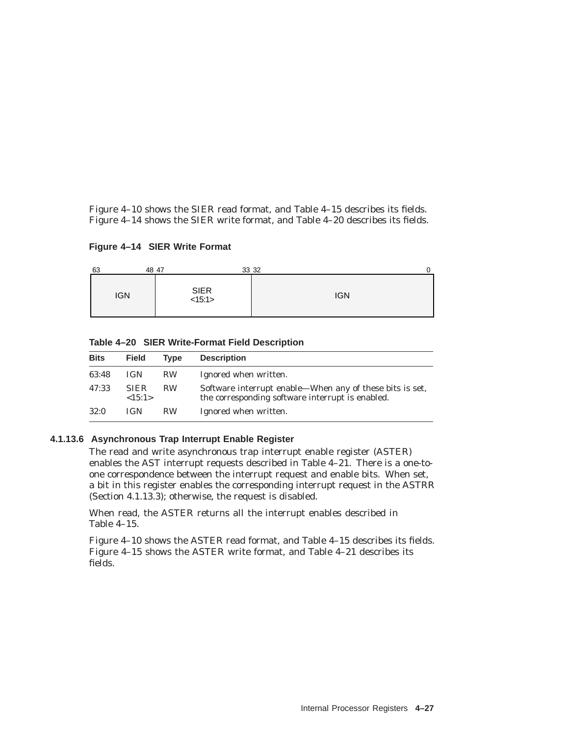Figure 4–10 shows the SIER read format, and Table 4–15 describes its fields. Figure 4–14 shows the SIER write format, and Table 4–20 describes its fields.

**Figure 4–14 SIER Write Format**

| 63 — 48 | 47 — 33 | 32 — 0 |
|---|---|---|
| IGN | SIER <15:1> | IGN |

**Table 4–20 SIER Write-Format Field Description**

| Bits | Field | Type | Description |
|---|---|---|---|
| 63:48 | IGN | RW | Ignored when written. |
| 47:33 | SIER <15:1> | RW | Software interrupt enable—When any of these bits is set, the corresponding software interrupt is enabled. |
| 32:0 | IGN | RW | Ignored when written. |

#### 4.1.13.6 Asynchronous Trap Interrupt Enable Register

The read and write asynchronous trap interrupt enable register (ASTER) enables the AST interrupt requests described in Table 4–21. There is a one-to-one correspondence between the interrupt request and enable bits. When set, a bit in this register enables the corresponding interrupt request in the ASTRR (Section 4.1.13.3); otherwise, the request is disabled.

When read, the ASTER returns all the interrupt enables described in Table 4–15.

Figure 4–10 shows the ASTER read format, and Table 4–15 describes its fields. Figure 4–15 shows the ASTER write format, and Table 4–21 describes its fields.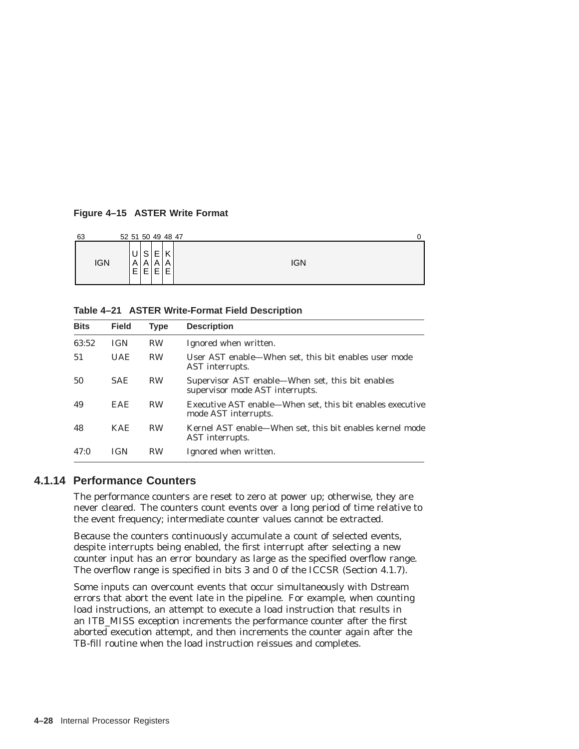**Figure 4–15 ASTER Write Format**

| 63–52 | 51 | 50 | 49 | 48 | 47–0 |
|---|---|---|---|---|---|
| IGN | UAE | SAE | EAE | KAE | IGN |

**Table 4–21 ASTER Write-Format Field Description**

| Bits | Field | Type | Description |
|---|---|---|---|
| 63:52 | IGN | RW | Ignored when written. |
| 51 | UAE | RW | User AST enable—When set, this bit enables user mode AST interrupts. |
| 50 | SAE | RW | Supervisor AST enable—When set, this bit enables supervisor mode AST interrupts. |
| 49 | EAE | RW | Executive AST enable—When set, this bit enables executive mode AST interrupts. |
| 48 | KAE | RW | Kernel AST enable—When set, this bit enables kernel mode AST interrupts. |
| 47:0 | IGN | RW | Ignored when written. |

### 4.1.14 Performance Counters

The performance counters are reset to zero at power up; otherwise, they are never cleared. The counters count events over a long period of time relative to the event frequency; intermediate counter values cannot be extracted.

Because the counters continuously accumulate a count of selected events, despite interrupts being enabled, the first interrupt after selecting a new counter input has an error boundary as large as the specified overflow range. The overflow range is specified in bits 3 and 0 of the ICCSR (Section 4.1.7).

Some inputs can overcount events that occur simultaneously with Dstream errors that abort the event late in the pipeline. For example, when counting load instructions, an attempt to execute a load instruction that results in an ITB_MISS exception increments the performance counter after the first aborted execution attempt, and then increments the counter again after the TB-fill routine when the load instruction reissues and completes.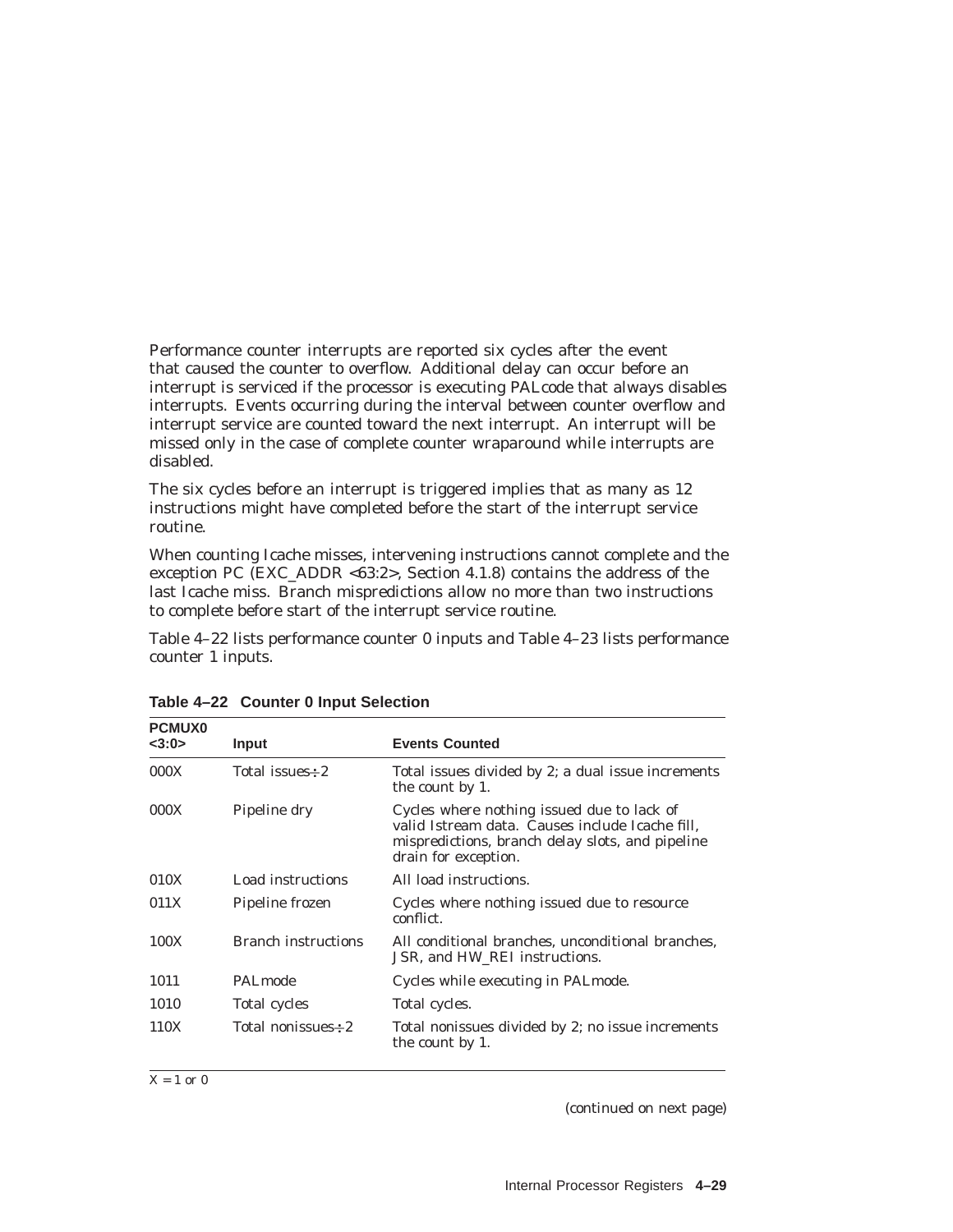Performance counter interrupts are reported six cycles after the event that caused the counter to overflow. Additional delay can occur before an interrupt is serviced if the processor is executing PALcode that always disables interrupts. Events occurring during the interval between counter overflow and interrupt service are counted toward the next interrupt. An interrupt will be missed only in the case of complete counter wraparound while interrupts are disabled.

The six cycles before an interrupt is triggered implies that as many as 12 instructions might have completed before the start of the interrupt service routine.

When counting Icache misses, intervening instructions cannot complete and the exception PC (EXC_ADDR <63:2>, Section 4.1.8) contains the address of the last Icache miss. Branch mispredictions allow no more than two instructions to complete before start of the interrupt service routine.

Table 4–22 lists performance counter 0 inputs and Table 4–23 lists performance counter 1 inputs.

**Table 4–22 Counter 0 Input Selection**

| PCMUX0 <3:0> | Input | Events Counted |
|---|---|---|
| 000X | Total issues÷2 | Total issues divided by 2; a dual issue increments the count by 1. |
| 000X | Pipeline dry | Cycles where nothing issued due to lack of valid Istream data. Causes include Icache fill, mispredictions, branch delay slots, and pipeline drain for exception. |
| 010X | Load instructions | All load instructions. |
| 011X | Pipeline frozen | Cycles where nothing issued due to resource conflict. |
| 100X | Branch instructions | All conditional branches, unconditional branches, JSR, and HW_REI instructions. |
| 1011 | PALmode | Cycles while executing in PALmode. |
| 1010 | Total cycles | Total cycles. |
| 110X | Total nonissues÷2 | Total nonissues divided by 2; no issue increments the count by 1. |

X = 1 or 0

(continued on next page)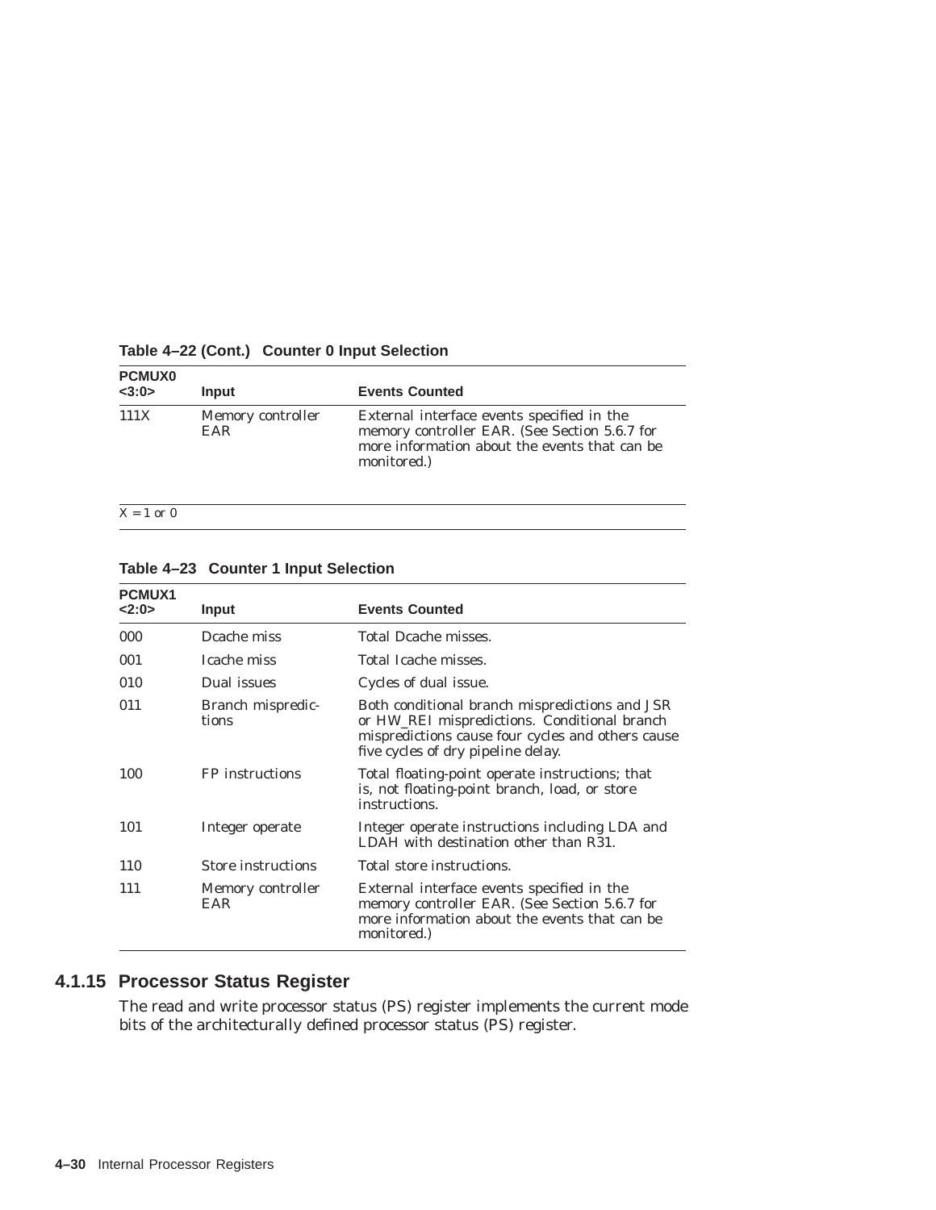**Table 4–22 (Cont.) Counter 0 Input Selection**

| PCMUX0 <3:0> | Input | Events Counted |
|---|---|---|
| 111X | Memory controller EAR | External interface events specified in the memory controller EAR. (See Section 5.6.7 for more information about the events that can be monitored.) |

X = 1 or 0

**Table 4–23 Counter 1 Input Selection**

| PCMUX1 <2:0> | Input | Events Counted |
|---|---|---|
| 000 | Dcache miss | Total Dcache misses. |
| 001 | Icache miss | Total Icache misses. |
| 010 | Dual issues | Cycles of dual issue. |
| 011 | Branch mispredictions | Both conditional branch mispredictions and JSR or HW_REI mispredictions. Conditional branch mispredictions cause four cycles and others cause five cycles of dry pipeline delay. |
| 100 | FP instructions | Total floating-point operate instructions; that is, not floating-point branch, load, or store instructions. |
| 101 | Integer operate | Integer operate instructions including LDA and LDAH with destination other than R31. |
| 110 | Store instructions | Total store instructions. |
| 111 | Memory controller EAR | External interface events specified in the memory controller EAR. (See Section 5.6.7 for more information about the events that can be monitored.) |

### 4.1.15 Processor Status Register

The read and write processor status (PS) register implements the current mode bits of the architecturally defined processor status (PS) register.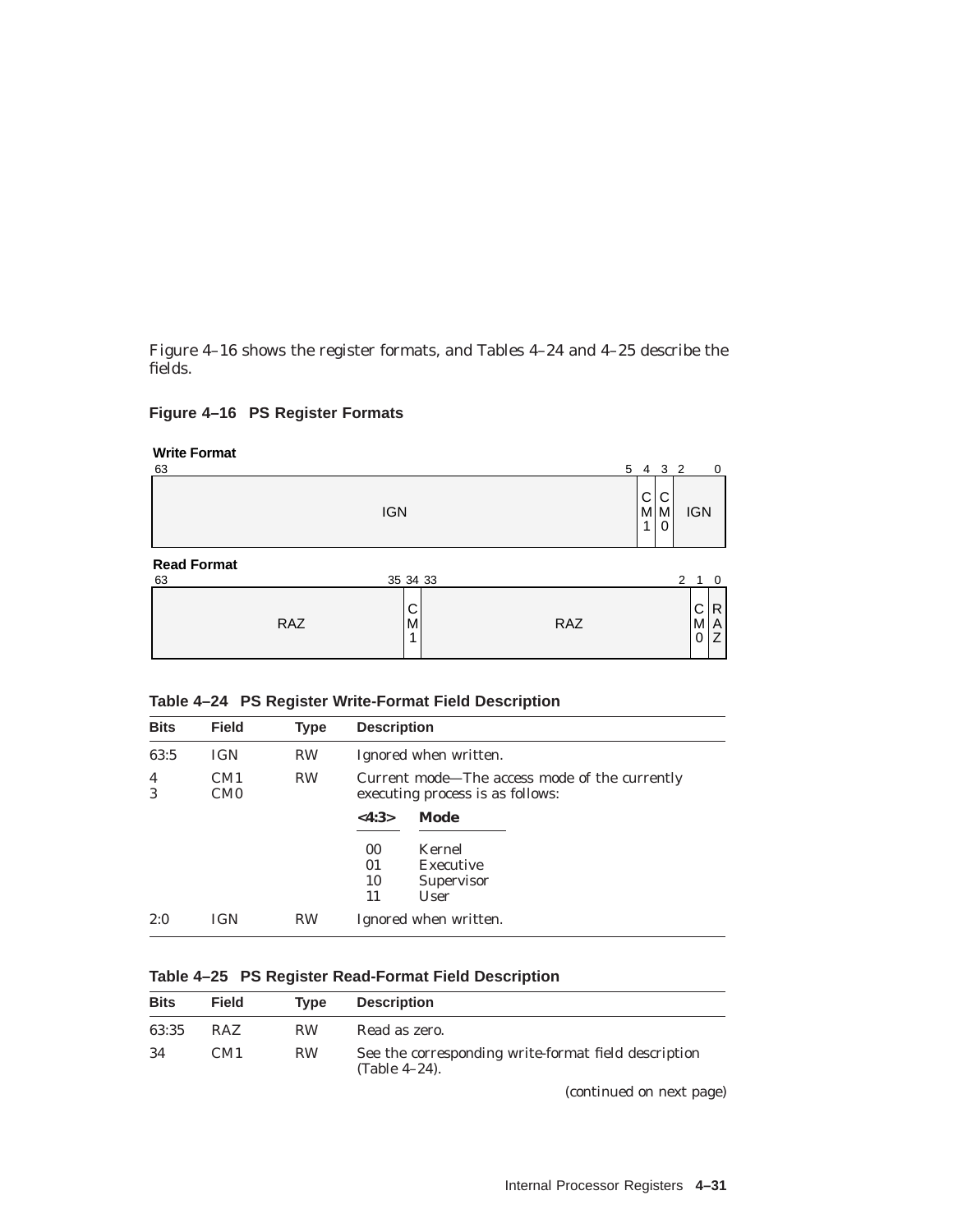Figure 4–16 shows the register formats, and Tables 4–24 and 4–25 describe the fields.

**Figure 4–16 PS Register Formats**

**Write Format**

| 63–5 | 4 | 3 | 2–0 |
|---|---|---|---|
| IGN | CM1 | CM0 | IGN |

**Read Format**

| 63–35 | 34 | 33–2 | 1 | 0 |
|---|---|---|---|---|
| RAZ | CM1 | RAZ | CM0 | RAZ |

**Table 4–24 PS Register Write-Format Field Description**

| Bits | Field | Type | Description |
|---|---|---|---|
| 63:5 | IGN | RW | Ignored when written. |
| 4<br>3 | CM1<br>CM0 | RW | Current mode—The access mode of the currently executing process is as follows:<br><br>**<4:3>** **Mode**<br>00 Kernel<br>01 Executive<br>10 Supervisor<br>11 User |
| 2:0 | IGN | RW | Ignored when written. |

**Table 4–25 PS Register Read-Format Field Description**

| Bits | Field | Type | Description |
|---|---|---|---|
| 63:35 | RAZ | RW | Read as zero. |
| 34 | CM1 | RW | See the corresponding write-format field description (Table 4–24). |

*(continued on next page)*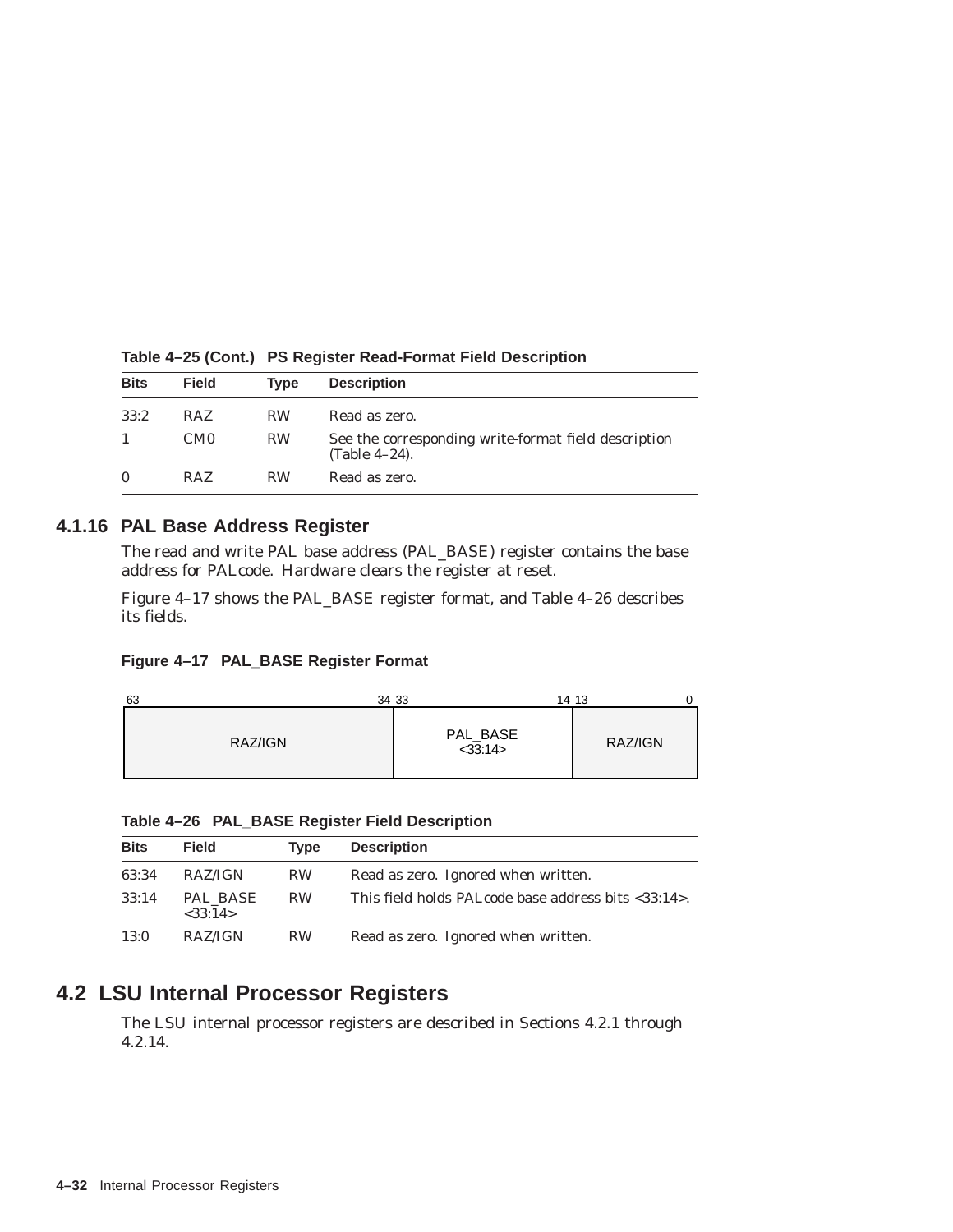**Table 4–25 (Cont.) PS Register Read-Format Field Description**

| Bits | Field | Type | Description |
|---|---|---|---|
| 33:2 | RAZ | RW | Read as zero. |
| 1 | CM0 | RW | See the corresponding write-format field description (Table 4–24). |
| 0 | RAZ | RW | Read as zero. |

### 4.1.16 PAL Base Address Register

The read and write PAL base address (PAL_BASE) register contains the base address for PALcode. Hardware clears the register at reset.

Figure 4–17 shows the PAL_BASE register format, and Table 4–26 describes its fields.

**Figure 4–17 PAL_BASE Register Format**

| 63 — 34 | 33 — 14 | 13 — 0 |
|---|---|---|
| RAZ/IGN | PAL_BASE <33:14> | RAZ/IGN |

**Table 4–26 PAL_BASE Register Field Description**

| Bits | Field | Type | Description |
|---|---|---|---|
| 63:34 | RAZ/IGN | RW | Read as zero. Ignored when written. |
| 33:14 | PAL_BASE <33:14> | RW | This field holds PALcode base address bits <33:14>. |
| 13:0 | RAZ/IGN | RW | Read as zero. Ignored when written. |

## 4.2 LSU Internal Processor Registers

The LSU internal processor registers are described in Sections 4.2.1 through 4.2.14.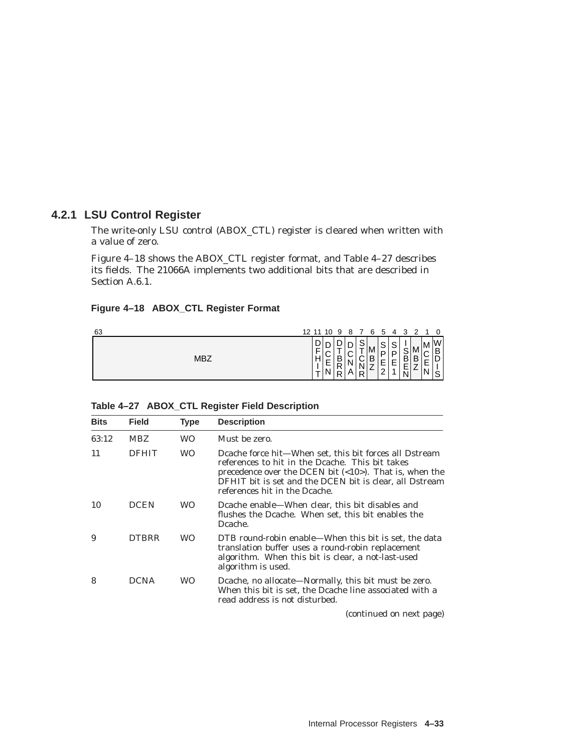### 4.2.1 LSU Control Register

The write-only LSU control (ABOX_CTL) register is cleared when written with a value of zero.

Figure 4–18 shows the ABOX_CTL register format, and Table 4–27 describes its fields. The 21066A implements two additional bits that are described in Section A.6.1.

**Figure 4–18 ABOX_CTL Register Format**

| 63–12 | 11 | 10 | 9 | 8 | 7 | 6 | 5 | 4 | 3 | 2 | 1 | 0 |
|---|---|---|---|---|---|---|---|---|---|---|---|---|
| MBZ | DFHIT | DCEN | DTBRR | DCNA | STCNR | MBZ | SPE2 | SPE1 | ISBEN | MBZ | MCEN | WBDIS |

**Table 4–27 ABOX_CTL Register Field Description**

| Bits | Field | Type | Description |
|---|---|---|---|
| 63:12 | MBZ | WO | Must be zero. |
| 11 | DFHIT | WO | Dcache force hit—When set, this bit forces all Dstream references to hit in the Dcache. This bit takes precedence over the DCEN bit (<10>). That is, when the DFHIT bit is set and the DCEN bit is clear, all Dstream references hit in the Dcache. |
| 10 | DCEN | WO | Dcache enable—When clear, this bit disables and flushes the Dcache. When set, this bit enables the Dcache. |
| 9 | DTBRR | WO | DTB round-robin enable—When this bit is set, the data translation buffer uses a round-robin replacement algorithm. When this bit is clear, a not-last-used algorithm is used. |
| 8 | DCNA | WO | Dcache, no allocate—Normally, this bit must be zero. When this bit is set, the Dcache line associated with a read address is not disturbed. |

(continued on next page)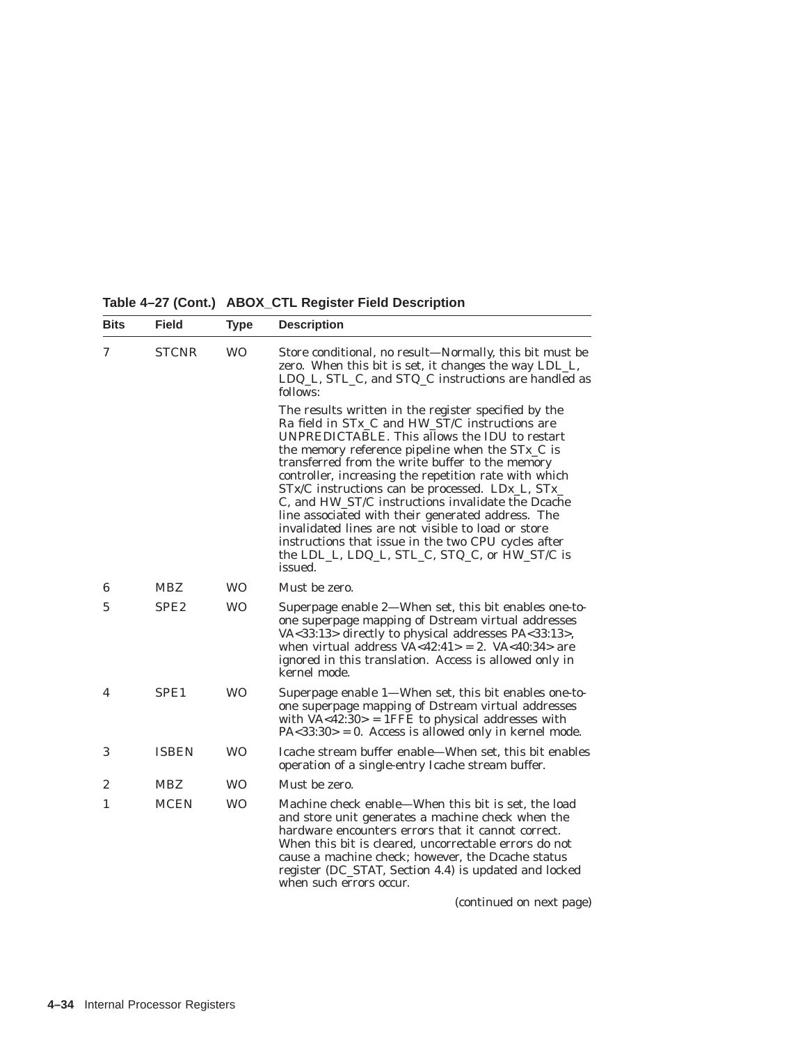**Table 4–27 (Cont.) ABOX_CTL Register Field Description**

| Bits | Field | Type | Description |
|---|---|---|---|
| 7 | STCNR | WO | Store conditional, no result—Normally, this bit must be zero. When this bit is set, it changes the way LDL_L, LDQ_L, STL_C, and STQ_C instructions are handled as follows:<br><br>The results written in the register specified by the Ra field in STx_C and HW_ST/C instructions are UNPREDICTABLE. This allows the IDU to restart the memory reference pipeline when the STx_C is transferred from the write buffer to the memory controller, increasing the repetition rate with which STx/C instructions can be processed. LDx_L, STx_C, and HW_ST/C instructions invalidate the Dcache line associated with their generated address. The invalidated lines are not visible to load or store instructions that issue in the two CPU cycles after the LDL_L, LDQ_L, STL_C, STQ_C, or HW_ST/C is issued. |
| 6 | MBZ | WO | Must be zero. |
| 5 | SPE2 | WO | Superpage enable 2—When set, this bit enables one-to-one superpage mapping of Dstream virtual addresses VA<33:13> directly to physical addresses PA<33:13>, when virtual address VA<42:41> = 2. VA<40:34> are ignored in this translation. Access is allowed only in kernel mode. |
| 4 | SPE1 | WO | Superpage enable 1—When set, this bit enables one-to-one superpage mapping of Dstream virtual addresses with VA<42:30> = 1FFE to physical addresses with PA<33:30> = 0. Access is allowed only in kernel mode. |
| 3 | ISBEN | WO | Icache stream buffer enable—When set, this bit enables operation of a single-entry Icache stream buffer. |
| 2 | MBZ | WO | Must be zero. |
| 1 | MCEN | WO | Machine check enable—When this bit is set, the load and store unit generates a machine check when the hardware encounters errors that it cannot correct. When this bit is cleared, uncorrectable errors do not cause a machine check; however, the Dcache status register (DC_STAT, Section 4.4) is updated and locked when such errors occur. |

*(continued on next page)*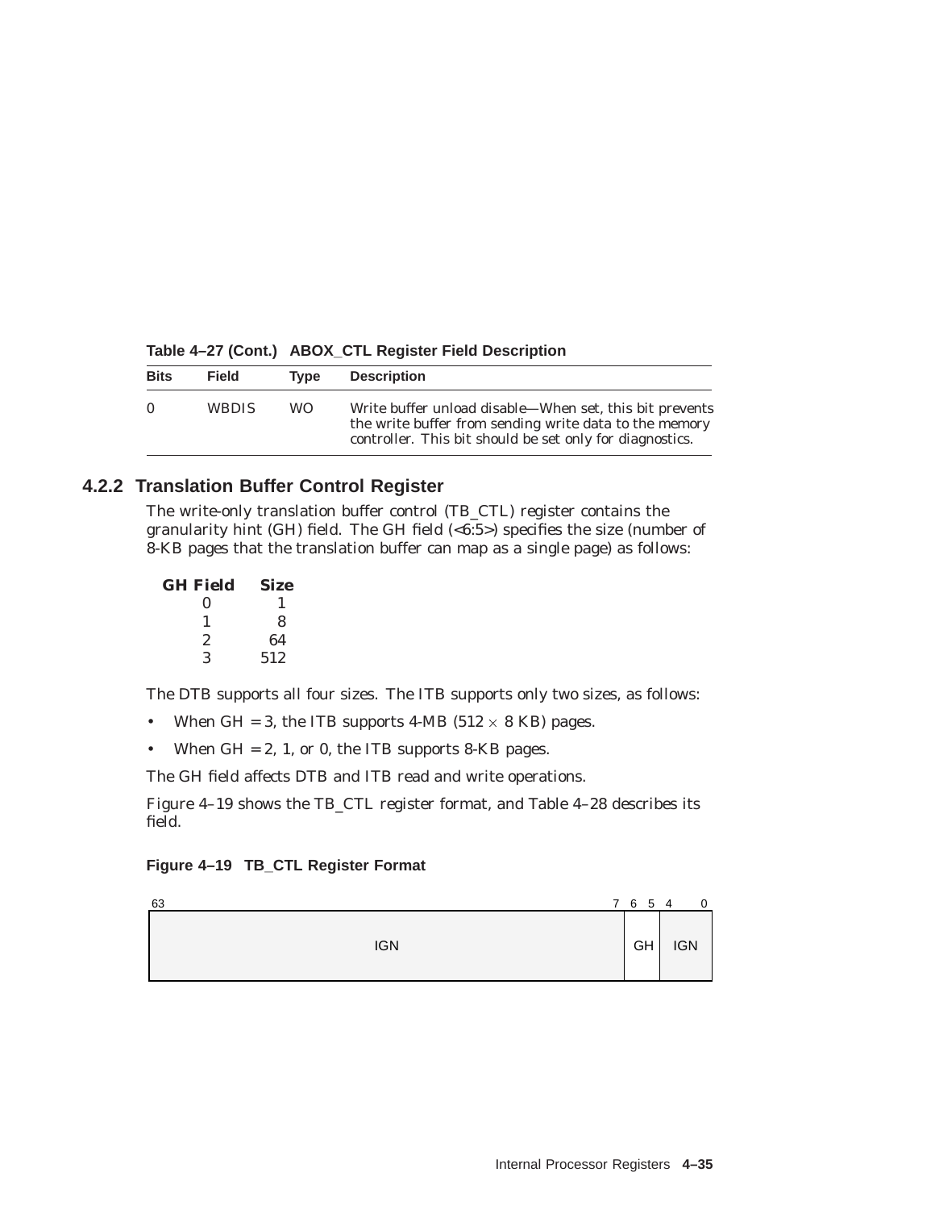**Table 4–27 (Cont.) ABOX_CTL Register Field Description**

| Bits | Field | Type | Description |
|---|---|---|---|
| 0 | WBDIS | WO | Write buffer unload disable—When set, this bit prevents the write buffer from sending write data to the memory controller. This bit should be set only for diagnostics. |

### 4.2.2 Translation Buffer Control Register

The write-only translation buffer control (TB_CTL) register contains the granularity hint (GH) field. The GH field (<6:5>) specifies the size (number of 8-KB pages that the translation buffer can map as a single page) as follows:

| GH Field | Size |
|---|---|
| 0 | 1 |
| 1 | 8 |
| 2 | 64 |
| 3 | 512 |

The DTB supports all four sizes. The ITB supports only two sizes, as follows:

- When GH = 3, the ITB supports 4-MB (512 × 8 KB) pages.
- When GH = 2, 1, or 0, the ITB supports 8-KB pages.

The GH field affects DTB and ITB read and write operations.

Figure 4–19 shows the TB_CTL register format, and Table 4–28 describes its field.

**Figure 4–19 TB_CTL Register Format**

| 63 ... 7 | 6 5 | 4 ... 0 |
|---|---|---|
| IGN | GH | IGN |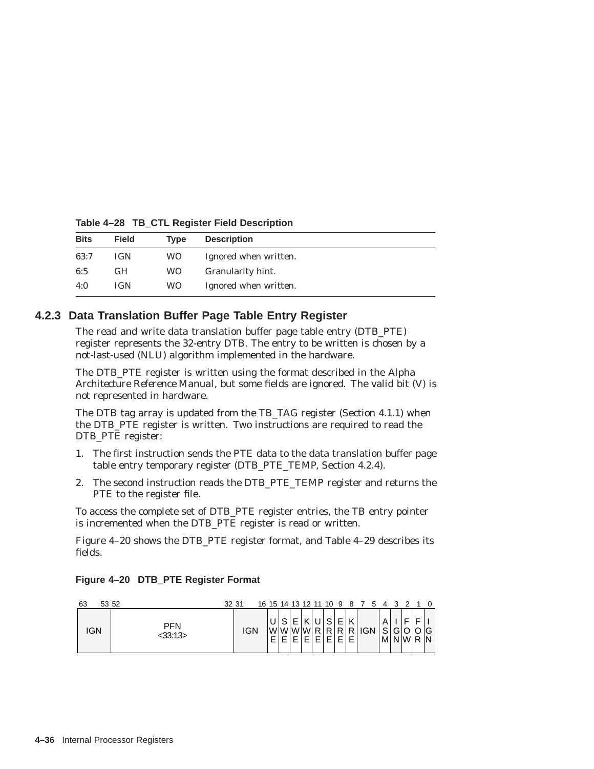**Table 4–28 TB_CTL Register Field Description**

| Bits | Field | Type | Description |
|---|---|---|---|
| 63:7 | IGN | WO | Ignored when written. |
| 6:5 | GH | WO | Granularity hint. |
| 4:0 | IGN | WO | Ignored when written. |

### 4.2.3 Data Translation Buffer Page Table Entry Register

The read and write data translation buffer page table entry (DTB_PTE) register represents the 32-entry DTB. The entry to be written is chosen by a not-last-used (NLU) algorithm implemented in the hardware.

The DTB_PTE register is written using the format described in the *Alpha Architecture Reference Manual*, but some fields are ignored. The valid bit (V) is not represented in hardware.

The DTB tag array is updated from the TB_TAG register (Section 4.1.1) when the DTB_PTE register is written. Two instructions are required to read the DTB_PTE register:

1. The first instruction sends the PTE data to the data translation buffer page table entry temporary register (DTB_PTE_TEMP, Section 4.2.4).
2. The second instruction reads the DTB_PTE_TEMP register and returns the PTE to the register file.

To access the complete set of DTB_PTE register entries, the TB entry pointer is incremented when the DTB_PTE register is read or written.

Figure 4–20 shows the DTB_PTE register format, and Table 4–29 describes its fields.

**Figure 4–20 DTB_PTE Register Format**

| 63–53 | 52–32 | 31–16 | 15 | 14 | 13 | 12 | 11 | 10 | 9 | 8 | 7–5 | 4 | 3 | 2 | 1 | 0 |
|---|---|---|---|---|---|---|---|---|---|---|---|---|---|---|---|---|
| IGN | PFN <33:13> | IGN | UWE | SWE | EWE | KWE | URE | SRE | ERE | KRE | IGN | ASM | IGN | FOW | FOR | IGN |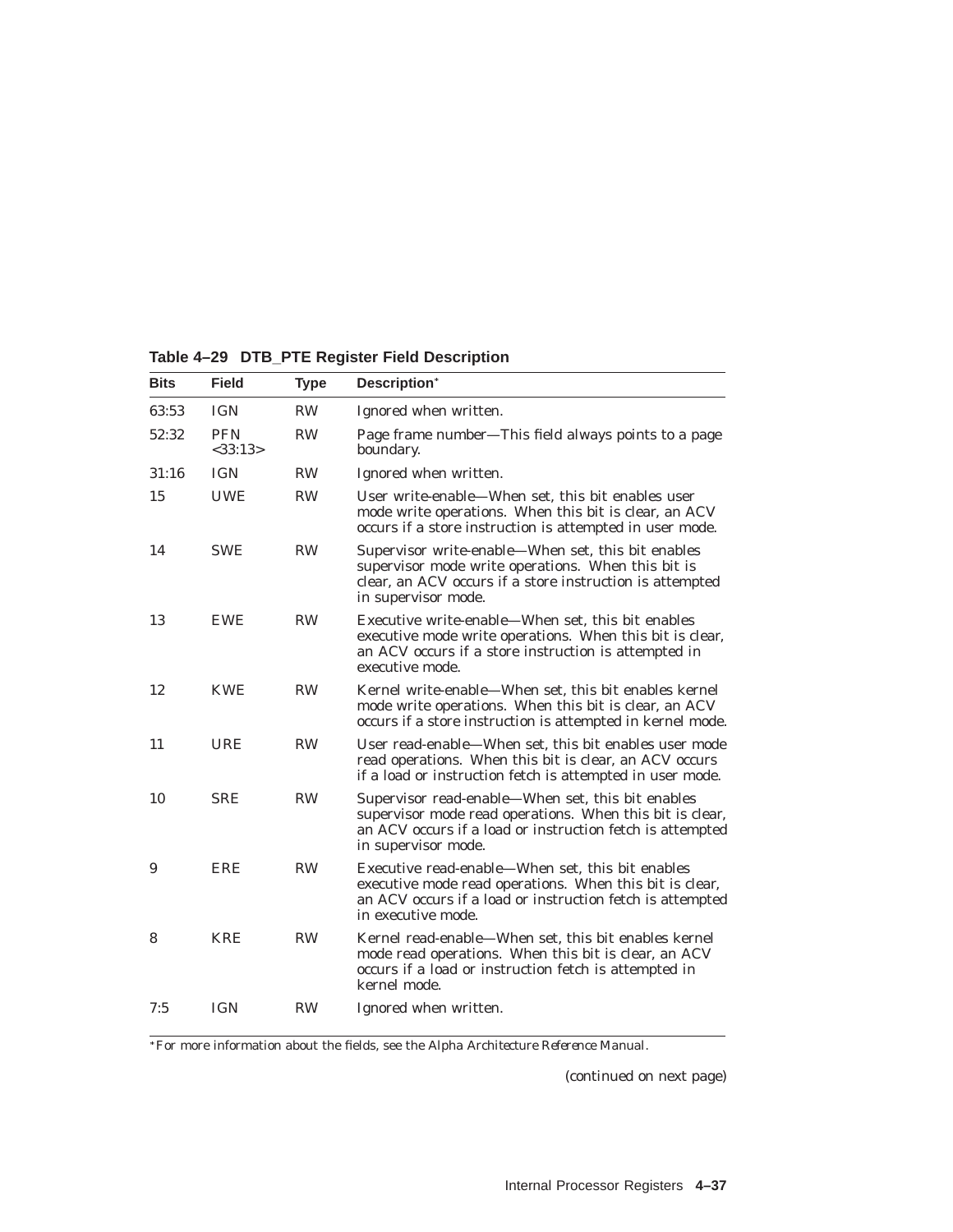**Table 4–29 DTB_PTE Register Field Description**

| Bits | Field | Type | Description* |
|---|---|---|---|
| 63:53 | IGN | RW | Ignored when written. |
| 52:32 | PFN <33:13> | RW | Page frame number—This field always points to a page boundary. |
| 31:16 | IGN | RW | Ignored when written. |
| 15 | UWE | RW | User write-enable—When set, this bit enables user mode write operations. When this bit is clear, an ACV occurs if a store instruction is attempted in user mode. |
| 14 | SWE | RW | Supervisor write-enable—When set, this bit enables supervisor mode write operations. When this bit is clear, an ACV occurs if a store instruction is attempted in supervisor mode. |
| 13 | EWE | RW | Executive write-enable—When set, this bit enables executive mode write operations. When this bit is clear, an ACV occurs if a store instruction is attempted in executive mode. |
| 12 | KWE | RW | Kernel write-enable—When set, this bit enables kernel mode write operations. When this bit is clear, an ACV occurs if a store instruction is attempted in kernel mode. |
| 11 | URE | RW | User read-enable—When set, this bit enables user mode read operations. When this bit is clear, an ACV occurs if a load or instruction fetch is attempted in user mode. |
| 10 | SRE | RW | Supervisor read-enable—When set, this bit enables supervisor mode read operations. When this bit is clear, an ACV occurs if a load or instruction fetch is attempted in supervisor mode. |
| 9 | ERE | RW | Executive read-enable—When set, this bit enables executive mode read operations. When this bit is clear, an ACV occurs if a load or instruction fetch is attempted in executive mode. |
| 8 | KRE | RW | Kernel read-enable—When set, this bit enables kernel mode read operations. When this bit is clear, an ACV occurs if a load or instruction fetch is attempted in kernel mode. |
| 7:5 | IGN | RW | Ignored when written. |

*For more information about the fields, see the *Alpha Architecture Reference Manual*.

(continued on next page)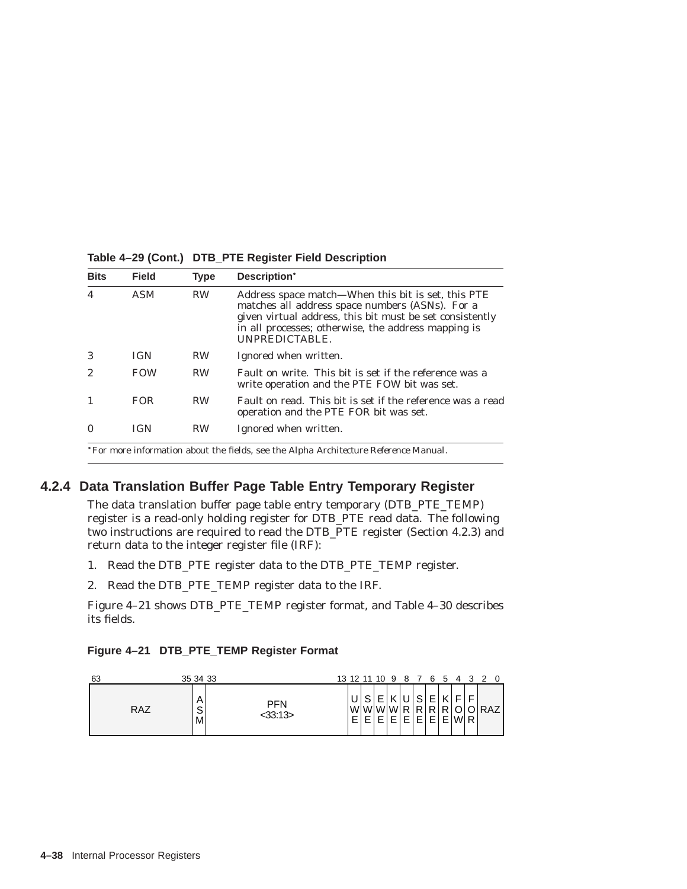**Table 4–29 (Cont.) DTB_PTE Register Field Description**

| Bits | Field | Type | Description* |
|---|---|---|---|
| 4 | ASM | RW | Address space match—When this bit is set, this PTE matches all address space numbers (ASNs). For a given virtual address, this bit must be set consistently in all processes; otherwise, the address mapping is UNPREDICTABLE. |
| 3 | IGN | RW | Ignored when written. |
| 2 | FOW | RW | Fault on write. This bit is set if the reference was a write operation and the PTE FOW bit was set. |
| 1 | FOR | RW | Fault on read. This bit is set if the reference was a read operation and the PTE FOR bit was set. |
| 0 | IGN | RW | Ignored when written. |

*For more information about the fields, see the *Alpha Architecture Reference Manual*.

### 4.2.4 Data Translation Buffer Page Table Entry Temporary Register

The data translation buffer page table entry temporary (DTB_PTE_TEMP) register is a read-only holding register for DTB_PTE read data. The following two instructions are required to read the DTB_PTE register (Section 4.2.3) and return data to the integer register file (IRF):

1. Read the DTB_PTE register data to the DTB_PTE_TEMP register.
2. Read the DTB_PTE_TEMP register data to the IRF.

Figure 4–21 shows DTB_PTE_TEMP register format, and Table 4–30 describes its fields.

**Figure 4–21 DTB_PTE_TEMP Register Format**

| 63–35 | 34 | 33–13 | 12 | 11 | 10 | 9 | 8 | 7 | 6 | 5 | 4 | 3 | 2–0 |
|---|---|---|---|---|---|---|---|---|---|---|---|---|---|
| RAZ | ASM | PFN <33:13> | UWE | SWE | EWE | KWE | URE | SRE | ERE | KRE | FOW | FOR | RAZ |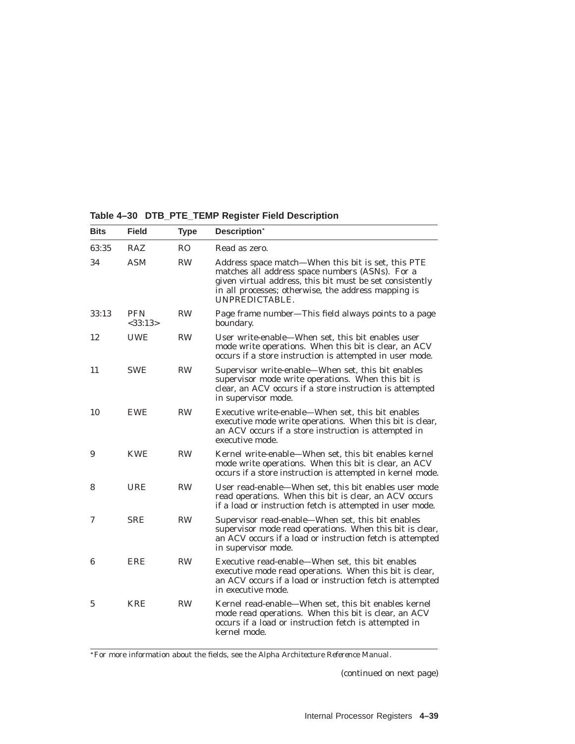**Table 4–30 DTB_PTE_TEMP Register Field Description**

| Bits | Field | Type | Description* |
|---|---|---|---|
| 63:35 | RAZ | RO | Read as zero. |
| 34 | ASM | RW | Address space match—When this bit is set, this PTE matches all address space numbers (ASNs). For a given virtual address, this bit must be set consistently in all processes; otherwise, the address mapping is UNPREDICTABLE. |
| 33:13 | PFN <33:13> | RW | Page frame number—This field always points to a page boundary. |
| 12 | UWE | RW | User write-enable—When set, this bit enables user mode write operations. When this bit is clear, an ACV occurs if a store instruction is attempted in user mode. |
| 11 | SWE | RW | Supervisor write-enable—When set, this bit enables supervisor mode write operations. When this bit is clear, an ACV occurs if a store instruction is attempted in supervisor mode. |
| 10 | EWE | RW | Executive write-enable—When set, this bit enables executive mode write operations. When this bit is clear, an ACV occurs if a store instruction is attempted in executive mode. |
| 9 | KWE | RW | Kernel write-enable—When set, this bit enables kernel mode write operations. When this bit is clear, an ACV occurs if a store instruction is attempted in kernel mode. |
| 8 | URE | RW | User read-enable—When set, this bit enables user mode read operations. When this bit is clear, an ACV occurs if a load or instruction fetch is attempted in user mode. |
| 7 | SRE | RW | Supervisor read-enable—When set, this bit enables supervisor mode read operations. When this bit is clear, an ACV occurs if a load or instruction fetch is attempted in supervisor mode. |
| 6 | ERE | RW | Executive read-enable—When set, this bit enables executive mode read operations. When this bit is clear, an ACV occurs if a load or instruction fetch is attempted in executive mode. |
| 5 | KRE | RW | Kernel read-enable—When set, this bit enables kernel mode read operations. When this bit is clear, an ACV occurs if a load or instruction fetch is attempted in kernel mode. |

*For more information about the fields, see the *Alpha Architecture Reference Manual*.

(continued on next page)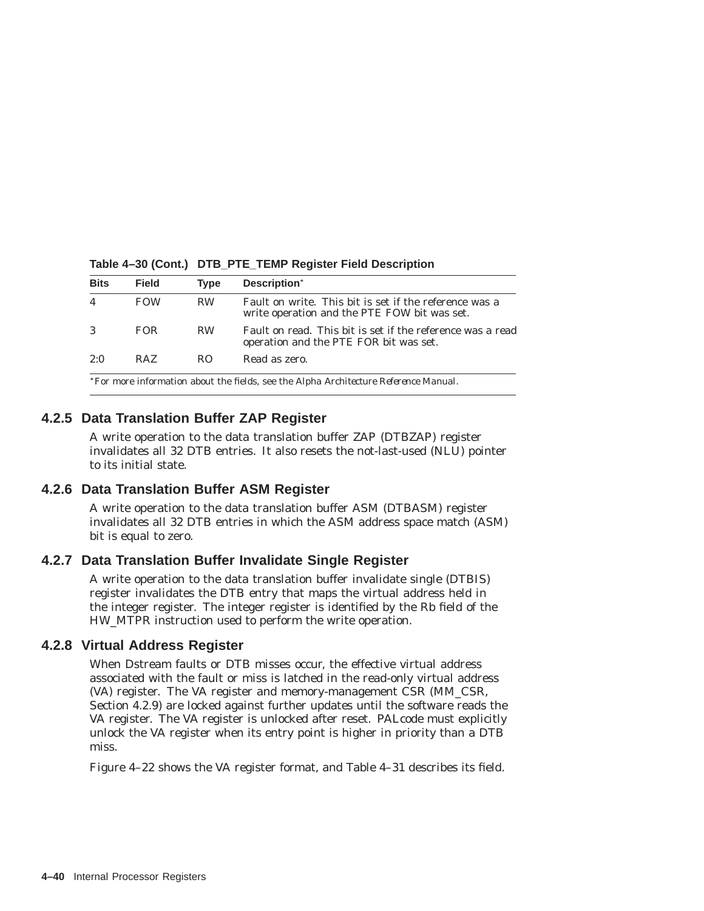**Table 4–30 (Cont.) DTB_PTE_TEMP Register Field Description**

| Bits | Field | Type | Description* |
|---|---|---|---|
| 4 | FOW | RW | Fault on write. This bit is set if the reference was a write operation and the PTE FOW bit was set. |
| 3 | FOR | RW | Fault on read. This bit is set if the reference was a read operation and the PTE FOR bit was set. |
| 2:0 | RAZ | RO | Read as zero. |

*For more information about the fields, see the *Alpha Architecture Reference Manual*.

### 4.2.5 Data Translation Buffer ZAP Register

A write operation to the data translation buffer ZAP (DTBZAP) register invalidates all 32 DTB entries. It also resets the not-last-used (NLU) pointer to its initial state.

### 4.2.6 Data Translation Buffer ASM Register

A write operation to the data translation buffer ASM (DTBASM) register invalidates all 32 DTB entries in which the ASM address space match (ASM) bit is equal to zero.

### 4.2.7 Data Translation Buffer Invalidate Single Register

A write operation to the data translation buffer invalidate single (DTBIS) register invalidates the DTB entry that maps the virtual address held in the integer register. The integer register is identified by the Rb field of the HW_MTPR instruction used to perform the write operation.

### 4.2.8 Virtual Address Register

When Dstream faults or DTB misses occur, the effective virtual address associated with the fault or miss is latched in the read-only virtual address (VA) register. The VA register and memory-management CSR (MM_CSR, Section 4.2.9) are locked against further updates until the software reads the VA register. The VA register is unlocked after reset. PALcode must explicitly unlock the VA register when its entry point is higher in priority than a DTB miss.

Figure 4–22 shows the VA register format, and Table 4–31 describes its field.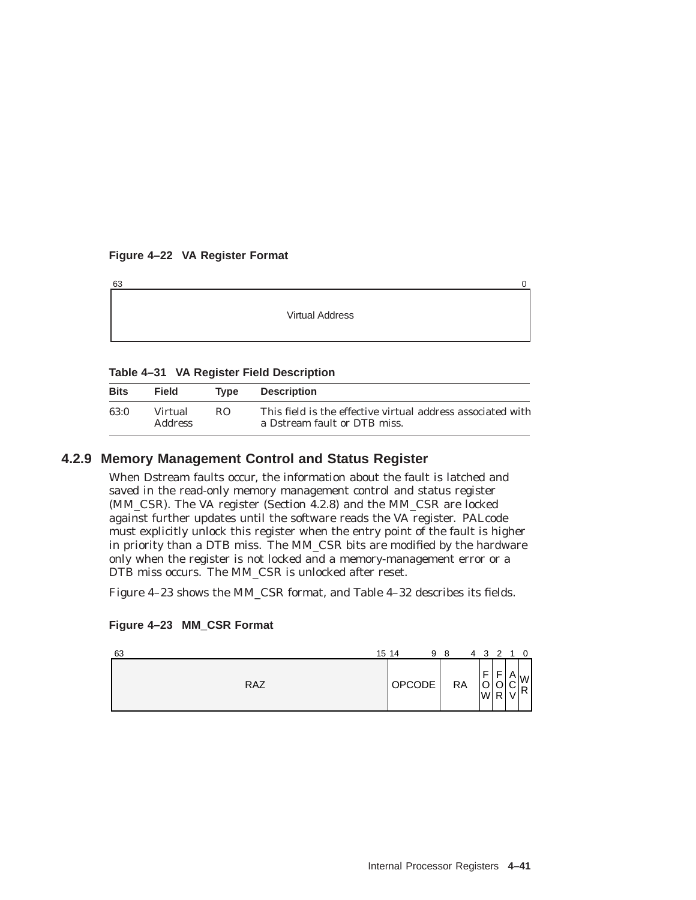**Figure 4–22 VA Register Format**

| 63 ... 0 |
|---|
| Virtual Address |

**Table 4–31 VA Register Field Description**

| Bits | Field | Type | Description |
|---|---|---|---|
| 63:0 | Virtual Address | RO | This field is the effective virtual address associated with a Dstream fault or DTB miss. |

### 4.2.9 Memory Management Control and Status Register

When Dstream faults occur, the information about the fault is latched and saved in the read-only memory management control and status register (MM_CSR). The VA register (Section 4.2.8) and the MM_CSR are locked against further updates until the software reads the VA register. PALcode must explicitly unlock this register when the entry point of the fault is higher in priority than a DTB miss. The MM_CSR bits are modified by the hardware only when the register is not locked and a memory-management error or a DTB miss occurs. The MM_CSR is unlocked after reset.

Figure 4–23 shows the MM_CSR format, and Table 4–32 describes its fields.

**Figure 4–23 MM_CSR Format**

| 63:15 | 14:9 | 8:4 | 3 | 2 | 1 | 0 |
|---|---|---|---|---|---|---|
| RAZ | OPCODE | RA | FOW | FOR | ACV | WR |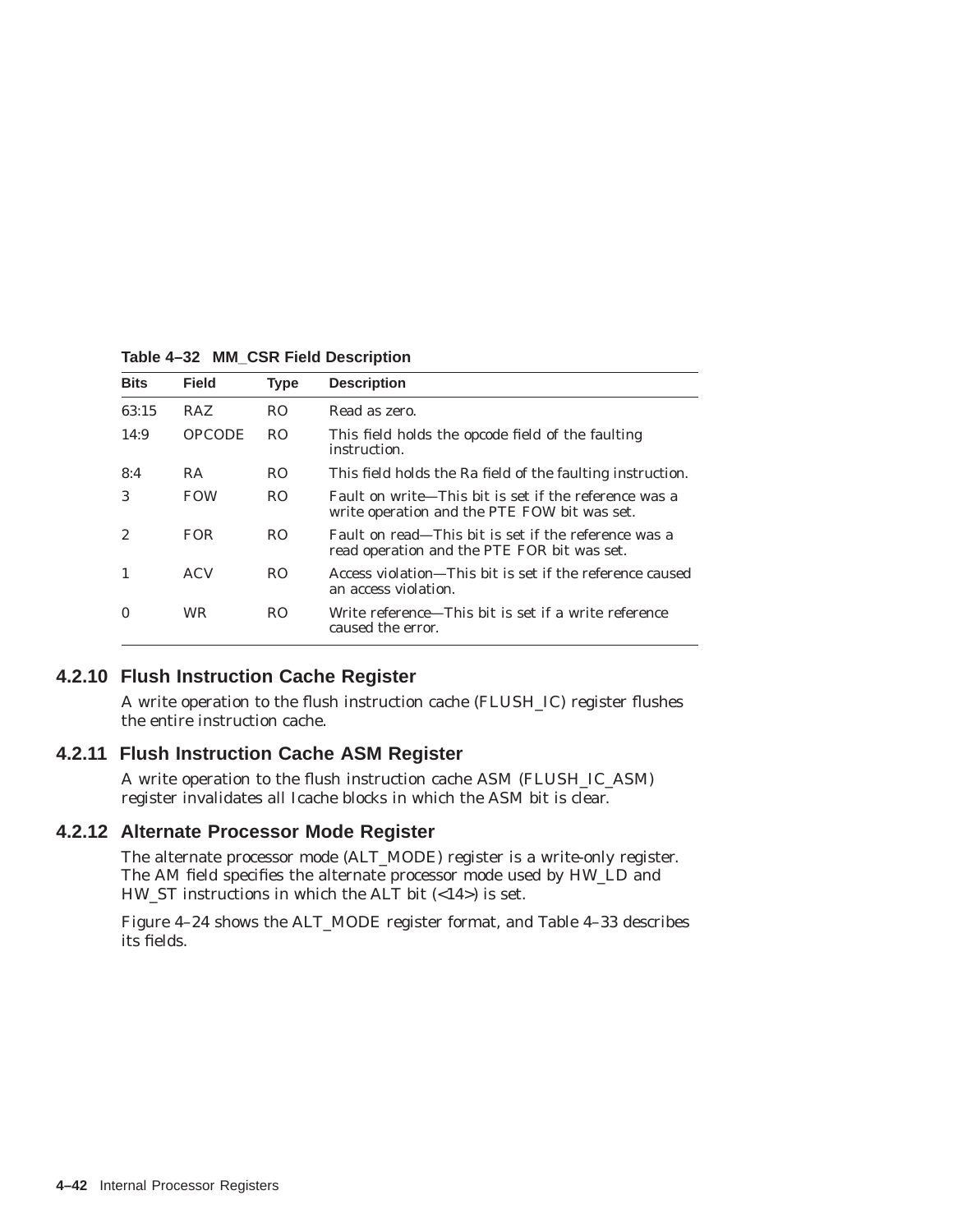**Table 4–32 MM_CSR Field Description**

| Bits | Field | Type | Description |
|---|---|---|---|
| 63:15 | RAZ | RO | Read as zero. |
| 14:9 | OPCODE | RO | This field holds the opcode field of the faulting instruction. |
| 8:4 | RA | RO | This field holds the Ra field of the faulting instruction. |
| 3 | FOW | RO | Fault on write—This bit is set if the reference was a write operation and the PTE FOW bit was set. |
| 2 | FOR | RO | Fault on read—This bit is set if the reference was a read operation and the PTE FOR bit was set. |
| 1 | ACV | RO | Access violation—This bit is set if the reference caused an access violation. |
| 0 | WR | RO | Write reference—This bit is set if a write reference caused the error. |

### 4.2.10 Flush Instruction Cache Register

A write operation to the flush instruction cache (FLUSH_IC) register flushes the entire instruction cache.

### 4.2.11 Flush Instruction Cache ASM Register

A write operation to the flush instruction cache ASM (FLUSH_IC_ASM) register invalidates all Icache blocks in which the ASM bit is clear.

### 4.2.12 Alternate Processor Mode Register

The alternate processor mode (ALT_MODE) register is a write-only register. The AM field specifies the alternate processor mode used by HW_LD and HW_ST instructions in which the ALT bit (<14>) is set.

Figure 4–24 shows the ALT_MODE register format, and Table 4–33 describes its fields.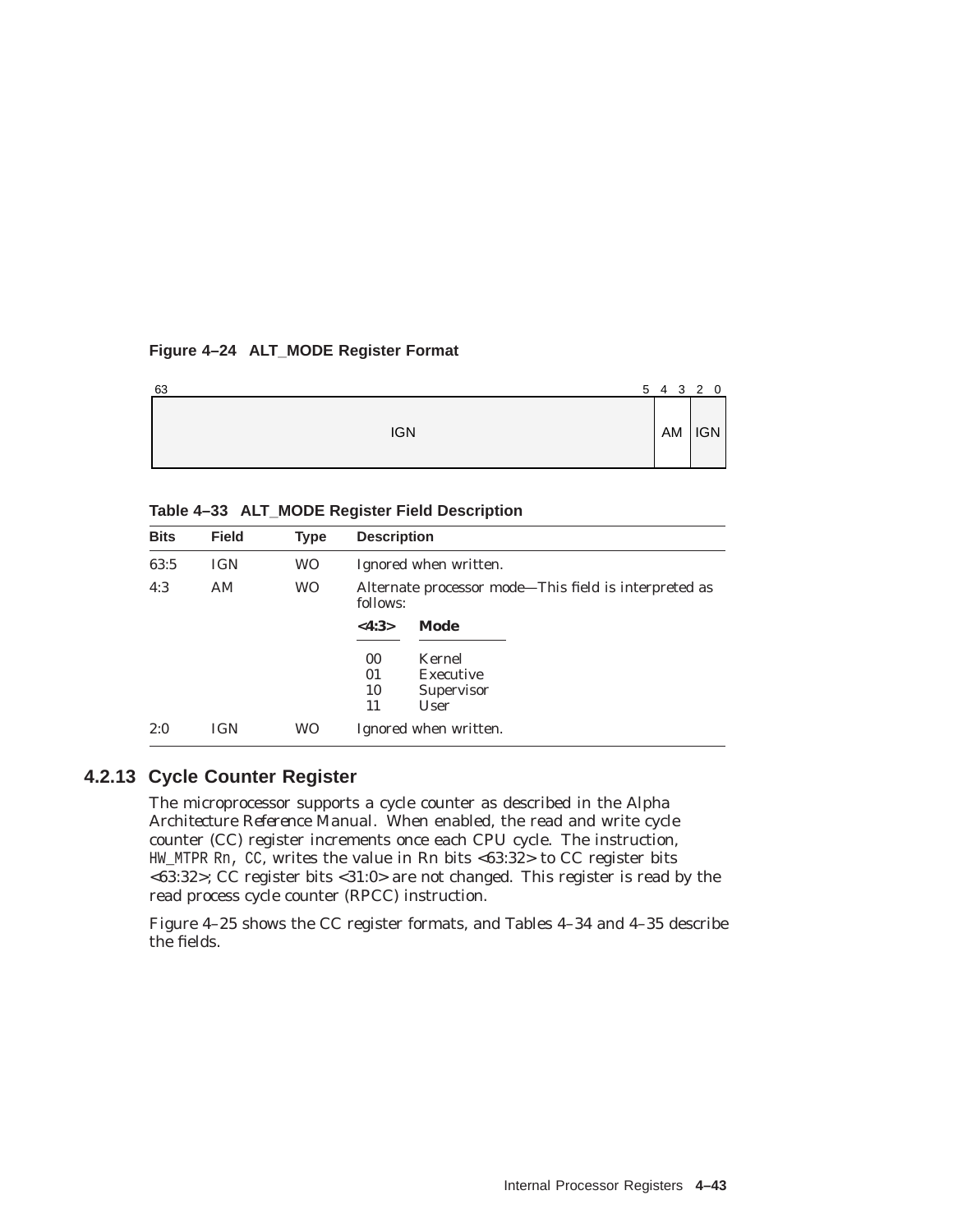**Figure 4–24 ALT_MODE Register Format**

| 63 ... 5 | 4 3 | 2 0 |
|---|---|---|
| IGN | AM | IGN |

**Table 4–33 ALT_MODE Register Field Description**

| Bits | Field | Type | Description |
|---|---|---|---|
| 63:5 | IGN | WO | Ignored when written. |
| 4:3 | AM | WO | Alternate processor mode—This field is interpreted as follows:<br>**<4:3>** **Mode**<br>00 Kernel<br>01 Executive<br>10 Supervisor<br>11 User |
| 2:0 | IGN | WO | Ignored when written. |

### 4.2.13 Cycle Counter Register

The microprocessor supports a cycle counter as described in the *Alpha Architecture Reference Manual*. When enabled, the read and write cycle counter (CC) register increments once each CPU cycle. The instruction, `HW_MTPR Rn, CC`, writes the value in Rn bits <63:32> to CC register bits <63:32>; CC register bits <31:0> are not changed. This register is read by the read process cycle counter (RPCC) instruction.

Figure 4–25 shows the CC register formats, and Tables 4–34 and 4–35 describe the fields.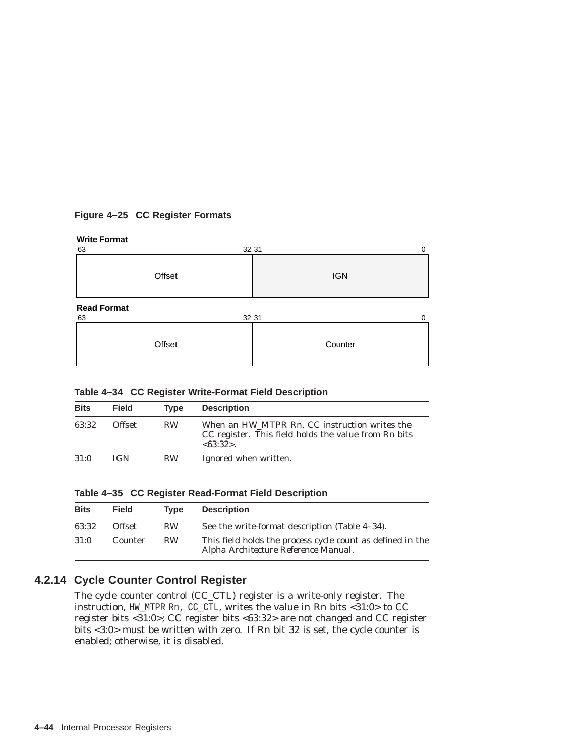**Figure 4–25 CC Register Formats**

**Write Format**

| 63 — 32 | 31 — 0 |
|---|---|
| Offset | IGN |

**Read Format**

| 63 — 32 | 31 — 0 |
|---|---|
| Offset | Counter |

**Table 4–34 CC Register Write-Format Field Description**

| Bits | Field | Type | Description |
|---|---|---|---|
| 63:32 | Offset | RW | When an HW_MTPR Rn, CC instruction writes the CC register. This field holds the value from Rn bits <63:32>. |
| 31:0 | IGN | RW | Ignored when written. |

**Table 4–35 CC Register Read-Format Field Description**

| Bits | Field | Type | Description |
|---|---|---|---|
| 63:32 | Offset | RW | See the write-format description (Table 4–34). |
| 31:0 | Counter | RW | This field holds the process cycle count as defined in the *Alpha Architecture Reference Manual*. |

### 4.2.14 Cycle Counter Control Register

The cycle counter control (CC_CTL) register is a write-only register. The instruction, `HW_MTPR Rn, CC_CTL`, writes the value in Rn bits <31:0> to CC register bits <31:0>; CC register bits <63:32> are not changed and CC register bits <3:0> must be written with zero. If Rn bit 32 is set, the cycle counter is enabled; otherwise, it is disabled.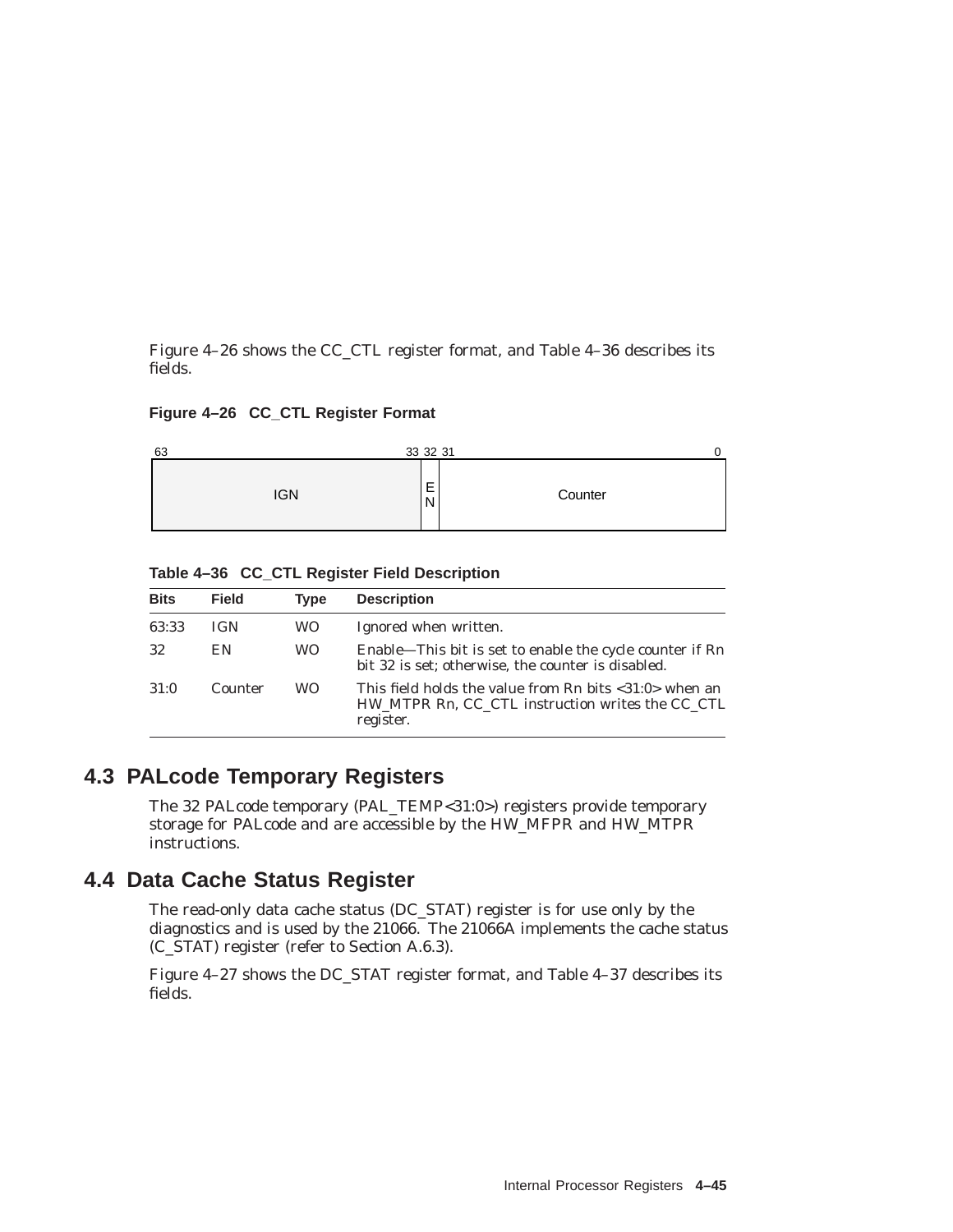Figure 4–26 shows the CC_CTL register format, and Table 4–36 describes its fields.

**Figure 4–26 CC_CTL Register Format**

| 63 ... 33 | 32 | 31 ... 0 |
|---|---|---|
| IGN | EN | Counter |

**Table 4–36 CC_CTL Register Field Description**

| Bits | Field | Type | Description |
|---|---|---|---|
| 63:33 | IGN | WO | Ignored when written. |
| 32 | EN | WO | Enable—This bit is set to enable the cycle counter if Rn bit 32 is set; otherwise, the counter is disabled. |
| 31:0 | Counter | WO | This field holds the value from Rn bits <31:0> when an HW_MTPR Rn, CC_CTL instruction writes the CC_CTL register. |

## 4.3 PALcode Temporary Registers

The 32 PALcode temporary (PAL_TEMP<31:0>) registers provide temporary storage for PALcode and are accessible by the HW_MFPR and HW_MTPR instructions.

## 4.4 Data Cache Status Register

The read-only data cache status (DC_STAT) register is for use only by the diagnostics and is used by the 21066. The 21066A implements the cache status (C_STAT) register (refer to Section A.6.3).

Figure 4–27 shows the DC_STAT register format, and Table 4–37 describes its fields.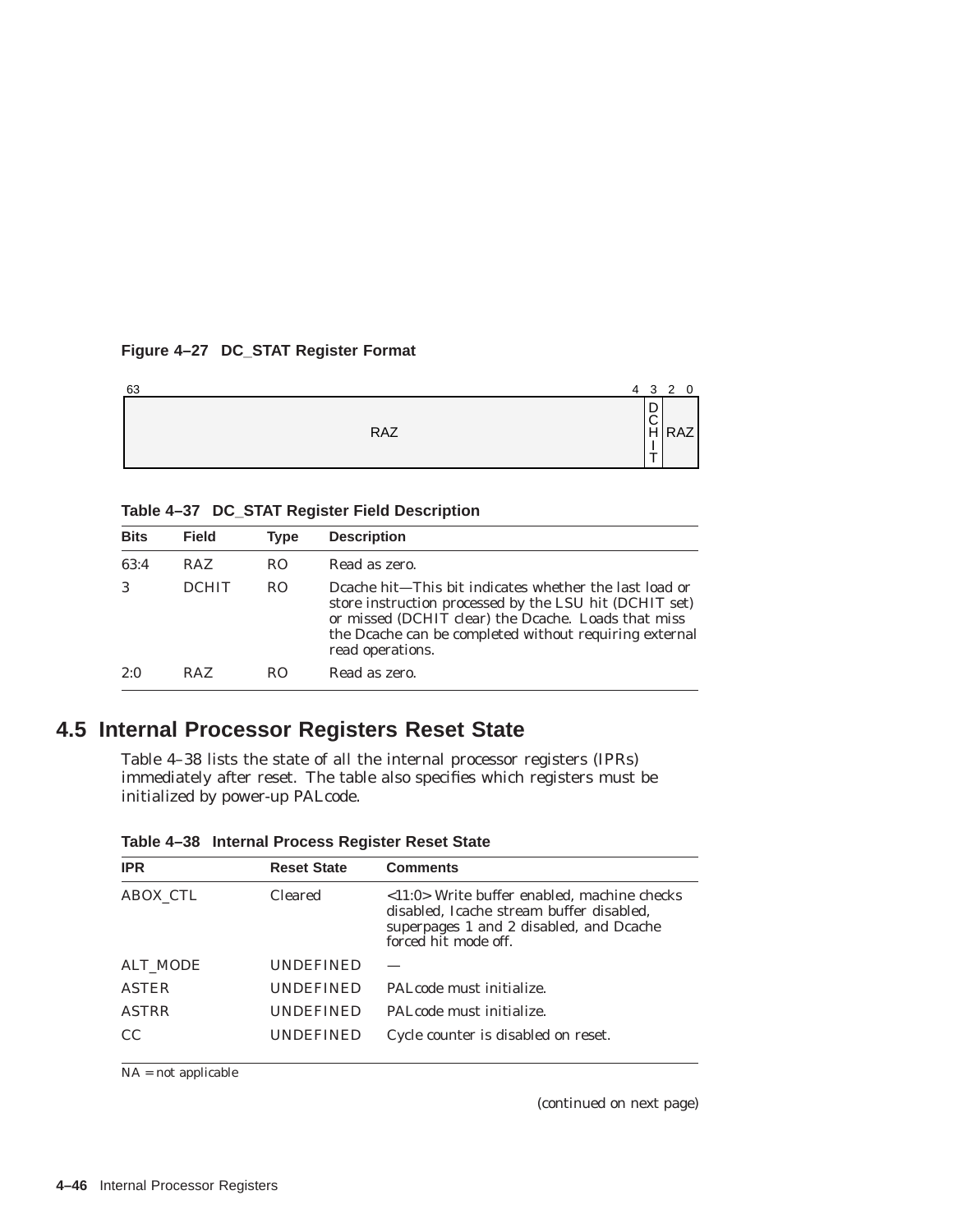**Figure 4–27 DC_STAT Register Format**

| 63 ... 4 | 3 | 2 ... 0 |
|---|---|---|
| RAZ | DCHIT | RAZ |

**Table 4–37 DC_STAT Register Field Description**

| Bits | Field | Type | Description |
|---|---|---|---|
| 63:4 | RAZ | RO | Read as zero. |
| 3 | DCHIT | RO | Dcache hit—This bit indicates whether the last load or store instruction processed by the LSU hit (DCHIT set) or missed (DCHIT clear) the Dcache. Loads that miss the Dcache can be completed without requiring external read operations. |
| 2:0 | RAZ | RO | Read as zero. |

## 4.5 Internal Processor Registers Reset State

Table 4–38 lists the state of all the internal processor registers (IPRs) immediately after reset. The table also specifies which registers must be initialized by power-up PALcode.

**Table 4–38 Internal Process Register Reset State**

| IPR | Reset State | Comments |
|---|---|---|
| ABOX_CTL | Cleared | <11:0> Write buffer enabled, machine checks disabled, Icache stream buffer disabled, superpages 1 and 2 disabled, and Dcache forced hit mode off. |
| ALT_MODE | UNDEFINED | — |
| ASTER | UNDEFINED | PALcode must initialize. |
| ASTRR | UNDEFINED | PALcode must initialize. |
| CC | UNDEFINED | Cycle counter is disabled on reset. |

NA = not applicable

(continued on next page)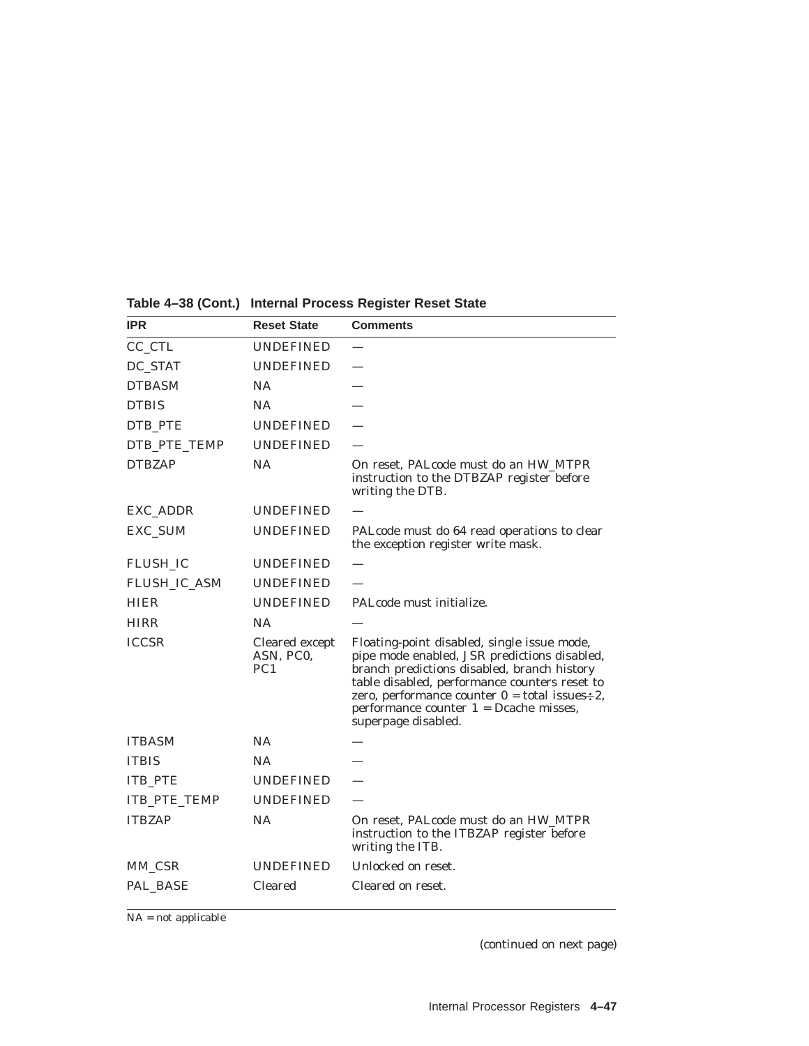**Table 4–38 (Cont.) Internal Process Register Reset State**

| IPR | Reset State | Comments |
|---|---|---|
| CC_CTL | UNDEFINED | — |
| DC_STAT | UNDEFINED | — |
| DTBASM | NA | — |
| DTBIS | NA | — |
| DTB_PTE | UNDEFINED | — |
| DTB_PTE_TEMP | UNDEFINED | — |
| DTBZAP | NA | On reset, PALcode must do an HW_MTPR instruction to the DTBZAP register before writing the DTB. |
| EXC_ADDR | UNDEFINED | — |
| EXC_SUM | UNDEFINED | PALcode must do 64 read operations to clear the exception register write mask. |
| FLUSH_IC | UNDEFINED | — |
| FLUSH_IC_ASM | UNDEFINED | — |
| HIER | UNDEFINED | PALcode must initialize. |
| HIRR | NA | — |
| ICCSR | Cleared except ASN, PC0, PC1 | Floating-point disabled, single issue mode, pipe mode enabled, JSR predictions disabled, branch predictions disabled, branch history table disabled, performance counters reset to zero, performance counter 0 = total issues ÷ 2, performance counter 1 = Dcache misses, superpage disabled. |
| ITBASM | NA | — |
| ITBIS | NA | — |
| ITB_PTE | UNDEFINED | — |
| ITB_PTE_TEMP | UNDEFINED | — |
| ITBZAP | NA | On reset, PALcode must do an HW_MTPR instruction to the ITBZAP register before writing the ITB. |
| MM_CSR | UNDEFINED | Unlocked on reset. |
| PAL_BASE | Cleared | Cleared on reset. |

NA = not applicable

(continued on next page)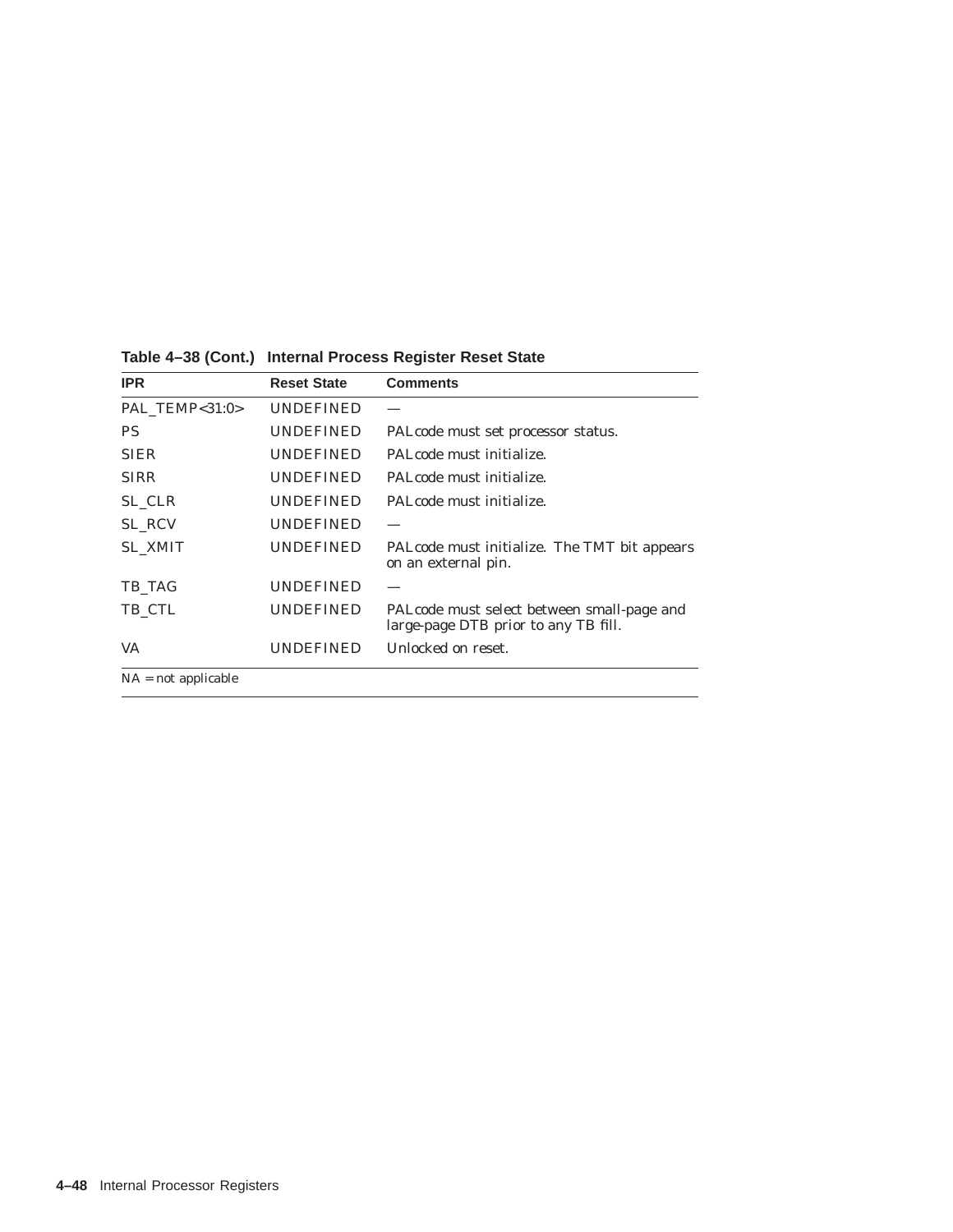**Table 4–38 (Cont.) Internal Process Register Reset State**

| IPR | Reset State | Comments |
|---|---|---|
| PAL_TEMP<31:0> | UNDEFINED | — |
| PS | UNDEFINED | PALcode must set processor status. |
| SIER | UNDEFINED | PALcode must initialize. |
| SIRR | UNDEFINED | PALcode must initialize. |
| SL_CLR | UNDEFINED | PALcode must initialize. |
| SL_RCV | UNDEFINED | — |
| SL_XMIT | UNDEFINED | PALcode must initialize. The TMT bit appears on an external pin. |
| TB_TAG | UNDEFINED | — |
| TB_CTL | UNDEFINED | PALcode must select between small-page and large-page DTB prior to any TB fill. |
| VA | UNDEFINED | Unlocked on reset. |

NA = not applicable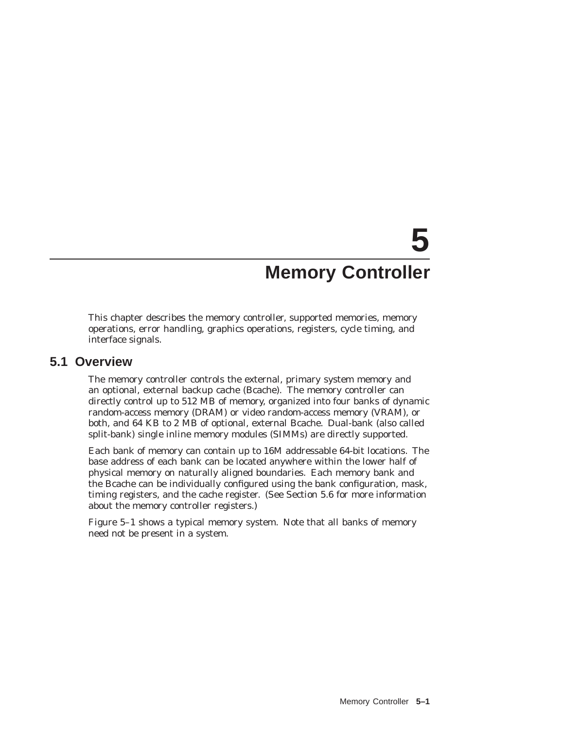# 5 Memory Controller

This chapter describes the memory controller, supported memories, memory operations, error handling, graphics operations, registers, cycle timing, and interface signals.

## 5.1 Overview

The memory controller controls the external, primary system memory and an optional, external backup cache (Bcache). The memory controller can directly control up to 512 MB of memory, organized into four banks of dynamic random-access memory (DRAM) or video random-access memory (VRAM), or both, and 64 KB to 2 MB of optional, external Bcache. Dual-bank (also called split-bank) single inline memory modules (SIMMs) are directly supported.

Each bank of memory can contain up to 16M addressable 64-bit locations. The base address of each bank can be located anywhere within the lower half of physical memory on naturally aligned boundaries. Each memory bank and the Bcache can be individually configured using the bank configuration, mask, timing registers, and the cache register. (See Section 5.6 for more information about the memory controller registers.)

Figure 5–1 shows a typical memory system. Note that all banks of memory need not be present in a system.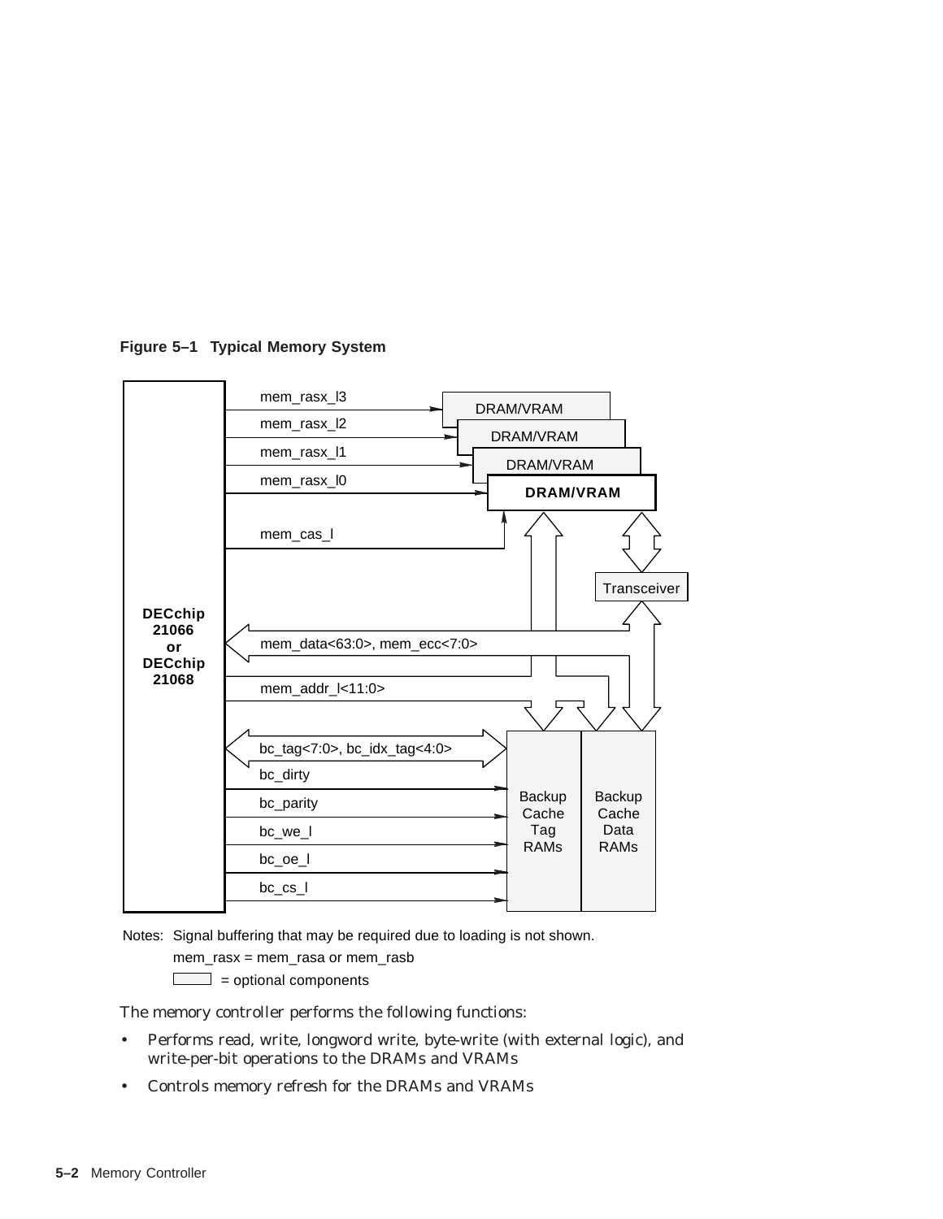**Figure 5–1 Typical Memory System**

mem_rasx_l3

mem_rasx_l2

mem_rasx_l1

mem_rasx_l0

DRAM/VRAM

DRAM/VRAM

DRAM/VRAM

**DRAM/VRAM**

mem_cas_l

Transceiver

**DECchip 21066 or DECchip 21068**

mem_data<63:0>, mem_ecc<7:0>

mem_addr_l<11:0>

bc_tag<7:0>, bc_idx_tag<4:0>

bc_dirty

bc_parity

bc_we_l

bc_oe_l

bc_cs_l

Backup Cache Tag RAMs

Backup Cache Data RAMs

Notes: Signal buffering that may be required due to loading is not shown.

mem_rasx = mem_rasa or mem_rasb

[ ] = optional components

The memory controller performs the following functions:

- Performs read, write, longword write, byte-write (with external logic), and write-per-bit operations to the DRAMs and VRAMs
- Controls memory refresh for the DRAMs and VRAMs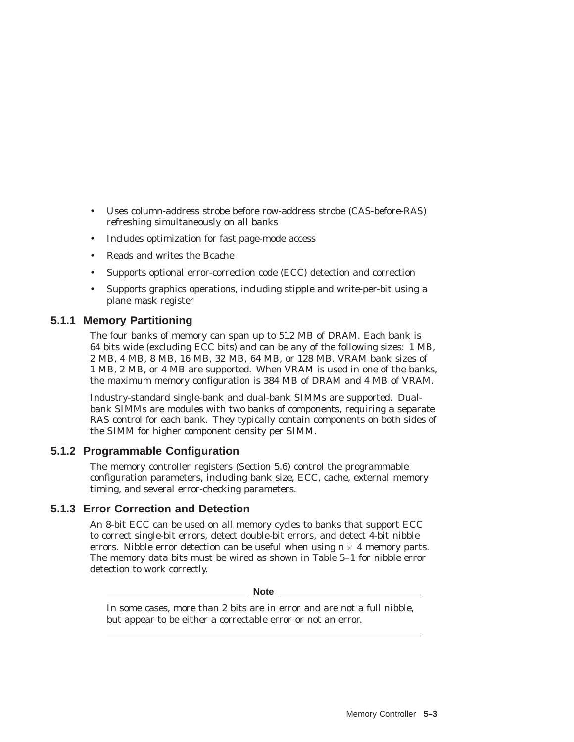- Uses column-address strobe before row-address strobe (CAS-before-RAS) refreshing simultaneously on all banks
- Includes optimization for fast page-mode access
- Reads and writes the Bcache
- Supports optional error-correction code (ECC) detection and correction
- Supports graphics operations, including stipple and write-per-bit using a plane mask register

### 5.1.1 Memory Partitioning

The four banks of memory can span up to 512 MB of DRAM. Each bank is 64 bits wide (excluding ECC bits) and can be any of the following sizes: 1 MB, 2 MB, 4 MB, 8 MB, 16 MB, 32 MB, 64 MB, or 128 MB. VRAM bank sizes of 1 MB, 2 MB, or 4 MB are supported. When VRAM is used in one of the banks, the maximum memory configuration is 384 MB of DRAM and 4 MB of VRAM.

Industry-standard single-bank and dual-bank SIMMs are supported. Dual-bank SIMMs are modules with two banks of components, requiring a separate RAS control for each bank. They typically contain components on both sides of the SIMM for higher component density per SIMM.

### 5.1.2 Programmable Configuration

The memory controller registers (Section 5.6) control the programmable configuration parameters, including bank size, ECC, cache, external memory timing, and several error-checking parameters.

### 5.1.3 Error Correction and Detection

An 8-bit ECC can be used on all memory cycles to banks that support ECC to correct single-bit errors, detect double-bit errors, and detect 4-bit nibble errors. Nibble error detection can be useful when using $n \times 4$ memory parts. The memory data bits must be wired as shown in Table 5–1 for nibble error detection to work correctly.

---

**Note**

In some cases, more than 2 bits are in error and are not a full nibble, but appear to be either a correctable error or not an error.

---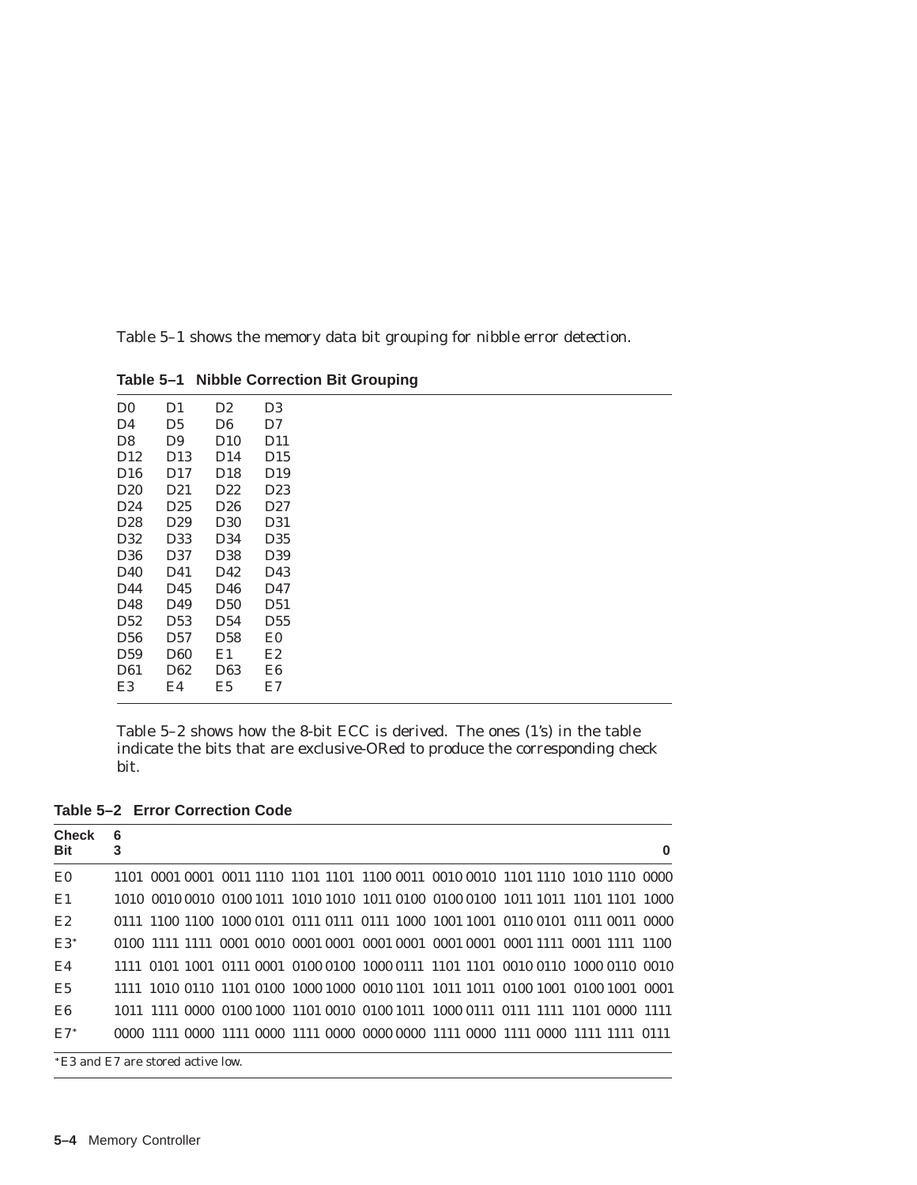Table 5–1 shows the memory data bit grouping for nibble error detection.

**Table 5–1 Nibble Correction Bit Grouping**

| | | | |
|---|---|---|---|
| D0 | D1 | D2 | D3 |
| D4 | D5 | D6 | D7 |
| D8 | D9 | D10 | D11 |
| D12 | D13 | D14 | D15 |
| D16 | D17 | D18 | D19 |
| D20 | D21 | D22 | D23 |
| D24 | D25 | D26 | D27 |
| D28 | D29 | D30 | D31 |
| D32 | D33 | D34 | D35 |
| D36 | D37 | D38 | D39 |
| D40 | D41 | D42 | D43 |
| D44 | D45 | D46 | D47 |
| D48 | D49 | D50 | D51 |
| D52 | D53 | D54 | D55 |
| D56 | D57 | D58 | E0 |
| D59 | D60 | E1 | E2 |
| D61 | D62 | D63 | E6 |
| E3 | E4 | E5 | E7 |

Table 5–2 shows how the 8-bit ECC is derived. The ones (1's) in the table indicate the bits that are exclusive-ORed to produce the corresponding check bit.

**Table 5–2 Error Correction Code**

| Check Bit | 63 ... 0 |
|---|---|
| E0 | 1101 0001 0001 0011 1110 1101 1101 1100 0011 0010 0010 1101 1110 1010 1110 0000 |
| E1 | 1010 0010 0010 0100 1011 1010 1010 1011 0100 0100 0100 1011 1011 1101 1101 1000 |
| E2 | 0111 1100 1100 1000 0101 0111 0111 0111 1000 1001 1001 0110 0101 0111 0011 0000 |
| E3* | 0100 1111 1111 0001 0010 0001 0001 0001 0001 0001 0001 0001 1111 0001 1111 1100 |
| E4 | 1111 0101 1001 0111 0001 0100 0100 1000 0111 1101 1101 0010 0110 1000 0110 0010 |
| E5 | 1111 1010 0110 1101 0100 1000 1000 0010 1101 1011 1011 0100 1001 0100 1001 0001 |
| E6 | 1011 1111 0000 0100 1000 1101 0010 0100 1011 1000 0111 0111 1111 1101 0000 1111 |
| E7* | 0000 1111 0000 1111 0000 1111 0000 0000 0000 1111 0000 1111 0000 1111 1111 0111 |

*E3 and E7 are stored active low.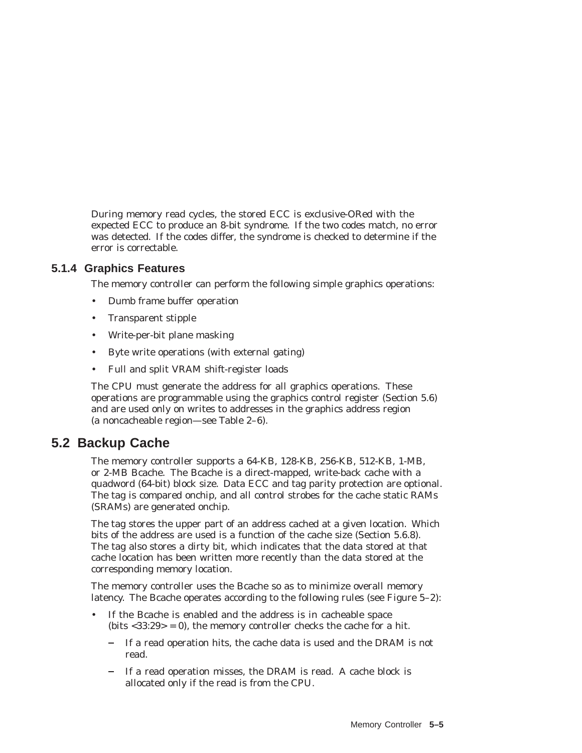During memory read cycles, the stored ECC is exclusive-ORed with the expected ECC to produce an 8-bit syndrome. If the two codes match, no error was detected. If the codes differ, the syndrome is checked to determine if the error is correctable.

### 5.1.4 Graphics Features

The memory controller can perform the following simple graphics operations:

- Dumb frame buffer operation
- Transparent stipple
- Write-per-bit plane masking
- Byte write operations (with external gating)
- Full and split VRAM shift-register loads

The CPU must generate the address for all graphics operations. These operations are programmable using the graphics control register (Section 5.6) and are used only on writes to addresses in the graphics address region (a noncacheable region—see Table 2–6).

## 5.2 Backup Cache

The memory controller supports a 64-KB, 128-KB, 256-KB, 512-KB, 1-MB, or 2-MB Bcache. The Bcache is a direct-mapped, write-back cache with a quadword (64-bit) block size. Data ECC and tag parity protection are optional. The tag is compared onchip, and all control strobes for the cache static RAMs (SRAMs) are generated onchip.

The tag stores the upper part of an address cached at a given location. Which bits of the address are used is a function of the cache size (Section 5.6.8). The tag also stores a dirty bit, which indicates that the data stored at that cache location has been written more recently than the data stored at the corresponding memory location.

The memory controller uses the Bcache so as to minimize overall memory latency. The Bcache operates according to the following rules (see Figure 5–2):

- If the Bcache is enabled and the address is in cacheable space (bits <33:29> = 0), the memory controller checks the cache for a hit.
  - If a read operation hits, the cache data is used and the DRAM is not read.
  - If a read operation misses, the DRAM is read. A cache block is allocated only if the read is from the CPU.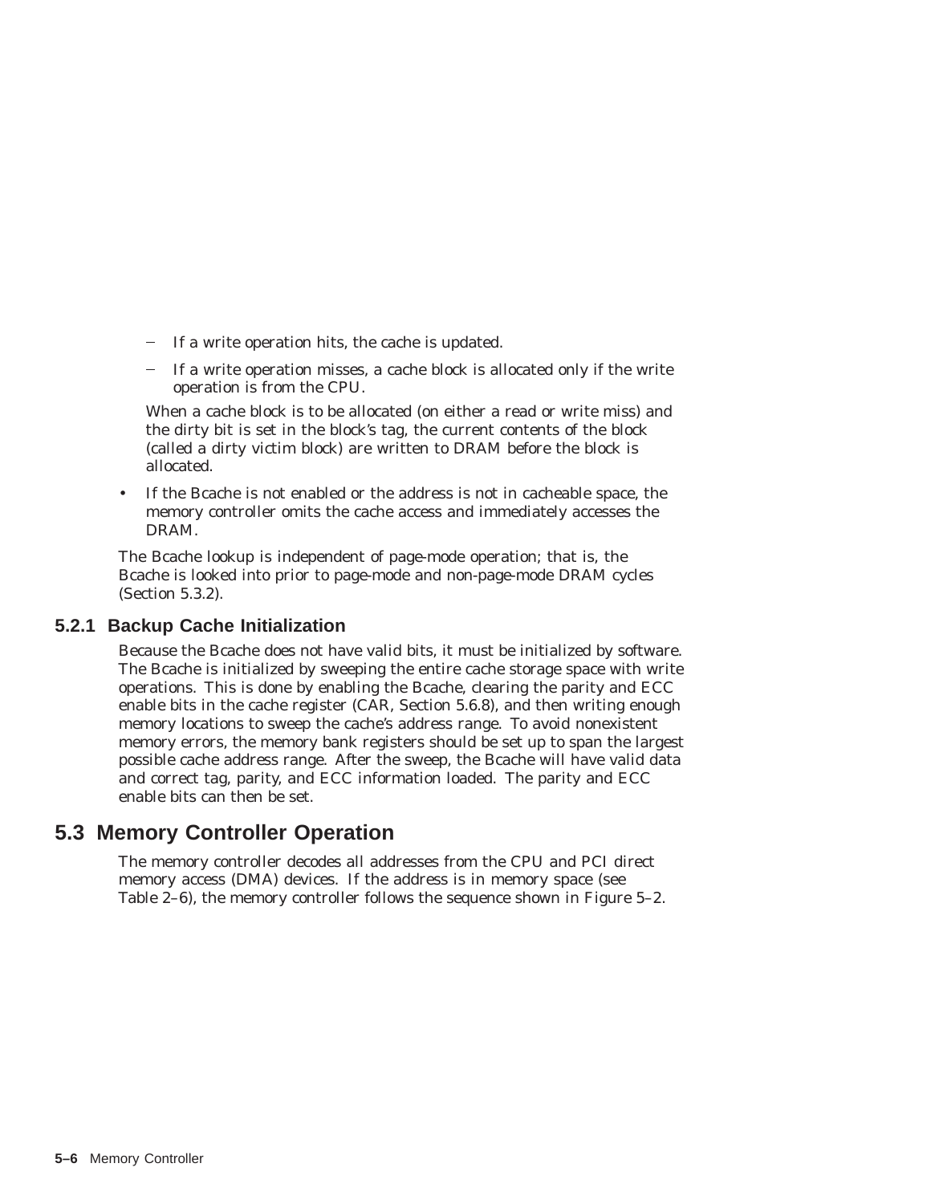- If a write operation hits, the cache is updated.
  - If a write operation misses, a cache block is allocated only if the write operation is from the CPU.

  When a cache block is to be allocated (on either a read or write miss) and the dirty bit is set in the block's tag, the current contents of the block (called a dirty victim block) are written to DRAM before the block is allocated.

- If the Bcache is not enabled or the address is not in cacheable space, the memory controller omits the cache access and immediately accesses the DRAM.

The Bcache lookup is independent of page-mode operation; that is, the Bcache is looked into prior to page-mode and non-page-mode DRAM cycles (Section 5.3.2).

### 5.2.1 Backup Cache Initialization

Because the Bcache does not have valid bits, it must be initialized by software. The Bcache is initialized by sweeping the entire cache storage space with write operations. This is done by enabling the Bcache, clearing the parity and ECC enable bits in the cache register (CAR, Section 5.6.8), and then writing enough memory locations to sweep the cache's address range. To avoid nonexistent memory errors, the memory bank registers should be set up to span the largest possible cache address range. After the sweep, the Bcache will have valid data and correct tag, parity, and ECC information loaded. The parity and ECC enable bits can then be set.

## 5.3 Memory Controller Operation

The memory controller decodes all addresses from the CPU and PCI direct memory access (DMA) devices. If the address is in memory space (see Table 2–6), the memory controller follows the sequence shown in Figure 5–2.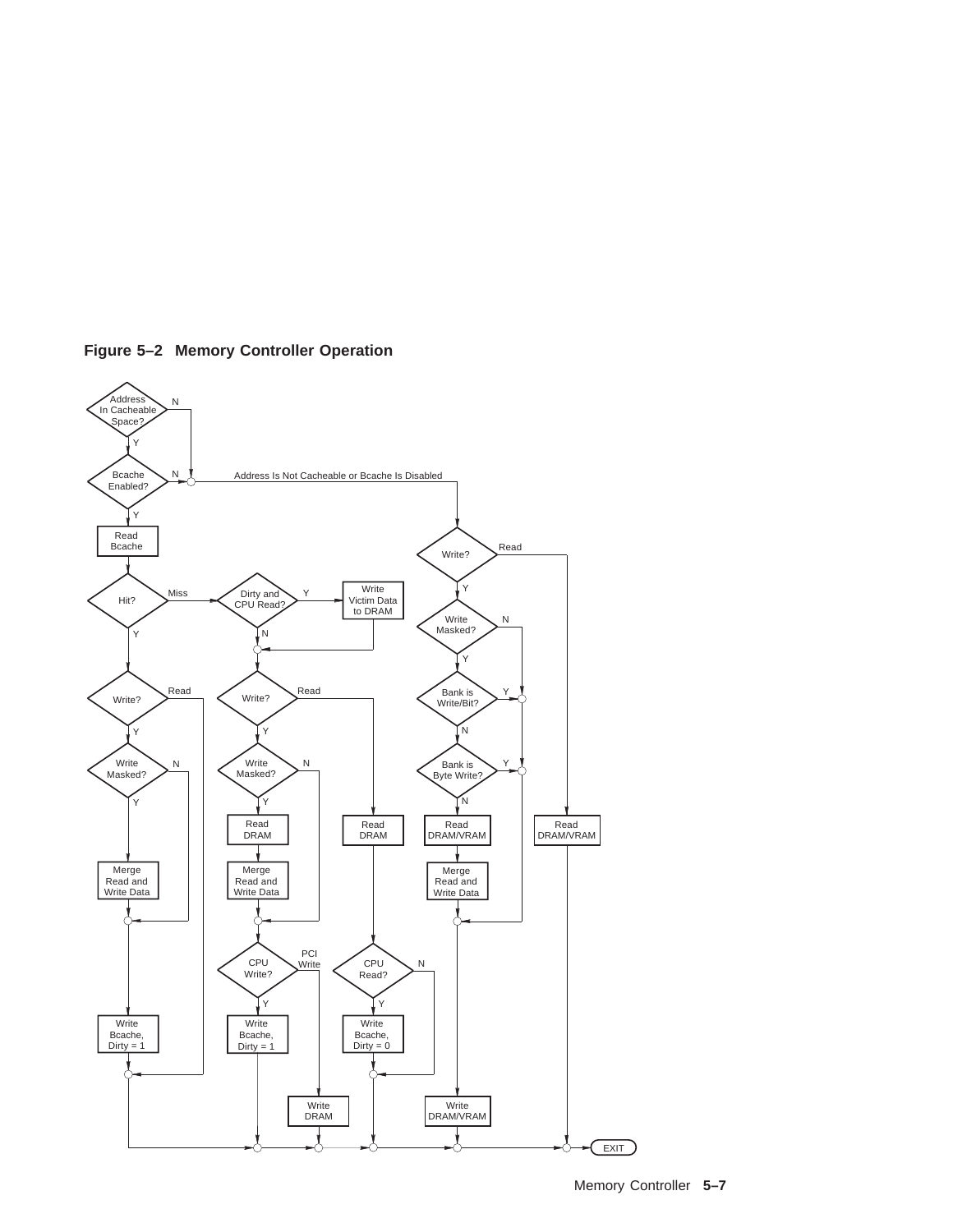**Figure 5–2 Memory Controller Operation**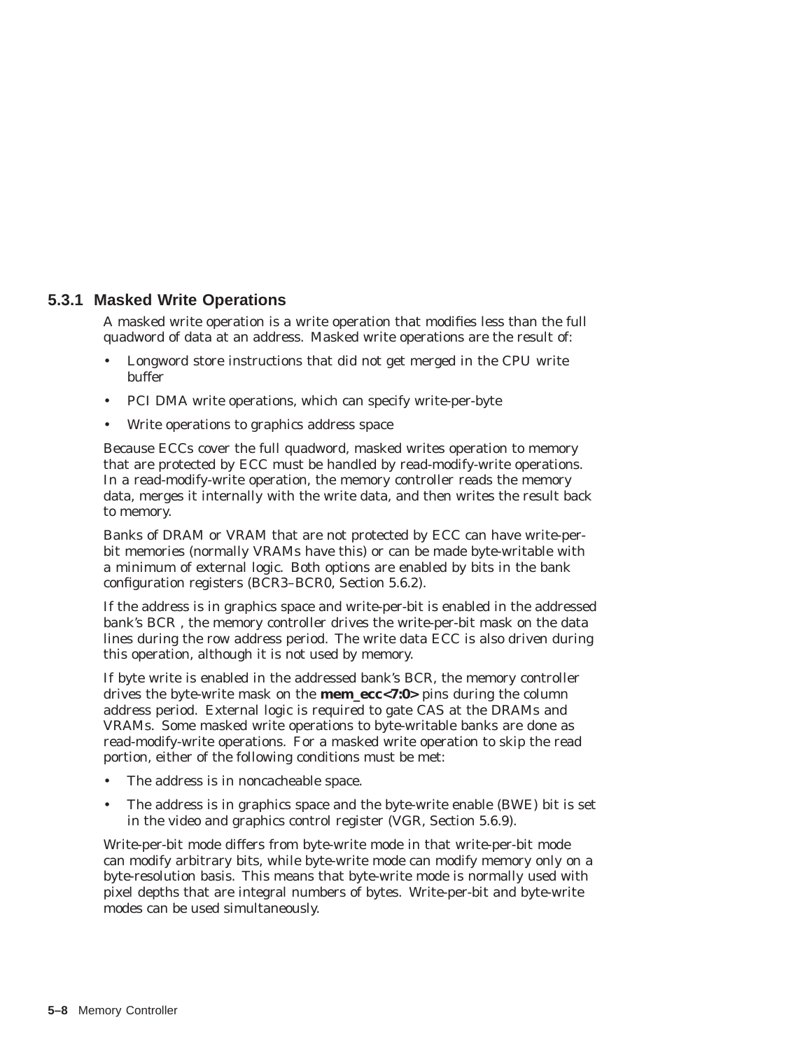### 5.3.1 Masked Write Operations

A masked write operation is a write operation that modifies less than the full quadword of data at an address. Masked write operations are the result of:

- Longword store instructions that did not get merged in the CPU write buffer
- PCI DMA write operations, which can specify write-per-byte
- Write operations to graphics address space

Because ECCs cover the full quadword, masked writes operation to memory that are protected by ECC must be handled by read-modify-write operations. In a read-modify-write operation, the memory controller reads the memory data, merges it internally with the write data, and then writes the result back to memory.

Banks of DRAM or VRAM that are not protected by ECC can have write-per-bit memories (normally VRAMs have this) or can be made byte-writable with a minimum of external logic. Both options are enabled by bits in the bank configuration registers (BCR3–BCR0, Section 5.6.2).

If the address is in graphics space and write-per-bit is enabled in the addressed bank's BCR , the memory controller drives the write-per-bit mask on the data lines during the row address period. The write data ECC is also driven during this operation, although it is not used by memory.

If byte write is enabled in the addressed bank's BCR, the memory controller drives the byte-write mask on the **mem_ecc<7:0>** pins during the column address period. External logic is required to gate CAS at the DRAMs and VRAMs. Some masked write operations to byte-writable banks are done as read-modify-write operations. For a masked write operation to skip the read portion, either of the following conditions must be met:

- The address is in noncacheable space.
- The address is in graphics space and the byte-write enable (BWE) bit is set in the video and graphics control register (VGR, Section 5.6.9).

Write-per-bit mode differs from byte-write mode in that write-per-bit mode can modify arbitrary bits, while byte-write mode can modify memory only on a byte-resolution basis. This means that byte-write mode is normally used with pixel depths that are integral numbers of bytes. Write-per-bit and byte-write modes can be used simultaneously.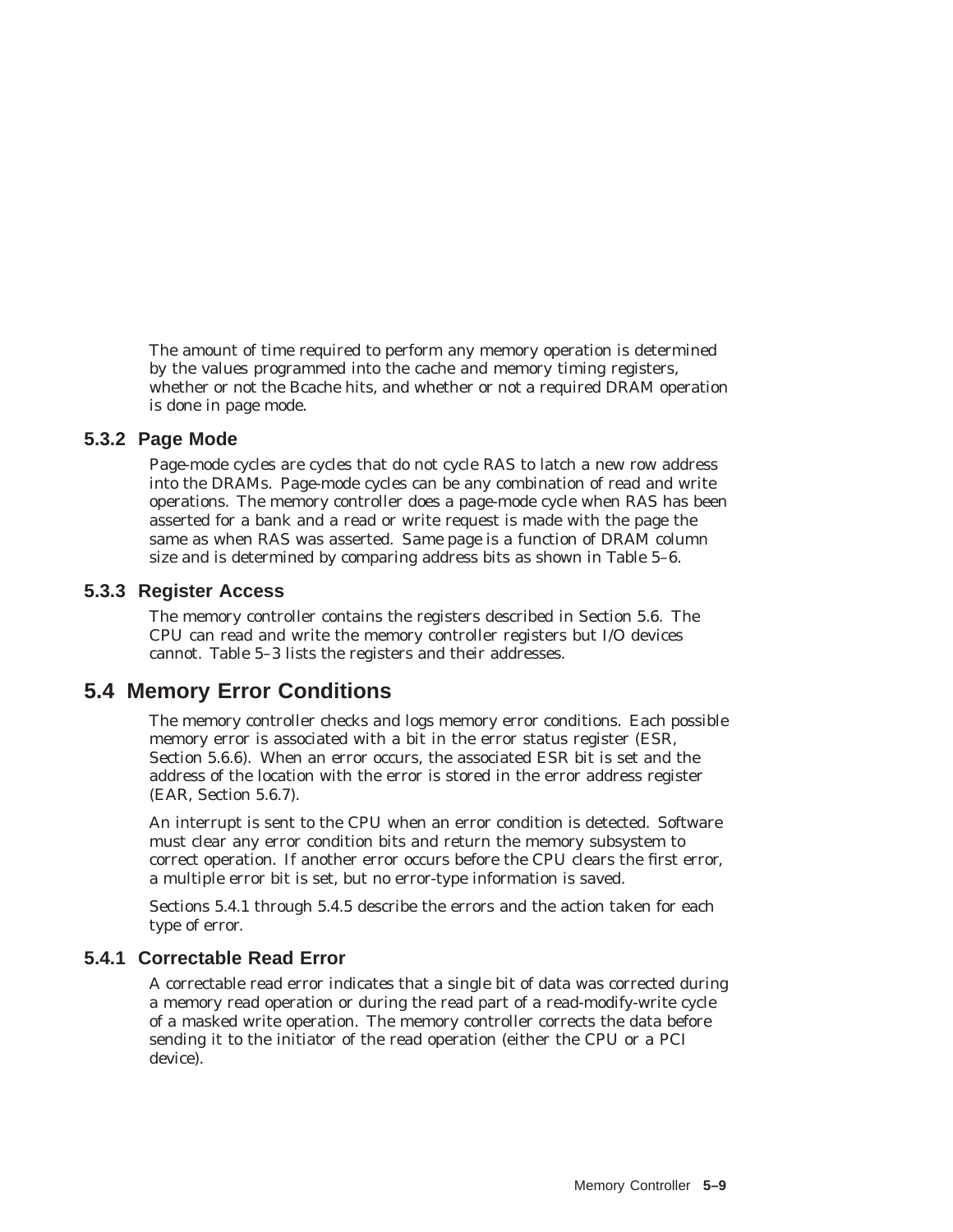The amount of time required to perform any memory operation is determined by the values programmed into the cache and memory timing registers, whether or not the Bcache hits, and whether or not a required DRAM operation is done in page mode.

### 5.3.2 Page Mode

Page-mode cycles are cycles that do not cycle RAS to latch a new row address into the DRAMs. Page-mode cycles can be any combination of read and write operations. The memory controller does a page-mode cycle when RAS has been asserted for a bank and a read or write request is made with the page the same as when RAS was asserted. Same page is a function of DRAM column size and is determined by comparing address bits as shown in Table 5–6.

### 5.3.3 Register Access

The memory controller contains the registers described in Section 5.6. The CPU can read and write the memory controller registers but I/O devices cannot. Table 5–3 lists the registers and their addresses.

## 5.4 Memory Error Conditions

The memory controller checks and logs memory error conditions. Each possible memory error is associated with a bit in the error status register (ESR, Section 5.6.6). When an error occurs, the associated ESR bit is set and the address of the location with the error is stored in the error address register (EAR, Section 5.6.7).

An interrupt is sent to the CPU when an error condition is detected. Software must clear any error condition bits and return the memory subsystem to correct operation. If another error occurs before the CPU clears the first error, a multiple error bit is set, but no error-type information is saved.

Sections 5.4.1 through 5.4.5 describe the errors and the action taken for each type of error.

### 5.4.1 Correctable Read Error

A correctable read error indicates that a single bit of data was corrected during a memory read operation or during the read part of a read-modify-write cycle of a masked write operation. The memory controller corrects the data before sending it to the initiator of the read operation (either the CPU or a PCI device).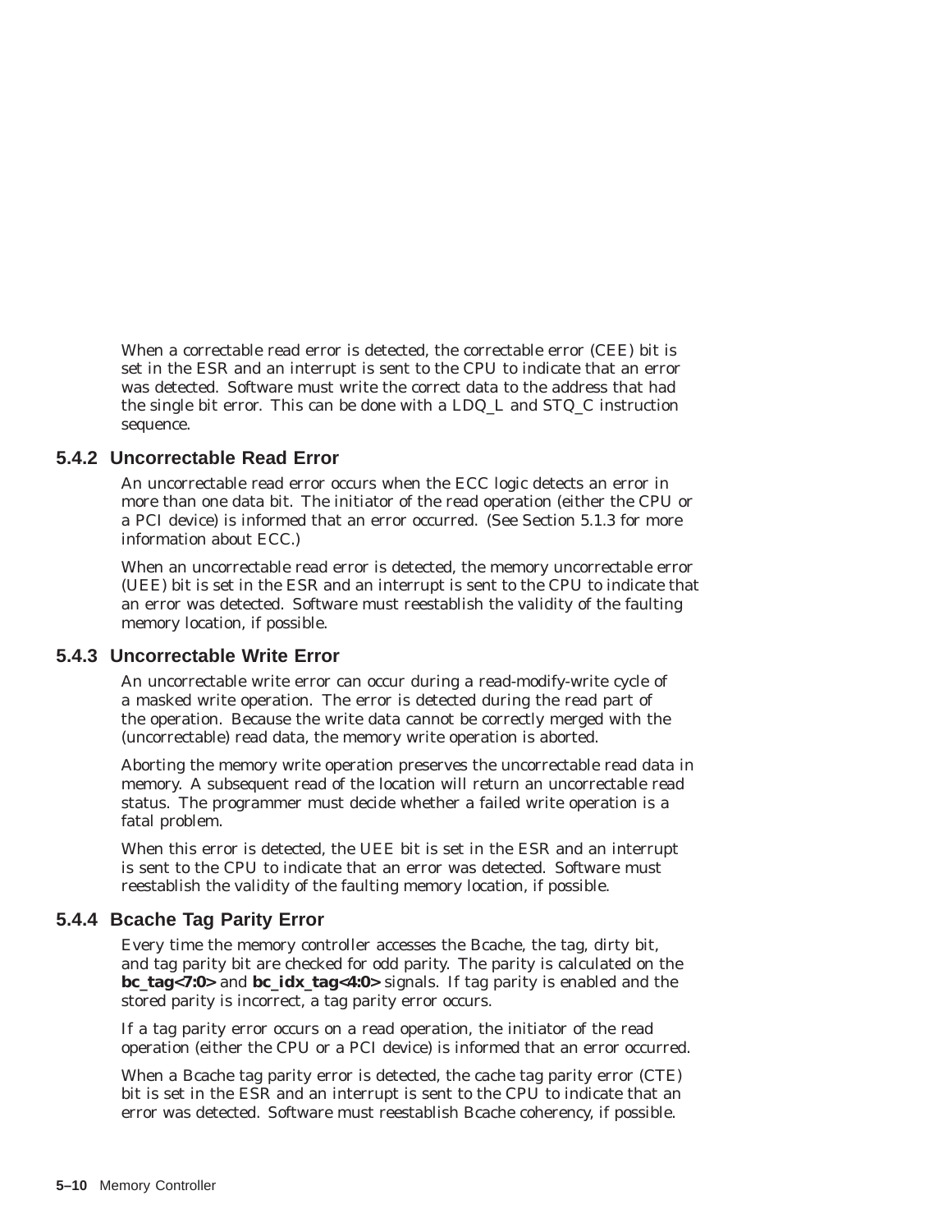When a correctable read error is detected, the correctable error (CEE) bit is set in the ESR and an interrupt is sent to the CPU to indicate that an error was detected. Software must write the correct data to the address that had the single bit error. This can be done with a LDQ_L and STQ_C instruction sequence.

### 5.4.2 Uncorrectable Read Error

An uncorrectable read error occurs when the ECC logic detects an error in more than one data bit. The initiator of the read operation (either the CPU or a PCI device) is informed that an error occurred. (See Section 5.1.3 for more information about ECC.)

When an uncorrectable read error is detected, the memory uncorrectable error (UEE) bit is set in the ESR and an interrupt is sent to the CPU to indicate that an error was detected. Software must reestablish the validity of the faulting memory location, if possible.

### 5.4.3 Uncorrectable Write Error

An uncorrectable write error can occur during a read-modify-write cycle of a masked write operation. The error is detected during the read part of the operation. Because the write data cannot be correctly merged with the (uncorrectable) read data, the memory write operation is aborted.

Aborting the memory write operation preserves the uncorrectable read data in memory. A subsequent read of the location will return an uncorrectable read status. The programmer must decide whether a failed write operation is a fatal problem.

When this error is detected, the UEE bit is set in the ESR and an interrupt is sent to the CPU to indicate that an error was detected. Software must reestablish the validity of the faulting memory location, if possible.

### 5.4.4 Bcache Tag Parity Error

Every time the memory controller accesses the Bcache, the tag, dirty bit, and tag parity bit are checked for odd parity. The parity is calculated on the **bc_tag<7:0>** and **bc_idx_tag<4:0>** signals. If tag parity is enabled and the stored parity is incorrect, a tag parity error occurs.

If a tag parity error occurs on a read operation, the initiator of the read operation (either the CPU or a PCI device) is informed that an error occurred.

When a Bcache tag parity error is detected, the cache tag parity error (CTE) bit is set in the ESR and an interrupt is sent to the CPU to indicate that an error was detected. Software must reestablish Bcache coherency, if possible.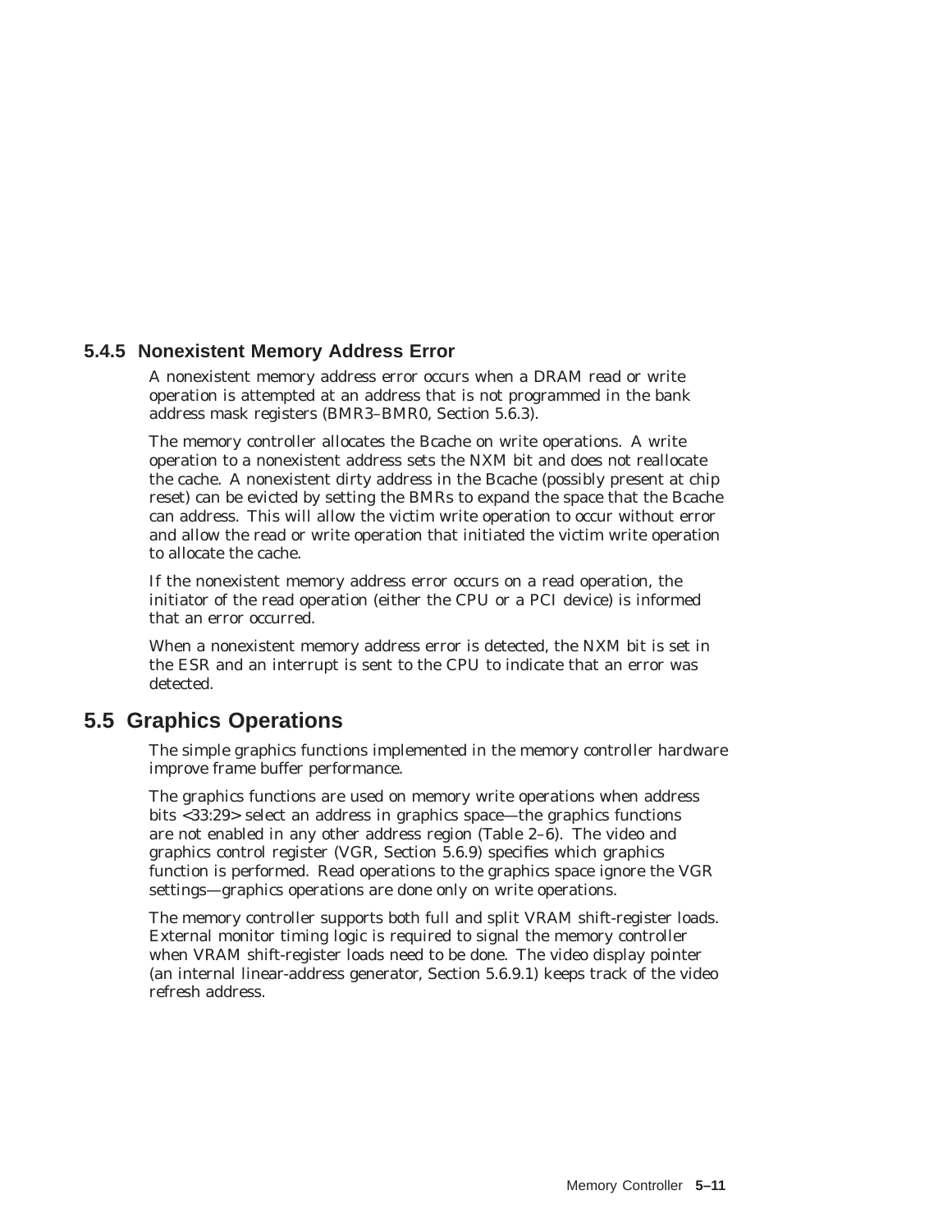### 5.4.5 Nonexistent Memory Address Error

A nonexistent memory address error occurs when a DRAM read or write operation is attempted at an address that is not programmed in the bank address mask registers (BMR3–BMR0, Section 5.6.3).

The memory controller allocates the Bcache on write operations. A write operation to a nonexistent address sets the NXM bit and does not reallocate the cache. A nonexistent dirty address in the Bcache (possibly present at chip reset) can be evicted by setting the BMRs to expand the space that the Bcache can address. This will allow the victim write operation to occur without error and allow the read or write operation that initiated the victim write operation to allocate the cache.

If the nonexistent memory address error occurs on a read operation, the initiator of the read operation (either the CPU or a PCI device) is informed that an error occurred.

When a nonexistent memory address error is detected, the NXM bit is set in the ESR and an interrupt is sent to the CPU to indicate that an error was detected.

## 5.5 Graphics Operations

The simple graphics functions implemented in the memory controller hardware improve frame buffer performance.

The graphics functions are used on memory write operations when address bits <33:29> select an address in graphics space—the graphics functions are not enabled in any other address region (Table 2–6). The video and graphics control register (VGR, Section 5.6.9) specifies which graphics function is performed. Read operations to the graphics space ignore the VGR settings—graphics operations are done only on write operations.

The memory controller supports both full and split VRAM shift-register loads. External monitor timing logic is required to signal the memory controller when VRAM shift-register loads need to be done. The video display pointer (an internal linear-address generator, Section 5.6.9.1) keeps track of the video refresh address.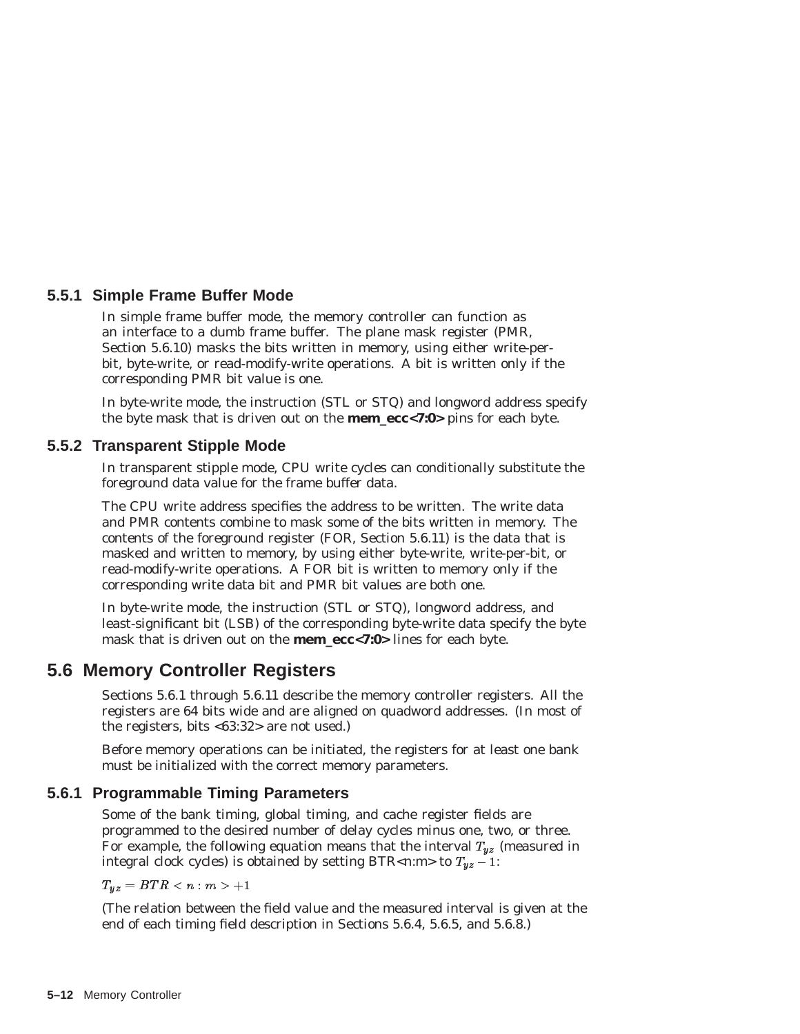### 5.5.1 Simple Frame Buffer Mode

In simple frame buffer mode, the memory controller can function as an interface to a dumb frame buffer. The plane mask register (PMR, Section 5.6.10) masks the bits written in memory, using either write-per-bit, byte-write, or read-modify-write operations. A bit is written only if the corresponding PMR bit value is one.

In byte-write mode, the instruction (STL or STQ) and longword address specify the byte mask that is driven out on the **mem_ecc<7:0>** pins for each byte.

### 5.5.2 Transparent Stipple Mode

In transparent stipple mode, CPU write cycles can conditionally substitute the foreground data value for the frame buffer data.

The CPU write address specifies the address to be written. The write data and PMR contents combine to mask some of the bits written in memory. The contents of the foreground register (FOR, Section 5.6.11) is the data that is masked and written to memory, by using either byte-write, write-per-bit, or read-modify-write operations. A FOR bit is written to memory only if the corresponding write data bit and PMR bit values are both one.

In byte-write mode, the instruction (STL or STQ), longword address, and least-significant bit (LSB) of the corresponding byte-write data specify the byte mask that is driven out on the **mem_ecc<7:0>** lines for each byte.

## 5.6 Memory Controller Registers

Sections 5.6.1 through 5.6.11 describe the memory controller registers. All the registers are 64 bits wide and are aligned on quadword addresses. (In most of the registers, bits <63:32> are not used.)

Before memory operations can be initiated, the registers for at least one bank must be initialized with the correct memory parameters.

### 5.6.1 Programmable Timing Parameters

Some of the bank timing, global timing, and cache register fields are programmed to the desired number of delay cycles minus one, two, or three. For example, the following equation means that the interval $T_{yz}$ (measured in integral clock cycles) is obtained by setting BTR<n:m> to $T_{yz} - 1$:

$$T_{yz} = BTR < n : m > +1$$

(The relation between the field value and the measured interval is given at the end of each timing field description in Sections 5.6.4, 5.6.5, and 5.6.8.)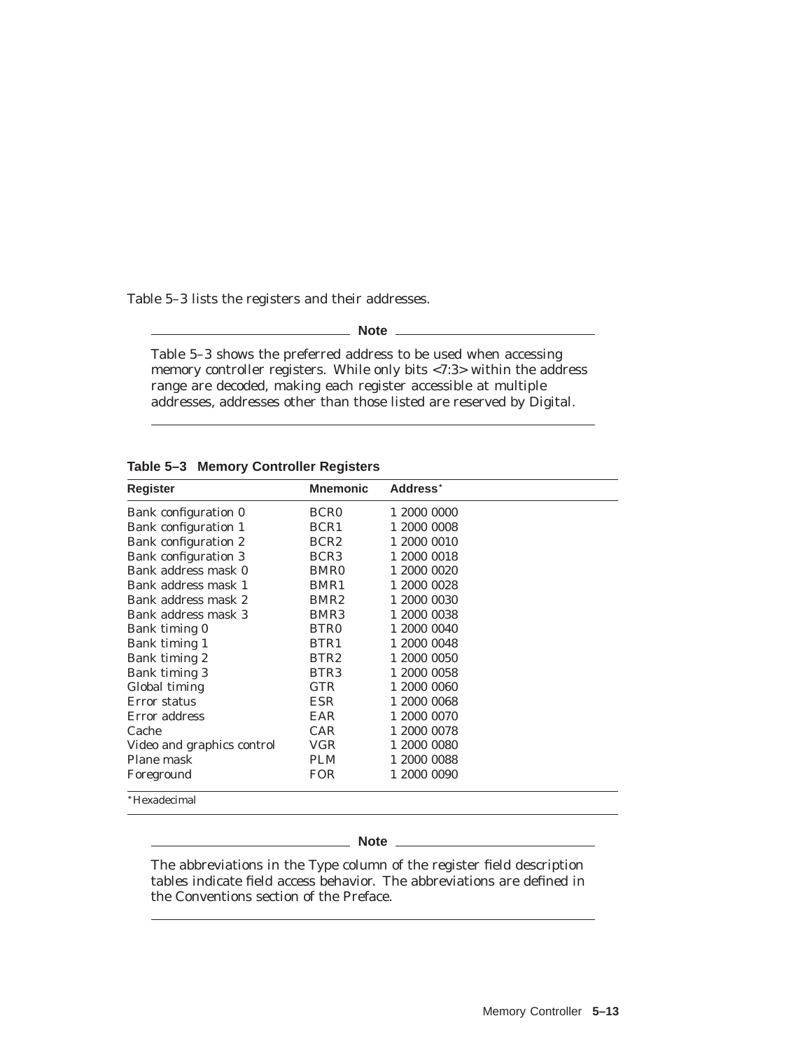Table 5–3 lists the registers and their addresses.

**Note**

Table 5–3 shows the preferred address to be used when accessing memory controller registers. While only bits <7:3> within the address range are decoded, making each register accessible at multiple addresses, addresses other than those listed are reserved by Digital.

**Table 5–3 Memory Controller Registers**

| Register | Mnemonic | Address* |
|---|---|---|
| Bank configuration 0 | BCR0 | 1 2000 0000 |
| Bank configuration 1 | BCR1 | 1 2000 0008 |
| Bank configuration 2 | BCR2 | 1 2000 0010 |
| Bank configuration 3 | BCR3 | 1 2000 0018 |
| Bank address mask 0 | BMR0 | 1 2000 0020 |
| Bank address mask 1 | BMR1 | 1 2000 0028 |
| Bank address mask 2 | BMR2 | 1 2000 0030 |
| Bank address mask 3 | BMR3 | 1 2000 0038 |
| Bank timing 0 | BTR0 | 1 2000 0040 |
| Bank timing 1 | BTR1 | 1 2000 0048 |
| Bank timing 2 | BTR2 | 1 2000 0050 |
| Bank timing 3 | BTR3 | 1 2000 0058 |
| Global timing | GTR | 1 2000 0060 |
| Error status | ESR | 1 2000 0068 |
| Error address | EAR | 1 2000 0070 |
| Cache | CAR | 1 2000 0078 |
| Video and graphics control | VGR | 1 2000 0080 |
| Plane mask | PLM | 1 2000 0088 |
| Foreground | FOR | 1 2000 0090 |

*Hexadecimal

**Note**

The abbreviations in the Type column of the register field description tables indicate field access behavior. The abbreviations are defined in the Conventions section of the Preface.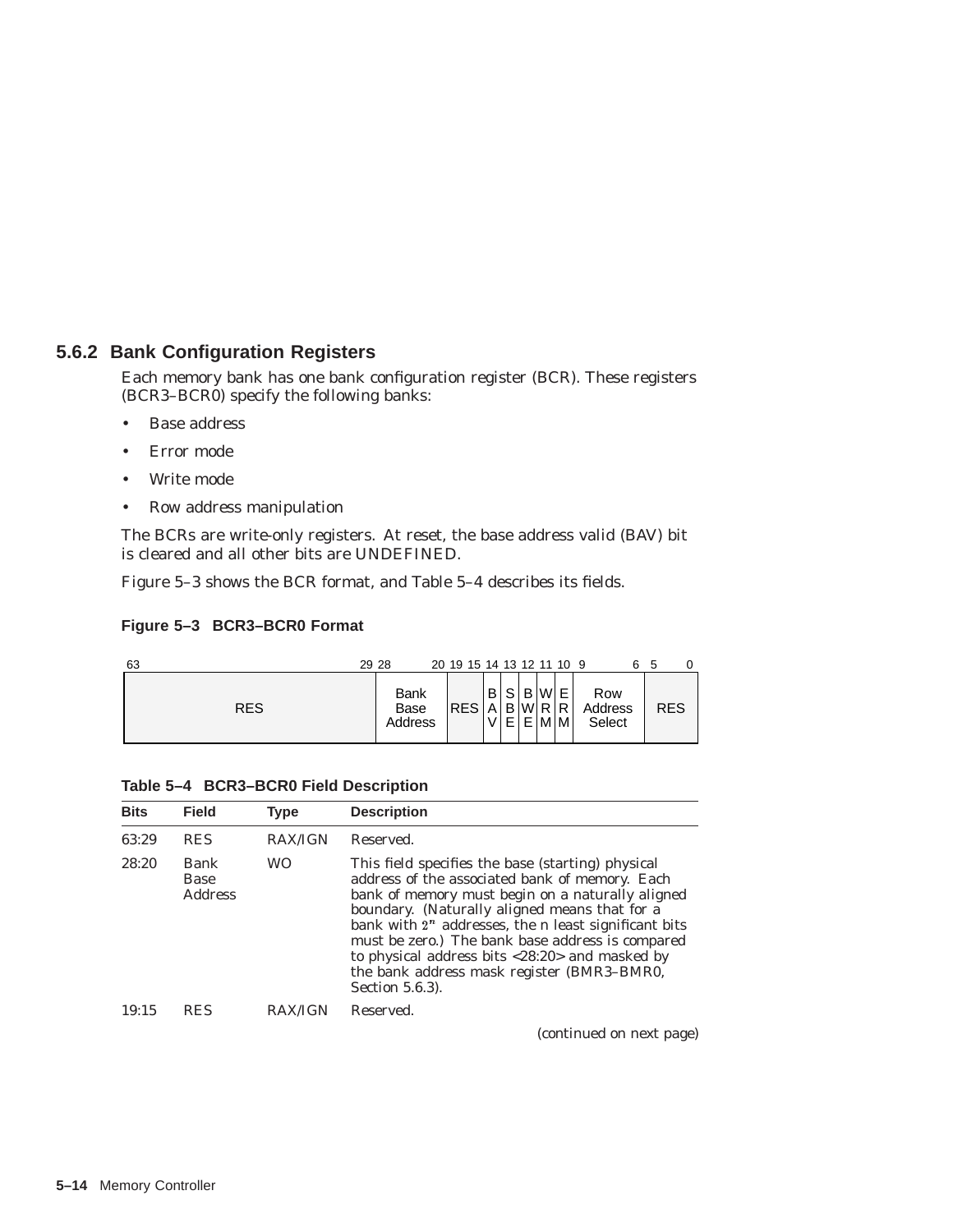### 5.6.2 Bank Configuration Registers

Each memory bank has one bank configuration register (BCR). These registers (BCR3–BCR0) specify the following banks:

- Base address
- Error mode
- Write mode
- Row address manipulation

The BCRs are write-only registers. At reset, the base address valid (BAV) bit is cleared and all other bits are UNDEFINED.

Figure 5–3 shows the BCR format, and Table 5–4 describes its fields.

**Figure 5–3 BCR3–BCR0 Format**

| 63:29 | 28:20 | 19:15 | 14 | 13 | 12 | 11 | 10 | 9:6 | 5:0 |
|---|---|---|---|---|---|---|---|---|---|
| RES | Bank Base Address | RES | BAV | SBE | BWE | WRM | ERM | Row Address Select | RES |

**Table 5–4 BCR3–BCR0 Field Description**

| Bits | Field | Type | Description |
|---|---|---|---|
| 63:29 | RES | RAX/IGN | Reserved. |
| 28:20 | Bank Base Address | WO | This field specifies the base (starting) physical address of the associated bank of memory. Each bank of memory must begin on a naturally aligned boundary. (Naturally aligned means that for a bank with $2^n$ addresses, the n least significant bits must be zero.) The bank base address is compared to physical address bits <28:20> and masked by the bank address mask register (BMR3–BMR0, Section 5.6.3). |
| 19:15 | RES | RAX/IGN | Reserved. |

(continued on next page)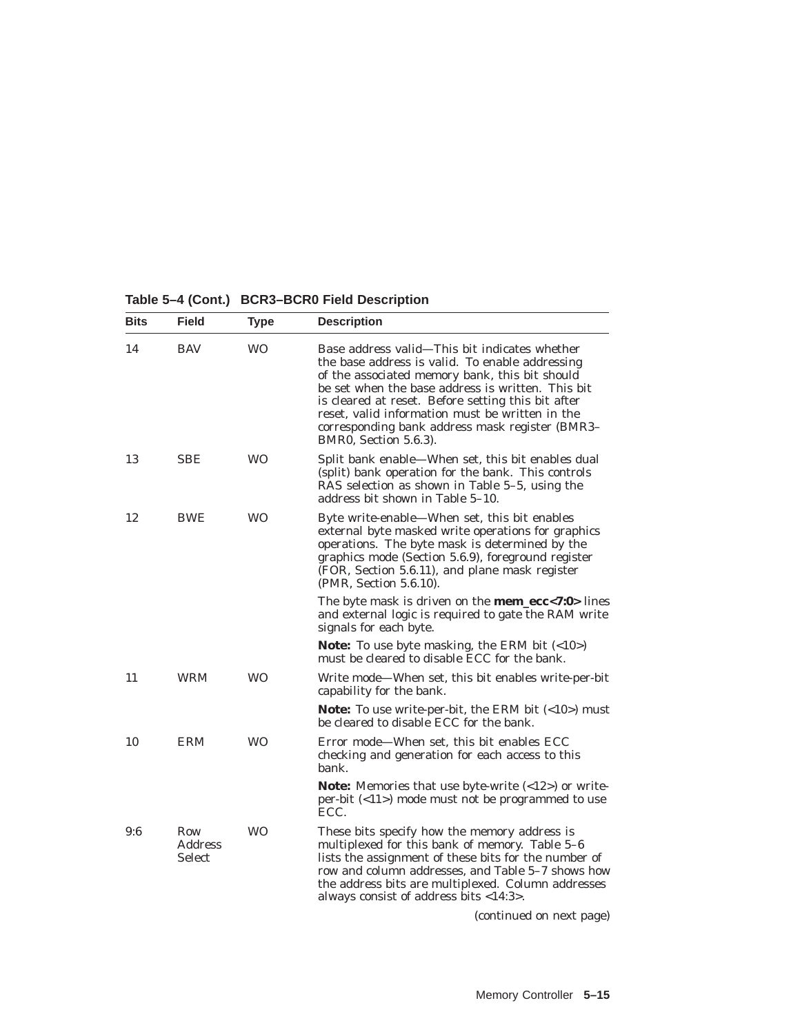**Table 5–4 (Cont.) BCR3–BCR0 Field Description**

| Bits | Field | Type | Description |
|---|---|---|---|
| 14 | BAV | WO | Base address valid—This bit indicates whether the base address is valid. To enable addressing of the associated memory bank, this bit should be set when the base address is written. This bit is cleared at reset. Before setting this bit after reset, valid information must be written in the corresponding bank address mask register (BMR3–BMR0, Section 5.6.3). |
| 13 | SBE | WO | Split bank enable—When set, this bit enables dual (split) bank operation for the bank. This controls RAS selection as shown in Table 5–5, using the address bit shown in Table 5–10. |
| 12 | BWE | WO | Byte write-enable—When set, this bit enables external byte masked write operations for graphics operations. The byte mask is determined by the graphics mode (Section 5.6.9), foreground register (FOR, Section 5.6.11), and plane mask register (PMR, Section 5.6.10).<br><br>The byte mask is driven on the **mem_ecc<7:0>** lines and external logic is required to gate the RAM write signals for each byte.<br><br>**Note:** To use byte masking, the ERM bit (<10>) must be cleared to disable ECC for the bank. |
| 11 | WRM | WO | Write mode—When set, this bit enables write-per-bit capability for the bank.<br><br>**Note:** To use write-per-bit, the ERM bit (<10>) must be cleared to disable ECC for the bank. |
| 10 | ERM | WO | Error mode—When set, this bit enables ECC checking and generation for each access to this bank.<br><br>**Note:** Memories that use byte-write (<12>) or write-per-bit (<11>) mode must not be programmed to use ECC. |
| 9:6 | Row Address Select | WO | These bits specify how the memory address is multiplexed for this bank of memory. Table 5–6 lists the assignment of these bits for the number of row and column addresses, and Table 5–7 shows how the address bits are multiplexed. Column addresses always consist of address bits <14:3>. |

(continued on next page)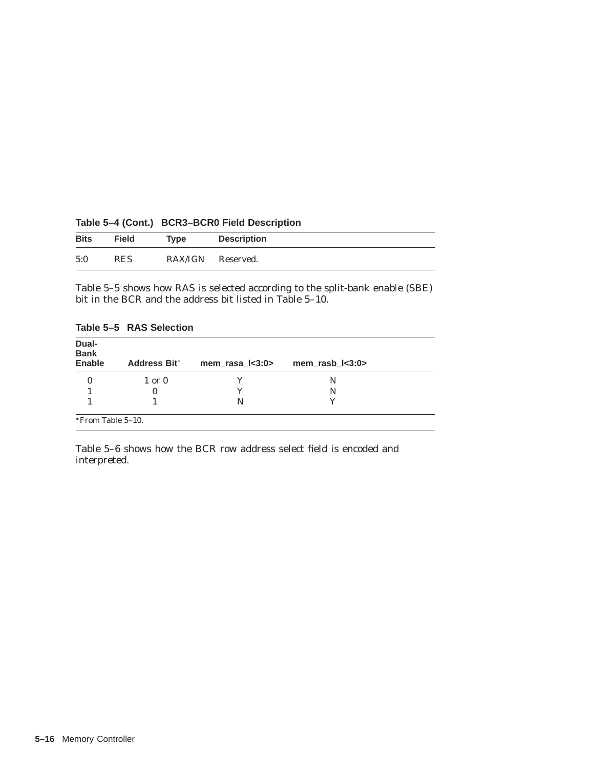**Table 5–4 (Cont.) BCR3–BCR0 Field Description**

| Bits | Field | Type | Description |
|---|---|---|---|
| 5:0 | RES | RAX/IGN | Reserved. |

Table 5–5 shows how RAS is selected according to the split-bank enable (SBE) bit in the BCR and the address bit listed in Table 5–10.

**Table 5–5 RAS Selection**

| Dual-Bank Enable | Address Bit* | mem_rasa_l<3:0> | mem_rasb_l<3:0> |
|---|---|---|---|
| 0 | 1 or 0 | Y | N |
| 1 | 0 | Y | N |
| 1 | 1 | N | Y |

*From Table 5–10.

Table 5–6 shows how the BCR row address select field is encoded and interpreted.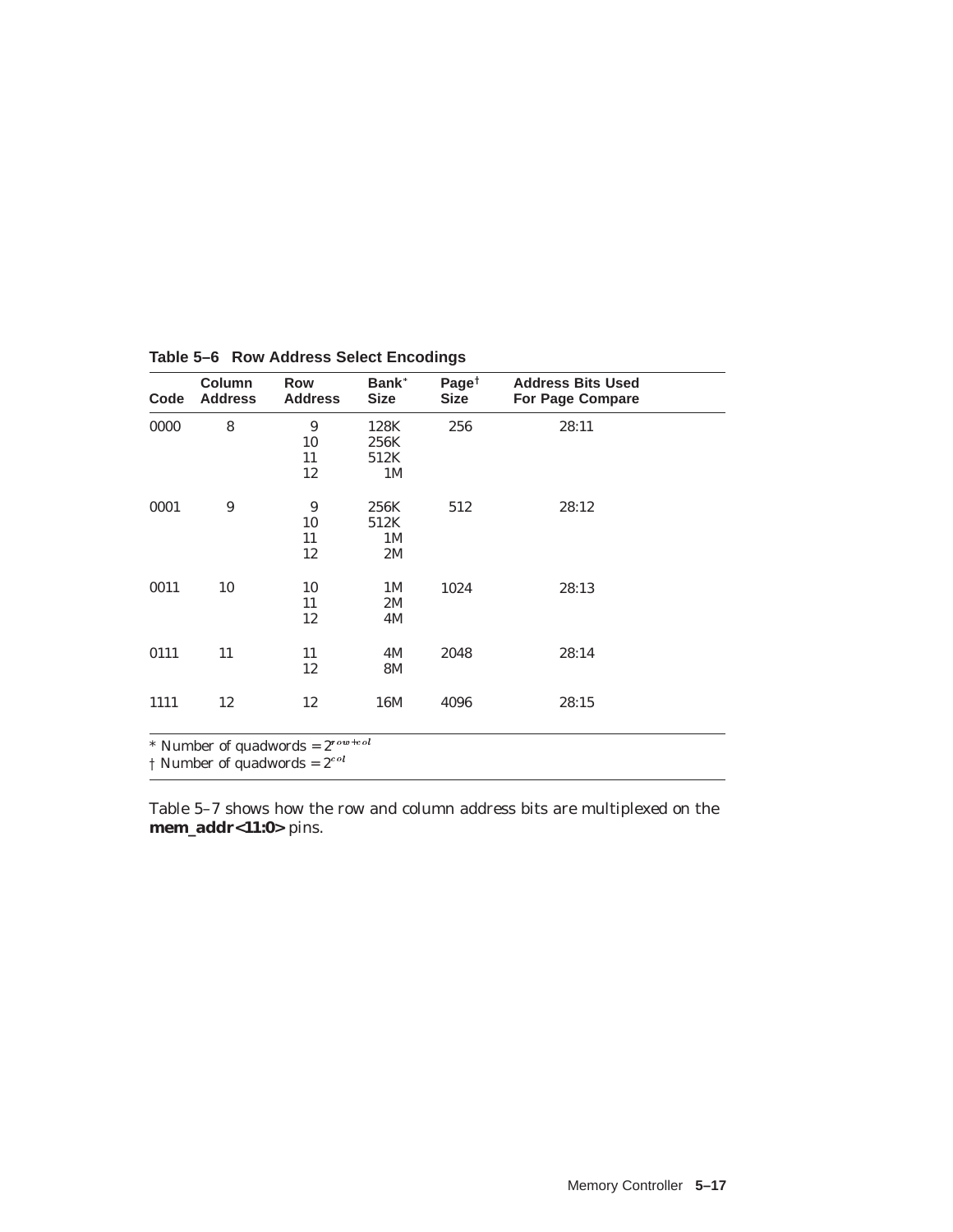**Table 5–6 Row Address Select Encodings**

| Code | Column Address | Row Address | Bank* Size | Page† Size | Address Bits Used For Page Compare |
|---|---|---|---|---|---|
| 0000 | 8 | 9 | 128K | 256 | 28:11 |
| | | 10 | 256K | | |
| | | 11 | 512K | | |
| | | 12 | 1M | | |
| 0001 | 9 | 9 | 256K | 512 | 28:12 |
| | | 10 | 512K | | |
| | | 11 | 1M | | |
| | | 12 | 2M | | |
| 0011 | 10 | 10 | 1M | 1024 | 28:13 |
| | | 11 | 2M | | |
| | | 12 | 4M | | |
| 0111 | 11 | 11 | 4M | 2048 | 28:14 |
| | | 12 | 8M | | |
| 1111 | 12 | 12 | 16M | 4096 | 28:15 |

\* Number of quadwords = $2^{row+col}$

† Number of quadwords = $2^{col}$

Table 5–7 shows how the row and column address bits are multiplexed on the **mem_addr<11:0>** pins.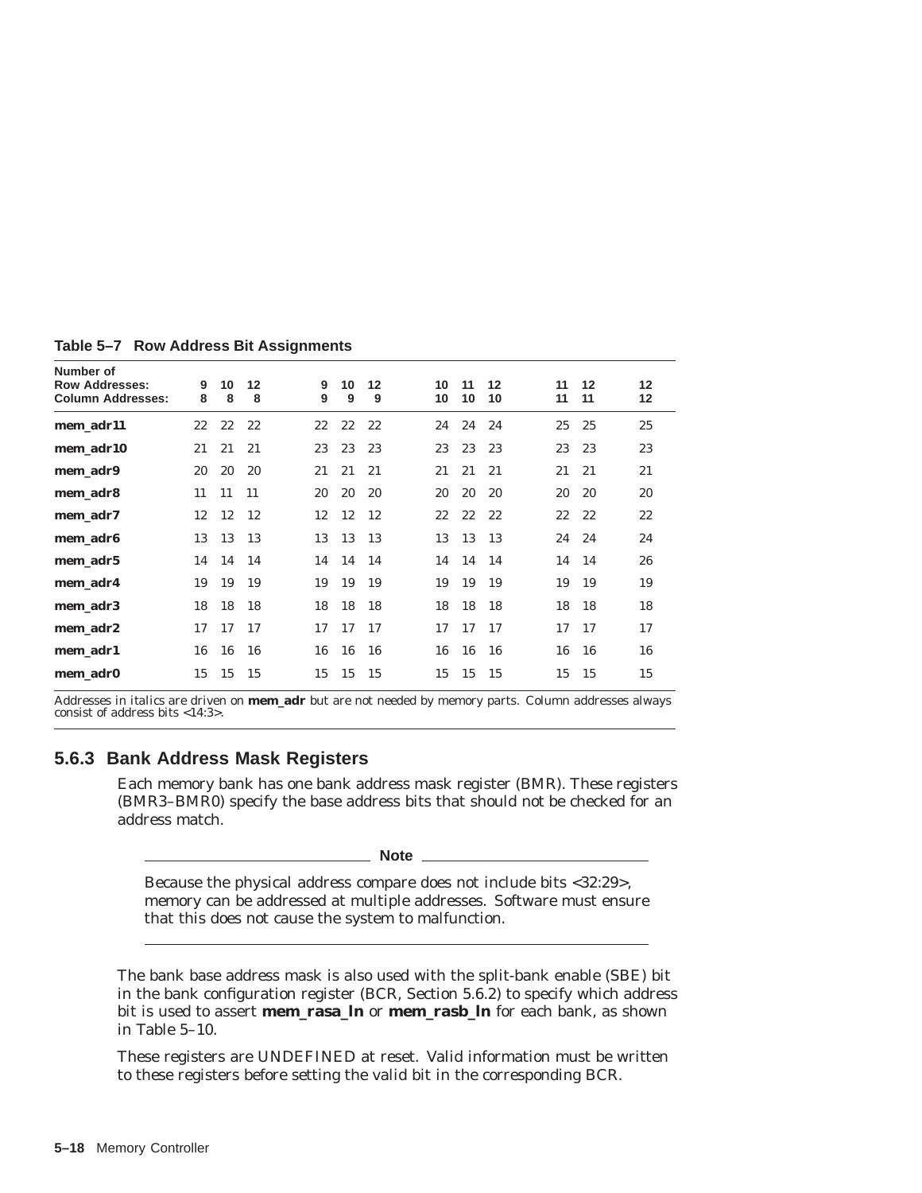**Table 5–7 Row Address Bit Assignments**

| Number of Row Addresses: Column Addresses: | 9 8 | 10 8 | 12 8 | 9 9 | 10 9 | 12 9 | 10 10 | 11 10 | 12 10 | 11 11 | 12 11 | 12 12 |
|---|---|---|---|---|---|---|---|---|---|---|---|---|
| **mem_adr11** | 22 | 22 | 22 | 22 | 22 | 22 | 24 | 24 | 24 | 25 | 25 | 25 |
| **mem_adr10** | 21 | 21 | 21 | 23 | 23 | 23 | 23 | 23 | 23 | 23 | 23 | 23 |
| **mem_adr9** | 20 | 20 | 20 | 21 | 21 | 21 | 21 | 21 | 21 | 21 | 21 | 21 |
| **mem_adr8** | 11 | 11 | 11 | 20 | 20 | 20 | 20 | 20 | 20 | 20 | 20 | 20 |
| **mem_adr7** | 12 | 12 | 12 | 12 | 12 | 12 | 22 | 22 | 22 | 22 | 22 | 22 |
| **mem_adr6** | 13 | 13 | 13 | 13 | 13 | 13 | 13 | 13 | 13 | 24 | 24 | 24 |
| **mem_adr5** | 14 | 14 | 14 | 14 | 14 | 14 | 14 | 14 | 14 | 14 | 14 | 26 |
| **mem_adr4** | 19 | 19 | 19 | 19 | 19 | 19 | 19 | 19 | 19 | 19 | 19 | 19 |
| **mem_adr3** | 18 | 18 | 18 | 18 | 18 | 18 | 18 | 18 | 18 | 18 | 18 | 18 |
| **mem_adr2** | 17 | 17 | 17 | 17 | 17 | 17 | 17 | 17 | 17 | 17 | 17 | 17 |
| **mem_adr1** | 16 | 16 | 16 | 16 | 16 | 16 | 16 | 16 | 16 | 16 | 16 | 16 |
| **mem_adr0** | 15 | 15 | 15 | 15 | 15 | 15 | 15 | 15 | 15 | 15 | 15 | 15 |

Addresses in italics are driven on **mem_adr** but are not needed by memory parts. Column addresses always consist of address bits <14:3>.

### 5.6.3 Bank Address Mask Registers

Each memory bank has one bank address mask register (BMR). These registers (BMR3–BMR0) specify the base address bits that should not be checked for an address match.

---

**Note**

Because the physical address compare does not include bits <32:29>, memory can be addressed at multiple addresses. Software must ensure that this does not cause the system to malfunction.

---

The bank base address mask is also used with the split-bank enable (SBE) bit in the bank configuration register (BCR, Section 5.6.2) to specify which address bit is used to assert **mem_rasa_l** or **mem_rasb_l** for each bank, as shown in Table 5–10.

These registers are UNDEFINED at reset. Valid information must be written to these registers before setting the valid bit in the corresponding BCR.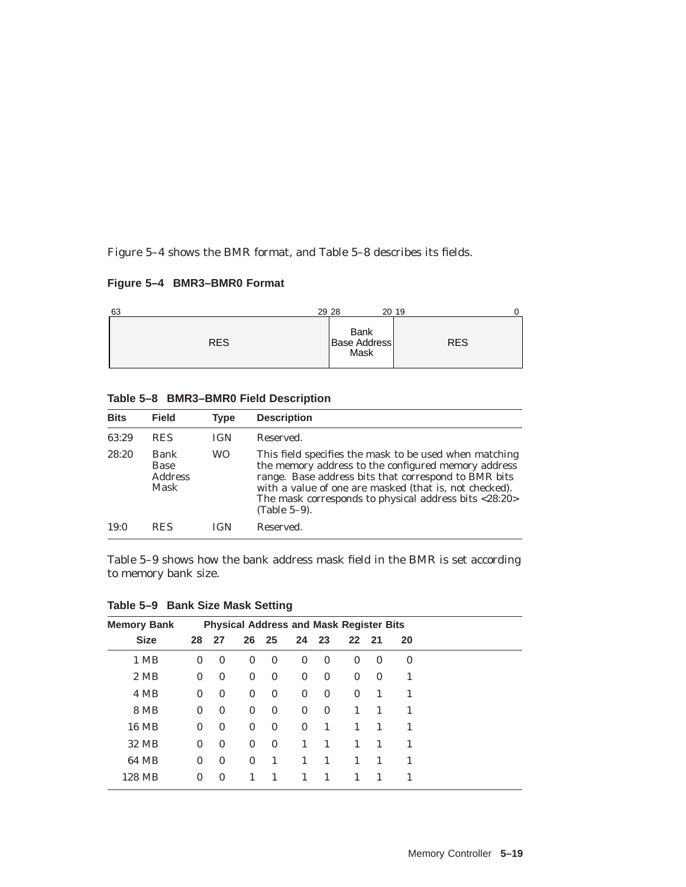Figure 5–4 shows the BMR format, and Table 5–8 describes its fields.

**Figure 5–4 BMR3–BMR0 Format**

| 63 — 29 | 28 — 20 | 19 — 0 |
|---|---|---|
| RES | Bank Base Address Mask | RES |

**Table 5–8 BMR3–BMR0 Field Description**

| Bits | Field | Type | Description |
|---|---|---|---|
| 63:29 | RES | IGN | Reserved. |
| 28:20 | Bank Base Address Mask | WO | This field specifies the mask to be used when matching the memory address to the configured memory address range. Base address bits that correspond to BMR bits with a value of one are masked (that is, not checked). The mask corresponds to physical address bits <28:20> (Table 5–9). |
| 19:0 | RES | IGN | Reserved. |

Table 5–9 shows how the bank address mask field in the BMR is set according to memory bank size.

**Table 5–9 Bank Size Mask Setting**

| Memory Bank | Physical Address and Mask Register Bits | | | | | | | | |
|---|---|---|---|---|---|---|---|---|---|
| Size | 28 | 27 | 26 | 25 | 24 | 23 | 22 | 21 | 20 |
| 1 MB | 0 | 0 | 0 | 0 | 0 | 0 | 0 | 0 | 0 |
| 2 MB | 0 | 0 | 0 | 0 | 0 | 0 | 0 | 0 | 1 |
| 4 MB | 0 | 0 | 0 | 0 | 0 | 0 | 0 | 1 | 1 |
| 8 MB | 0 | 0 | 0 | 0 | 0 | 0 | 1 | 1 | 1 |
| 16 MB | 0 | 0 | 0 | 0 | 0 | 1 | 1 | 1 | 1 |
| 32 MB | 0 | 0 | 0 | 0 | 1 | 1 | 1 | 1 | 1 |
| 64 MB | 0 | 0 | 0 | 1 | 1 | 1 | 1 | 1 | 1 |
| 128 MB | 0 | 0 | 1 | 1 | 1 | 1 | 1 | 1 | 1 |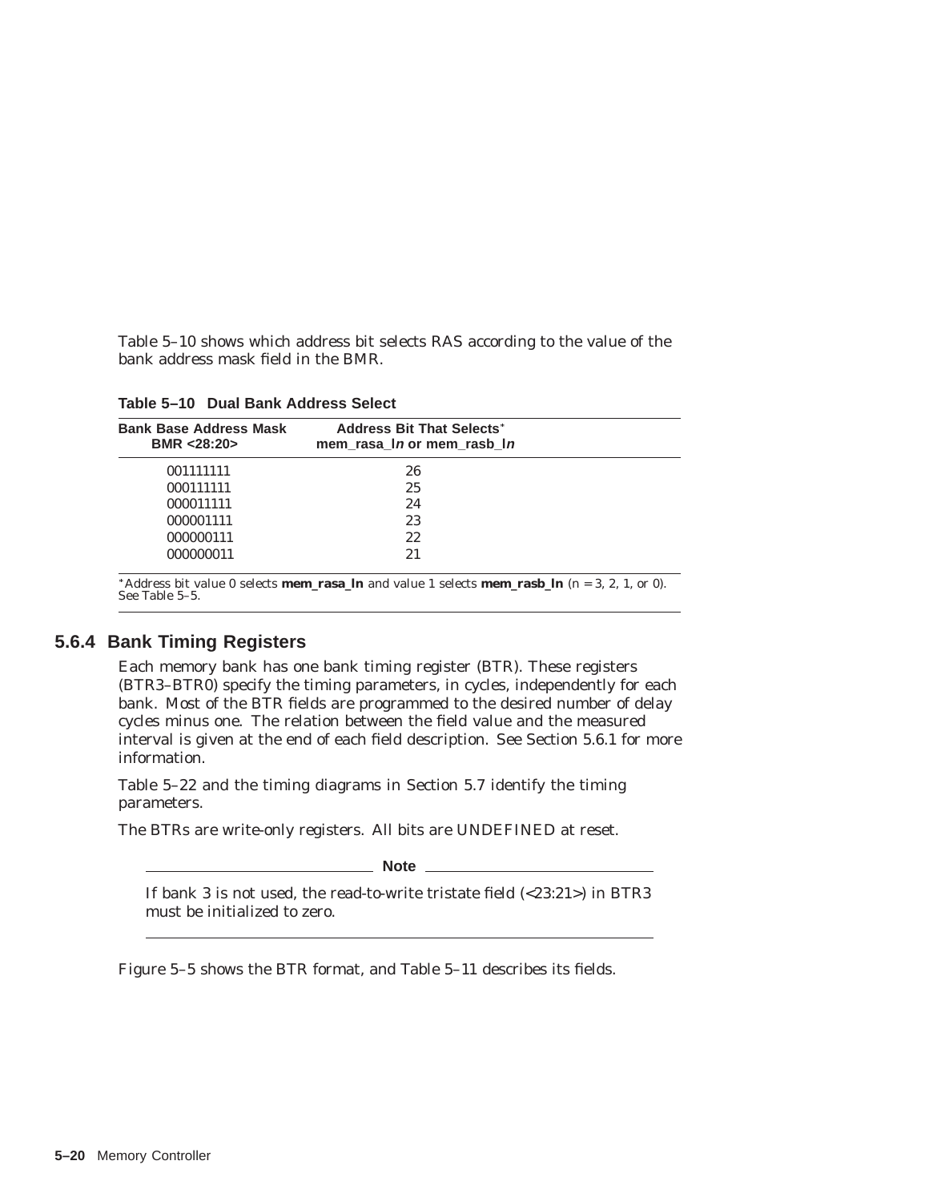Table 5–10 shows which address bit selects RAS according to the value of the bank address mask field in the BMR.

**Table 5–10 Dual Bank Address Select**

| Bank Base Address Mask BMR <28:20> | Address Bit That Selects* mem_rasa_l*n* or mem_rasb_l*n* |
|---|---|
| 001111111 | 26 |
| 000111111 | 25 |
| 000011111 | 24 |
| 000001111 | 23 |
| 000000111 | 22 |
| 000000011 | 21 |

*Address bit value 0 selects **mem_rasa_ln** and value 1 selects **mem_rasb_ln** (n = 3, 2, 1, or 0). See Table 5–5.

### 5.6.4 Bank Timing Registers

Each memory bank has one bank timing register (BTR). These registers (BTR3–BTR0) specify the timing parameters, in cycles, independently for each bank. Most of the BTR fields are programmed to the desired number of delay cycles minus one. The relation between the field value and the measured interval is given at the end of each field description. See Section 5.6.1 for more information.

Table 5–22 and the timing diagrams in Section 5.7 identify the timing parameters.

The BTRs are write-only registers. All bits are UNDEFINED at reset.

**Note**

If bank 3 is not used, the read-to-write tristate field (<23:21>) in BTR3 must be initialized to zero.

Figure 5–5 shows the BTR format, and Table 5–11 describes its fields.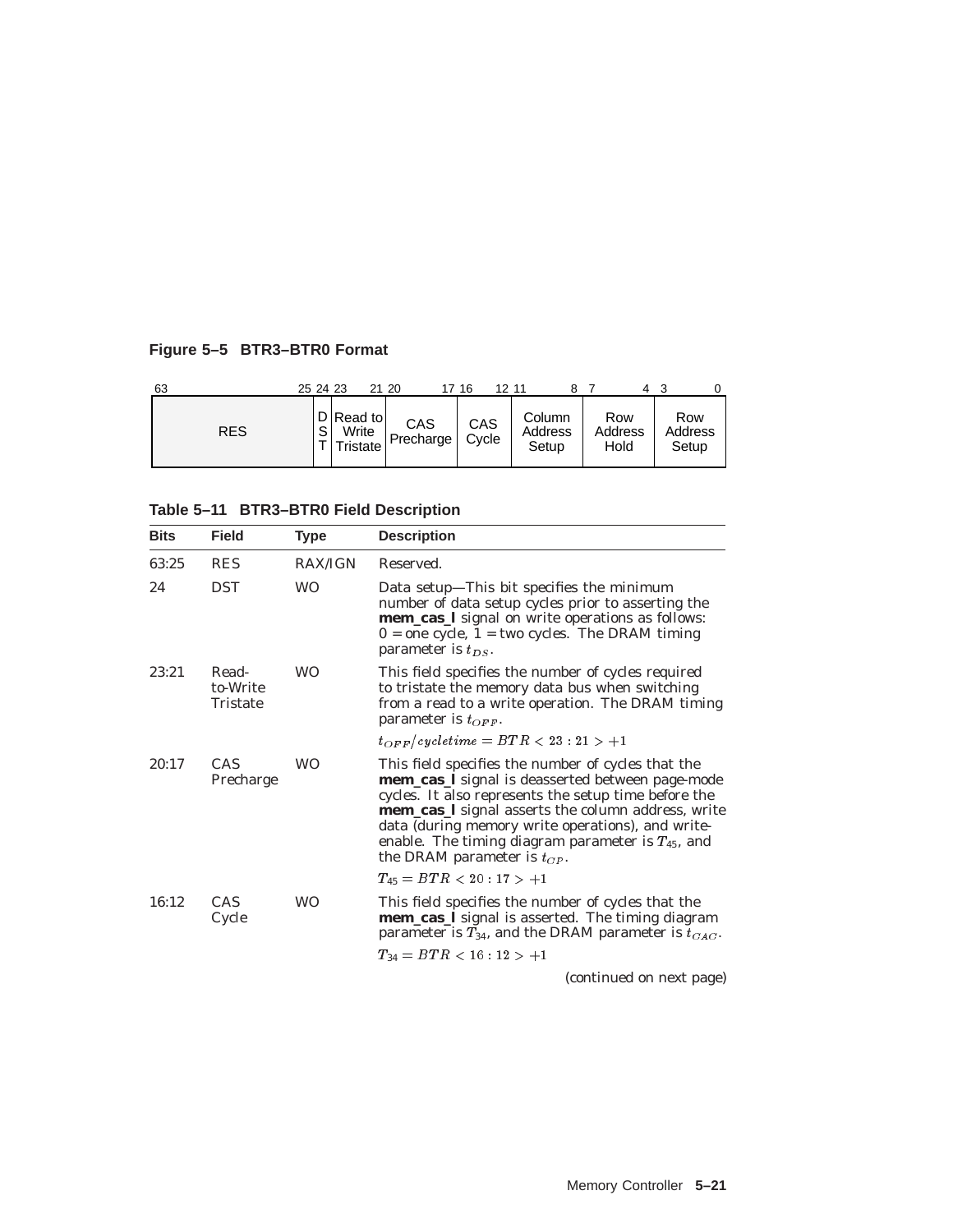**Figure 5–5 BTR3–BTR0 Format**

| 63 ... 25 | 24 | 23 ... 21 | 20 ... 17 | 16 ... 12 | 11 ... 8 | 7 ... 4 | 3 ... 0 |
|---|---|---|---|---|---|---|---|
| RES | DST | Read to Write Tristate | CAS Precharge | CAS Cycle | Column Address Setup | Row Address Hold | Row Address Setup |

**Table 5–11 BTR3–BTR0 Field Description**

| Bits | Field | Type | Description |
|---|---|---|---|
| 63:25 | RES | RAX/IGN | Reserved. |
| 24 | DST | WO | Data setup—This bit specifies the minimum number of data setup cycles prior to asserting the **mem_cas_l** signal on write operations as follows: 0 = one cycle, 1 = two cycles. The DRAM timing parameter is $t_{DS}$. |
| 23:21 | Read-to-Write Tristate | WO | This field specifies the number of cycles required to tristate the memory data bus when switching from a read to a write operation. The DRAM timing parameter is $t_{OFF}$. |
| | | | $t_{OFF}/cycletime = BTR < 23:21 > +1$ |
| 20:17 | CAS Precharge | WO | This field specifies the number of cycles that the **mem_cas_l** signal is deasserted between page-mode cycles. It also represents the setup time before the **mem_cas_l** signal asserts the column address, write data (during memory write operations), and write-enable. The timing diagram parameter is $T_{45}$, and the DRAM parameter is $t_{CP}$. |
| | | | $T_{45} = BTR < 20:17 > +1$ |
| 16:12 | CAS Cycle | WO | This field specifies the number of cycles that the **mem_cas_l** signal is asserted. The timing diagram parameter is $T_{34}$, and the DRAM parameter is $t_{CAC}$. |
| | | | $T_{34} = BTR < 16:12 > +1$ |

*(continued on next page)*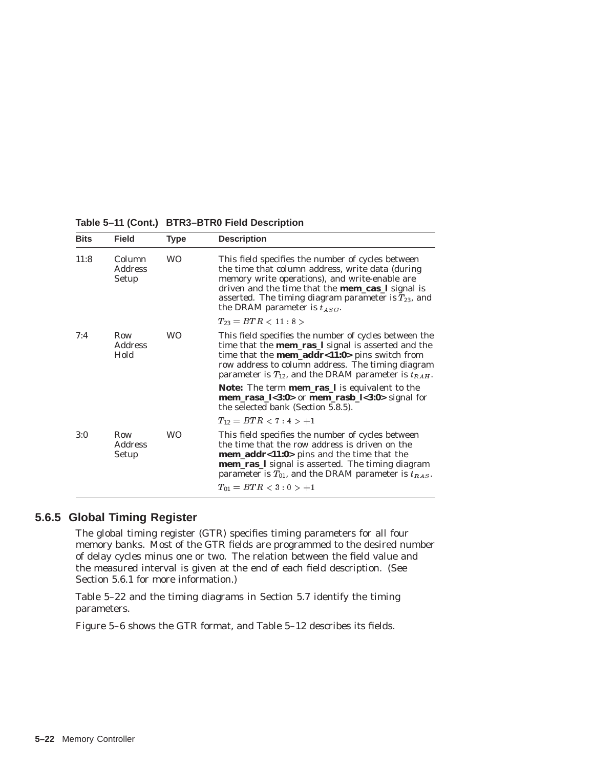**Table 5–11 (Cont.) BTR3–BTR0 Field Description**

| Bits | Field | Type | Description |
|---|---|---|---|
| 11:8 | Column Address Setup | WO | This field specifies the number of cycles between the time that column address, write data (during memory write operations), and write-enable are driven and the time that the **mem_cas_l** signal is asserted. The timing diagram parameter is $T_{23}$, and the DRAM parameter is $t_{ASC}$. $T_{23} = BTR < 11:8 >$ |
| 7:4 | Row Address Hold | WO | This field specifies the number of cycles between the time that the **mem_ras_l** signal is asserted and the time that the **mem_addr<11:0>** pins switch from row address to column address. The timing diagram parameter is $T_{12}$, and the DRAM parameter is $t_{RAH}$. **Note:** The term **mem_ras_l** is equivalent to the **mem_rasa_l<3:0>** or **mem_rasb_l<3:0>** signal for the selected bank (Section 5.8.5). $T_{12} = BTR < 7:4 > +1$ |
| 3:0 | Row Address Setup | WO | This field specifies the number of cycles between the time that the row address is driven on the **mem_addr<11:0>** pins and the time that the **mem_ras_l** signal is asserted. The timing diagram parameter is $T_{01}$, and the DRAM parameter is $t_{RAS}$. $T_{01} = BTR < 3:0 > +1$ |

### 5.6.5 Global Timing Register

The global timing register (GTR) specifies timing parameters for all four memory banks. Most of the GTR fields are programmed to the desired number of delay cycles minus one or two. The relation between the field value and the measured interval is given at the end of each field description. (See Section 5.6.1 for more information.)

Table 5–22 and the timing diagrams in Section 5.7 identify the timing parameters.

Figure 5–6 shows the GTR format, and Table 5–12 describes its fields.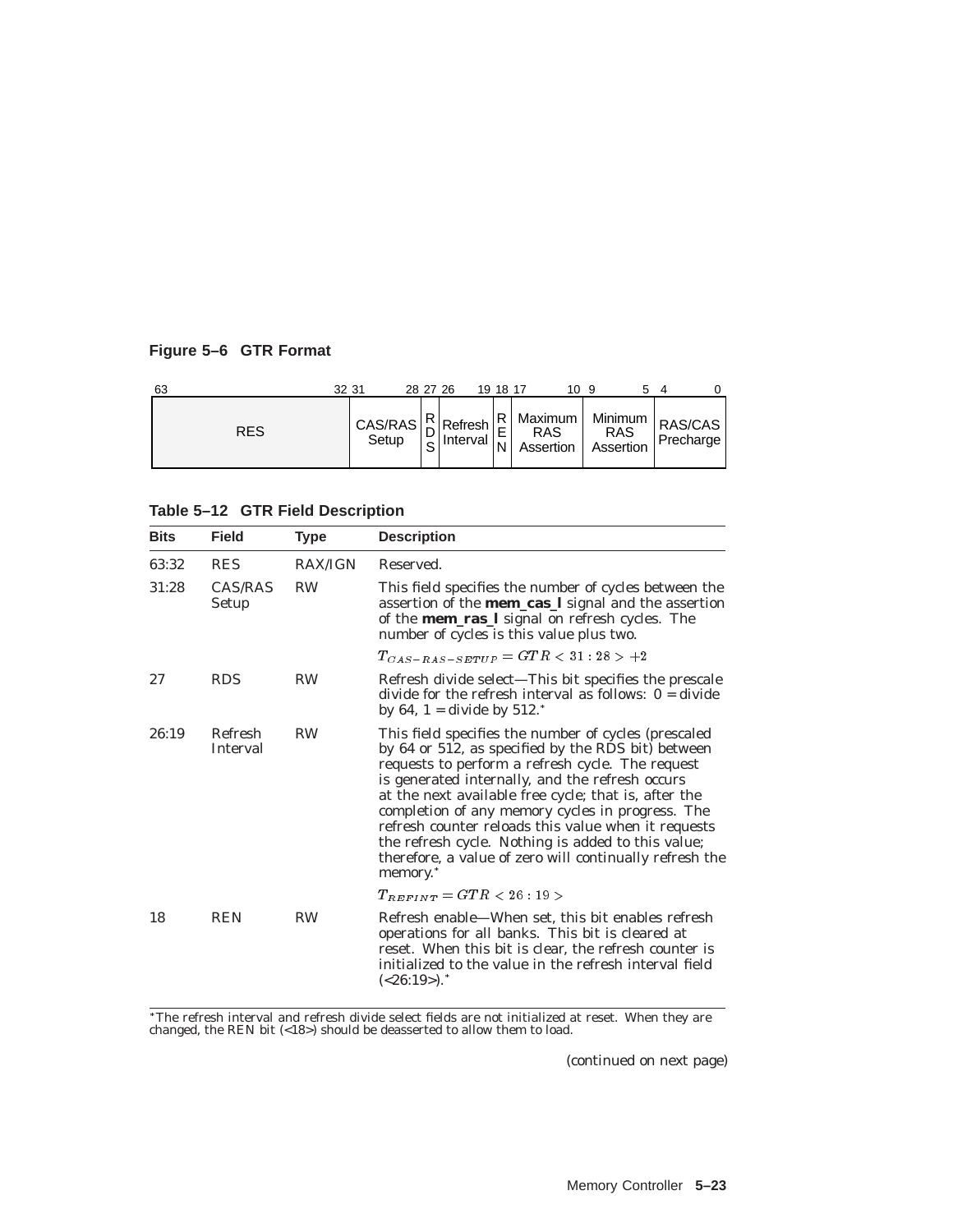**Figure 5–6 GTR Format**

| 63:32 | 31:28 | 27 | 26:19 | 18 | 17:10 | 9:5 | 4:0 |
|---|---|---|---|---|---|---|---|
| RES | CAS/RAS Setup | RDS | Refresh Interval | REN | Maximum RAS Assertion | Minimum RAS Assertion | RAS/CAS Precharge |

**Table 5–12 GTR Field Description**

| Bits | Field | Type | Description |
|---|---|---|---|
| 63:32 | RES | RAX/IGN | Reserved. |
| 31:28 | CAS/RAS Setup | RW | This field specifies the number of cycles between the assertion of the **mem_cas_l** signal and the assertion of the **mem_ras_l** signal on refresh cycles. The number of cycles is this value plus two. |
| | | | $T_{CAS-RAS-SETUP} = GTR < 31:28 > +2$ |
| 27 | RDS | RW | Refresh divide select—This bit specifies the prescale divide for the refresh interval as follows: 0 = divide by 64, 1 = divide by 512.* |
| 26:19 | Refresh Interval | RW | This field specifies the number of cycles (prescaled by 64 or 512, as specified by the RDS bit) between requests to perform a refresh cycle. The request is generated internally, and the refresh occurs at the next available free cycle; that is, after the completion of any memory cycles in progress. The refresh counter reloads this value when it requests the refresh cycle. Nothing is added to this value; therefore, a value of zero will continually refresh the memory.* |
| | | | $T_{REFINT} = GTR < 26:19 >$ |
| 18 | REN | RW | Refresh enable—When set, this bit enables refresh operations for all banks. This bit is cleared at reset. When this bit is clear, the refresh counter is initialized to the value in the refresh interval field (<26:19>).* |

*The refresh interval and refresh divide select fields are not initialized at reset. When they are changed, the REN bit (<18>) should be deasserted to allow them to load.

(continued on next page)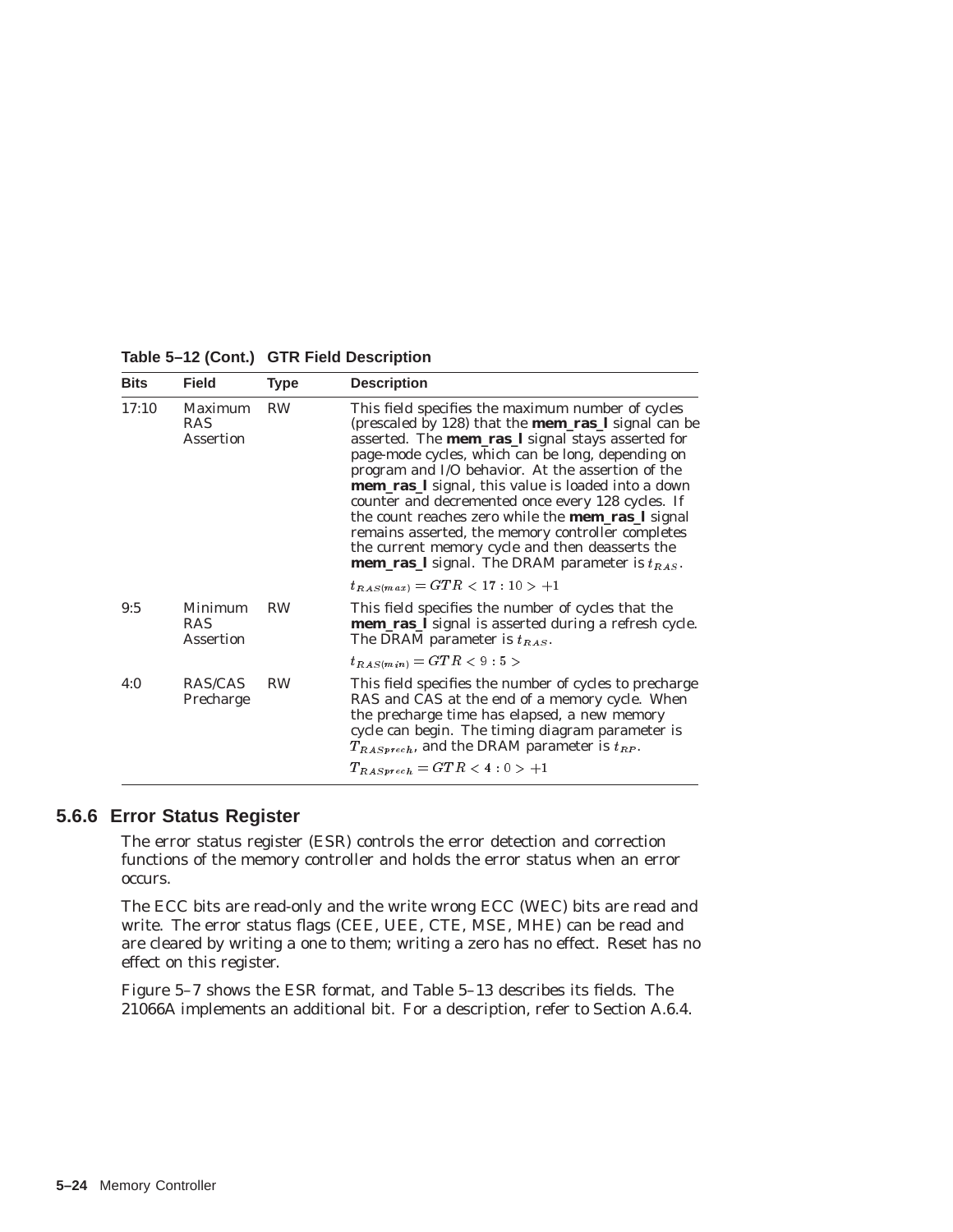**Table 5–12 (Cont.) GTR Field Description**

| Bits | Field | Type | Description |
|---|---|---|---|
| 17:10 | Maximum RAS Assertion | RW | This field specifies the maximum number of cycles (prescaled by 128) that the **mem_ras_l** signal can be asserted. The **mem_ras_l** signal stays asserted for page-mode cycles, which can be long, depending on program and I/O behavior. At the assertion of the **mem_ras_l** signal, this value is loaded into a down counter and decremented once every 128 cycles. If the count reaches zero while the **mem_ras_l** signal remains asserted, the memory controller completes the current memory cycle and then deasserts the **mem_ras_l** signal. The DRAM parameter is $t_{RAS}$. $t_{RAS(max)} = GTR < 17:10 > +1$ |
| 9:5 | Minimum RAS Assertion | RW | This field specifies the number of cycles that the **mem_ras_l** signal is asserted during a refresh cycle. The DRAM parameter is $t_{RAS}$. $t_{RAS(min)} = GTR < 9:5 >$ |
| 4:0 | RAS/CAS Precharge | RW | This field specifies the number of cycles to precharge RAS and CAS at the end of a memory cycle. When the precharge time has elapsed, a new memory cycle can begin. The timing diagram parameter is $T_{RASprech}$, and the DRAM parameter is $t_{RP}$. $T_{RASprech} = GTR < 4:0 > +1$ |

### 5.6.6 Error Status Register

The error status register (ESR) controls the error detection and correction functions of the memory controller and holds the error status when an error occurs.

The ECC bits are read-only and the write wrong ECC (WEC) bits are read and write. The error status flags (CEE, UEE, CTE, MSE, MHE) can be read and are cleared by writing a one to them; writing a zero has no effect. Reset has no effect on this register.

Figure 5–7 shows the ESR format, and Table 5–13 describes its fields. The 21066A implements an additional bit. For a description, refer to Section A.6.4.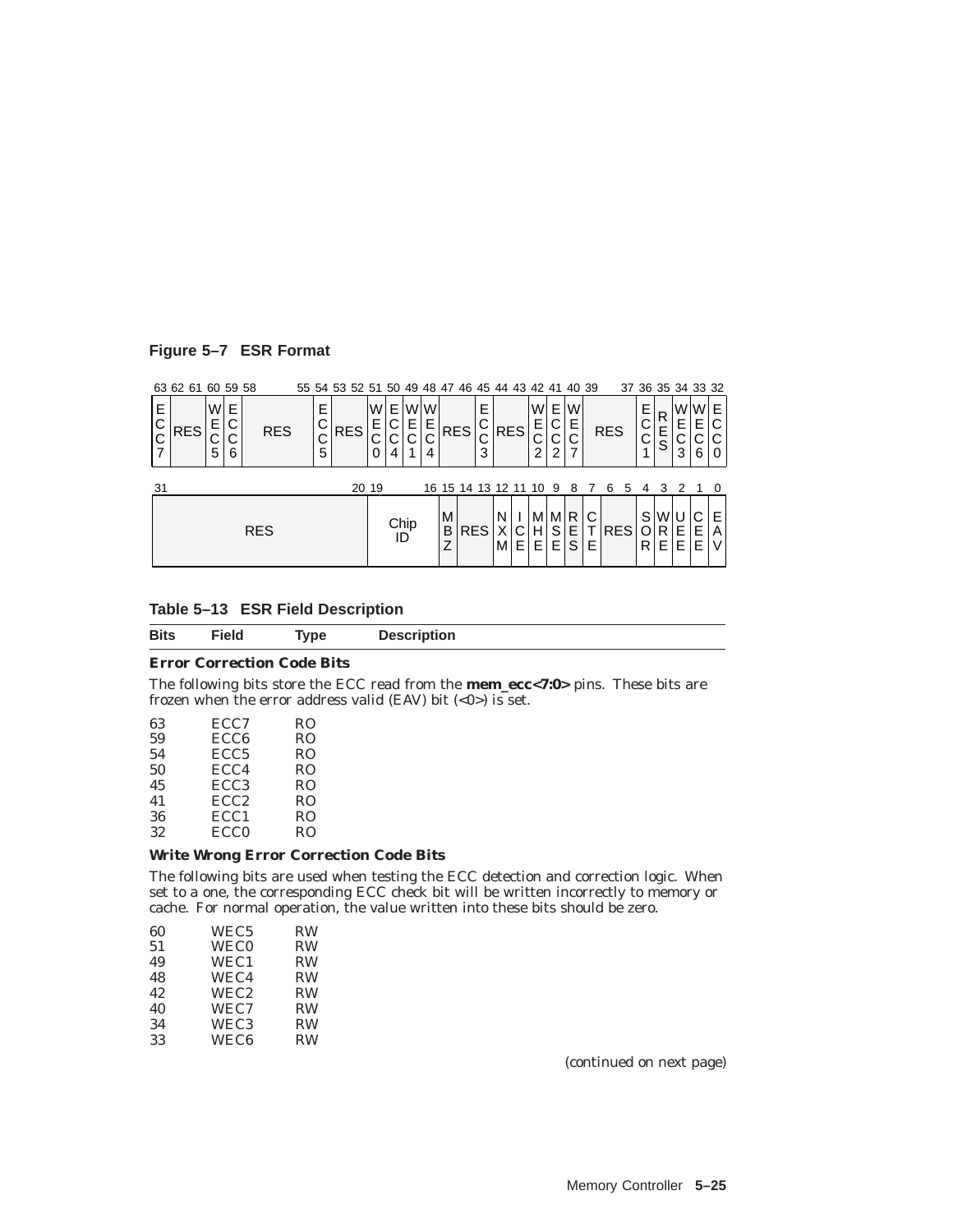**Figure 5–7 ESR Format**

| 63 | 62 61 | 60 | 59 | 58 55 | 54 | 53 52 | 51 | 50 | 49 | 48 | 47 46 | 45 | 44 43 | 42 | 41 | 40 | 39 37 | 36 | 35 | 34 | 33 | 32 |
|---|---|---|---|---|---|---|---|---|---|---|---|---|---|---|---|---|---|---|---|---|---|---|
| ECC7 | RES | WEC5 | ECC6 | RES | ECC5 | RES | WEC0 | ECC4 | WEC1 | WEC4 | RES | ECC3 | RES | WEC2 | ECC2 | WEC7 | RES | ECC1 | RES | WEC3 | WEC6 | ECC0 |

| 31 20 | 19 16 | 15 | 14 13 | 12 | 11 | 10 | 9 | 8 | 7 | 6 5 | 4 | 3 | 2 | 1 | 0 |
|---|---|---|---|---|---|---|---|---|---|---|---|---|---|---|---|
| RES | Chip ID | MBZ | RES | NXM | ICE | MHE | MSE | RES | CTE | RES | SOR | WRE | UEE | CEE | EAV |

**Table 5–13 ESR Field Description**

| Bits | Field | Type | Description |
|---|---|---|---|

**Error Correction Code Bits**

The following bits store the ECC read from the **mem_ecc<7:0>** pins. These bits are frozen when the error address valid (EAV) bit (<0>) is set.

| Bits | Field | Type |
|---|---|---|
| 63 | ECC7 | RO |
| 59 | ECC6 | RO |
| 54 | ECC5 | RO |
| 50 | ECC4 | RO |
| 45 | ECC3 | RO |
| 41 | ECC2 | RO |
| 36 | ECC1 | RO |
| 32 | ECC0 | RO |

**Write Wrong Error Correction Code Bits**

The following bits are used when testing the ECC detection and correction logic. When set to a one, the corresponding ECC check bit will be written incorrectly to memory or cache. For normal operation, the value written into these bits should be zero.

| Bits | Field | Type |
|---|---|---|
| 60 | WEC5 | RW |
| 51 | WEC0 | RW |
| 49 | WEC1 | RW |
| 48 | WEC4 | RW |
| 42 | WEC2 | RW |
| 40 | WEC7 | RW |
| 34 | WEC3 | RW |
| 33 | WEC6 | RW |

(continued on next page)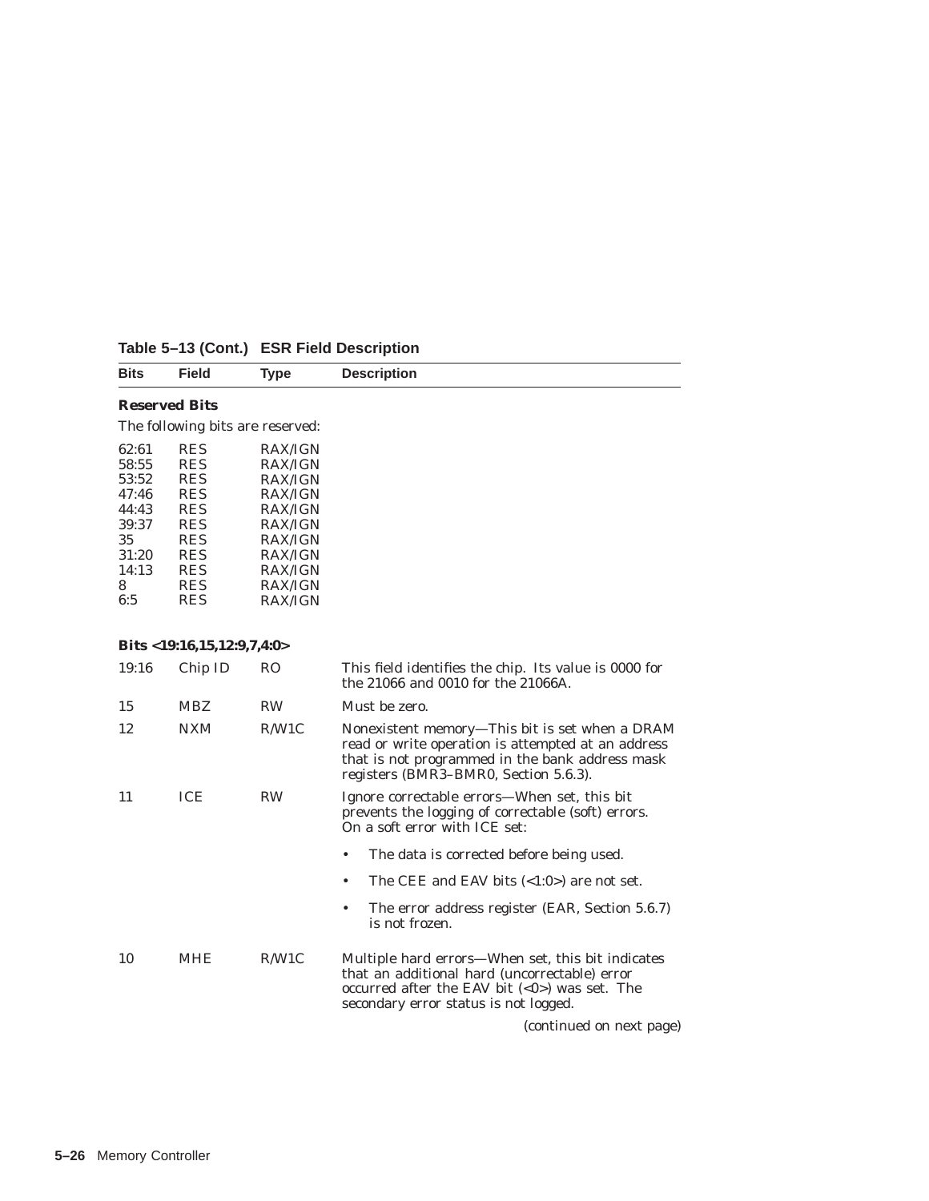**Table 5–13 (Cont.) ESR Field Description**

| Bits | Field | Type | Description |
|---|---|---|---|
| **Reserved Bits** | | | |
| The following bits are reserved: | | | |
| 62:61 | RES | RAX/IGN | |
| 58:55 | RES | RAX/IGN | |
| 53:52 | RES | RAX/IGN | |
| 47:46 | RES | RAX/IGN | |
| 44:43 | RES | RAX/IGN | |
| 39:37 | RES | RAX/IGN | |
| 35 | RES | RAX/IGN | |
| 31:20 | RES | RAX/IGN | |
| 14:13 | RES | RAX/IGN | |
| 8 | RES | RAX/IGN | |
| 6:5 | RES | RAX/IGN | |
| **Bits <19:16,15,12:9,7,4:0>** | | | |
| 19:16 | Chip ID | RO | This field identifies the chip. Its value is 0000 for the 21066 and 0010 for the 21066A. |
| 15 | MBZ | RW | Must be zero. |
| 12 | NXM | R/W1C | Nonexistent memory—This bit is set when a DRAM read or write operation is attempted at an address that is not programmed in the bank address mask registers (BMR3–BMR0, Section 5.6.3). |
| 11 | ICE | RW | Ignore correctable errors—When set, this bit prevents the logging of correctable (soft) errors. On a soft error with ICE set:<br>• The data is corrected before being used.<br>• The CEE and EAV bits (<1:0>) are not set.<br>• The error address register (EAR, Section 5.6.7) is not frozen. |
| 10 | MHE | R/W1C | Multiple hard errors—When set, this bit indicates that an additional hard (uncorrectable) error occurred after the EAV bit (<0>) was set. The secondary error status is not logged. |

(continued on next page)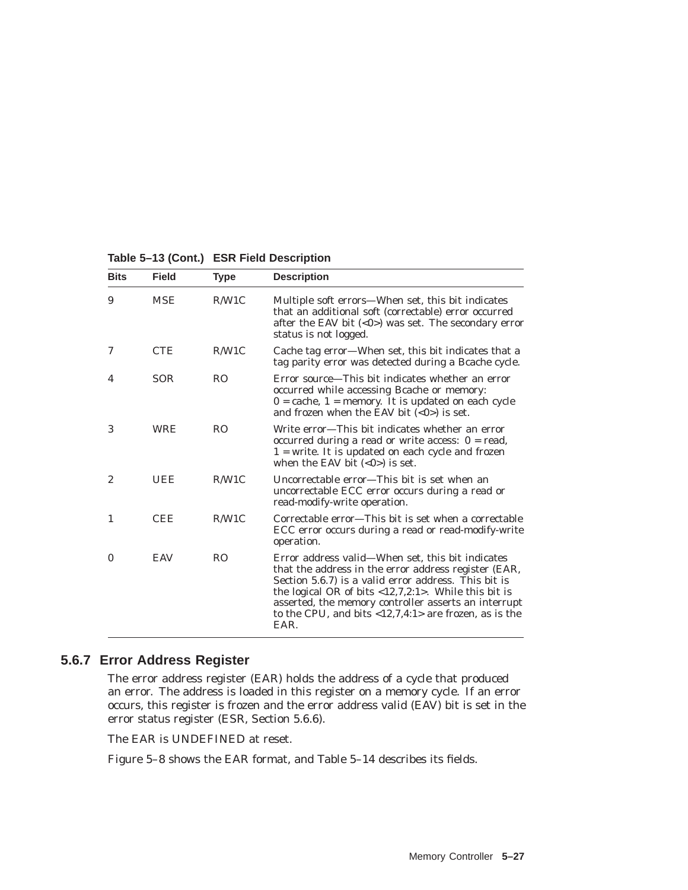**Table 5–13 (Cont.) ESR Field Description**

| Bits | Field | Type | Description |
|---|---|---|---|
| 9 | MSE | R/W1C | Multiple soft errors—When set, this bit indicates that an additional soft (correctable) error occurred after the EAV bit (<0>) was set. The secondary error status is not logged. |
| 7 | CTE | R/W1C | Cache tag error—When set, this bit indicates that a tag parity error was detected during a Bcache cycle. |
| 4 | SOR | RO | Error source—This bit indicates whether an error occurred while accessing Bcache or memory: 0 = cache, 1 = memory. It is updated on each cycle and frozen when the EAV bit (<0>) is set. |
| 3 | WRE | RO | Write error—This bit indicates whether an error occurred during a read or write access: 0 = read, 1 = write. It is updated on each cycle and frozen when the EAV bit (<0>) is set. |
| 2 | UEE | R/W1C | Uncorrectable error—This bit is set when an uncorrectable ECC error occurs during a read or read-modify-write operation. |
| 1 | CEE | R/W1C | Correctable error—This bit is set when a correctable ECC error occurs during a read or read-modify-write operation. |
| 0 | EAV | RO | Error address valid—When set, this bit indicates that the address in the error address register (EAR, Section 5.6.7) is a valid error address. This bit is the logical OR of bits <12,7,2:1>. While this bit is asserted, the memory controller asserts an interrupt to the CPU, and bits <12,7,4:1> are frozen, as is the EAR. |

### 5.6.7 Error Address Register

The error address register (EAR) holds the address of a cycle that produced an error. The address is loaded in this register on a memory cycle. If an error occurs, this register is frozen and the error address valid (EAV) bit is set in the error status register (ESR, Section 5.6.6).

The EAR is UNDEFINED at reset.

Figure 5–8 shows the EAR format, and Table 5–14 describes its fields.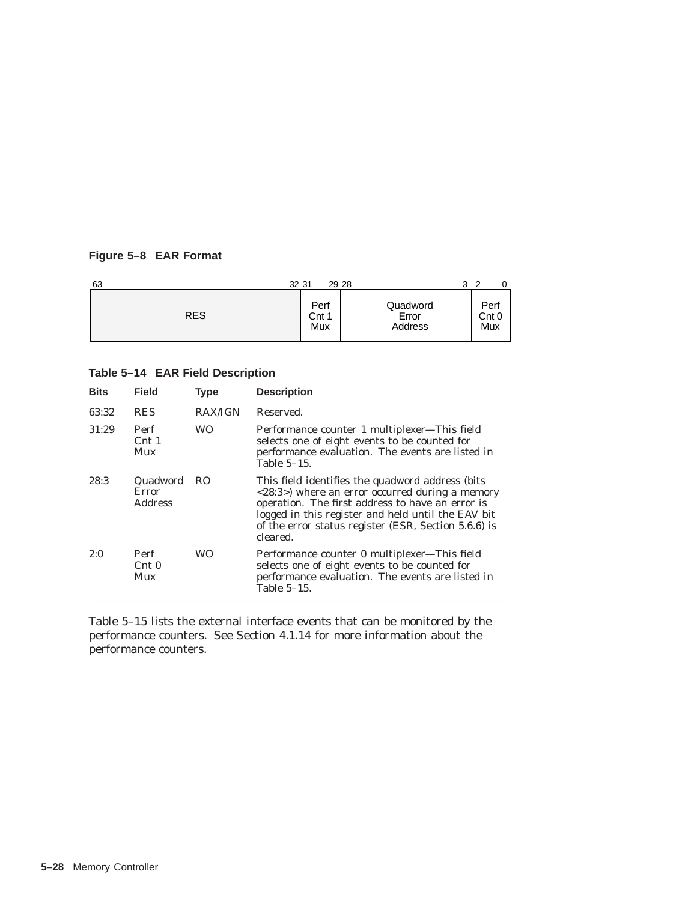**Figure 5–8 EAR Format**

| 63 — 32 | 31 — 29 | 28 — 3 | 2 — 0 |
|---|---|---|---|
| RES | Perf Cnt 1 Mux | Quadword Error Address | Perf Cnt 0 Mux |

**Table 5–14 EAR Field Description**

| Bits | Field | Type | Description |
|---|---|---|---|
| 63:32 | RES | RAX/IGN | Reserved. |
| 31:29 | Perf Cnt 1 Mux | WO | Performance counter 1 multiplexer—This field selects one of eight events to be counted for performance evaluation. The events are listed in Table 5–15. |
| 28:3 | Quadword Error Address | RO | This field identifies the quadword address (bits <28:3>) where an error occurred during a memory operation. The first address to have an error is logged in this register and held until the EAV bit of the error status register (ESR, Section 5.6.6) is cleared. |
| 2:0 | Perf Cnt 0 Mux | WO | Performance counter 0 multiplexer—This field selects one of eight events to be counted for performance evaluation. The events are listed in Table 5–15. |

Table 5–15 lists the external interface events that can be monitored by the performance counters. See Section 4.1.14 for more information about the performance counters.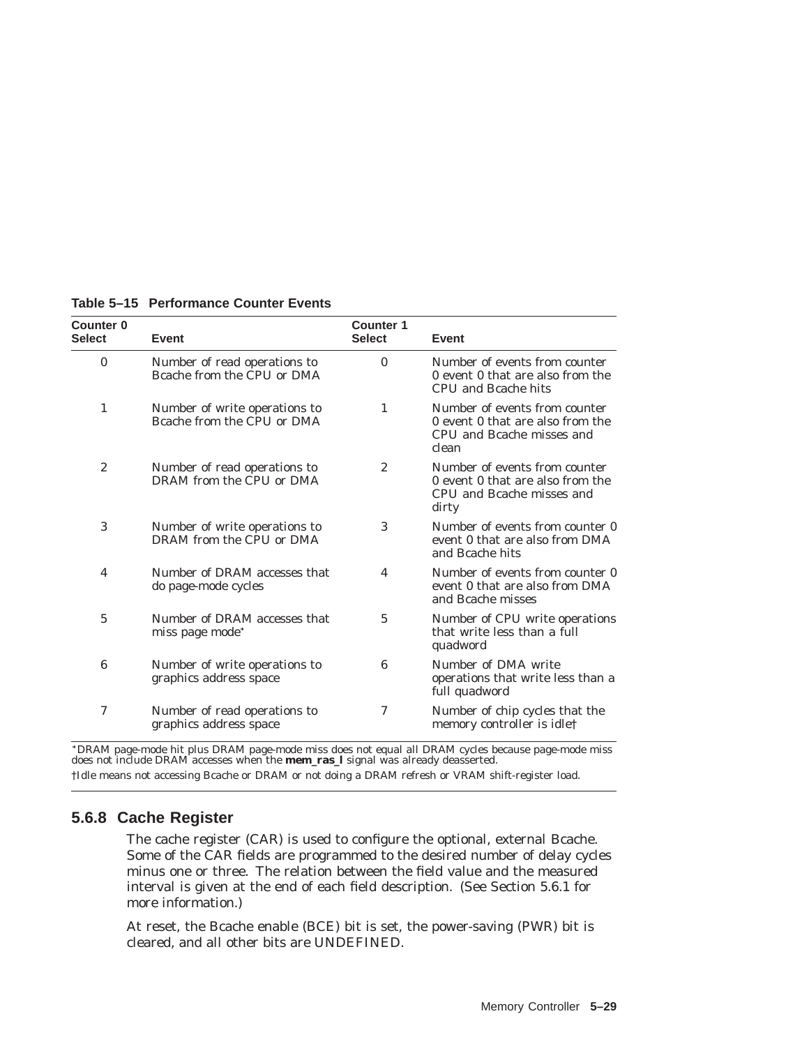**Table 5–15 Performance Counter Events**

| Counter 0 Select | Event | Counter 1 Select | Event |
|---|---|---|---|
| 0 | Number of read operations to Bcache from the CPU or DMA | 0 | Number of events from counter 0 event 0 that are also from the CPU and Bcache hits |
| 1 | Number of write operations to Bcache from the CPU or DMA | 1 | Number of events from counter 0 event 0 that are also from the CPU and Bcache misses and clean |
| 2 | Number of read operations to DRAM from the CPU or DMA | 2 | Number of events from counter 0 event 0 that are also from the CPU and Bcache misses and dirty |
| 3 | Number of write operations to DRAM from the CPU or DMA | 3 | Number of events from counter 0 event 0 that are also from DMA and Bcache hits |
| 4 | Number of DRAM accesses that do page-mode cycles | 4 | Number of events from counter 0 event 0 that are also from DMA and Bcache misses |
| 5 | Number of DRAM accesses that miss page mode* | 5 | Number of CPU write operations that write less than a full quadword |
| 6 | Number of write operations to graphics address space | 6 | Number of DMA write operations that write less than a full quadword |
| 7 | Number of read operations to graphics address space | 7 | Number of chip cycles that the memory controller is idle† |

*DRAM page-mode hit plus DRAM page-mode miss does not equal all DRAM cycles because page-mode miss does not include DRAM accesses when the **mem_ras_l** signal was already deasserted.

†Idle means not accessing Bcache or DRAM or not doing a DRAM refresh or VRAM shift-register load.

### 5.6.8 Cache Register

The cache register (CAR) is used to configure the optional, external Bcache. Some of the CAR fields are programmed to the desired number of delay cycles minus one or three. The relation between the field value and the measured interval is given at the end of each field description. (See Section 5.6.1 for more information.)

At reset, the Bcache enable (BCE) bit is set, the power-saving (PWR) bit is cleared, and all other bits are UNDEFINED.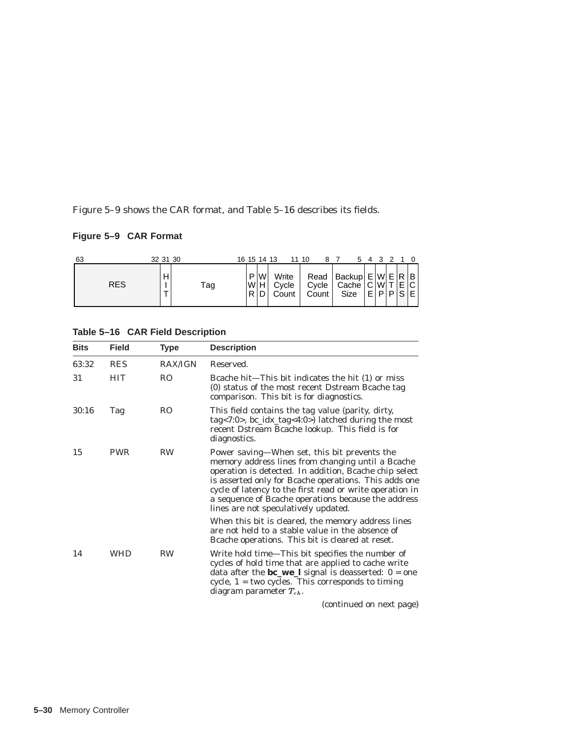Figure 5–9 shows the CAR format, and Table 5–16 describes its fields.

**Figure 5–9 CAR Format**

| 63–32 | 31 | 30–16 | 15 | 14 | 13–11 | 10–8 | 7–5 | 4 | 3 | 2 | 1 | 0 |
|---|---|---|---|---|---|---|---|---|---|---|---|---|
| RES | HIT | Tag | PWR | WHD | Write Cycle Count | Read Cycle Count | Backup Cache Size | ECE | WWP | ETP | RES | BCE |

**Table 5–16 CAR Field Description**

| Bits | Field | Type | Description |
|---|---|---|---|
| 63:32 | RES | RAX/IGN | Reserved. |
| 31 | HIT | RO | Bcache hit—This bit indicates the hit (1) or miss (0) status of the most recent Dstream Bcache tag comparison. This bit is for diagnostics. |
| 30:16 | Tag | RO | This field contains the tag value (parity, dirty, tag<7:0>, bc_idx_tag<4:0>) latched during the most recent Dstream Bcache lookup. This field is for diagnostics. |
| 15 | PWR | RW | Power saving—When set, this bit prevents the memory address lines from changing until a Bcache operation is detected. In addition, Bcache chip select is asserted only for Bcache operations. This adds one cycle of latency to the first read or write operation in a sequence of Bcache operations because the address lines are not speculatively updated.<br><br>When this bit is cleared, the memory address lines are not held to a stable value in the absence of Bcache operations. This bit is cleared at reset. |
| 14 | WHD | RW | Write hold time—This bit specifies the number of cycles of hold time that are applied to cache write data after the **bc_we_l** signal is deasserted: 0 = one cycle, 1 = two cycles. This corresponds to timing diagram parameter $T_{ch}$. |

(continued on next page)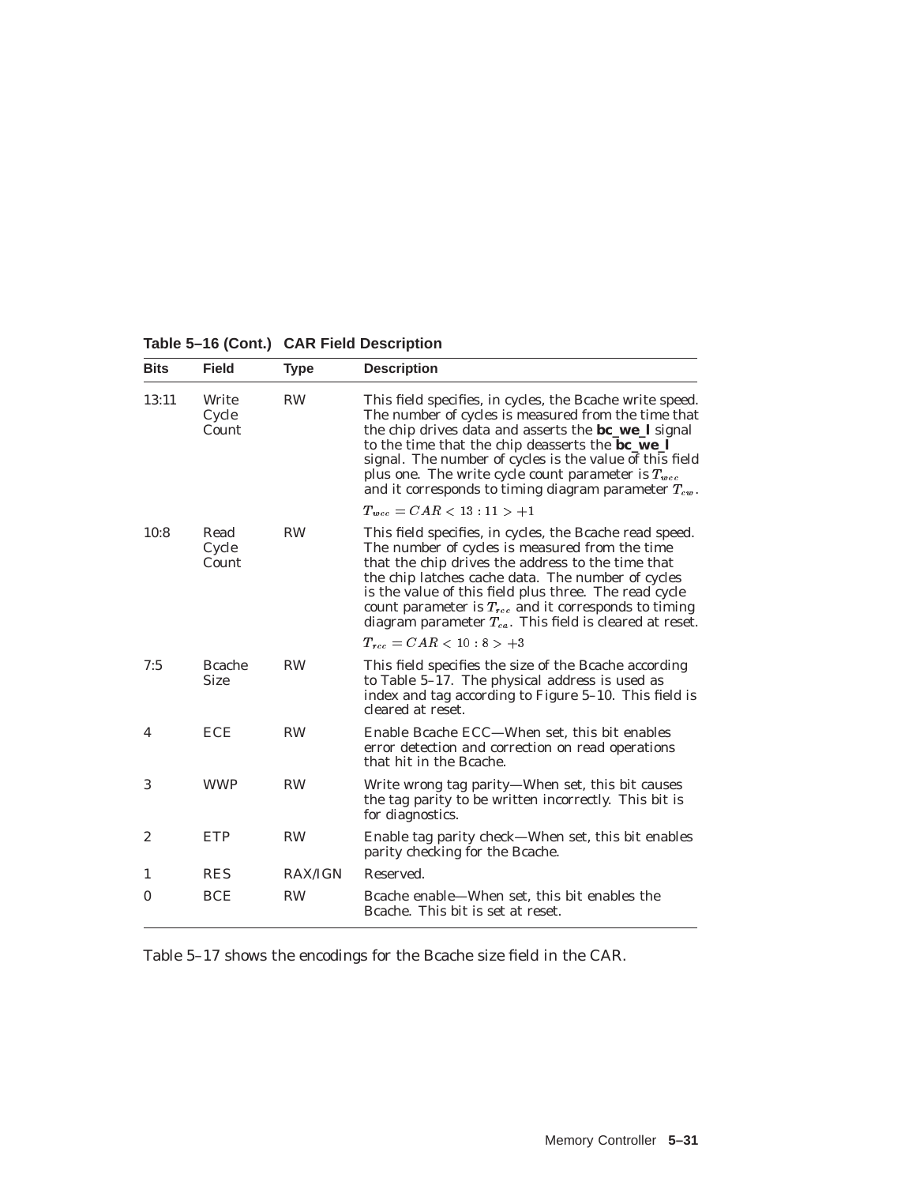**Table 5–16 (Cont.) CAR Field Description**

| Bits | Field | Type | Description |
|---|---|---|---|
| 13:11 | Write Cycle Count | RW | This field specifies, in cycles, the Bcache write speed. The number of cycles is measured from the time that the chip drives data and asserts the **bc_we_l** signal to the time that the chip deasserts the **bc_we_l** signal. The number of cycles is the value of this field plus one. The write cycle count parameter is $T_{wcc}$ and it corresponds to timing diagram parameter $T_{cw}$. $T_{wcc} = CAR < 13 : 11 > +1$ |
| 10:8 | Read Cycle Count | RW | This field specifies, in cycles, the Bcache read speed. The number of cycles is measured from the time that the chip drives the address to the time that the chip latches cache data. The number of cycles is the value of this field plus three. The read cycle count parameter is $T_{rcc}$ and it corresponds to timing diagram parameter $T_{ca}$. This field is cleared at reset. $T_{rcc} = CAR < 10 : 8 > +3$ |
| 7:5 | Bcache Size | RW | This field specifies the size of the Bcache according to Table 5–17. The physical address is used as index and tag according to Figure 5–10. This field is cleared at reset. |
| 4 | ECE | RW | Enable Bcache ECC—When set, this bit enables error detection and correction on read operations that hit in the Bcache. |
| 3 | WWP | RW | Write wrong tag parity—When set, this bit causes the tag parity to be written incorrectly. This bit is for diagnostics. |
| 2 | ETP | RW | Enable tag parity check—When set, this bit enables parity checking for the Bcache. |
| 1 | RES | RAX/IGN | Reserved. |
| 0 | BCE | RW | Bcache enable—When set, this bit enables the Bcache. This bit is set at reset. |

Table 5–17 shows the encodings for the Bcache size field in the CAR.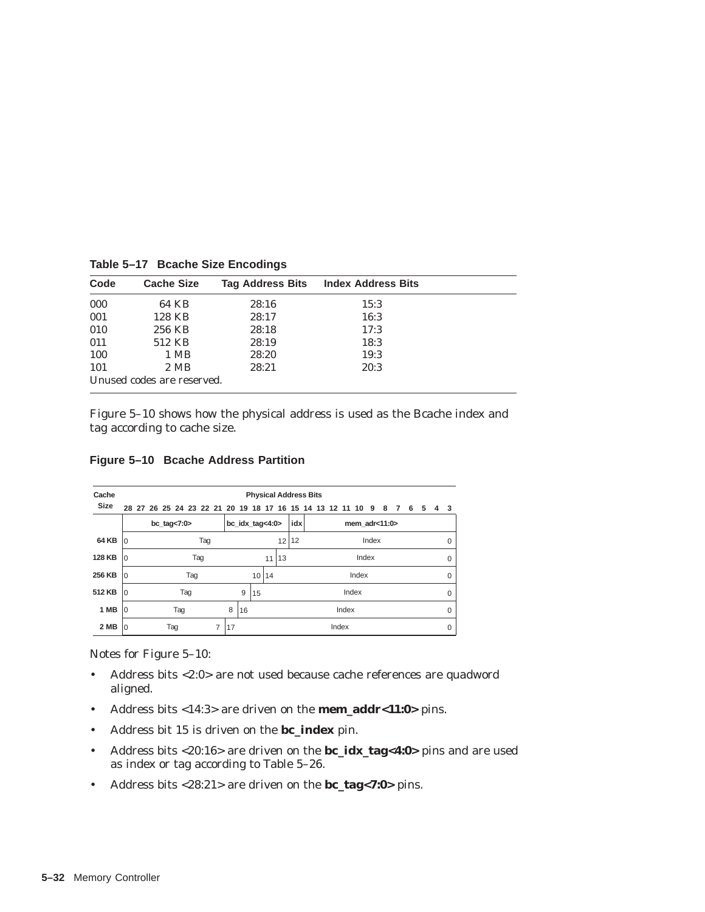**Table 5–17 Bcache Size Encodings**

| Code | Cache Size | Tag Address Bits | Index Address Bits |
|---|---|---|---|
| 000 | 64 KB | 28:16 | 15:3 |
| 001 | 128 KB | 28:17 | 16:3 |
| 010 | 256 KB | 28:18 | 17:3 |
| 011 | 512 KB | 28:19 | 18:3 |
| 100 | 1 MB | 28:20 | 19:3 |
| 101 | 2 MB | 28:21 | 20:3 |
| Unused codes are reserved. | | | |

Figure 5–10 shows how the physical address is used as the Bcache index and tag according to cache size.

**Figure 5–10 Bcache Address Partition**

| Cache Size | Physical Address Bits 28–21 | 20–16 | 15 | 14–3 |
|---|---|---|---|---|
| | bc_tag<7:0> | bc_idx_tag<4:0> | idx | mem_adr<11:0> |
| 64 KB | Tag 0–7 | Tag 8–12 | Index 12 | Index 11–0 |
| 128 KB | Tag 0–7 | Tag 8–11 (bit 16: Index 13) | Index | Index 0 |
| 256 KB | Tag 0–7 | Tag 8–10 (bits 17:16: Index 14–13) | Index | Index 0 |
| 512 KB | Tag 0–7 | Tag 8–9 (bits 18:16: Index 15–13) | Index | Index 0 |
| 1 MB | Tag 0–7 | Tag 8 (bits 19:16: Index 16–13) | Index | Index 0 |
| 2 MB | Tag 0–7 | Index 17–13 | Index | Index 0 |

Notes for Figure 5–10:

- Address bits <2:0> are not used because cache references are quadword aligned.
- Address bits <14:3> are driven on the **mem_addr<11:0>** pins.
- Address bit 15 is driven on the **bc_index** pin.
- Address bits <20:16> are driven on the **bc_idx_tag<4:0>** pins and are used as index or tag according to Table 5–26.
- Address bits <28:21> are driven on the **bc_tag<7:0>** pins.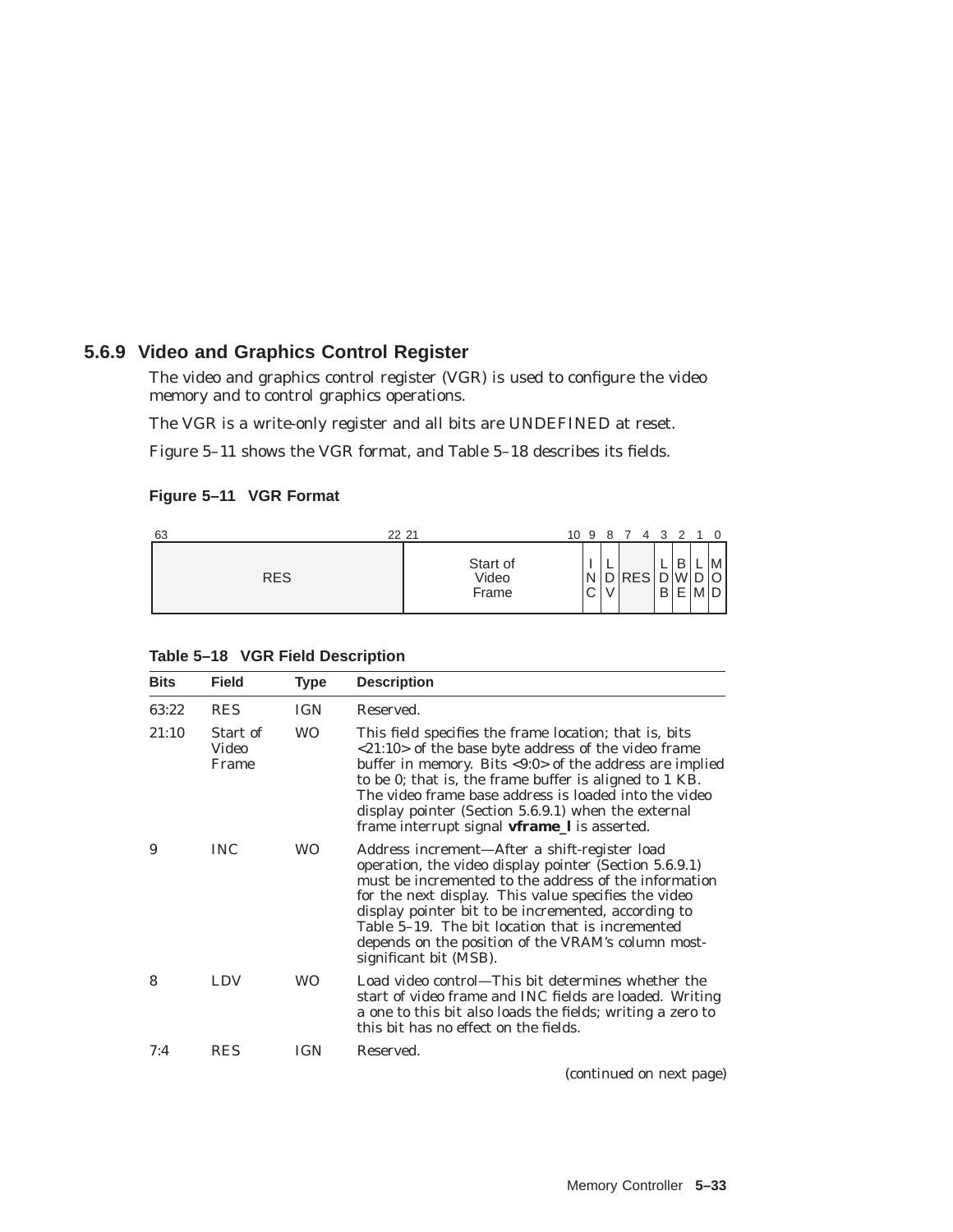### 5.6.9 Video and Graphics Control Register

The video and graphics control register (VGR) is used to configure the video memory and to control graphics operations.

The VGR is a write-only register and all bits are UNDEFINED at reset.

Figure 5–11 shows the VGR format, and Table 5–18 describes its fields.

**Figure 5–11 VGR Format**

| 63:22 | 21:10 | 9 | 8 | 7:4 | 3 | 2 | 1 | 0 |
|---|---|---|---|---|---|---|---|---|
| RES | Start of Video Frame | INC | LDV | RES | LDB | BWE | LDM | MOD |

**Table 5–18 VGR Field Description**

| Bits | Field | Type | Description |
|---|---|---|---|
| 63:22 | RES | IGN | Reserved. |
| 21:10 | Start of Video Frame | WO | This field specifies the frame location; that is, bits <21:10> of the base byte address of the video frame buffer in memory. Bits <9:0> of the address are implied to be 0; that is, the frame buffer is aligned to 1 KB. The video frame base address is loaded into the video display pointer (Section 5.6.9.1) when the external frame interrupt signal **vframe_l** is asserted. |
| 9 | INC | WO | Address increment—After a shift-register load operation, the video display pointer (Section 5.6.9.1) must be incremented to the address of the information for the next display. This value specifies the video display pointer bit to be incremented, according to Table 5–19. The bit location that is incremented depends on the position of the VRAM's column most-significant bit (MSB). |
| 8 | LDV | WO | Load video control—This bit determines whether the start of video frame and INC fields are loaded. Writing a one to this bit also loads the fields; writing a zero to this bit has no effect on the fields. |
| 7:4 | RES | IGN | Reserved. |

(continued on next page)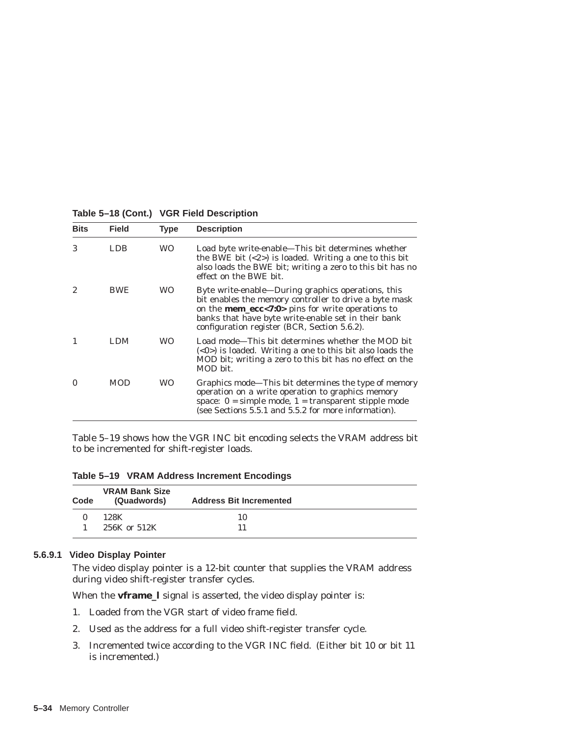**Table 5–18 (Cont.) VGR Field Description**

| Bits | Field | Type | Description |
|---|---|---|---|
| 3 | LDB | WO | Load byte write-enable—This bit determines whether the BWE bit (<2>) is loaded. Writing a one to this bit also loads the BWE bit; writing a zero to this bit has no effect on the BWE bit. |
| 2 | BWE | WO | Byte write-enable—During graphics operations, this bit enables the memory controller to drive a byte mask on the **mem_ecc<7:0>** pins for write operations to banks that have byte write-enable set in their bank configuration register (BCR, Section 5.6.2). |
| 1 | LDM | WO | Load mode—This bit determines whether the MOD bit (<0>) is loaded. Writing a one to this bit also loads the MOD bit; writing a zero to this bit has no effect on the MOD bit. |
| 0 | MOD | WO | Graphics mode—This bit determines the type of memory operation on a write operation to graphics memory space: 0 = simple mode, 1 = transparent stipple mode (see Sections 5.5.1 and 5.5.2 for more information). |

Table 5–19 shows how the VGR INC bit encoding selects the VRAM address bit to be incremented for shift-register loads.

**Table 5–19 VRAM Address Increment Encodings**

| Code | VRAM Bank Size (Quadwords) | Address Bit Incremented |
|---|---|---|
| 0 | 128K | 10 |
| 1 | 256K or 512K | 11 |

#### 5.6.9.1 Video Display Pointer

The video display pointer is a 12-bit counter that supplies the VRAM address during video shift-register transfer cycles.

When the **vframe_l** signal is asserted, the video display pointer is:

1. Loaded from the VGR start of video frame field.
2. Used as the address for a full video shift-register transfer cycle.
3. Incremented twice according to the VGR INC field. (Either bit 10 or bit 11 is incremented.)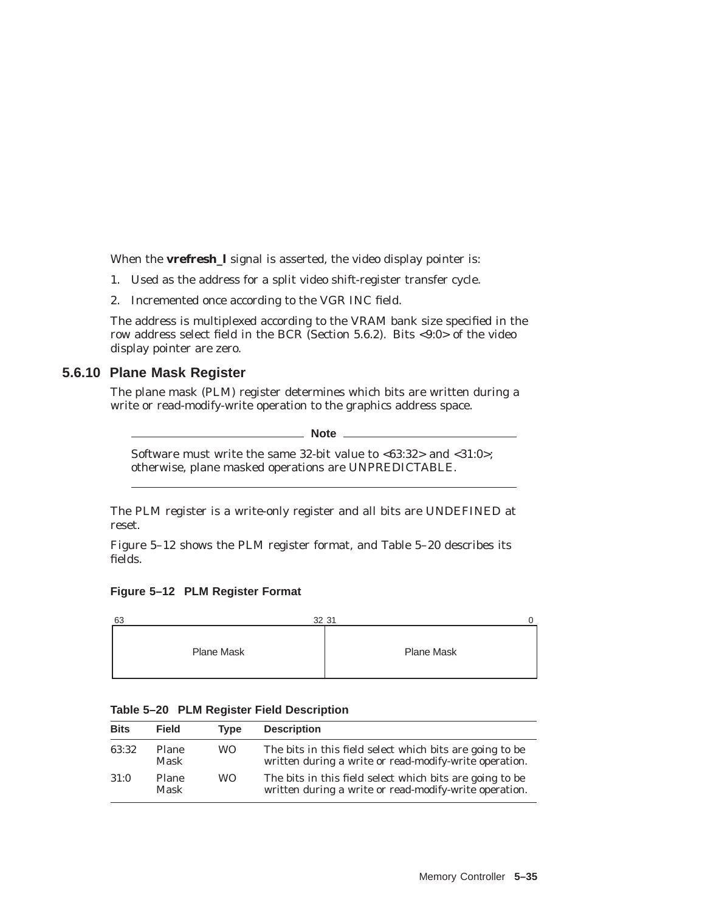When the **vrefresh_l** signal is asserted, the video display pointer is:

1. Used as the address for a split video shift-register transfer cycle.
2. Incremented once according to the VGR INC field.

The address is multiplexed according to the VRAM bank size specified in the row address select field in the BCR (Section 5.6.2). Bits <9:0> of the video display pointer are zero.

### 5.6.10 Plane Mask Register

The plane mask (PLM) register determines which bits are written during a write or read-modify-write operation to the graphics address space.

**Note**

Software must write the same 32-bit value to <63:32> and <31:0>; otherwise, plane masked operations are UNPREDICTABLE.

---

The PLM register is a write-only register and all bits are UNDEFINED at reset.

Figure 5–12 shows the PLM register format, and Table 5–20 describes its fields.

**Figure 5–12 PLM Register Format**

| 63 ... 32 | 31 ... 0 |
|---|---|
| Plane Mask | Plane Mask |

**Table 5–20 PLM Register Field Description**

| Bits | Field | Type | Description |
|---|---|---|---|
| 63:32 | Plane Mask | WO | The bits in this field select which bits are going to be written during a write or read-modify-write operation. |
| 31:0 | Plane Mask | WO | The bits in this field select which bits are going to be written during a write or read-modify-write operation. |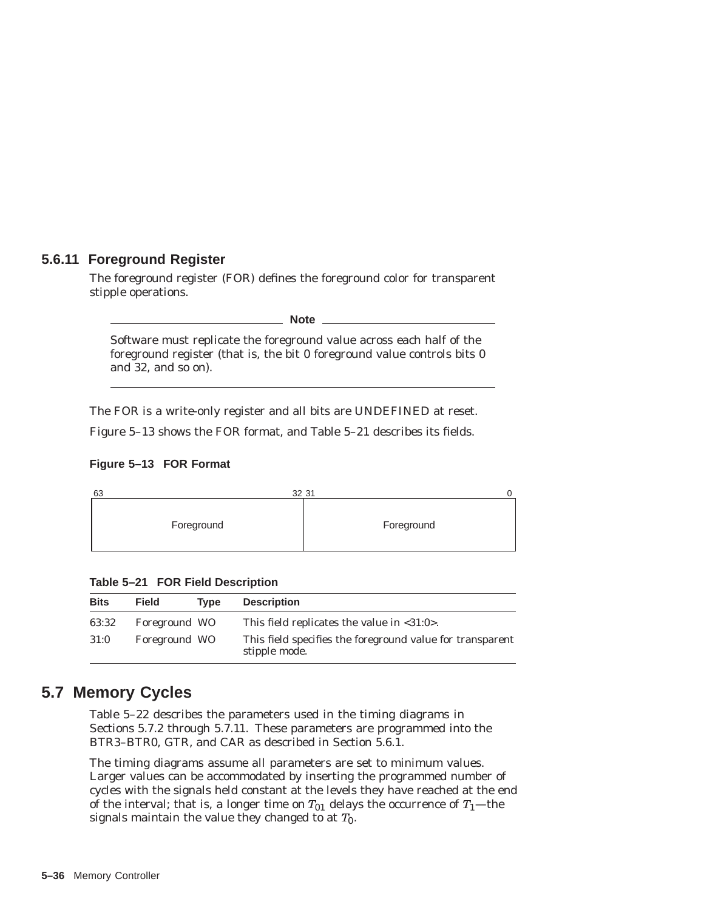### 5.6.11 Foreground Register

The foreground register (FOR) defines the foreground color for transparent stipple operations.

**Note**

Software must replicate the foreground value across each half of the foreground register (that is, the bit 0 foreground value controls bits 0 and 32, and so on).

The FOR is a write-only register and all bits are UNDEFINED at reset.

Figure 5–13 shows the FOR format, and Table 5–21 describes its fields.

**Figure 5–13 FOR Format**

| 63 — 32 | 31 — 0 |
|---|---|
| Foreground | Foreground |

**Table 5–21 FOR Field Description**

| Bits | Field | Type | Description |
|---|---|---|---|
| 63:32 | Foreground | WO | This field replicates the value in <31:0>. |
| 31:0 | Foreground | WO | This field specifies the foreground value for transparent stipple mode. |

## 5.7 Memory Cycles

Table 5–22 describes the parameters used in the timing diagrams in Sections 5.7.2 through 5.7.11. These parameters are programmed into the BTR3–BTR0, GTR, and CAR as described in Section 5.6.1.

The timing diagrams assume all parameters are set to minimum values. Larger values can be accommodated by inserting the programmed number of cycles with the signals held constant at the levels they have reached at the end of the interval; that is, a longer time on $T_{01}$ delays the occurrence of $T_1$—the signals maintain the value they changed to at $T_0$.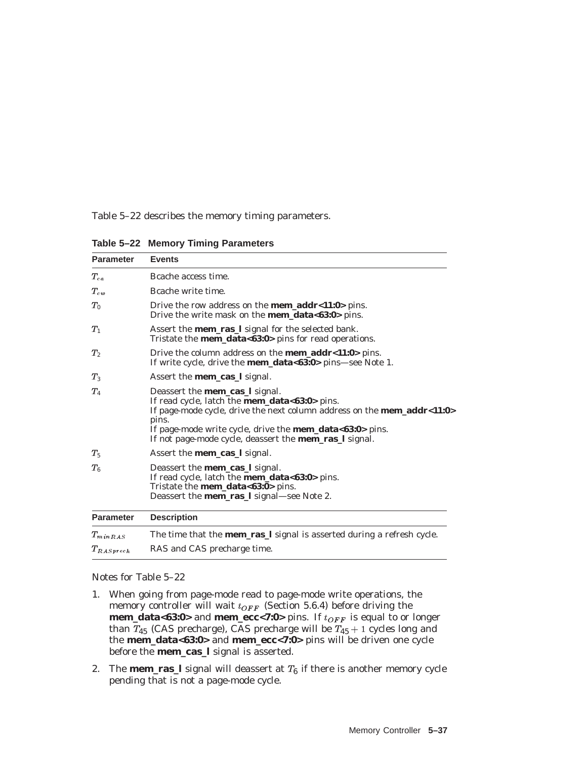Table 5–22 describes the memory timing parameters.

**Table 5–22 Memory Timing Parameters**

| Parameter | Events |
|---|---|
| $T_{ca}$ | Bcache access time. |
| $T_{cw}$ | Bcache write time. |
| $T_0$ | Drive the row address on the **mem_addr<11:0>** pins.<br>Drive the write mask on the **mem_data<63:0>** pins. |
| $T_1$ | Assert the **mem_ras_l** signal for the selected bank.<br>Tristate the **mem_data<63:0>** pins for read operations. |
| $T_2$ | Drive the column address on the **mem_addr<11:0>** pins.<br>If write cycle, drive the **mem_data<63:0>** pins—see Note 1. |
| $T_3$ | Assert the **mem_cas_l** signal. |
| $T_4$ | Deassert the **mem_cas_l** signal.<br>If read cycle, latch the **mem_data<63:0>** pins.<br>If page-mode cycle, drive the next column address on the **mem_addr<11:0>** pins.<br>If page-mode write cycle, drive the **mem_data<63:0>** pins.<br>If not page-mode cycle, deassert the **mem_ras_l** signal. |
| $T_5$ | Assert the **mem_cas_l** signal. |
| $T_6$ | Deassert the **mem_cas_l** signal.<br>If read cycle, latch the **mem_data<63:0>** pins.<br>Tristate the **mem_data<63:0>** pins.<br>Deassert the **mem_ras_l** signal—see Note 2. |
| **Parameter** | **Description** |
| $T_{minRAS}$ | The time that the **mem_ras_l** signal is asserted during a refresh cycle. |
| $T_{RASprech}$ | RAS and CAS precharge time. |

Notes for Table 5–22

1. When going from page-mode read to page-mode write operations, the memory controller will wait $t_{OFF}$ (Section 5.6.4) before driving the **mem_data<63:0>** and **mem_ecc<7:0>** pins. If $t_{OFF}$ is equal to or longer than $T_{45}$ (CAS precharge), CAS precharge will be $T_{45} + 1$ cycles long and the **mem_data<63:0>** and **mem_ecc<7:0>** pins will be driven one cycle before the **mem_cas_l** signal is asserted.
2. The **mem_ras_l** signal will deassert at $T_6$ if there is another memory cycle pending that is not a page-mode cycle.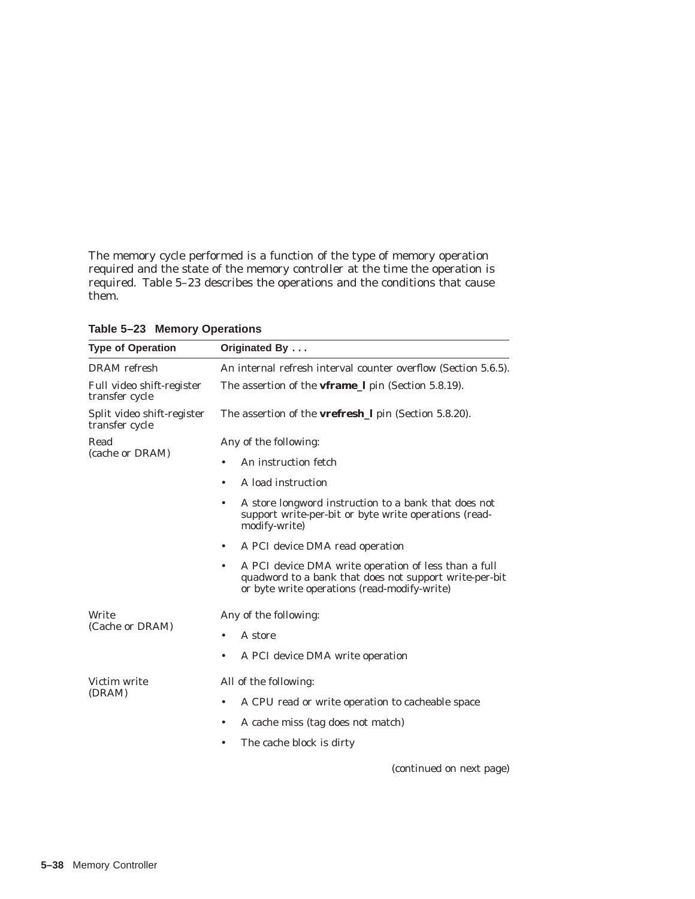The memory cycle performed is a function of the type of memory operation required and the state of the memory controller at the time the operation is required. Table 5–23 describes the operations and the conditions that cause them.

**Table 5–23 Memory Operations**

| Type of Operation | Originated By . . . |
|---|---|
| DRAM refresh | An internal refresh interval counter overflow (Section 5.6.5). |
| Full video shift-register transfer cycle | The assertion of the **vframe_l** pin (Section 5.8.19). |
| Split video shift-register transfer cycle | The assertion of the **vrefresh_l** pin (Section 5.8.20). |
| Read (cache or DRAM) | Any of the following:<br>• An instruction fetch<br>• A load instruction<br>• A store longword instruction to a bank that does not support write-per-bit or byte write operations (read-modify-write)<br>• A PCI device DMA read operation<br>• A PCI device DMA write operation of less than a full quadword to a bank that does not support write-per-bit or byte write operations (read-modify-write) |
| Write (Cache or DRAM) | Any of the following:<br>• A store<br>• A PCI device DMA write operation |
| Victim write (DRAM) | All of the following:<br>• A CPU read or write operation to cacheable space<br>• A cache miss (tag does not match)<br>• The cache block is dirty |

*(continued on next page)*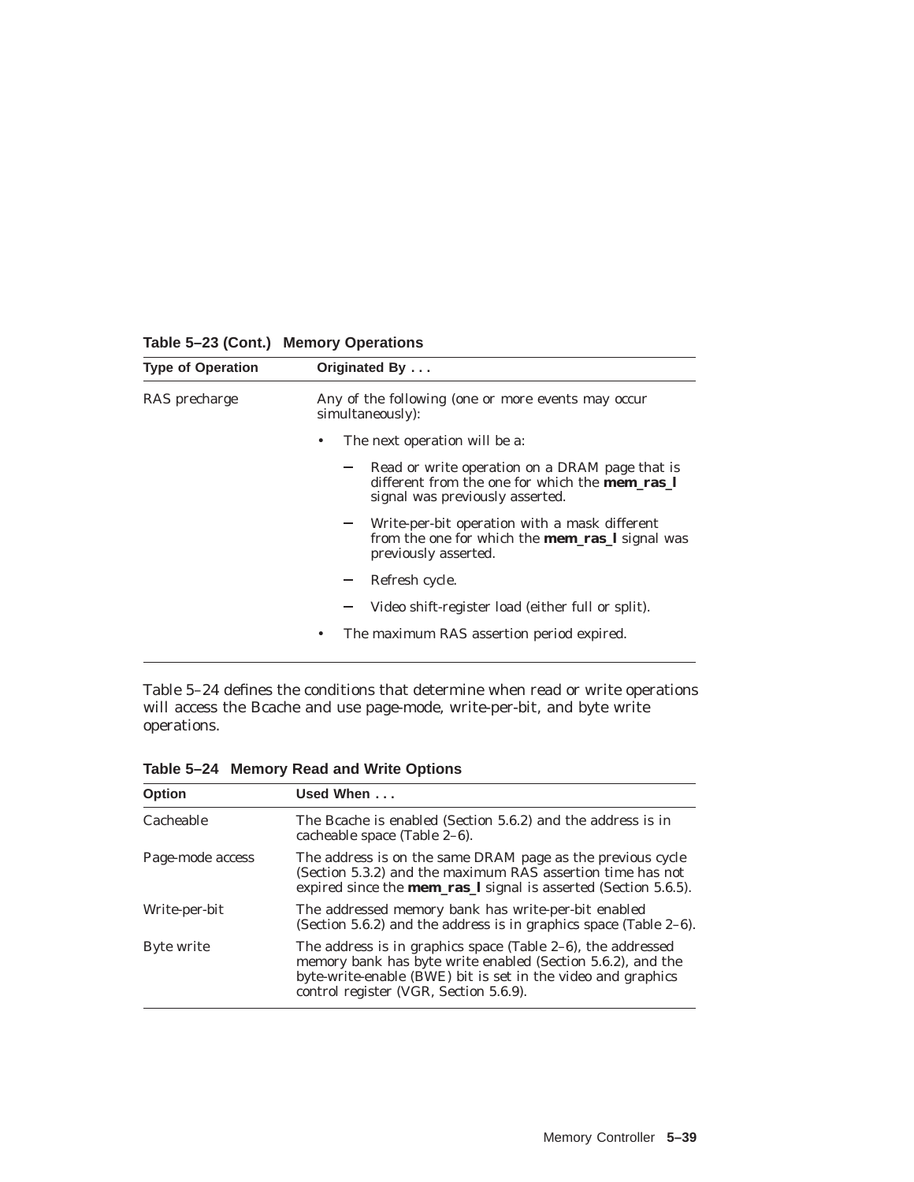**Table 5–23 (Cont.) Memory Operations**

| Type of Operation | Originated By . . . |
|---|---|
| RAS precharge | Any of the following (one or more events may occur simultaneously):<br>• The next operation will be a:<br>&nbsp;&nbsp;– Read or write operation on a DRAM page that is different from the one for which the **mem_ras_l** signal was previously asserted.<br>&nbsp;&nbsp;– Write-per-bit operation with a mask different from the one for which the **mem_ras_l** signal was previously asserted.<br>&nbsp;&nbsp;– Refresh cycle.<br>&nbsp;&nbsp;– Video shift-register load (either full or split).<br>• The maximum RAS assertion period expired. |

Table 5–24 defines the conditions that determine when read or write operations will access the Bcache and use page-mode, write-per-bit, and byte write operations.

**Table 5–24 Memory Read and Write Options**

| Option | Used When . . . |
|---|---|
| Cacheable | The Bcache is enabled (Section 5.6.2) and the address is in cacheable space (Table 2–6). |
| Page-mode access | The address is on the same DRAM page as the previous cycle (Section 5.3.2) and the maximum RAS assertion time has not expired since the **mem_ras_l** signal is asserted (Section 5.6.5). |
| Write-per-bit | The addressed memory bank has write-per-bit enabled (Section 5.6.2) and the address is in graphics space (Table 2–6). |
| Byte write | The address is in graphics space (Table 2–6), the addressed memory bank has byte write enabled (Section 5.6.2), and the byte-write-enable (BWE) bit is set in the video and graphics control register (VGR, Section 5.6.9). |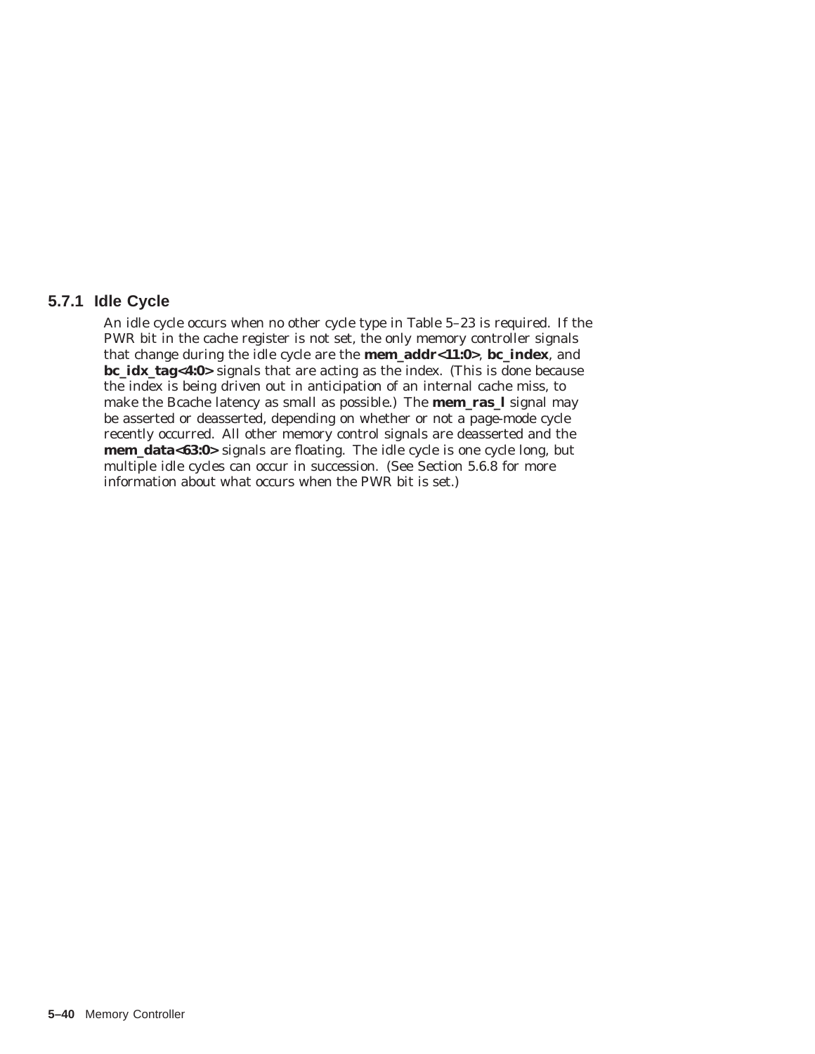### 5.7.1 Idle Cycle

An idle cycle occurs when no other cycle type in Table 5–23 is required. If the PWR bit in the cache register is not set, the only memory controller signals that change during the idle cycle are the **mem_addr<11:0>**, **bc_index**, and **bc_idx_tag<4:0>** signals that are acting as the index. (This is done because the index is being driven out in anticipation of an internal cache miss, to make the Bcache latency as small as possible.) The **mem_ras_l** signal may be asserted or deasserted, depending on whether or not a page-mode cycle recently occurred. All other memory control signals are deasserted and the **mem_data<63:0>** signals are floating. The idle cycle is one cycle long, but multiple idle cycles can occur in succession. (See Section 5.6.8 for more information about what occurs when the PWR bit is set.)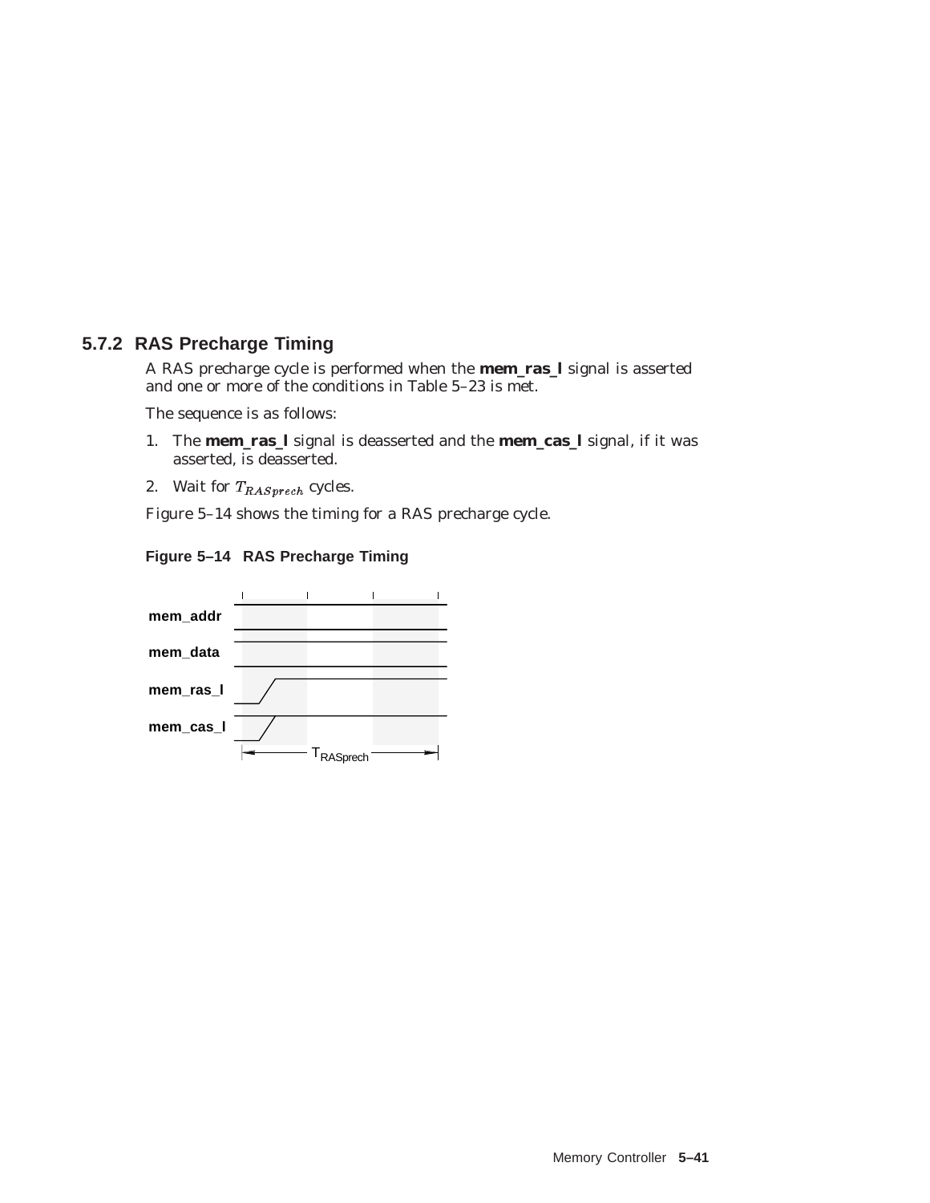### 5.7.2 RAS Precharge Timing

A RAS precharge cycle is performed when the **mem_ras_l** signal is asserted and one or more of the conditions in Table 5–23 is met.

The sequence is as follows:

1. The **mem_ras_l** signal is deasserted and the **mem_cas_l** signal, if it was asserted, is deasserted.
2. Wait for $T_{RASprech}$ cycles.

Figure 5–14 shows the timing for a RAS precharge cycle.

**Figure 5–14 RAS Precharge Timing**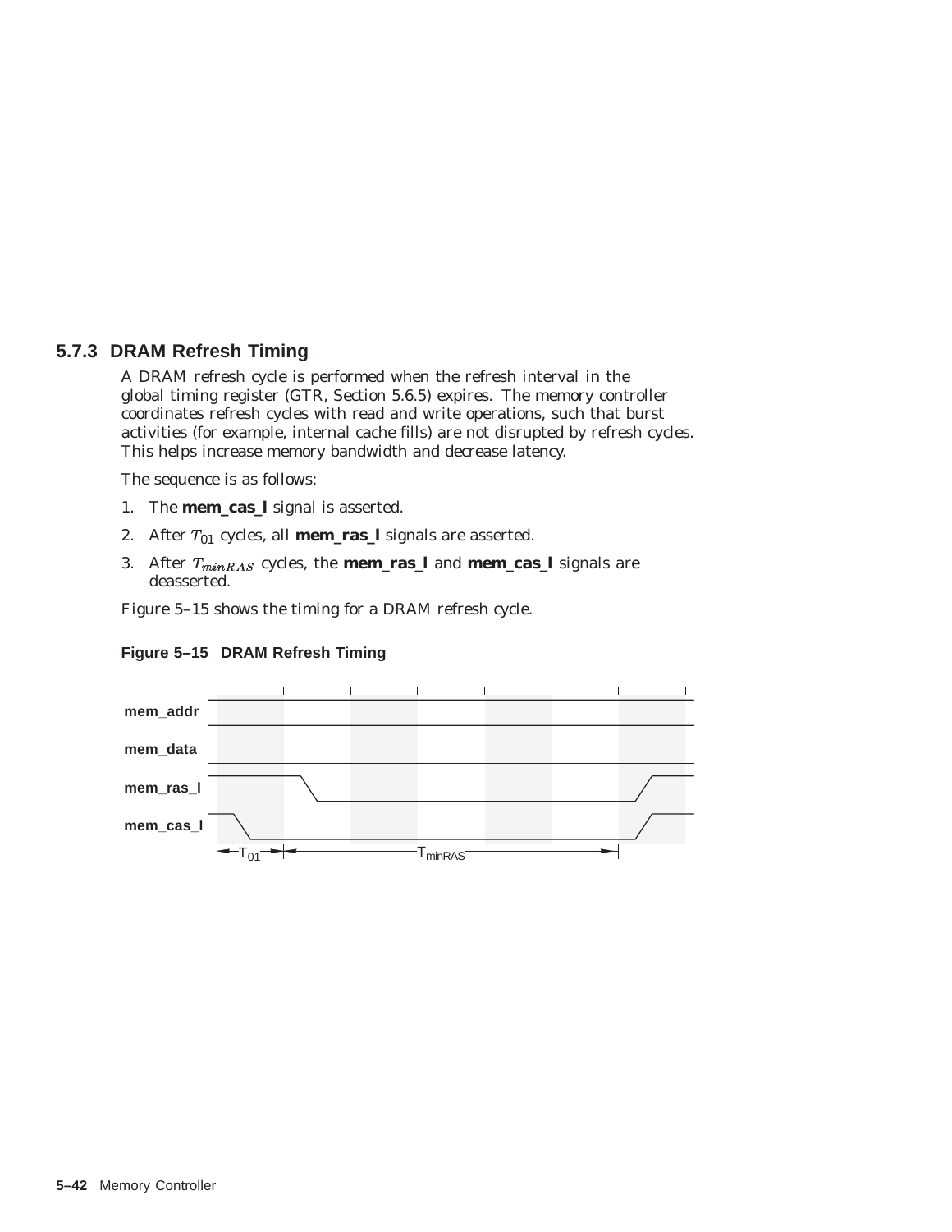### 5.7.3 DRAM Refresh Timing

A DRAM refresh cycle is performed when the refresh interval in the global timing register (GTR, Section 5.6.5) expires. The memory controller coordinates refresh cycles with read and write operations, such that burst activities (for example, internal cache fills) are not disrupted by refresh cycles. This helps increase memory bandwidth and decrease latency.

The sequence is as follows:

1. The **mem_cas_l** signal is asserted.
2. After $T_{01}$ cycles, all **mem_ras_l** signals are asserted.
3. After $T_{minRAS}$ cycles, the **mem_ras_l** and **mem_cas_l** signals are deasserted.

Figure 5–15 shows the timing for a DRAM refresh cycle.

**Figure 5–15 DRAM Refresh Timing**

mem_addr

mem_data

mem_ras_l

mem_cas_l

$T_{01}$ $T_{minRAS}$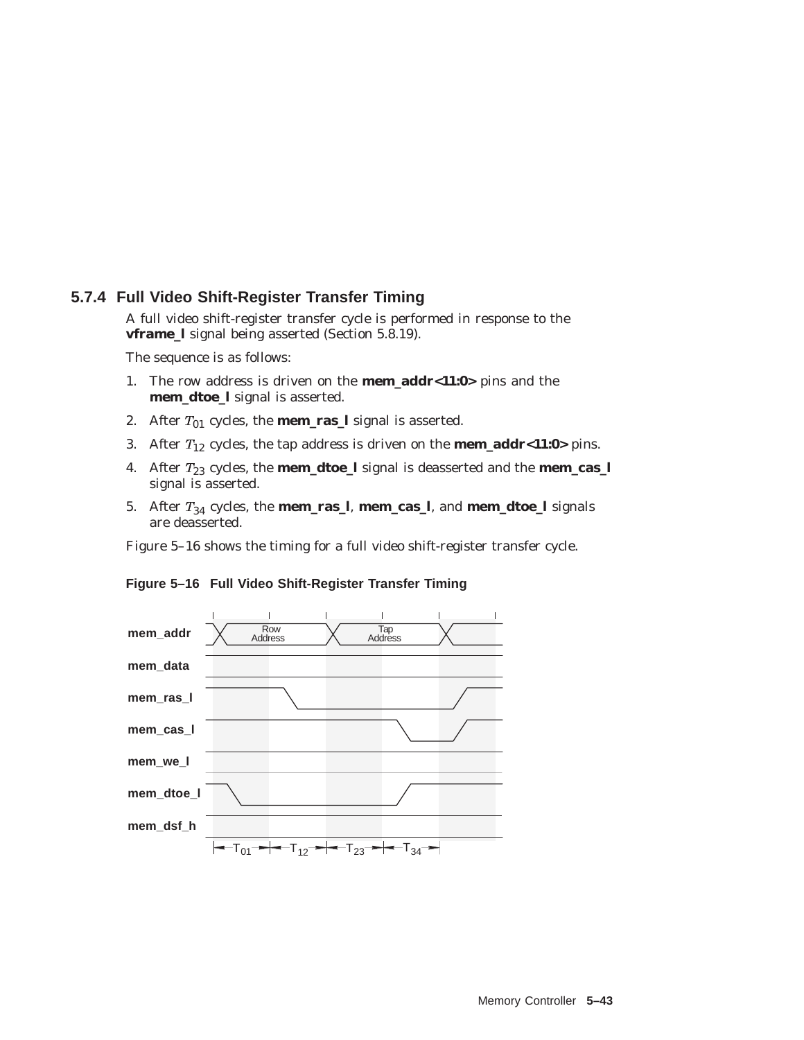### 5.7.4 Full Video Shift-Register Transfer Timing

A full video shift-register transfer cycle is performed in response to the **vframe_l** signal being asserted (Section 5.8.19).

The sequence is as follows:

1. The row address is driven on the **mem_addr<11:0>** pins and the **mem_dtoe_l** signal is asserted.
2. After $T_{01}$ cycles, the **mem_ras_l** signal is asserted.
3. After $T_{12}$ cycles, the tap address is driven on the **mem_addr<11:0>** pins.
4. After $T_{23}$ cycles, the **mem_dtoe_l** signal is deasserted and the **mem_cas_l** signal is asserted.
5. After $T_{34}$ cycles, the **mem_ras_l**, **mem_cas_l**, and **mem_dtoe_l** signals are deasserted.

Figure 5–16 shows the timing for a full video shift-register transfer cycle.

**Figure 5–16 Full Video Shift-Register Transfer Timing**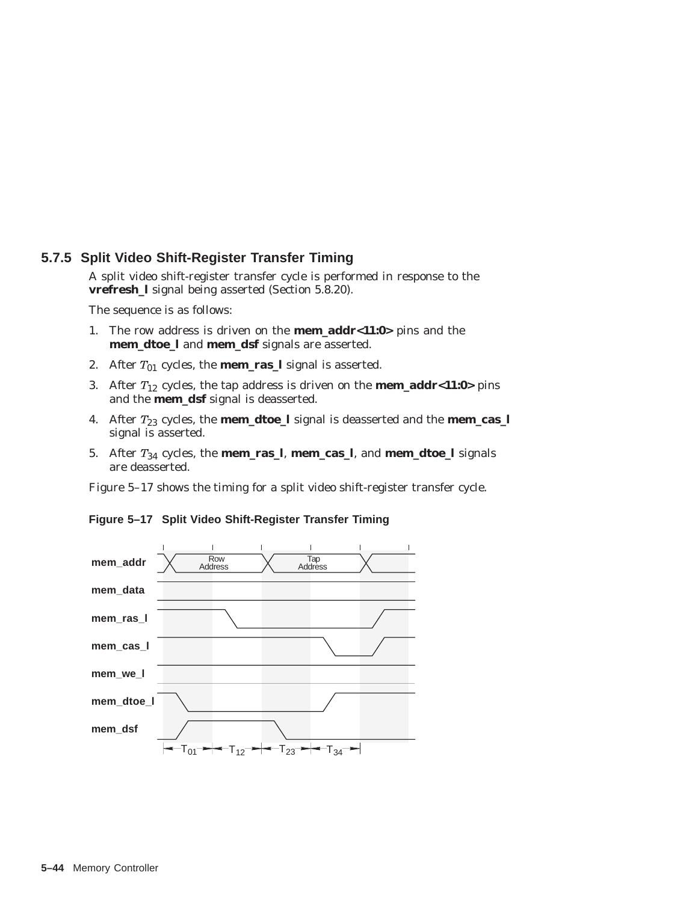### 5.7.5 Split Video Shift-Register Transfer Timing

A split video shift-register transfer cycle is performed in response to the **vrefresh_l** signal being asserted (Section 5.8.20).

The sequence is as follows:

1. The row address is driven on the **mem_addr<11:0>** pins and the **mem_dtoe_l** and **mem_dsf** signals are asserted.
2. After $T_{01}$ cycles, the **mem_ras_l** signal is asserted.
3. After $T_{12}$ cycles, the tap address is driven on the **mem_addr<11:0>** pins and the **mem_dsf** signal is deasserted.
4. After $T_{23}$ cycles, the **mem_dtoe_l** signal is deasserted and the **mem_cas_l** signal is asserted.
5. After $T_{34}$ cycles, the **mem_ras_l**, **mem_cas_l**, and **mem_dtoe_l** signals are deasserted.

Figure 5–17 shows the timing for a split video shift-register transfer cycle.

**Figure 5–17 Split Video Shift-Register Transfer Timing**

mem_addr: Row Address, Tap Address
mem_data
mem_ras_l
mem_cas_l
mem_we_l
mem_dtoe_l
mem_dsf

$T_{01}$ $T_{12}$ $T_{23}$ $T_{34}$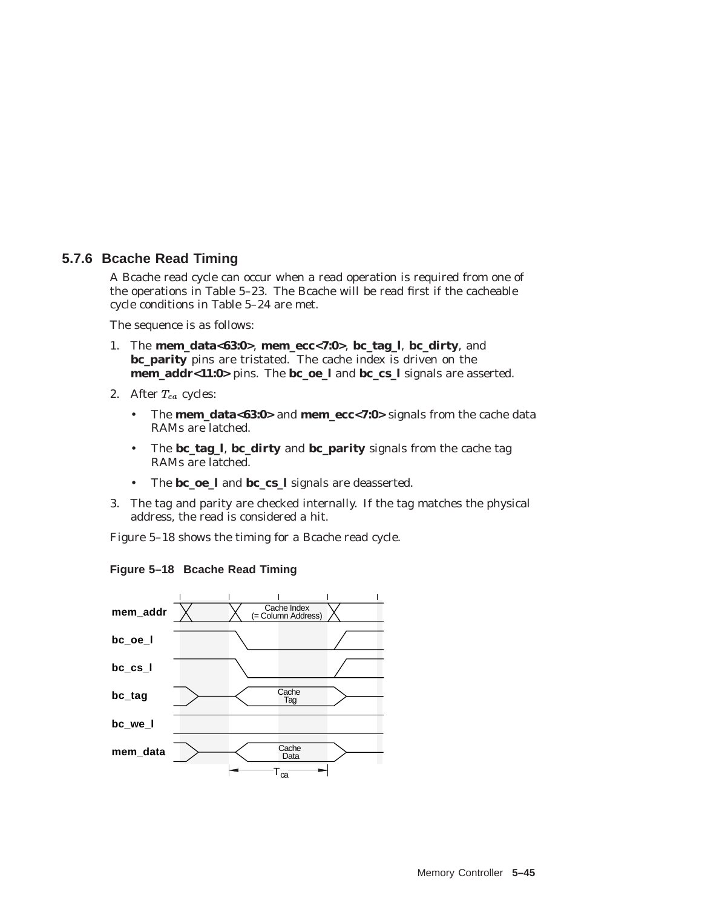### 5.7.6 Bcache Read Timing

A Bcache read cycle can occur when a read operation is required from one of the operations in Table 5–23. The Bcache will be read first if the cacheable cycle conditions in Table 5–24 are met.

The sequence is as follows:

1. The **mem_data<63:0>**, **mem_ecc<7:0>**, **bc_tag_l**, **bc_dirty**, and **bc_parity** pins are tristated. The cache index is driven on the **mem_addr<11:0>** pins. The **bc_oe_l** and **bc_cs_l** signals are asserted.
2. After $T_{ca}$ cycles:
   - The **mem_data<63:0>** and **mem_ecc<7:0>** signals from the cache data RAMs are latched.
   - The **bc_tag_l**, **bc_dirty** and **bc_parity** signals from the cache tag RAMs are latched.
   - The **bc_oe_l** and **bc_cs_l** signals are deasserted.
3. The tag and parity are checked internally. If the tag matches the physical address, the read is considered a hit.

Figure 5–18 shows the timing for a Bcache read cycle.

**Figure 5–18 Bcache Read Timing**

mem_addr — Cache Index (= Column Address)
bc_oe_l
bc_cs_l
bc_tag — Cache Tag
bc_we_l
mem_data — Cache Data
$T_{ca}$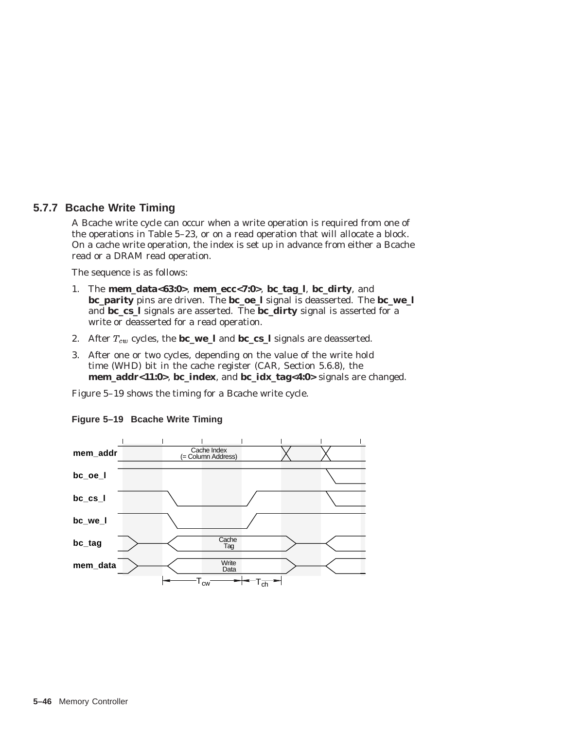### 5.7.7 Bcache Write Timing

A Bcache write cycle can occur when a write operation is required from one of the operations in Table 5–23, or on a read operation that will allocate a block. On a cache write operation, the index is set up in advance from either a Bcache read or a DRAM read operation.

The sequence is as follows:

1. The **mem_data<63:0>**, **mem_ecc<7:0>**, **bc_tag_l**, **bc_dirty**, and **bc_parity** pins are driven. The **bc_oe_l** signal is deasserted. The **bc_we_l** and **bc_cs_l** signals are asserted. The **bc_dirty** signal is asserted for a write or deasserted for a read operation.
2. After $T_{cw}$ cycles, the **bc_we_l** and **bc_cs_l** signals are deasserted.
3. After one or two cycles, depending on the value of the write hold time (WHD) bit in the cache register (CAR, Section 5.6.8), the **mem_addr<11:0>**, **bc_index**, and **bc_idx_tag<4:0>** signals are changed.

Figure 5–19 shows the timing for a Bcache write cycle.

**Figure 5–19 Bcache Write Timing**

mem_addr — Cache Index (= Column Address)
bc_oe_l
bc_cs_l
bc_we_l
bc_tag — Cache Tag
mem_data — Write Data
$T_{cw}$ $T_{ch}$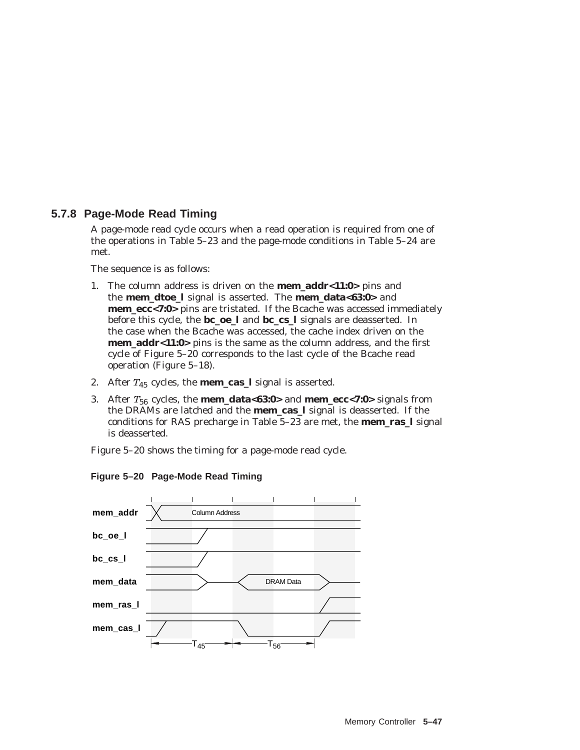### 5.7.8 Page-Mode Read Timing

A page-mode read cycle occurs when a read operation is required from one of the operations in Table 5–23 and the page-mode conditions in Table 5–24 are met.

The sequence is as follows:

1. The column address is driven on the **mem_addr<11:0>** pins and the **mem_dtoe_l** signal is asserted. The **mem_data<63:0>** and **mem_ecc<7:0>** pins are tristated. If the Bcache was accessed immediately before this cycle, the **bc_oe_l** and **bc_cs_l** signals are deasserted. In the case when the Bcache was accessed, the cache index driven on the **mem_addr<11:0>** pins is the same as the column address, and the first cycle of Figure 5–20 corresponds to the last cycle of the Bcache read operation (Figure 5–18).
2. After $T_{45}$ cycles, the **mem_cas_l** signal is asserted.
3. After $T_{56}$ cycles, the **mem_data<63:0>** and **mem_ecc<7:0>** signals from the DRAMs are latched and the **mem_cas_l** signal is deasserted. If the conditions for RAS precharge in Table 5–23 are met, the **mem_ras_l** signal is deasserted.

Figure 5–20 shows the timing for a page-mode read cycle.

**Figure 5–20 Page-Mode Read Timing**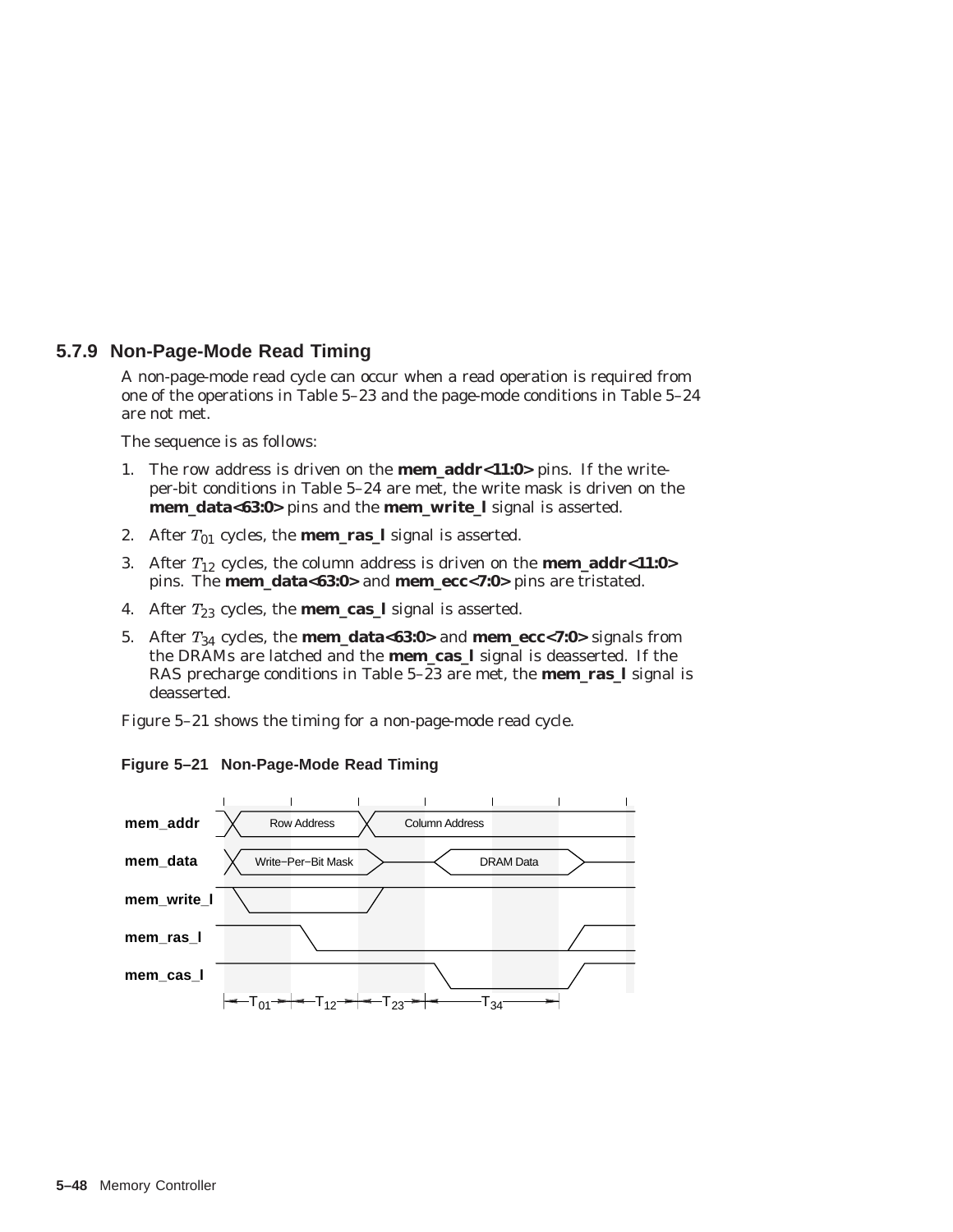### 5.7.9 Non-Page-Mode Read Timing

A non-page-mode read cycle can occur when a read operation is required from one of the operations in Table 5–23 and the page-mode conditions in Table 5–24 are not met.

The sequence is as follows:

1. The row address is driven on the **mem_addr<11:0>** pins. If the write-per-bit conditions in Table 5–24 are met, the write mask is driven on the **mem_data<63:0>** pins and the **mem_write_l** signal is asserted.
2. After $T_{01}$ cycles, the **mem_ras_l** signal is asserted.
3. After $T_{12}$ cycles, the column address is driven on the **mem_addr<11:0>** pins. The **mem_data<63:0>** and **mem_ecc<7:0>** pins are tristated.
4. After $T_{23}$ cycles, the **mem_cas_l** signal is asserted.
5. After $T_{34}$ cycles, the **mem_data<63:0>** and **mem_ecc<7:0>** signals from the DRAMs are latched and the **mem_cas_l** signal is deasserted. If the RAS precharge conditions in Table 5–23 are met, the **mem_ras_l** signal is deasserted.

Figure 5–21 shows the timing for a non-page-mode read cycle.

**Figure 5–21 Non-Page-Mode Read Timing**

mem_addr: Row Address, Column Address
mem_data: Write−Per−Bit Mask, DRAM Data
mem_write_l
mem_ras_l
mem_cas_l
$T_{01}$ $T_{12}$ $T_{23}$ $T_{34}$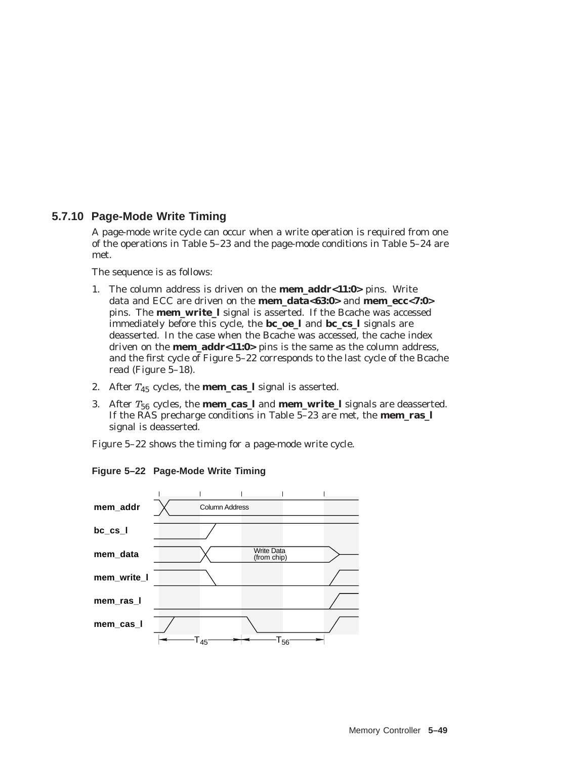### 5.7.10 Page-Mode Write Timing

A page-mode write cycle can occur when a write operation is required from one of the operations in Table 5–23 and the page-mode conditions in Table 5–24 are met.

The sequence is as follows:

1. The column address is driven on the **mem_addr<11:0>** pins. Write data and ECC are driven on the **mem_data<63:0>** and **mem_ecc<7:0>** pins. The **mem_write_l** signal is asserted. If the Bcache was accessed immediately before this cycle, the **bc_oe_l** and **bc_cs_l** signals are deasserted. In the case when the Bcache was accessed, the cache index driven on the **mem_addr<11:0>** pins is the same as the column address, and the first cycle of Figure 5–22 corresponds to the last cycle of the Bcache read (Figure 5–18).
2. After $T_{45}$ cycles, the **mem_cas_l** signal is asserted.
3. After $T_{56}$ cycles, the **mem_cas_l** and **mem_write_l** signals are deasserted. If the RAS precharge conditions in Table 5–23 are met, the **mem_ras_l** signal is deasserted.

Figure 5–22 shows the timing for a page-mode write cycle.

**Figure 5–22 Page-Mode Write Timing**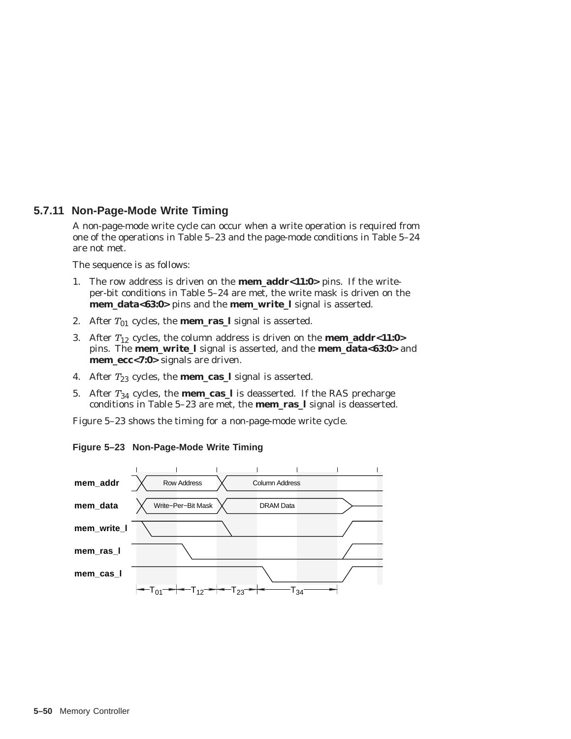### 5.7.11 Non-Page-Mode Write Timing

A non-page-mode write cycle can occur when a write operation is required from one of the operations in Table 5–23 and the page-mode conditions in Table 5–24 are not met.

The sequence is as follows:

1. The row address is driven on the **mem_addr<11:0>** pins. If the write-per-bit conditions in Table 5–24 are met, the write mask is driven on the **mem_data<63:0>** pins and the **mem_write_l** signal is asserted.
2. After $T_{01}$ cycles, the **mem_ras_l** signal is asserted.
3. After $T_{12}$ cycles, the column address is driven on the **mem_addr<11:0>** pins. The **mem_write_l** signal is asserted, and the **mem_data<63:0>** and **mem_ecc<7:0>** signals are driven.
4. After $T_{23}$ cycles, the **mem_cas_l** signal is asserted.
5. After $T_{34}$ cycles, the **mem_cas_l** is deasserted. If the RAS precharge conditions in Table 5–23 are met, the **mem_ras_l** signal is deasserted.

Figure 5–23 shows the timing for a non-page-mode write cycle.

**Figure 5–23 Non-Page-Mode Write Timing**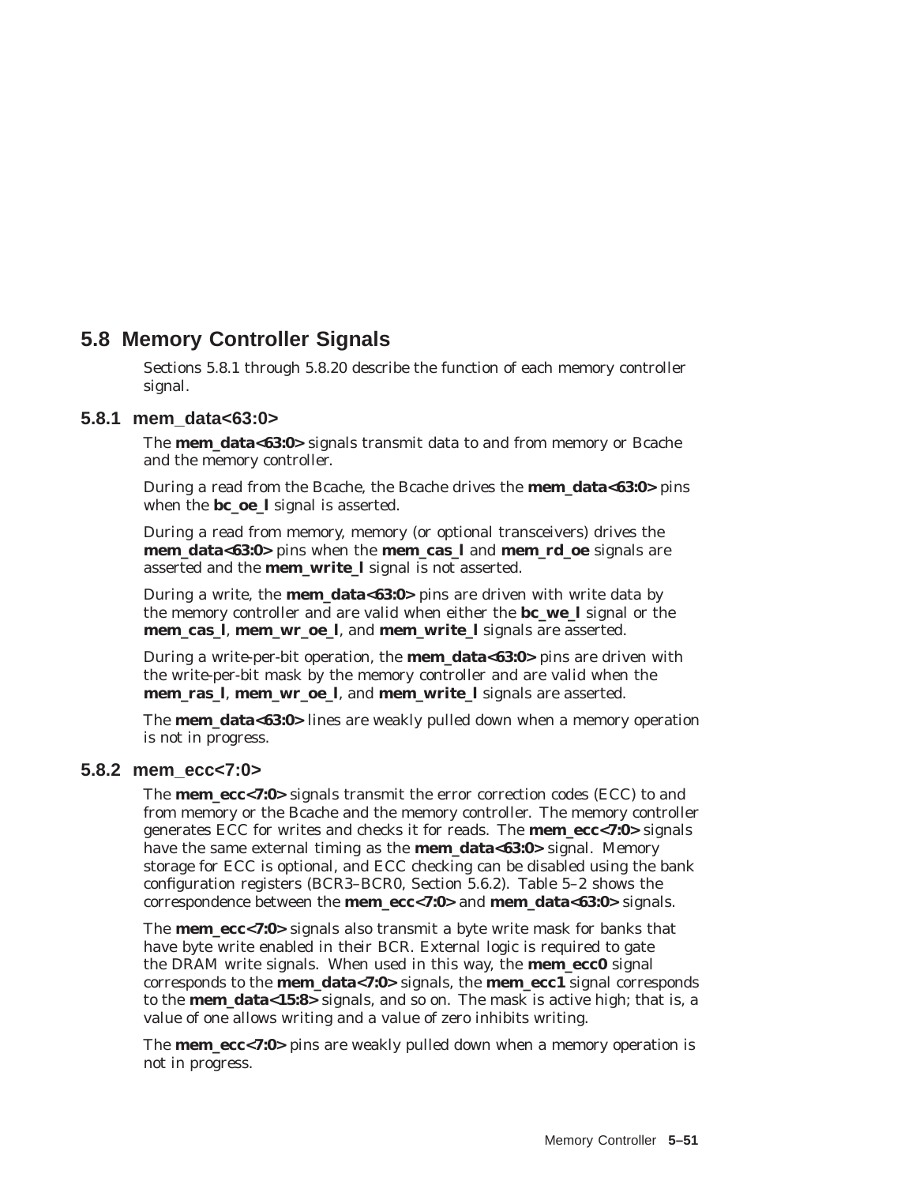## 5.8 Memory Controller Signals

Sections 5.8.1 through 5.8.20 describe the function of each memory controller signal.

### 5.8.1 mem_data<63:0>

The **mem_data<63:0>** signals transmit data to and from memory or Bcache and the memory controller.

During a read from the Bcache, the Bcache drives the **mem_data<63:0>** pins when the **bc_oe_l** signal is asserted.

During a read from memory, memory (or optional transceivers) drives the **mem_data<63:0>** pins when the **mem_cas_l** and **mem_rd_oe** signals are asserted and the **mem_write_l** signal is not asserted.

During a write, the **mem_data<63:0>** pins are driven with write data by the memory controller and are valid when either the **bc_we_l** signal or the **mem_cas_l**, **mem_wr_oe_l**, and **mem_write_l** signals are asserted.

During a write-per-bit operation, the **mem_data<63:0>** pins are driven with the write-per-bit mask by the memory controller and are valid when the **mem_ras_l**, **mem_wr_oe_l**, and **mem_write_l** signals are asserted.

The **mem_data<63:0>** lines are weakly pulled down when a memory operation is not in progress.

### 5.8.2 mem_ecc<7:0>

The **mem_ecc<7:0>** signals transmit the error correction codes (ECC) to and from memory or the Bcache and the memory controller. The memory controller generates ECC for writes and checks it for reads. The **mem_ecc<7:0>** signals have the same external timing as the **mem_data<63:0>** signal. Memory storage for ECC is optional, and ECC checking can be disabled using the bank configuration registers (BCR3–BCR0, Section 5.6.2). Table 5–2 shows the correspondence between the **mem_ecc<7:0>** and **mem_data<63:0>** signals.

The **mem_ecc<7:0>** signals also transmit a byte write mask for banks that have byte write enabled in their BCR. External logic is required to gate the DRAM write signals. When used in this way, the **mem_ecc0** signal corresponds to the **mem_data<7:0>** signals, the **mem_ecc1** signal corresponds to the **mem_data<15:8>** signals, and so on. The mask is active high; that is, a value of one allows writing and a value of zero inhibits writing.

The **mem_ecc<7:0>** pins are weakly pulled down when a memory operation is not in progress.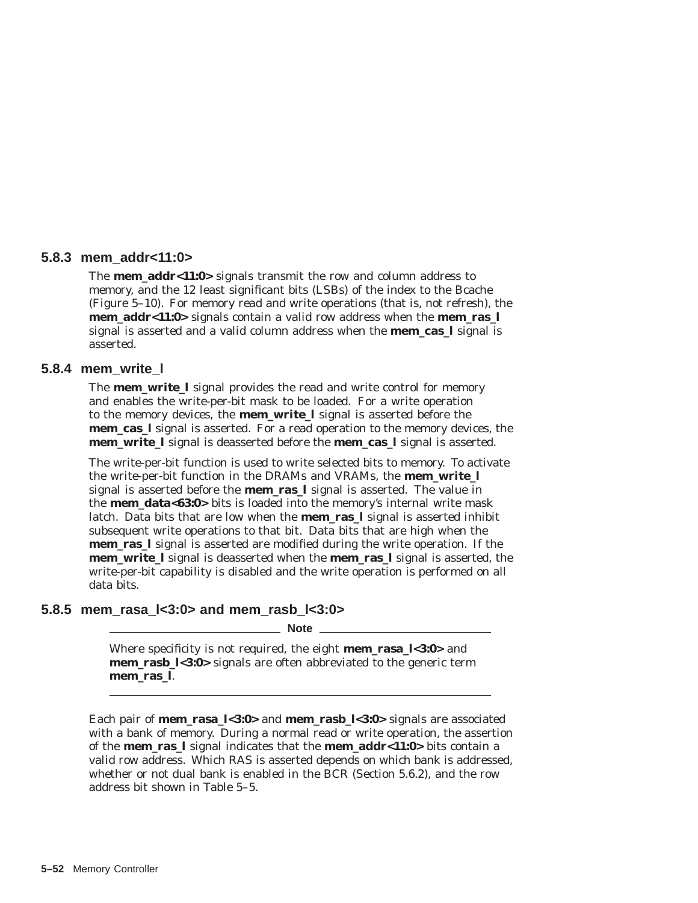### 5.8.3 mem_addr<11:0>

The **mem_addr<11:0>** signals transmit the row and column address to memory, and the 12 least significant bits (LSBs) of the index to the Bcache (Figure 5–10). For memory read and write operations (that is, not refresh), the **mem_addr<11:0>** signals contain a valid row address when the **mem_ras_l** signal is asserted and a valid column address when the **mem_cas_l** signal is asserted.

### 5.8.4 mem_write_l

The **mem_write_l** signal provides the read and write control for memory and enables the write-per-bit mask to be loaded. For a write operation to the memory devices, the **mem_write_l** signal is asserted before the **mem_cas_l** signal is asserted. For a read operation to the memory devices, the **mem_write_l** signal is deasserted before the **mem_cas_l** signal is asserted.

The write-per-bit function is used to write selected bits to memory. To activate the write-per-bit function in the DRAMs and VRAMs, the **mem_write_l** signal is asserted before the **mem_ras_l** signal is asserted. The value in the **mem_data<63:0>** bits is loaded into the memory's internal write mask latch. Data bits that are low when the **mem_ras_l** signal is asserted inhibit subsequent write operations to that bit. Data bits that are high when the **mem_ras_l** signal is asserted are modified during the write operation. If the **mem_write_l** signal is deasserted when the **mem_ras_l** signal is asserted, the write-per-bit capability is disabled and the write operation is performed on all data bits.

### 5.8.5 mem_rasa_l<3:0> and mem_rasb_l<3:0>

---

**Note**

Where specificity is not required, the eight **mem_rasa_l<3:0>** and **mem_rasb_l<3:0>** signals are often abbreviated to the generic term **mem_ras_l**.

---

Each pair of **mem_rasa_l<3:0>** and **mem_rasb_l<3:0>** signals are associated with a bank of memory. During a normal read or write operation, the assertion of the **mem_ras_l** signal indicates that the **mem_addr<11:0>** bits contain a valid row address. Which RAS is asserted depends on which bank is addressed, whether or not dual bank is enabled in the BCR (Section 5.6.2), and the row address bit shown in Table 5–5.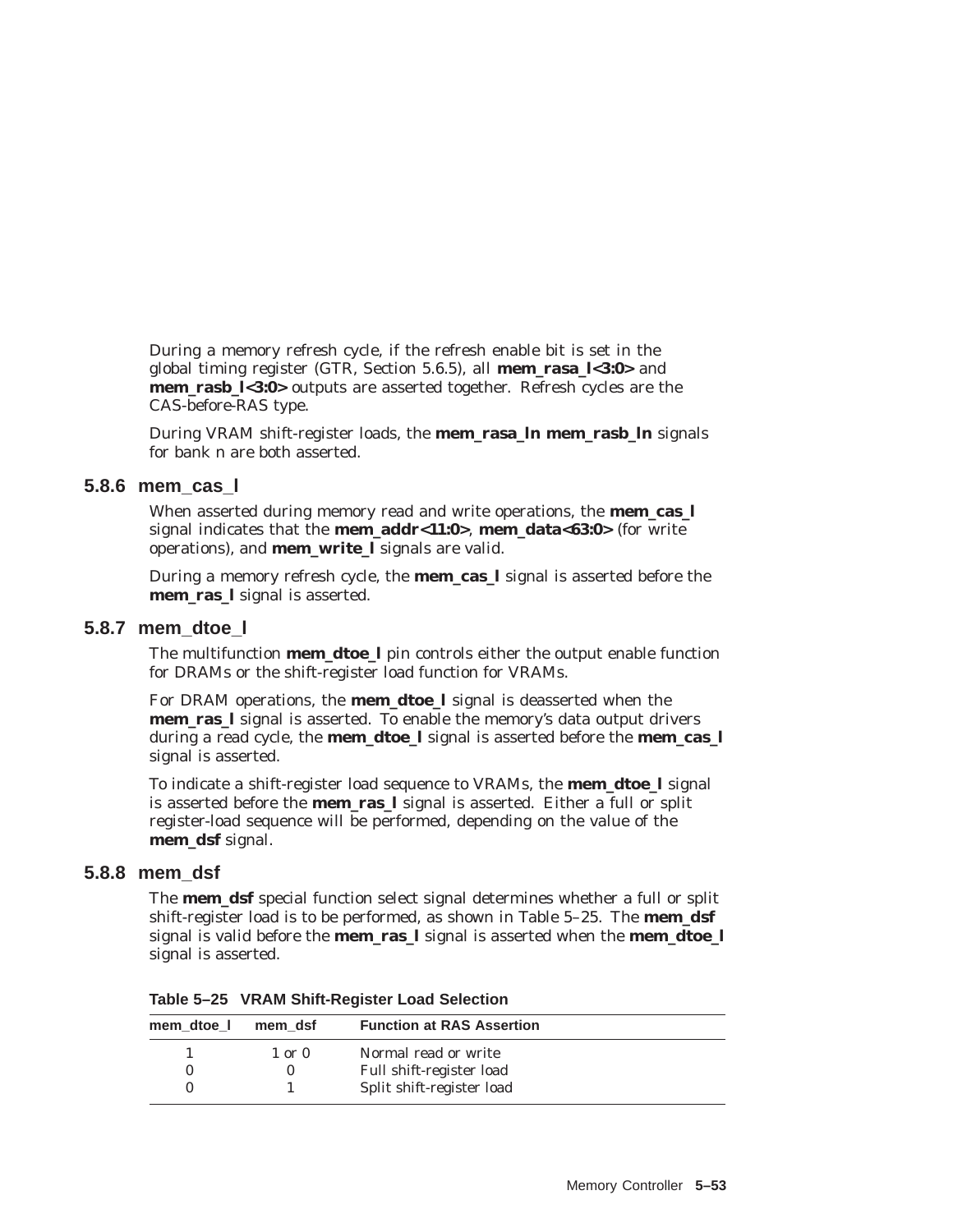During a memory refresh cycle, if the refresh enable bit is set in the global timing register (GTR, Section 5.6.5), all **mem_rasa_l<3:0>** and **mem_rasb_l<3:0>** outputs are asserted together. Refresh cycles are the CAS-before-RAS type.

During VRAM shift-register loads, the **mem_rasa_ln mem_rasb_ln** signals for bank n are both asserted.

### 5.8.6 mem_cas_l

When asserted during memory read and write operations, the **mem_cas_l** signal indicates that the **mem_addr<11:0>**, **mem_data<63:0>** (for write operations), and **mem_write_l** signals are valid.

During a memory refresh cycle, the **mem_cas_l** signal is asserted before the **mem_ras_l** signal is asserted.

### 5.8.7 mem_dtoe_l

The multifunction **mem_dtoe_l** pin controls either the output enable function for DRAMs or the shift-register load function for VRAMs.

For DRAM operations, the **mem_dtoe_l** signal is deasserted when the **mem_ras_l** signal is asserted. To enable the memory's data output drivers during a read cycle, the **mem_dtoe_l** signal is asserted before the **mem_cas_l** signal is asserted.

To indicate a shift-register load sequence to VRAMs, the **mem_dtoe_l** signal is asserted before the **mem_ras_l** signal is asserted. Either a full or split register-load sequence will be performed, depending on the value of the **mem_dsf** signal.

### 5.8.8 mem_dsf

The **mem_dsf** special function select signal determines whether a full or split shift-register load is to be performed, as shown in Table 5–25. The **mem_dsf** signal is valid before the **mem_ras_l** signal is asserted when the **mem_dtoe_l** signal is asserted.

**Table 5–25 VRAM Shift-Register Load Selection**

| mem_dtoe_l | mem_dsf | Function at RAS Assertion |
|---|---|---|
| 1 | 1 or 0 | Normal read or write |
| 0 | 0 | Full shift-register load |
| 0 | 1 | Split shift-register load |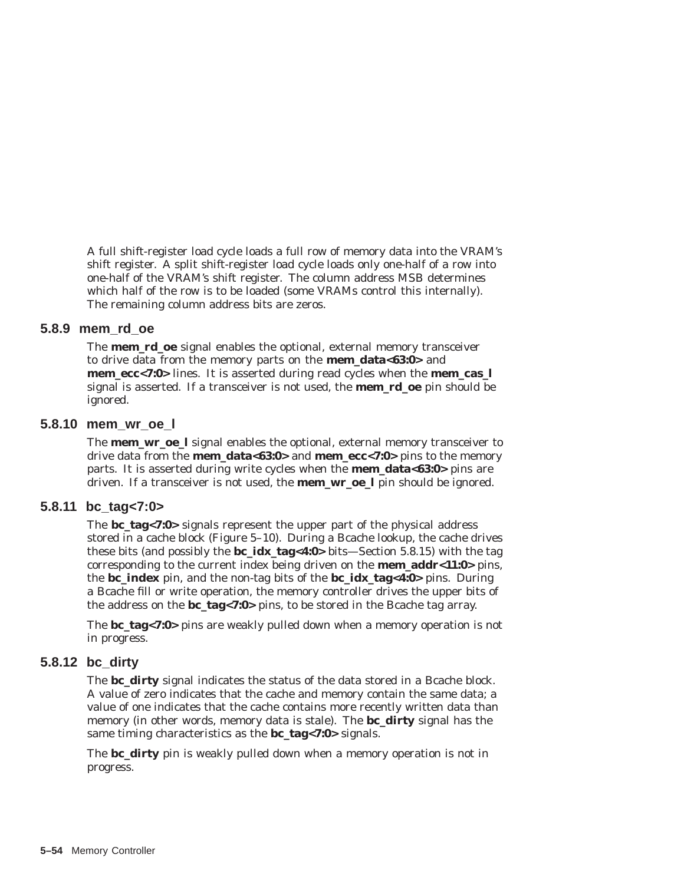A full shift-register load cycle loads a full row of memory data into the VRAM's shift register. A split shift-register load cycle loads only one-half of a row into one-half of the VRAM's shift register. The column address MSB determines which half of the row is to be loaded (some VRAMs control this internally). The remaining column address bits are zeros.

### 5.8.9 mem_rd_oe

The **mem_rd_oe** signal enables the optional, external memory transceiver to drive data from the memory parts on the **mem_data<63:0>** and **mem_ecc<7:0>** lines. It is asserted during read cycles when the **mem_cas_l** signal is asserted. If a transceiver is not used, the **mem_rd_oe** pin should be ignored.

### 5.8.10 mem_wr_oe_l

The **mem_wr_oe_l** signal enables the optional, external memory transceiver to drive data from the **mem_data<63:0>** and **mem_ecc<7:0>** pins to the memory parts. It is asserted during write cycles when the **mem_data<63:0>** pins are driven. If a transceiver is not used, the **mem_wr_oe_l** pin should be ignored.

### 5.8.11 bc_tag<7:0>

The **bc_tag<7:0>** signals represent the upper part of the physical address stored in a cache block (Figure 5–10). During a Bcache lookup, the cache drives these bits (and possibly the **bc_idx_tag<4:0>** bits—Section 5.8.15) with the tag corresponding to the current index being driven on the **mem_addr<11:0>** pins, the **bc_index** pin, and the non-tag bits of the **bc_idx_tag<4:0>** pins. During a Bcache fill or write operation, the memory controller drives the upper bits of the address on the **bc_tag<7:0>** pins, to be stored in the Bcache tag array.

The **bc_tag<7:0>** pins are weakly pulled down when a memory operation is not in progress.

### 5.8.12 bc_dirty

The **bc_dirty** signal indicates the status of the data stored in a Bcache block. A value of zero indicates that the cache and memory contain the same data; a value of one indicates that the cache contains more recently written data than memory (in other words, memory data is stale). The **bc_dirty** signal has the same timing characteristics as the **bc_tag<7:0>** signals.

The **bc_dirty** pin is weakly pulled down when a memory operation is not in progress.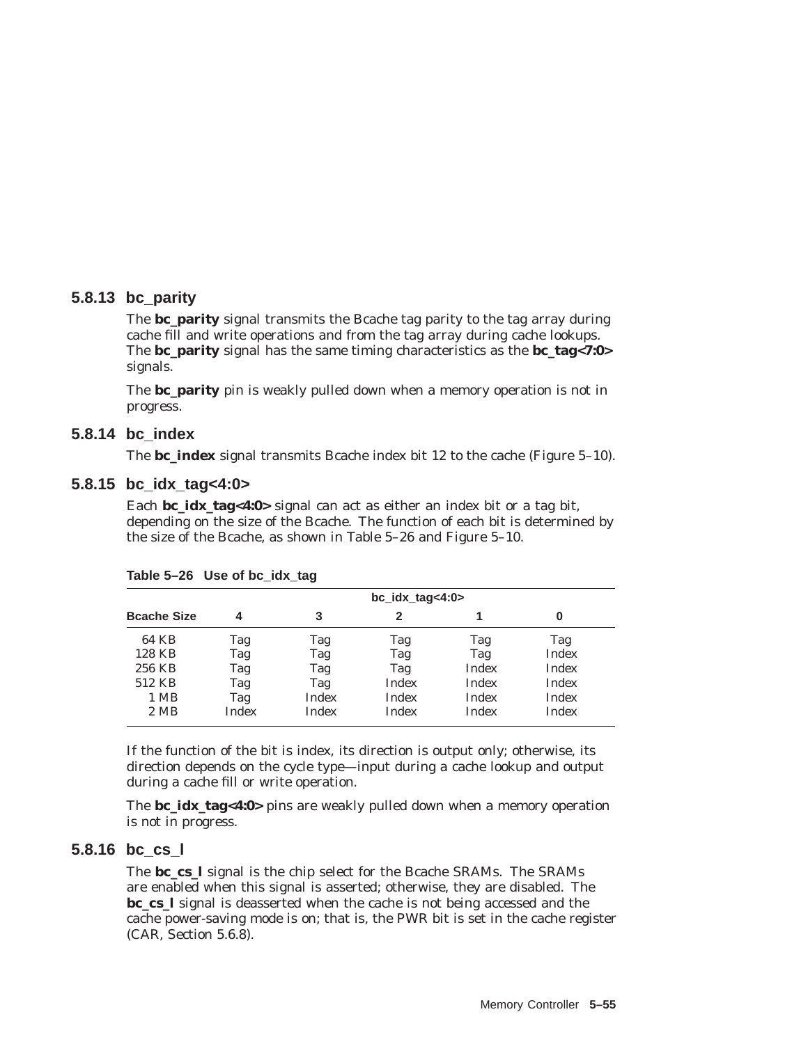### 5.8.13 bc_parity

The **bc_parity** signal transmits the Bcache tag parity to the tag array during cache fill and write operations and from the tag array during cache lookups. The **bc_parity** signal has the same timing characteristics as the **bc_tag<7:0>** signals.

The **bc_parity** pin is weakly pulled down when a memory operation is not in progress.

### 5.8.14 bc_index

The **bc_index** signal transmits Bcache index bit 12 to the cache (Figure 5–10).

### 5.8.15 bc_idx_tag<4:0>

Each **bc_idx_tag<4:0>** signal can act as either an index bit or a tag bit, depending on the size of the Bcache. The function of each bit is determined by the size of the Bcache, as shown in Table 5–26 and Figure 5–10.

**Table 5–26 Use of bc_idx_tag**

| | bc_idx_tag<4:0> | | | | |
|---|---|---|---|---|---|
| **Bcache Size** | **4** | **3** | **2** | **1** | **0** |
| 64 KB | Tag | Tag | Tag | Tag | Tag |
| 128 KB | Tag | Tag | Tag | Tag | Index |
| 256 KB | Tag | Tag | Tag | Index | Index |
| 512 KB | Tag | Tag | Index | Index | Index |
| 1 MB | Tag | Index | Index | Index | Index |
| 2 MB | Index | Index | Index | Index | Index |

If the function of the bit is index, its direction is output only; otherwise, its direction depends on the cycle type—input during a cache lookup and output during a cache fill or write operation.

The **bc_idx_tag<4:0>** pins are weakly pulled down when a memory operation is not in progress.

### 5.8.16 bc_cs_l

The **bc_cs_l** signal is the chip select for the Bcache SRAMs. The SRAMs are enabled when this signal is asserted; otherwise, they are disabled. The **bc_cs_l** signal is deasserted when the cache is not being accessed and the cache power-saving mode is on; that is, the PWR bit is set in the cache register (CAR, Section 5.6.8).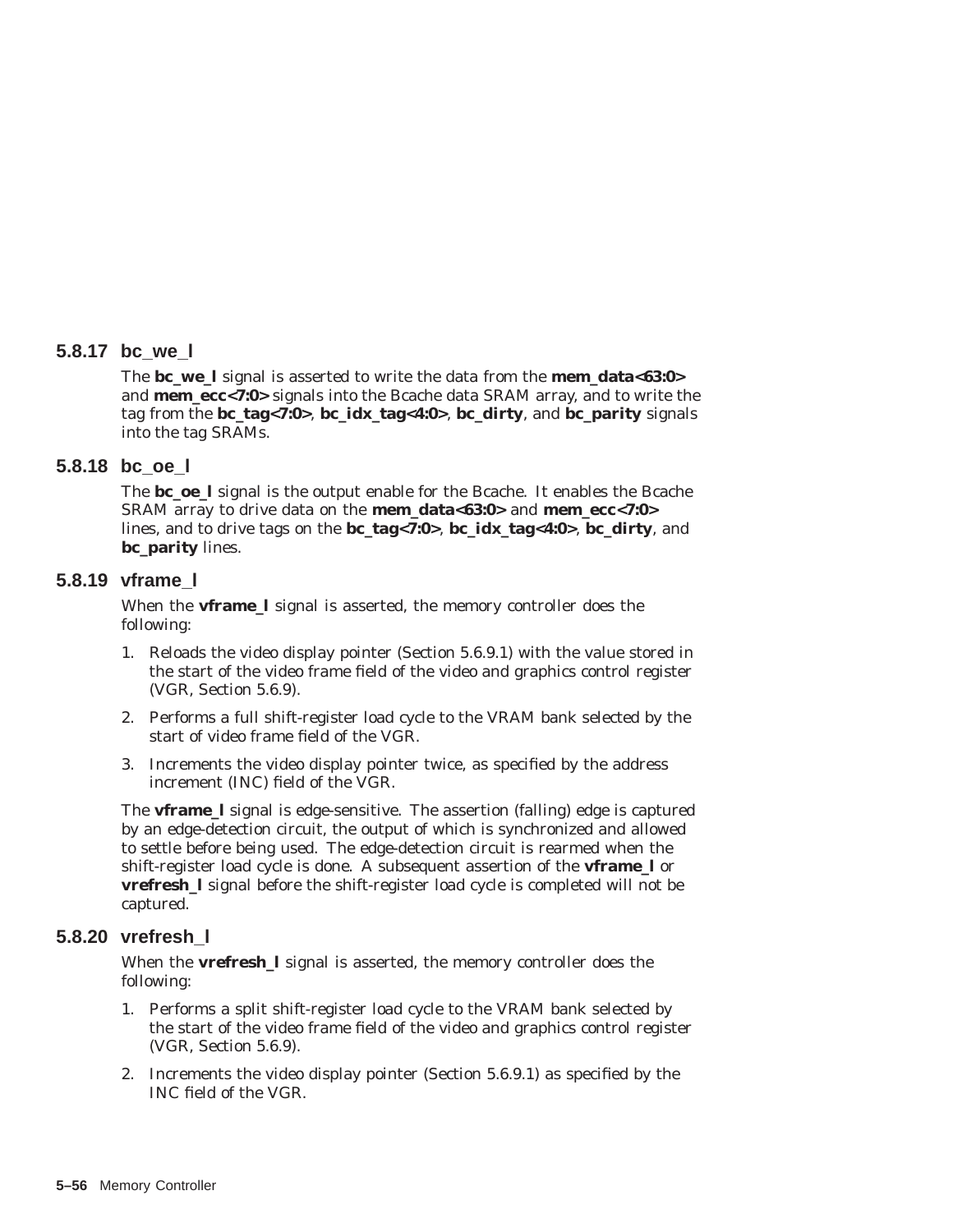### 5.8.17 bc_we_l

The **bc_we_l** signal is asserted to write the data from the **mem_data<63:0>** and **mem_ecc<7:0>** signals into the Bcache data SRAM array, and to write the tag from the **bc_tag<7:0>**, **bc_idx_tag<4:0>**, **bc_dirty**, and **bc_parity** signals into the tag SRAMs.

### 5.8.18 bc_oe_l

The **bc_oe_l** signal is the output enable for the Bcache. It enables the Bcache SRAM array to drive data on the **mem_data<63:0>** and **mem_ecc<7:0>** lines, and to drive tags on the **bc_tag<7:0>**, **bc_idx_tag<4:0>**, **bc_dirty**, and **bc_parity** lines.

### 5.8.19 vframe_l

When the **vframe_l** signal is asserted, the memory controller does the following:

1. Reloads the video display pointer (Section 5.6.9.1) with the value stored in the start of the video frame field of the video and graphics control register (VGR, Section 5.6.9).
2. Performs a full shift-register load cycle to the VRAM bank selected by the start of video frame field of the VGR.
3. Increments the video display pointer twice, as specified by the address increment (INC) field of the VGR.

The **vframe_l** signal is edge-sensitive. The assertion (falling) edge is captured by an edge-detection circuit, the output of which is synchronized and allowed to settle before being used. The edge-detection circuit is rearmed when the shift-register load cycle is done. A subsequent assertion of the **vframe_l** or **vrefresh_l** signal before the shift-register load cycle is completed will not be captured.

### 5.8.20 vrefresh_l

When the **vrefresh_l** signal is asserted, the memory controller does the following:

1. Performs a split shift-register load cycle to the VRAM bank selected by the start of the video frame field of the video and graphics control register (VGR, Section 5.6.9).
2. Increments the video display pointer (Section 5.6.9.1) as specified by the INC field of the VGR.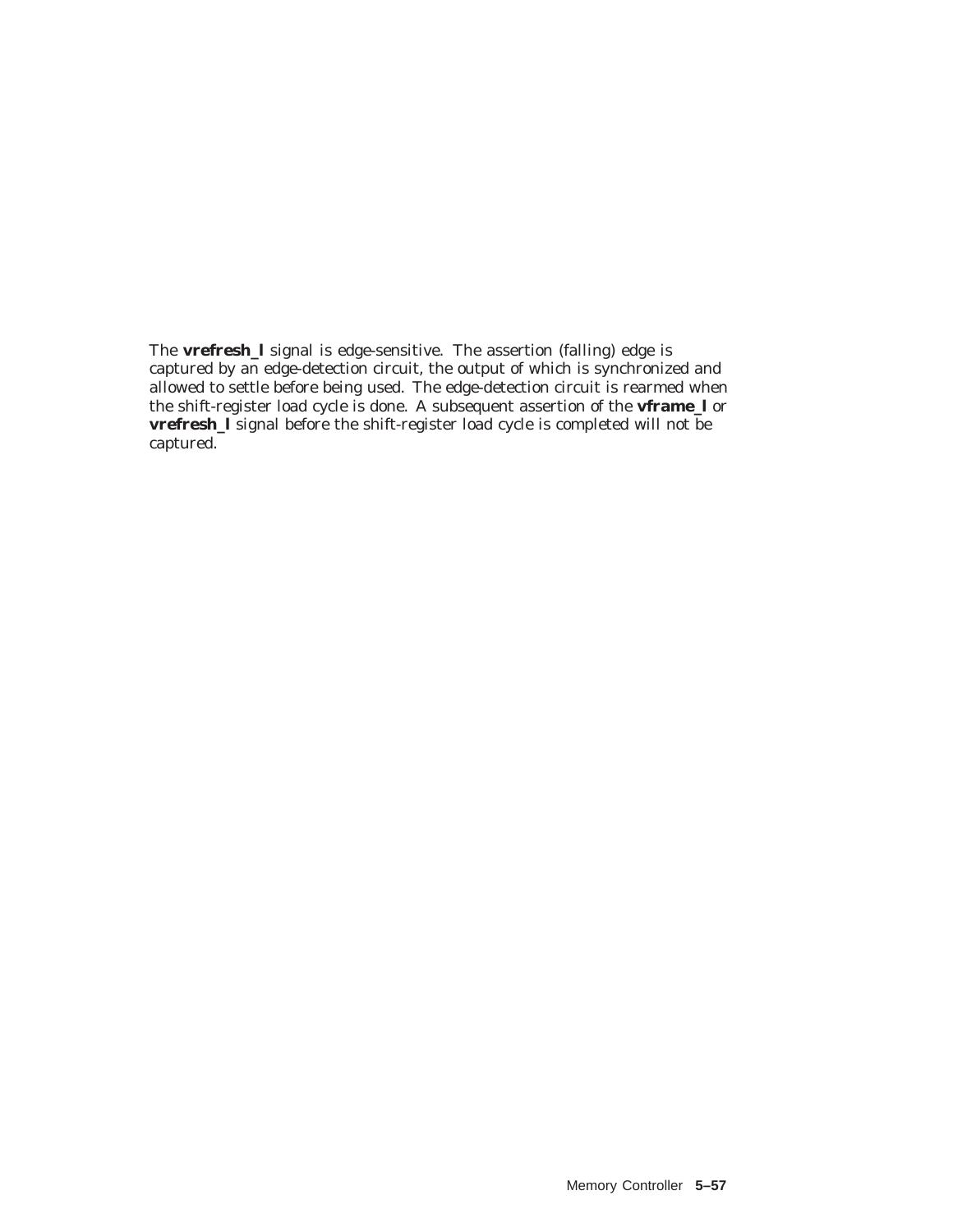The **vrefresh_l** signal is edge-sensitive. The assertion (falling) edge is captured by an edge-detection circuit, the output of which is synchronized and allowed to settle before being used. The edge-detection circuit is rearmed when the shift-register load cycle is done. A subsequent assertion of the **vframe_l** or **vrefresh_l** signal before the shift-register load cycle is completed will not be captured.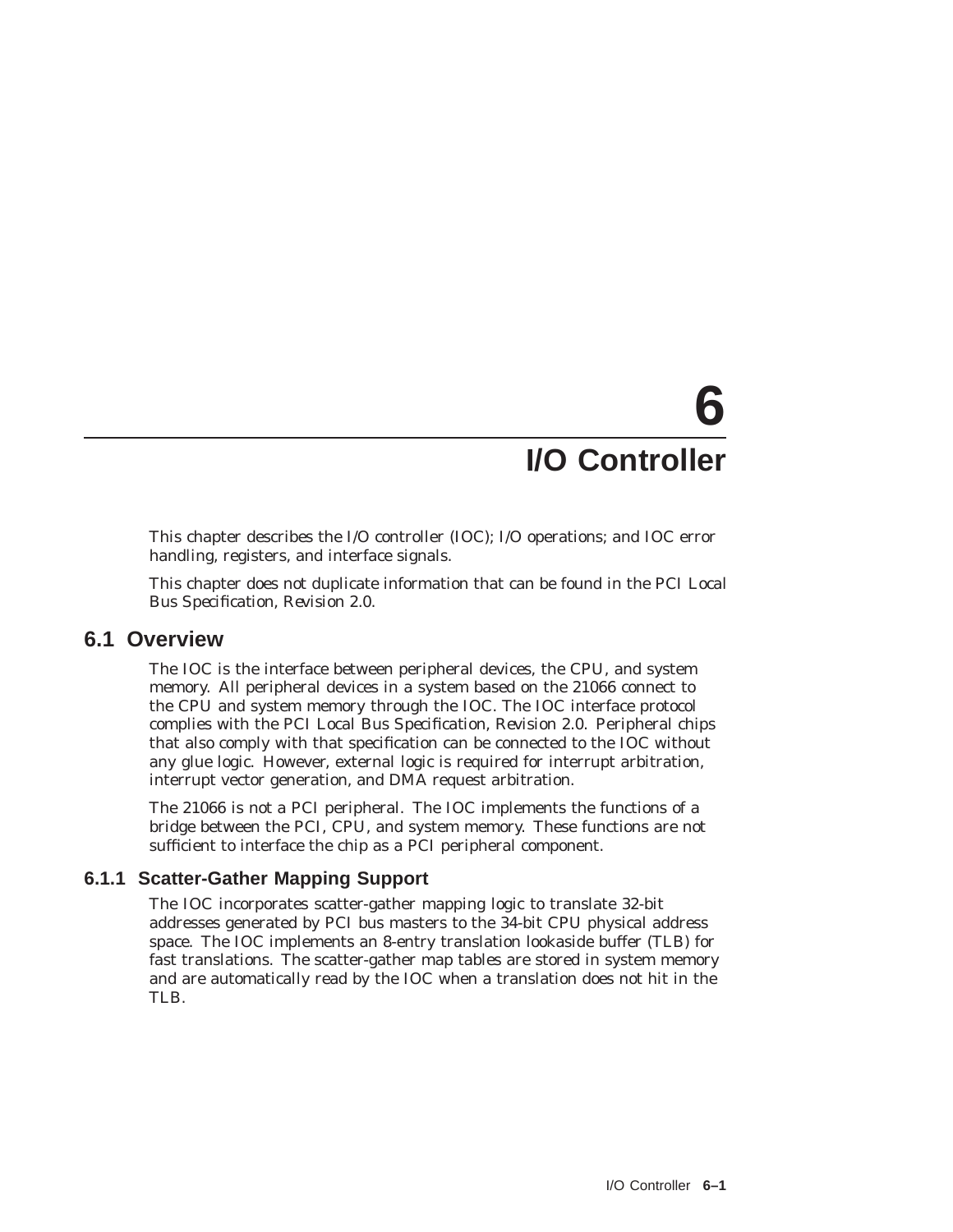# 6 I/O Controller

This chapter describes the I/O controller (IOC); I/O operations; and IOC error handling, registers, and interface signals.

This chapter does not duplicate information that can be found in the *PCI Local Bus Specification, Revision 2.0*.

## 6.1 Overview

The IOC is the interface between peripheral devices, the CPU, and system memory. All peripheral devices in a system based on the 21066 connect to the CPU and system memory through the IOC. The IOC interface protocol complies with the *PCI Local Bus Specification, Revision 2.0*. Peripheral chips that also comply with that specification can be connected to the IOC without any glue logic. However, external logic is required for interrupt arbitration, interrupt vector generation, and DMA request arbitration.

The 21066 is not a PCI peripheral. The IOC implements the functions of a bridge between the PCI, CPU, and system memory. These functions are not sufficient to interface the chip as a PCI peripheral component.

### 6.1.1 Scatter-Gather Mapping Support

The IOC incorporates scatter-gather mapping logic to translate 32-bit addresses generated by PCI bus masters to the 34-bit CPU physical address space. The IOC implements an 8-entry translation lookaside buffer (TLB) for fast translations. The scatter-gather map tables are stored in system memory and are automatically read by the IOC when a translation does not hit in the TLB.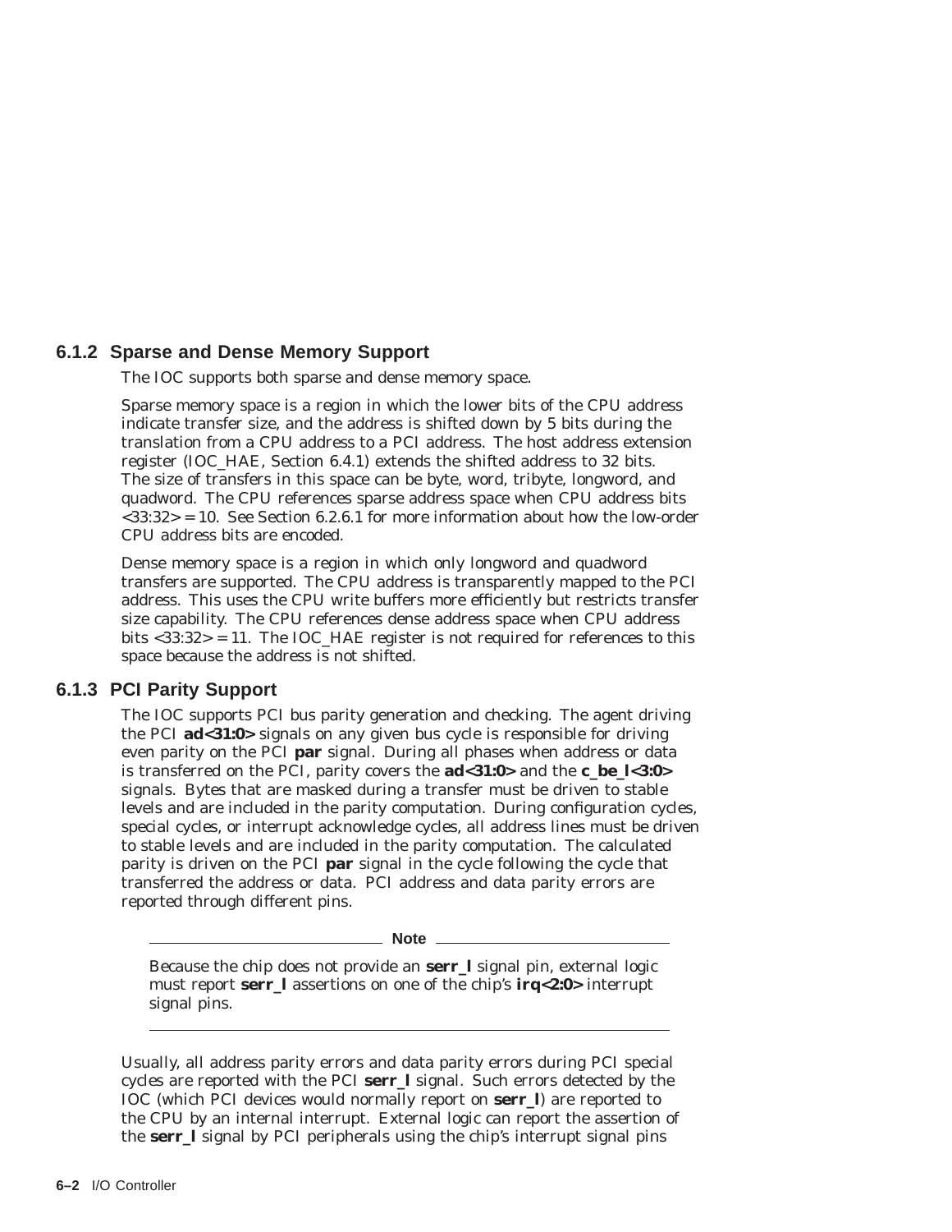### 6.1.2 Sparse and Dense Memory Support

The IOC supports both sparse and dense memory space.

Sparse memory space is a region in which the lower bits of the CPU address indicate transfer size, and the address is shifted down by 5 bits during the translation from a CPU address to a PCI address. The host address extension register (IOC_HAE, Section 6.4.1) extends the shifted address to 32 bits. The size of transfers in this space can be byte, word, tribyte, longword, and quadword. The CPU references sparse address space when CPU address bits <33:32> = 10. See Section 6.2.6.1 for more information about how the low-order CPU address bits are encoded.

Dense memory space is a region in which only longword and quadword transfers are supported. The CPU address is transparently mapped to the PCI address. This uses the CPU write buffers more efficiently but restricts transfer size capability. The CPU references dense address space when CPU address bits <33:32> = 11. The IOC_HAE register is not required for references to this space because the address is not shifted.

### 6.1.3 PCI Parity Support

The IOC supports PCI bus parity generation and checking. The agent driving the PCI **ad<31:0>** signals on any given bus cycle is responsible for driving even parity on the PCI **par** signal. During all phases when address or data is transferred on the PCI, parity covers the **ad<31:0>** and the **c_be_l<3:0>** signals. Bytes that are masked during a transfer must be driven to stable levels and are included in the parity computation. During configuration cycles, special cycles, or interrupt acknowledge cycles, all address lines must be driven to stable levels and are included in the parity computation. The calculated parity is driven on the PCI **par** signal in the cycle following the cycle that transferred the address or data. PCI address and data parity errors are reported through different pins.

---

**Note**

Because the chip does not provide an **serr_l** signal pin, external logic must report **serr_l** assertions on one of the chip's **irq<2:0>** interrupt signal pins.

---

Usually, all address parity errors and data parity errors during PCI special cycles are reported with the PCI **serr_l** signal. Such errors detected by the IOC (which PCI devices would normally report on **serr_l**) are reported to the CPU by an internal interrupt. External logic can report the assertion of the **serr_l** signal by PCI peripherals using the chip's interrupt signal pins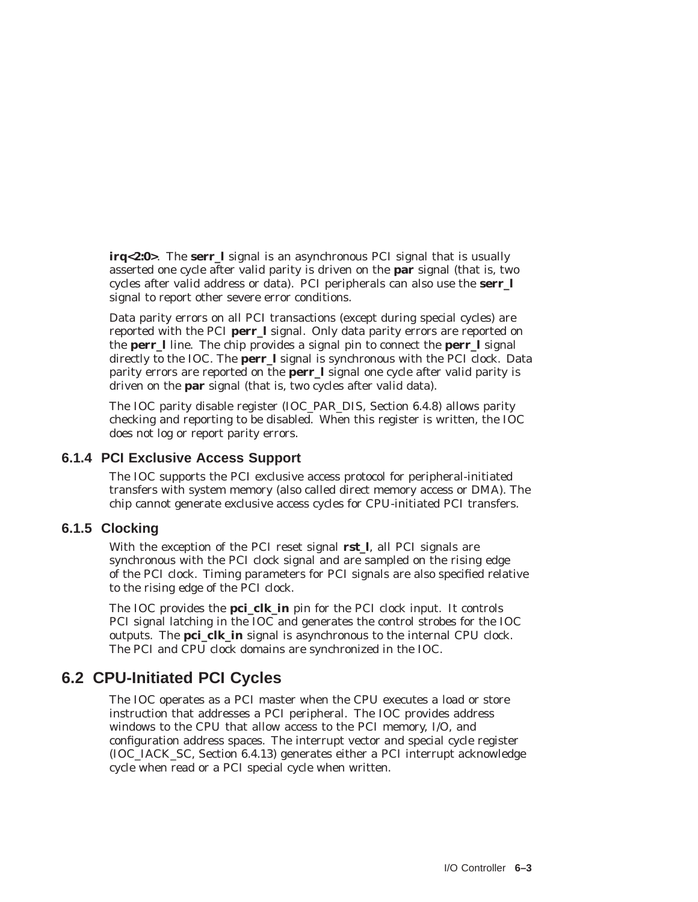**irq<2:0>**. The **serr_l** signal is an asynchronous PCI signal that is usually asserted one cycle after valid parity is driven on the **par** signal (that is, two cycles after valid address or data). PCI peripherals can also use the **serr_l** signal to report other severe error conditions.

Data parity errors on all PCI transactions (except during special cycles) are reported with the PCI **perr_l** signal. Only data parity errors are reported on the **perr_l** line. The chip provides a signal pin to connect the **perr_l** signal directly to the IOC. The **perr_l** signal is synchronous with the PCI clock. Data parity errors are reported on the **perr_l** signal one cycle after valid parity is driven on the **par** signal (that is, two cycles after valid data).

The IOC parity disable register (IOC_PAR_DIS, Section 6.4.8) allows parity checking and reporting to be disabled. When this register is written, the IOC does not log or report parity errors.

### 6.1.4 PCI Exclusive Access Support

The IOC supports the PCI exclusive access protocol for peripheral-initiated transfers with system memory (also called direct memory access or DMA). The chip cannot generate exclusive access cycles for CPU-initiated PCI transfers.

### 6.1.5 Clocking

With the exception of the PCI reset signal **rst_l**, all PCI signals are synchronous with the PCI clock signal and are sampled on the rising edge of the PCI clock. Timing parameters for PCI signals are also specified relative to the rising edge of the PCI clock.

The IOC provides the **pci_clk_in** pin for the PCI clock input. It controls PCI signal latching in the IOC and generates the control strobes for the IOC outputs. The **pci_clk_in** signal is asynchronous to the internal CPU clock. The PCI and CPU clock domains are synchronized in the IOC.

## 6.2 CPU-Initiated PCI Cycles

The IOC operates as a PCI master when the CPU executes a load or store instruction that addresses a PCI peripheral. The IOC provides address windows to the CPU that allow access to the PCI memory, I/O, and configuration address spaces. The interrupt vector and special cycle register (IOC_IACK_SC, Section 6.4.13) generates either a PCI interrupt acknowledge cycle when read or a PCI special cycle when written.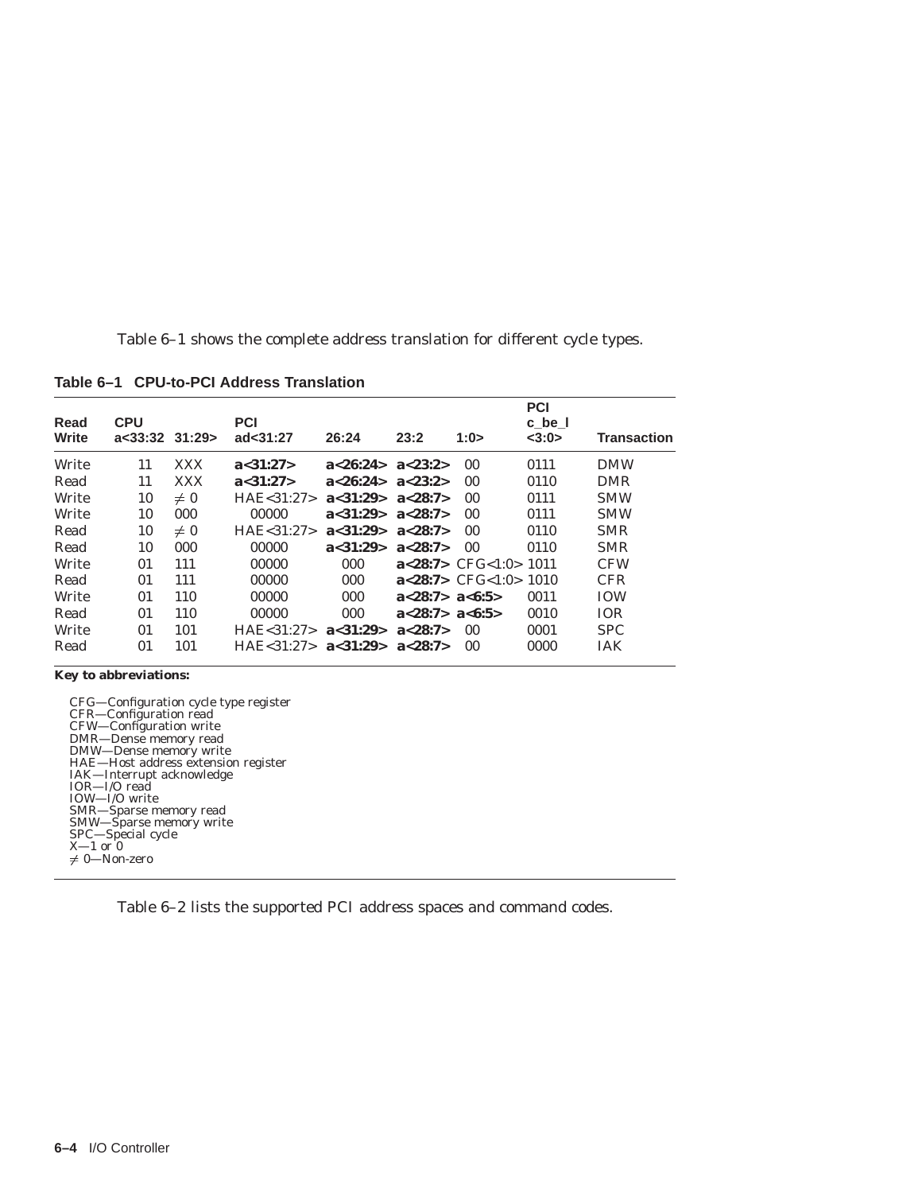Table 6–1 shows the complete address translation for different cycle types.

**Table 6–1 CPU-to-PCI Address Translation**

| Read Write | CPU a<33:32 | 31:29> | PCI ad<31:27 | 26:24 | 23:2 | 1:0> | PCI c_be_l <3:0> | Transaction |
|---|---|---|---|---|---|---|---|---|
| Write | 11 | XXX | **a<31:27>** | **a<26:24>** | **a<23:2>** | 00 | 0111 | DMW |
| Read | 11 | XXX | **a<31:27>** | **a<26:24>** | **a<23:2>** | 00 | 0110 | DMR |
| Write | 10 | ≠ 0 | HAE<31:27> | **a<31:29>** | **a<28:7>** | 00 | 0111 | SMW |
| Write | 10 | 000 | 00000 | **a<31:29>** | **a<28:7>** | 00 | 0111 | SMW |
| Read | 10 | ≠ 0 | HAE<31:27> | **a<31:29>** | **a<28:7>** | 00 | 0110 | SMR |
| Read | 10 | 000 | 00000 | **a<31:29>** | **a<28:7>** | 00 | 0110 | SMR |
| Write | 01 | 111 | 00000 | 000 | **a<28:7>** | CFG<1:0> | 1011 | CFW |
| Read | 01 | 111 | 00000 | 000 | **a<28:7>** | CFG<1:0> | 1010 | CFR |
| Write | 01 | 110 | 00000 | 000 | **a<28:7>** | **a<6:5>** | 0011 | IOW |
| Read | 01 | 110 | 00000 | 000 | **a<28:7>** | **a<6:5>** | 0010 | IOR |
| Write | 01 | 101 | HAE<31:27> | **a<31:29>** | **a<28:7>** | 00 | 0001 | SPC |
| Read | 01 | 101 | HAE<31:27> | **a<31:29>** | **a<28:7>** | 00 | 0000 | IAK |

**Key to abbreviations:**

CFG—Configuration cycle type register
CFR—Configuration read
CFW—Configuration write
DMR—Dense memory read
DMW—Dense memory write
HAE—Host address extension register
IAK—Interrupt acknowledge
IOR—I/O read
IOW—I/O write
SMR—Sparse memory read
SMW—Sparse memory write
SPC—Special cycle
X—1 or 0
≠ 0—Non-zero

Table 6–2 lists the supported PCI address spaces and command codes.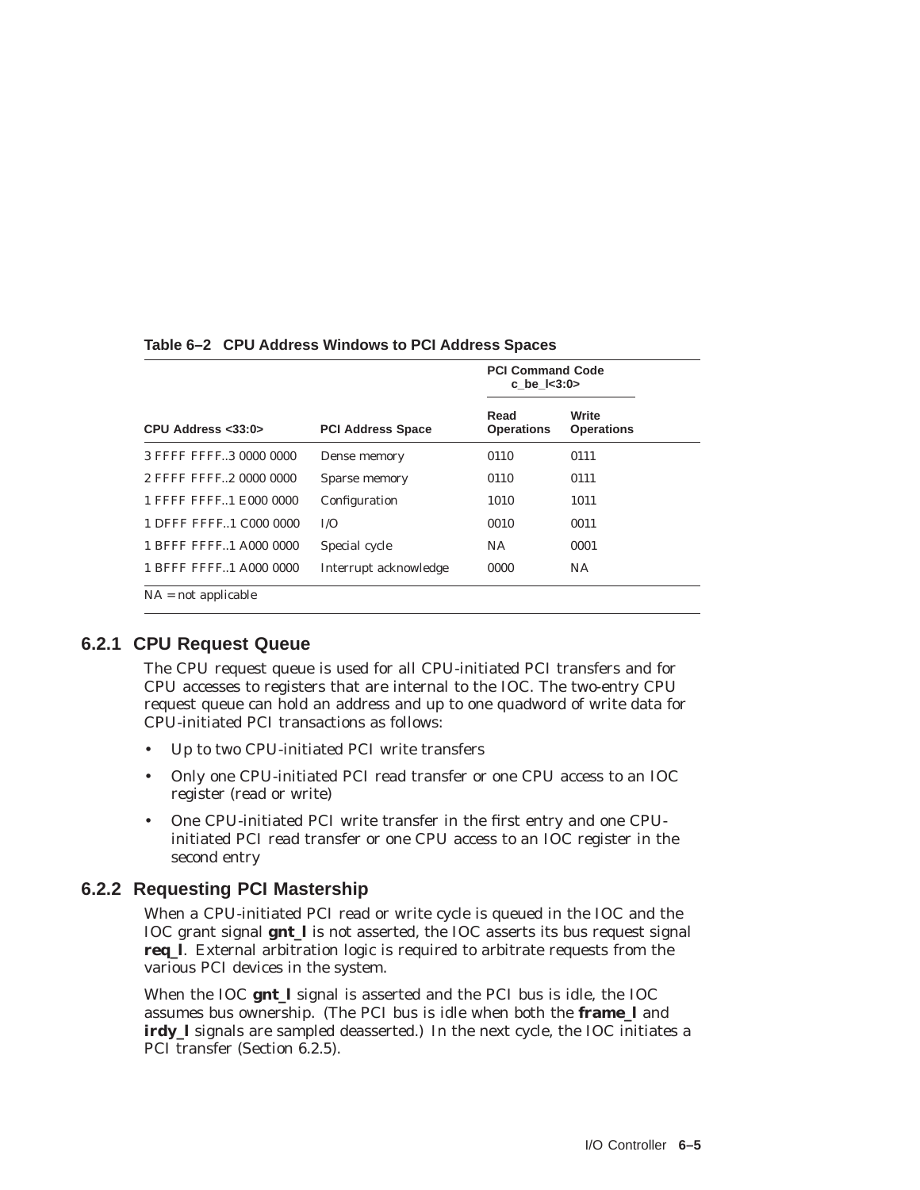**Table 6–2 CPU Address Windows to PCI Address Spaces**

| CPU Address <33:0> | PCI Address Space | PCI Command Code c_be_l<3:0> Read Operations | Write Operations |
|---|---|---|---|
| 3 FFFF FFFF..3 0000 0000 | Dense memory | 0110 | 0111 |
| 2 FFFF FFFF..2 0000 0000 | Sparse memory | 0110 | 0111 |
| 1 FFFF FFFF..1 E000 0000 | Configuration | 1010 | 1011 |
| 1 DFFF FFFF..1 C000 0000 | I/O | 0010 | 0011 |
| 1 BFFF FFFF..1 A000 0000 | Special cycle | NA | 0001 |
| 1 BFFF FFFF..1 A000 0000 | Interrupt acknowledge | 0000 | NA |

NA = not applicable

### 6.2.1 CPU Request Queue

The CPU request queue is used for all CPU-initiated PCI transfers and for CPU accesses to registers that are internal to the IOC. The two-entry CPU request queue can hold an address and up to one quadword of write data for CPU-initiated PCI transactions as follows:

- Up to two CPU-initiated PCI write transfers
- Only one CPU-initiated PCI read transfer or one CPU access to an IOC register (read or write)
- One CPU-initiated PCI write transfer in the first entry and one CPU-initiated PCI read transfer or one CPU access to an IOC register in the second entry

### 6.2.2 Requesting PCI Mastership

When a CPU-initiated PCI read or write cycle is queued in the IOC and the IOC grant signal **gnt_l** is not asserted, the IOC asserts its bus request signal **req_l**. External arbitration logic is required to arbitrate requests from the various PCI devices in the system.

When the IOC **gnt_l** signal is asserted and the PCI bus is idle, the IOC assumes bus ownership. (The PCI bus is idle when both the **frame_l** and **irdy_l** signals are sampled deasserted.) In the next cycle, the IOC initiates a PCI transfer (Section 6.2.5).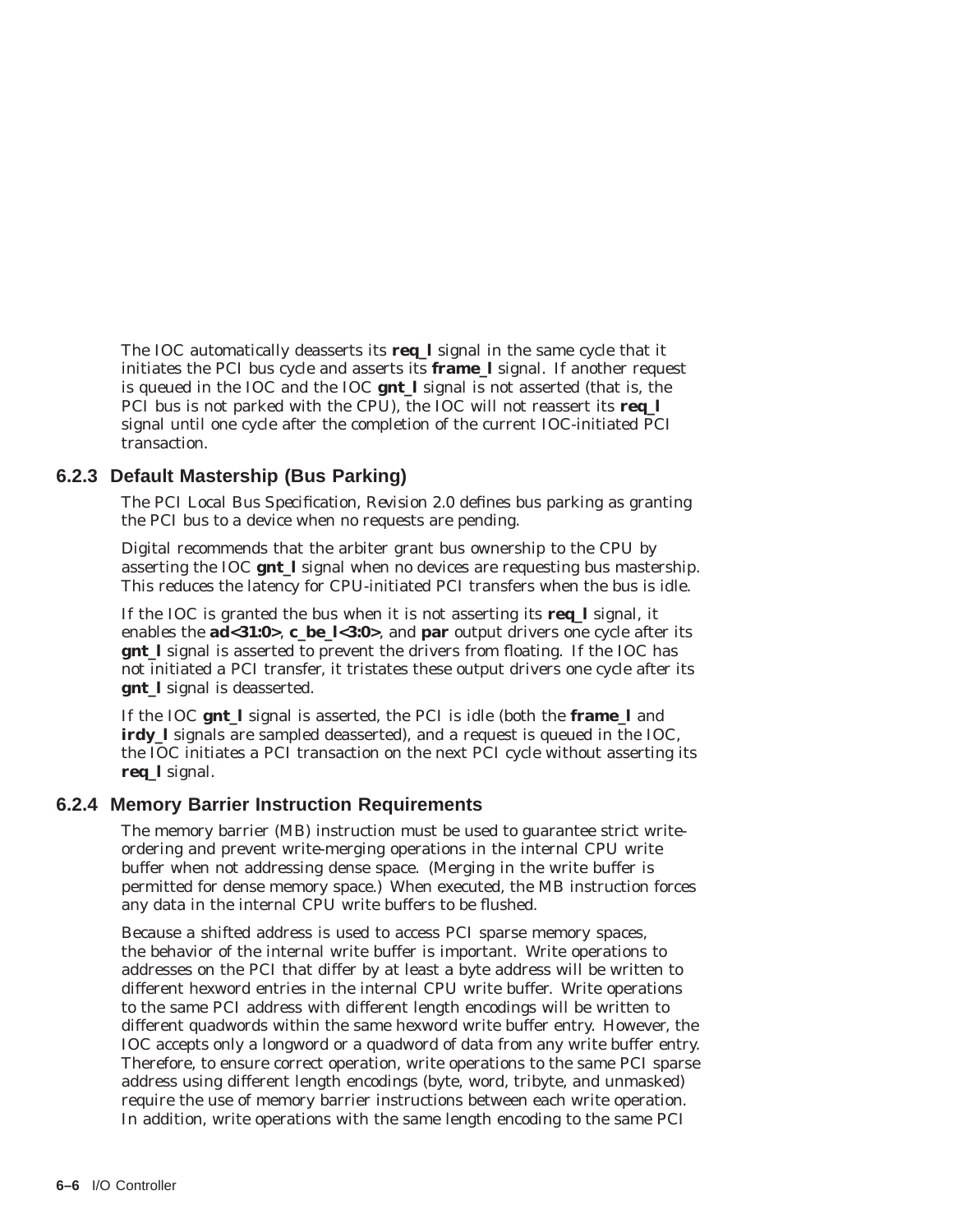The IOC automatically deasserts its **req_l** signal in the same cycle that it initiates the PCI bus cycle and asserts its **frame_l** signal. If another request is queued in the IOC and the IOC **gnt_l** signal is not asserted (that is, the PCI bus is not parked with the CPU), the IOC will not reassert its **req_l** signal until one cycle after the completion of the current IOC-initiated PCI transaction.

### 6.2.3 Default Mastership (Bus Parking)

The *PCI Local Bus Specification, Revision 2.0* defines bus parking as granting the PCI bus to a device when no requests are pending.

Digital recommends that the arbiter grant bus ownership to the CPU by asserting the IOC **gnt_l** signal when no devices are requesting bus mastership. This reduces the latency for CPU-initiated PCI transfers when the bus is idle.

If the IOC is granted the bus when it is not asserting its **req_l** signal, it enables the **ad<31:0>**, **c_be_l<3:0>**, and **par** output drivers one cycle after its **gnt_l** signal is asserted to prevent the drivers from floating. If the IOC has not initiated a PCI transfer, it tristates these output drivers one cycle after its **gnt_l** signal is deasserted.

If the IOC **gnt_l** signal is asserted, the PCI is idle (both the **frame_l** and **irdy_l** signals are sampled deasserted), and a request is queued in the IOC, the IOC initiates a PCI transaction on the next PCI cycle without asserting its **req_l** signal.

### 6.2.4 Memory Barrier Instruction Requirements

The memory barrier (MB) instruction must be used to guarantee strict write-ordering and prevent write-merging operations in the internal CPU write buffer when not addressing dense space. (Merging in the write buffer is permitted for dense memory space.) When executed, the MB instruction forces any data in the internal CPU write buffers to be flushed.

Because a shifted address is used to access PCI sparse memory spaces, the behavior of the internal write buffer is important. Write operations to addresses on the PCI that differ by at least a byte address will be written to different hexword entries in the internal CPU write buffer. Write operations to the same PCI address with different length encodings will be written to different quadwords within the same hexword write buffer entry. However, the IOC accepts only a longword or a quadword of data from any write buffer entry. Therefore, to ensure correct operation, write operations to the same PCI sparse address using different length encodings (byte, word, tribyte, and unmasked) require the use of memory barrier instructions between each write operation. In addition, write operations with the same length encoding to the same PCI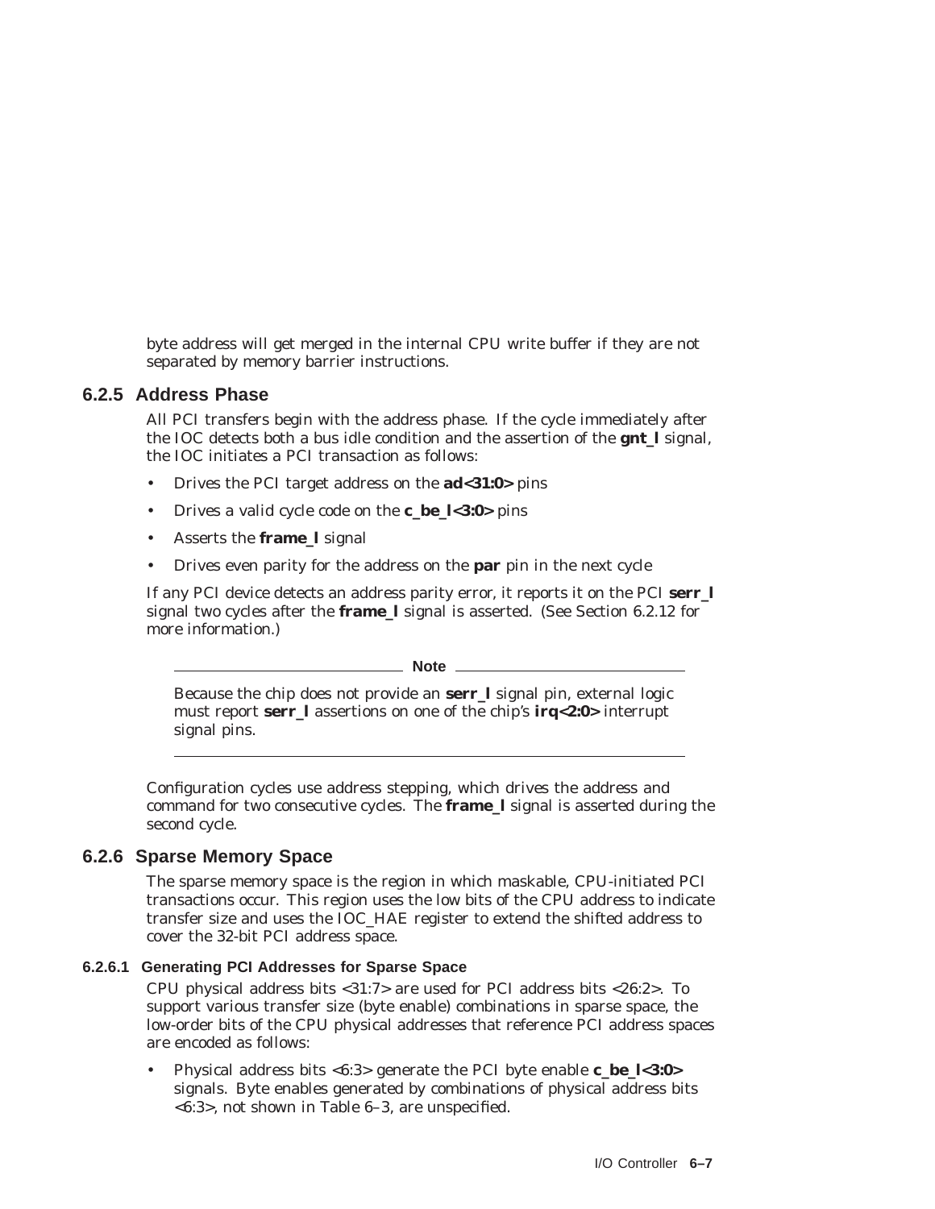byte address will get merged in the internal CPU write buffer if they are not separated by memory barrier instructions.

### 6.2.5 Address Phase

All PCI transfers begin with the address phase. If the cycle immediately after the IOC detects both a bus idle condition and the assertion of the **gnt_l** signal, the IOC initiates a PCI transaction as follows:

- Drives the PCI target address on the **ad<31:0>** pins
- Drives a valid cycle code on the **c_be_l<3:0>** pins
- Asserts the **frame_l** signal
- Drives even parity for the address on the **par** pin in the next cycle

If any PCI device detects an address parity error, it reports it on the PCI **serr_l** signal two cycles after the **frame_l** signal is asserted. (See Section 6.2.12 for more information.)

---

**Note**

Because the chip does not provide an **serr_l** signal pin, external logic must report **serr_l** assertions on one of the chip's **irq<2:0>** interrupt signal pins.

---

Configuration cycles use address stepping, which drives the address and command for two consecutive cycles. The **frame_l** signal is asserted during the second cycle.

### 6.2.6 Sparse Memory Space

The sparse memory space is the region in which maskable, CPU-initiated PCI transactions occur. This region uses the low bits of the CPU address to indicate transfer size and uses the IOC_HAE register to extend the shifted address to cover the 32-bit PCI address space.

#### 6.2.6.1 Generating PCI Addresses for Sparse Space

CPU physical address bits <31:7> are used for PCI address bits <26:2>. To support various transfer size (byte enable) combinations in sparse space, the low-order bits of the CPU physical addresses that reference PCI address spaces are encoded as follows:

- Physical address bits <6:3> generate the PCI byte enable **c_be_l<3:0>** signals. Byte enables generated by combinations of physical address bits <6:3>, not shown in Table 6–3, are unspecified.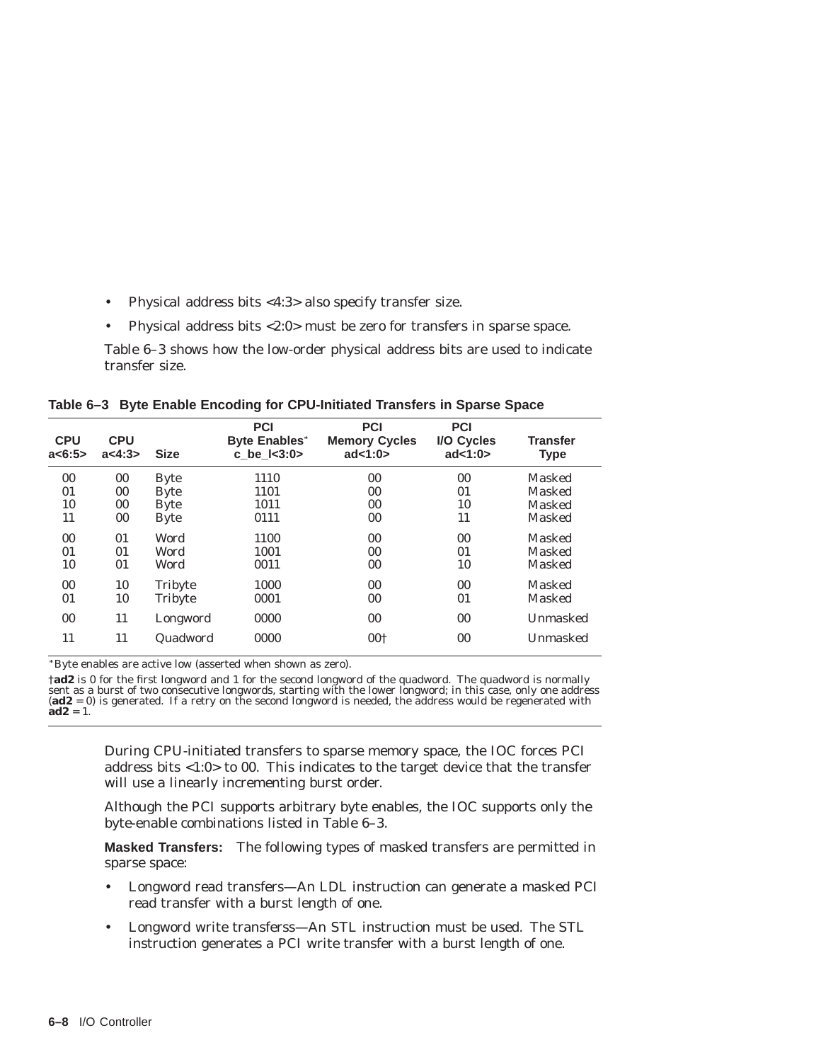- Physical address bits <4:3> also specify transfer size.
- Physical address bits <2:0> must be zero for transfers in sparse space.

Table 6–3 shows how the low-order physical address bits are used to indicate transfer size.

**Table 6–3 Byte Enable Encoding for CPU-Initiated Transfers in Sparse Space**

| CPU a<6:5> | CPU a<4:3> | Size | PCI Byte Enables* c_be_l<3:0> | PCI Memory Cycles ad<1:0> | PCI I/O Cycles ad<1:0> | Transfer Type |
|---|---|---|---|---|---|---|
| 00 | 00 | Byte | 1110 | 00 | 00 | Masked |
| 01 | 00 | Byte | 1101 | 00 | 01 | Masked |
| 10 | 00 | Byte | 1011 | 00 | 10 | Masked |
| 11 | 00 | Byte | 0111 | 00 | 11 | Masked |
| 00 | 01 | Word | 1100 | 00 | 00 | Masked |
| 01 | 01 | Word | 1001 | 00 | 01 | Masked |
| 10 | 01 | Word | 0011 | 00 | 10 | Masked |
| 00 | 10 | Tribyte | 1000 | 00 | 00 | Masked |
| 01 | 10 | Tribyte | 0001 | 00 | 01 | Masked |
| 00 | 11 | Longword | 0000 | 00 | 00 | Unmasked |
| 11 | 11 | Quadword | 0000 | 00† | 00 | Unmasked |

*Byte enables are active low (asserted when shown as zero).

†**ad2** is 0 for the first longword and 1 for the second longword of the quadword. The quadword is normally sent as a burst of two consecutive longwords, starting with the lower longword; in this case, only one address (**ad2** = 0) is generated. If a retry on the second longword is needed, the address would be regenerated with **ad2** = 1.

During CPU-initiated transfers to sparse memory space, the IOC forces PCI address bits <1:0> to 00. This indicates to the target device that the transfer will use a linearly incrementing burst order.

Although the PCI supports arbitrary byte enables, the IOC supports only the byte-enable combinations listed in Table 6–3.

**Masked Transfers:** The following types of masked transfers are permitted in sparse space:

- Longword read transfers—An LDL instruction can generate a masked PCI read transfer with a burst length of one.
- Longword write transferss—An STL instruction must be used. The STL instruction generates a PCI write transfer with a burst length of one.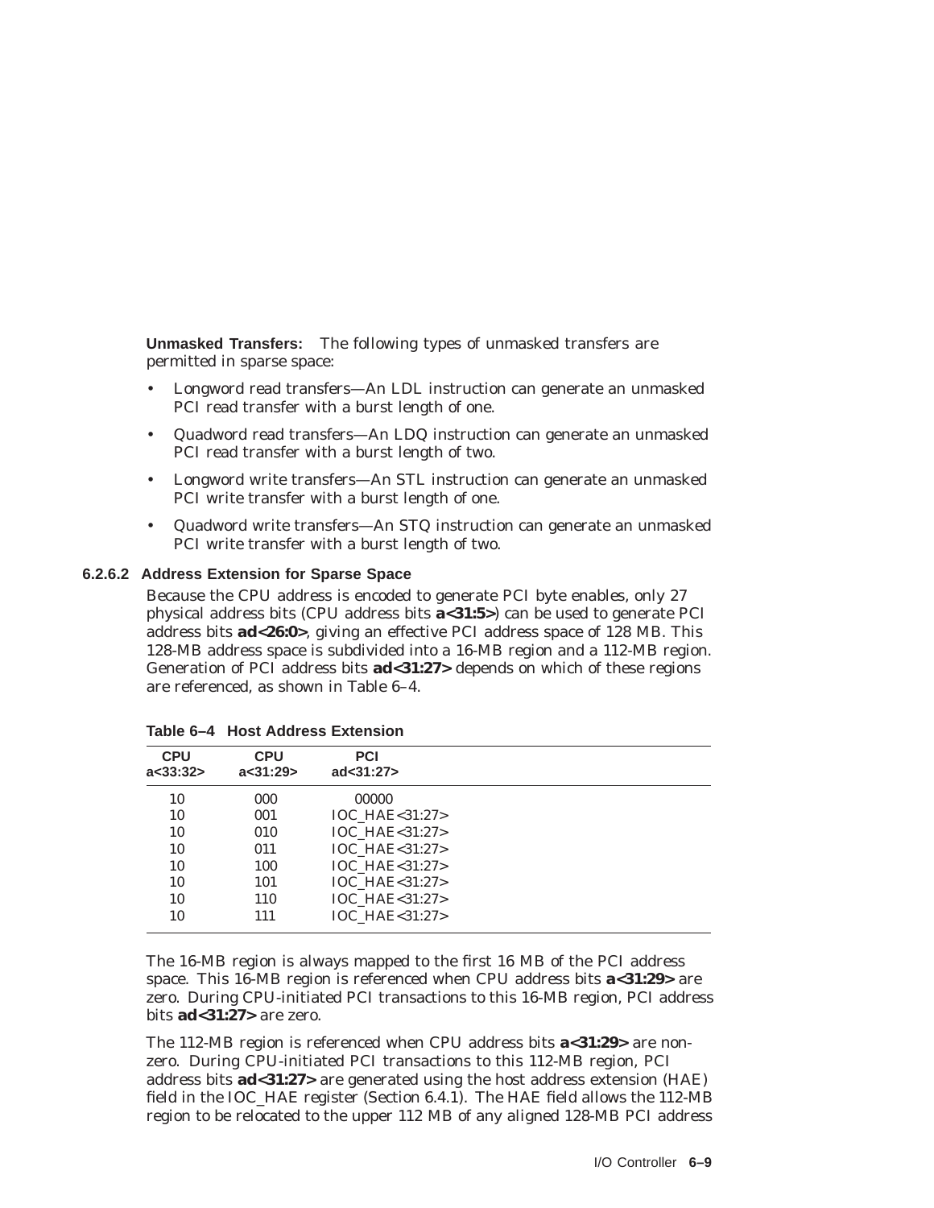**Unmasked Transfers:** The following types of unmasked transfers are permitted in sparse space:

- Longword read transfers—An LDL instruction can generate an unmasked PCI read transfer with a burst length of one.
- Quadword read transfers—An LDQ instruction can generate an unmasked PCI read transfer with a burst length of two.
- Longword write transfers—An STL instruction can generate an unmasked PCI write transfer with a burst length of one.
- Quadword write transfers—An STQ instruction can generate an unmasked PCI write transfer with a burst length of two.

#### 6.2.6.2 Address Extension for Sparse Space

Because the CPU address is encoded to generate PCI byte enables, only 27 physical address bits (CPU address bits **a<31:5>**) can be used to generate PCI address bits **ad<26:0>**, giving an effective PCI address space of 128 MB. This 128-MB address space is subdivided into a 16-MB region and a 112-MB region. Generation of PCI address bits **ad<31:27>** depends on which of these regions are referenced, as shown in Table 6–4.

**Table 6–4 Host Address Extension**

| CPU a<33:32> | CPU a<31:29> | PCI ad<31:27> |
|---|---|---|
| 10 | 000 | 00000 |
| 10 | 001 | IOC_HAE<31:27> |
| 10 | 010 | IOC_HAE<31:27> |
| 10 | 011 | IOC_HAE<31:27> |
| 10 | 100 | IOC_HAE<31:27> |
| 10 | 101 | IOC_HAE<31:27> |
| 10 | 110 | IOC_HAE<31:27> |
| 10 | 111 | IOC_HAE<31:27> |

The 16-MB region is always mapped to the first 16 MB of the PCI address space. This 16-MB region is referenced when CPU address bits **a<31:29>** are zero. During CPU-initiated PCI transactions to this 16-MB region, PCI address bits **ad<31:27>** are zero.

The 112-MB region is referenced when CPU address bits **a<31:29>** are non-zero. During CPU-initiated PCI transactions to this 112-MB region, PCI address bits **ad<31:27>** are generated using the host address extension (HAE) field in the IOC_HAE register (Section 6.4.1). The HAE field allows the 112-MB region to be relocated to the upper 112 MB of any aligned 128-MB PCI address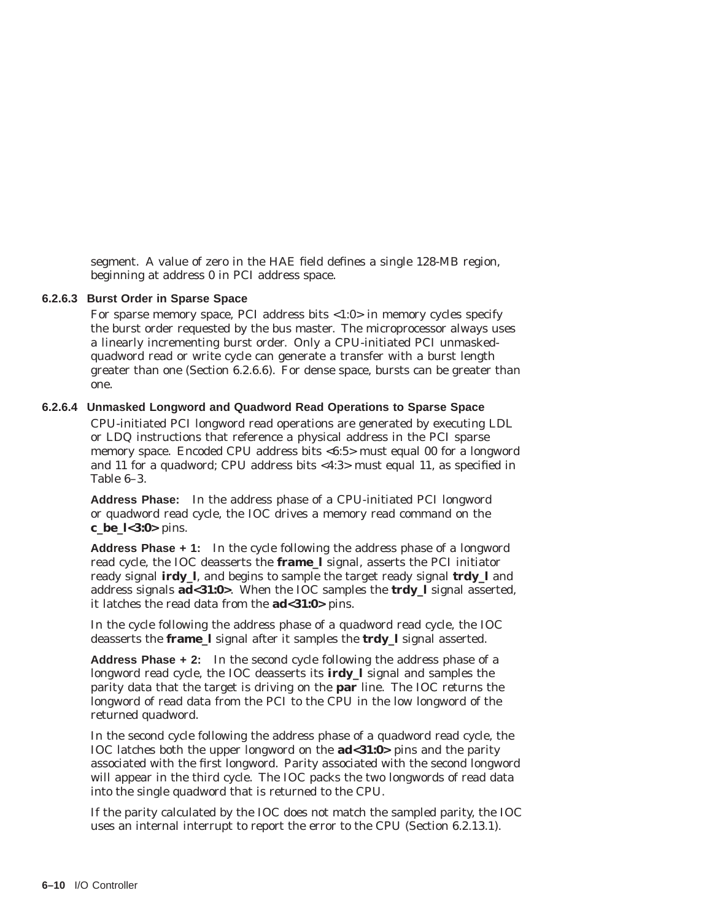segment. A value of zero in the HAE field defines a single 128-MB region, beginning at address 0 in PCI address space.

#### 6.2.6.3 Burst Order in Sparse Space

For sparse memory space, PCI address bits <1:0> in memory cycles specify the burst order requested by the bus master. The microprocessor always uses a linearly incrementing burst order. Only a CPU-initiated PCI unmasked-quadword read or write cycle can generate a transfer with a burst length greater than one (Section 6.2.6.6). For dense space, bursts can be greater than one.

#### 6.2.6.4 Unmasked Longword and Quadword Read Operations to Sparse Space

CPU-initiated PCI longword read operations are generated by executing LDL or LDQ instructions that reference a physical address in the PCI sparse memory space. Encoded CPU address bits <6:5> must equal 00 for a longword and 11 for a quadword; CPU address bits <4:3> must equal 11, as specified in Table 6–3.

**Address Phase:** In the address phase of a CPU-initiated PCI longword or quadword read cycle, the IOC drives a memory read command on the **c_be_l<3:0>** pins.

**Address Phase + 1:** In the cycle following the address phase of a longword read cycle, the IOC deasserts the **frame_l** signal, asserts the PCI initiator ready signal **irdy_l**, and begins to sample the target ready signal **trdy_l** and address signals **ad<31:0>**. When the IOC samples the **trdy_l** signal asserted, it latches the read data from the **ad<31:0>** pins.

In the cycle following the address phase of a quadword read cycle, the IOC deasserts the **frame_l** signal after it samples the **trdy_l** signal asserted.

**Address Phase + 2:** In the second cycle following the address phase of a longword read cycle, the IOC deasserts its **irdy_l** signal and samples the parity data that the target is driving on the **par** line. The IOC returns the longword of read data from the PCI to the CPU in the low longword of the returned quadword.

In the second cycle following the address phase of a quadword read cycle, the IOC latches both the upper longword on the **ad<31:0>** pins and the parity associated with the first longword. Parity associated with the second longword will appear in the third cycle. The IOC packs the two longwords of read data into the single quadword that is returned to the CPU.

If the parity calculated by the IOC does not match the sampled parity, the IOC uses an internal interrupt to report the error to the CPU (Section 6.2.13.1).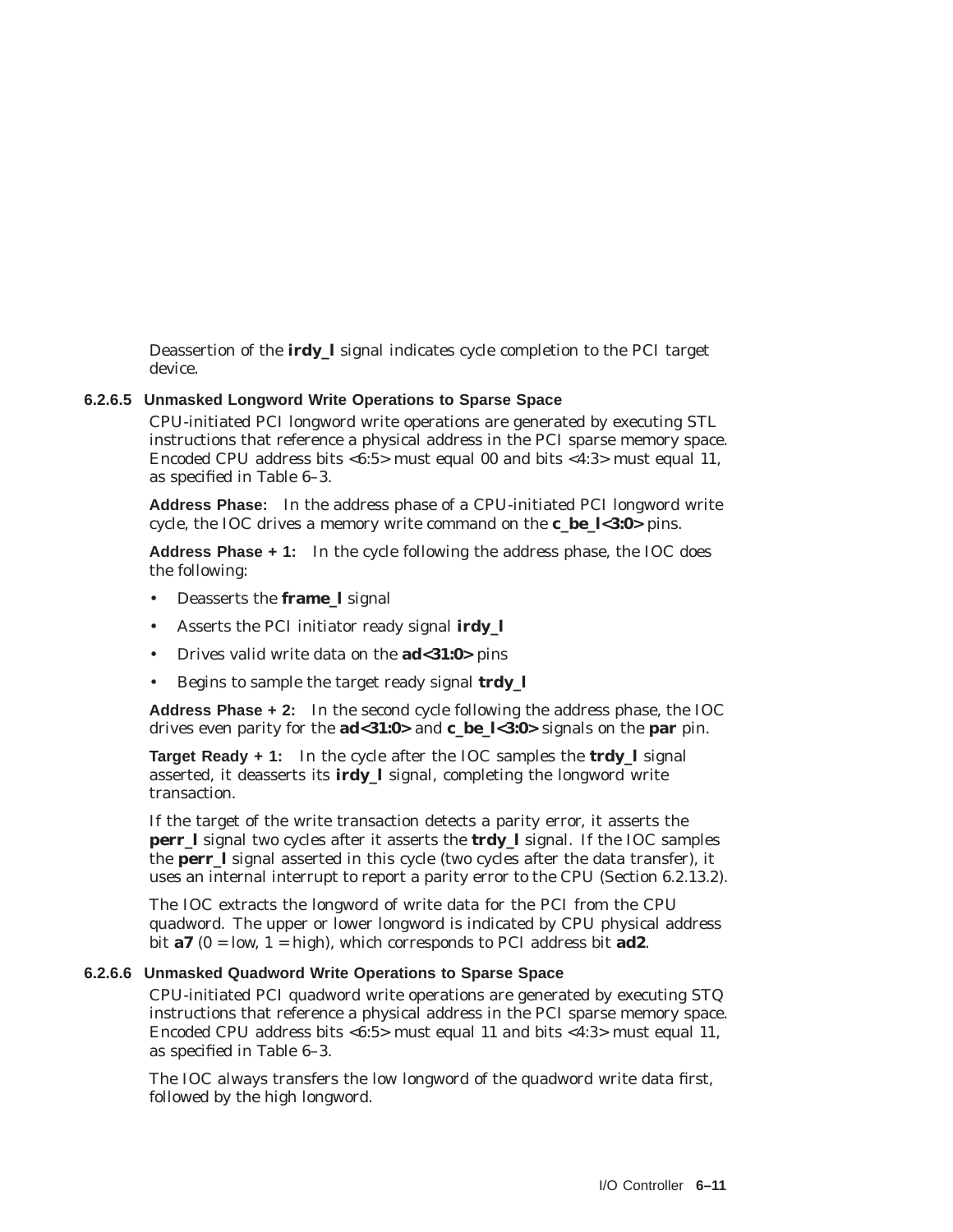Deassertion of the **irdy_l** signal indicates cycle completion to the PCI target device.

#### 6.2.6.5 Unmasked Longword Write Operations to Sparse Space

CPU-initiated PCI longword write operations are generated by executing STL instructions that reference a physical address in the PCI sparse memory space. Encoded CPU address bits <6:5> must equal 00 and bits <4:3> must equal 11, as specified in Table 6–3.

**Address Phase:** In the address phase of a CPU-initiated PCI longword write cycle, the IOC drives a memory write command on the **c_be_l<3:0>** pins.

**Address Phase + 1:** In the cycle following the address phase, the IOC does the following:

- Deasserts the **frame_l** signal
- Asserts the PCI initiator ready signal **irdy_l**
- Drives valid write data on the **ad<31:0>** pins
- Begins to sample the target ready signal **trdy_l**

**Address Phase + 2:** In the second cycle following the address phase, the IOC drives even parity for the **ad<31:0>** and **c_be_l<3:0>** signals on the **par** pin.

**Target Ready + 1:** In the cycle after the IOC samples the **trdy_l** signal asserted, it deasserts its **irdy_l** signal, completing the longword write transaction.

If the target of the write transaction detects a parity error, it asserts the **perr_l** signal two cycles after it asserts the **trdy_l** signal. If the IOC samples the **perr_l** signal asserted in this cycle (two cycles after the data transfer), it uses an internal interrupt to report a parity error to the CPU (Section 6.2.13.2).

The IOC extracts the longword of write data for the PCI from the CPU quadword. The upper or lower longword is indicated by CPU physical address bit **a7** (0 = low, 1 = high), which corresponds to PCI address bit **ad2**.

#### 6.2.6.6 Unmasked Quadword Write Operations to Sparse Space

CPU-initiated PCI quadword write operations are generated by executing STQ instructions that reference a physical address in the PCI sparse memory space. Encoded CPU address bits <6:5> must equal 11 and bits <4:3> must equal 11, as specified in Table 6–3.

The IOC always transfers the low longword of the quadword write data first, followed by the high longword.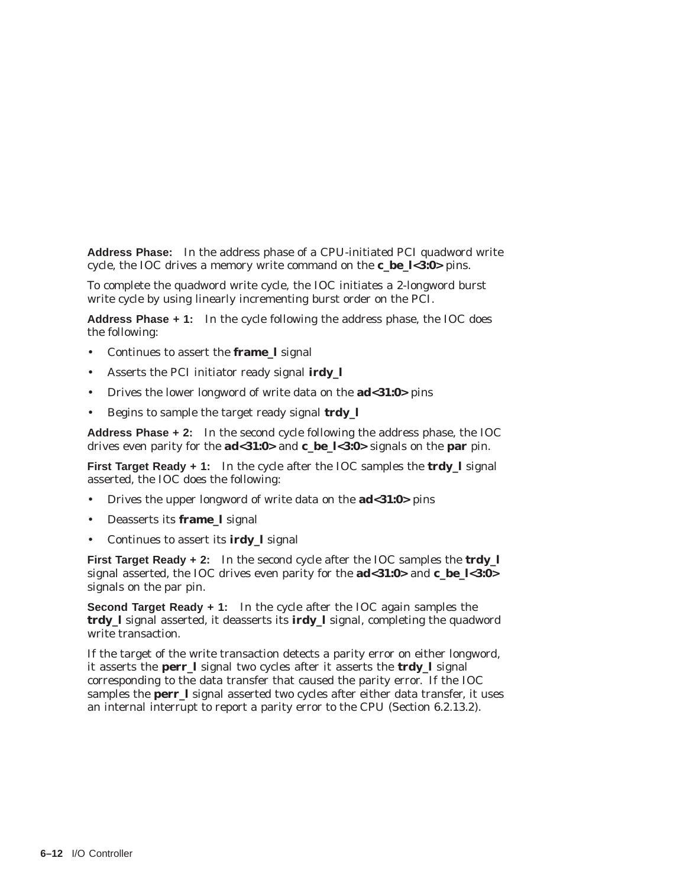**Address Phase:** In the address phase of a CPU-initiated PCI quadword write cycle, the IOC drives a memory write command on the **c_be_l<3:0>** pins.

To complete the quadword write cycle, the IOC initiates a 2-longword burst write cycle by using linearly incrementing burst order on the PCI.

**Address Phase + 1:** In the cycle following the address phase, the IOC does the following:

- Continues to assert the **frame_l** signal
- Asserts the PCI initiator ready signal **irdy_l**
- Drives the lower longword of write data on the **ad<31:0>** pins
- Begins to sample the target ready signal **trdy_l**

**Address Phase + 2:** In the second cycle following the address phase, the IOC drives even parity for the **ad<31:0>** and **c_be_l<3:0>** signals on the **par** pin.

**First Target Ready + 1:** In the cycle after the IOC samples the **trdy_l** signal asserted, the IOC does the following:

- Drives the upper longword of write data on the **ad<31:0>** pins
- Deasserts its **frame_l** signal
- Continues to assert its **irdy_l** signal

**First Target Ready + 2:** In the second cycle after the IOC samples the **trdy_l** signal asserted, the IOC drives even parity for the **ad<31:0>** and **c_be_l<3:0>** signals on the par pin.

**Second Target Ready + 1:** In the cycle after the IOC again samples the **trdy_l** signal asserted, it deasserts its **irdy_l** signal, completing the quadword write transaction.

If the target of the write transaction detects a parity error on either longword, it asserts the **perr_l** signal two cycles after it asserts the **trdy_l** signal corresponding to the data transfer that caused the parity error. If the IOC samples the **perr_l** signal asserted two cycles after either data transfer, it uses an internal interrupt to report a parity error to the CPU (Section 6.2.13.2).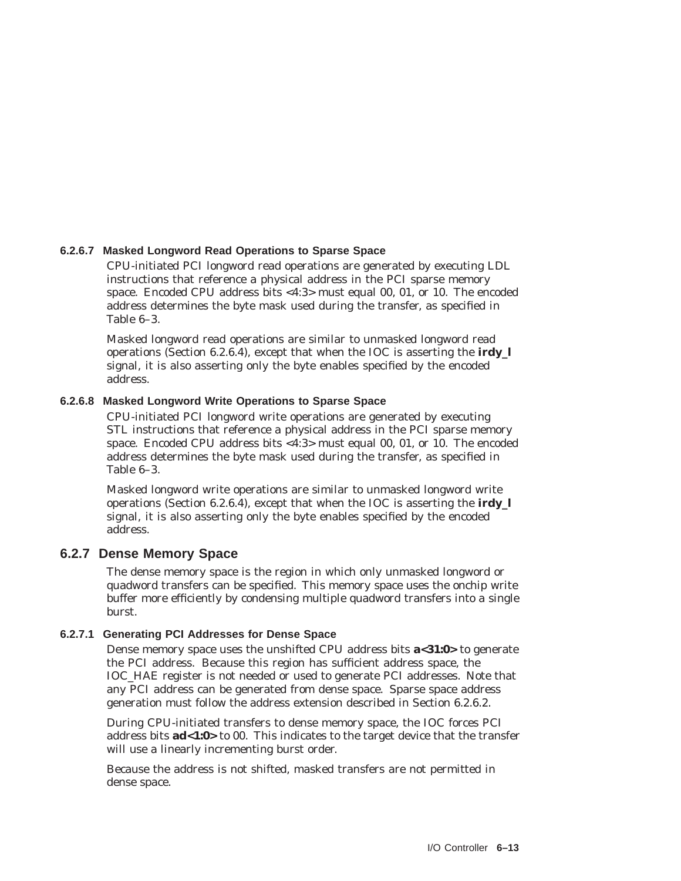#### 6.2.6.7 Masked Longword Read Operations to Sparse Space

CPU-initiated PCI longword read operations are generated by executing LDL instructions that reference a physical address in the PCI sparse memory space. Encoded CPU address bits <4:3> must equal 00, 01, or 10. The encoded address determines the byte mask used during the transfer, as specified in Table 6–3.

Masked longword read operations are similar to unmasked longword read operations (Section 6.2.6.4), except that when the IOC is asserting the **irdy_l** signal, it is also asserting only the byte enables specified by the encoded address.

#### 6.2.6.8 Masked Longword Write Operations to Sparse Space

CPU-initiated PCI longword write operations are generated by executing STL instructions that reference a physical address in the PCI sparse memory space. Encoded CPU address bits <4:3> must equal 00, 01, or 10. The encoded address determines the byte mask used during the transfer, as specified in Table 6–3.

Masked longword write operations are similar to unmasked longword write operations (Section 6.2.6.4), except that when the IOC is asserting the **irdy_l** signal, it is also asserting only the byte enables specified by the encoded address.

### 6.2.7 Dense Memory Space

The dense memory space is the region in which only unmasked longword or quadword transfers can be specified. This memory space uses the onchip write buffer more efficiently by condensing multiple quadword transfers into a single burst.

#### 6.2.7.1 Generating PCI Addresses for Dense Space

Dense memory space uses the unshifted CPU address bits **a<31:0>** to generate the PCI address. Because this region has sufficient address space, the IOC_HAE register is not needed or used to generate PCI addresses. Note that any PCI address can be generated from dense space. Sparse space address generation must follow the address extension described in Section 6.2.6.2.

During CPU-initiated transfers to dense memory space, the IOC forces PCI address bits **ad<1:0>** to 00. This indicates to the target device that the transfer will use a linearly incrementing burst order.

Because the address is not shifted, masked transfers are not permitted in dense space.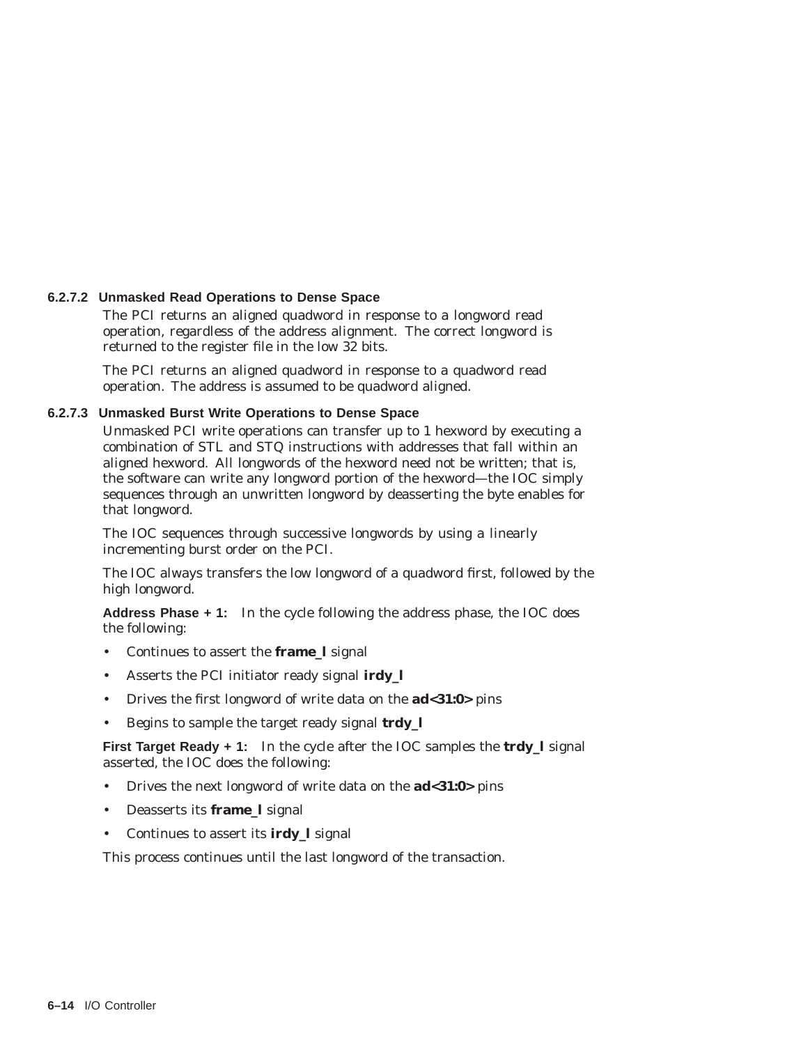#### 6.2.7.2 Unmasked Read Operations to Dense Space

The PCI returns an aligned quadword in response to a longword read operation, regardless of the address alignment. The correct longword is returned to the register file in the low 32 bits.

The PCI returns an aligned quadword in response to a quadword read operation. The address is assumed to be quadword aligned.

#### 6.2.7.3 Unmasked Burst Write Operations to Dense Space

Unmasked PCI write operations can transfer up to 1 hexword by executing a combination of STL and STQ instructions with addresses that fall within an aligned hexword. All longwords of the hexword need not be written; that is, the software can write any longword portion of the hexword—the IOC simply sequences through an unwritten longword by deasserting the byte enables for that longword.

The IOC sequences through successive longwords by using a linearly incrementing burst order on the PCI.

The IOC always transfers the low longword of a quadword first, followed by the high longword.

**Address Phase + 1:** In the cycle following the address phase, the IOC does the following:

- Continues to assert the **frame_l** signal
- Asserts the PCI initiator ready signal **irdy_l**
- Drives the first longword of write data on the **ad<31:0>** pins
- Begins to sample the target ready signal **trdy_l**

**First Target Ready + 1:** In the cycle after the IOC samples the **trdy_l** signal asserted, the IOC does the following:

- Drives the next longword of write data on the **ad<31:0>** pins
- Deasserts its **frame_l** signal
- Continues to assert its **irdy_l** signal

This process continues until the last longword of the transaction.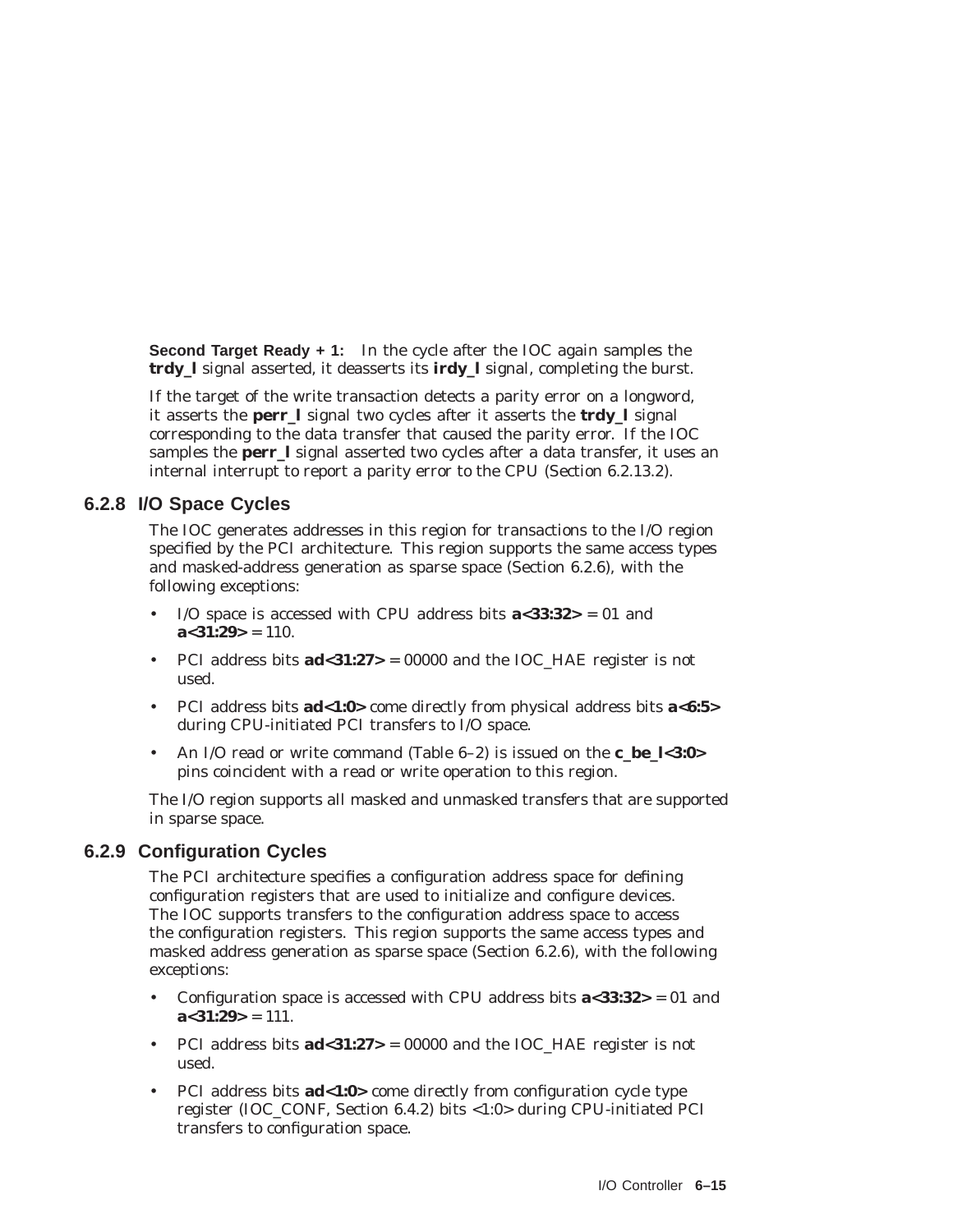**Second Target Ready + 1:** In the cycle after the IOC again samples the **trdy_l** signal asserted, it deasserts its **irdy_l** signal, completing the burst.

If the target of the write transaction detects a parity error on a longword, it asserts the **perr_l** signal two cycles after it asserts the **trdy_l** signal corresponding to the data transfer that caused the parity error. If the IOC samples the **perr_l** signal asserted two cycles after a data transfer, it uses an internal interrupt to report a parity error to the CPU (Section 6.2.13.2).

### 6.2.8 I/O Space Cycles

The IOC generates addresses in this region for transactions to the I/O region specified by the PCI architecture. This region supports the same access types and masked-address generation as sparse space (Section 6.2.6), with the following exceptions:

- I/O space is accessed with CPU address bits **a<33:32>** = 01 and **a<31:29>** = 110.
- PCI address bits **ad<31:27>** = 00000 and the IOC_HAE register is not used.
- PCI address bits **ad<1:0>** come directly from physical address bits **a<6:5>** during CPU-initiated PCI transfers to I/O space.
- An I/O read or write command (Table 6–2) is issued on the **c_be_l<3:0>** pins coincident with a read or write operation to this region.

The I/O region supports all masked and unmasked transfers that are supported in sparse space.

### 6.2.9 Configuration Cycles

The PCI architecture specifies a configuration address space for defining configuration registers that are used to initialize and configure devices. The IOC supports transfers to the configuration address space to access the configuration registers. This region supports the same access types and masked address generation as sparse space (Section 6.2.6), with the following exceptions:

- Configuration space is accessed with CPU address bits **a<33:32>** = 01 and **a<31:29>** = 111.
- PCI address bits **ad<31:27>** = 00000 and the IOC_HAE register is not used.
- PCI address bits **ad<1:0>** come directly from configuration cycle type register (IOC_CONF, Section 6.4.2) bits <1:0> during CPU-initiated PCI transfers to configuration space.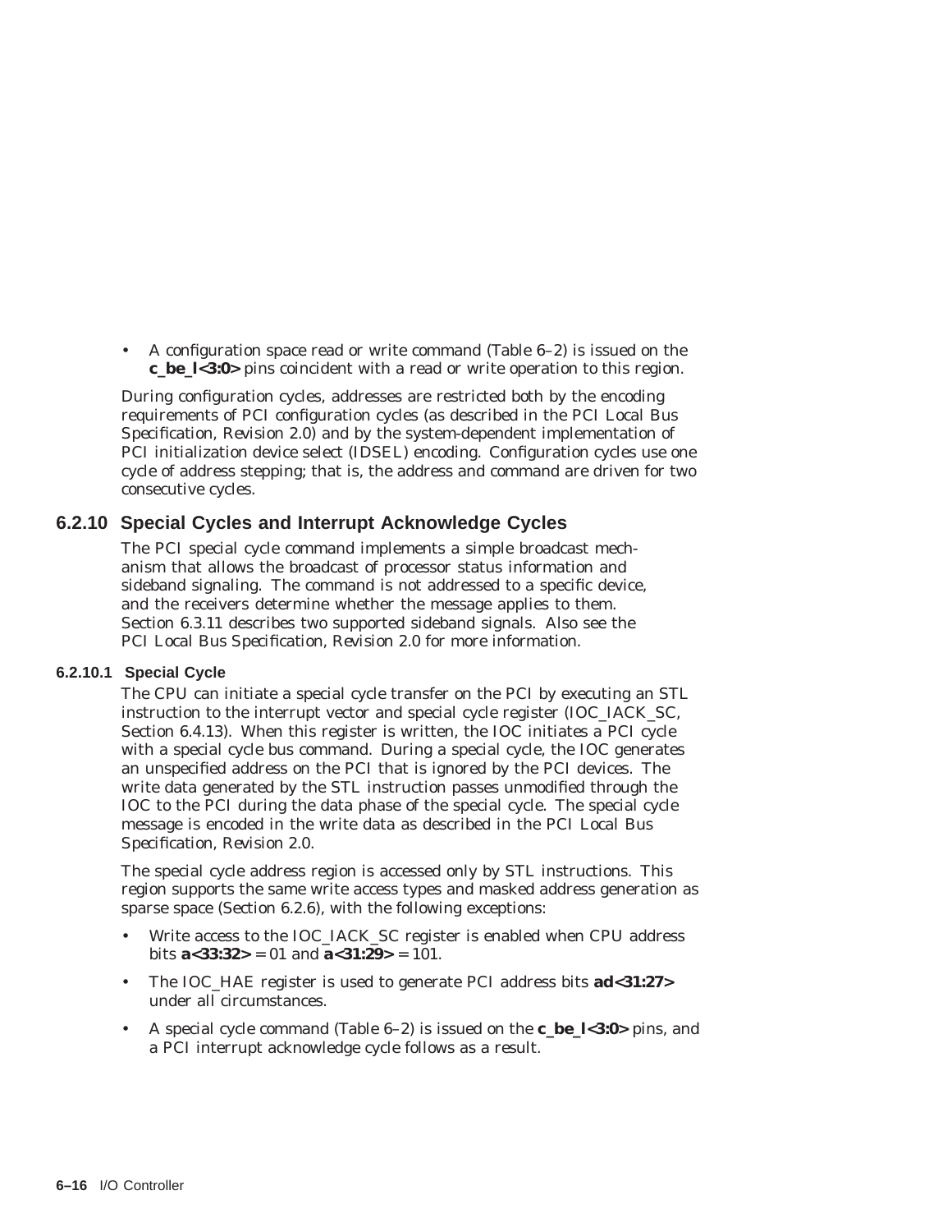- A configuration space read or write command (Table 6–2) is issued on the **c_be_l<3:0>** pins coincident with a read or write operation to this region.

During configuration cycles, addresses are restricted both by the encoding requirements of PCI configuration cycles (as described in the PCI Local Bus Specification, Revision 2.0) and by the system-dependent implementation of PCI initialization device select (IDSEL) encoding. Configuration cycles use one cycle of address stepping; that is, the address and command are driven for two consecutive cycles.

### 6.2.10 Special Cycles and Interrupt Acknowledge Cycles

The PCI special cycle command implements a simple broadcast mechanism that allows the broadcast of processor status information and sideband signaling. The command is not addressed to a specific device, and the receivers determine whether the message applies to them. Section 6.3.11 describes two supported sideband signals. Also see the PCI Local Bus Specification, Revision 2.0 for more information.

#### 6.2.10.1 Special Cycle

The CPU can initiate a special cycle transfer on the PCI by executing an STL instruction to the interrupt vector and special cycle register (IOC_IACK_SC, Section 6.4.13). When this register is written, the IOC initiates a PCI cycle with a special cycle bus command. During a special cycle, the IOC generates an unspecified address on the PCI that is ignored by the PCI devices. The write data generated by the STL instruction passes unmodified through the IOC to the PCI during the data phase of the special cycle. The special cycle message is encoded in the write data as described in the PCI Local Bus Specification, Revision 2.0.

The special cycle address region is accessed only by STL instructions. This region supports the same write access types and masked address generation as sparse space (Section 6.2.6), with the following exceptions:

- Write access to the IOC_IACK_SC register is enabled when CPU address bits **a<33:32>** = 01 and **a<31:29>** = 101.
- The IOC_HAE register is used to generate PCI address bits **ad<31:27>** under all circumstances.
- A special cycle command (Table 6–2) is issued on the **c_be_l<3:0>** pins, and a PCI interrupt acknowledge cycle follows as a result.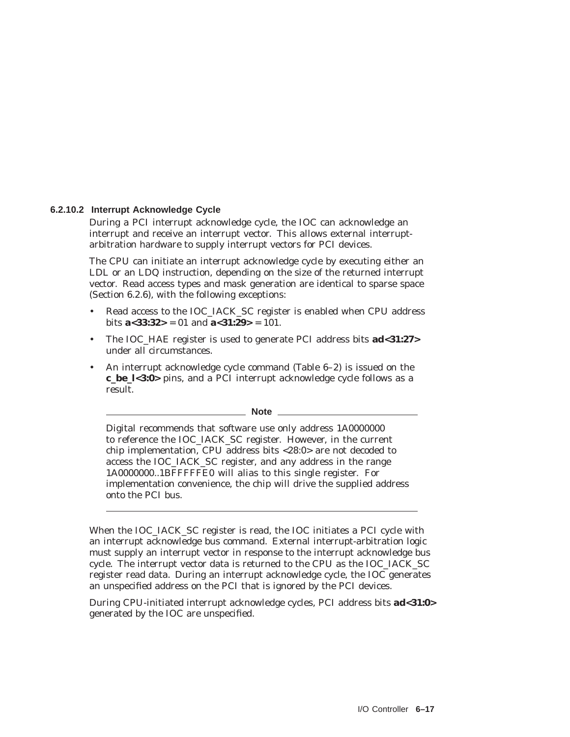#### 6.2.10.2 Interrupt Acknowledge Cycle

During a PCI interrupt acknowledge cycle, the IOC can acknowledge an interrupt and receive an interrupt vector. This allows external interrupt-arbitration hardware to supply interrupt vectors for PCI devices.

The CPU can initiate an interrupt acknowledge cycle by executing either an LDL or an LDQ instruction, depending on the size of the returned interrupt vector. Read access types and mask generation are identical to sparse space (Section 6.2.6), with the following exceptions:

- Read access to the IOC_IACK_SC register is enabled when CPU address bits **a<33:32>** = 01 and **a<31:29>** = 101.
- The IOC_HAE register is used to generate PCI address bits **ad<31:27>** under all circumstances.
- An interrupt acknowledge cycle command (Table 6–2) is issued on the **c_be_l<3:0>** pins, and a PCI interrupt acknowledge cycle follows as a result.

---

**Note**

Digital recommends that software use only address 1A0000000 to reference the IOC_IACK_SC register. However, in the current chip implementation, CPU address bits <28:0> are not decoded to access the IOC_IACK_SC register, and any address in the range 1A0000000..1BFFFFFE0 will alias to this single register. For implementation convenience, the chip will drive the supplied address onto the PCI bus.

---

When the IOC_IACK_SC register is read, the IOC initiates a PCI cycle with an interrupt acknowledge bus command. External interrupt-arbitration logic must supply an interrupt vector in response to the interrupt acknowledge bus cycle. The interrupt vector data is returned to the CPU as the IOC_IACK_SC register read data. During an interrupt acknowledge cycle, the IOC generates an unspecified address on the PCI that is ignored by the PCI devices.

During CPU-initiated interrupt acknowledge cycles, PCI address bits **ad<31:0>** generated by the IOC are unspecified.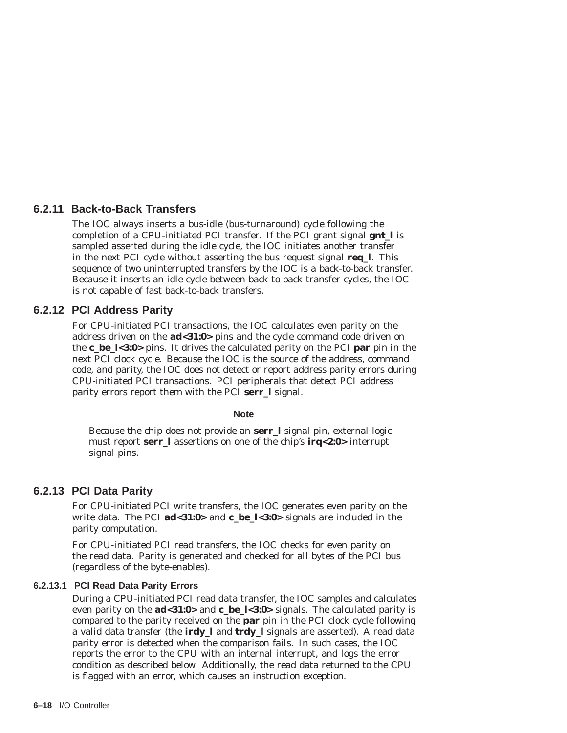### 6.2.11 Back-to-Back Transfers

The IOC always inserts a bus-idle (bus-turnaround) cycle following the completion of a CPU-initiated PCI transfer. If the PCI grant signal **gnt_l** is sampled asserted during the idle cycle, the IOC initiates another transfer in the next PCI cycle without asserting the bus request signal **req_l**. This sequence of two uninterrupted transfers by the IOC is a back-to-back transfer. Because it inserts an idle cycle between back-to-back transfer cycles, the IOC is not capable of fast back-to-back transfers.

### 6.2.12 PCI Address Parity

For CPU-initiated PCI transactions, the IOC calculates even parity on the address driven on the **ad<31:0>** pins and the cycle command code driven on the **c_be_l<3:0>** pins. It drives the calculated parity on the PCI **par** pin in the next PCI clock cycle. Because the IOC is the source of the address, command code, and parity, the IOC does not detect or report address parity errors during CPU-initiated PCI transactions. PCI peripherals that detect PCI address parity errors report them with the PCI **serr_l** signal.

---

**Note**

Because the chip does not provide an **serr_l** signal pin, external logic must report **serr_l** assertions on one of the chip's **irq<2:0>** interrupt signal pins.

---

### 6.2.13 PCI Data Parity

For CPU-initiated PCI write transfers, the IOC generates even parity on the write data. The PCI **ad<31:0>** and **c_be_l<3:0>** signals are included in the parity computation.

For CPU-initiated PCI read transfers, the IOC checks for even parity on the read data. Parity is generated and checked for all bytes of the PCI bus (regardless of the byte-enables).

#### 6.2.13.1 PCI Read Data Parity Errors

During a CPU-initiated PCI read data transfer, the IOC samples and calculates even parity on the **ad<31:0>** and **c_be_l<3:0>** signals. The calculated parity is compared to the parity received on the **par** pin in the PCI clock cycle following a valid data transfer (the **irdy_l** and **trdy_l** signals are asserted). A read data parity error is detected when the comparison fails. In such cases, the IOC reports the error to the CPU with an internal interrupt, and logs the error condition as described below. Additionally, the read data returned to the CPU is flagged with an error, which causes an instruction exception.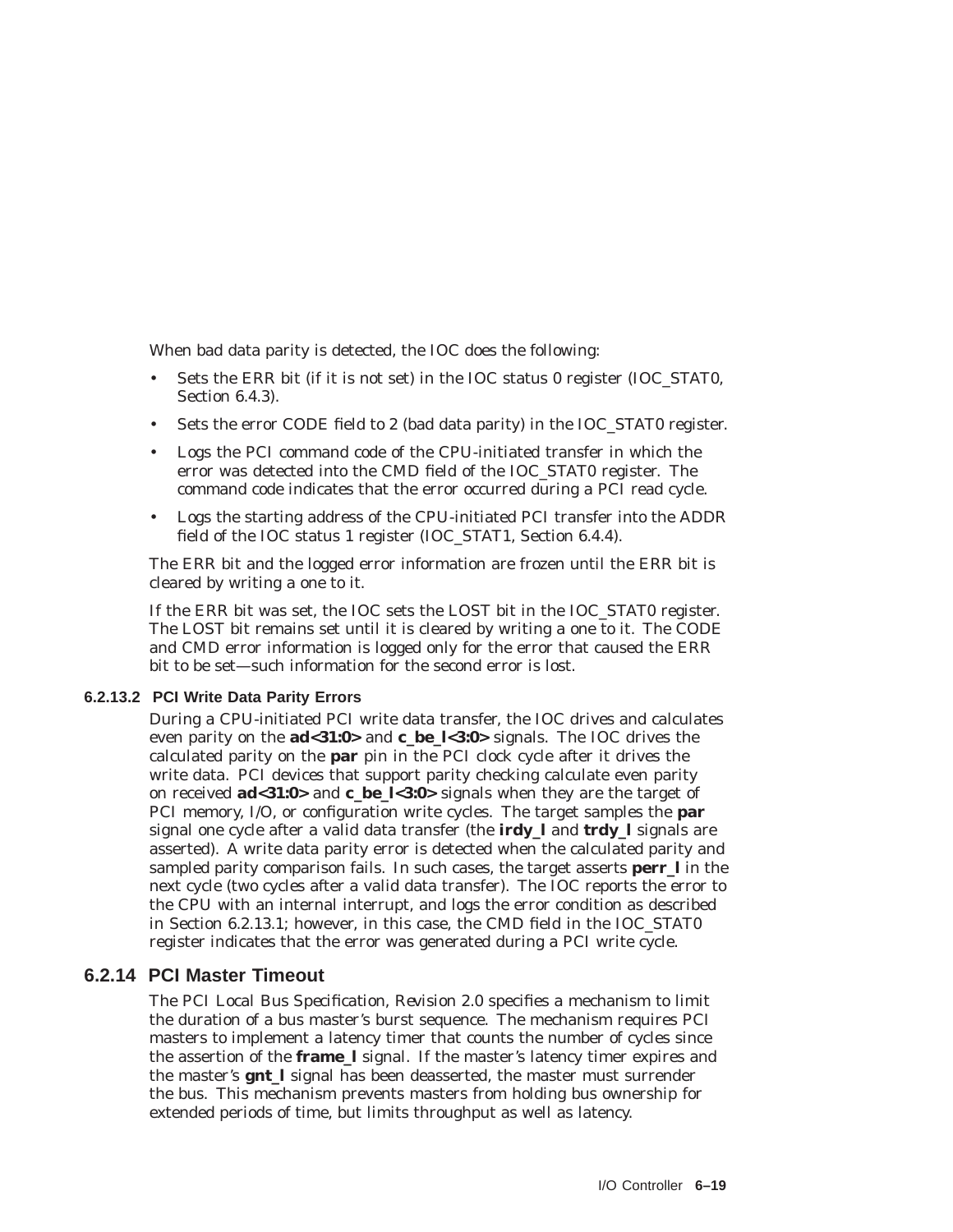When bad data parity is detected, the IOC does the following:

- Sets the ERR bit (if it is not set) in the IOC status 0 register (IOC_STAT0, Section 6.4.3).
- Sets the error CODE field to 2 (bad data parity) in the IOC_STAT0 register.
- Logs the PCI command code of the CPU-initiated transfer in which the error was detected into the CMD field of the IOC_STAT0 register. The command code indicates that the error occurred during a PCI read cycle.
- Logs the starting address of the CPU-initiated PCI transfer into the ADDR field of the IOC status 1 register (IOC_STAT1, Section 6.4.4).

The ERR bit and the logged error information are frozen until the ERR bit is cleared by writing a one to it.

If the ERR bit was set, the IOC sets the LOST bit in the IOC_STAT0 register. The LOST bit remains set until it is cleared by writing a one to it. The CODE and CMD error information is logged only for the error that caused the ERR bit to be set—such information for the second error is lost.

#### 6.2.13.2 PCI Write Data Parity Errors

During a CPU-initiated PCI write data transfer, the IOC drives and calculates even parity on the **ad<31:0>** and **c_be_l<3:0>** signals. The IOC drives the calculated parity on the **par** pin in the PCI clock cycle after it drives the write data. PCI devices that support parity checking calculate even parity on received **ad<31:0>** and **c_be_l<3:0>** signals when they are the target of PCI memory, I/O, or configuration write cycles. The target samples the **par** signal one cycle after a valid data transfer (the **irdy_l** and **trdy_l** signals are asserted). A write data parity error is detected when the calculated parity and sampled parity comparison fails. In such cases, the target asserts **perr_l** in the next cycle (two cycles after a valid data transfer). The IOC reports the error to the CPU with an internal interrupt, and logs the error condition as described in Section 6.2.13.1; however, in this case, the CMD field in the IOC_STAT0 register indicates that the error was generated during a PCI write cycle.

### 6.2.14 PCI Master Timeout

The *PCI Local Bus Specification, Revision 2.0* specifies a mechanism to limit the duration of a bus master's burst sequence. The mechanism requires PCI masters to implement a latency timer that counts the number of cycles since the assertion of the **frame_l** signal. If the master's latency timer expires and the master's **gnt_l** signal has been deasserted, the master must surrender the bus. This mechanism prevents masters from holding bus ownership for extended periods of time, but limits throughput as well as latency.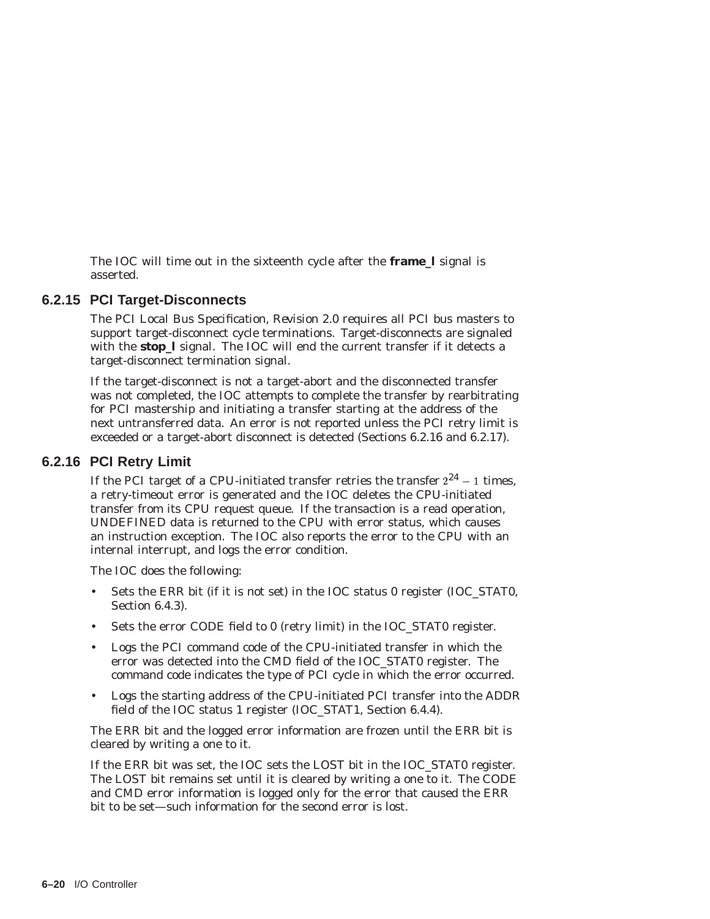The IOC will time out in the sixteenth cycle after the **frame_l** signal is asserted.

### 6.2.15 PCI Target-Disconnects

The *PCI Local Bus Specification, Revision 2.0* requires all PCI bus masters to support target-disconnect cycle terminations. Target-disconnects are signaled with the **stop_l** signal. The IOC will end the current transfer if it detects a target-disconnect termination signal.

If the target-disconnect is not a target-abort and the disconnected transfer was not completed, the IOC attempts to complete the transfer by rearbitrating for PCI mastership and initiating a transfer starting at the address of the next untransferred data. An error is not reported unless the PCI retry limit is exceeded or a target-abort disconnect is detected (Sections 6.2.16 and 6.2.17).

### 6.2.16 PCI Retry Limit

If the PCI target of a CPU-initiated transfer retries the transfer $2^{24} - 1$ times, a retry-timeout error is generated and the IOC deletes the CPU-initiated transfer from its CPU request queue. If the transaction is a read operation, UNDEFINED data is returned to the CPU with error status, which causes an instruction exception. The IOC also reports the error to the CPU with an internal interrupt, and logs the error condition.

The IOC does the following:

- Sets the ERR bit (if it is not set) in the IOC status 0 register (IOC_STAT0, Section 6.4.3).
- Sets the error CODE field to 0 (retry limit) in the IOC_STAT0 register.
- Logs the PCI command code of the CPU-initiated transfer in which the error was detected into the CMD field of the IOC_STAT0 register. The command code indicates the type of PCI cycle in which the error occurred.
- Logs the starting address of the CPU-initiated PCI transfer into the ADDR field of the IOC status 1 register (IOC_STAT1, Section 6.4.4).

The ERR bit and the logged error information are frozen until the ERR bit is cleared by writing a one to it.

If the ERR bit was set, the IOC sets the LOST bit in the IOC_STAT0 register. The LOST bit remains set until it is cleared by writing a one to it. The CODE and CMD error information is logged only for the error that caused the ERR bit to be set—such information for the second error is lost.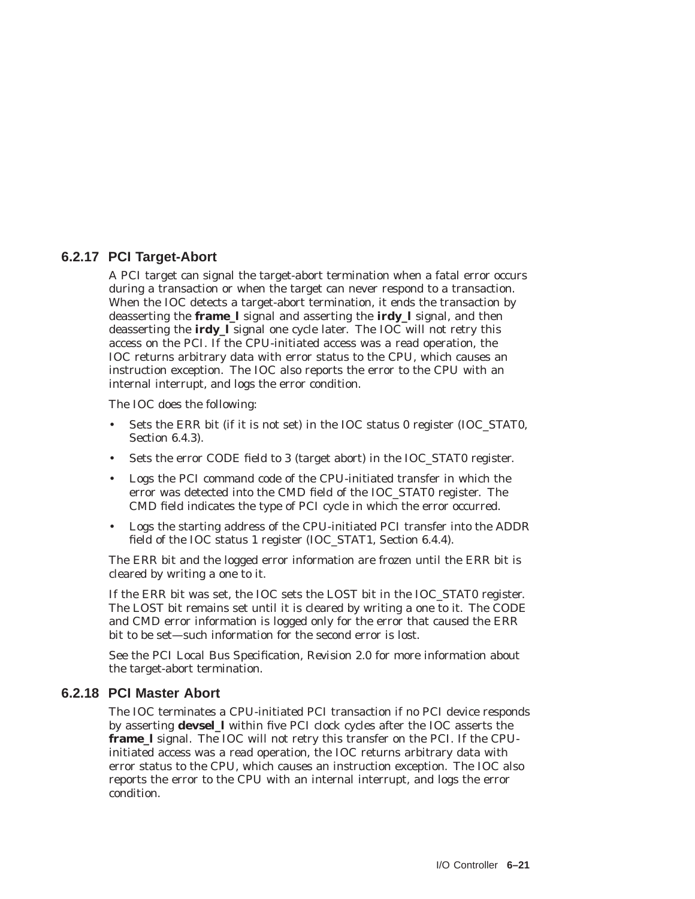### 6.2.17 PCI Target-Abort

A PCI target can signal the target-abort termination when a fatal error occurs during a transaction or when the target can never respond to a transaction. When the IOC detects a target-abort termination, it ends the transaction by deasserting the **frame_l** signal and asserting the **irdy_l** signal, and then deasserting the **irdy_l** signal one cycle later. The IOC will not retry this access on the PCI. If the CPU-initiated access was a read operation, the IOC returns arbitrary data with error status to the CPU, which causes an instruction exception. The IOC also reports the error to the CPU with an internal interrupt, and logs the error condition.

The IOC does the following:

- Sets the ERR bit (if it is not set) in the IOC status 0 register (IOC_STAT0, Section 6.4.3).
- Sets the error CODE field to 3 (target abort) in the IOC_STAT0 register.
- Logs the PCI command code of the CPU-initiated transfer in which the error was detected into the CMD field of the IOC_STAT0 register. The CMD field indicates the type of PCI cycle in which the error occurred.
- Logs the starting address of the CPU-initiated PCI transfer into the ADDR field of the IOC status 1 register (IOC_STAT1, Section 6.4.4).

The ERR bit and the logged error information are frozen until the ERR bit is cleared by writing a one to it.

If the ERR bit was set, the IOC sets the LOST bit in the IOC_STAT0 register. The LOST bit remains set until it is cleared by writing a one to it. The CODE and CMD error information is logged only for the error that caused the ERR bit to be set—such information for the second error is lost.

See the *PCI Local Bus Specification, Revision 2.0* for more information about the target-abort termination.

### 6.2.18 PCI Master Abort

The IOC terminates a CPU-initiated PCI transaction if no PCI device responds by asserting **devsel_l** within five PCI clock cycles after the IOC asserts the **frame_l** signal. The IOC will not retry this transfer on the PCI. If the CPU-initiated access was a read operation, the IOC returns arbitrary data with error status to the CPU, which causes an instruction exception. The IOC also reports the error to the CPU with an internal interrupt, and logs the error condition.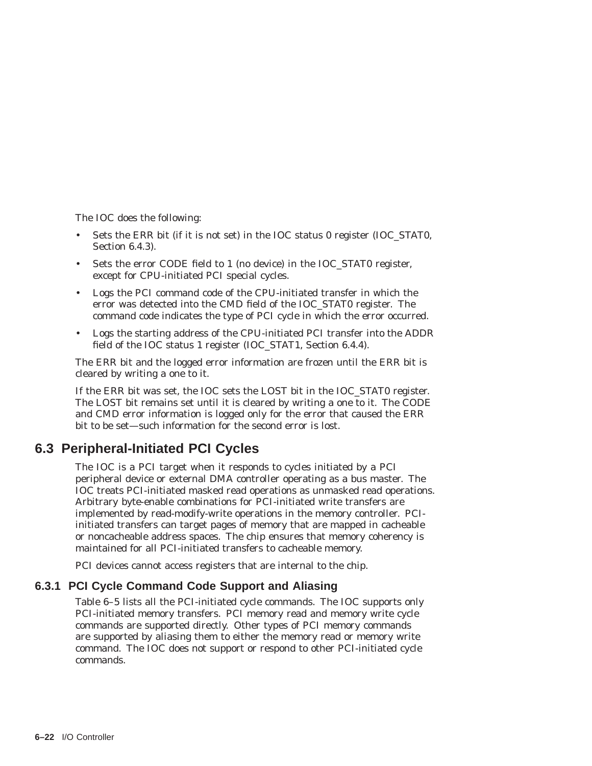The IOC does the following:

- Sets the ERR bit (if it is not set) in the IOC status 0 register (IOC_STAT0, Section 6.4.3).
- Sets the error CODE field to 1 (no device) in the IOC_STAT0 register, except for CPU-initiated PCI special cycles.
- Logs the PCI command code of the CPU-initiated transfer in which the error was detected into the CMD field of the IOC_STAT0 register. The command code indicates the type of PCI cycle in which the error occurred.
- Logs the starting address of the CPU-initiated PCI transfer into the ADDR field of the IOC status 1 register (IOC_STAT1, Section 6.4.4).

The ERR bit and the logged error information are frozen until the ERR bit is cleared by writing a one to it.

If the ERR bit was set, the IOC sets the LOST bit in the IOC_STAT0 register. The LOST bit remains set until it is cleared by writing a one to it. The CODE and CMD error information is logged only for the error that caused the ERR bit to be set—such information for the second error is lost.

## 6.3 Peripheral-Initiated PCI Cycles

The IOC is a PCI target when it responds to cycles initiated by a PCI peripheral device or external DMA controller operating as a bus master. The IOC treats PCI-initiated masked read operations as unmasked read operations. Arbitrary byte-enable combinations for PCI-initiated write transfers are implemented by read-modify-write operations in the memory controller. PCI-initiated transfers can target pages of memory that are mapped in cacheable or noncacheable address spaces. The chip ensures that memory coherency is maintained for all PCI-initiated transfers to cacheable memory.

PCI devices cannot access registers that are internal to the chip.

### 6.3.1 PCI Cycle Command Code Support and Aliasing

Table 6–5 lists all the PCI-initiated cycle commands. The IOC supports only PCI-initiated memory transfers. PCI memory read and memory write cycle commands are supported directly. Other types of PCI memory commands are supported by aliasing them to either the memory read or memory write command. The IOC does not support or respond to other PCI-initiated cycle commands.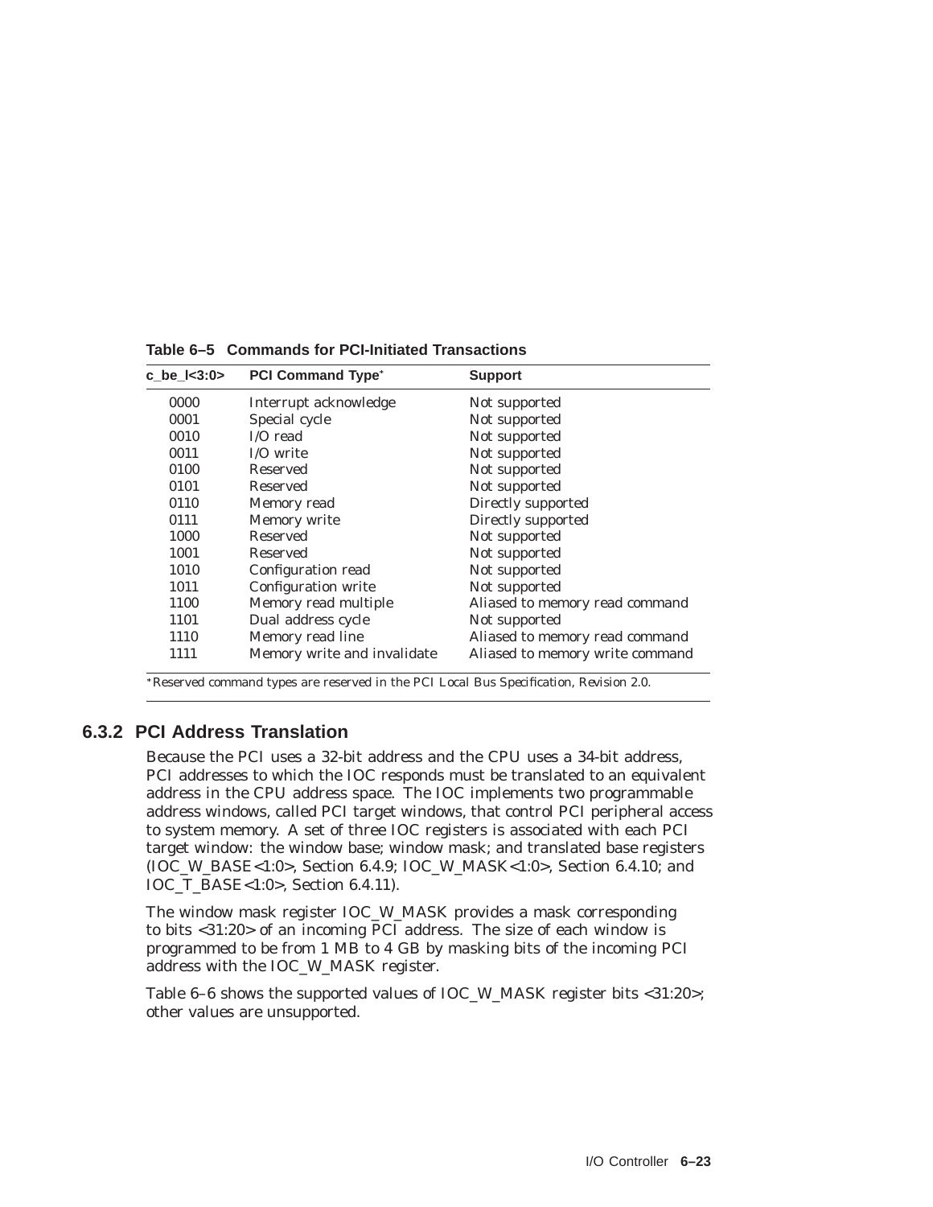**Table 6–5 Commands for PCI-Initiated Transactions**

| c_be_l<3:0> | PCI Command Type* | Support |
|---|---|---|
| 0000 | Interrupt acknowledge | Not supported |
| 0001 | Special cycle | Not supported |
| 0010 | I/O read | Not supported |
| 0011 | I/O write | Not supported |
| 0100 | Reserved | Not supported |
| 0101 | Reserved | Not supported |
| 0110 | Memory read | Directly supported |
| 0111 | Memory write | Directly supported |
| 1000 | Reserved | Not supported |
| 1001 | Reserved | Not supported |
| 1010 | Configuration read | Not supported |
| 1011 | Configuration write | Not supported |
| 1100 | Memory read multiple | Aliased to memory read command |
| 1101 | Dual address cycle | Not supported |
| 1110 | Memory read line | Aliased to memory read command |
| 1111 | Memory write and invalidate | Aliased to memory write command |

*Reserved command types are reserved in the *PCI Local Bus Specification, Revision 2.0.*

### 6.3.2 PCI Address Translation

Because the PCI uses a 32-bit address and the CPU uses a 34-bit address, PCI addresses to which the IOC responds must be translated to an equivalent address in the CPU address space. The IOC implements two programmable address windows, called PCI target windows, that control PCI peripheral access to system memory. A set of three IOC registers is associated with each PCI target window: the window base; window mask; and translated base registers (IOC_W_BASE<1:0>, Section 6.4.9; IOC_W_MASK<1:0>, Section 6.4.10; and IOC_T_BASE<1:0>, Section 6.4.11).

The window mask register IOC_W_MASK provides a mask corresponding to bits <31:20> of an incoming PCI address. The size of each window is programmed to be from 1 MB to 4 GB by masking bits of the incoming PCI address with the IOC_W_MASK register.

Table 6–6 shows the supported values of IOC_W_MASK register bits <31:20>; other values are unsupported.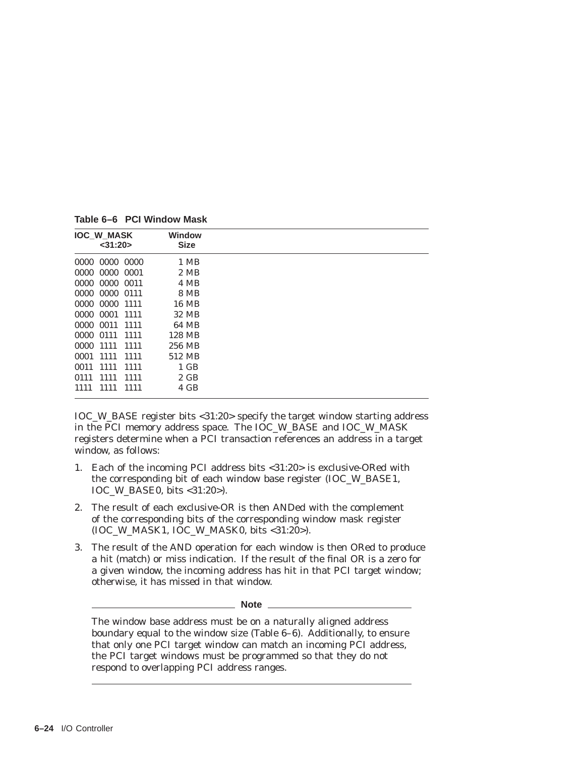**Table 6–6 PCI Window Mask**

| IOC_W_MASK <31:20> | Window Size |
|---|---|
| 0000 0000 0000 | 1 MB |
| 0000 0000 0001 | 2 MB |
| 0000 0000 0011 | 4 MB |
| 0000 0000 0111 | 8 MB |
| 0000 0000 1111 | 16 MB |
| 0000 0001 1111 | 32 MB |
| 0000 0011 1111 | 64 MB |
| 0000 0111 1111 | 128 MB |
| 0000 1111 1111 | 256 MB |
| 0001 1111 1111 | 512 MB |
| 0011 1111 1111 | 1 GB |
| 0111 1111 1111 | 2 GB |
| 1111 1111 1111 | 4 GB |

IOC_W_BASE register bits <31:20> specify the target window starting address in the PCI memory address space. The IOC_W_BASE and IOC_W_MASK registers determine when a PCI transaction references an address in a target window, as follows:

1. Each of the incoming PCI address bits <31:20> is exclusive-ORed with the corresponding bit of each window base register (IOC_W_BASE1, IOC_W_BASE0, bits <31:20>).
2. The result of each exclusive-OR is then ANDed with the complement of the corresponding bits of the corresponding window mask register (IOC_W_MASK1, IOC_W_MASK0, bits <31:20>).
3. The result of the AND operation for each window is then ORed to produce a hit (match) or miss indication. If the result of the final OR is a zero for a given window, the incoming address has hit in that PCI target window; otherwise, it has missed in that window.

**Note**

The window base address must be on a naturally aligned address boundary equal to the window size (Table 6–6). Additionally, to ensure that only one PCI target window can match an incoming PCI address, the PCI target windows must be programmed so that they do not respond to overlapping PCI address ranges.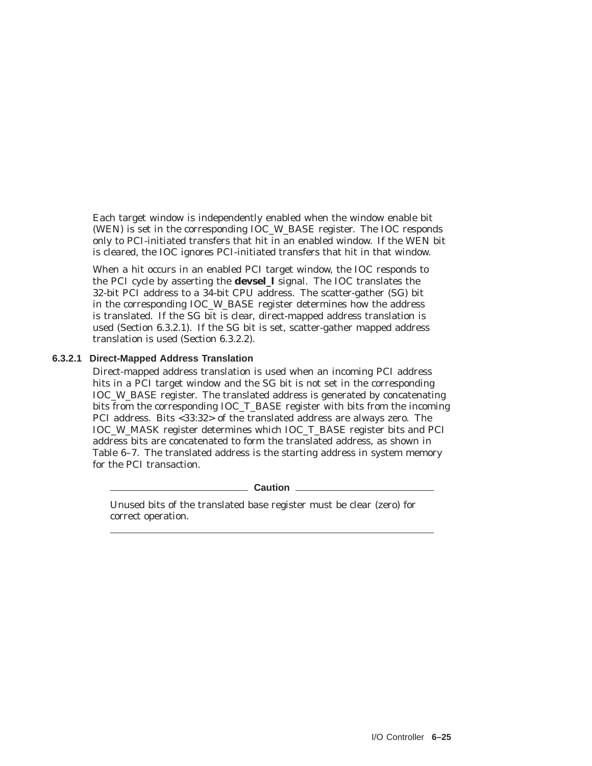Each target window is independently enabled when the window enable bit (WEN) is set in the corresponding IOC_W_BASE register. The IOC responds only to PCI-initiated transfers that hit in an enabled window. If the WEN bit is cleared, the IOC ignores PCI-initiated transfers that hit in that window.

When a hit occurs in an enabled PCI target window, the IOC responds to the PCI cycle by asserting the **devsel_l** signal. The IOC translates the 32-bit PCI address to a 34-bit CPU address. The scatter-gather (SG) bit in the corresponding IOC_W_BASE register determines how the address is translated. If the SG bit is clear, direct-mapped address translation is used (Section 6.3.2.1). If the SG bit is set, scatter-gather mapped address translation is used (Section 6.3.2.2).

#### 6.3.2.1 Direct-Mapped Address Translation

Direct-mapped address translation is used when an incoming PCI address hits in a PCI target window and the SG bit is not set in the corresponding IOC_W_BASE register. The translated address is generated by concatenating bits from the corresponding IOC_T_BASE register with bits from the incoming PCI address. Bits <33:32> of the translated address are always zero. The IOC_W_MASK register determines which IOC_T_BASE register bits and PCI address bits are concatenated to form the translated address, as shown in Table 6–7. The translated address is the starting address in system memory for the PCI transaction.

**Caution**

Unused bits of the translated base register must be clear (zero) for correct operation.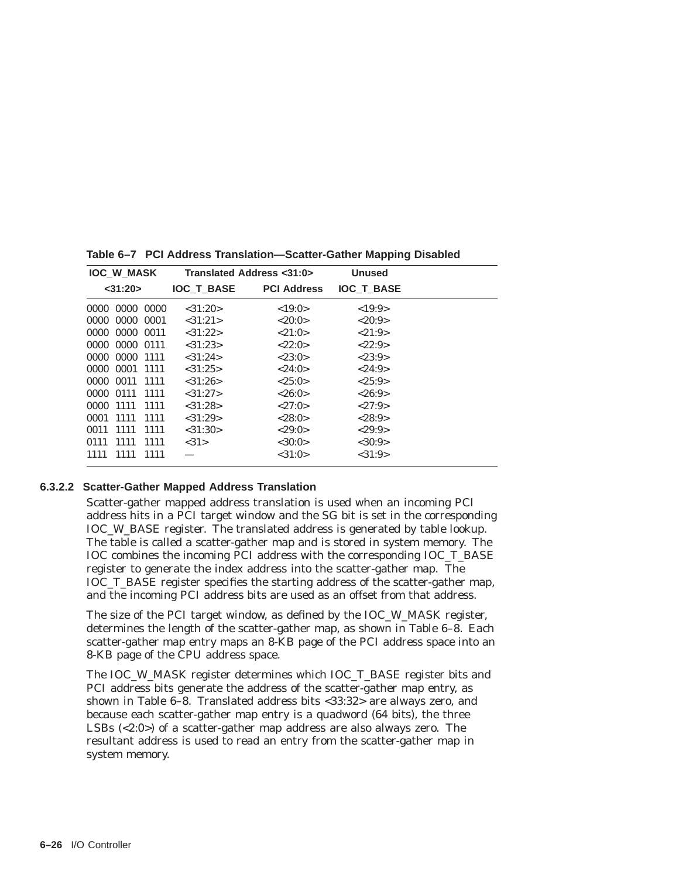**Table 6–7 PCI Address Translation—Scatter-Gather Mapping Disabled**

| IOC_W_MASK | Translated Address <31:0> | | Unused |
|---|---|---|---|
| <31:20> | IOC_T_BASE | PCI Address | IOC_T_BASE |
| 0000 0000 0000 | <31:20> | <19:0> | <19:9> |
| 0000 0000 0001 | <31:21> | <20:0> | <20:9> |
| 0000 0000 0011 | <31:22> | <21:0> | <21:9> |
| 0000 0000 0111 | <31:23> | <22:0> | <22:9> |
| 0000 0000 1111 | <31:24> | <23:0> | <23:9> |
| 0000 0001 1111 | <31:25> | <24:0> | <24:9> |
| 0000 0011 1111 | <31:26> | <25:0> | <25:9> |
| 0000 0111 1111 | <31:27> | <26:0> | <26:9> |
| 0000 1111 1111 | <31:28> | <27:0> | <27:9> |
| 0001 1111 1111 | <31:29> | <28:0> | <28:9> |
| 0011 1111 1111 | <31:30> | <29:0> | <29:9> |
| 0111 1111 1111 | <31> | <30:0> | <30:9> |
| 1111 1111 1111 | — | <31:0> | <31:9> |

#### 6.3.2.2 Scatter-Gather Mapped Address Translation

Scatter-gather mapped address translation is used when an incoming PCI address hits in a PCI target window and the SG bit is set in the corresponding IOC_W_BASE register. The translated address is generated by table lookup. The table is called a scatter-gather map and is stored in system memory. The IOC combines the incoming PCI address with the corresponding IOC_T_BASE register to generate the index address into the scatter-gather map. The IOC_T_BASE register specifies the starting address of the scatter-gather map, and the incoming PCI address bits are used as an offset from that address.

The size of the PCI target window, as defined by the IOC_W_MASK register, determines the length of the scatter-gather map, as shown in Table 6–8. Each scatter-gather map entry maps an 8-KB page of the PCI address space into an 8-KB page of the CPU address space.

The IOC_W_MASK register determines which IOC_T_BASE register bits and PCI address bits generate the address of the scatter-gather map entry, as shown in Table 6–8. Translated address bits <33:32> are always zero, and because each scatter-gather map entry is a quadword (64 bits), the three LSBs (<2:0>) of a scatter-gather map address are also always zero. The resultant address is used to read an entry from the scatter-gather map in system memory.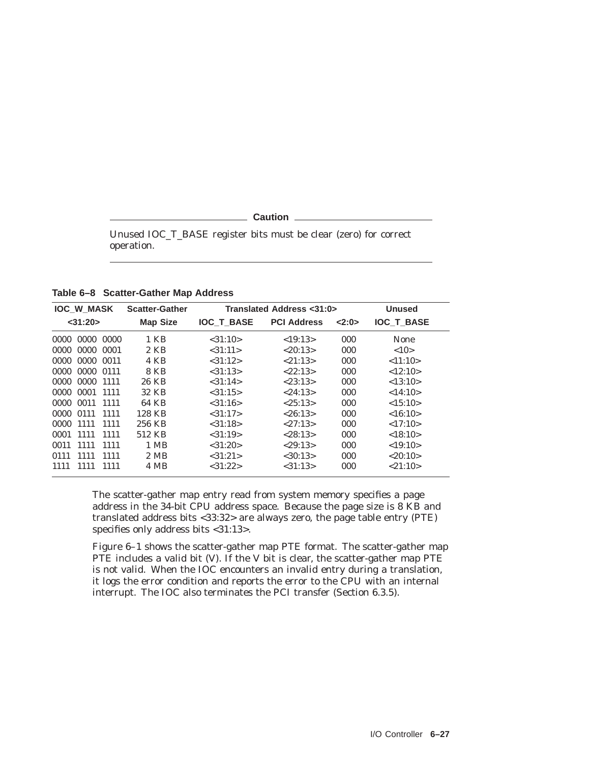**Caution**

Unused IOC_T_BASE register bits must be clear (zero) for correct operation.

**Table 6–8 Scatter-Gather Map Address**

| IOC_W_MASK <31:20> | Scatter-Gather Map Size | Translated Address <31:0> IOC_T_BASE | PCI Address | <2:0> | Unused IOC_T_BASE |
|---|---|---|---|---|---|
| 0000 0000 0000 | 1 KB | <31:10> | <19:13> | 000 | None |
| 0000 0000 0001 | 2 KB | <31:11> | <20:13> | 000 | <10> |
| 0000 0000 0011 | 4 KB | <31:12> | <21:13> | 000 | <11:10> |
| 0000 0000 0111 | 8 KB | <31:13> | <22:13> | 000 | <12:10> |
| 0000 0000 1111 | 26 KB | <31:14> | <23:13> | 000 | <13:10> |
| 0000 0001 1111 | 32 KB | <31:15> | <24:13> | 000 | <14:10> |
| 0000 0011 1111 | 64 KB | <31:16> | <25:13> | 000 | <15:10> |
| 0000 0111 1111 | 128 KB | <31:17> | <26:13> | 000 | <16:10> |
| 0000 1111 1111 | 256 KB | <31:18> | <27:13> | 000 | <17:10> |
| 0001 1111 1111 | 512 KB | <31:19> | <28:13> | 000 | <18:10> |
| 0011 1111 1111 | 1 MB | <31:20> | <29:13> | 000 | <19:10> |
| 0111 1111 1111 | 2 MB | <31:21> | <30:13> | 000 | <20:10> |
| 1111 1111 1111 | 4 MB | <31:22> | <31:13> | 000 | <21:10> |

The scatter-gather map entry read from system memory specifies a page address in the 34-bit CPU address space. Because the page size is 8 KB and translated address bits <33:32> are always zero, the page table entry (PTE) specifies only address bits <31:13>.

Figure 6–1 shows the scatter-gather map PTE format. The scatter-gather map PTE includes a valid bit (V). If the V bit is clear, the scatter-gather map PTE is not valid. When the IOC encounters an invalid entry during a translation, it logs the error condition and reports the error to the CPU with an internal interrupt. The IOC also terminates the PCI transfer (Section 6.3.5).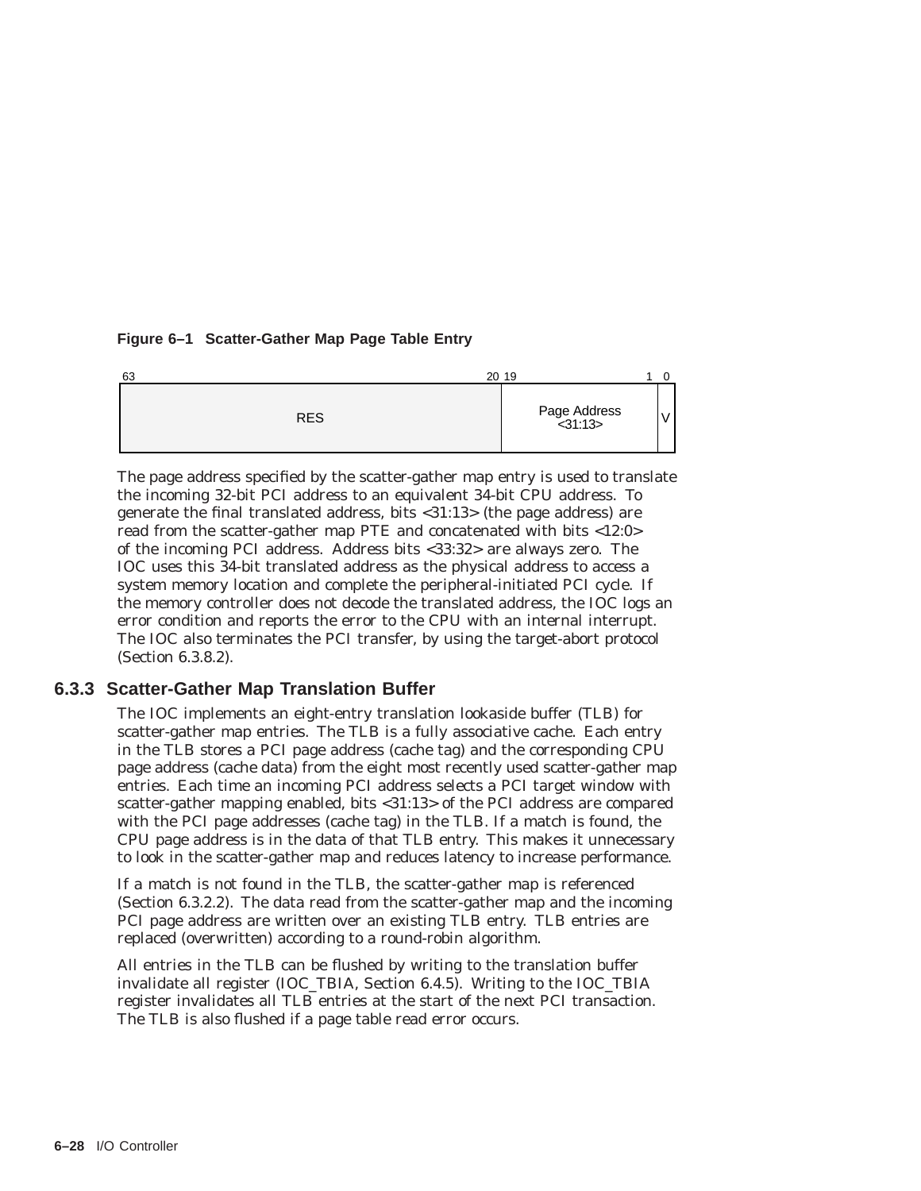**Figure 6–1 Scatter-Gather Map Page Table Entry**

| 63 ... 20 | 19 ... 1 | 0 |
|---|---|---|
| RES | Page Address <31:13> | V |

The page address specified by the scatter-gather map entry is used to translate the incoming 32-bit PCI address to an equivalent 34-bit CPU address. To generate the final translated address, bits <31:13> (the page address) are read from the scatter-gather map PTE and concatenated with bits <12:0> of the incoming PCI address. Address bits <33:32> are always zero. The IOC uses this 34-bit translated address as the physical address to access a system memory location and complete the peripheral-initiated PCI cycle. If the memory controller does not decode the translated address, the IOC logs an error condition and reports the error to the CPU with an internal interrupt. The IOC also terminates the PCI transfer, by using the target-abort protocol (Section 6.3.8.2).

### 6.3.3 Scatter-Gather Map Translation Buffer

The IOC implements an eight-entry translation lookaside buffer (TLB) for scatter-gather map entries. The TLB is a fully associative cache. Each entry in the TLB stores a PCI page address (cache tag) and the corresponding CPU page address (cache data) from the eight most recently used scatter-gather map entries. Each time an incoming PCI address selects a PCI target window with scatter-gather mapping enabled, bits <31:13> of the PCI address are compared with the PCI page addresses (cache tag) in the TLB. If a match is found, the CPU page address is in the data of that TLB entry. This makes it unnecessary to look in the scatter-gather map and reduces latency to increase performance.

If a match is not found in the TLB, the scatter-gather map is referenced (Section 6.3.2.2). The data read from the scatter-gather map and the incoming PCI page address are written over an existing TLB entry. TLB entries are replaced (overwritten) according to a round-robin algorithm.

All entries in the TLB can be flushed by writing to the translation buffer invalidate all register (IOC_TBIA, Section 6.4.5). Writing to the IOC_TBIA register invalidates all TLB entries at the start of the next PCI transaction. The TLB is also flushed if a page table read error occurs.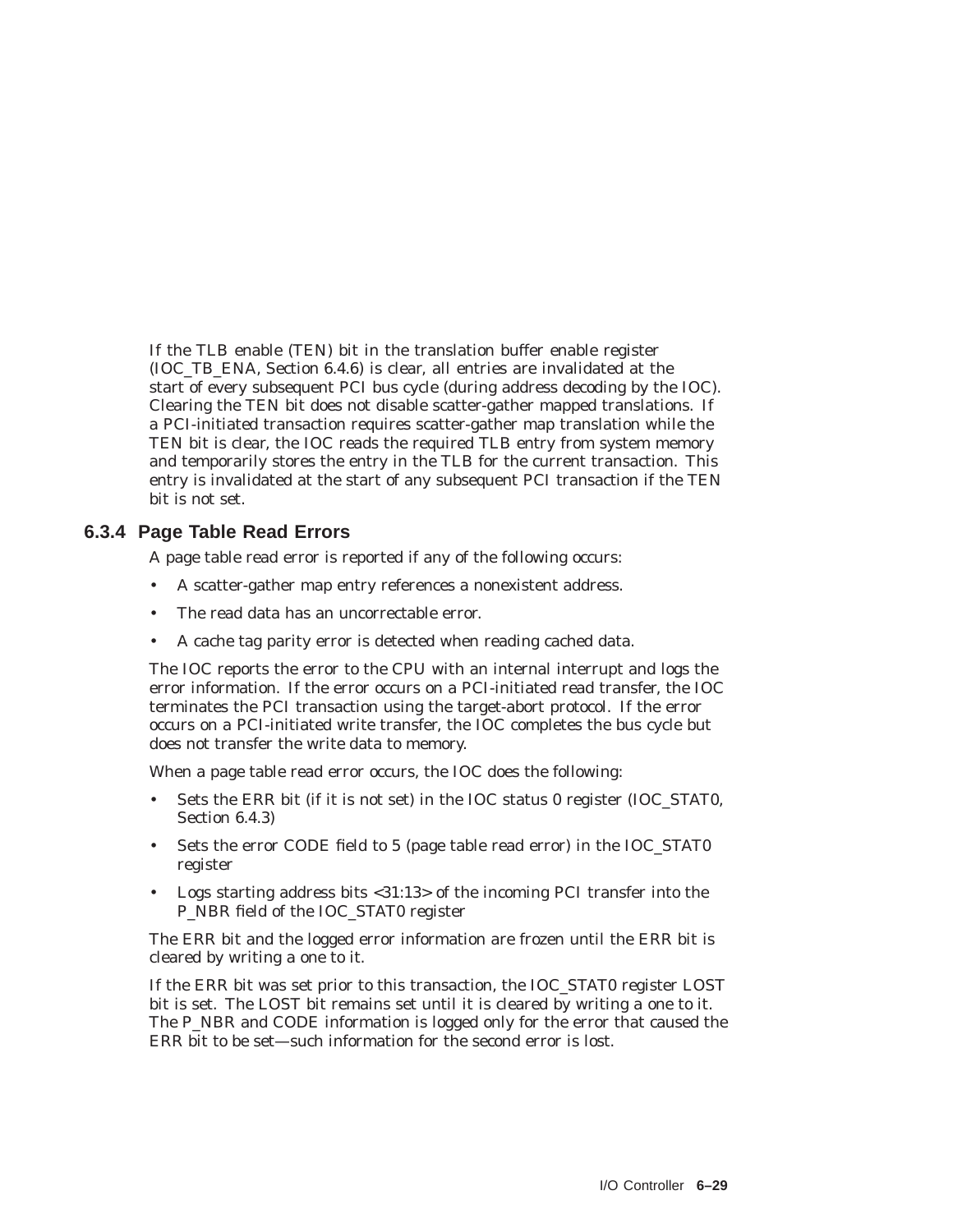If the TLB enable (TEN) bit in the translation buffer enable register (IOC_TB_ENA, Section 6.4.6) is clear, all entries are invalidated at the start of every subsequent PCI bus cycle (during address decoding by the IOC). Clearing the TEN bit does not disable scatter-gather mapped translations. If a PCI-initiated transaction requires scatter-gather map translation while the TEN bit is clear, the IOC reads the required TLB entry from system memory and temporarily stores the entry in the TLB for the current transaction. This entry is invalidated at the start of any subsequent PCI transaction if the TEN bit is not set.

### 6.3.4 Page Table Read Errors

A page table read error is reported if any of the following occurs:

- A scatter-gather map entry references a nonexistent address.
- The read data has an uncorrectable error.
- A cache tag parity error is detected when reading cached data.

The IOC reports the error to the CPU with an internal interrupt and logs the error information. If the error occurs on a PCI-initiated read transfer, the IOC terminates the PCI transaction using the target-abort protocol. If the error occurs on a PCI-initiated write transfer, the IOC completes the bus cycle but does not transfer the write data to memory.

When a page table read error occurs, the IOC does the following:

- Sets the ERR bit (if it is not set) in the IOC status 0 register (IOC_STAT0, Section 6.4.3)
- Sets the error CODE field to 5 (page table read error) in the IOC_STAT0 register
- Logs starting address bits <31:13> of the incoming PCI transfer into the P_NBR field of the IOC_STAT0 register

The ERR bit and the logged error information are frozen until the ERR bit is cleared by writing a one to it.

If the ERR bit was set prior to this transaction, the IOC_STAT0 register LOST bit is set. The LOST bit remains set until it is cleared by writing a one to it. The P_NBR and CODE information is logged only for the error that caused the ERR bit to be set—such information for the second error is lost.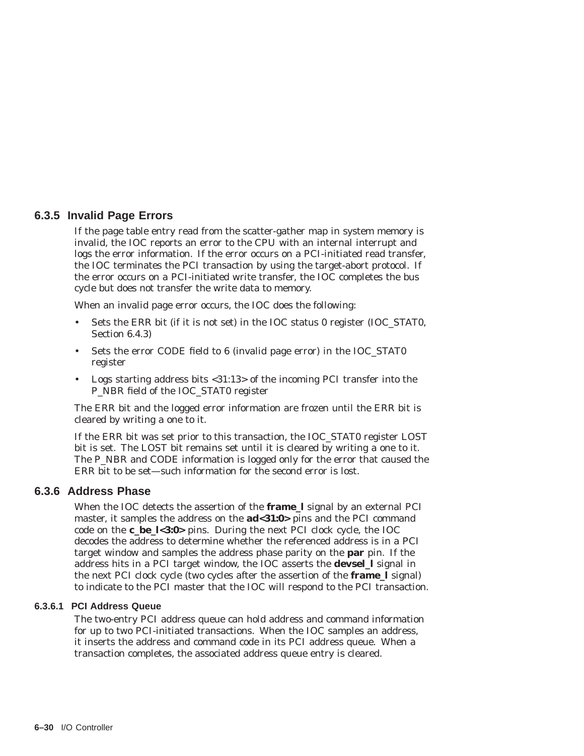### 6.3.5 Invalid Page Errors

If the page table entry read from the scatter-gather map in system memory is invalid, the IOC reports an error to the CPU with an internal interrupt and logs the error information. If the error occurs on a PCI-initiated read transfer, the IOC terminates the PCI transaction by using the target-abort protocol. If the error occurs on a PCI-initiated write transfer, the IOC completes the bus cycle but does not transfer the write data to memory.

When an invalid page error occurs, the IOC does the following:

- Sets the ERR bit (if it is not set) in the IOC status 0 register (IOC_STAT0, Section 6.4.3)
- Sets the error CODE field to 6 (invalid page error) in the IOC_STAT0 register
- Logs starting address bits <31:13> of the incoming PCI transfer into the P_NBR field of the IOC_STAT0 register

The ERR bit and the logged error information are frozen until the ERR bit is cleared by writing a one to it.

If the ERR bit was set prior to this transaction, the IOC_STAT0 register LOST bit is set. The LOST bit remains set until it is cleared by writing a one to it. The P_NBR and CODE information is logged only for the error that caused the ERR bit to be set—such information for the second error is lost.

### 6.3.6 Address Phase

When the IOC detects the assertion of the **frame_l** signal by an external PCI master, it samples the address on the **ad<31:0>** pins and the PCI command code on the **c_be_l<3:0>** pins. During the next PCI clock cycle, the IOC decodes the address to determine whether the referenced address is in a PCI target window and samples the address phase parity on the **par** pin. If the address hits in a PCI target window, the IOC asserts the **devsel_l** signal in the next PCI clock cycle (two cycles after the assertion of the **frame_l** signal) to indicate to the PCI master that the IOC will respond to the PCI transaction.

#### 6.3.6.1 PCI Address Queue

The two-entry PCI address queue can hold address and command information for up to two PCI-initiated transactions. When the IOC samples an address, it inserts the address and command code in its PCI address queue. When a transaction completes, the associated address queue entry is cleared.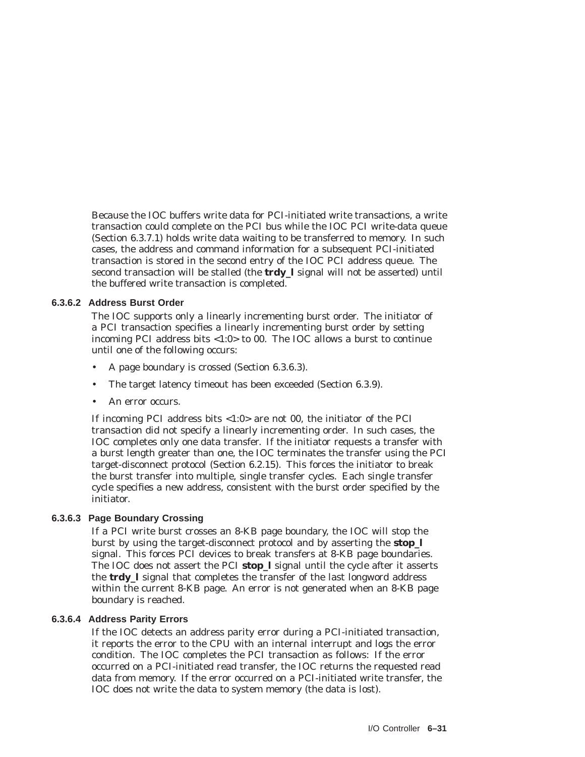Because the IOC buffers write data for PCI-initiated write transactions, a write transaction could complete on the PCI bus while the IOC PCI write-data queue (Section 6.3.7.1) holds write data waiting to be transferred to memory. In such cases, the address and command information for a subsequent PCI-initiated transaction is stored in the second entry of the IOC PCI address queue. The second transaction will be stalled (the **trdy_l** signal will not be asserted) until the buffered write transaction is completed.

#### 6.3.6.2 Address Burst Order

The IOC supports only a linearly incrementing burst order. The initiator of a PCI transaction specifies a linearly incrementing burst order by setting incoming PCI address bits <1:0> to 00. The IOC allows a burst to continue until one of the following occurs:

- A page boundary is crossed (Section 6.3.6.3).
- The target latency timeout has been exceeded (Section 6.3.9).
- An error occurs.

If incoming PCI address bits <1:0> are not 00, the initiator of the PCI transaction did not specify a linearly incrementing order. In such cases, the IOC completes only one data transfer. If the initiator requests a transfer with a burst length greater than one, the IOC terminates the transfer using the PCI target-disconnect protocol (Section 6.2.15). This forces the initiator to break the burst transfer into multiple, single transfer cycles. Each single transfer cycle specifies a new address, consistent with the burst order specified by the initiator.

#### 6.3.6.3 Page Boundary Crossing

If a PCI write burst crosses an 8-KB page boundary, the IOC will stop the burst by using the target-disconnect protocol and by asserting the **stop_l** signal. This forces PCI devices to break transfers at 8-KB page boundaries. The IOC does not assert the PCI **stop_l** signal until the cycle after it asserts the **trdy_l** signal that completes the transfer of the last longword address within the current 8-KB page. An error is not generated when an 8-KB page boundary is reached.

#### 6.3.6.4 Address Parity Errors

If the IOC detects an address parity error during a PCI-initiated transaction, it reports the error to the CPU with an internal interrupt and logs the error condition. The IOC completes the PCI transaction as follows: If the error occurred on a PCI-initiated read transfer, the IOC returns the requested read data from memory. If the error occurred on a PCI-initiated write transfer, the IOC does not write the data to system memory (the data is lost).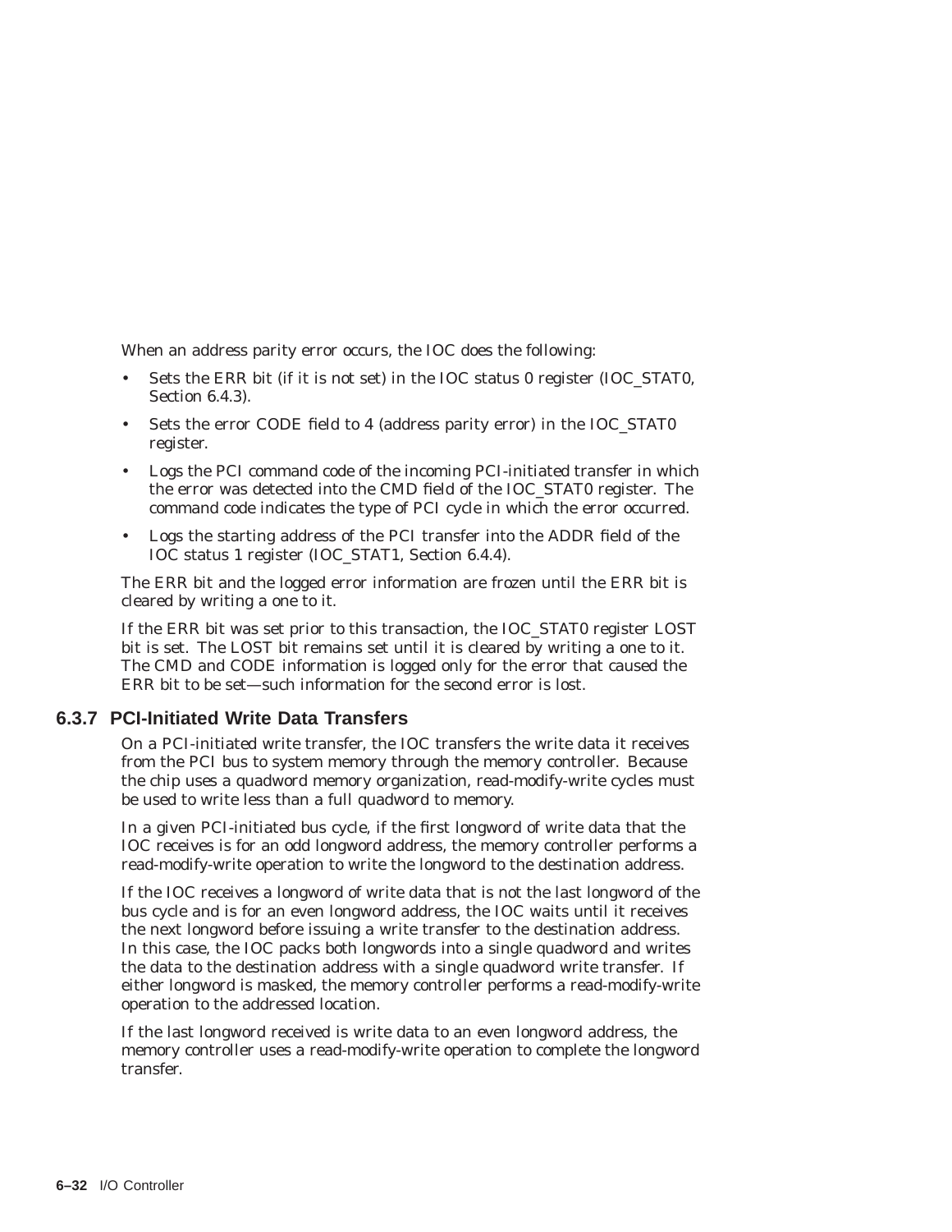When an address parity error occurs, the IOC does the following:

- Sets the ERR bit (if it is not set) in the IOC status 0 register (IOC_STAT0, Section 6.4.3).
- Sets the error CODE field to 4 (address parity error) in the IOC_STAT0 register.
- Logs the PCI command code of the incoming PCI-initiated transfer in which the error was detected into the CMD field of the IOC_STAT0 register. The command code indicates the type of PCI cycle in which the error occurred.
- Logs the starting address of the PCI transfer into the ADDR field of the IOC status 1 register (IOC_STAT1, Section 6.4.4).

The ERR bit and the logged error information are frozen until the ERR bit is cleared by writing a one to it.

If the ERR bit was set prior to this transaction, the IOC_STAT0 register LOST bit is set. The LOST bit remains set until it is cleared by writing a one to it. The CMD and CODE information is logged only for the error that caused the ERR bit to be set—such information for the second error is lost.

### 6.3.7 PCI-Initiated Write Data Transfers

On a PCI-initiated write transfer, the IOC transfers the write data it receives from the PCI bus to system memory through the memory controller. Because the chip uses a quadword memory organization, read-modify-write cycles must be used to write less than a full quadword to memory.

In a given PCI-initiated bus cycle, if the first longword of write data that the IOC receives is for an odd longword address, the memory controller performs a read-modify-write operation to write the longword to the destination address.

If the IOC receives a longword of write data that is not the last longword of the bus cycle and is for an even longword address, the IOC waits until it receives the next longword before issuing a write transfer to the destination address. In this case, the IOC packs both longwords into a single quadword and writes the data to the destination address with a single quadword write transfer. If either longword is masked, the memory controller performs a read-modify-write operation to the addressed location.

If the last longword received is write data to an even longword address, the memory controller uses a read-modify-write operation to complete the longword transfer.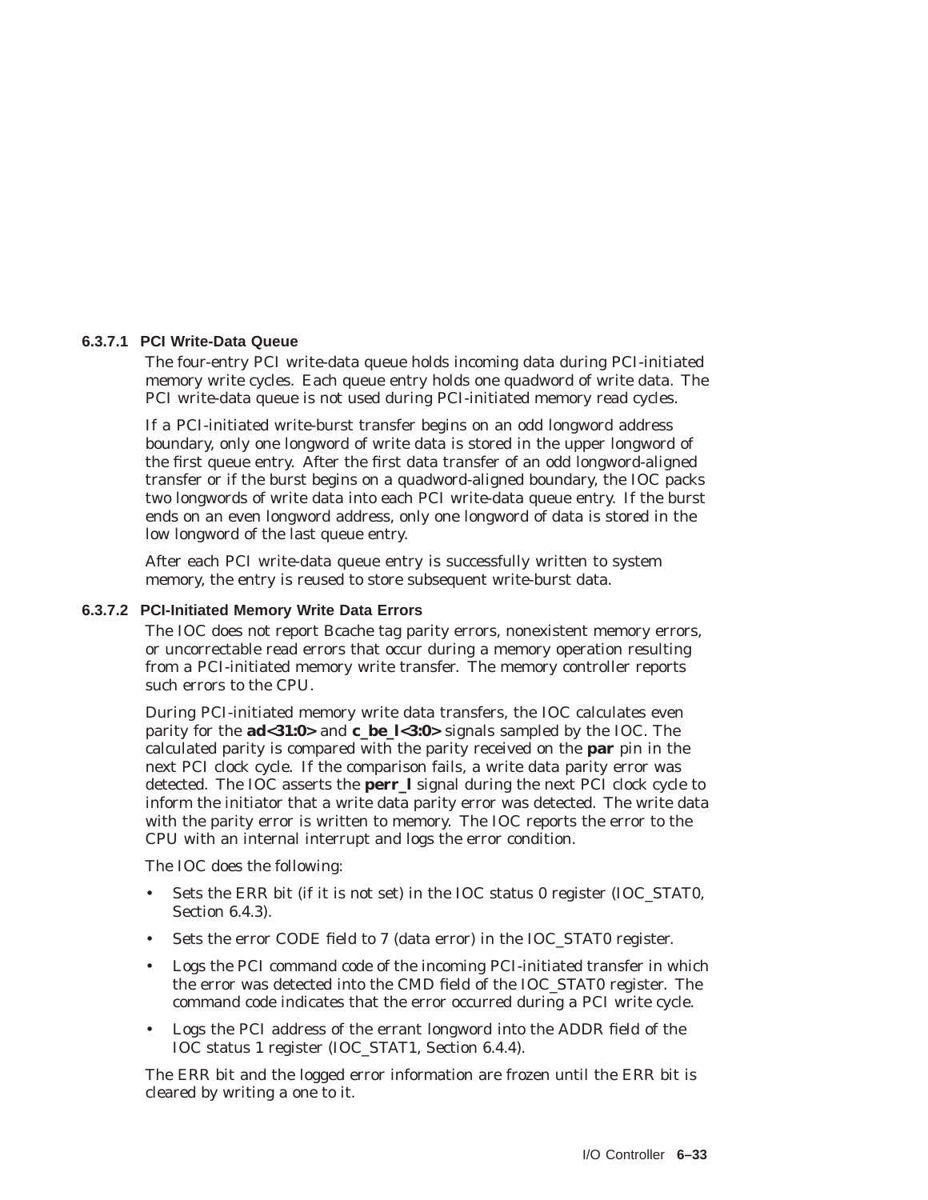#### 6.3.7.1 PCI Write-Data Queue

The four-entry PCI write-data queue holds incoming data during PCI-initiated memory write cycles. Each queue entry holds one quadword of write data. The PCI write-data queue is not used during PCI-initiated memory read cycles.

If a PCI-initiated write-burst transfer begins on an odd longword address boundary, only one longword of write data is stored in the upper longword of the first queue entry. After the first data transfer of an odd longword-aligned transfer or if the burst begins on a quadword-aligned boundary, the IOC packs two longwords of write data into each PCI write-data queue entry. If the burst ends on an even longword address, only one longword of data is stored in the low longword of the last queue entry.

After each PCI write-data queue entry is successfully written to system memory, the entry is reused to store subsequent write-burst data.

#### 6.3.7.2 PCI-Initiated Memory Write Data Errors

The IOC does not report Bcache tag parity errors, nonexistent memory errors, or uncorrectable read errors that occur during a memory operation resulting from a PCI-initiated memory write transfer. The memory controller reports such errors to the CPU.

During PCI-initiated memory write data transfers, the IOC calculates even parity for the **ad<31:0>** and **c_be_l<3:0>** signals sampled by the IOC. The calculated parity is compared with the parity received on the **par** pin in the next PCI clock cycle. If the comparison fails, a write data parity error was detected. The IOC asserts the **perr_l** signal during the next PCI clock cycle to inform the initiator that a write data parity error was detected. The write data with the parity error is written to memory. The IOC reports the error to the CPU with an internal interrupt and logs the error condition.

The IOC does the following:

- Sets the ERR bit (if it is not set) in the IOC status 0 register (IOC_STAT0, Section 6.4.3).
- Sets the error CODE field to 7 (data error) in the IOC_STAT0 register.
- Logs the PCI command code of the incoming PCI-initiated transfer in which the error was detected into the CMD field of the IOC_STAT0 register. The command code indicates that the error occurred during a PCI write cycle.
- Logs the PCI address of the errant longword into the ADDR field of the IOC status 1 register (IOC_STAT1, Section 6.4.4).

The ERR bit and the logged error information are frozen until the ERR bit is cleared by writing a one to it.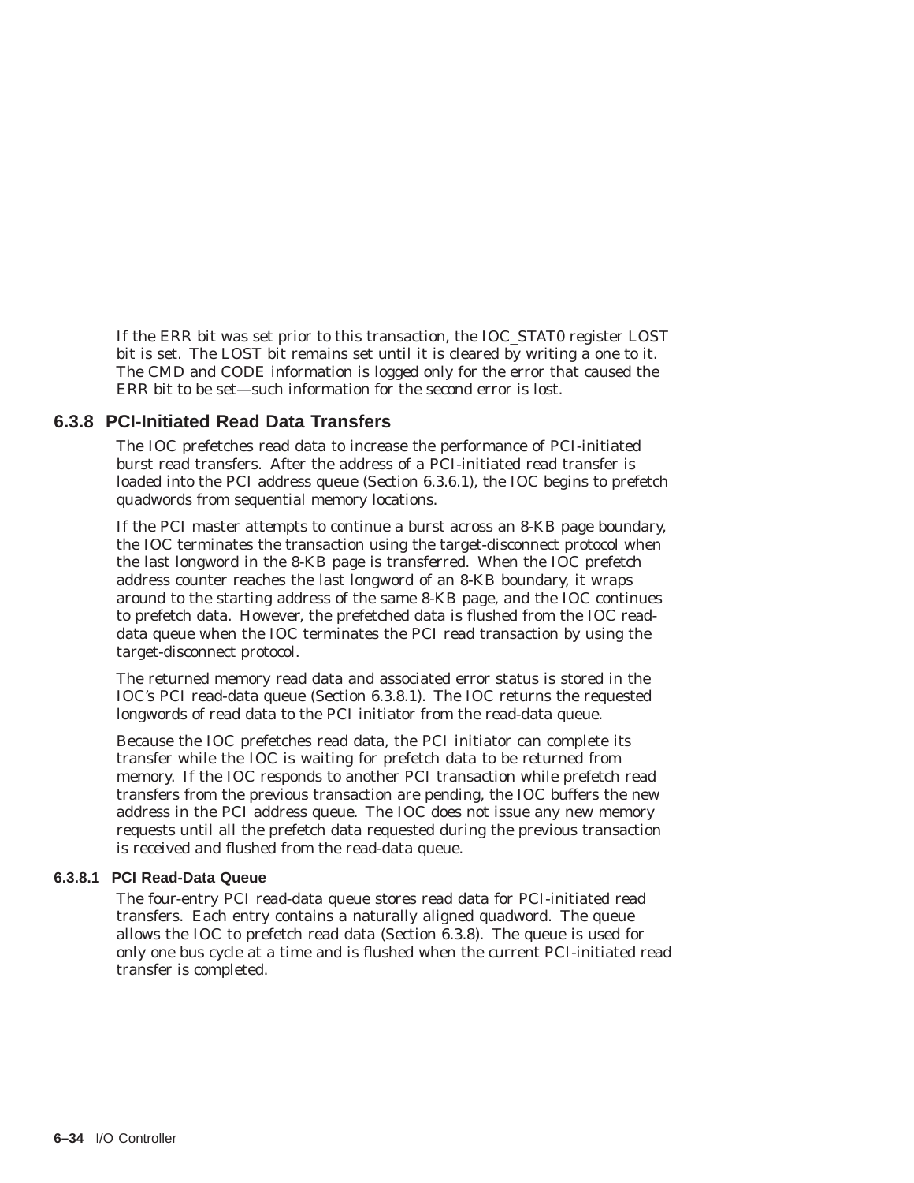If the ERR bit was set prior to this transaction, the IOC_STAT0 register LOST bit is set. The LOST bit remains set until it is cleared by writing a one to it. The CMD and CODE information is logged only for the error that caused the ERR bit to be set—such information for the second error is lost.

## 6.3.8 PCI-Initiated Read Data Transfers

The IOC prefetches read data to increase the performance of PCI-initiated burst read transfers. After the address of a PCI-initiated read transfer is loaded into the PCI address queue (Section 6.3.6.1), the IOC begins to prefetch quadwords from sequential memory locations.

If the PCI master attempts to continue a burst across an 8-KB page boundary, the IOC terminates the transaction using the target-disconnect protocol when the last longword in the 8-KB page is transferred. When the IOC prefetch address counter reaches the last longword of an 8-KB boundary, it wraps around to the starting address of the same 8-KB page, and the IOC continues to prefetch data. However, the prefetched data is flushed from the IOC read-data queue when the IOC terminates the PCI read transaction by using the target-disconnect protocol.

The returned memory read data and associated error status is stored in the IOC's PCI read-data queue (Section 6.3.8.1). The IOC returns the requested longwords of read data to the PCI initiator from the read-data queue.

Because the IOC prefetches read data, the PCI initiator can complete its transfer while the IOC is waiting for prefetch data to be returned from memory. If the IOC responds to another PCI transaction while prefetch read transfers from the previous transaction are pending, the IOC buffers the new address in the PCI address queue. The IOC does not issue any new memory requests until all the prefetch data requested during the previous transaction is received and flushed from the read-data queue.

### 6.3.8.1 PCI Read-Data Queue

The four-entry PCI read-data queue stores read data for PCI-initiated read transfers. Each entry contains a naturally aligned quadword. The queue allows the IOC to prefetch read data (Section 6.3.8). The queue is used for only one bus cycle at a time and is flushed when the current PCI-initiated read transfer is completed.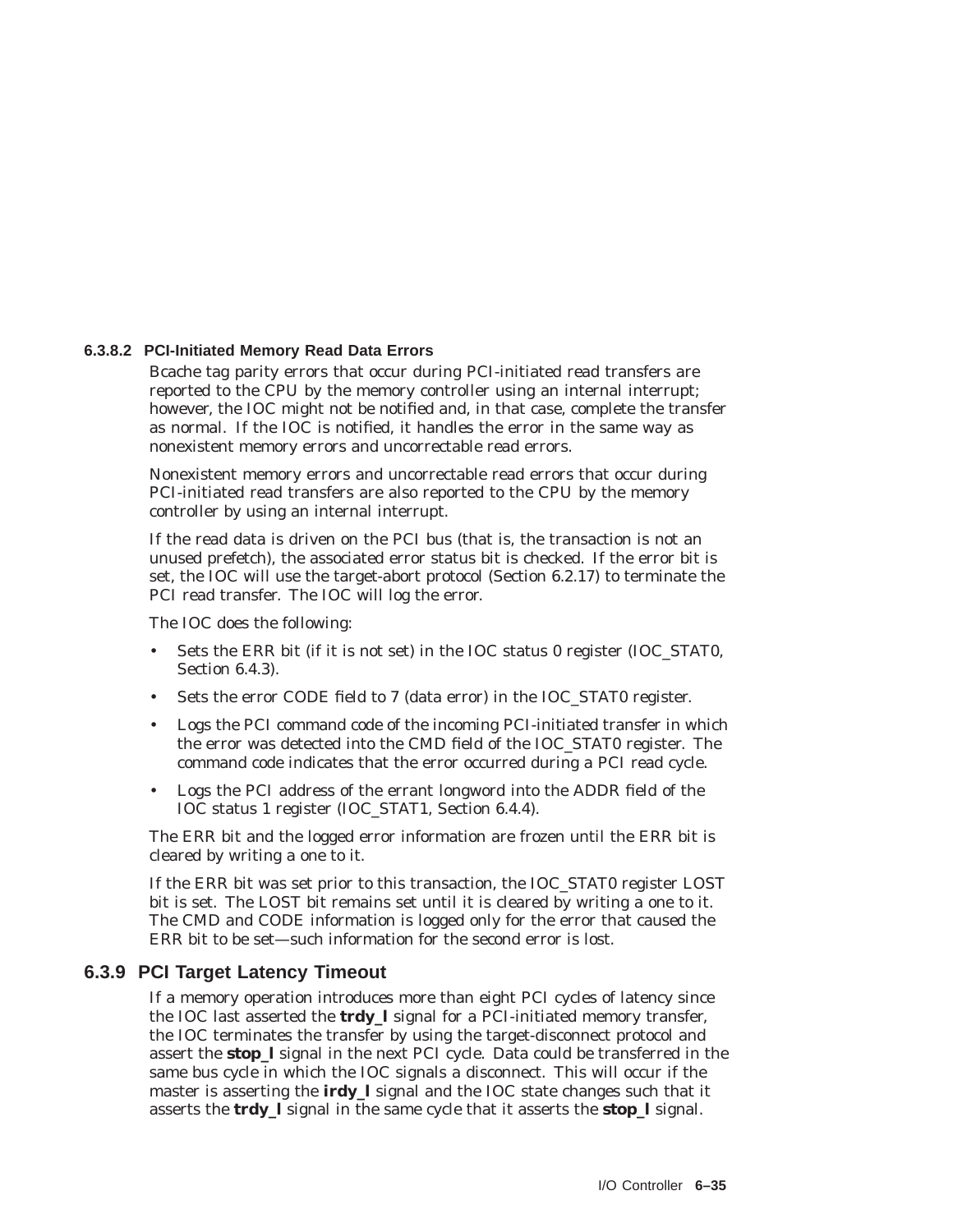#### 6.3.8.2 PCI-Initiated Memory Read Data Errors

Bcache tag parity errors that occur during PCI-initiated read transfers are reported to the CPU by the memory controller using an internal interrupt; however, the IOC might not be notified and, in that case, complete the transfer as normal. If the IOC is notified, it handles the error in the same way as nonexistent memory errors and uncorrectable read errors.

Nonexistent memory errors and uncorrectable read errors that occur during PCI-initiated read transfers are also reported to the CPU by the memory controller by using an internal interrupt.

If the read data is driven on the PCI bus (that is, the transaction is not an unused prefetch), the associated error status bit is checked. If the error bit is set, the IOC will use the target-abort protocol (Section 6.2.17) to terminate the PCI read transfer. The IOC will log the error.

The IOC does the following:

- Sets the ERR bit (if it is not set) in the IOC status 0 register (IOC_STAT0, Section 6.4.3).
- Sets the error CODE field to 7 (data error) in the IOC_STAT0 register.
- Logs the PCI command code of the incoming PCI-initiated transfer in which the error was detected into the CMD field of the IOC_STAT0 register. The command code indicates that the error occurred during a PCI read cycle.
- Logs the PCI address of the errant longword into the ADDR field of the IOC status 1 register (IOC_STAT1, Section 6.4.4).

The ERR bit and the logged error information are frozen until the ERR bit is cleared by writing a one to it.

If the ERR bit was set prior to this transaction, the IOC_STAT0 register LOST bit is set. The LOST bit remains set until it is cleared by writing a one to it. The CMD and CODE information is logged only for the error that caused the ERR bit to be set—such information for the second error is lost.

### 6.3.9 PCI Target Latency Timeout

If a memory operation introduces more than eight PCI cycles of latency since the IOC last asserted the **trdy_l** signal for a PCI-initiated memory transfer, the IOC terminates the transfer by using the target-disconnect protocol and assert the **stop_l** signal in the next PCI cycle. Data could be transferred in the same bus cycle in which the IOC signals a disconnect. This will occur if the master is asserting the **irdy_l** signal and the IOC state changes such that it asserts the **trdy_l** signal in the same cycle that it asserts the **stop_l** signal.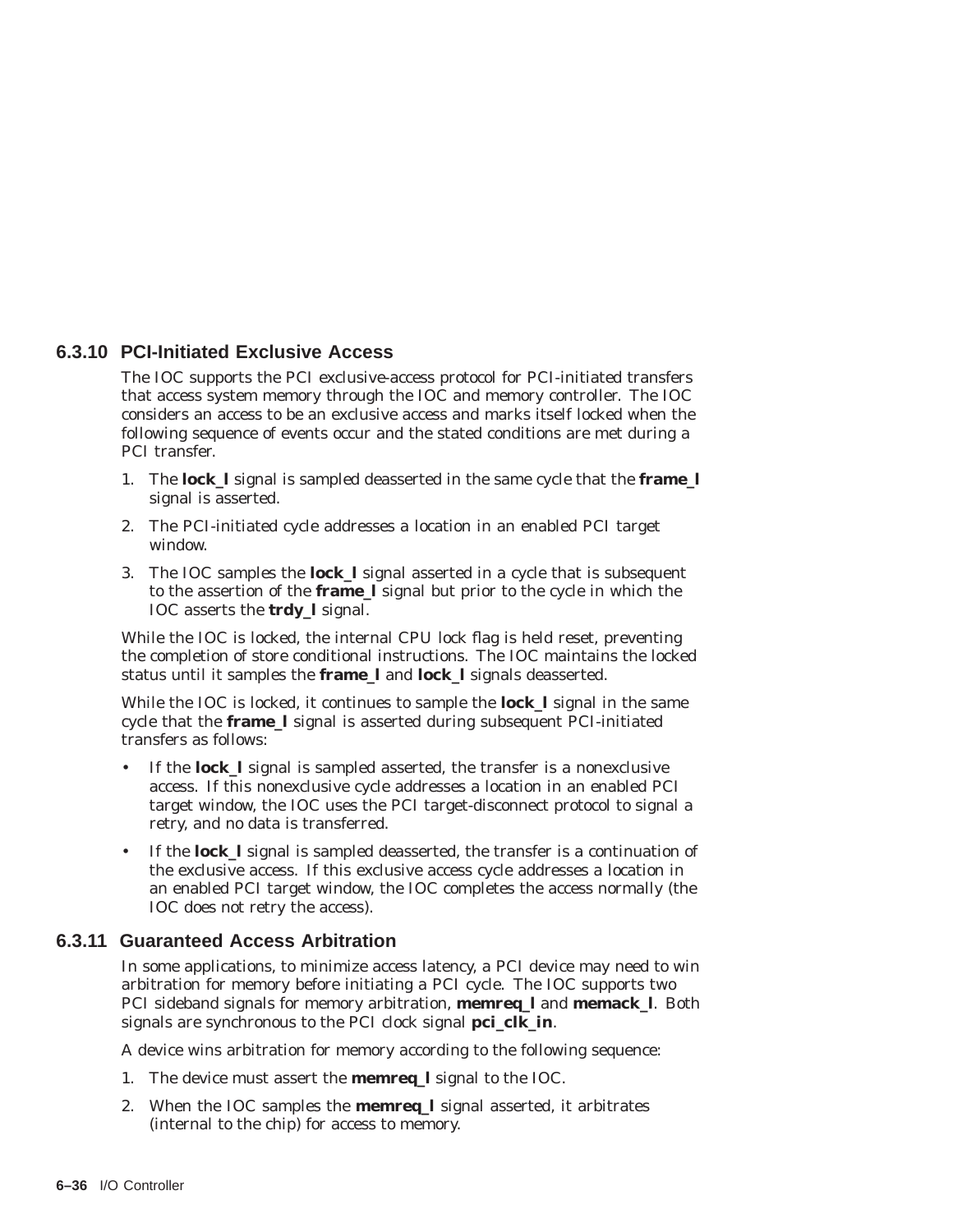### 6.3.10 PCI-Initiated Exclusive Access

The IOC supports the PCI exclusive-access protocol for PCI-initiated transfers that access system memory through the IOC and memory controller. The IOC considers an access to be an exclusive access and marks itself locked when the following sequence of events occur and the stated conditions are met during a PCI transfer.

1. The **lock_l** signal is sampled deasserted in the same cycle that the **frame_l** signal is asserted.
2. The PCI-initiated cycle addresses a location in an enabled PCI target window.
3. The IOC samples the **lock_l** signal asserted in a cycle that is subsequent to the assertion of the **frame_l** signal but prior to the cycle in which the IOC asserts the **trdy_l** signal.

While the IOC is locked, the internal CPU lock flag is held reset, preventing the completion of store conditional instructions. The IOC maintains the locked status until it samples the **frame_l** and **lock_l** signals deasserted.

While the IOC is locked, it continues to sample the **lock_l** signal in the same cycle that the **frame_l** signal is asserted during subsequent PCI-initiated transfers as follows:

- If the **lock_l** signal is sampled asserted, the transfer is a nonexclusive access. If this nonexclusive cycle addresses a location in an enabled PCI target window, the IOC uses the PCI target-disconnect protocol to signal a retry, and no data is transferred.
- If the **lock_l** signal is sampled deasserted, the transfer is a continuation of the exclusive access. If this exclusive access cycle addresses a location in an enabled PCI target window, the IOC completes the access normally (the IOC does not retry the access).

### 6.3.11 Guaranteed Access Arbitration

In some applications, to minimize access latency, a PCI device may need to win arbitration for memory before initiating a PCI cycle. The IOC supports two PCI sideband signals for memory arbitration, **memreq_l** and **memack_l**. Both signals are synchronous to the PCI clock signal **pci_clk_in**.

A device wins arbitration for memory according to the following sequence:

1. The device must assert the **memreq_l** signal to the IOC.
2. When the IOC samples the **memreq_l** signal asserted, it arbitrates (internal to the chip) for access to memory.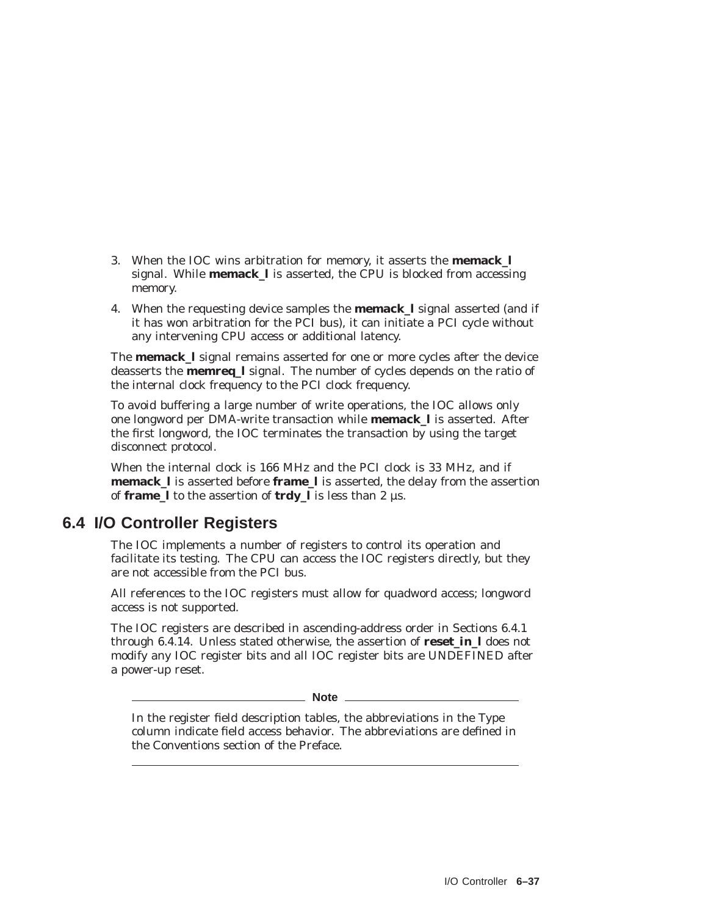3. When the IOC wins arbitration for memory, it asserts the **memack_l** signal. While **memack_l** is asserted, the CPU is blocked from accessing memory.
4. When the requesting device samples the **memack_l** signal asserted (and if it has won arbitration for the PCI bus), it can initiate a PCI cycle without any intervening CPU access or additional latency.

The **memack_l** signal remains asserted for one or more cycles after the device deasserts the **memreq_l** signal. The number of cycles depends on the ratio of the internal clock frequency to the PCI clock frequency.

To avoid buffering a large number of write operations, the IOC allows only one longword per DMA-write transaction while **memack_l** is asserted. After the first longword, the IOC terminates the transaction by using the target disconnect protocol.

When the internal clock is 166 MHz and the PCI clock is 33 MHz, and if **memack_l** is asserted before **frame_l** is asserted, the delay from the assertion of **frame_l** to the assertion of **trdy_l** is less than 2 µs.

## 6.4 I/O Controller Registers

The IOC implements a number of registers to control its operation and facilitate its testing. The CPU can access the IOC registers directly, but they are not accessible from the PCI bus.

All references to the IOC registers must allow for quadword access; longword access is not supported.

The IOC registers are described in ascending-address order in Sections 6.4.1 through 6.4.14. Unless stated otherwise, the assertion of **reset_in_l** does not modify any IOC register bits and all IOC register bits are UNDEFINED after a power-up reset.

**Note**

In the register field description tables, the abbreviations in the Type column indicate field access behavior. The abbreviations are defined in the Conventions section of the Preface.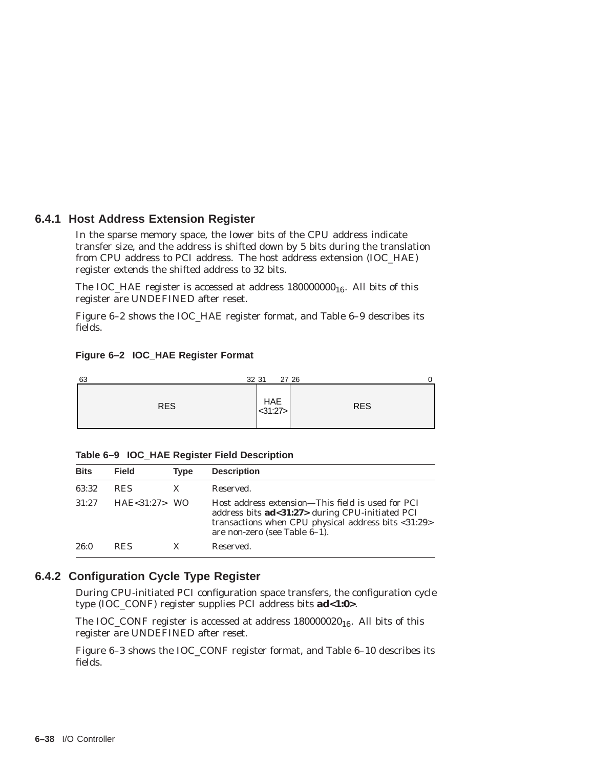### 6.4.1 Host Address Extension Register

In the sparse memory space, the lower bits of the CPU address indicate transfer size, and the address is shifted down by 5 bits during the translation from CPU address to PCI address. The host address extension (IOC_HAE) register extends the shifted address to 32 bits.

The IOC_HAE register is accessed at address $180000000_{16}$. All bits of this register are UNDEFINED after reset.

Figure 6–2 shows the IOC_HAE register format, and Table 6–9 describes its fields.

**Figure 6–2 IOC_HAE Register Format**

| 63 — 32 | 31 — 27 | 26 — 0 |
|---|---|---|
| RES | HAE <31:27> | RES |

**Table 6–9 IOC_HAE Register Field Description**

| Bits | Field | Type | Description |
|---|---|---|---|
| 63:32 | RES | X | Reserved. |
| 31:27 | HAE<31:27> | WO | Host address extension—This field is used for PCI address bits **ad<31:27>** during CPU-initiated PCI transactions when CPU physical address bits <31:29> are non-zero (see Table 6–1). |
| 26:0 | RES | X | Reserved. |

### 6.4.2 Configuration Cycle Type Register

During CPU-initiated PCI configuration space transfers, the configuration cycle type (IOC_CONF) register supplies PCI address bits **ad<1:0>**.

The IOC_CONF register is accessed at address $180000020_{16}$. All bits of this register are UNDEFINED after reset.

Figure 6–3 shows the IOC_CONF register format, and Table 6–10 describes its fields.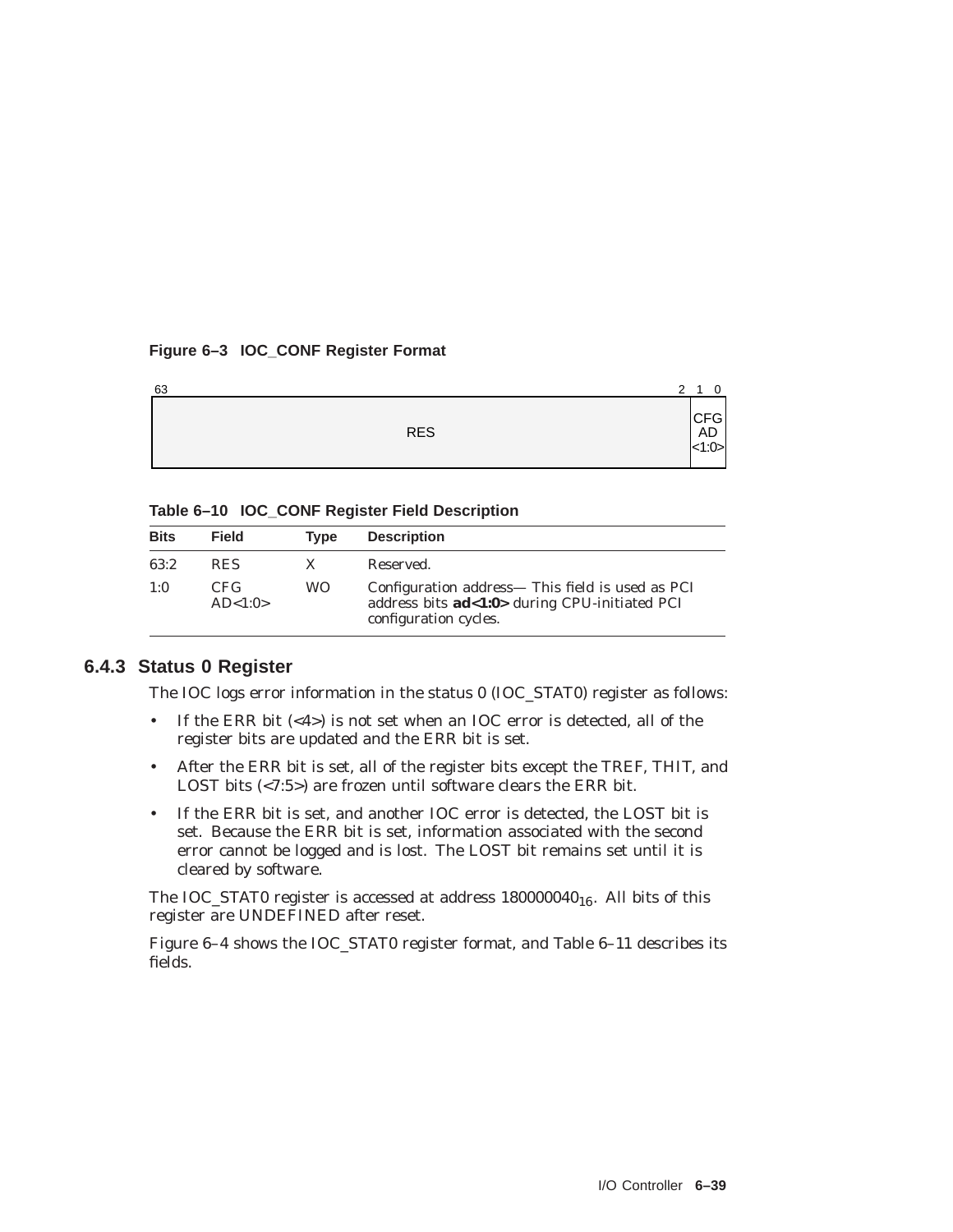**Figure 6–3 IOC_CONF Register Format**

| 63 ... 2 | 1 0 |
|---|---|
| RES | CFG AD <1:0> |

**Table 6–10 IOC_CONF Register Field Description**

| Bits | Field | Type | Description |
|---|---|---|---|
| 63:2 | RES | X | Reserved. |
| 1:0 | CFG AD<1:0> | WO | Configuration address— This field is used as PCI address bits **ad<1:0>** during CPU-initiated PCI configuration cycles. |

### 6.4.3 Status 0 Register

The IOC logs error information in the status 0 (IOC_STAT0) register as follows:

- If the ERR bit (<4>) is not set when an IOC error is detected, all of the register bits are updated and the ERR bit is set.
- After the ERR bit is set, all of the register bits except the TREF, THIT, and LOST bits (<7:5>) are frozen until software clears the ERR bit.
- If the ERR bit is set, and another IOC error is detected, the LOST bit is set. Because the ERR bit is set, information associated with the second error cannot be logged and is lost. The LOST bit remains set until it is cleared by software.

The IOC_STAT0 register is accessed at address $180000040_{16}$. All bits of this register are UNDEFINED after reset.

Figure 6–4 shows the IOC_STAT0 register format, and Table 6–11 describes its fields.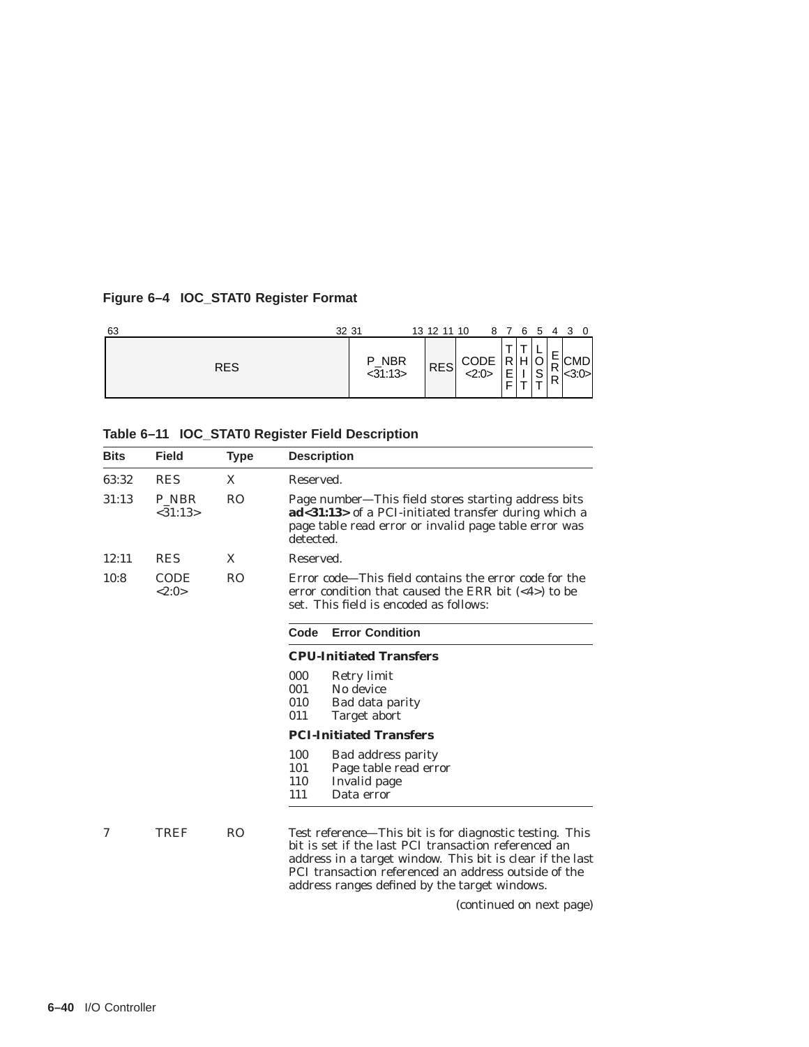**Figure 6–4 IOC_STAT0 Register Format**

| 63:32 | 31:13 | 12:11 | 10:8 | 7 | 6 | 5 | 4 | 3:0 |
|---|---|---|---|---|---|---|---|---|
| RES | P_NBR <31:13> | RES | CODE <2:0> | TREF | THIT | LOST | ERR | CMD <3:0> |

**Table 6–11 IOC_STAT0 Register Field Description**

| Bits | Field | Type | Description |
|---|---|---|---|
| 63:32 | RES | X | Reserved. |
| 31:13 | P_NBR <31:13> | RO | Page number—This field stores starting address bits **ad<31:13>** of a PCI-initiated transfer during which a page table read error or invalid page table error was detected. |
| 12:11 | RES | X | Reserved. |
| 10:8 | CODE <2:0> | RO | Error code—This field contains the error code for the error condition that caused the ERR bit (<4>) to be set. This field is encoded as follows: |
| | | | **Code** / **Error Condition** |
| | | | **CPU-Initiated Transfers** |
| | | | 000 Retry limit |
| | | | 001 No device |
| | | | 010 Bad data parity |
| | | | 011 Target abort |
| | | | **PCI-Initiated Transfers** |
| | | | 100 Bad address parity |
| | | | 101 Page table read error |
| | | | 110 Invalid page |
| | | | 111 Data error |
| 7 | TREF | RO | Test reference—This bit is for diagnostic testing. This bit is set if the last PCI transaction referenced an address in a target window. This bit is clear if the last PCI transaction referenced an address outside of the address ranges defined by the target windows. |

*(continued on next page)*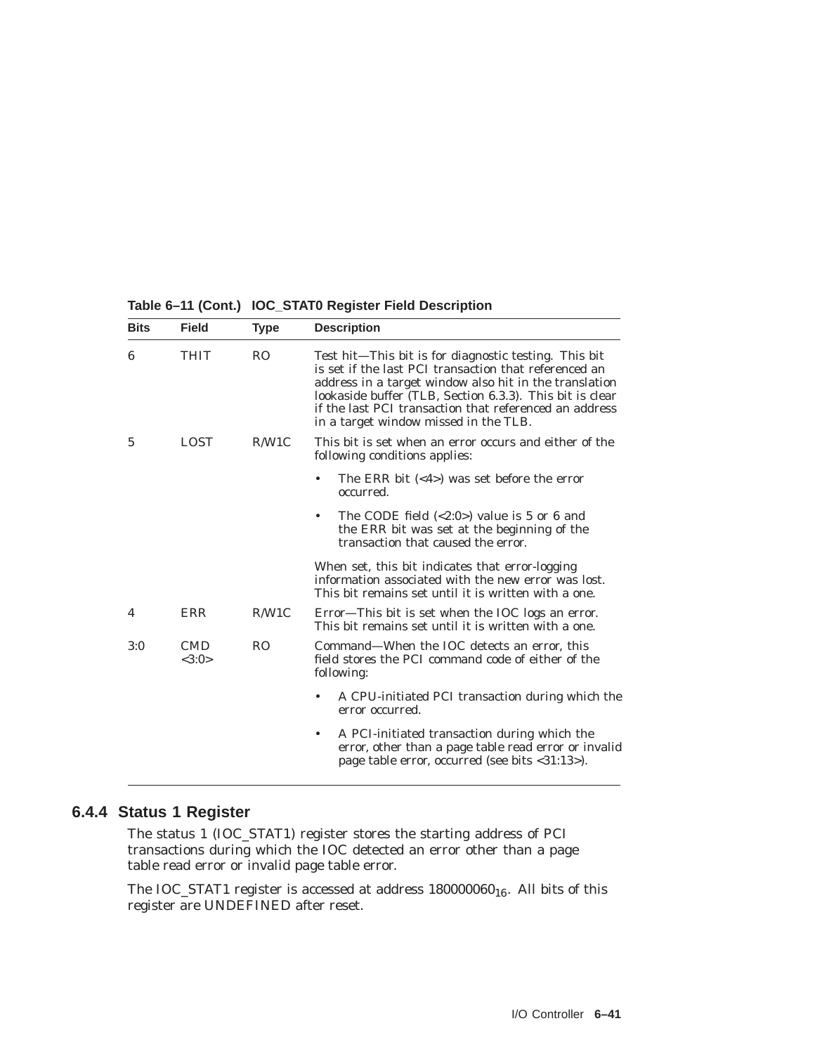**Table 6–11 (Cont.) IOC_STAT0 Register Field Description**

| Bits | Field | Type | Description |
|---|---|---|---|
| 6 | THIT | RO | Test hit—This bit is for diagnostic testing. This bit is set if the last PCI transaction that referenced an address in a target window also hit in the translation lookaside buffer (TLB, Section 6.3.3). This bit is clear if the last PCI transaction that referenced an address in a target window missed in the TLB. |
| 5 | LOST | R/W1C | This bit is set when an error occurs and either of the following conditions applies:<br>• The ERR bit (<4>) was set before the error occurred.<br>• The CODE field (<2:0>) value is 5 or 6 and the ERR bit was set at the beginning of the transaction that caused the error.<br>When set, this bit indicates that error-logging information associated with the new error was lost. This bit remains set until it is written with a one. |
| 4 | ERR | R/W1C | Error—This bit is set when the IOC logs an error. This bit remains set until it is written with a one. |
| 3:0 | CMD <3:0> | RO | Command—When the IOC detects an error, this field stores the PCI command code of either of the following:<br>• A CPU-initiated PCI transaction during which the error occurred.<br>• A PCI-initiated transaction during which the error, other than a page table read error or invalid page table error, occurred (see bits <31:13>). |

### 6.4.4 Status 1 Register

The status 1 (IOC_STAT1) register stores the starting address of PCI transactions during which the IOC detected an error other than a page table read error or invalid page table error.

The IOC_STAT1 register is accessed at address $180000060_{16}$. All bits of this register are UNDEFINED after reset.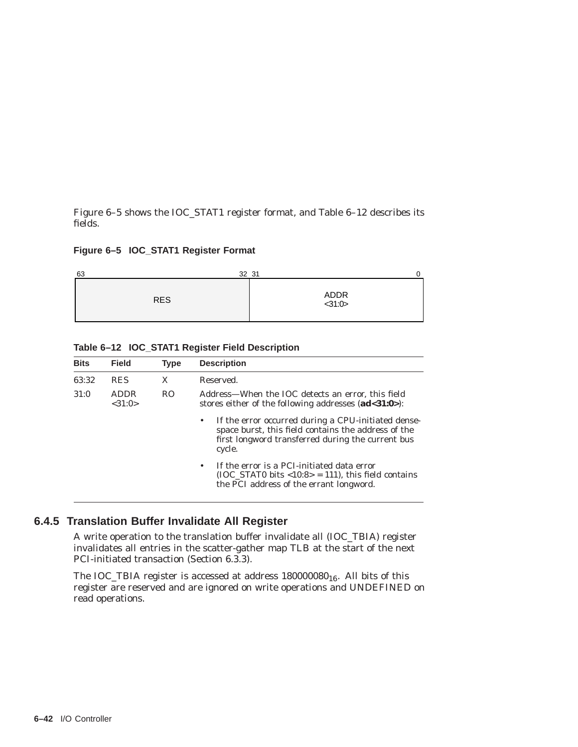Figure 6–5 shows the IOC_STAT1 register format, and Table 6–12 describes its fields.

**Figure 6–5 IOC_STAT1 Register Format**

| 63 — 32 | 31 — 0 |
|---|---|
| RES | ADDR <31:0> |

**Table 6–12 IOC_STAT1 Register Field Description**

| Bits | Field | Type | Description |
|---|---|---|---|
| 63:32 | RES | X | Reserved. |
| 31:0 | ADDR <31:0> | RO | Address—When the IOC detects an error, this field stores either of the following addresses (**ad<31:0>**):<br>• If the error occurred during a CPU-initiated dense-space burst, this field contains the address of the first longword transferred during the current bus cycle.<br>• If the error is a PCI-initiated data error (IOC_STAT0 bits <10:8> = 111), this field contains the PCI address of the errant longword. |

### 6.4.5 Translation Buffer Invalidate All Register

A write operation to the translation buffer invalidate all (IOC_TBIA) register invalidates all entries in the scatter-gather map TLB at the start of the next PCI-initiated transaction (Section 6.3.3).

The IOC_TBIA register is accessed at address $180000080_{16}$. All bits of this register are reserved and are ignored on write operations and UNDEFINED on read operations.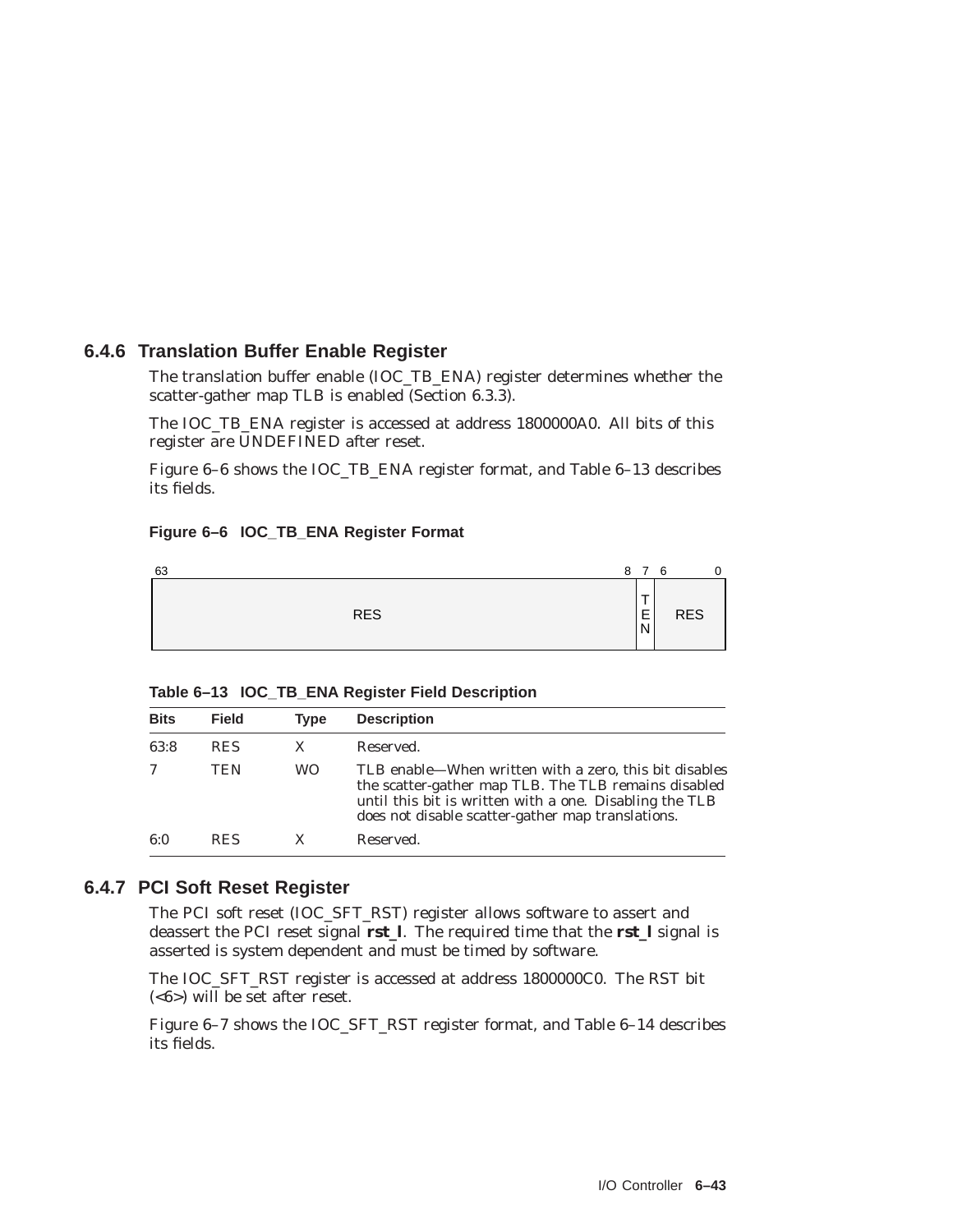### 6.4.6 Translation Buffer Enable Register

The translation buffer enable (IOC_TB_ENA) register determines whether the scatter-gather map TLB is enabled (Section 6.3.3).

The IOC_TB_ENA register is accessed at address 1800000A0. All bits of this register are UNDEFINED after reset.

Figure 6–6 shows the IOC_TB_ENA register format, and Table 6–13 describes its fields.

**Figure 6–6 IOC_TB_ENA Register Format**

| 63 ... 8 | 7 | 6 ... 0 |
|---|---|---|
| RES | TEN | RES |

**Table 6–13 IOC_TB_ENA Register Field Description**

| Bits | Field | Type | Description |
|---|---|---|---|
| 63:8 | RES | X | Reserved. |
| 7 | TEN | WO | TLB enable—When written with a zero, this bit disables the scatter-gather map TLB. The TLB remains disabled until this bit is written with a one. Disabling the TLB does not disable scatter-gather map translations. |
| 6:0 | RES | X | Reserved. |

### 6.4.7 PCI Soft Reset Register

The PCI soft reset (IOC_SFT_RST) register allows software to assert and deassert the PCI reset signal **rst_l**. The required time that the **rst_l** signal is asserted is system dependent and must be timed by software.

The IOC_SFT_RST register is accessed at address 1800000C0. The RST bit (<6>) will be set after reset.

Figure 6–7 shows the IOC_SFT_RST register format, and Table 6–14 describes its fields.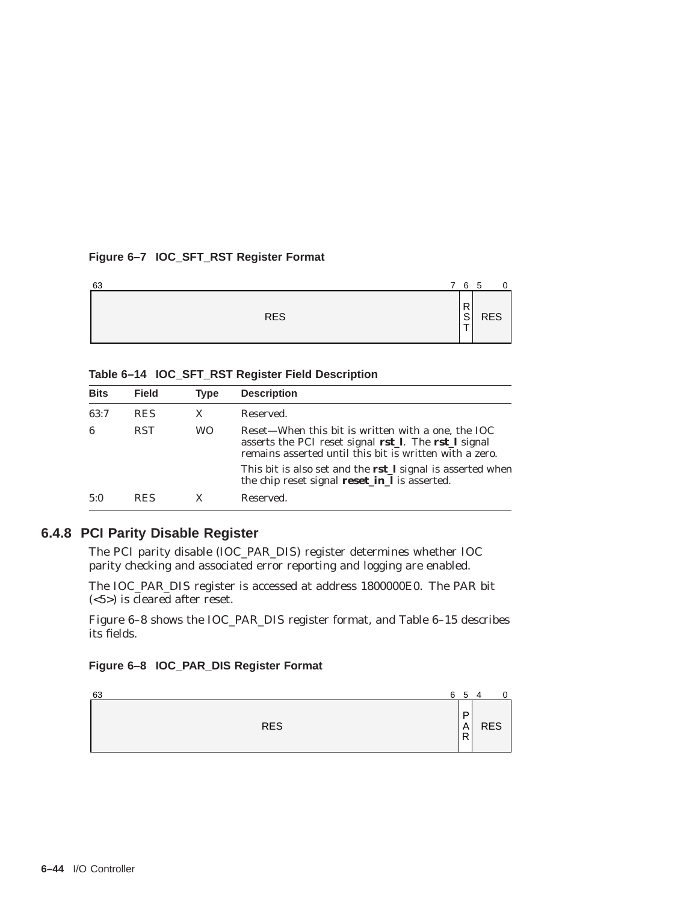**Figure 6–7 IOC_SFT_RST Register Format**

| 63 — 7 | 6 | 5 — 0 |
|---|---|---|
| RES | RST | RES |

**Table 6–14 IOC_SFT_RST Register Field Description**

| Bits | Field | Type | Description |
|---|---|---|---|
| 63:7 | RES | X | Reserved. |
| 6 | RST | WO | Reset—When this bit is written with a one, the IOC asserts the PCI reset signal **rst_l**. The **rst_l** signal remains asserted until this bit is written with a zero. This bit is also set and the **rst_l** signal is asserted when the chip reset signal **reset_in_l** is asserted. |
| 5:0 | RES | X | Reserved. |

### 6.4.8 PCI Parity Disable Register

The PCI parity disable (IOC_PAR_DIS) register determines whether IOC parity checking and associated error reporting and logging are enabled.

The IOC_PAR_DIS register is accessed at address 1800000E0. The PAR bit (<5>) is cleared after reset.

Figure 6–8 shows the IOC_PAR_DIS register format, and Table 6–15 describes its fields.

**Figure 6–8 IOC_PAR_DIS Register Format**

| 63 — 6 | 5 | 4 — 0 |
|---|---|---|
| RES | PAR | RES |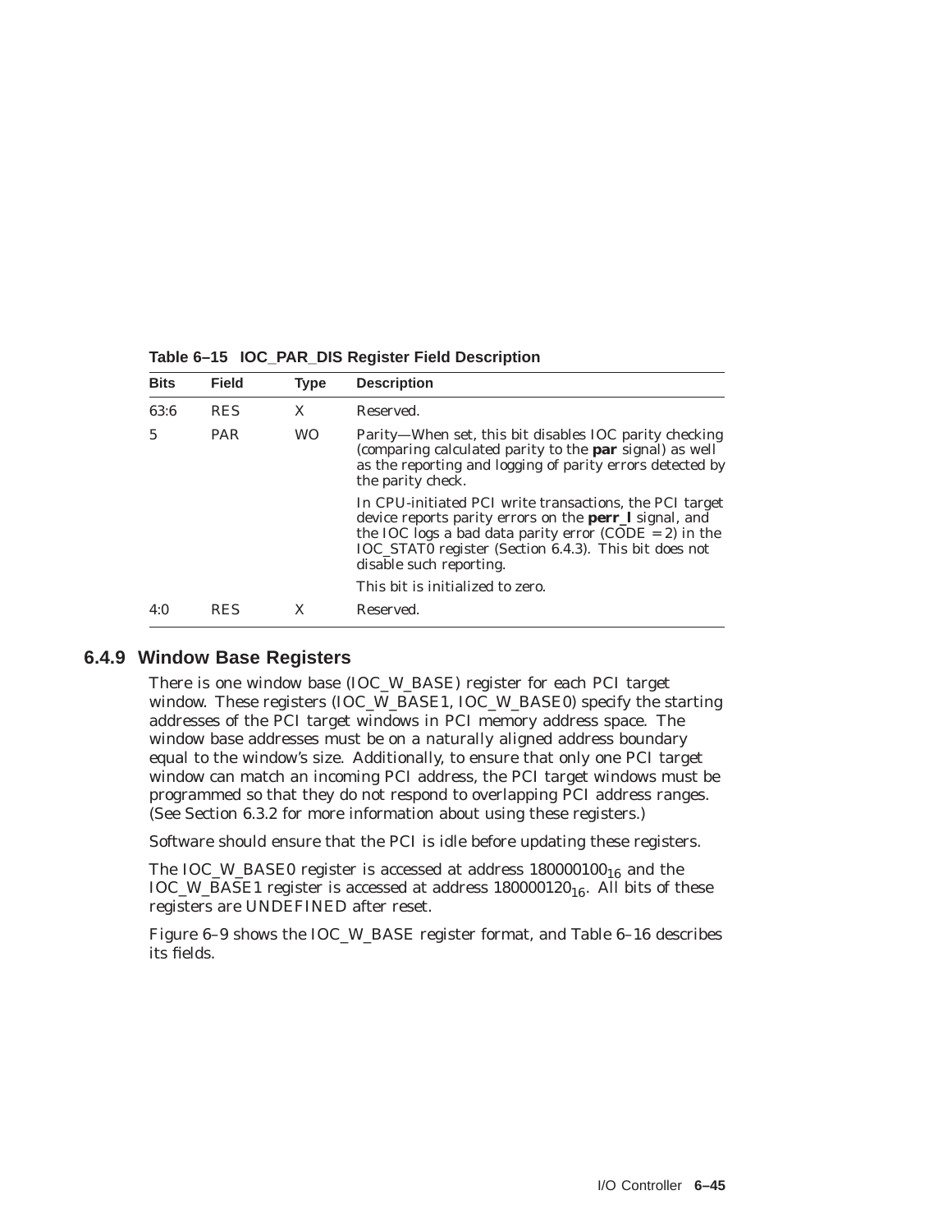**Table 6–15 IOC_PAR_DIS Register Field Description**

| Bits | Field | Type | Description |
|---|---|---|---|
| 63:6 | RES | X | Reserved. |
| 5 | PAR | WO | Parity—When set, this bit disables IOC parity checking (comparing calculated parity to the **par** signal) as well as the reporting and logging of parity errors detected by the parity check.<br><br>In CPU-initiated PCI write transactions, the PCI target device reports parity errors on the **perr_l** signal, and the IOC logs a bad data parity error (CODE = 2) in the IOC_STAT0 register (Section 6.4.3). This bit does not disable such reporting.<br><br>This bit is initialized to zero. |
| 4:0 | RES | X | Reserved. |

### 6.4.9 Window Base Registers

There is one window base (IOC_W_BASE) register for each PCI target window. These registers (IOC_W_BASE1, IOC_W_BASE0) specify the starting addresses of the PCI target windows in PCI memory address space. The window base addresses must be on a naturally aligned address boundary equal to the window's size. Additionally, to ensure that only one PCI target window can match an incoming PCI address, the PCI target windows must be programmed so that they do not respond to overlapping PCI address ranges. (See Section 6.3.2 for more information about using these registers.)

Software should ensure that the PCI is idle before updating these registers.

The IOC_W_BASE0 register is accessed at address $180000100_{16}$ and the IOC_W_BASE1 register is accessed at address $180000120_{16}$. All bits of these registers are UNDEFINED after reset.

Figure 6–9 shows the IOC_W_BASE register format, and Table 6–16 describes its fields.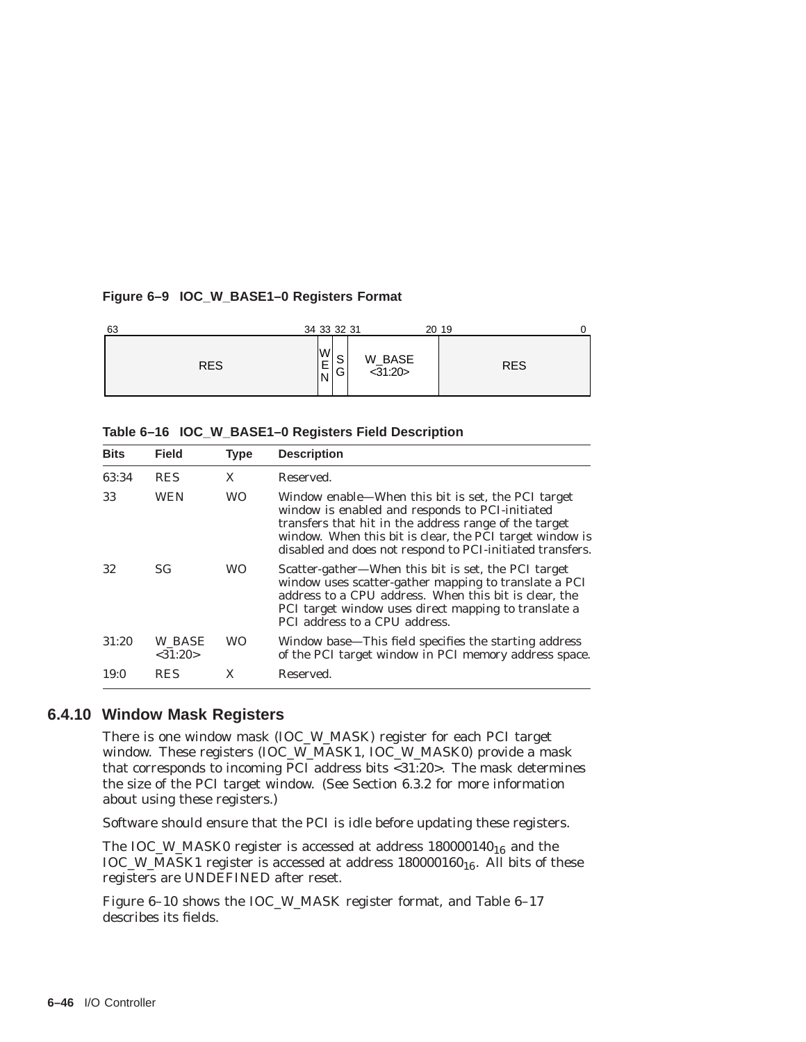**Figure 6–9 IOC_W_BASE1–0 Registers Format**

| 63–34 | 33 | 32 | 31–20 | 19–0 |
|---|---|---|---|---|
| RES | WEN | SG | W_BASE <31:20> | RES |

**Table 6–16 IOC_W_BASE1–0 Registers Field Description**

| Bits | Field | Type | Description |
|---|---|---|---|
| 63:34 | RES | X | Reserved. |
| 33 | WEN | WO | Window enable—When this bit is set, the PCI target window is enabled and responds to PCI-initiated transfers that hit in the address range of the target window. When this bit is clear, the PCI target window is disabled and does not respond to PCI-initiated transfers. |
| 32 | SG | WO | Scatter-gather—When this bit is set, the PCI target window uses scatter-gather mapping to translate a PCI address to a CPU address. When this bit is clear, the PCI target window uses direct mapping to translate a PCI address to a CPU address. |
| 31:20 | W_BASE <31:20> | WO | Window base—This field specifies the starting address of the PCI target window in PCI memory address space. |
| 19:0 | RES | X | Reserved. |

### 6.4.10 Window Mask Registers

There is one window mask (IOC_W_MASK) register for each PCI target window. These registers (IOC_W_MASK1, IOC_W_MASK0) provide a mask that corresponds to incoming PCI address bits <31:20>. The mask determines the size of the PCI target window. (See Section 6.3.2 for more information about using these registers.)

Software should ensure that the PCI is idle before updating these registers.

The IOC_W_MASK0 register is accessed at address $180000140_{16}$ and the IOC_W_MASK1 register is accessed at address $180000160_{16}$. All bits of these registers are UNDEFINED after reset.

Figure 6–10 shows the IOC_W_MASK register format, and Table 6–17 describes its fields.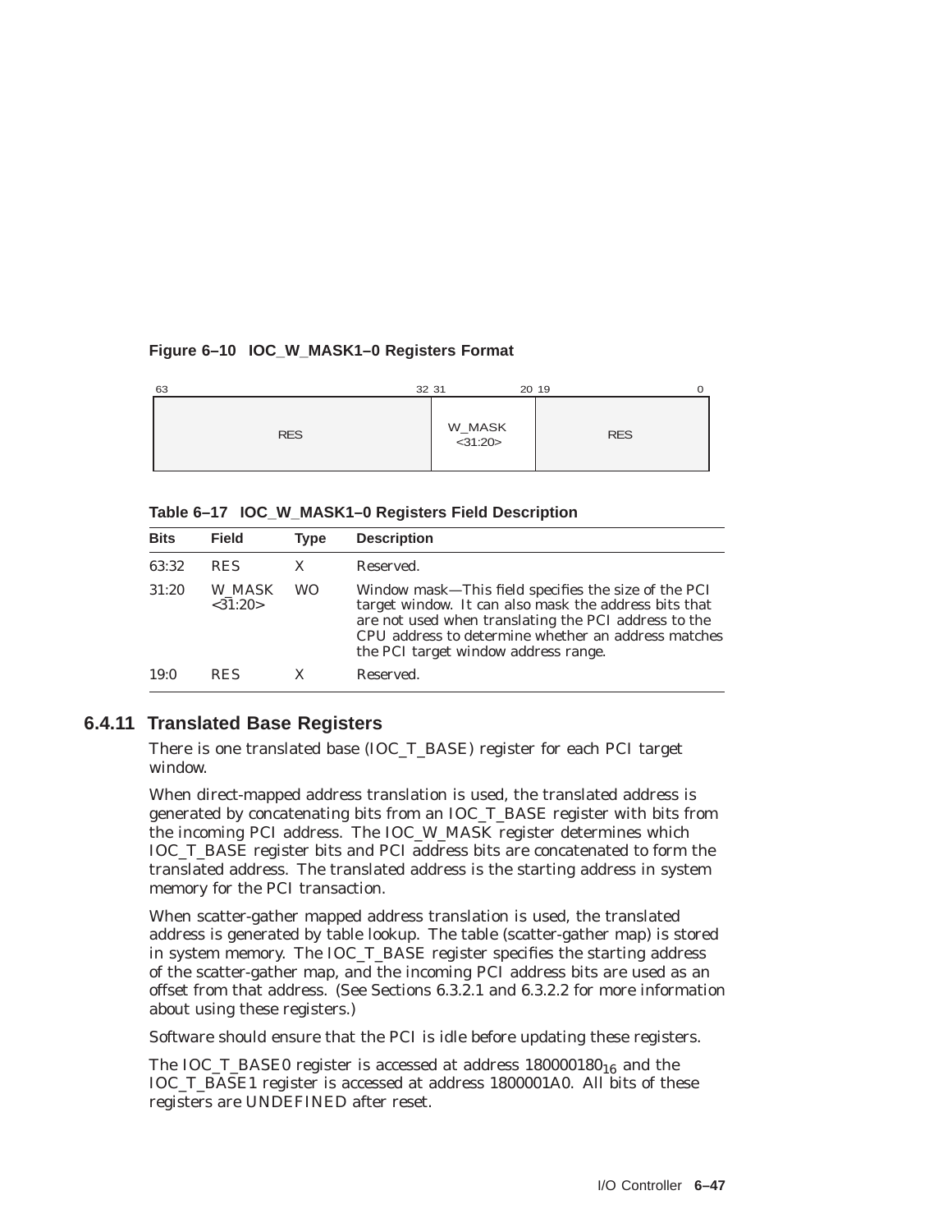**Figure 6–10 IOC_W_MASK1–0 Registers Format**

| 63 — 32 | 31 — 20 | 19 — 0 |
|---|---|---|
| RES | W_MASK <31:20> | RES |

**Table 6–17 IOC_W_MASK1–0 Registers Field Description**

| Bits | Field | Type | Description |
|---|---|---|---|
| 63:32 | RES | X | Reserved. |
| 31:20 | W_MASK <31:20> | WO | Window mask—This field specifies the size of the PCI target window. It can also mask the address bits that are not used when translating the PCI address to the CPU address to determine whether an address matches the PCI target window address range. |
| 19:0 | RES | X | Reserved. |

### 6.4.11 Translated Base Registers

There is one translated base (IOC_T_BASE) register for each PCI target window.

When direct-mapped address translation is used, the translated address is generated by concatenating bits from an IOC_T_BASE register with bits from the incoming PCI address. The IOC_W_MASK register determines which IOC_T_BASE register bits and PCI address bits are concatenated to form the translated address. The translated address is the starting address in system memory for the PCI transaction.

When scatter-gather mapped address translation is used, the translated address is generated by table lookup. The table (scatter-gather map) is stored in system memory. The IOC_T_BASE register specifies the starting address of the scatter-gather map, and the incoming PCI address bits are used as an offset from that address. (See Sections 6.3.2.1 and 6.3.2.2 for more information about using these registers.)

Software should ensure that the PCI is idle before updating these registers.

The IOC_T_BASE0 register is accessed at address $180000180_{16}$ and the IOC_T_BASE1 register is accessed at address 1800001A0. All bits of these registers are UNDEFINED after reset.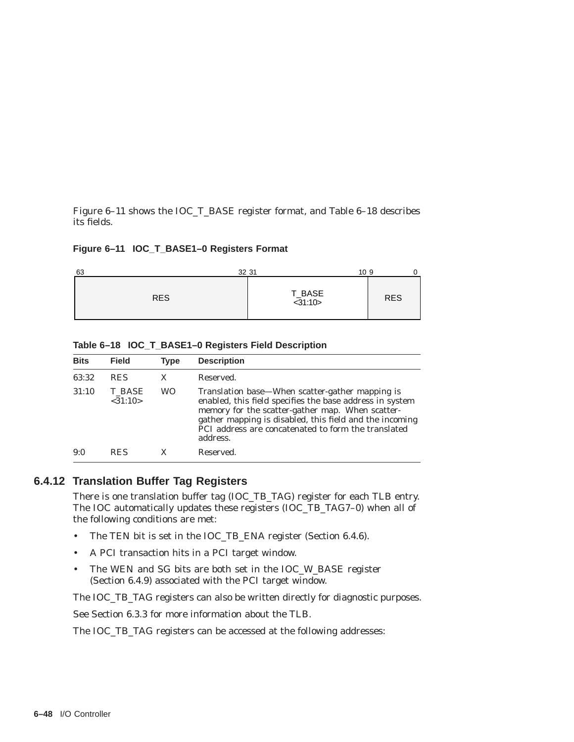Figure 6–11 shows the IOC_T_BASE register format, and Table 6–18 describes its fields.

**Figure 6–11 IOC_T_BASE1–0 Registers Format**

| 63 … 32 | 31 … 10 | 9 … 0 |
|---|---|---|
| RES | T_BASE <31:10> | RES |

**Table 6–18 IOC_T_BASE1–0 Registers Field Description**

| Bits | Field | Type | Description |
|---|---|---|---|
| 63:32 | RES | X | Reserved. |
| 31:10 | T_BASE <31:10> | WO | Translation base—When scatter-gather mapping is enabled, this field specifies the base address in system memory for the scatter-gather map. When scatter-gather mapping is disabled, this field and the incoming PCI address are concatenated to form the translated address. |
| 9:0 | RES | X | Reserved. |

### 6.4.12 Translation Buffer Tag Registers

There is one translation buffer tag (IOC_TB_TAG) register for each TLB entry. The IOC automatically updates these registers (IOC_TB_TAG7–0) when all of the following conditions are met:

- The TEN bit is set in the IOC_TB_ENA register (Section 6.4.6).
- A PCI transaction hits in a PCI target window.
- The WEN and SG bits are both set in the IOC_W_BASE register (Section 6.4.9) associated with the PCI target window.

The IOC_TB_TAG registers can also be written directly for diagnostic purposes.

See Section 6.3.3 for more information about the TLB.

The IOC_TB_TAG registers can be accessed at the following addresses: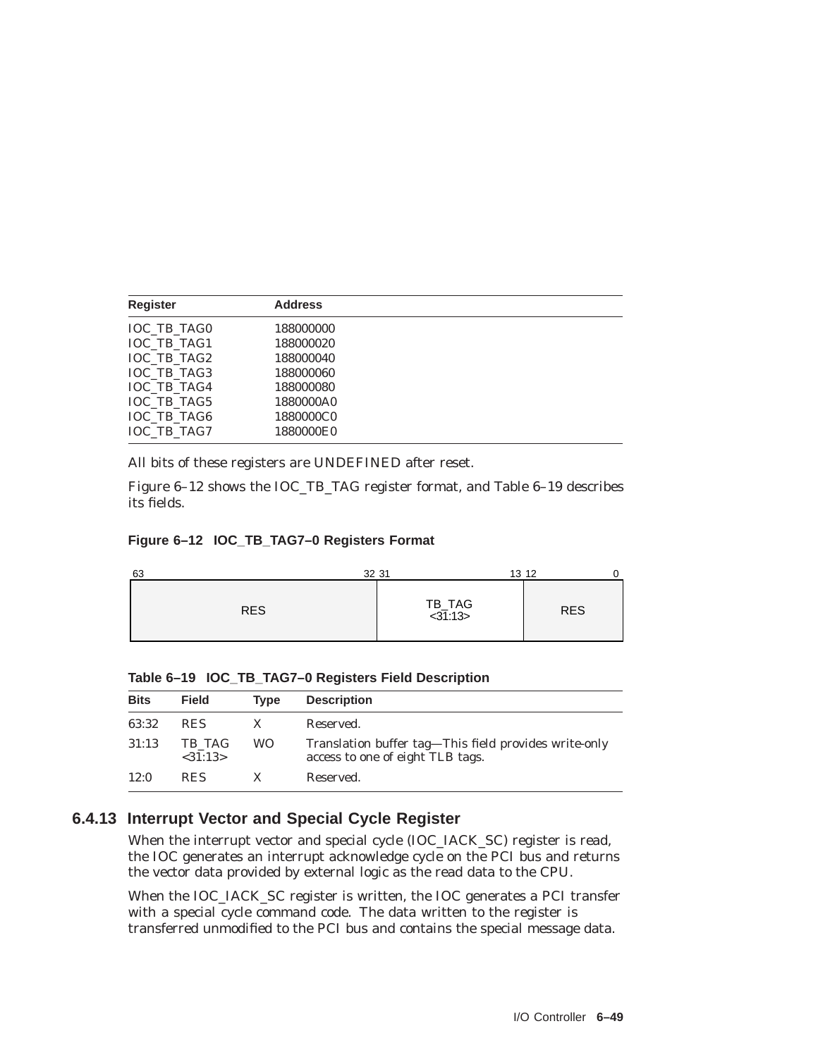| Register | Address |
|---|---|
| IOC_TB_TAG0 | 188000000 |
| IOC_TB_TAG1 | 188000020 |
| IOC_TB_TAG2 | 188000040 |
| IOC_TB_TAG3 | 188000060 |
| IOC_TB_TAG4 | 188000080 |
| IOC_TB_TAG5 | 1880000A0 |
| IOC_TB_TAG6 | 1880000C0 |
| IOC_TB_TAG7 | 1880000E0 |

All bits of these registers are UNDEFINED after reset.

Figure 6–12 shows the IOC_TB_TAG register format, and Table 6–19 describes its fields.

**Figure 6–12 IOC_TB_TAG7–0 Registers Format**

| 63 ... 32 | 31 ... 13 | 12 ... 0 |
|---|---|---|
| RES | TB_TAG <31:13> | RES |

**Table 6–19 IOC_TB_TAG7–0 Registers Field Description**

| Bits | Field | Type | Description |
|---|---|---|---|
| 63:32 | RES | X | Reserved. |
| 31:13 | TB_TAG <31:13> | WO | Translation buffer tag—This field provides write-only access to one of eight TLB tags. |
| 12:0 | RES | X | Reserved. |

### 6.4.13 Interrupt Vector and Special Cycle Register

When the interrupt vector and special cycle (IOC_IACK_SC) register is read, the IOC generates an interrupt acknowledge cycle on the PCI bus and returns the vector data provided by external logic as the read data to the CPU.

When the IOC_IACK_SC register is written, the IOC generates a PCI transfer with a special cycle command code. The data written to the register is transferred unmodified to the PCI bus and contains the special message data.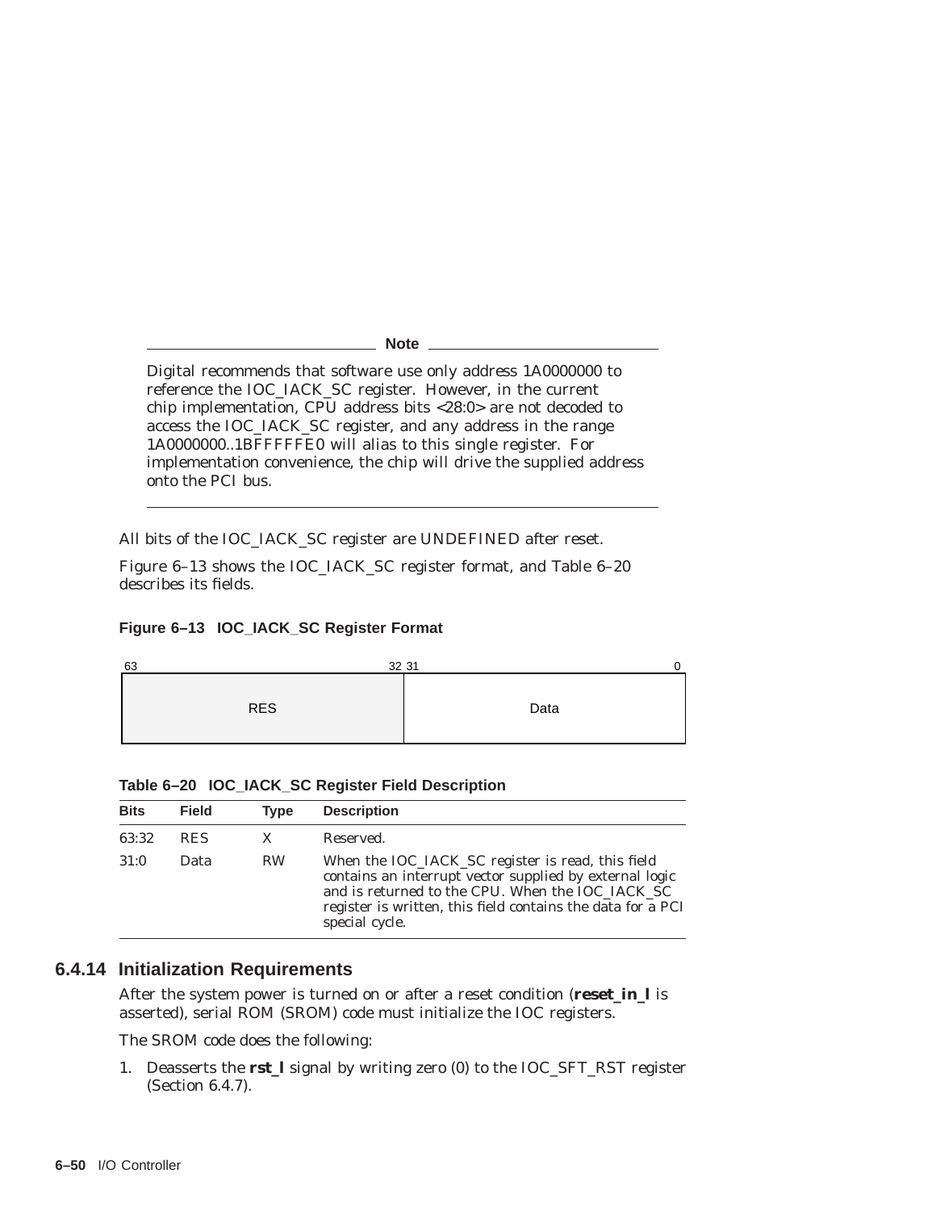**Note**

Digital recommends that software use only address 1A0000000 to reference the IOC_IACK_SC register. However, in the current chip implementation, CPU address bits <28:0> are not decoded to access the IOC_IACK_SC register, and any address in the range 1A0000000..1BFFFFFE0 will alias to this single register. For implementation convenience, the chip will drive the supplied address onto the PCI bus.

---

All bits of the IOC_IACK_SC register are UNDEFINED after reset.

Figure 6–13 shows the IOC_IACK_SC register format, and Table 6–20 describes its fields.

**Figure 6–13 IOC_IACK_SC Register Format**

| 63 — 32 | 31 — 0 |
|---|---|
| RES | Data |

**Table 6–20 IOC_IACK_SC Register Field Description**

| Bits | Field | Type | Description |
|---|---|---|---|
| 63:32 | RES | X | Reserved. |
| 31:0 | Data | RW | When the IOC_IACK_SC register is read, this field contains an interrupt vector supplied by external logic and is returned to the CPU. When the IOC_IACK_SC register is written, this field contains the data for a PCI special cycle. |

### 6.4.14 Initialization Requirements

After the system power is turned on or after a reset condition (**reset_in_l** is asserted), serial ROM (SROM) code must initialize the IOC registers.

The SROM code does the following:

1. Deasserts the **rst_l** signal by writing zero (0) to the IOC_SFT_RST register (Section 6.4.7).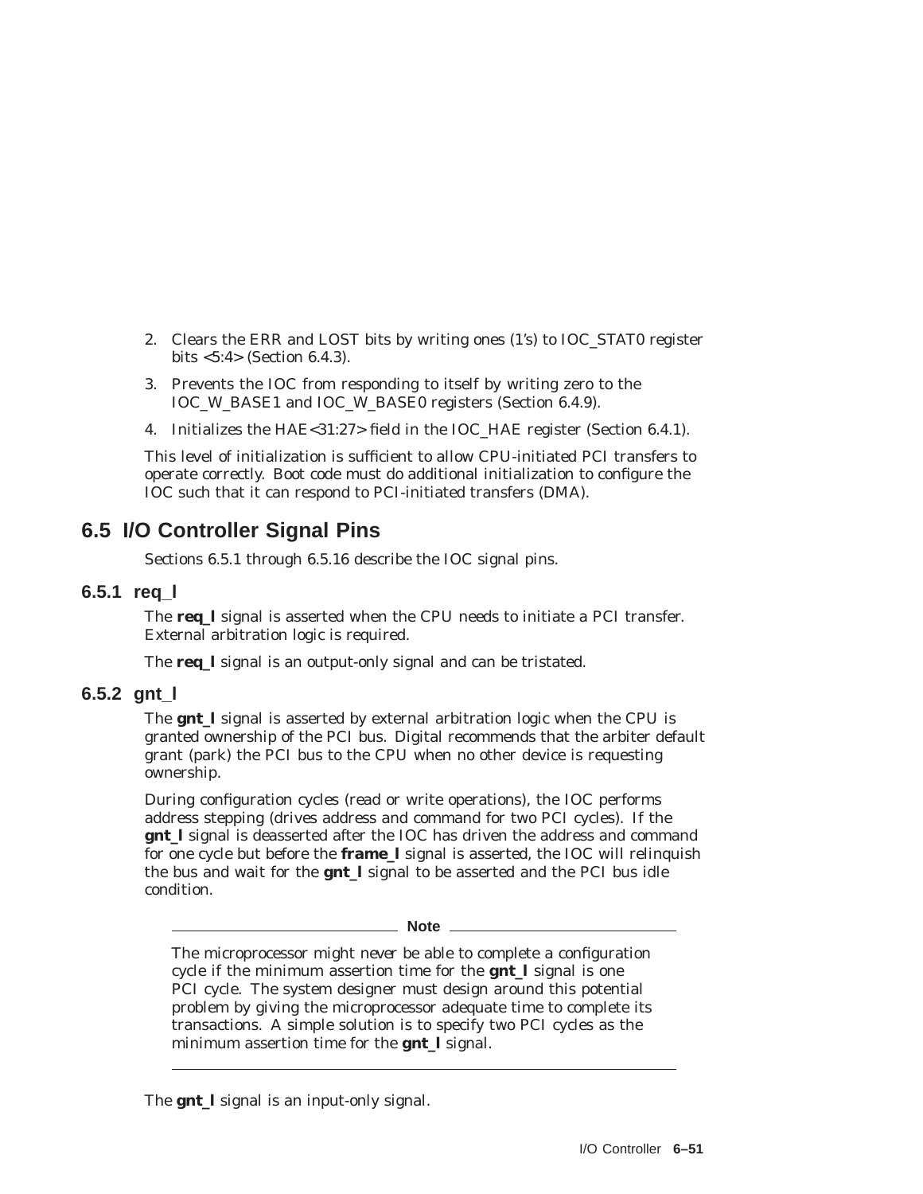2. Clears the ERR and LOST bits by writing ones (1's) to IOC_STAT0 register bits <5:4> (Section 6.4.3).
3. Prevents the IOC from responding to itself by writing zero to the IOC_W_BASE1 and IOC_W_BASE0 registers (Section 6.4.9).
4. Initializes the HAE<31:27> field in the IOC_HAE register (Section 6.4.1).

This level of initialization is sufficient to allow CPU-initiated PCI transfers to operate correctly. Boot code must do additional initialization to configure the IOC such that it can respond to PCI-initiated transfers (DMA).

## 6.5 I/O Controller Signal Pins

Sections 6.5.1 through 6.5.16 describe the IOC signal pins.

### 6.5.1 req_l

The **req_l** signal is asserted when the CPU needs to initiate a PCI transfer. External arbitration logic is required.

The **req_l** signal is an output-only signal and can be tristated.

### 6.5.2 gnt_l

The **gnt_l** signal is asserted by external arbitration logic when the CPU is granted ownership of the PCI bus. Digital recommends that the arbiter default grant (park) the PCI bus to the CPU when no other device is requesting ownership.

During configuration cycles (read or write operations), the IOC performs address stepping (drives address and command for two PCI cycles). If the **gnt_l** signal is deasserted after the IOC has driven the address and command for one cycle but before the **frame_l** signal is asserted, the IOC will relinquish the bus and wait for the **gnt_l** signal to be asserted and the PCI bus idle condition.

**Note**

The microprocessor might never be able to complete a configuration cycle if the minimum assertion time for the **gnt_l** signal is one PCI cycle. The system designer must design around this potential problem by giving the microprocessor adequate time to complete its transactions. A simple solution is to specify two PCI cycles as the minimum assertion time for the **gnt_l** signal.

The **gnt_l** signal is an input-only signal.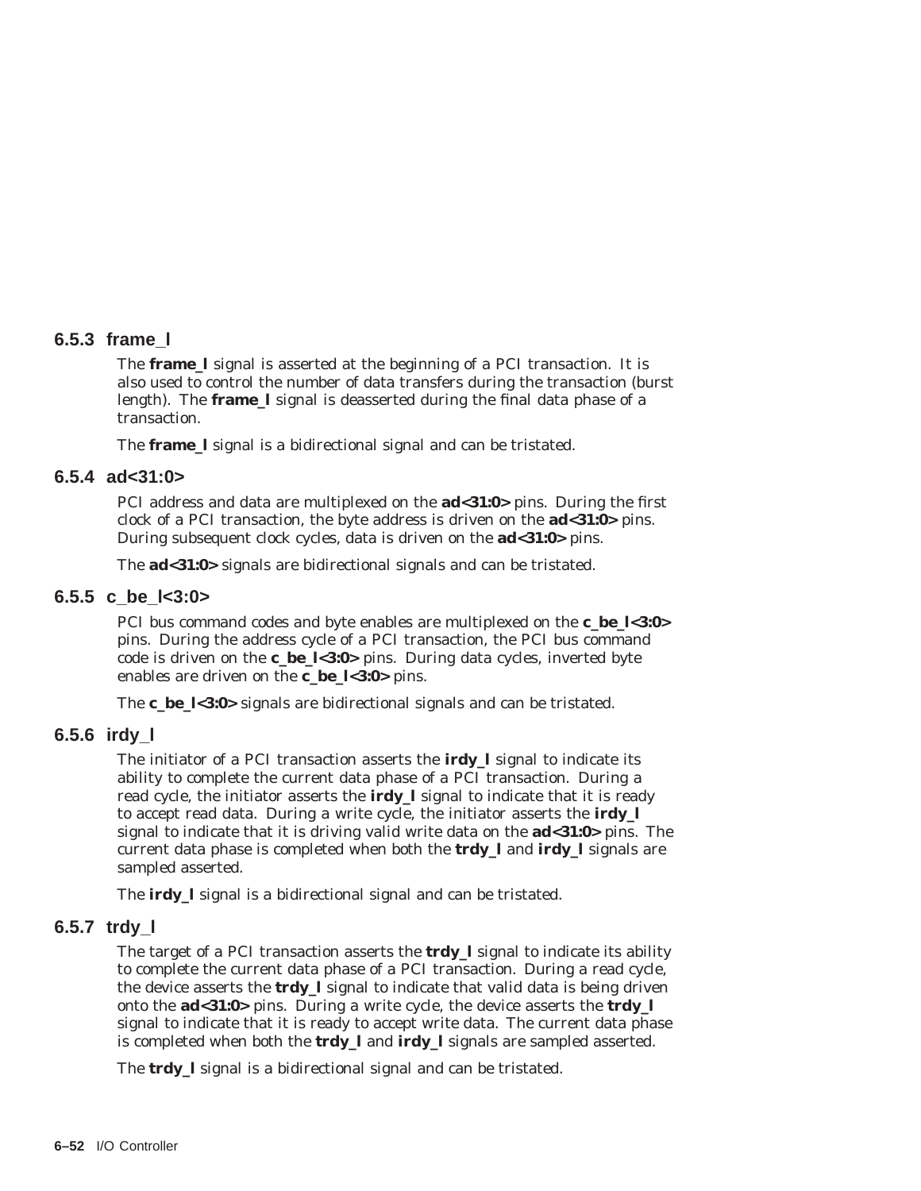### 6.5.3 frame_l

The **frame_l** signal is asserted at the beginning of a PCI transaction. It is also used to control the number of data transfers during the transaction (burst length). The **frame_l** signal is deasserted during the final data phase of a transaction.

The **frame_l** signal is a bidirectional signal and can be tristated.

### 6.5.4 ad<31:0>

PCI address and data are multiplexed on the **ad<31:0>** pins. During the first clock of a PCI transaction, the byte address is driven on the **ad<31:0>** pins. During subsequent clock cycles, data is driven on the **ad<31:0>** pins.

The **ad<31:0>** signals are bidirectional signals and can be tristated.

### 6.5.5 c_be_l<3:0>

PCI bus command codes and byte enables are multiplexed on the **c_be_l<3:0>** pins. During the address cycle of a PCI transaction, the PCI bus command code is driven on the **c_be_l<3:0>** pins. During data cycles, inverted byte enables are driven on the **c_be_l<3:0>** pins.

The **c_be_l<3:0>** signals are bidirectional signals and can be tristated.

### 6.5.6 irdy_l

The initiator of a PCI transaction asserts the **irdy_l** signal to indicate its ability to complete the current data phase of a PCI transaction. During a read cycle, the initiator asserts the **irdy_l** signal to indicate that it is ready to accept read data. During a write cycle, the initiator asserts the **irdy_l** signal to indicate that it is driving valid write data on the **ad<31:0>** pins. The current data phase is completed when both the **trdy_l** and **irdy_l** signals are sampled asserted.

The **irdy_l** signal is a bidirectional signal and can be tristated.

### 6.5.7 trdy_l

The target of a PCI transaction asserts the **trdy_l** signal to indicate its ability to complete the current data phase of a PCI transaction. During a read cycle, the device asserts the **trdy_l** signal to indicate that valid data is being driven onto the **ad<31:0>** pins. During a write cycle, the device asserts the **trdy_l** signal to indicate that it is ready to accept write data. The current data phase is completed when both the **trdy_l** and **irdy_l** signals are sampled asserted.

The **trdy_l** signal is a bidirectional signal and can be tristated.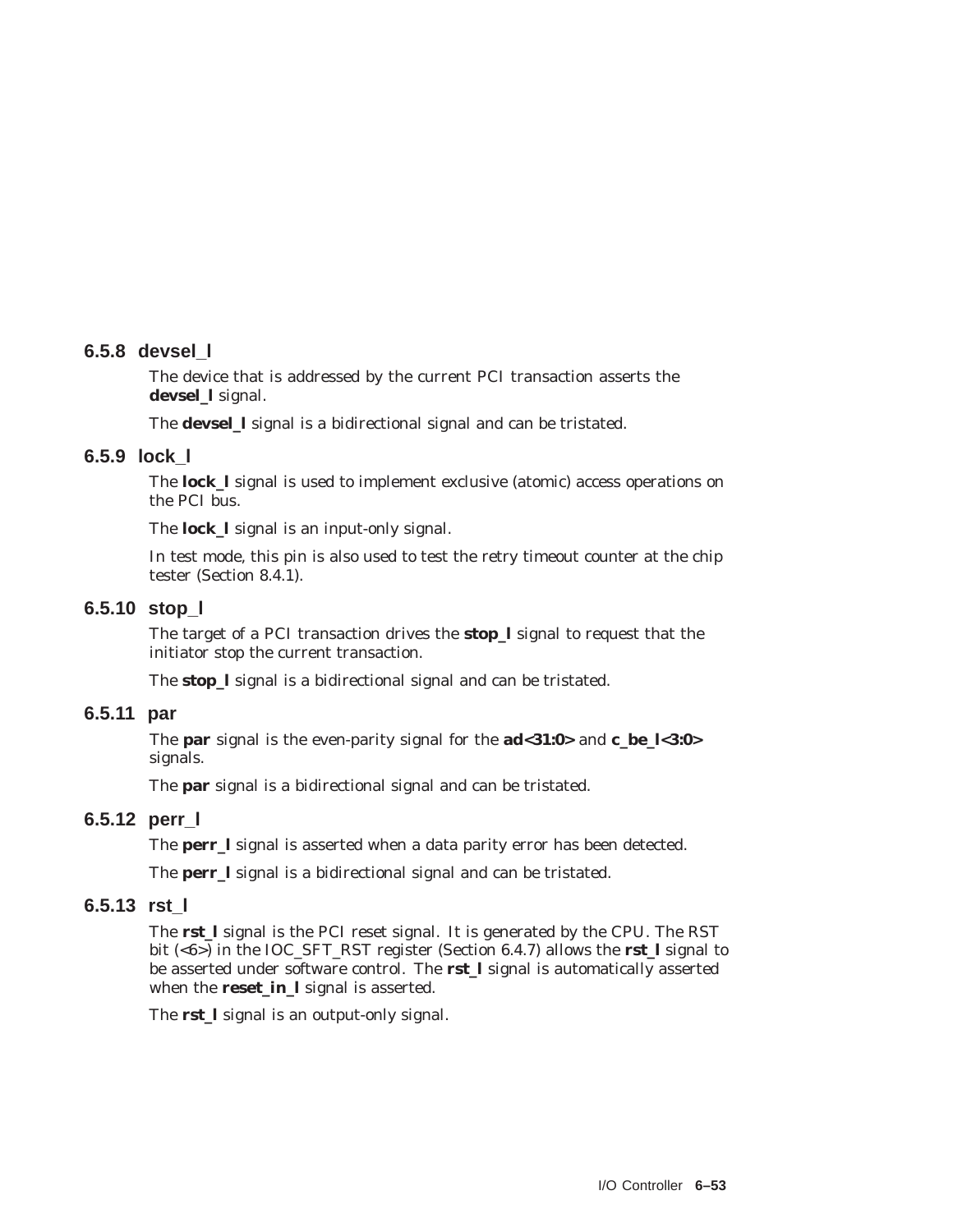### 6.5.8 devsel_l

The device that is addressed by the current PCI transaction asserts the **devsel_l** signal.

The **devsel_l** signal is a bidirectional signal and can be tristated.

### 6.5.9 lock_l

The **lock_l** signal is used to implement exclusive (atomic) access operations on the PCI bus.

The **lock_l** signal is an input-only signal.

In test mode, this pin is also used to test the retry timeout counter at the chip tester (Section 8.4.1).

### 6.5.10 stop_l

The target of a PCI transaction drives the **stop_l** signal to request that the initiator stop the current transaction.

The **stop_l** signal is a bidirectional signal and can be tristated.

### 6.5.11 par

The **par** signal is the even-parity signal for the **ad<31:0>** and **c_be_l<3:0>** signals.

The **par** signal is a bidirectional signal and can be tristated.

### 6.5.12 perr_l

The **perr_l** signal is asserted when a data parity error has been detected.

The **perr_l** signal is a bidirectional signal and can be tristated.

### 6.5.13 rst_l

The **rst_l** signal is the PCI reset signal. It is generated by the CPU. The RST bit (<6>) in the IOC_SFT_RST register (Section 6.4.7) allows the **rst_l** signal to be asserted under software control. The **rst_l** signal is automatically asserted when the **reset_in_l** signal is asserted.

The **rst_l** signal is an output-only signal.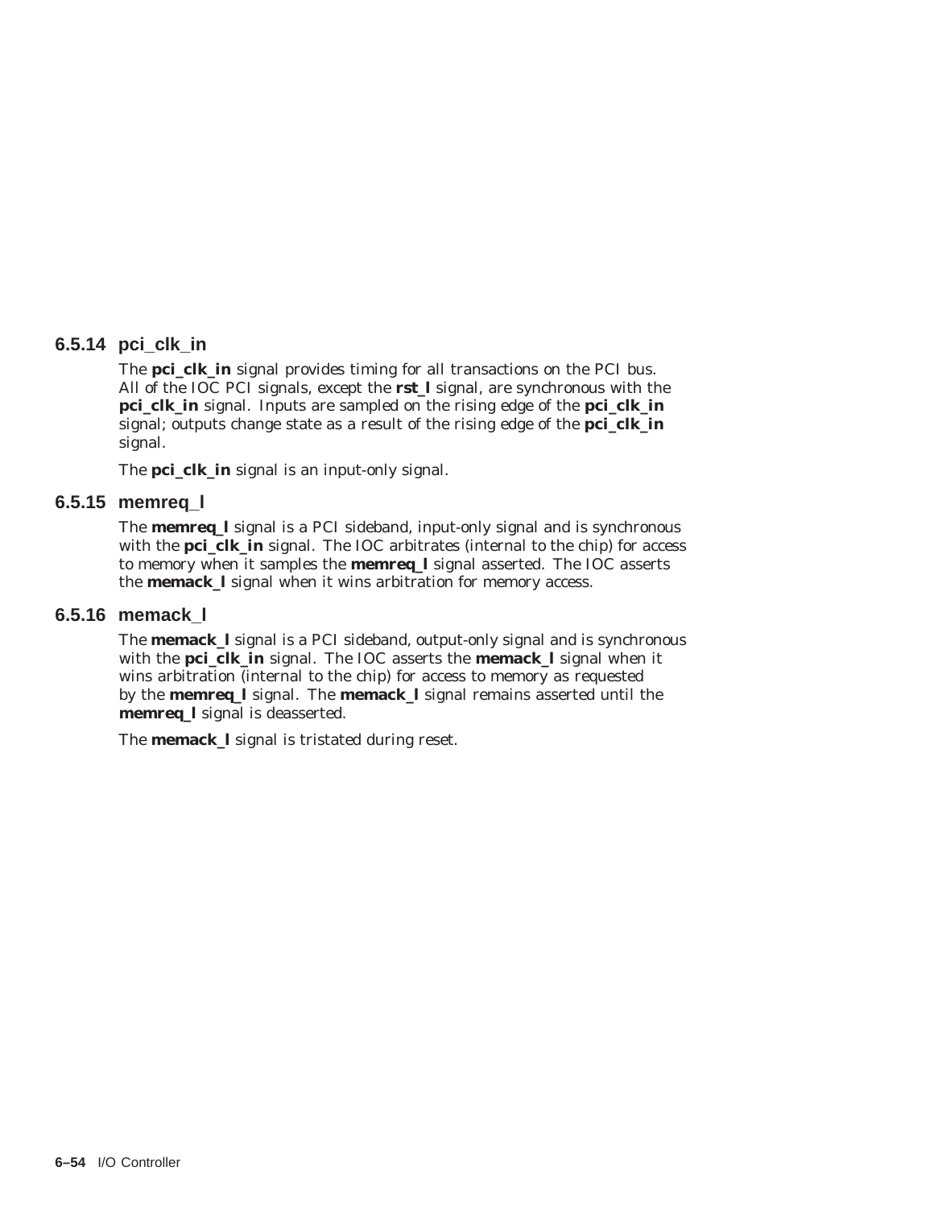### 6.5.14 pci_clk_in

The **pci_clk_in** signal provides timing for all transactions on the PCI bus. All of the IOC PCI signals, except the **rst_l** signal, are synchronous with the **pci_clk_in** signal. Inputs are sampled on the rising edge of the **pci_clk_in** signal; outputs change state as a result of the rising edge of the **pci_clk_in** signal.

The **pci_clk_in** signal is an input-only signal.

### 6.5.15 memreq_l

The **memreq_l** signal is a PCI sideband, input-only signal and is synchronous with the **pci_clk_in** signal. The IOC arbitrates (internal to the chip) for access to memory when it samples the **memreq_l** signal asserted. The IOC asserts the **memack_l** signal when it wins arbitration for memory access.

### 6.5.16 memack_l

The **memack_l** signal is a PCI sideband, output-only signal and is synchronous with the **pci_clk_in** signal. The IOC asserts the **memack_l** signal when it wins arbitration (internal to the chip) for access to memory as requested by the **memreq_l** signal. The **memack_l** signal remains asserted until the **memreq_l** signal is deasserted.

The **memack_l** signal is tristated during reset.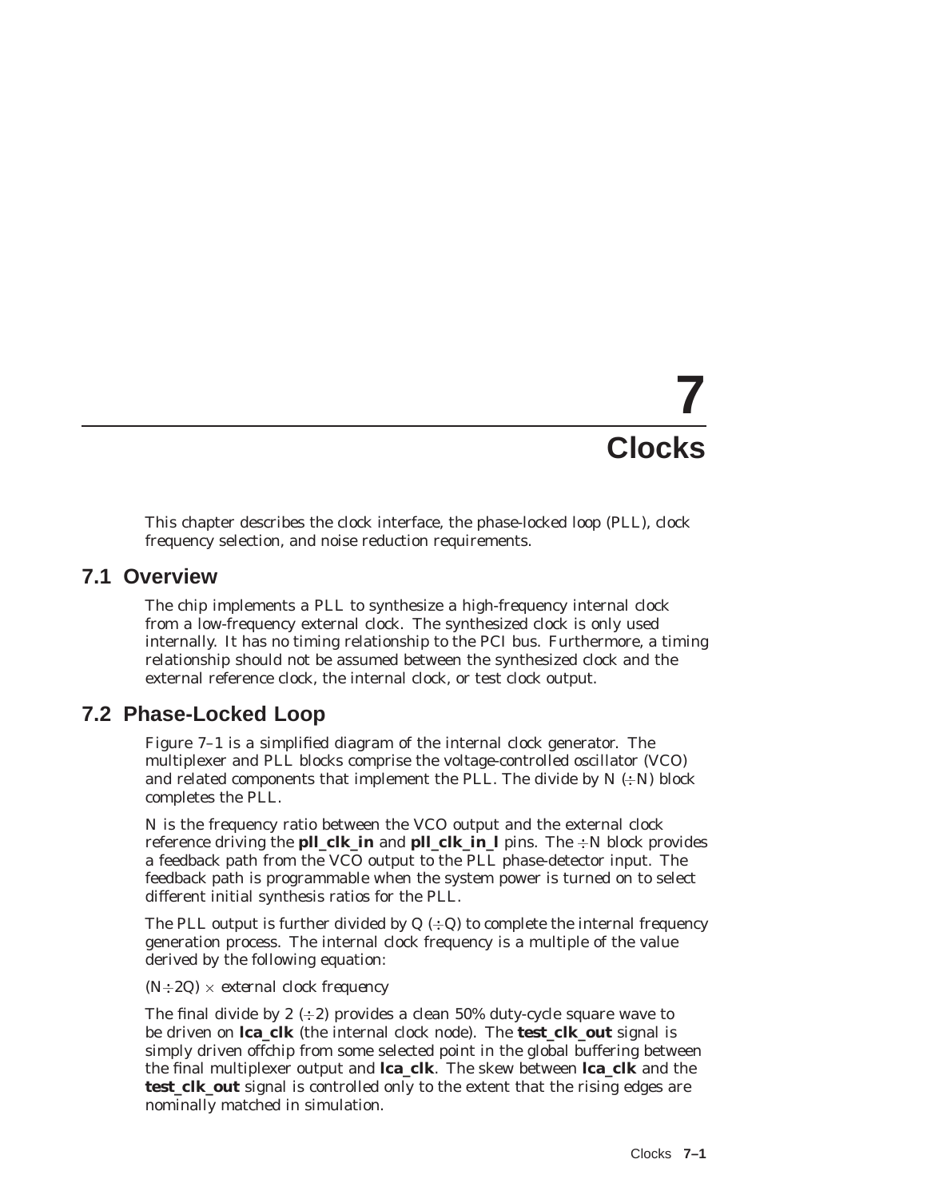# 7 Clocks

This chapter describes the clock interface, the phase-locked loop (PLL), clock frequency selection, and noise reduction requirements.

## 7.1 Overview

The chip implements a PLL to synthesize a high-frequency internal clock from a low-frequency external clock. The synthesized clock is only used internally. It has no timing relationship to the PCI bus. Furthermore, a timing relationship should not be assumed between the synthesized clock and the external reference clock, the internal clock, or test clock output.

## 7.2 Phase-Locked Loop

Figure 7–1 is a simplified diagram of the internal clock generator. The multiplexer and PLL blocks comprise the voltage-controlled oscillator (VCO) and related components that implement the PLL. The divide by N ($\div$N) block completes the PLL.

N is the frequency ratio between the VCO output and the external clock reference driving the **pll_clk_in** and **pll_clk_in_l** pins. The $\div$N block provides a feedback path from the VCO output to the PLL phase-detector input. The feedback path is programmable when the system power is turned on to select different initial synthesis ratios for the PLL.

The PLL output is further divided by Q ($\div$Q) to complete the internal frequency generation process. The internal clock frequency is a multiple of the value derived by the following equation:

$(N \div 2Q) \times$ *external clock frequency*

The final divide by 2 ($\div$2) provides a clean 50% duty-cycle square wave to be driven on **lca_clk** (the internal clock node). The **test_clk_out** signal is simply driven offchip from some selected point in the global buffering between the final multiplexer output and **lca_clk**. The skew between **lca_clk** and the **test_clk_out** signal is controlled only to the extent that the rising edges are nominally matched in simulation.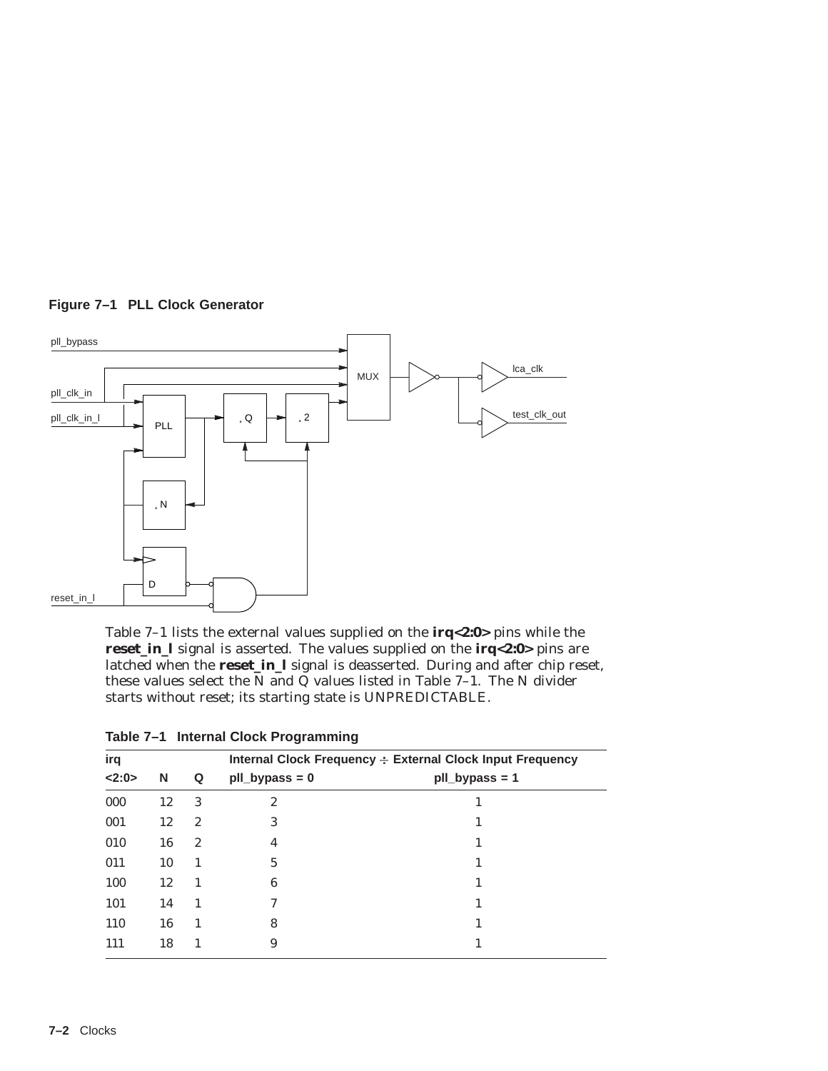**Figure 7–1 PLL Clock Generator**

Table 7–1 lists the external values supplied on the **irq<2:0>** pins while the **reset_in_l** signal is asserted. The values supplied on the **irq<2:0>** pins are latched when the **reset_in_l** signal is deasserted. During and after chip reset, these values select the N and Q values listed in Table 7–1. The N divider starts without reset; its starting state is UNPREDICTABLE.

**Table 7–1 Internal Clock Programming**

| irq <2:0> | N | Q | Internal Clock Frequency ÷ External Clock Input Frequency pll_bypass = 0 | pll_bypass = 1 |
|---|---|---|---|---|
| 000 | 12 | 3 | 2 | 1 |
| 001 | 12 | 2 | 3 | 1 |
| 010 | 16 | 2 | 4 | 1 |
| 011 | 10 | 1 | 5 | 1 |
| 100 | 12 | 1 | 6 | 1 |
| 101 | 14 | 1 | 7 | 1 |
| 110 | 16 | 1 | 8 | 1 |
| 111 | 18 | 1 | 9 | 1 |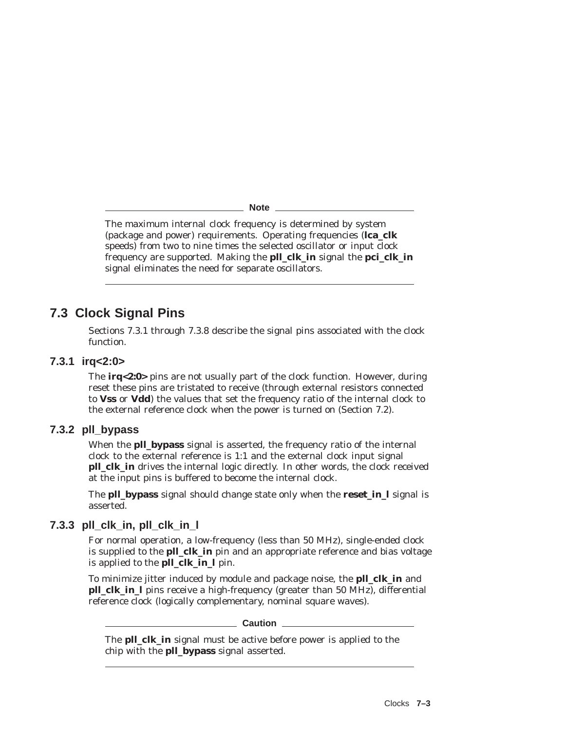**Note**

The maximum internal clock frequency is determined by system (package and power) requirements. Operating frequencies (**lca_clk** speeds) from two to nine times the selected oscillator or input clock frequency are supported. Making the **pll_clk_in** signal the **pci_clk_in** signal eliminates the need for separate oscillators.

## 7.3 Clock Signal Pins

Sections 7.3.1 through 7.3.8 describe the signal pins associated with the clock function.

### 7.3.1 irq<2:0>

The **irq<2:0>** pins are not usually part of the clock function. However, during reset these pins are tristated to receive (through external resistors connected to **Vss** or **Vdd**) the values that set the frequency ratio of the internal clock to the external reference clock when the power is turned on (Section 7.2).

### 7.3.2 pll_bypass

When the **pll_bypass** signal is asserted, the frequency ratio of the internal clock to the external reference is 1:1 and the external clock input signal **pll_clk_in** drives the internal logic directly. In other words, the clock received at the input pins is buffered to become the internal clock.

The **pll_bypass** signal should change state only when the **reset_in_l** signal is asserted.

### 7.3.3 pll_clk_in, pll_clk_in_l

For normal operation, a low-frequency (less than 50 MHz), single-ended clock is supplied to the **pll_clk_in** pin and an appropriate reference and bias voltage is applied to the **pll_clk_in_l** pin.

To minimize jitter induced by module and package noise, the **pll_clk_in** and **pll_clk_in_l** pins receive a high-frequency (greater than 50 MHz), differential reference clock (logically complementary, nominal square waves).

**Caution**

The **pll_clk_in** signal must be active before power is applied to the chip with the **pll_bypass** signal asserted.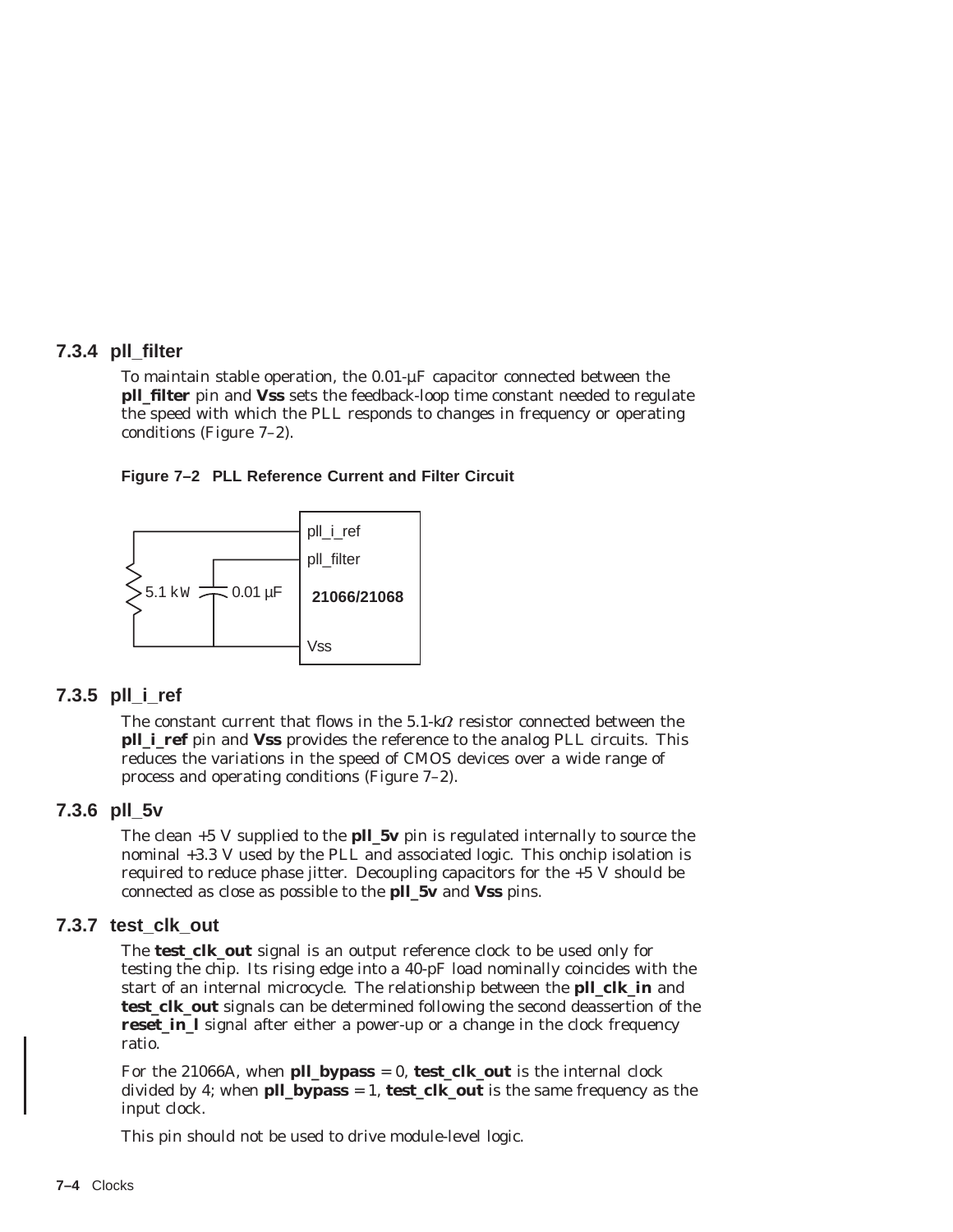### 7.3.4 pll_filter

To maintain stable operation, the 0.01-µF capacitor connected between the **pll_filter** pin and **Vss** sets the feedback-loop time constant needed to regulate the speed with which the PLL responds to changes in frequency or operating conditions (Figure 7–2).

**Figure 7–2 PLL Reference Current and Filter Circuit**

### 7.3.5 pll_i_ref

The constant current that flows in the 5.1-kΩ resistor connected between the **pll_i_ref** pin and **Vss** provides the reference to the analog PLL circuits. This reduces the variations in the speed of CMOS devices over a wide range of process and operating conditions (Figure 7–2).

### 7.3.6 pll_5v

The clean +5 V supplied to the **pll_5v** pin is regulated internally to source the nominal +3.3 V used by the PLL and associated logic. This onchip isolation is required to reduce phase jitter. Decoupling capacitors for the +5 V should be connected as close as possible to the **pll_5v** and **Vss** pins.

### 7.3.7 test_clk_out

The **test_clk_out** signal is an output reference clock to be used only for testing the chip. Its rising edge into a 40-pF load nominally coincides with the start of an internal microcycle. The relationship between the **pll_clk_in** and **test_clk_out** signals can be determined following the second deassertion of the **reset_in_l** signal after either a power-up or a change in the clock frequency ratio.

For the 21066A, when **pll_bypass** = 0, **test_clk_out** is the internal clock divided by 4; when **pll_bypass** = 1, **test_clk_out** is the same frequency as the input clock.

This pin should not be used to drive module-level logic.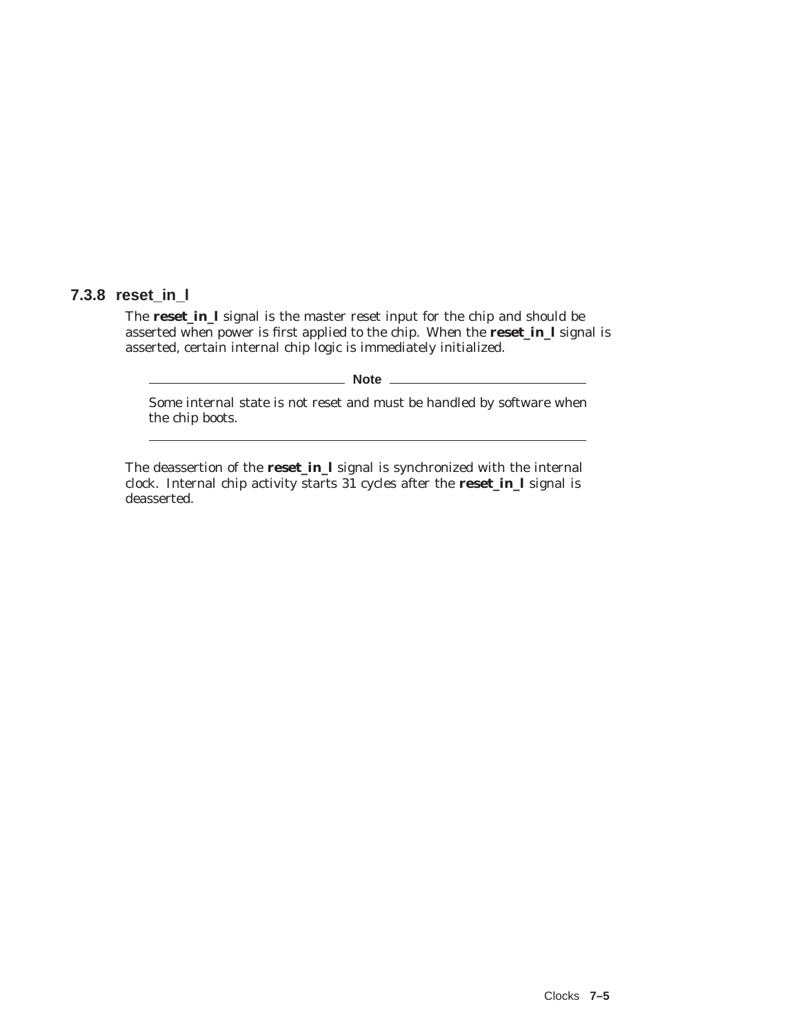### 7.3.8 reset_in_l

The **reset_in_l** signal is the master reset input for the chip and should be asserted when power is first applied to the chip. When the **reset_in_l** signal is asserted, certain internal chip logic is immediately initialized.

---

**Note**

Some internal state is not reset and must be handled by software when the chip boots.

---

The deassertion of the **reset_in_l** signal is synchronized with the internal clock. Internal chip activity starts 31 cycles after the **reset_in_l** signal is deasserted.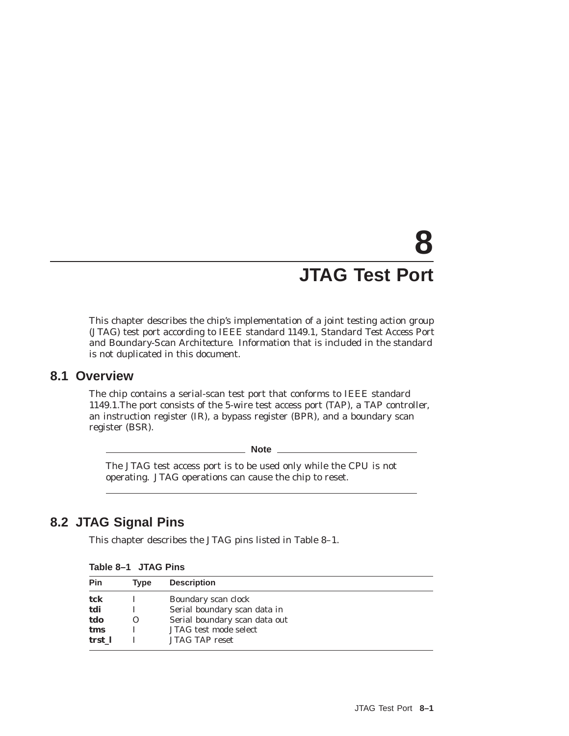# 8 JTAG Test Port

This chapter describes the chip's implementation of a joint testing action group (JTAG) test port according to IEEE standard 1149.1, *Standard Test Access Port and Boundary-Scan Architecture*. Information that is included in the standard is not duplicated in this document.

## 8.1 Overview

The chip contains a serial-scan test port that conforms to IEEE standard 1149.1.The port consists of the 5-wire test access port (TAP), a TAP controller, an instruction register (IR), a bypass register (BPR), and a boundary scan register (BSR).

**Note**

The JTAG test access port is to be used only while the CPU is not operating. JTAG operations can cause the chip to reset.

## 8.2 JTAG Signal Pins

This chapter describes the JTAG pins listed in Table 8–1.

**Table 8–1 JTAG Pins**

| Pin | Type | Description |
|---|---|---|
| **tck** | I | Boundary scan clock |
| **tdi** | I | Serial boundary scan data in |
| **tdo** | O | Serial boundary scan data out |
| **tms** | I | JTAG test mode select |
| **trst_l** | I | JTAG TAP reset |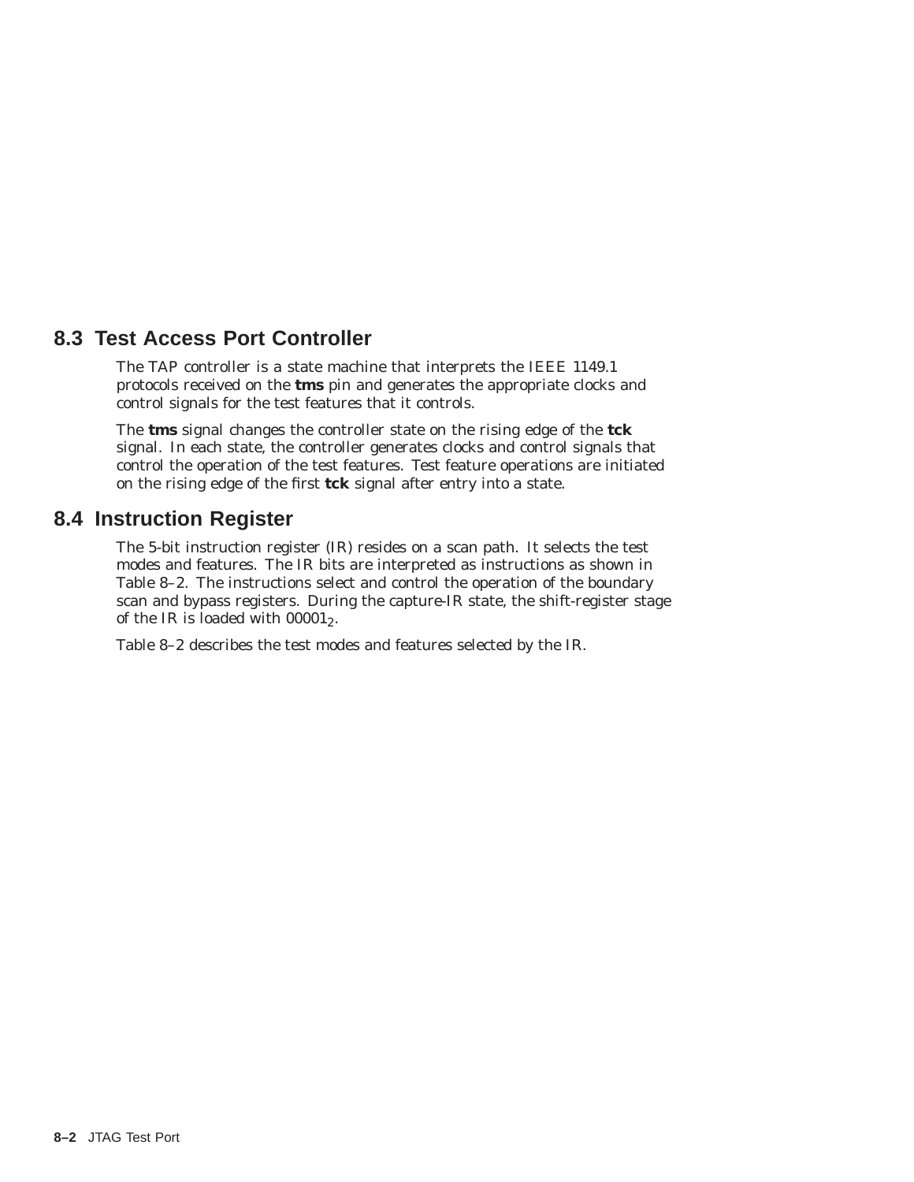## 8.3 Test Access Port Controller

The TAP controller is a state machine that interprets the IEEE 1149.1 protocols received on the **tms** pin and generates the appropriate clocks and control signals for the test features that it controls.

The **tms** signal changes the controller state on the rising edge of the **tck** signal. In each state, the controller generates clocks and control signals that control the operation of the test features. Test feature operations are initiated on the rising edge of the first **tck** signal after entry into a state.

## 8.4 Instruction Register

The 5-bit instruction register (IR) resides on a scan path. It selects the test modes and features. The IR bits are interpreted as instructions as shown in Table 8–2. The instructions select and control the operation of the boundary scan and bypass registers. During the capture-IR state, the shift-register stage of the IR is loaded with $00001_2$.

Table 8–2 describes the test modes and features selected by the IR.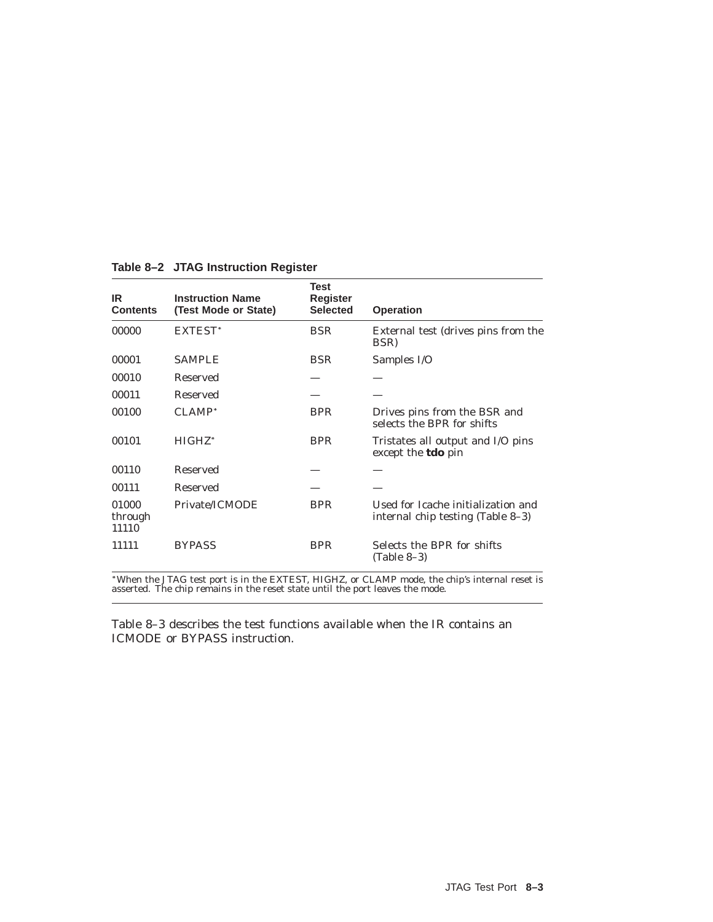**Table 8–2 JTAG Instruction Register**

| IR Contents | Instruction Name (Test Mode or State) | Test Register Selected | Operation |
|---|---|---|---|
| 00000 | EXTEST* | BSR | External test (drives pins from the BSR) |
| 00001 | SAMPLE | BSR | Samples I/O |
| 00010 | Reserved | — | — |
| 00011 | Reserved | — | — |
| 00100 | CLAMP* | BPR | Drives pins from the BSR and selects the BPR for shifts |
| 00101 | HIGHZ* | BPR | Tristates all output and I/O pins except the **tdo** pin |
| 00110 | Reserved | — | — |
| 00111 | Reserved | — | — |
| 01000 through 11110 | Private/ICMODE | BPR | Used for Icache initialization and internal chip testing (Table 8–3) |
| 11111 | BYPASS | BPR | Selects the BPR for shifts (Table 8–3) |

*When the JTAG test port is in the EXTEST, HIGHZ, or CLAMP mode, the chip's internal reset is asserted. The chip remains in the reset state until the port leaves the mode.

Table 8–3 describes the test functions available when the IR contains an ICMODE or BYPASS instruction.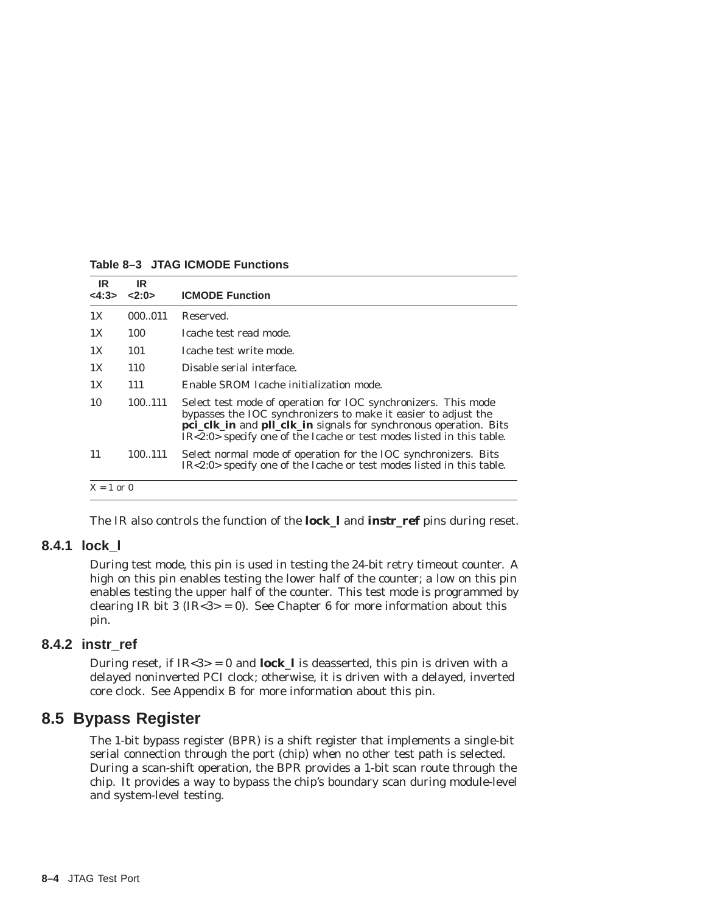**Table 8–3 JTAG ICMODE Functions**

| IR <4:3> | IR <2:0> | ICMODE Function |
|---|---|---|
| 1X | 000..011 | Reserved. |
| 1X | 100 | Icache test read mode. |
| 1X | 101 | Icache test write mode. |
| 1X | 110 | Disable serial interface. |
| 1X | 111 | Enable SROM Icache initialization mode. |
| 10 | 100..111 | Select test mode of operation for IOC synchronizers. This mode bypasses the IOC synchronizers to make it easier to adjust the **pci_clk_in** and **pll_clk_in** signals for synchronous operation. Bits IR<2:0> specify one of the Icache or test modes listed in this table. |
| 11 | 100..111 | Select normal mode of operation for the IOC synchronizers. Bits IR<2:0> specify one of the Icache or test modes listed in this table. |

X = 1 or 0

The IR also controls the function of the **lock_l** and **instr_ref** pins during reset.

### 8.4.1 lock_l

During test mode, this pin is used in testing the 24-bit retry timeout counter. A high on this pin enables testing the lower half of the counter; a low on this pin enables testing the upper half of the counter. This test mode is programmed by clearing IR bit 3 (IR<3> = 0). See Chapter 6 for more information about this pin.

### 8.4.2 instr_ref

During reset, if IR<3> = 0 and **lock_l** is deasserted, this pin is driven with a delayed noninverted PCI clock; otherwise, it is driven with a delayed, inverted core clock. See Appendix B for more information about this pin.

## 8.5 Bypass Register

The 1-bit bypass register (BPR) is a shift register that implements a single-bit serial connection through the port (chip) when no other test path is selected. During a scan-shift operation, the BPR provides a 1-bit scan route through the chip. It provides a way to bypass the chip's boundary scan during module-level and system-level testing.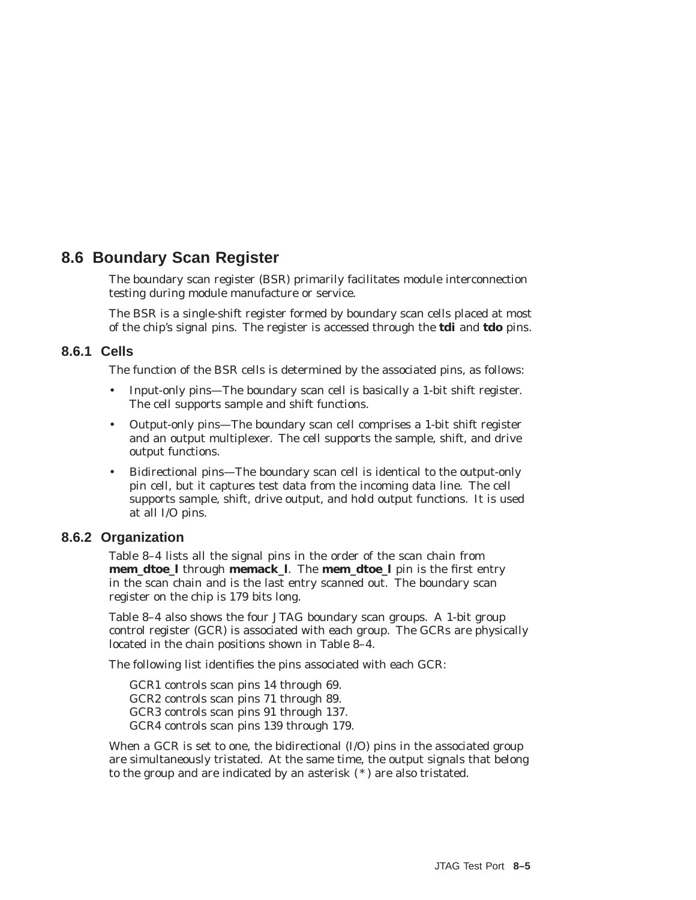## 8.6 Boundary Scan Register

The boundary scan register (BSR) primarily facilitates module interconnection testing during module manufacture or service.

The BSR is a single-shift register formed by boundary scan cells placed at most of the chip's signal pins. The register is accessed through the **tdi** and **tdo** pins.

### 8.6.1 Cells

The function of the BSR cells is determined by the associated pins, as follows:

- Input-only pins—The boundary scan cell is basically a 1-bit shift register. The cell supports sample and shift functions.
- Output-only pins—The boundary scan cell comprises a 1-bit shift register and an output multiplexer. The cell supports the sample, shift, and drive output functions.
- Bidirectional pins—The boundary scan cell is identical to the output-only pin cell, but it captures test data from the incoming data line. The cell supports sample, shift, drive output, and hold output functions. It is used at all I/O pins.

### 8.6.2 Organization

Table 8–4 lists all the signal pins in the order of the scan chain from **mem_dtoe_l** through **memack_l**. The **mem_dtoe_l** pin is the first entry in the scan chain and is the last entry scanned out. The boundary scan register on the chip is 179 bits long.

Table 8–4 also shows the four JTAG boundary scan groups. A 1-bit group control register (GCR) is associated with each group. The GCRs are physically located in the chain positions shown in Table 8–4.

The following list identifies the pins associated with each GCR:

GCR1 controls scan pins 14 through 69.
GCR2 controls scan pins 71 through 89.
GCR3 controls scan pins 91 through 137.
GCR4 controls scan pins 139 through 179.

When a GCR is set to one, the bidirectional (I/O) pins in the associated group are simultaneously tristated. At the same time, the output signals that belong to the group and are indicated by an asterisk (*) are also tristated.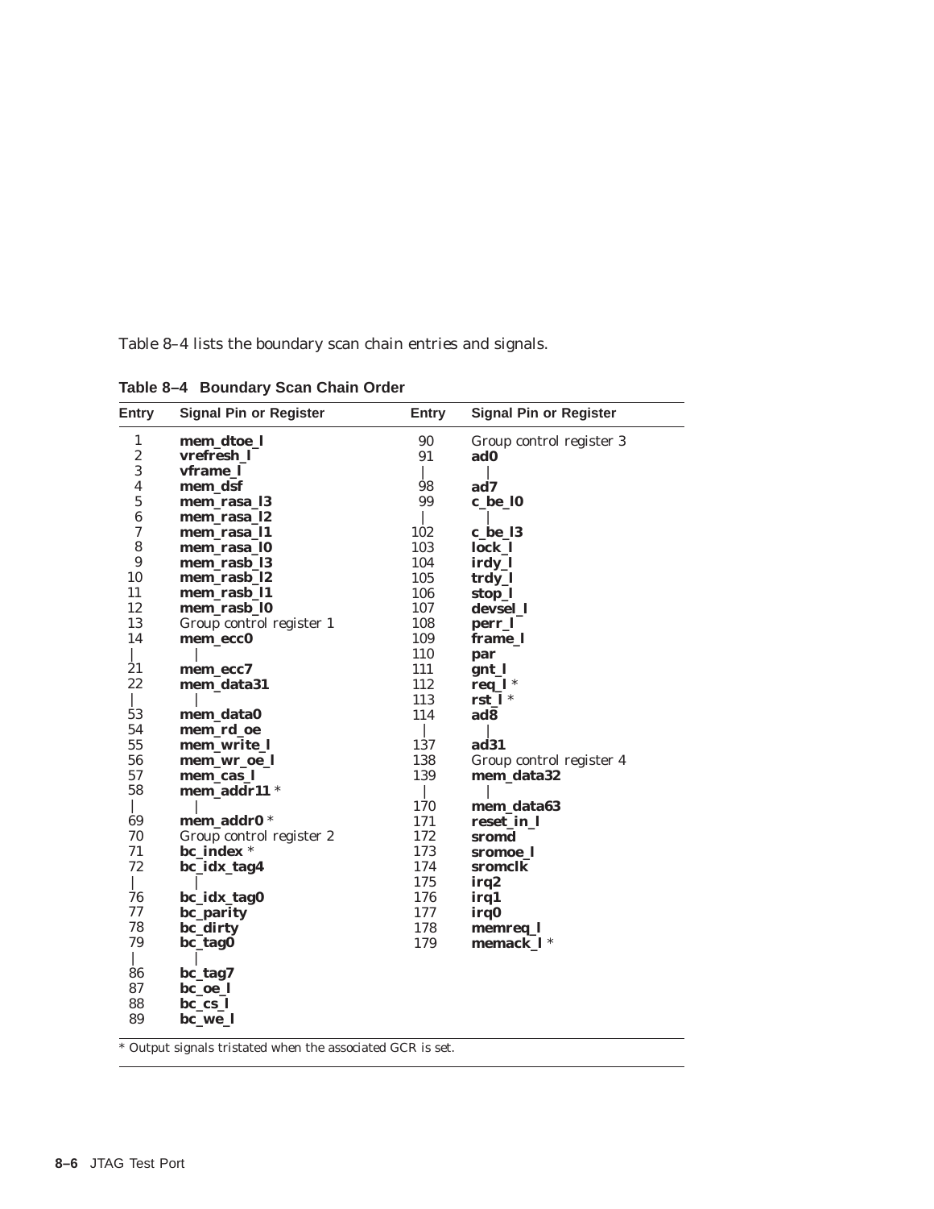Table 8–4 lists the boundary scan chain entries and signals.

**Table 8–4 Boundary Scan Chain Order**

| Entry | Signal Pin or Register | Entry | Signal Pin or Register |
|---|---|---|---|
| 1 | **mem_dtoe_l** | 90 | Group control register 3 |
| 2 | **vrefresh_l** | 91 | **ad0** |
| 3 | **vframe_l** | \| | \| |
| 4 | **mem_dsf** | 98 | **ad7** |
| 5 | **mem_rasa_l3** | 99 | **c_be_l0** |
| 6 | **mem_rasa_l2** | \| | \| |
| 7 | **mem_rasa_l1** | 102 | **c_be_l3** |
| 8 | **mem_rasa_l0** | 103 | **lock_l** |
| 9 | **mem_rasb_l3** | 104 | **irdy_l** |
| 10 | **mem_rasb_l2** | 105 | **trdy_l** |
| 11 | **mem_rasb_l1** | 106 | **stop_l** |
| 12 | **mem_rasb_l0** | 107 | **devsel_l** |
| 13 | Group control register 1 | 108 | **perr_l** |
| 14 | **mem_ecc0** | 109 | **frame_l** |
| \| | \| | 110 | **par** |
| 21 | **mem_ecc7** | 111 | **gnt_l** |
| 22 | **mem_data31** | 112 | **req_l** * |
| \| | \| | 113 | **rst_l** * |
| 53 | **mem_data0** | 114 | **ad8** |
| 54 | **mem_rd_oe** | \| | \| |
| 55 | **mem_write_l** | 137 | **ad31** |
| 56 | **mem_wr_oe_l** | 138 | Group control register 4 |
| 57 | **mem_cas_l** | 139 | **mem_data32** |
| 58 | **mem_addr11** * | \| | \| |
| \| | \| | 170 | **mem_data63** |
| 69 | **mem_addr0** * | 171 | **reset_in_l** |
| 70 | Group control register 2 | 172 | **sromd** |
| 71 | **bc_index** * | 173 | **sromoe_l** |
| 72 | **bc_idx_tag4** | 174 | **sromclk** |
| \| | \| | 175 | **irq2** |
| 76 | **bc_idx_tag0** | 176 | **irq1** |
| 77 | **bc_parity** | 177 | **irq0** |
| 78 | **bc_dirty** | 178 | **memreq_l** |
| 79 | **bc_tag0** | 179 | **memack_l** * |
| \| | \| | | |
| 86 | **bc_tag7** | | |
| 87 | **bc_oe_l** | | |
| 88 | **bc_cs_l** | | |
| 89 | **bc_we_l** | | |

* Output signals tristated when the associated GCR is set.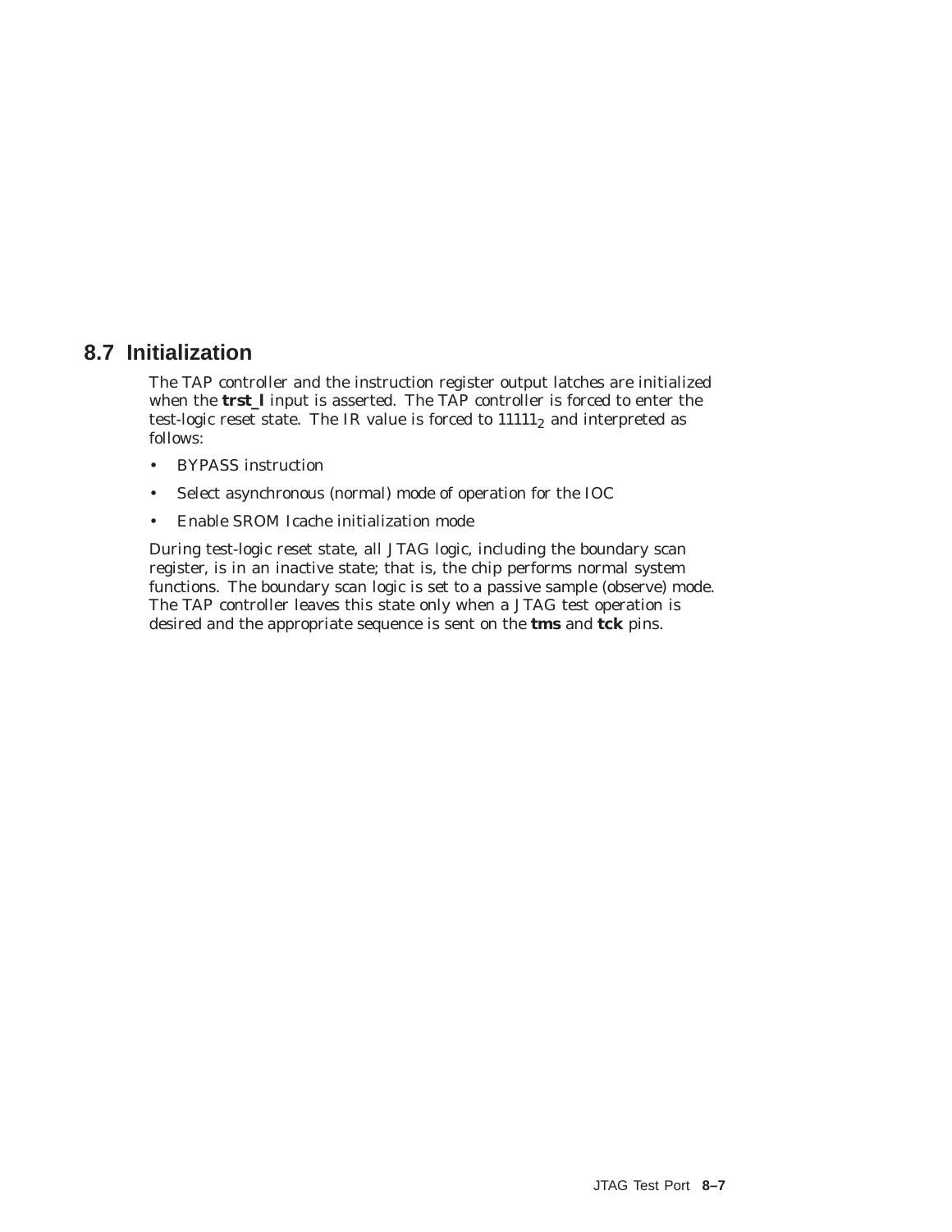## 8.7 Initialization

The TAP controller and the instruction register output latches are initialized when the **trst_l** input is asserted. The TAP controller is forced to enter the test-logic reset state. The IR value is forced to $11111_2$ and interpreted as follows:

- BYPASS instruction
- Select asynchronous (normal) mode of operation for the IOC
- Enable SROM Icache initialization mode

During test-logic reset state, all JTAG logic, including the boundary scan register, is in an inactive state; that is, the chip performs normal system functions. The boundary scan logic is set to a passive sample (observe) mode. The TAP controller leaves this state only when a JTAG test operation is desired and the appropriate sequence is sent on the **tms** and **tck** pins.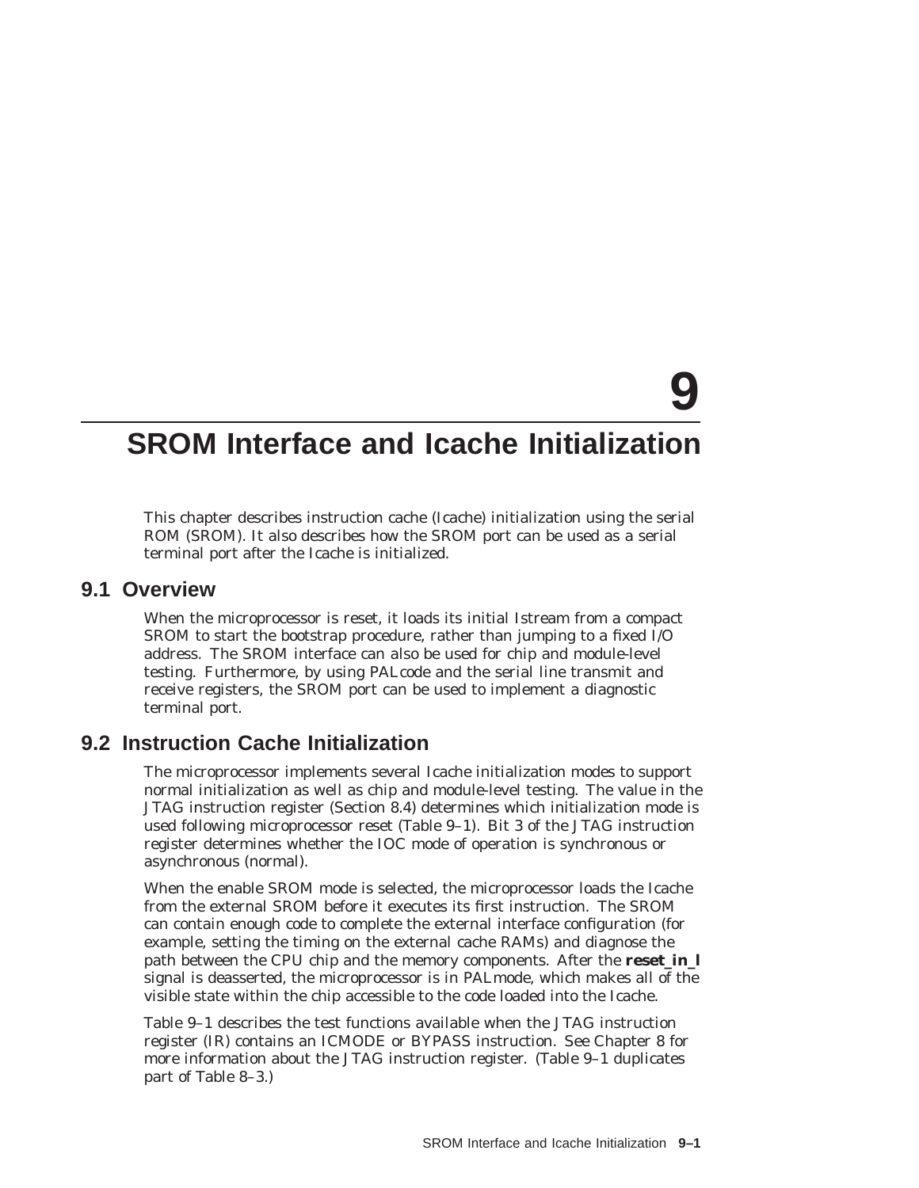# 9 SROM Interface and Icache Initialization

This chapter describes instruction cache (Icache) initialization using the serial ROM (SROM). It also describes how the SROM port can be used as a serial terminal port after the Icache is initialized.

## 9.1 Overview

When the microprocessor is reset, it loads its initial Istream from a compact SROM to start the bootstrap procedure, rather than jumping to a fixed I/O address. The SROM interface can also be used for chip and module-level testing. Furthermore, by using PALcode and the serial line transmit and receive registers, the SROM port can be used to implement a diagnostic terminal port.

## 9.2 Instruction Cache Initialization

The microprocessor implements several Icache initialization modes to support normal initialization as well as chip and module-level testing. The value in the JTAG instruction register (Section 8.4) determines which initialization mode is used following microprocessor reset (Table 9–1). Bit 3 of the JTAG instruction register determines whether the IOC mode of operation is synchronous or asynchronous (normal).

When the enable SROM mode is selected, the microprocessor loads the Icache from the external SROM before it executes its first instruction. The SROM can contain enough code to complete the external interface configuration (for example, setting the timing on the external cache RAMs) and diagnose the path between the CPU chip and the memory components. After the **reset_in_l** signal is deasserted, the microprocessor is in PALmode, which makes all of the visible state within the chip accessible to the code loaded into the Icache.

Table 9–1 describes the test functions available when the JTAG instruction register (IR) contains an ICMODE or BYPASS instruction. See Chapter 8 for more information about the JTAG instruction register. (Table 9–1 duplicates part of Table 8–3.)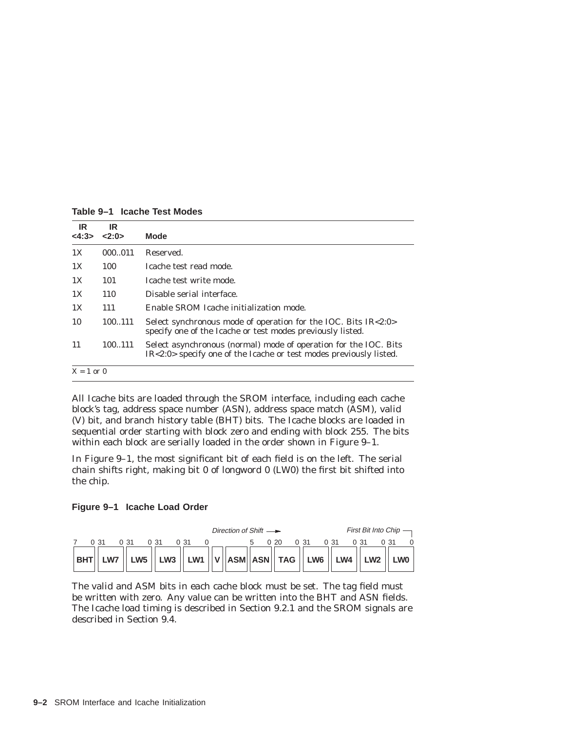**Table 9–1 Icache Test Modes**

| IR <4:3> | IR <2:0> | Mode |
|---|---|---|
| 1X | 000..011 | Reserved. |
| 1X | 100 | Icache test read mode. |
| 1X | 101 | Icache test write mode. |
| 1X | 110 | Disable serial interface. |
| 1X | 111 | Enable SROM Icache initialization mode. |
| 10 | 100..111 | Select synchronous mode of operation for the IOC. Bits IR<2:0> specify one of the Icache or test modes previously listed. |
| 11 | 100..111 | Select asynchronous (normal) mode of operation for the IOC. Bits IR<2:0> specify one of the Icache or test modes previously listed. |

X = 1 or 0

All Icache bits are loaded through the SROM interface, including each cache block's tag, address space number (ASN), address space match (ASM), valid (V) bit, and branch history table (BHT) bits. The Icache blocks are loaded in sequential order starting with block zero and ending with block 255. The bits within each block are serially loaded in the order shown in Figure 9–1.

In Figure 9–1, the most significant bit of each field is on the left. The serial chain shifts right, making bit 0 of longword 0 (LW0) the first bit shifted into the chip.

**Figure 9–1 Icache Load Order**

Direction of Shift → First Bit Into Chip

| BHT (7..0) | LW7 (31..0) | LW5 (31..0) | LW3 (31..0) | LW1 (31..0) | V | ASM | ASN (5..0) | TAG (20..0) | LW6 (31..0) | LW4 (31..0) | LW2 (31..0) | LW0 (31..0) |
|---|---|---|---|---|---|---|---|---|---|---|---|---|

The valid and ASM bits in each cache block must be set. The tag field must be written with zero. Any value can be written into the BHT and ASN fields. The Icache load timing is described in Section 9.2.1 and the SROM signals are described in Section 9.4.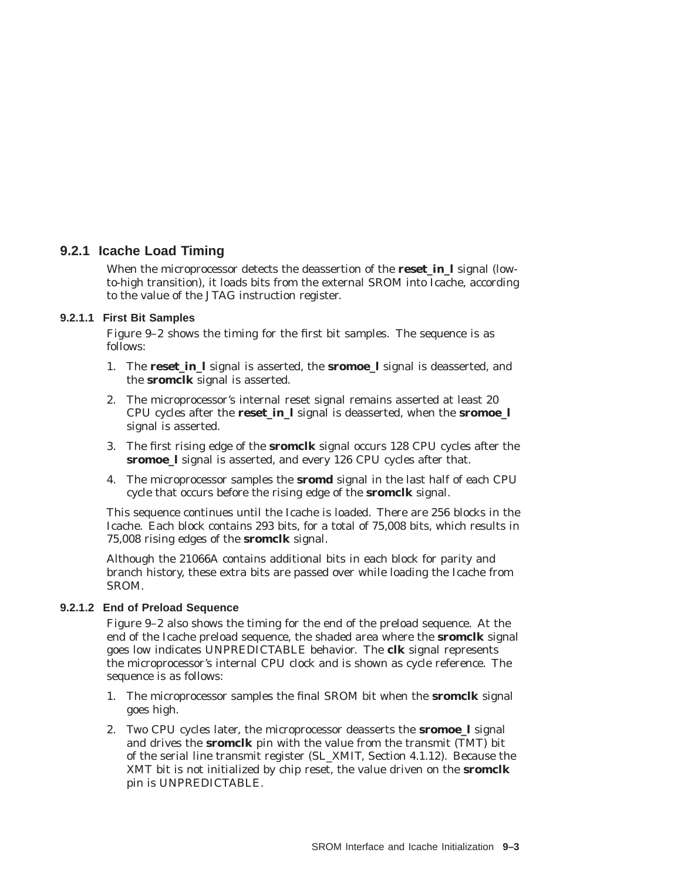### 9.2.1 Icache Load Timing

When the microprocessor detects the deassertion of the **reset_in_l** signal (low-to-high transition), it loads bits from the external SROM into Icache, according to the value of the JTAG instruction register.

#### 9.2.1.1 First Bit Samples

Figure 9–2 shows the timing for the first bit samples. The sequence is as follows:

1. The **reset_in_l** signal is asserted, the **sromoe_l** signal is deasserted, and the **sromclk** signal is asserted.
2. The microprocessor's internal reset signal remains asserted at least 20 CPU cycles after the **reset_in_l** signal is deasserted, when the **sromoe_l** signal is asserted.
3. The first rising edge of the **sromclk** signal occurs 128 CPU cycles after the **sromoe_l** signal is asserted, and every 126 CPU cycles after that.
4. The microprocessor samples the **sromd** signal in the last half of each CPU cycle that occurs before the rising edge of the **sromclk** signal.

This sequence continues until the Icache is loaded. There are 256 blocks in the Icache. Each block contains 293 bits, for a total of 75,008 bits, which results in 75,008 rising edges of the **sromclk** signal.

Although the 21066A contains additional bits in each block for parity and branch history, these extra bits are passed over while loading the Icache from SROM.

#### 9.2.1.2 End of Preload Sequence

Figure 9–2 also shows the timing for the end of the preload sequence. At the end of the Icache preload sequence, the shaded area where the **sromclk** signal goes low indicates UNPREDICTABLE behavior. The **clk** signal represents the microprocessor's internal CPU clock and is shown as cycle reference. The sequence is as follows:

1. The microprocessor samples the final SROM bit when the **sromclk** signal goes high.
2. Two CPU cycles later, the microprocessor deasserts the **sromoe_l** signal and drives the **sromclk** pin with the value from the transmit (TMT) bit of the serial line transmit register (SL_XMIT, Section 4.1.12). Because the XMT bit is not initialized by chip reset, the value driven on the **sromclk** pin is UNPREDICTABLE.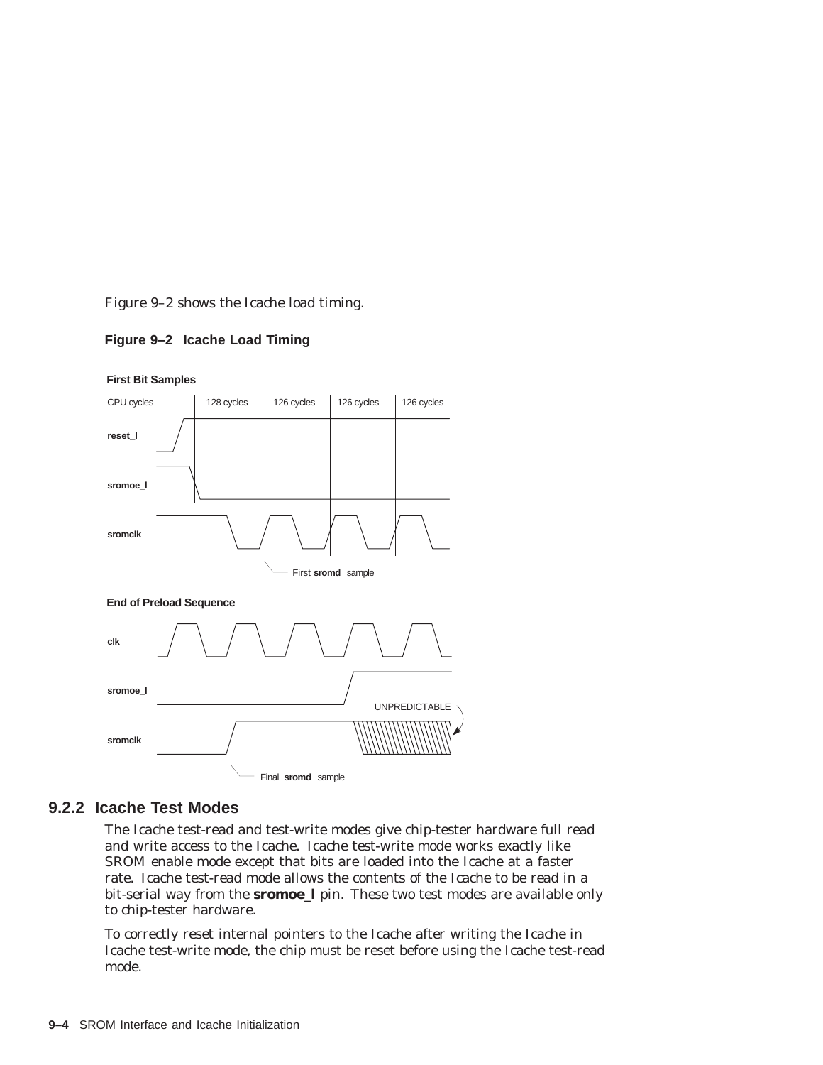Figure 9–2 shows the Icache load timing.

**Figure 9–2 Icache Load Timing**

### 9.2.2 Icache Test Modes

The Icache test-read and test-write modes give chip-tester hardware full read and write access to the Icache. Icache test-write mode works exactly like SROM enable mode except that bits are loaded into the Icache at a faster rate. Icache test-read mode allows the contents of the Icache to be read in a bit-serial way from the **sromoe_l** pin. These two test modes are available only to chip-tester hardware.

To correctly reset internal pointers to the Icache after writing the Icache in Icache test-write mode, the chip must be reset before using the Icache test-read mode.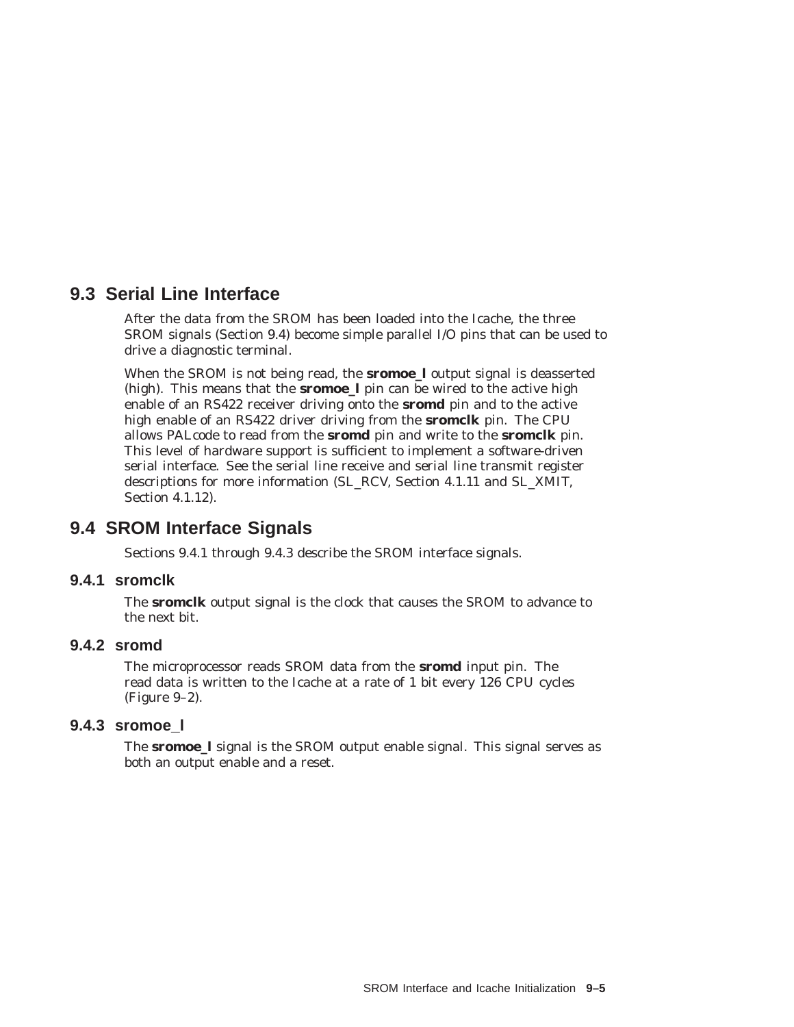## 9.3 Serial Line Interface

After the data from the SROM has been loaded into the Icache, the three SROM signals (Section 9.4) become simple parallel I/O pins that can be used to drive a diagnostic terminal.

When the SROM is not being read, the **sromoe_l** output signal is deasserted (high). This means that the **sromoe_l** pin can be wired to the active high enable of an RS422 receiver driving onto the **sromd** pin and to the active high enable of an RS422 driver driving from the **sromclk** pin. The CPU allows PALcode to read from the **sromd** pin and write to the **sromclk** pin. This level of hardware support is sufficient to implement a software-driven serial interface. See the serial line receive and serial line transmit register descriptions for more information (SL_RCV, Section 4.1.11 and SL_XMIT, Section 4.1.12).

## 9.4 SROM Interface Signals

Sections 9.4.1 through 9.4.3 describe the SROM interface signals.

### 9.4.1 sromclk

The **sromclk** output signal is the clock that causes the SROM to advance to the next bit.

### 9.4.2 sromd

The microprocessor reads SROM data from the **sromd** input pin. The read data is written to the Icache at a rate of 1 bit every 126 CPU cycles (Figure 9–2).

### 9.4.3 sromoe_l

The **sromoe_l** signal is the SROM output enable signal. This signal serves as both an output enable and a reset.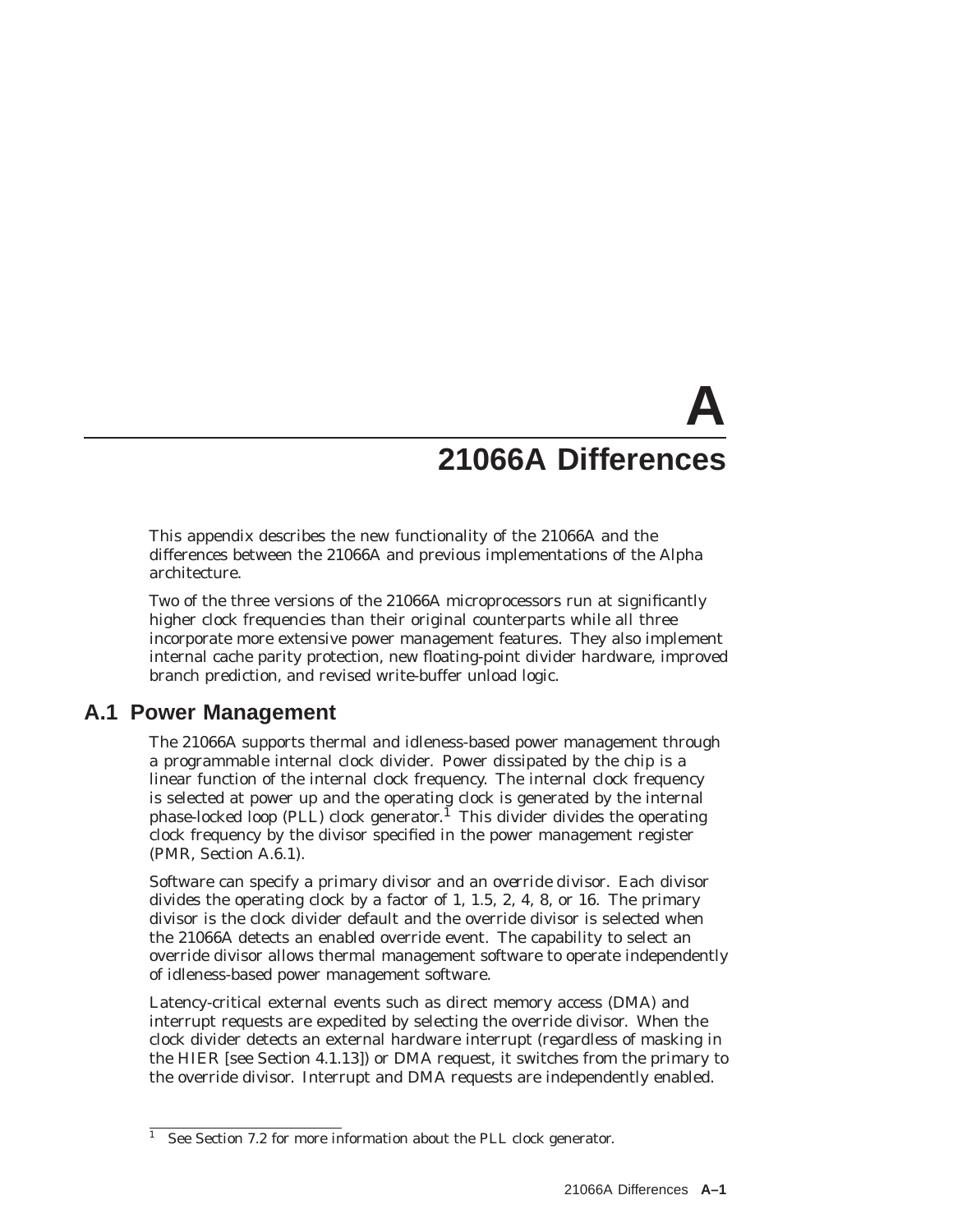# A 21066A Differences

This appendix describes the new functionality of the 21066A and the differences between the 21066A and previous implementations of the Alpha architecture.

Two of the three versions of the 21066A microprocessors run at significantly higher clock frequencies than their original counterparts while all three incorporate more extensive power management features. They also implement internal cache parity protection, new floating-point divider hardware, improved branch prediction, and revised write-buffer unload logic.

## A.1 Power Management

The 21066A supports thermal and idleness-based power management through a programmable internal clock divider. Power dissipated by the chip is a linear function of the internal clock frequency. The internal clock frequency is selected at power up and the operating clock is generated by the internal phase-locked loop (PLL) clock generator.[1] This divider divides the operating clock frequency by the divisor specified in the power management register (PMR, Section A.6.1).

Software can specify a primary divisor and an *override* divisor. Each divisor divides the operating clock by a factor of 1, 1.5, 2, 4, 8, or 16. The primary divisor is the clock divider default and the override divisor is selected when the 21066A detects an enabled override event. The capability to select an override divisor allows thermal management software to operate independently of idleness-based power management software.

Latency-critical external events such as direct memory access (DMA) and interrupt requests are expedited by selecting the override divisor. When the clock divider detects an external hardware interrupt (regardless of masking in the HIER [see Section 4.1.13]) or DMA request, it switches from the primary to the override divisor. Interrupt and DMA requests are independently enabled.

---

[1] See Section 7.2 for more information about the PLL clock generator.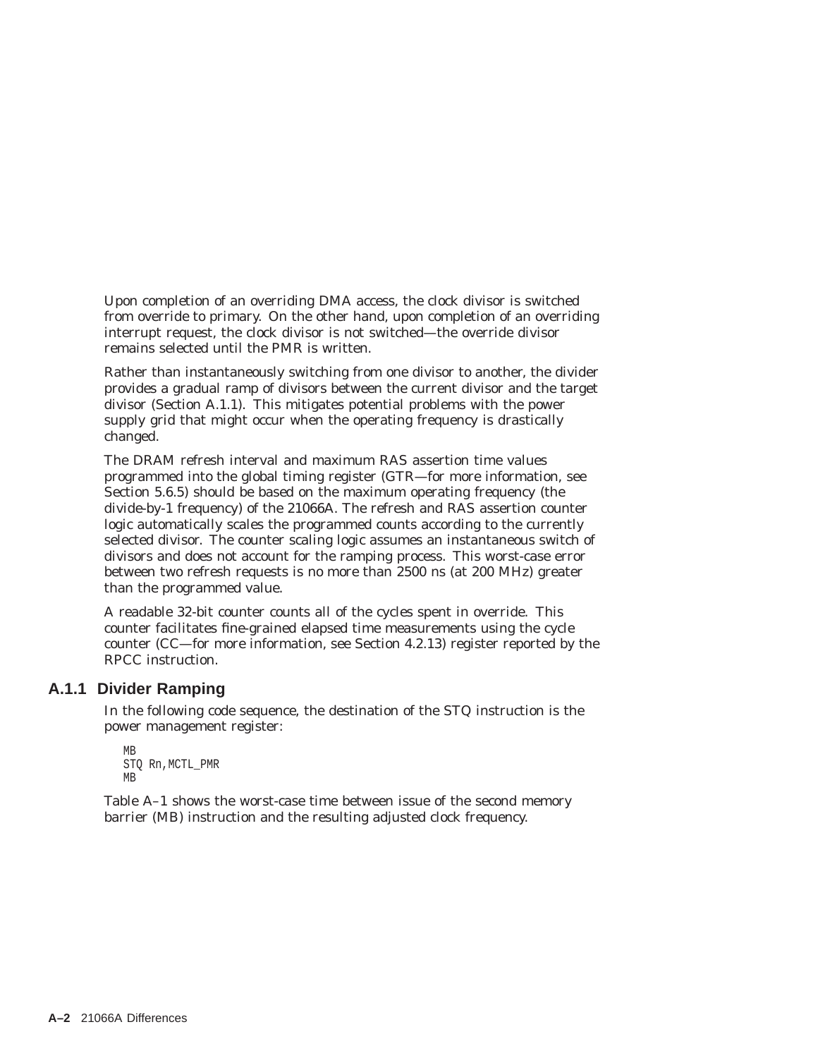Upon completion of an overriding DMA access, the clock divisor is switched from override to primary. On the other hand, upon completion of an overriding interrupt request, the clock divisor is not switched—the override divisor remains selected until the PMR is written.

Rather than instantaneously switching from one divisor to another, the divider provides a gradual ramp of divisors between the current divisor and the target divisor (Section A.1.1). This mitigates potential problems with the power supply grid that might occur when the operating frequency is drastically changed.

The DRAM refresh interval and maximum RAS assertion time values programmed into the global timing register (GTR—for more information, see Section 5.6.5) should be based on the maximum operating frequency (the divide-by-1 frequency) of the 21066A. The refresh and RAS assertion counter logic automatically scales the programmed counts according to the currently selected divisor. The counter scaling logic assumes an instantaneous switch of divisors and does not account for the ramping process. This worst-case error between two refresh requests is no more than 2500 ns (at 200 MHz) greater than the programmed value.

A readable 32-bit counter counts all of the cycles spent in override. This counter facilitates fine-grained elapsed time measurements using the cycle counter (CC—for more information, see Section 4.2.13) register reported by the RPCC instruction.

### A.1.1 Divider Ramping

In the following code sequence, the destination of the STQ instruction is the power management register:

```
MB
STQ Rn,MCTL_PMR
MB
```

Table A–1 shows the worst-case time between issue of the second memory barrier (MB) instruction and the resulting adjusted clock frequency.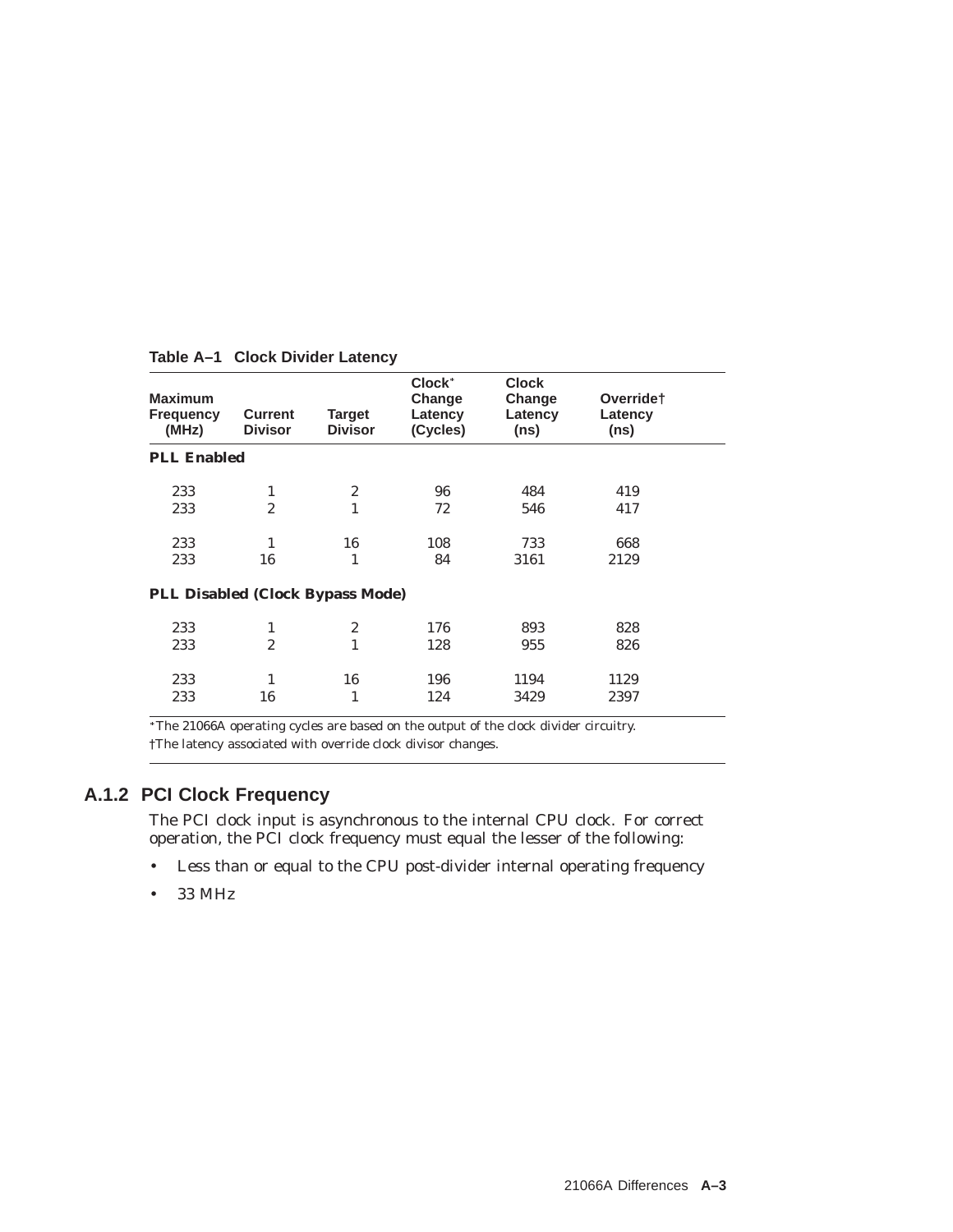**Table A–1 Clock Divider Latency**

| Maximum Frequency (MHz) | Current Divisor | Target Divisor | Clock* Change Latency (Cycles) | Clock Change Latency (ns) | Override† Latency (ns) |
|---|---|---|---|---|---|
| **PLL Enabled** | | | | | |
| 233 | 1 | 2 | 96 | 484 | 419 |
| 233 | 2 | 1 | 72 | 546 | 417 |
| 233 | 1 | 16 | 108 | 733 | 668 |
| 233 | 16 | 1 | 84 | 3161 | 2129 |
| **PLL Disabled (Clock Bypass Mode)** | | | | | |
| 233 | 1 | 2 | 176 | 893 | 828 |
| 233 | 2 | 1 | 128 | 955 | 826 |
| 233 | 1 | 16 | 196 | 1194 | 1129 |
| 233 | 16 | 1 | 124 | 3429 | 2397 |

*The 21066A operating cycles are based on the output of the clock divider circuitry.

†The latency associated with override clock divisor changes.

### A.1.2 PCI Clock Frequency

The PCI clock input is asynchronous to the internal CPU clock. For correct operation, the PCI clock frequency must equal the lesser of the following:

- Less than or equal to the CPU post-divider internal operating frequency
- 33 MHz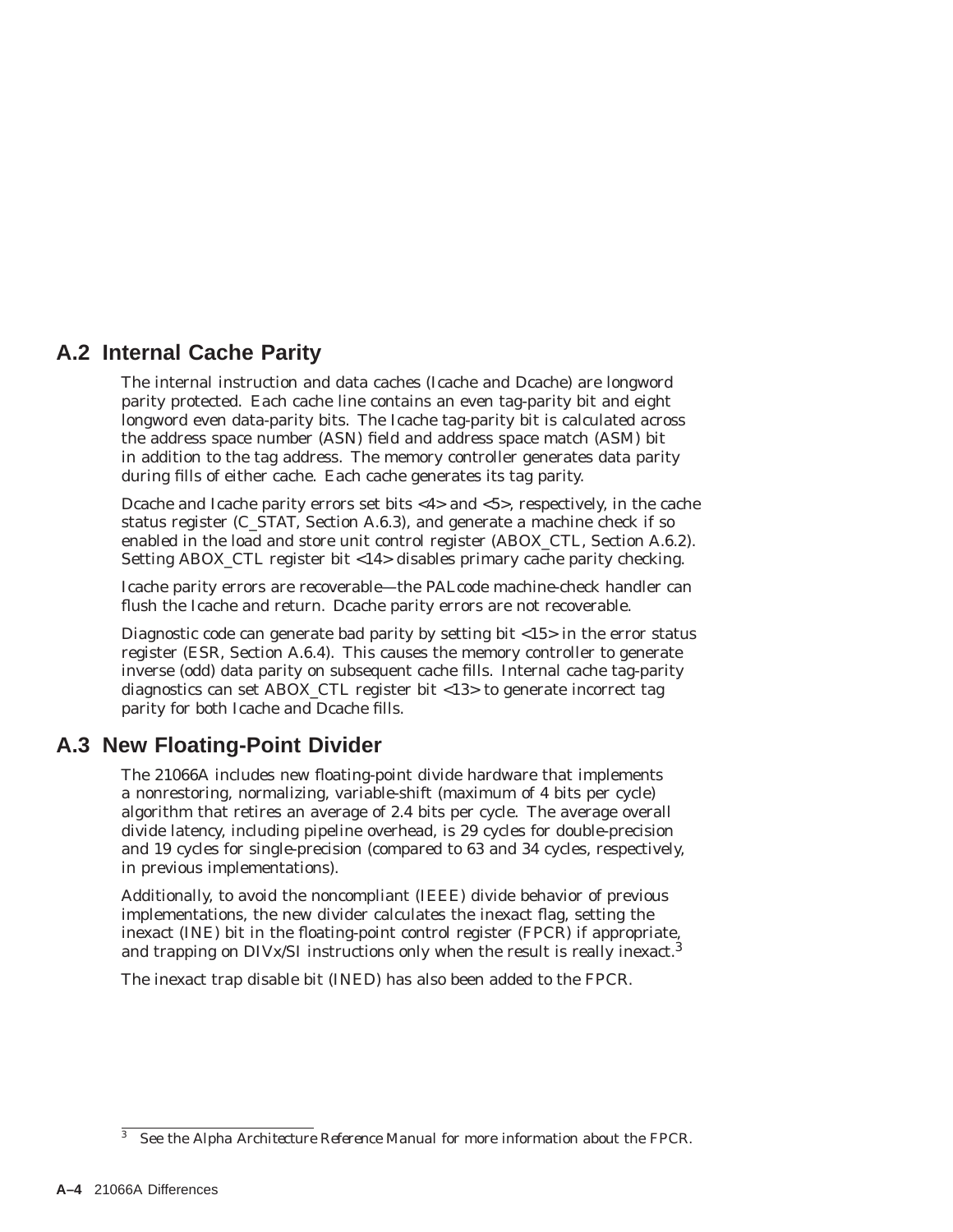## A.2 Internal Cache Parity

The internal instruction and data caches (Icache and Dcache) are longword parity protected. Each cache line contains an even tag-parity bit and eight longword even data-parity bits. The Icache tag-parity bit is calculated across the address space number (ASN) field and address space match (ASM) bit in addition to the tag address. The memory controller generates data parity during fills of either cache. Each cache generates its tag parity.

Dcache and Icache parity errors set bits <4> and <5>, respectively, in the cache status register (C_STAT, Section A.6.3), and generate a machine check if so enabled in the load and store unit control register (ABOX_CTL, Section A.6.2). Setting ABOX_CTL register bit <14> disables primary cache parity checking.

Icache parity errors are recoverable—the PALcode machine-check handler can flush the Icache and return. Dcache parity errors are not recoverable.

Diagnostic code can generate bad parity by setting bit <15> in the error status register (ESR, Section A.6.4). This causes the memory controller to generate inverse (odd) data parity on subsequent cache fills. Internal cache tag-parity diagnostics can set ABOX_CTL register bit <13> to generate incorrect tag parity for both Icache and Dcache fills.

## A.3 New Floating-Point Divider

The 21066A includes new floating-point divide hardware that implements a nonrestoring, normalizing, variable-shift (maximum of 4 bits per cycle) algorithm that retires an average of 2.4 bits per cycle. The average overall divide latency, including pipeline overhead, is 29 cycles for double-precision and 19 cycles for single-precision (compared to 63 and 34 cycles, respectively, in previous implementations).

Additionally, to avoid the noncompliant (IEEE) divide behavior of previous implementations, the new divider calculates the inexact flag, setting the inexact (INE) bit in the floating-point control register (FPCR) if appropriate, and trapping on DIVx/SI instructions only when the result is really inexact.[3]

The inexact trap disable bit (INED) has also been added to the FPCR.

[3] See the *Alpha Architecture Reference Manual* for more information about the FPCR.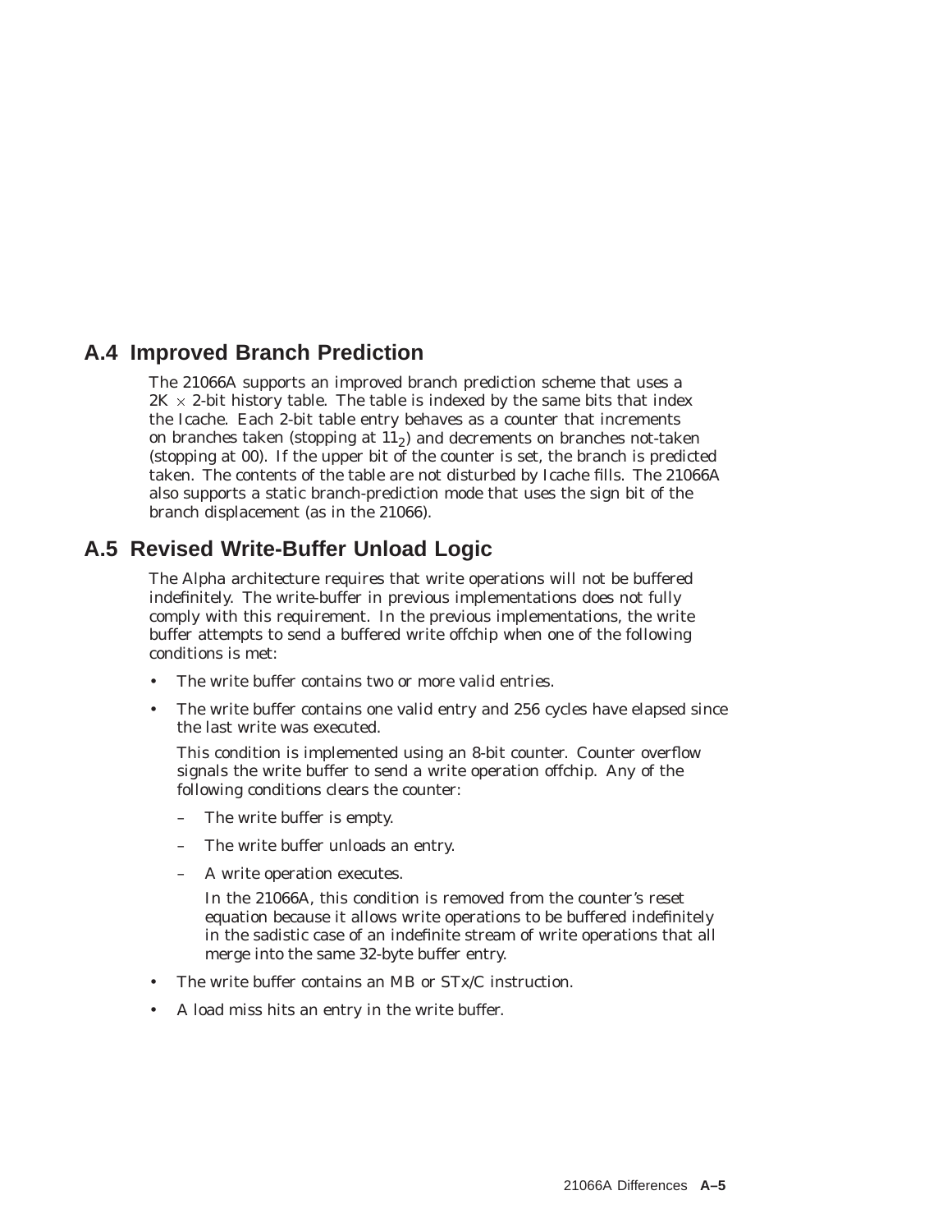## A.4 Improved Branch Prediction

The 21066A supports an improved branch prediction scheme that uses a 2K $\times$ 2-bit history table. The table is indexed by the same bits that index the Icache. Each 2-bit table entry behaves as a counter that increments on branches taken (stopping at $11_2$) and decrements on branches not-taken (stopping at 00). If the upper bit of the counter is set, the branch is predicted taken. The contents of the table are not disturbed by Icache fills. The 21066A also supports a static branch-prediction mode that uses the sign bit of the branch displacement (as in the 21066).

## A.5 Revised Write-Buffer Unload Logic

The Alpha architecture requires that write operations will not be buffered indefinitely. The write-buffer in previous implementations does not fully comply with this requirement. In the previous implementations, the write buffer attempts to send a buffered write offchip when one of the following conditions is met:

- The write buffer contains two or more valid entries.
- The write buffer contains one valid entry and 256 cycles have elapsed since the last write was executed.

  This condition is implemented using an 8-bit counter. Counter overflow signals the write buffer to send a write operation offchip. Any of the following conditions clears the counter:

  – The write buffer is empty.

  – The write buffer unloads an entry.

  – A write operation executes.

    In the 21066A, this condition is removed from the counter's reset equation because it allows write operations to be buffered indefinitely in the sadistic case of an indefinite stream of write operations that all merge into the same 32-byte buffer entry.

- The write buffer contains an MB or STx/C instruction.
- A load miss hits an entry in the write buffer.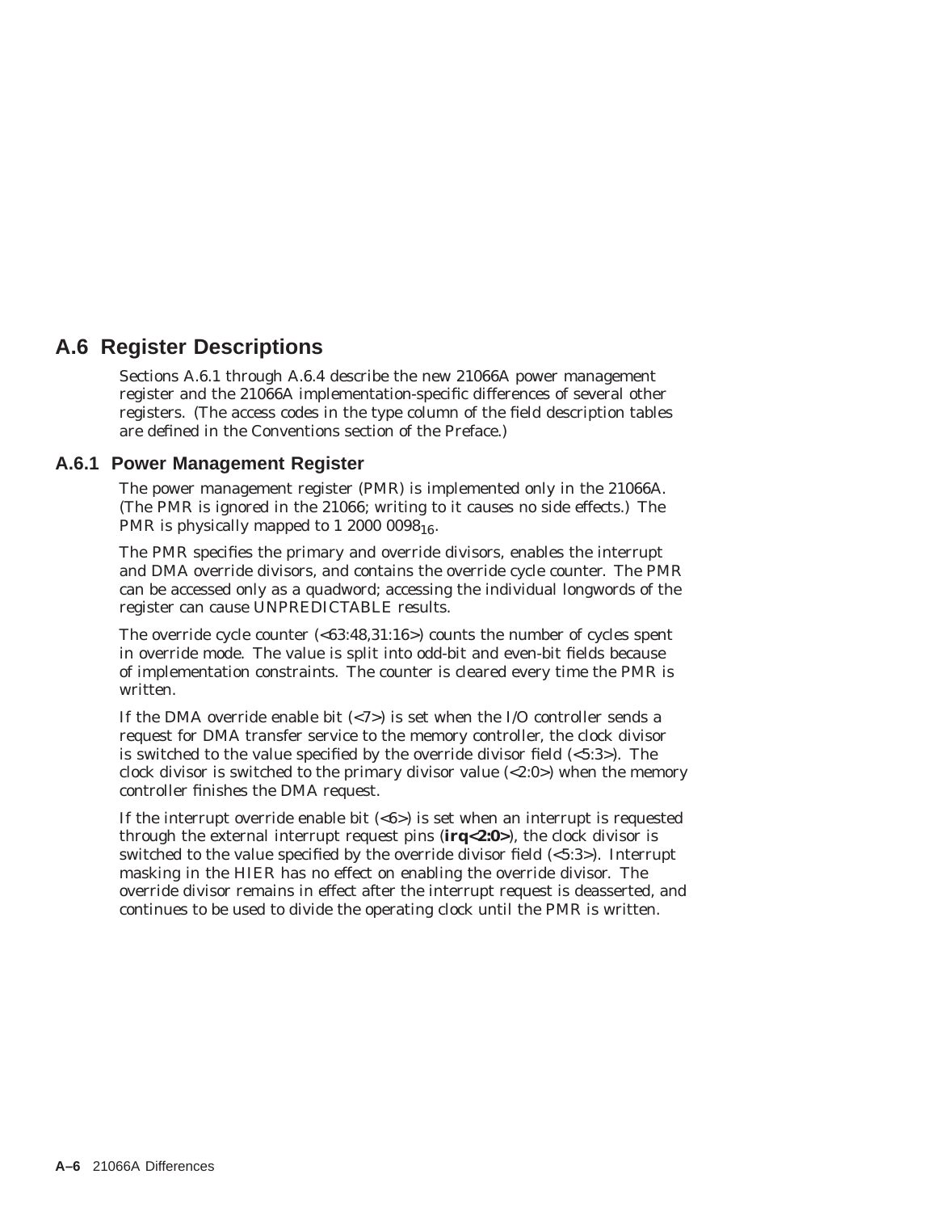## A.6 Register Descriptions

Sections A.6.1 through A.6.4 describe the new 21066A power management register and the 21066A implementation-specific differences of several other registers. (The access codes in the type column of the field description tables are defined in the Conventions section of the Preface.)

### A.6.1 Power Management Register

The power management register (PMR) is implemented only in the 21066A. (The PMR is ignored in the 21066; writing to it causes no side effects.) The PMR is physically mapped to 1 2000 $0098_{16}$.

The PMR specifies the primary and override divisors, enables the interrupt and DMA override divisors, and contains the override cycle counter. The PMR can be accessed only as a quadword; accessing the individual longwords of the register can cause UNPREDICTABLE results.

The override cycle counter (<63:48,31:16>) counts the number of cycles spent in override mode. The value is split into odd-bit and even-bit fields because of implementation constraints. The counter is cleared every time the PMR is written.

If the DMA override enable bit (<7>) is set when the I/O controller sends a request for DMA transfer service to the memory controller, the clock divisor is switched to the value specified by the override divisor field (<5:3>). The clock divisor is switched to the primary divisor value (<2:0>) when the memory controller finishes the DMA request.

If the interrupt override enable bit (<6>) is set when an interrupt is requested through the external interrupt request pins (**irq<2:0>**), the clock divisor is switched to the value specified by the override divisor field (<5:3>). Interrupt masking in the HIER has no effect on enabling the override divisor. The override divisor remains in effect after the interrupt request is deasserted, and continues to be used to divide the operating clock until the PMR is written.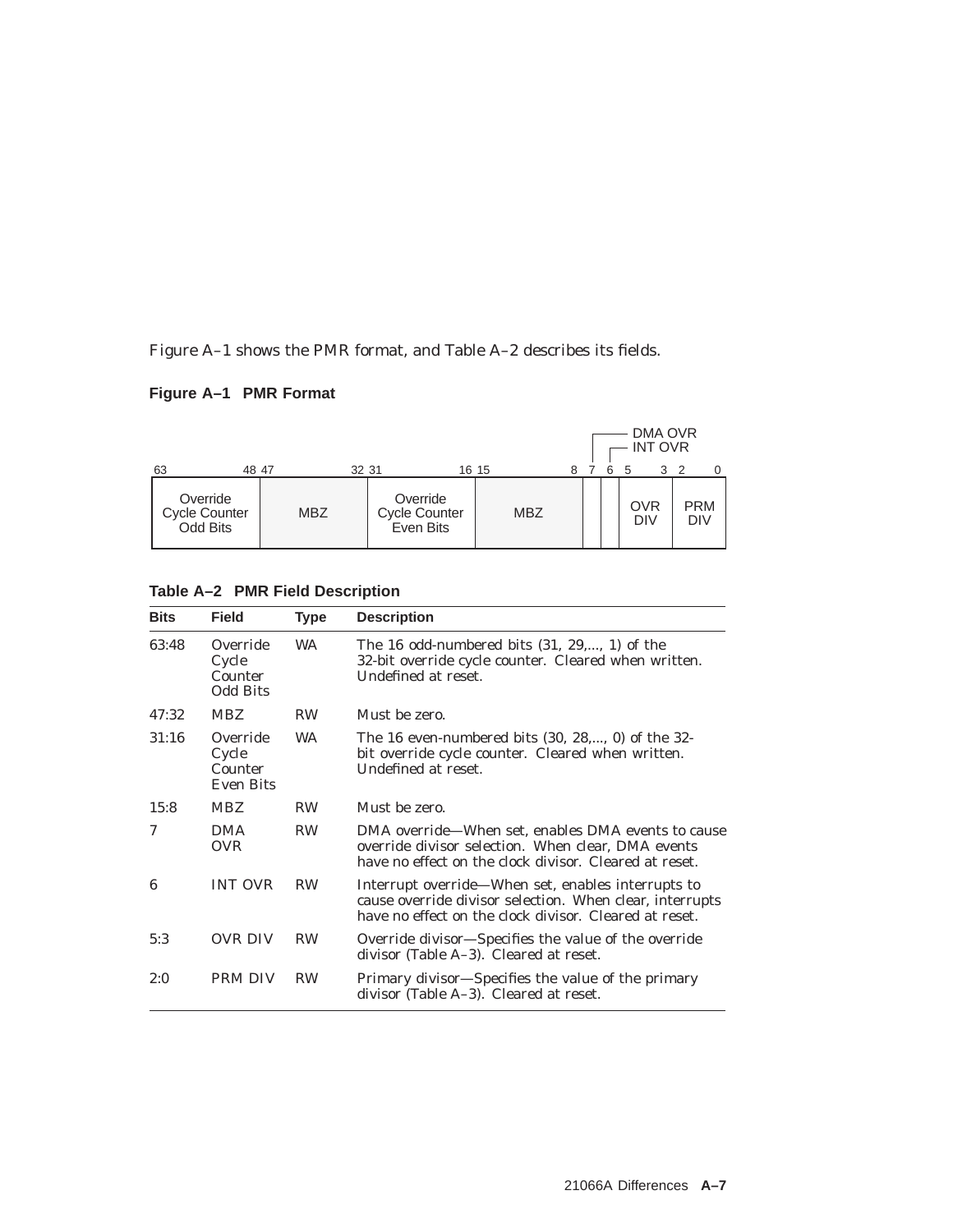Figure A–1 shows the PMR format, and Table A–2 describes its fields.

**Figure A–1 PMR Format**

| 63 48 | 47 32 | 31 16 | 15 8 | 7 | 6 | 5 3 | 2 0 |
|---|---|---|---|---|---|---|---|
| Override Cycle Counter Odd Bits | MBZ | Override Cycle Counter Even Bits | MBZ | DMA OVR | INT OVR | OVR DIV | PRM DIV |

**Table A–2 PMR Field Description**

| Bits | Field | Type | Description |
|---|---|---|---|
| 63:48 | Override Cycle Counter Odd Bits | WA | The 16 odd-numbered bits (31, 29,..., 1) of the 32-bit override cycle counter. Cleared when written. Undefined at reset. |
| 47:32 | MBZ | RW | Must be zero. |
| 31:16 | Override Cycle Counter Even Bits | WA | The 16 even-numbered bits (30, 28,..., 0) of the 32-bit override cycle counter. Cleared when written. Undefined at reset. |
| 15:8 | MBZ | RW | Must be zero. |
| 7 | DMA OVR | RW | DMA override—When set, enables DMA events to cause override divisor selection. When clear, DMA events have no effect on the clock divisor. Cleared at reset. |
| 6 | INT OVR | RW | Interrupt override—When set, enables interrupts to cause override divisor selection. When clear, interrupts have no effect on the clock divisor. Cleared at reset. |
| 5:3 | OVR DIV | RW | Override divisor—Specifies the value of the override divisor (Table A–3). Cleared at reset. |
| 2:0 | PRM DIV | RW | Primary divisor—Specifies the value of the primary divisor (Table A–3). Cleared at reset. |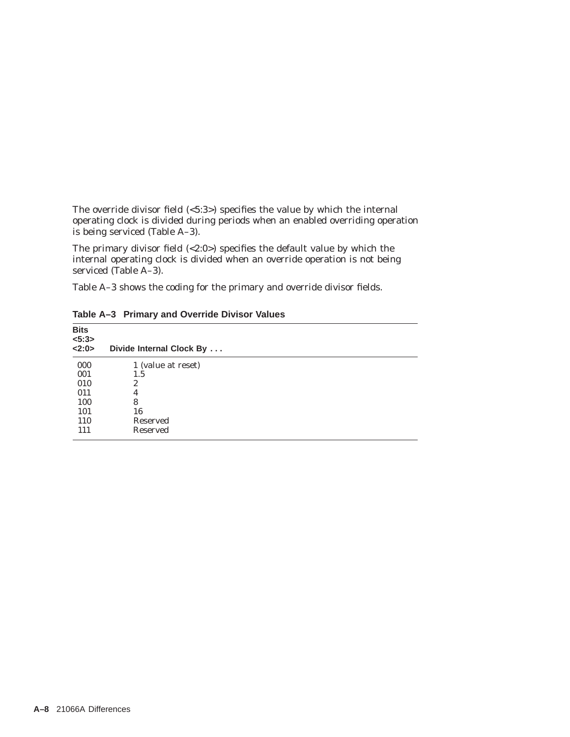The override divisor field (<5:3>) specifies the value by which the internal operating clock is divided during periods when an enabled overriding operation is being serviced (Table A–3).

The primary divisor field (<2:0>) specifies the default value by which the internal operating clock is divided when an override operation is not being serviced (Table A–3).

Table A–3 shows the coding for the primary and override divisor fields.

**Table A–3 Primary and Override Divisor Values**

| Bits <5:3> <2:0> | Divide Internal Clock By . . . |
|---|---|
| 000 | 1 (value at reset) |
| 001 | 1.5 |
| 010 | 2 |
| 011 | 4 |
| 100 | 8 |
| 101 | 16 |
| 110 | Reserved |
| 111 | Reserved |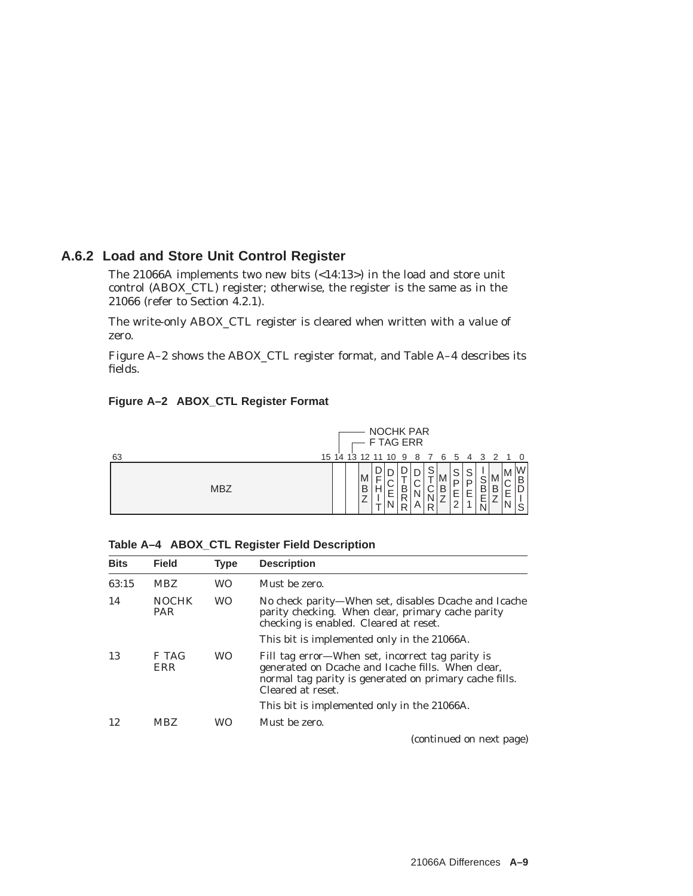### A.6.2 Load and Store Unit Control Register

The 21066A implements two new bits (<14:13>) in the load and store unit control (ABOX_CTL) register; otherwise, the register is the same as in the 21066 (refer to Section 4.2.1).

The write-only ABOX_CTL register is cleared when written with a value of zero.

Figure A–2 shows the ABOX_CTL register format, and Table A–4 describes its fields.

**Figure A–2 ABOX_CTL Register Format**

| 63:15 | 14 | 13 | 12 | 11 | 10 | 9 | 8 | 7 | 6 | 5 | 4 | 3 | 2 | 1 | 0 |
|---|---|---|---|---|---|---|---|---|---|---|---|---|---|---|---|
| MBZ | NOCHK PAR | F TAG ERR | MBZ | DFHIT | DCEN | DTBRR | DCNA | STCNR | MBZ | SPE2 | SPE1 | ISBEN | MBZ | MCEN | WBDIS |

**Table A–4 ABOX_CTL Register Field Description**

| Bits | Field | Type | Description |
|---|---|---|---|
| 63:15 | MBZ | WO | Must be zero. |
| 14 | NOCHK PAR | WO | No check parity—When set, disables Dcache and Icache parity checking. When clear, primary cache parity checking is enabled. Cleared at reset. |
| | | | This bit is implemented only in the 21066A. |
| 13 | F TAG ERR | WO | Fill tag error—When set, incorrect tag parity is generated on Dcache and Icache fills. When clear, normal tag parity is generated on primary cache fills. Cleared at reset. |
| | | | This bit is implemented only in the 21066A. |
| 12 | MBZ | WO | Must be zero. |

(continued on next page)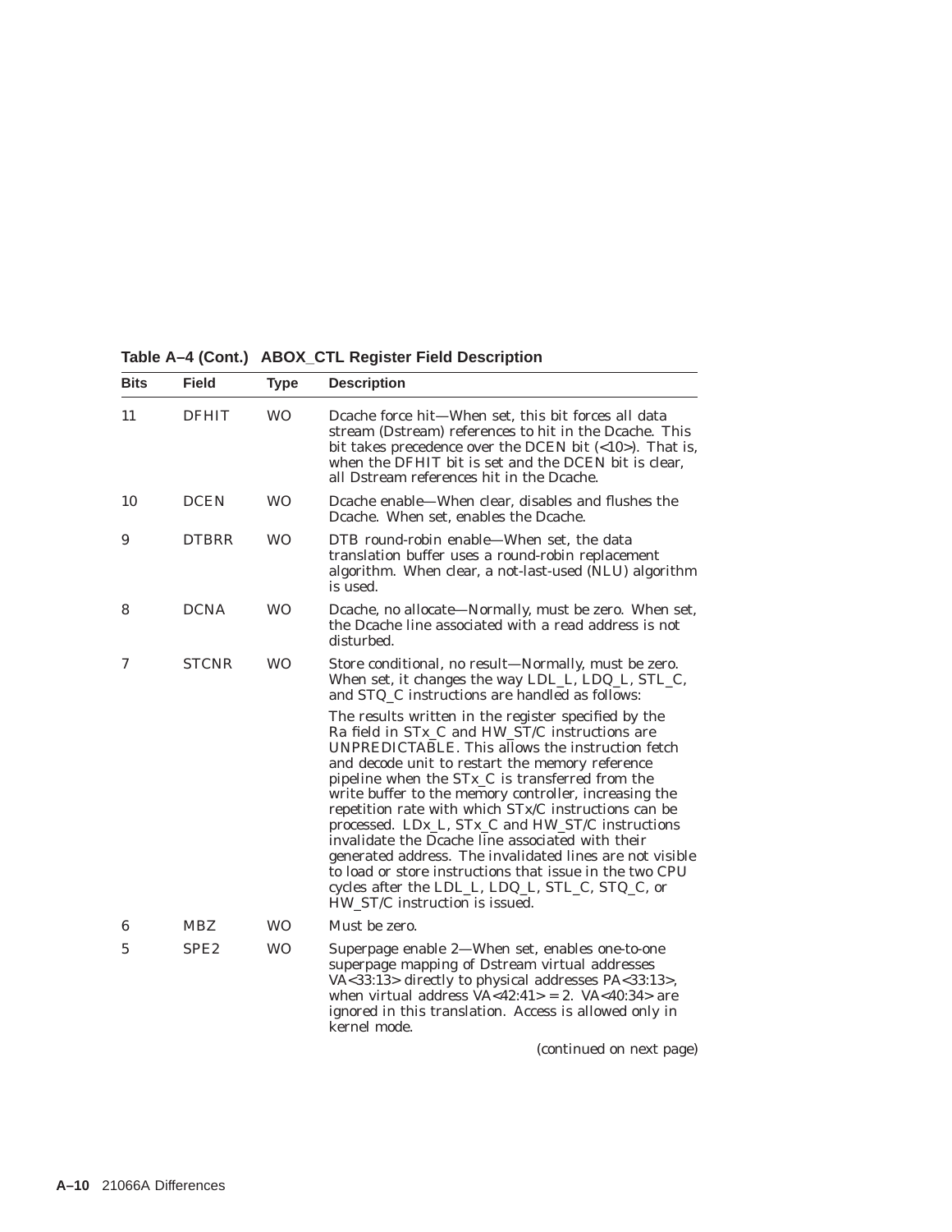**Table A–4 (Cont.) ABOX_CTL Register Field Description**

| Bits | Field | Type | Description |
|---|---|---|---|
| 11 | DFHIT | WO | Dcache force hit—When set, this bit forces all data stream (Dstream) references to hit in the Dcache. This bit takes precedence over the DCEN bit (<10>). That is, when the DFHIT bit is set and the DCEN bit is clear, all Dstream references hit in the Dcache. |
| 10 | DCEN | WO | Dcache enable—When clear, disables and flushes the Dcache. When set, enables the Dcache. |
| 9 | DTBRR | WO | DTB round-robin enable—When set, the data translation buffer uses a round-robin replacement algorithm. When clear, a not-last-used (NLU) algorithm is used. |
| 8 | DCNA | WO | Dcache, no allocate—Normally, must be zero. When set, the Dcache line associated with a read address is not disturbed. |
| 7 | STCNR | WO | Store conditional, no result—Normally, must be zero. When set, it changes the way LDL_L, LDQ_L, STL_C, and STQ_C instructions are handled as follows: <br><br> The results written in the register specified by the Ra field in STx_C and HW_ST/C instructions are UNPREDICTABLE. This allows the instruction fetch and decode unit to restart the memory reference pipeline when the STx_C is transferred from the write buffer to the memory controller, increasing the repetition rate with which STx/C instructions can be processed. LDx_L, STx_C and HW_ST/C instructions invalidate the Dcache line associated with their generated address. The invalidated lines are not visible to load or store instructions that issue in the two CPU cycles after the LDL_L, LDQ_L, STL_C, STQ_C, or HW_ST/C instruction is issued. |
| 6 | MBZ | WO | Must be zero. |
| 5 | SPE2 | WO | Superpage enable 2—When set, enables one-to-one superpage mapping of Dstream virtual addresses VA<33:13> directly to physical addresses PA<33:13>, when virtual address VA<42:41> = 2. VA<40:34> are ignored in this translation. Access is allowed only in kernel mode. |

(continued on next page)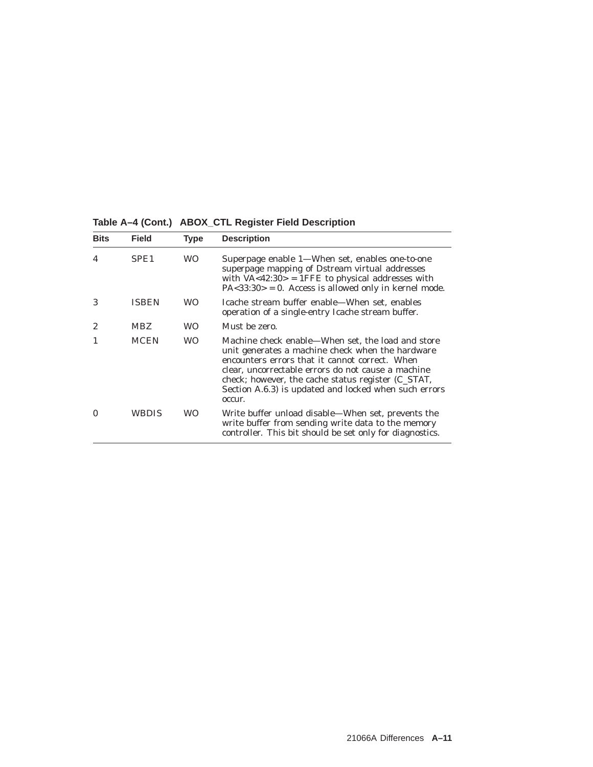**Table A–4 (Cont.) ABOX_CTL Register Field Description**

| Bits | Field | Type | Description |
|---|---|---|---|
| 4 | SPE1 | WO | Superpage enable 1—When set, enables one-to-one superpage mapping of Dstream virtual addresses with VA<42:30> = 1FFE to physical addresses with PA<33:30> = 0. Access is allowed only in kernel mode. |
| 3 | ISBEN | WO | Icache stream buffer enable—When set, enables operation of a single-entry Icache stream buffer. |
| 2 | MBZ | WO | Must be zero. |
| 1 | MCEN | WO | Machine check enable—When set, the load and store unit generates a machine check when the hardware encounters errors that it cannot correct. When clear, uncorrectable errors do not cause a machine check; however, the cache status register (C_STAT, Section A.6.3) is updated and locked when such errors occur. |
| 0 | WBDIS | WO | Write buffer unload disable—When set, prevents the write buffer from sending write data to the memory controller. This bit should be set only for diagnostics. |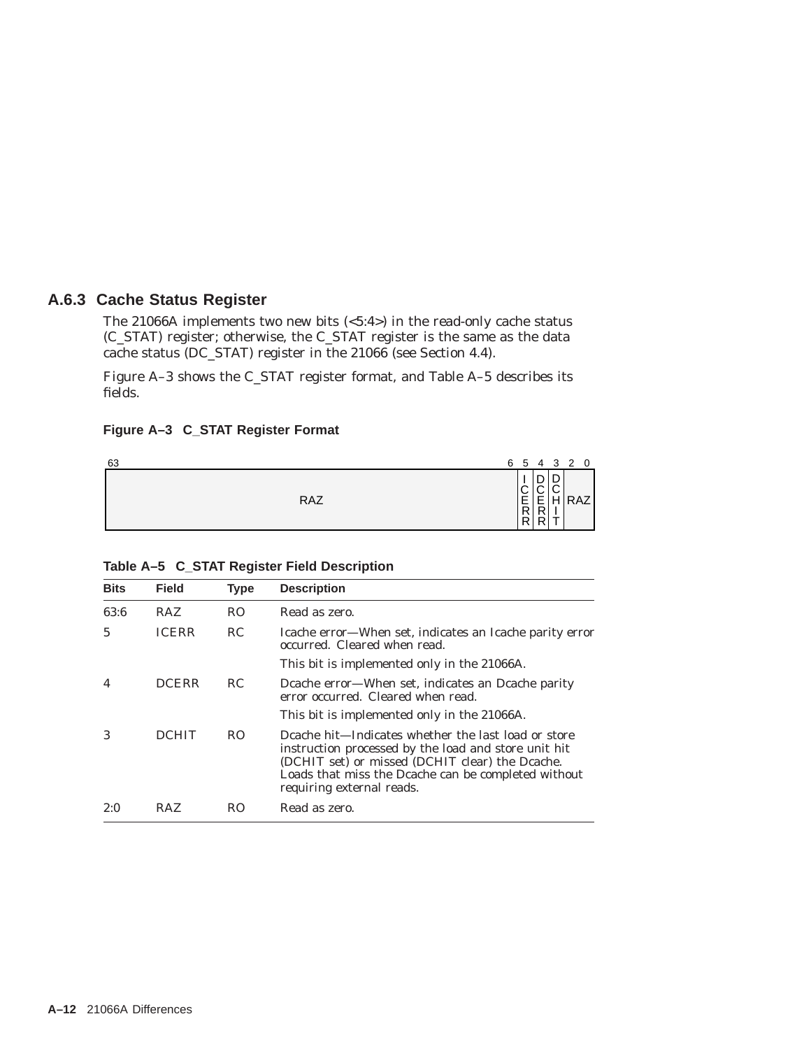### A.6.3 Cache Status Register

The 21066A implements two new bits (<5:4>) in the read-only cache status (C_STAT) register; otherwise, the C_STAT register is the same as the data cache status (DC_STAT) register in the 21066 (see Section 4.4).

Figure A–3 shows the C_STAT register format, and Table A–5 describes its fields.

**Figure A–3 C_STAT Register Format**

| 63 ... 6 | 5 | 4 | 3 | 2 ... 0 |
|---|---|---|---|---|
| RAZ | ICERR | DCERR | DCHIT | RAZ |

**Table A–5 C_STAT Register Field Description**

| Bits | Field | Type | Description |
|---|---|---|---|
| 63:6 | RAZ | RO | Read as zero. |
| 5 | ICERR | RC | Icache error—When set, indicates an Icache parity error occurred. Cleared when read.<br>This bit is implemented only in the 21066A. |
| 4 | DCERR | RC | Dcache error—When set, indicates an Dcache parity error occurred. Cleared when read.<br>This bit is implemented only in the 21066A. |
| 3 | DCHIT | RO | Dcache hit—Indicates whether the last load or store instruction processed by the load and store unit hit (DCHIT set) or missed (DCHIT clear) the Dcache. Loads that miss the Dcache can be completed without requiring external reads. |
| 2:0 | RAZ | RO | Read as zero. |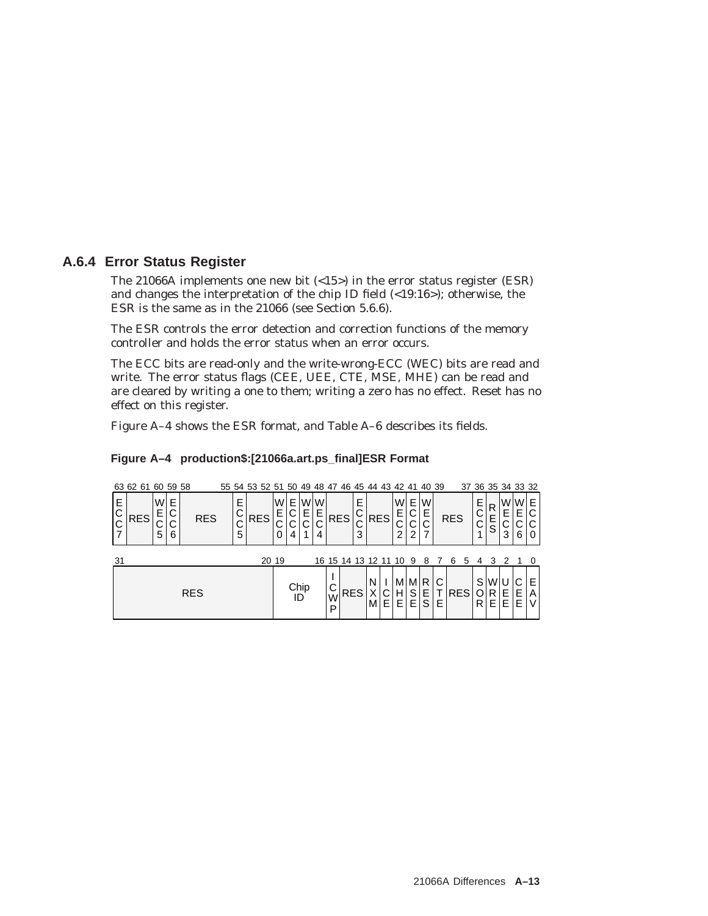## A.6.4 Error Status Register

The 21066A implements one new bit (<15>) in the error status register (ESR) and changes the interpretation of the chip ID field (<19:16>); otherwise, the ESR is the same as in the 21066 (see Section 5.6.6).

The ESR controls the error detection and correction functions of the memory controller and holds the error status when an error occurs.

The ECC bits are read-only and the write-wrong-ECC (WEC) bits are read and write. The error status flags (CEE, UEE, CTE, MSE, MHE) can be read and are cleared by writing a one to them; writing a zero has no effect. Reset has no effect on this register.

Figure A–4 shows the ESR format, and Table A–6 describes its fields.

**Figure A–4 production$:[21066a.art.ps_final]ESR Format**

| 63 | 62:61 | 60 | 59 | 58:55 | 54 | 53:52 | 51 | 50 | 49 | 48 | 47:46 | 45 | 44:43 | 42 | 41 | 40 | 39:37 | 36 | 35 | 34 | 33 | 32 |
|---|---|---|---|---|---|---|---|---|---|---|---|---|---|---|---|---|---|---|---|---|---|---|
| ECC7 | RES | WEC5 | ECC6 | RES | ECC5 | RES | WEC0 | ECC4 | WEC1 | WEC4 | RES | ECC3 | RES | WEC2 | ECC2 | WEC7 | RES | ECC1 | RES | WEC3 | WEC6 | ECC0 |

| 31:20 | 19:16 | 15 | 14:13 | 12 | 11 | 10 | 9 | 8 | 7 | 6:5 | 4 | 3 | 2 | 1 | 0 |
|---|---|---|---|---|---|---|---|---|---|---|---|---|---|---|---|
| RES | Chip ID | ICWP | RES | NXM | ICE | MHE | MSE | RES | CTE | RES | SOR | WRE | UEE | CEE | EAV |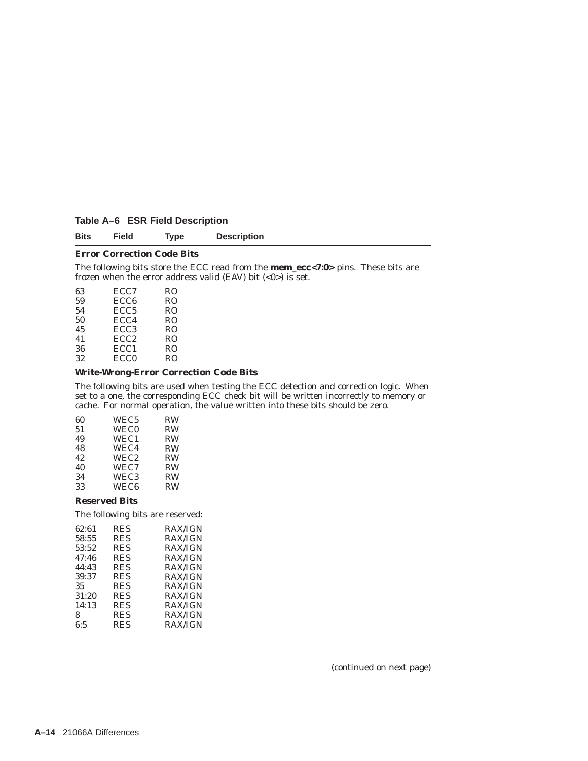**Table A–6 ESR Field Description**

| Bits | Field | Type | Description |
|---|---|---|---|
| **Error Correction Code Bits** | | | |
| The following bits store the ECC read from the **mem_ecc<7:0>** pins. These bits are frozen when the error address valid (EAV) bit (<0>) is set. | | | |
| 63 | ECC7 | RO | |
| 59 | ECC6 | RO | |
| 54 | ECC5 | RO | |
| 50 | ECC4 | RO | |
| 45 | ECC3 | RO | |
| 41 | ECC2 | RO | |
| 36 | ECC1 | RO | |
| 32 | ECC0 | RO | |
| **Write-Wrong-Error Correction Code Bits** | | | |
| The following bits are used when testing the ECC detection and correction logic. When set to a one, the corresponding ECC check bit will be written incorrectly to memory or cache. For normal operation, the value written into these bits should be zero. | | | |
| 60 | WEC5 | RW | |
| 51 | WEC0 | RW | |
| 49 | WEC1 | RW | |
| 48 | WEC4 | RW | |
| 42 | WEC2 | RW | |
| 40 | WEC7 | RW | |
| 34 | WEC3 | RW | |
| 33 | WEC6 | RW | |
| **Reserved Bits** | | | |
| The following bits are reserved: | | | |
| 62:61 | RES | RAX/IGN | |
| 58:55 | RES | RAX/IGN | |
| 53:52 | RES | RAX/IGN | |
| 47:46 | RES | RAX/IGN | |
| 44:43 | RES | RAX/IGN | |
| 39:37 | RES | RAX/IGN | |
| 35 | RES | RAX/IGN | |
| 31:20 | RES | RAX/IGN | |
| 14:13 | RES | RAX/IGN | |
| 8 | RES | RAX/IGN | |
| 6:5 | RES | RAX/IGN | |

(continued on next page)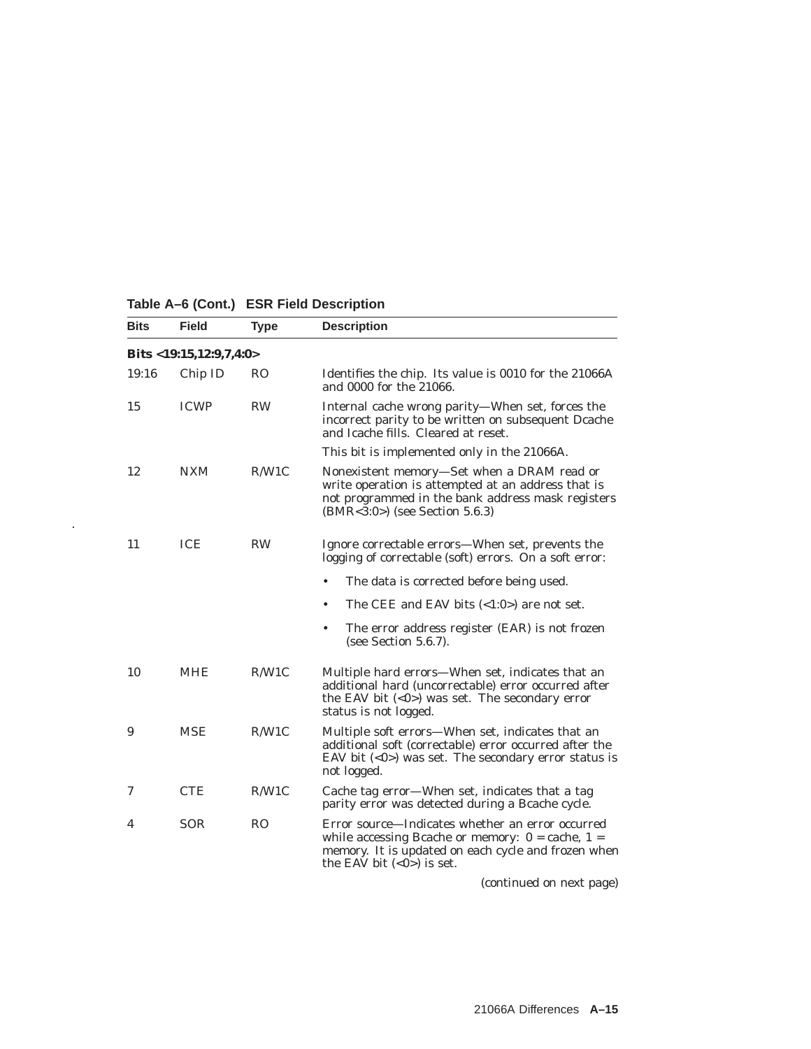**Table A–6 (Cont.) ESR Field Description**

| Bits | Field | Type | Description |
|---|---|---|---|
| **Bits <19:15,12:9,7,4:0>** | | | |
| 19:16 | Chip ID | RO | Identifies the chip. Its value is 0010 for the 21066A and 0000 for the 21066. |
| 15 | ICWP | RW | Internal cache wrong parity—When set, forces the incorrect parity to be written on subsequent Dcache and Icache fills. Cleared at reset.<br><br>This bit is implemented only in the 21066A. |
| 12 | NXM | R/W1C | Nonexistent memory—Set when a DRAM read or write operation is attempted at an address that is not programmed in the bank address mask registers (BMR<3:0>) (see Section 5.6.3) |
| 11 | ICE | RW | Ignore correctable errors—When set, prevents the logging of correctable (soft) errors. On a soft error:<br><br>• The data is corrected before being used.<br><br>• The CEE and EAV bits (<1:0>) are not set.<br><br>• The error address register (EAR) is not frozen (see Section 5.6.7). |
| 10 | MHE | R/W1C | Multiple hard errors—When set, indicates that an additional hard (uncorrectable) error occurred after the EAV bit (<0>) was set. The secondary error status is not logged. |
| 9 | MSE | R/W1C | Multiple soft errors—When set, indicates that an additional soft (correctable) error occurred after the EAV bit (<0>) was set. The secondary error status is not logged. |
| 7 | CTE | R/W1C | Cache tag error—When set, indicates that a tag parity error was detected during a Bcache cycle. |
| 4 | SOR | RO | Error source—Indicates whether an error occurred while accessing Bcache or memory: 0 = cache, 1 = memory. It is updated on each cycle and frozen when the EAV bit (<0>) is set. |

*(continued on next page)*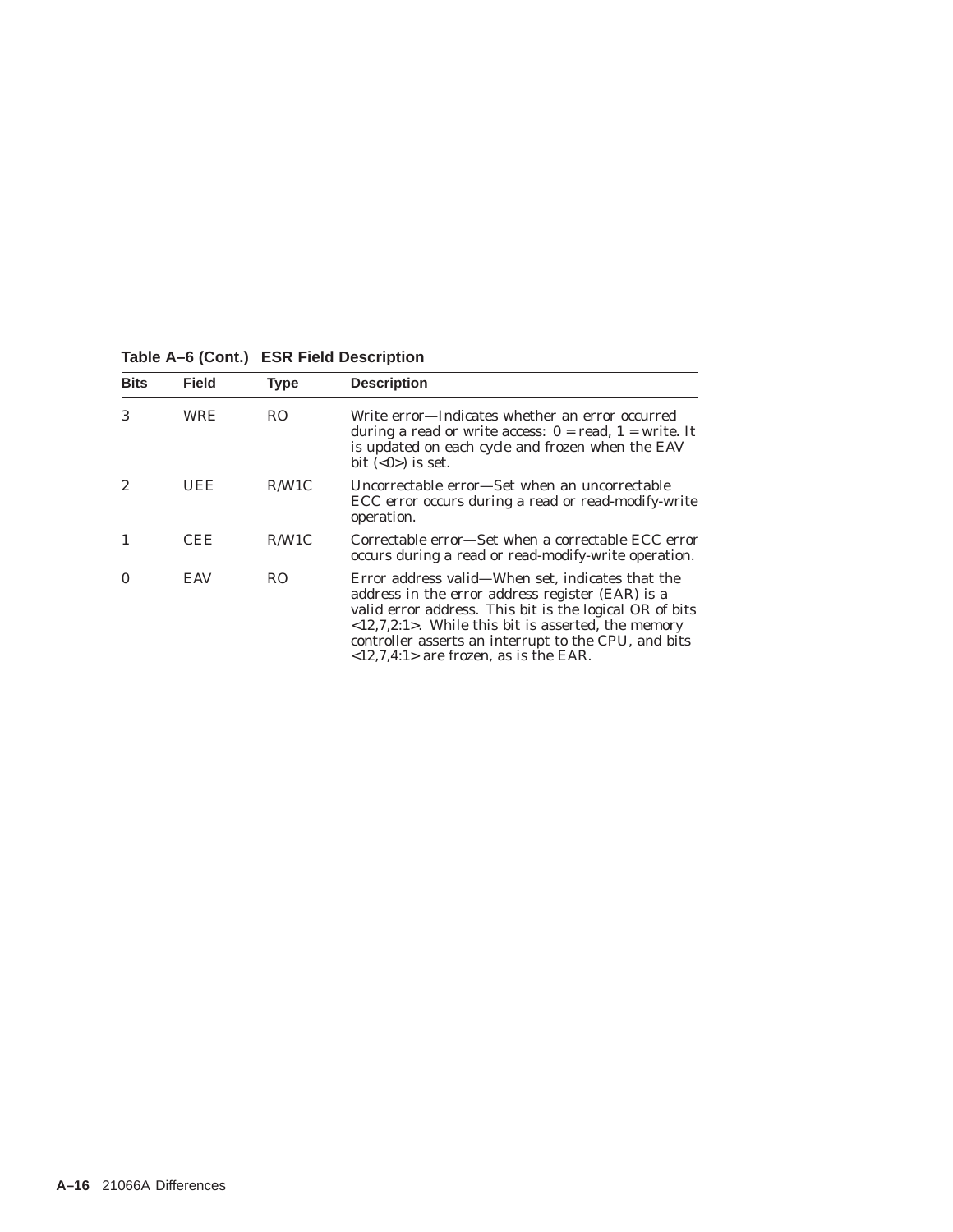**Table A–6 (Cont.) ESR Field Description**

| Bits | Field | Type | Description |
|---|---|---|---|
| 3 | WRE | RO | Write error—Indicates whether an error occurred during a read or write access: 0 = read, 1 = write. It is updated on each cycle and frozen when the EAV bit (<0>) is set. |
| 2 | UEE | R/W1C | Uncorrectable error—Set when an uncorrectable ECC error occurs during a read or read-modify-write operation. |
| 1 | CEE | R/W1C | Correctable error—Set when a correctable ECC error occurs during a read or read-modify-write operation. |
| 0 | EAV | RO | Error address valid—When set, indicates that the address in the error address register (EAR) is a valid error address. This bit is the logical OR of bits <12,7,2:1>. While this bit is asserted, the memory controller asserts an interrupt to the CPU, and bits <12,7,4:1> are frozen, as is the EAR. |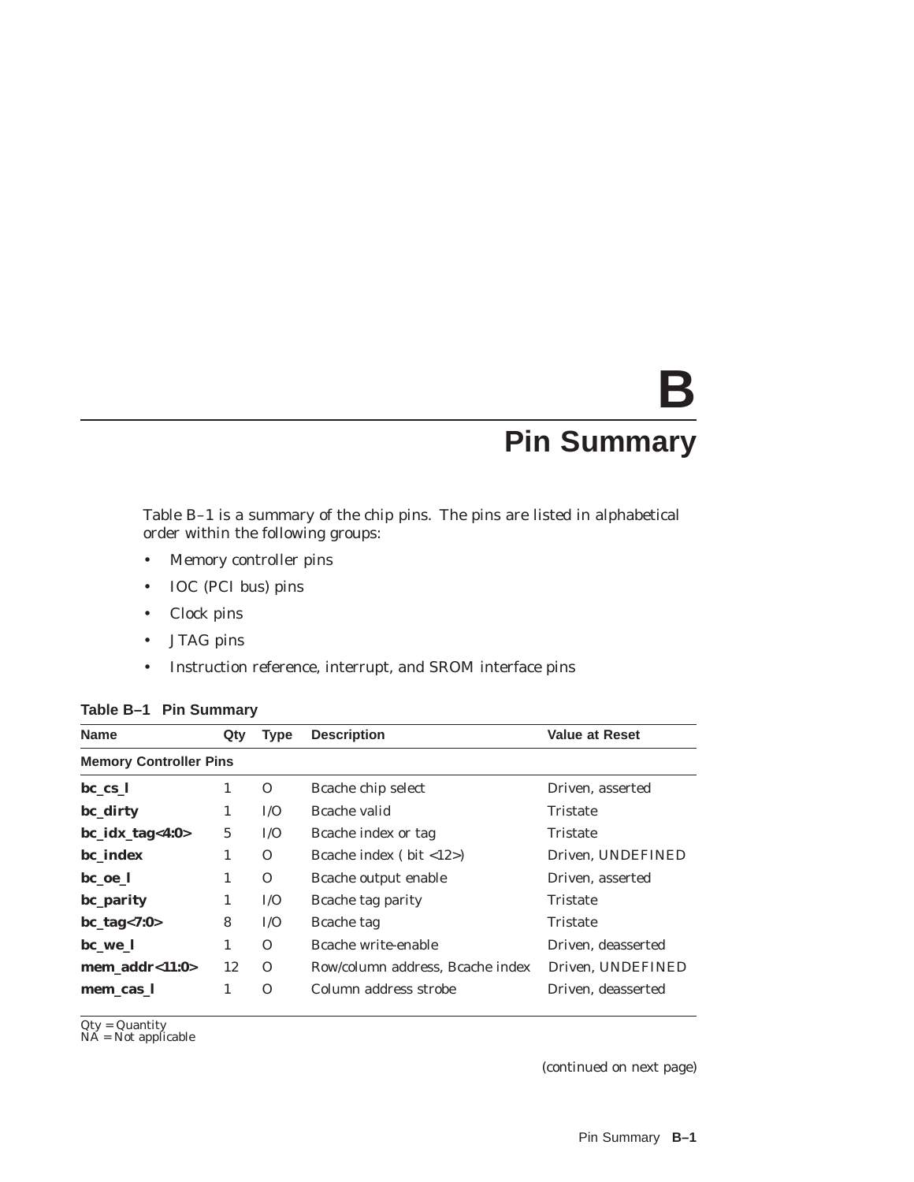# B

# Pin Summary

Table B–1 is a summary of the chip pins. The pins are listed in alphabetical order within the following groups:

- Memory controller pins
- IOC (PCI bus) pins
- Clock pins
- JTAG pins
- Instruction reference, interrupt, and SROM interface pins

**Table B–1 Pin Summary**

| Name | Qty | Type | Description | Value at Reset |
|---|---|---|---|---|
| **Memory Controller Pins** | | | | |
| **bc_cs_l** | 1 | O | Bcache chip select | Driven, asserted |
| **bc_dirty** | 1 | I/O | Bcache valid | Tristate |
| **bc_idx_tag<4:0>** | 5 | I/O | Bcache index or tag | Tristate |
| **bc_index** | 1 | O | Bcache index ( bit <12>) | Driven, UNDEFINED |
| **bc_oe_l** | 1 | O | Bcache output enable | Driven, asserted |
| **bc_parity** | 1 | I/O | Bcache tag parity | Tristate |
| **bc_tag<7:0>** | 8 | I/O | Bcache tag | Tristate |
| **bc_we_l** | 1 | O | Bcache write-enable | Driven, deasserted |
| **mem_addr<11:0>** | 12 | O | Row/column address, Bcache index | Driven, UNDEFINED |
| **mem_cas_l** | 1 | O | Column address strobe | Driven, deasserted |

Qty = Quantity
NA = Not applicable

*(continued on next page)*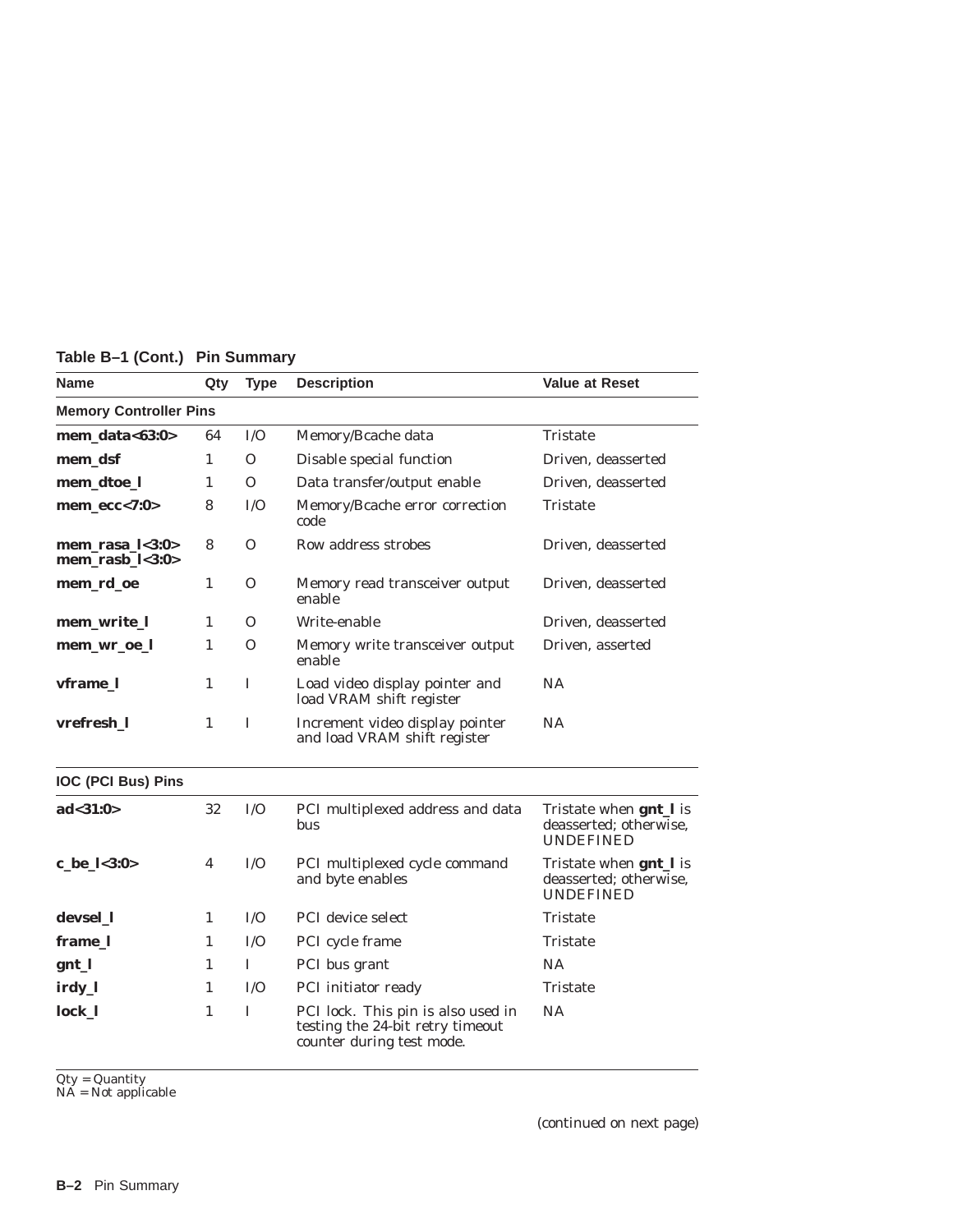**Table B–1 (Cont.) Pin Summary**

| Name | Qty | Type | Description | Value at Reset |
|---|---|---|---|---|
| **Memory Controller Pins** | | | | |
| **mem_data<63:0>** | 64 | I/O | Memory/Bcache data | Tristate |
| **mem_dsf** | 1 | O | Disable special function | Driven, deasserted |
| **mem_dtoe_l** | 1 | O | Data transfer/output enable | Driven, deasserted |
| **mem_ecc<7:0>** | 8 | I/O | Memory/Bcache error correction code | Tristate |
| **mem_rasa_l<3:0>** **mem_rasb_l<3:0>** | 8 | O | Row address strobes | Driven, deasserted |
| **mem_rd_oe** | 1 | O | Memory read transceiver output enable | Driven, deasserted |
| **mem_write_l** | 1 | O | Write-enable | Driven, deasserted |
| **mem_wr_oe_l** | 1 | O | Memory write transceiver output enable | Driven, asserted |
| **vframe_l** | 1 | I | Load video display pointer and load VRAM shift register | NA |
| **vrefresh_l** | 1 | I | Increment video display pointer and load VRAM shift register | NA |
| **IOC (PCI Bus) Pins** | | | | |
| **ad<31:0>** | 32 | I/O | PCI multiplexed address and data bus | Tristate when **gnt_l** is deasserted; otherwise, UNDEFINED |
| **c_be_l<3:0>** | 4 | I/O | PCI multiplexed cycle command and byte enables | Tristate when **gnt_l** is deasserted; otherwise, UNDEFINED |
| **devsel_l** | 1 | I/O | PCI device select | Tristate |
| **frame_l** | 1 | I/O | PCI cycle frame | Tristate |
| **gnt_l** | 1 | I | PCI bus grant | NA |
| **irdy_l** | 1 | I/O | PCI initiator ready | Tristate |
| **lock_l** | 1 | I | PCI lock. This pin is also used in testing the 24-bit retry timeout counter during test mode. | NA |

Qty = Quantity
NA = Not applicable

(continued on next page)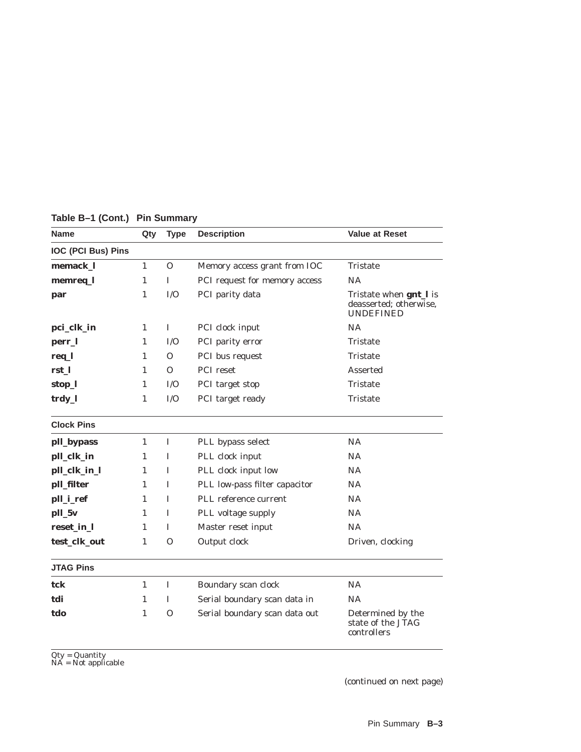**Table B–1 (Cont.) Pin Summary**

| Name | Qty | Type | Description | Value at Reset |
|---|---|---|---|---|
| **IOC (PCI Bus) Pins** | | | | |
| **memack_l** | 1 | O | Memory access grant from IOC | Tristate |
| **memreq_l** | 1 | I | PCI request for memory access | NA |
| **par** | 1 | I/O | PCI parity data | Tristate when **gnt_l** is deasserted; otherwise, UNDEFINED |
| **pci_clk_in** | 1 | I | PCI clock input | NA |
| **perr_l** | 1 | I/O | PCI parity error | Tristate |
| **req_l** | 1 | O | PCI bus request | Tristate |
| **rst_l** | 1 | O | PCI reset | Asserted |
| **stop_l** | 1 | I/O | PCI target stop | Tristate |
| **trdy_l** | 1 | I/O | PCI target ready | Tristate |
| **Clock Pins** | | | | |
| **pll_bypass** | 1 | I | PLL bypass select | NA |
| **pll_clk_in** | 1 | I | PLL clock input | NA |
| **pll_clk_in_l** | 1 | I | PLL clock input low | NA |
| **pll_filter** | 1 | I | PLL low-pass filter capacitor | NA |
| **pll_i_ref** | 1 | I | PLL reference current | NA |
| **pll_5v** | 1 | I | PLL voltage supply | NA |
| **reset_in_l** | 1 | I | Master reset input | NA |
| **test_clk_out** | 1 | O | Output clock | Driven, clocking |
| **JTAG Pins** | | | | |
| **tck** | 1 | I | Boundary scan clock | NA |
| **tdi** | 1 | I | Serial boundary scan data in | NA |
| **tdo** | 1 | O | Serial boundary scan data out | Determined by the state of the JTAG controllers |

Qty = Quantity
NA = Not applicable

(continued on next page)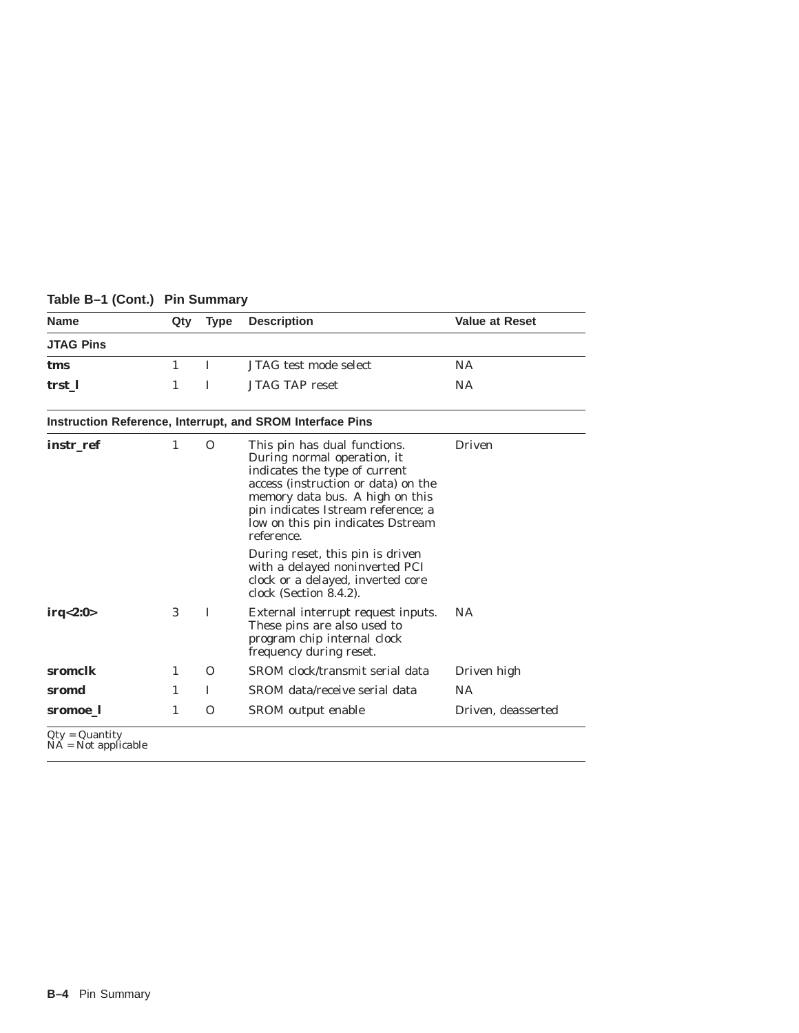**Table B–1 (Cont.) Pin Summary**

| Name | Qty | Type | Description | Value at Reset |
|---|---|---|---|---|
| **JTAG Pins** | | | | |
| **tms** | 1 | I | JTAG test mode select | NA |
| **trst_l** | 1 | I | JTAG TAP reset | NA |
| **Instruction Reference, Interrupt, and SROM Interface Pins** | | | | |
| **instr_ref** | 1 | O | This pin has dual functions. During normal operation, it indicates the type of current access (instruction or data) on the memory data bus. A high on this pin indicates Istream reference; a low on this pin indicates Dstream reference. During reset, this pin is driven with a delayed noninverted PCI clock or a delayed, inverted core clock (Section 8.4.2). | Driven |
| **irq<2:0>** | 3 | I | External interrupt request inputs. These pins are also used to program chip internal clock frequency during reset. | NA |
| **sromclk** | 1 | O | SROM clock/transmit serial data | Driven high |
| **sromd** | 1 | I | SROM data/receive serial data | NA |
| **sromoe_l** | 1 | O | SROM output enable | Driven, deasserted |

Qty = Quantity
NA = Not applicable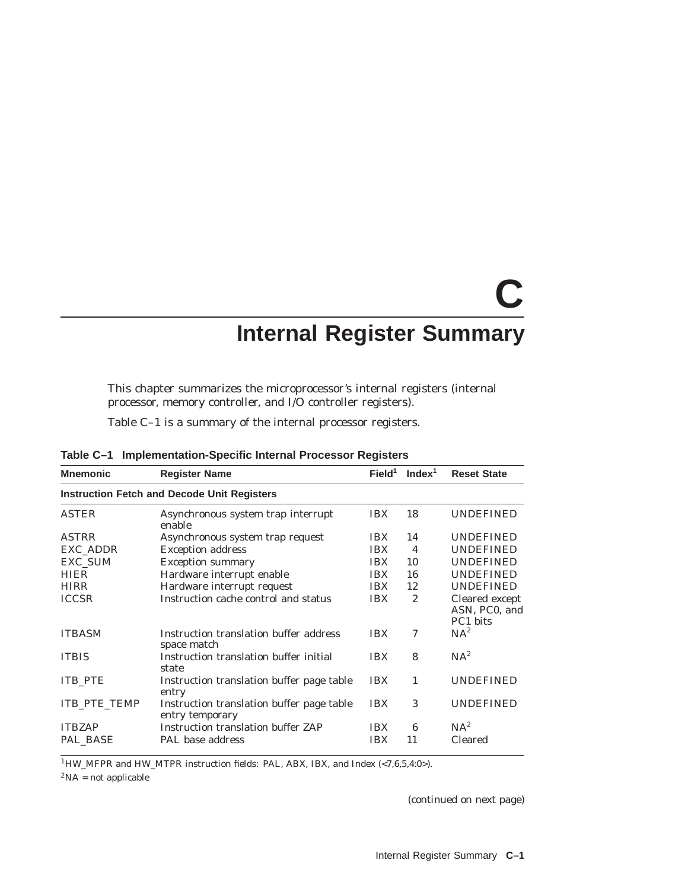# C

# Internal Register Summary

This chapter summarizes the microprocessor's internal registers (internal processor, memory controller, and I/O controller registers).

Table C–1 is a summary of the internal processor registers.

**Table C–1 Implementation-Specific Internal Processor Registers**

| Mnemonic | Register Name | Field[1] | Index[1] | Reset State |
|---|---|---|---|---|
| **Instruction Fetch and Decode Unit Registers** | | | | |
| ASTER | Asynchronous system trap interrupt enable | IBX | 18 | UNDEFINED |
| ASTRR | Asynchronous system trap request | IBX | 14 | UNDEFINED |
| EXC_ADDR | Exception address | IBX | 4 | UNDEFINED |
| EXC_SUM | Exception summary | IBX | 10 | UNDEFINED |
| HIER | Hardware interrupt enable | IBX | 16 | UNDEFINED |
| HIRR | Hardware interrupt request | IBX | 12 | UNDEFINED |
| ICCSR | Instruction cache control and status | IBX | 2 | Cleared except ASN, PC0, and PC1 bits |
| ITBASM | Instruction translation buffer address space match | IBX | 7 | NA[2] |
| ITBIS | Instruction translation buffer initial state | IBX | 8 | NA[2] |
| ITB_PTE | Instruction translation buffer page table entry | IBX | 1 | UNDEFINED |
| ITB_PTE_TEMP | Instruction translation buffer page table entry temporary | IBX | 3 | UNDEFINED |
| ITBZAP | Instruction translation buffer ZAP | IBX | 6 | NA[2] |
| PAL_BASE | PAL base address | IBX | 11 | Cleared |

[1]HW_MFPR and HW_MTPR instruction fields: PAL, ABX, IBX, and Index (<7,6,5,4:0>).

[2]NA = not applicable

(continued on next page)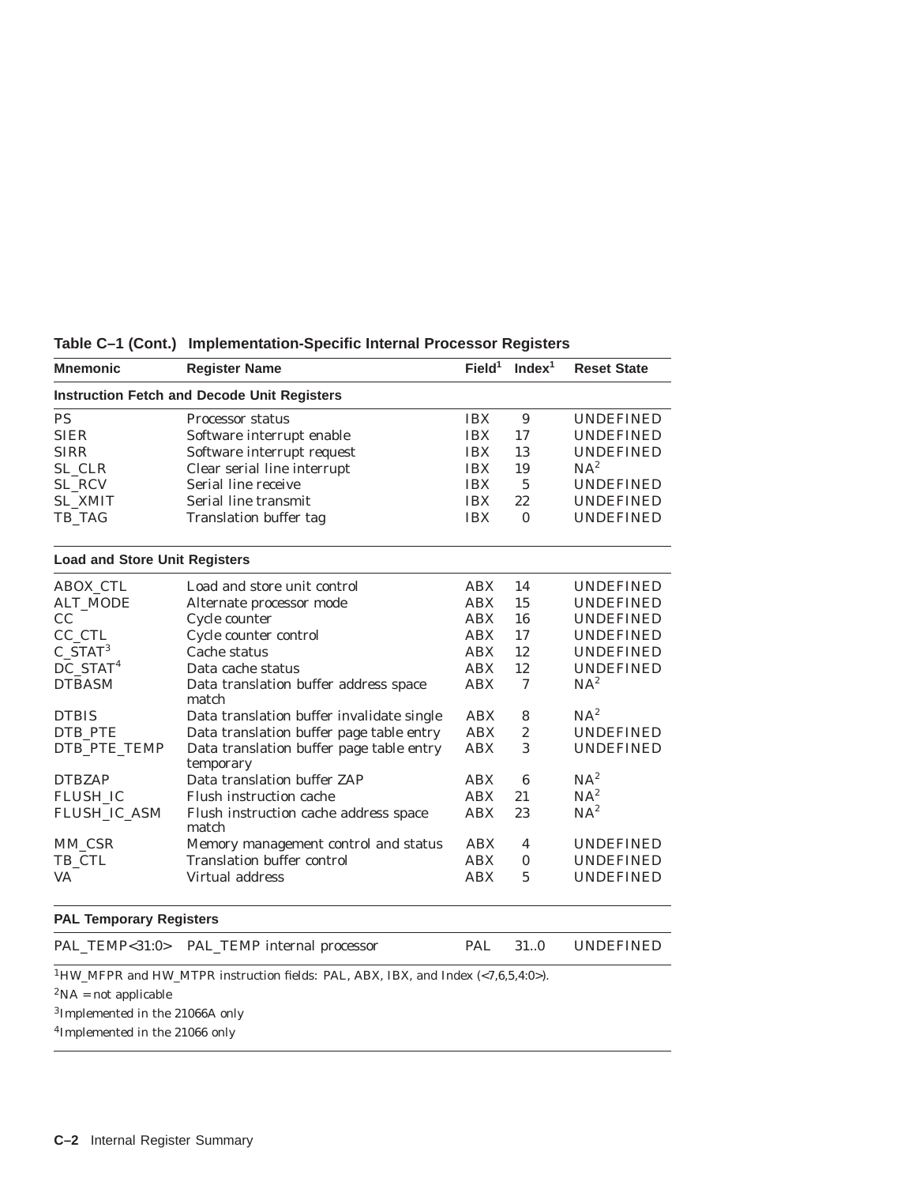**Table C–1 (Cont.) Implementation-Specific Internal Processor Registers**

| Mnemonic | Register Name | Field[1] | Index[1] | Reset State |
|---|---|---|---|---|
| **Instruction Fetch and Decode Unit Registers** | | | | |
| PS | Processor status | IBX | 9 | UNDEFINED |
| SIER | Software interrupt enable | IBX | 17 | UNDEFINED |
| SIRR | Software interrupt request | IBX | 13 | UNDEFINED |
| SL_CLR | Clear serial line interrupt | IBX | 19 | NA[2] |
| SL_RCV | Serial line receive | IBX | 5 | UNDEFINED |
| SL_XMIT | Serial line transmit | IBX | 22 | UNDEFINED |
| TB_TAG | Translation buffer tag | IBX | 0 | UNDEFINED |
| **Load and Store Unit Registers** | | | | |
| ABOX_CTL | Load and store unit control | ABX | 14 | UNDEFINED |
| ALT_MODE | Alternate processor mode | ABX | 15 | UNDEFINED |
| CC | Cycle counter | ABX | 16 | UNDEFINED |
| CC_CTL | Cycle counter control | ABX | 17 | UNDEFINED |
| C_STAT[3] | Cache status | ABX | 12 | UNDEFINED |
| DC_STAT[4] | Data cache status | ABX | 12 | UNDEFINED |
| DTBASM | Data translation buffer address space match | ABX | 7 | NA[2] |
| DTBIS | Data translation buffer invalidate single | ABX | 8 | NA[2] |
| DTB_PTE | Data translation buffer page table entry | ABX | 2 | UNDEFINED |
| DTB_PTE_TEMP | Data translation buffer page table entry temporary | ABX | 3 | UNDEFINED |
| DTBZAP | Data translation buffer ZAP | ABX | 6 | NA[2] |
| FLUSH_IC | Flush instruction cache | ABX | 21 | NA[2] |
| FLUSH_IC_ASM | Flush instruction cache address space match | ABX | 23 | NA[2] |
| MM_CSR | Memory management control and status | ABX | 4 | UNDEFINED |
| TB_CTL | Translation buffer control | ABX | 0 | UNDEFINED |
| VA | Virtual address | ABX | 5 | UNDEFINED |
| **PAL Temporary Registers** | | | | |
| PAL_TEMP<31:0> | PAL_TEMP internal processor | PAL | 31..0 | UNDEFINED |

[1]HW_MFPR and HW_MTPR instruction fields: PAL, ABX, IBX, and Index (<7,6,5,4:0>).

[2]NA = not applicable

[3]Implemented in the 21066A only

[4]Implemented in the 21066 only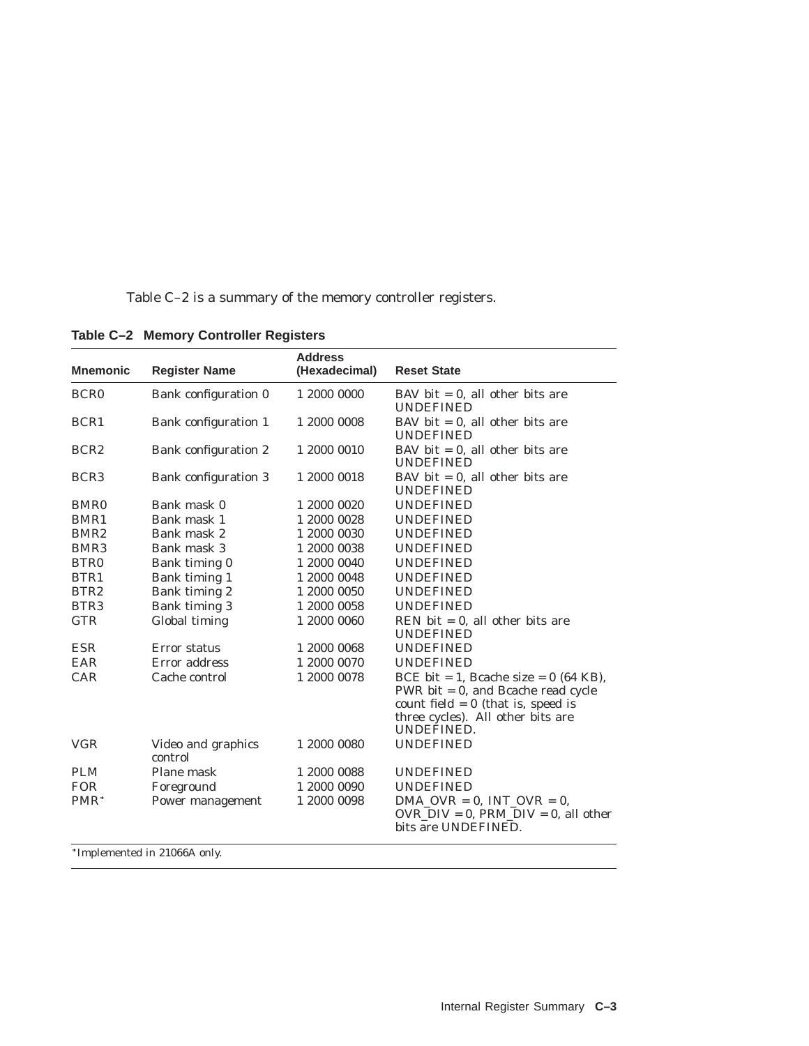Table C–2 is a summary of the memory controller registers.

**Table C–2 Memory Controller Registers**

| Mnemonic | Register Name | Address (Hexadecimal) | Reset State |
|---|---|---|---|
| BCR0 | Bank configuration 0 | 1 2000 0000 | BAV bit = 0, all other bits are UNDEFINED |
| BCR1 | Bank configuration 1 | 1 2000 0008 | BAV bit = 0, all other bits are UNDEFINED |
| BCR2 | Bank configuration 2 | 1 2000 0010 | BAV bit = 0, all other bits are UNDEFINED |
| BCR3 | Bank configuration 3 | 1 2000 0018 | BAV bit = 0, all other bits are UNDEFINED |
| BMR0 | Bank mask 0 | 1 2000 0020 | UNDEFINED |
| BMR1 | Bank mask 1 | 1 2000 0028 | UNDEFINED |
| BMR2 | Bank mask 2 | 1 2000 0030 | UNDEFINED |
| BMR3 | Bank mask 3 | 1 2000 0038 | UNDEFINED |
| BTR0 | Bank timing 0 | 1 2000 0040 | UNDEFINED |
| BTR1 | Bank timing 1 | 1 2000 0048 | UNDEFINED |
| BTR2 | Bank timing 2 | 1 2000 0050 | UNDEFINED |
| BTR3 | Bank timing 3 | 1 2000 0058 | UNDEFINED |
| GTR | Global timing | 1 2000 0060 | REN bit = 0, all other bits are UNDEFINED |
| ESR | Error status | 1 2000 0068 | UNDEFINED |
| EAR | Error address | 1 2000 0070 | UNDEFINED |
| CAR | Cache control | 1 2000 0078 | BCE bit = 1, Bcache size = 0 (64 KB), PWR bit = 0, and Bcache read cycle count field = 0 (that is, speed is three cycles). All other bits are UNDEFINED. |
| VGR | Video and graphics control | 1 2000 0080 | UNDEFINED |
| PLM | Plane mask | 1 2000 0088 | UNDEFINED |
| FOR | Foreground | 1 2000 0090 | UNDEFINED |
| PMR* | Power management | 1 2000 0098 | DMA_OVR = 0, INT_OVR = 0, OVR_DIV = 0, PRM_DIV = 0, all other bits are UNDEFINED. |

*Implemented in 21066A only.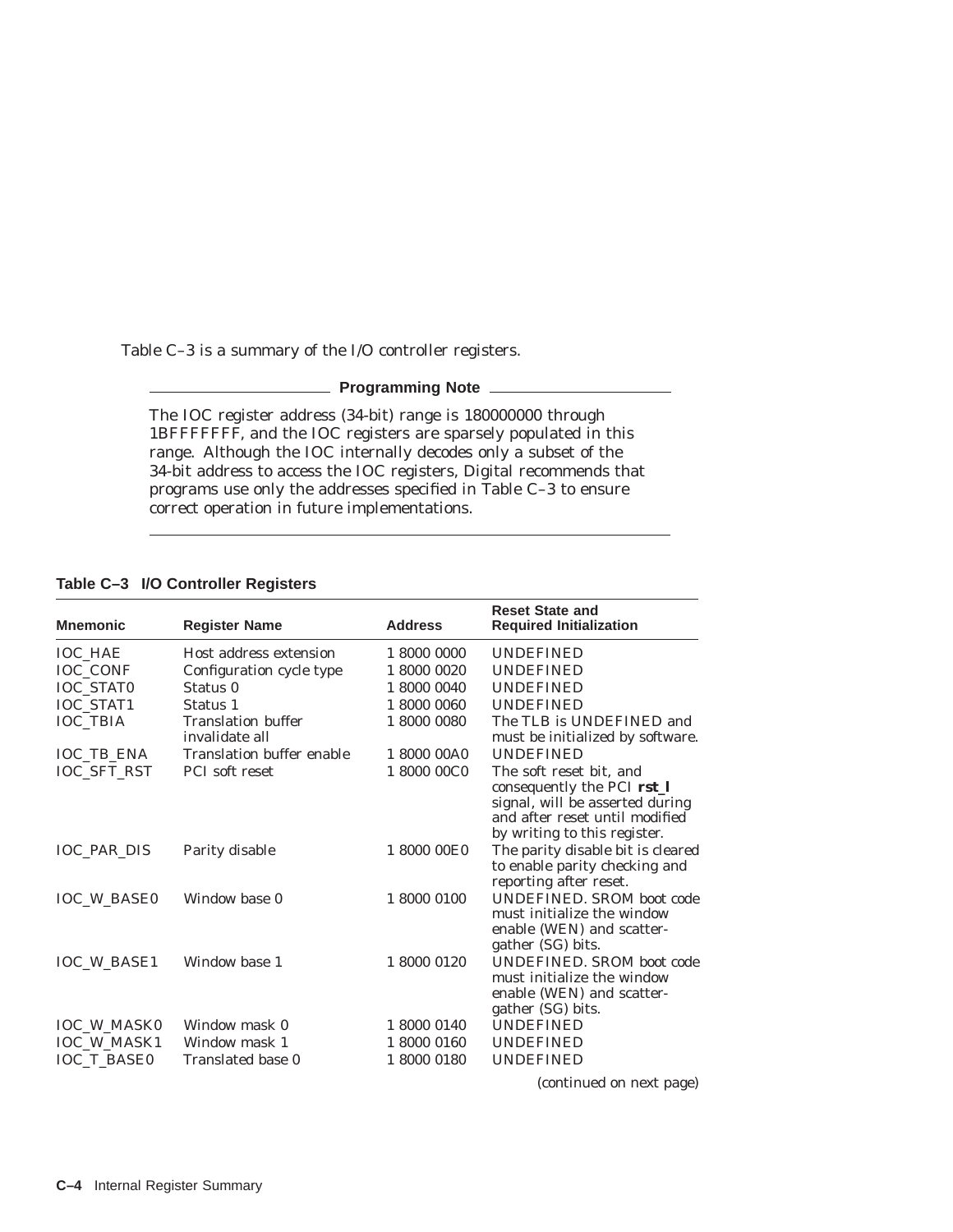Table C–3 is a summary of the I/O controller registers.

**Programming Note**

The IOC register address (34-bit) range is 180000000 through 1BFFFFFFF, and the IOC registers are sparsely populated in this range. Although the IOC internally decodes only a subset of the 34-bit address to access the IOC registers, Digital recommends that programs use only the addresses specified in Table C–3 to ensure correct operation in future implementations.

**Table C–3 I/O Controller Registers**

| Mnemonic | Register Name | Address | Reset State and Required Initialization |
|---|---|---|---|
| IOC_HAE | Host address extension | 1 8000 0000 | UNDEFINED |
| IOC_CONF | Configuration cycle type | 1 8000 0020 | UNDEFINED |
| IOC_STAT0 | Status 0 | 1 8000 0040 | UNDEFINED |
| IOC_STAT1 | Status 1 | 1 8000 0060 | UNDEFINED |
| IOC_TBIA | Translation buffer invalidate all | 1 8000 0080 | The TLB is UNDEFINED and must be initialized by software. |
| IOC_TB_ENA | Translation buffer enable | 1 8000 00A0 | UNDEFINED |
| IOC_SFT_RST | PCI soft reset | 1 8000 00C0 | The soft reset bit, and consequently the PCI **rst_l** signal, will be asserted during and after reset until modified by writing to this register. |
| IOC_PAR_DIS | Parity disable | 1 8000 00E0 | The parity disable bit is cleared to enable parity checking and reporting after reset. |
| IOC_W_BASE0 | Window base 0 | 1 8000 0100 | UNDEFINED. SROM boot code must initialize the window enable (WEN) and scatter-gather (SG) bits. |
| IOC_W_BASE1 | Window base 1 | 1 8000 0120 | UNDEFINED. SROM boot code must initialize the window enable (WEN) and scatter-gather (SG) bits. |
| IOC_W_MASK0 | Window mask 0 | 1 8000 0140 | UNDEFINED |
| IOC_W_MASK1 | Window mask 1 | 1 8000 0160 | UNDEFINED |
| IOC_T_BASE0 | Translated base 0 | 1 8000 0180 | UNDEFINED |

(continued on next page)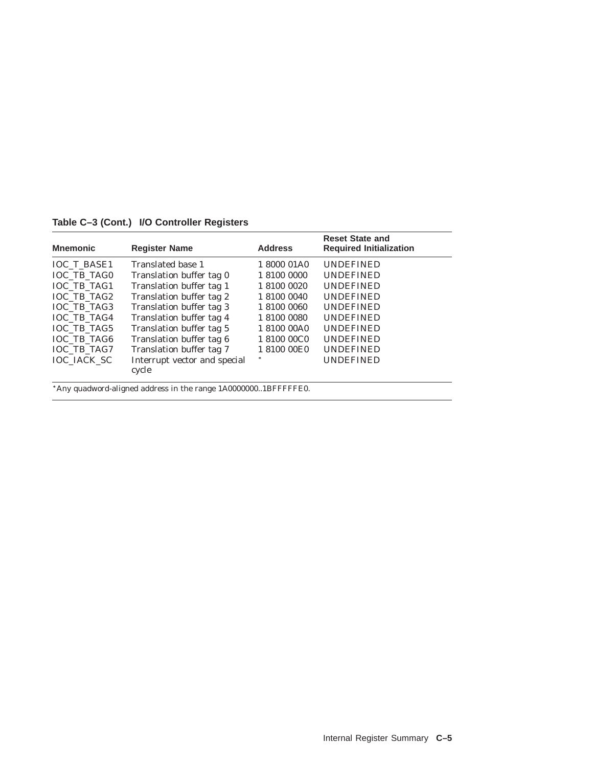**Table C–3 (Cont.) I/O Controller Registers**

| Mnemonic | Register Name | Address | Reset State and Required Initialization |
|---|---|---|---|
| IOC_T_BASE1 | Translated base 1 | 1 8000 01A0 | UNDEFINED |
| IOC_TB_TAG0 | Translation buffer tag 0 | 1 8100 0000 | UNDEFINED |
| IOC_TB_TAG1 | Translation buffer tag 1 | 1 8100 0020 | UNDEFINED |
| IOC_TB_TAG2 | Translation buffer tag 2 | 1 8100 0040 | UNDEFINED |
| IOC_TB_TAG3 | Translation buffer tag 3 | 1 8100 0060 | UNDEFINED |
| IOC_TB_TAG4 | Translation buffer tag 4 | 1 8100 0080 | UNDEFINED |
| IOC_TB_TAG5 | Translation buffer tag 5 | 1 8100 00A0 | UNDEFINED |
| IOC_TB_TAG6 | Translation buffer tag 6 | 1 8100 00C0 | UNDEFINED |
| IOC_TB_TAG7 | Translation buffer tag 7 | 1 8100 00E0 | UNDEFINED |
| IOC_IACK_SC | Interrupt vector and special cycle | * | UNDEFINED |

*Any quadword-aligned address in the range 1A0000000..1BFFFFFE0.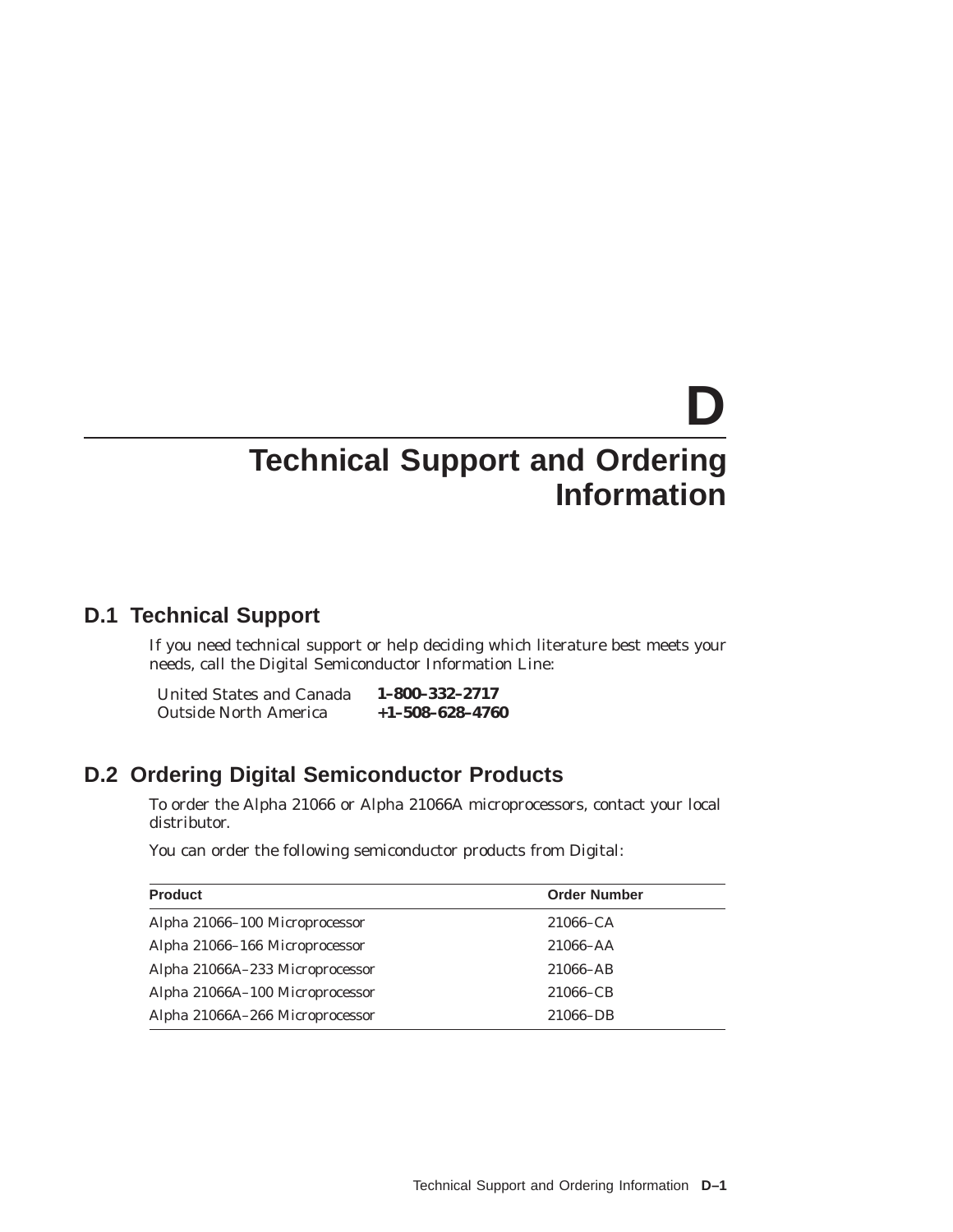# D Technical Support and Ordering Information

## D.1 Technical Support

If you need technical support or help deciding which literature best meets your needs, call the Digital Semiconductor Information Line:

| | |
|---|---|
| United States and Canada | **1–800–332–2717** |
| Outside North America | **+1–508–628–4760** |

## D.2 Ordering Digital Semiconductor Products

To order the Alpha 21066 or Alpha 21066A microprocessors, contact your local distributor.

You can order the following semiconductor products from Digital:

| Product | Order Number |
|---|---|
| Alpha 21066–100 Microprocessor | 21066–CA |
| Alpha 21066–166 Microprocessor | 21066–AA |
| Alpha 21066A–233 Microprocessor | 21066–AB |
| Alpha 21066A–100 Microprocessor | 21066–CB |
| Alpha 21066A–266 Microprocessor | 21066–DB |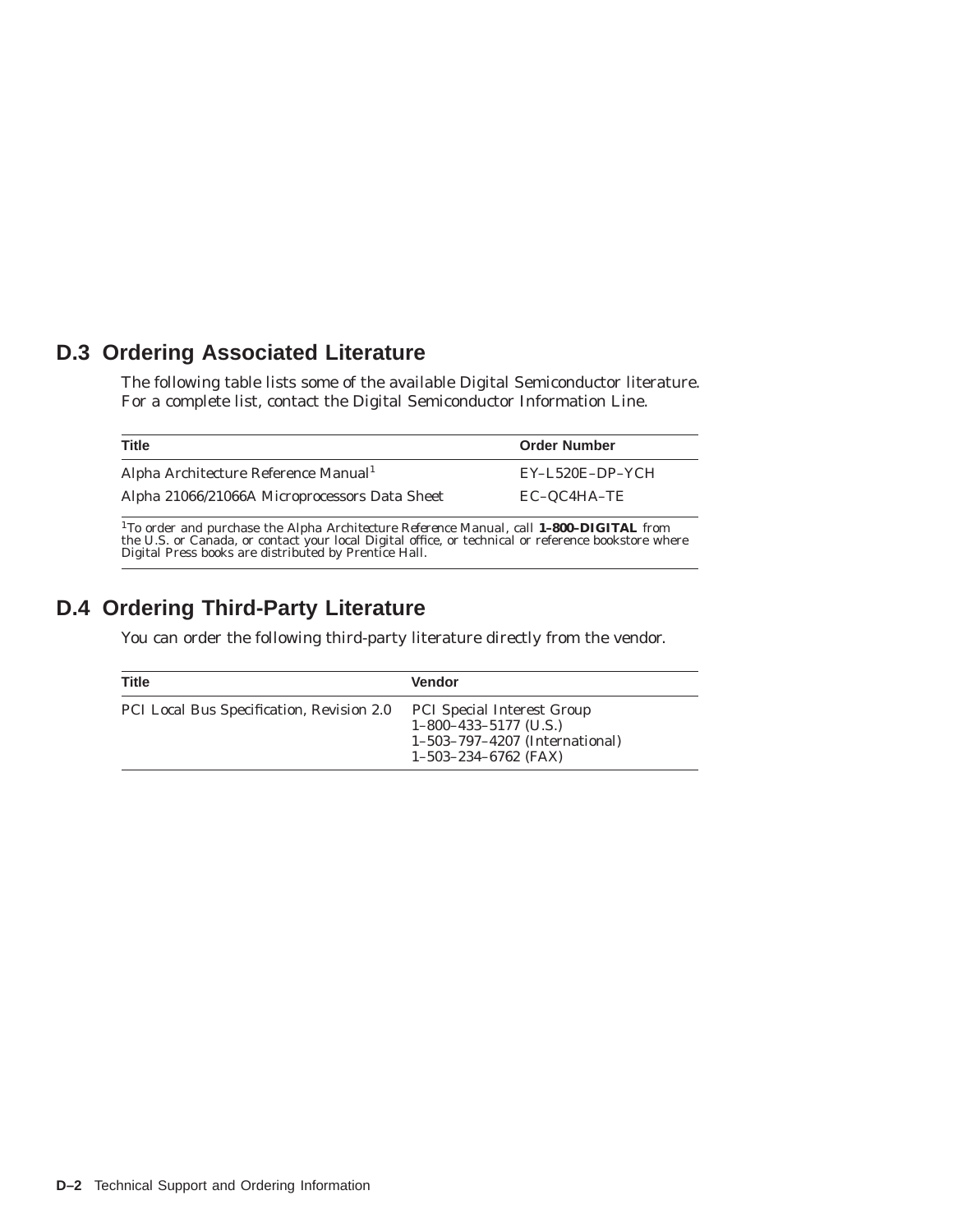## D.3 Ordering Associated Literature

The following table lists some of the available Digital Semiconductor literature. For a complete list, contact the Digital Semiconductor Information Line.

| Title | Order Number |
|---|---|
| Alpha Architecture Reference Manual[1] | EY–L520E–DP–YCH |
| Alpha 21066/21066A Microprocessors Data Sheet | EC–QC4HA–TE |

[1]To order and purchase the Alpha Architecture Reference Manual, call **1–800–DIGITAL** from the U.S. or Canada, or contact your local Digital office, or technical or reference bookstore where Digital Press books are distributed by Prentice Hall.

## D.4 Ordering Third-Party Literature

You can order the following third-party literature directly from the vendor.

| Title | Vendor |
|---|---|
| PCI Local Bus Specification, Revision 2.0 | PCI Special Interest Group<br>1–800–433–5177 (U.S.)<br>1–503–797–4207 (International)<br>1–503–234–6762 (FAX) |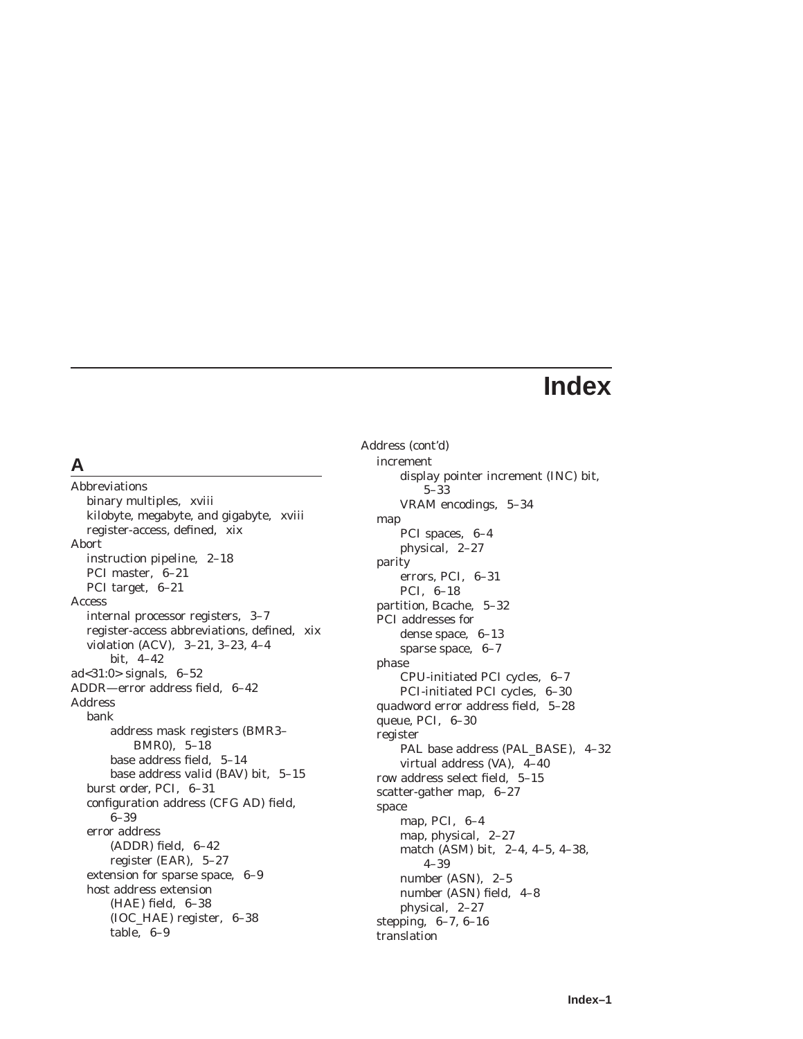# Index

## A

Abbreviations
  - binary multiples, xviii
  - kilobyte, megabyte, and gigabyte, xviii
  - register-access, defined, xix

Abort
  - instruction pipeline, 2–18
  - PCI master, 6–21
  - PCI target, 6–21

Access
  - internal processor registers, 3–7
  - register-access abbreviations, defined, xix
  - violation (ACV), 3–21, 3–23, 4–4
    - bit, 4–42

ad<31:0> signals, 6–52

ADDR—error address field, 6–42

Address
  - bank
    - address mask registers (BMR3–BMR0), 5–18
    - base address field, 5–14
    - base address valid (BAV) bit, 5–15
  - burst order, PCI, 6–31
  - configuration address (CFG AD) field, 6–39
  - error address
    - (ADDR) field, 6–42
    - register (EAR), 5–27
  - extension for sparse space, 6–9
  - host address extension
    - (HAE) field, 6–38
    - (IOC_HAE) register, 6–38
    - table, 6–9

Address (cont'd)
  - increment
    - display pointer increment (INC) bit, 5–33
    - VRAM encodings, 5–34
  - map
    - PCI spaces, 6–4
    - physical, 2–27
  - parity
    - errors, PCI, 6–31
    - PCI, 6–18
  - partition, Bcache, 5–32
  - PCI addresses for
    - dense space, 6–13
    - sparse space, 6–7
  - phase
    - CPU-initiated PCI cycles, 6–7
    - PCI-initiated PCI cycles, 6–30
  - quadword error address field, 5–28
  - queue, PCI, 6–30
  - register
    - PAL base address (PAL_BASE), 4–32
    - virtual address (VA), 4–40
  - row address select field, 5–15
  - scatter-gather map, 6–27
  - space
    - map, PCI, 6–4
    - map, physical, 2–27
    - match (ASM) bit, 2–4, 4–5, 4–38, 4–39
    - number (ASN), 2–5
    - number (ASN) field, 4–8
    - physical, 2–27
  - stepping, 6–7, 6–16
  - translation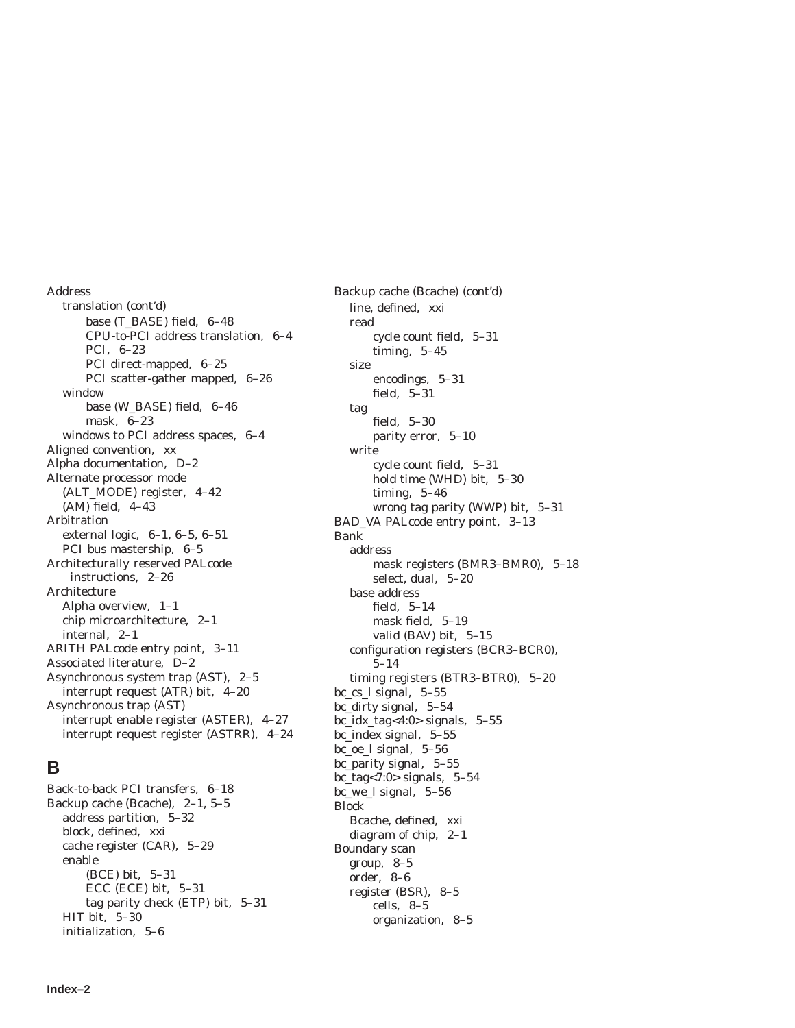Address
- translation (cont'd)
  - base (T_BASE) field, 6–48
  - CPU-to-PCI address translation, 6–4
  - PCI, 6–23
  - PCI direct-mapped, 6–25
  - PCI scatter-gather mapped, 6–26
- window
  - base (W_BASE) field, 6–46
  - mask, 6–23
- windows to PCI address spaces, 6–4

Aligned convention, xx

Alpha documentation, D–2

Alternate processor mode
- (ALT_MODE) register, 4–42
- (AM) field, 4–43

Arbitration
- external logic, 6–1, 6–5, 6–51
- PCI bus mastership, 6–5

Architecturally reserved PALcode instructions, 2–26

Architecture
- Alpha overview, 1–1
- chip microarchitecture, 2–1
- internal, 2–1

ARITH PALcode entry point, 3–11

Associated literature, D–2

Asynchronous system trap (AST), 2–5
- interrupt request (ATR) bit, 4–20

Asynchronous trap (AST)
- interrupt enable register (ASTER), 4–27
- interrupt request register (ASTRR), 4–24

## B

Back-to-back PCI transfers, 6–18

Backup cache (Bcache), 2–1, 5–5
- address partition, 5–32
- block, defined, xxi
- cache register (CAR), 5–29
- enable
  - (BCE) bit, 5–31
  - ECC (ECE) bit, 5–31
  - tag parity check (ETP) bit, 5–31
- HIT bit, 5–30
- initialization, 5–6

Backup cache (Bcache) (cont'd)
- line, defined, xxi
- read
  - cycle count field, 5–31
  - timing, 5–45
- size
  - encodings, 5–31
  - field, 5–31
- tag
  - field, 5–30
  - parity error, 5–10
- write
  - cycle count field, 5–31
  - hold time (WHD) bit, 5–30
  - timing, 5–46
  - wrong tag parity (WWP) bit, 5–31

BAD_VA PALcode entry point, 3–13

Bank
- address
  - mask registers (BMR3–BMR0), 5–18
  - select, dual, 5–20
- base address
  - field, 5–14
  - mask field, 5–19
  - valid (BAV) bit, 5–15
- configuration registers (BCR3–BCR0), 5–14
- timing registers (BTR3–BTR0), 5–20

bc_cs_l signal, 5–55

bc_dirty signal, 5–54

bc_idx_tag<4:0> signals, 5–55

bc_index signal, 5–55

bc_oe_l signal, 5–56

bc_parity signal, 5–55

bc_tag<7:0> signals, 5–54

bc_we_l signal, 5–56

Block
- Bcache, defined, xxi
- diagram of chip, 2–1

Boundary scan
- group, 8–5
- order, 8–6
- register (BSR), 8–5
  - cells, 8–5
  - organization, 8–5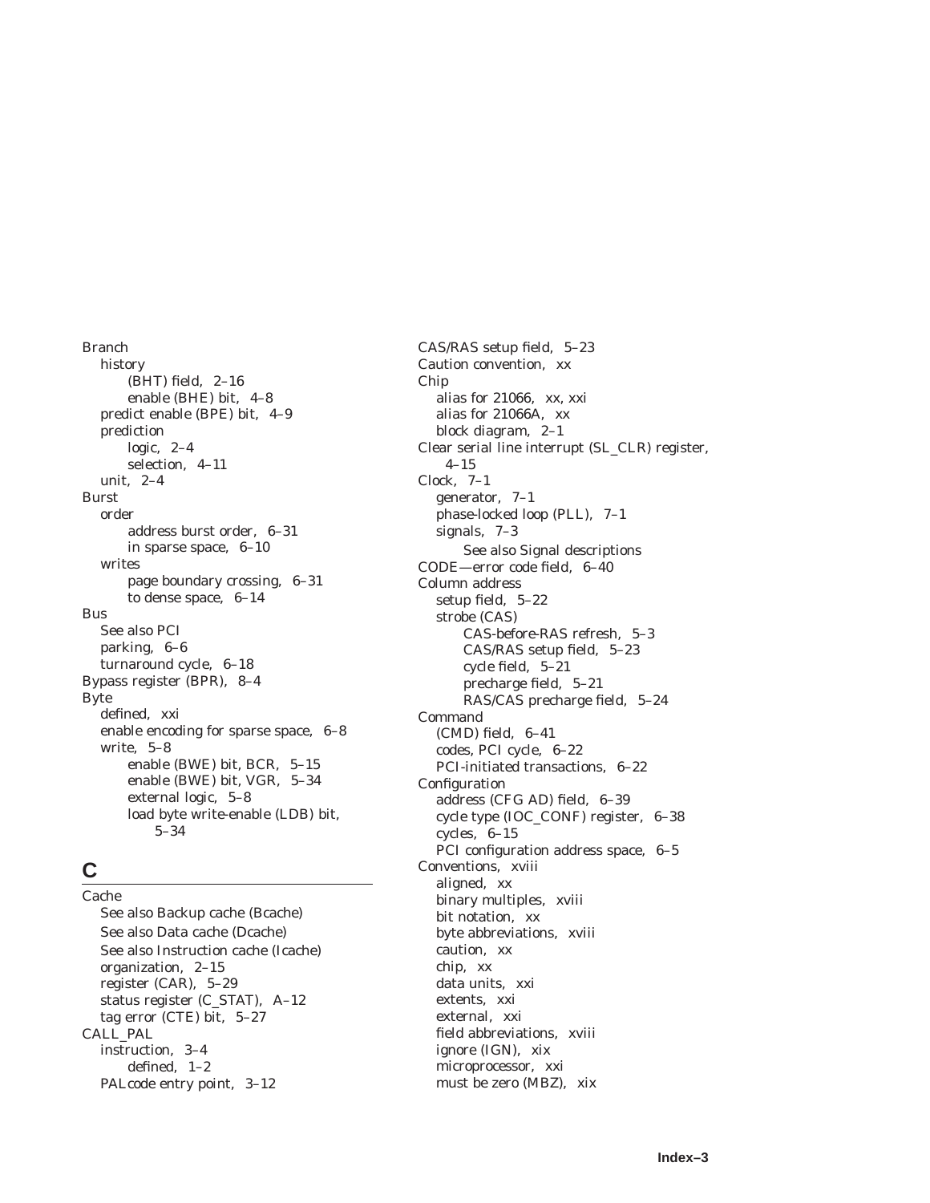Branch
- history
  - (BHT) field, 2–16
  - enable (BHE) bit, 4–8
- predict enable (BPE) bit, 4–9
- prediction
  - logic, 2–4
  - selection, 4–11
- unit, 2–4

Burst
- order
  - address burst order, 6–31
  - in sparse space, 6–10
- writes
  - page boundary crossing, 6–31
  - to dense space, 6–14

Bus
- See also PCI
- parking, 6–6
- turnaround cycle, 6–18

Bypass register (BPR), 8–4

Byte
- defined, xxi
- enable encoding for sparse space, 6–8
- write, 5–8
  - enable (BWE) bit, BCR, 5–15
  - enable (BWE) bit, VGR, 5–34
  - external logic, 5–8
  - load byte write-enable (LDB) bit, 5–34

## C

Cache
- See also Backup cache (Bcache)
- See also Data cache (Dcache)
- See also Instruction cache (Icache)
- organization, 2–15
- register (CAR), 5–29
- status register (C_STAT), A–12
- tag error (CTE) bit, 5–27

CALL_PAL
- instruction, 3–4
  - defined, 1–2
- PALcode entry point, 3–12

CAS/RAS setup field, 5–23

Caution convention, xx

Chip
- alias for 21066, xx, xxi
- alias for 21066A, xx
- block diagram, 2–1

Clear serial line interrupt (SL_CLR) register, 4–15

Clock, 7–1
- generator, 7–1
- phase-locked loop (PLL), 7–1
- signals, 7–3
  - See also Signal descriptions

CODE—error code field, 6–40

Column address
- setup field, 5–22
- strobe (CAS)
  - CAS-before-RAS refresh, 5–3
  - CAS/RAS setup field, 5–23
  - cycle field, 5–21
  - precharge field, 5–21
  - RAS/CAS precharge field, 5–24

Command
- (CMD) field, 6–41
- codes, PCI cycle, 6–22
- PCI-initiated transactions, 6–22

Configuration
- address (CFG AD) field, 6–39
- cycle type (IOC_CONF) register, 6–38
- cycles, 6–15
- PCI configuration address space, 6–5

Conventions, xviii
- aligned, xx
- binary multiples, xviii
- bit notation, xx
- byte abbreviations, xviii
- caution, xx
- chip, xx
- data units, xxi
- extents, xxi
- external, xxi
- field abbreviations, xviii
- ignore (IGN), xix
- microprocessor, xxi
- must be zero (MBZ), xix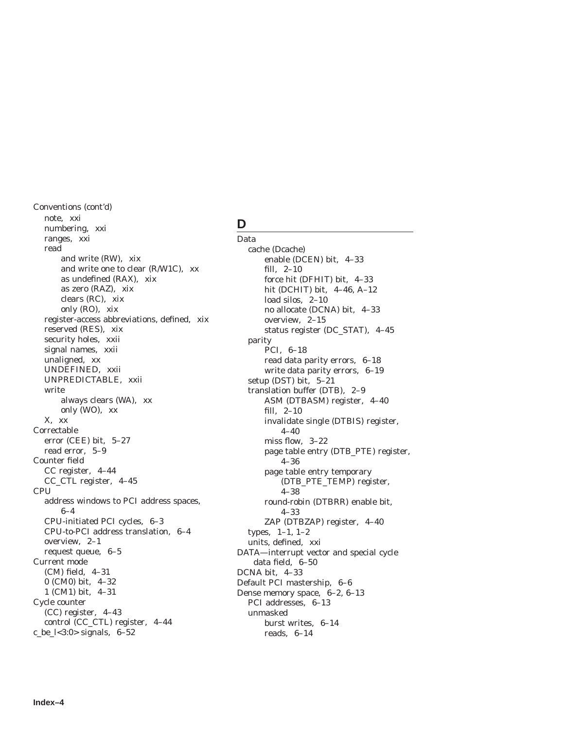Conventions (cont'd)
- note, xxi
- numbering, xxi
- ranges, xxi
- read
  - and write (RW), xix
  - and write one to clear (R/W1C), xx
  - as undefined (RAX), xix
  - as zero (RAZ), xix
  - clears (RC), xix
  - only (RO), xix
- register-access abbreviations, defined, xix
- reserved (RES), xix
- security holes, xxii
- signal names, xxii
- unaligned, xx
- UNDEFINED, xxii
- UNPREDICTABLE, xxii
- write
  - always clears (WA), xx
  - only (WO), xx
- X, xx

Correctable
- error (CEE) bit, 5–27
- read error, 5–9

Counter field
- CC register, 4–44
- CC_CTL register, 4–45

CPU
- address windows to PCI address spaces, 6–4
- CPU-initiated PCI cycles, 6–3
- CPU-to-PCI address translation, 6–4
- overview, 2–1
- request queue, 6–5

Current mode
- (CM) field, 4–31
- 0 (CM0) bit, 4–32
- 1 (CM1) bit, 4–31

Cycle counter
- (CC) register, 4–43
- control (CC_CTL) register, 4–44

c_be_l<3:0> signals, 6–52

## D

Data
- cache (Dcache)
  - enable (DCEN) bit, 4–33
  - fill, 2–10
  - force hit (DFHIT) bit, 4–33
  - hit (DCHIT) bit, 4–46, A–12
  - load silos, 2–10
  - no allocate (DCNA) bit, 4–33
  - overview, 2–15
  - status register (DC_STAT), 4–45
- parity
  - PCI, 6–18
  - read data parity errors, 6–18
  - write data parity errors, 6–19
- setup (DST) bit, 5–21
- translation buffer (DTB), 2–9
  - ASM (DTBASM) register, 4–40
  - fill, 2–10
  - invalidate single (DTBIS) register, 4–40
  - miss flow, 3–22
  - page table entry (DTB_PTE) register, 4–36
  - page table entry temporary (DTB_PTE_TEMP) register, 4–38
  - round-robin (DTBRR) enable bit, 4–33
  - ZAP (DTBZAP) register, 4–40
- types, 1–1, 1–2
- units, defined, xxi

DATA—interrupt vector and special cycle data field, 6–50

DCNA bit, 4–33

Default PCI mastership, 6–6

Dense memory space, 6–2, 6–13
- PCI addresses, 6–13
- unmasked
  - burst writes, 6–14
  - reads, 6–14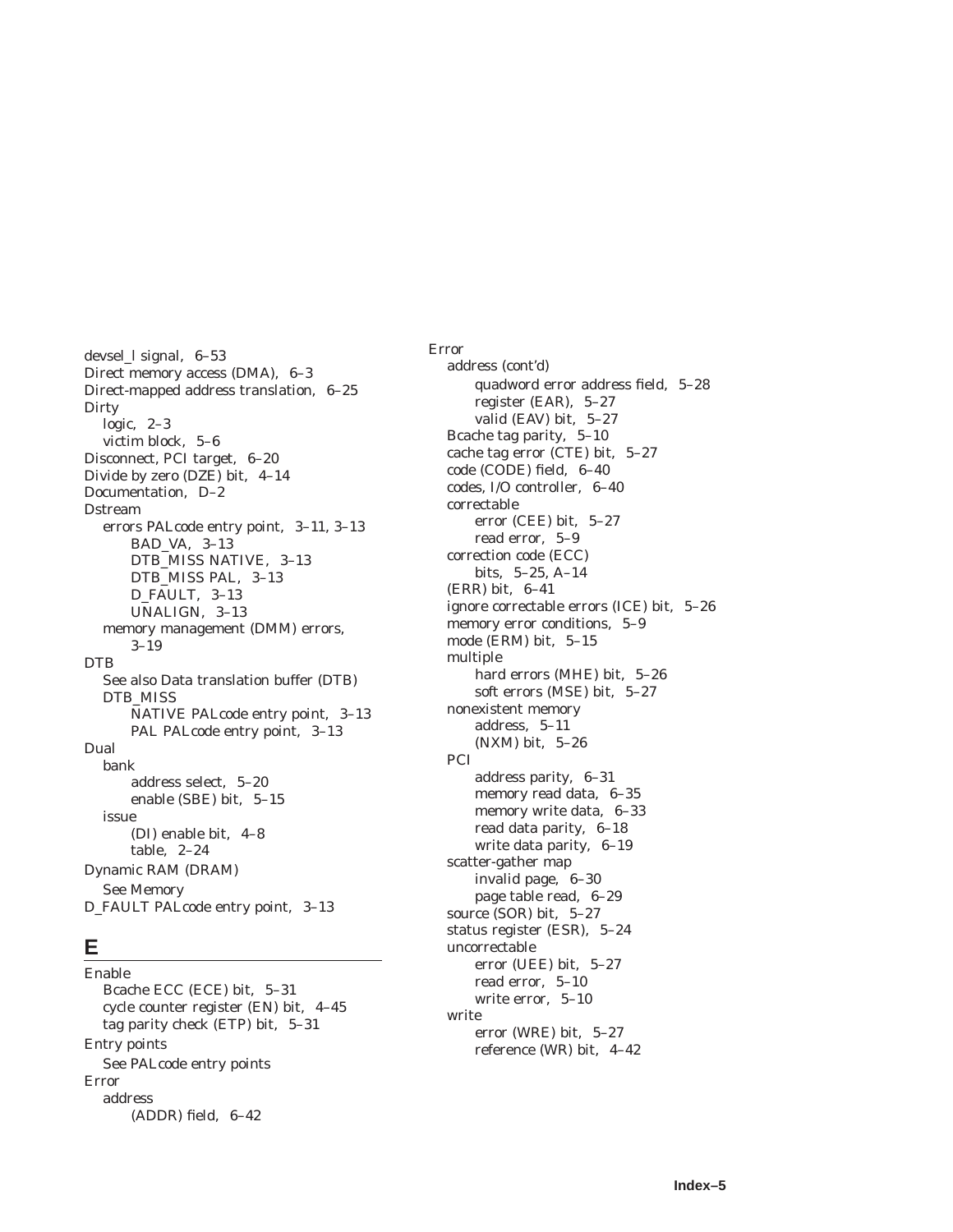devsel_l signal, 6–53
Direct memory access (DMA), 6–3
Direct-mapped address translation, 6–25
Dirty
  logic, 2–3
  victim block, 5–6
Disconnect, PCI target, 6–20
Divide by zero (DZE) bit, 4–14
Documentation, D–2
Dstream
  errors PALcode entry point, 3–11, 3–13
    BAD_VA, 3–13
    DTB_MISS NATIVE, 3–13
    DTB_MISS PAL, 3–13
    D_FAULT, 3–13
    UNALIGN, 3–13
  memory management (DMM) errors, 3–19
DTB
  See also Data translation buffer (DTB)
  DTB_MISS
    NATIVE PALcode entry point, 3–13
    PAL PALcode entry point, 3–13
Dual
  bank
    address select, 5–20
    enable (SBE) bit, 5–15
  issue
    (DI) enable bit, 4–8
    table, 2–24
Dynamic RAM (DRAM)
  See Memory
D_FAULT PALcode entry point, 3–13

## E

Enable
  Bcache ECC (ECE) bit, 5–31
  cycle counter register (EN) bit, 4–45
  tag parity check (ETP) bit, 5–31
Entry points
  See PALcode entry points
Error
  address
    (ADDR) field, 6–42

Error
  address (cont'd)
    quadword error address field, 5–28
    register (EAR), 5–27
    valid (EAV) bit, 5–27
  Bcache tag parity, 5–10
  cache tag error (CTE) bit, 5–27
  code (CODE) field, 6–40
  codes, I/O controller, 6–40
  correctable
    error (CEE) bit, 5–27
    read error, 5–9
  correction code (ECC)
    bits, 5–25, A–14
  (ERR) bit, 6–41
  ignore correctable errors (ICE) bit, 5–26
  memory error conditions, 5–9
  mode (ERM) bit, 5–15
  multiple
    hard errors (MHE) bit, 5–26
    soft errors (MSE) bit, 5–27
  nonexistent memory
    address, 5–11
    (NXM) bit, 5–26
  PCI
    address parity, 6–31
    memory read data, 6–35
    memory write data, 6–33
    read data parity, 6–18
    write data parity, 6–19
  scatter-gather map
    invalid page, 6–30
    page table read, 6–29
  source (SOR) bit, 5–27
  status register (ESR), 5–24
  uncorrectable
    error (UEE) bit, 5–27
    read error, 5–10
    write error, 5–10
  write
    error (WRE) bit, 5–27
    reference (WR) bit, 4–42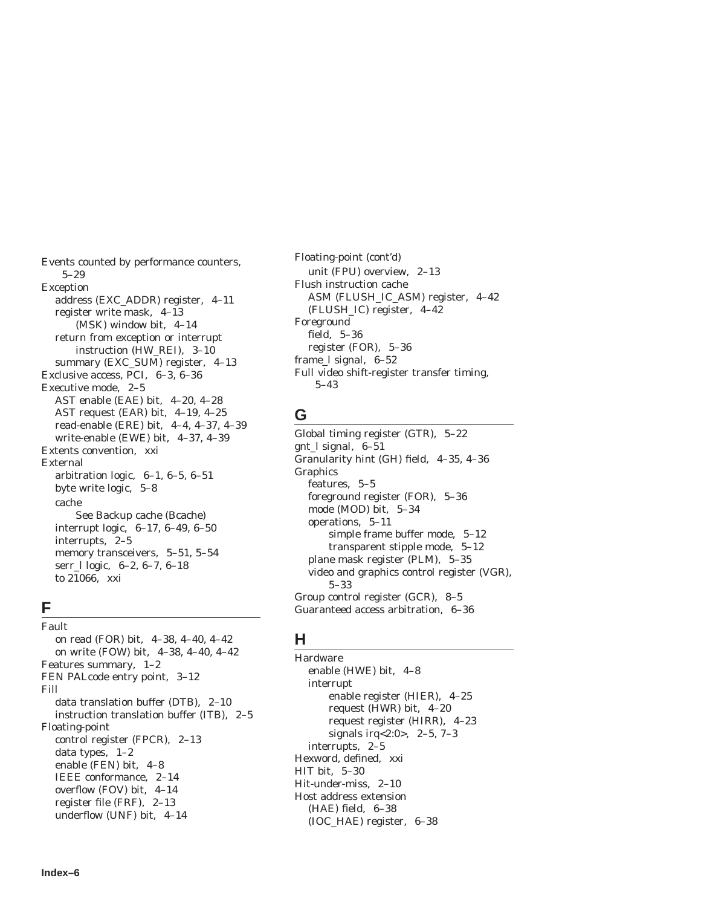Events counted by performance counters, 5–29
Exception
  address (EXC_ADDR) register, 4–11
  register write mask, 4–13
    (MSK) window bit, 4–14
  return from exception or interrupt instruction (HW_REI), 3–10
  summary (EXC_SUM) register, 4–13
Exclusive access, PCI, 6–3, 6–36
Executive mode, 2–5
  AST enable (EAE) bit, 4–20, 4–28
  AST request (EAR) bit, 4–19, 4–25
  read-enable (ERE) bit, 4–4, 4–37, 4–39
  write-enable (EWE) bit, 4–37, 4–39
Extents convention, xxi
External
  arbitration logic, 6–1, 6–5, 6–51
  byte write logic, 5–8
  cache
    See Backup cache (Bcache)
  interrupt logic, 6–17, 6–49, 6–50
  interrupts, 2–5
  memory transceivers, 5–51, 5–54
  serr_l logic, 6–2, 6–7, 6–18
  to 21066, xxi

## F

Fault
  on read (FOR) bit, 4–38, 4–40, 4–42
  on write (FOW) bit, 4–38, 4–40, 4–42
Features summary, 1–2
FEN PALcode entry point, 3–12
Fill
  data translation buffer (DTB), 2–10
  instruction translation buffer (ITB), 2–5
Floating-point
  control register (FPCR), 2–13
  data types, 1–2
  enable (FEN) bit, 4–8
  IEEE conformance, 2–14
  overflow (FOV) bit, 4–14
  register file (FRF), 2–13
  underflow (UNF) bit, 4–14
Floating-point (cont'd)
  unit (FPU) overview, 2–13
Flush instruction cache
  ASM (FLUSH_IC_ASM) register, 4–42
  (FLUSH_IC) register, 4–42
Foreground
  field, 5–36
  register (FOR), 5–36
frame_l signal, 6–52
Full video shift-register transfer timing, 5–43

## G

Global timing register (GTR), 5–22
gnt_l signal, 6–51
Granularity hint (GH) field, 4–35, 4–36
Graphics
  features, 5–5
  foreground register (FOR), 5–36
  mode (MOD) bit, 5–34
  operations, 5–11
    simple frame buffer mode, 5–12
    transparent stipple mode, 5–12
  plane mask register (PLM), 5–35
  video and graphics control register (VGR), 5–33
Group control register (GCR), 8–5
Guaranteed access arbitration, 6–36

## H

Hardware
  enable (HWE) bit, 4–8
  interrupt
    enable register (HIER), 4–25
    request (HWR) bit, 4–20
    request register (HIRR), 4–23
    signals irq<2:0>, 2–5, 7–3
  interrupts, 2–5
Hexword, defined, xxi
HIT bit, 5–30
Hit-under-miss, 2–10
Host address extension
  (HAE) field, 6–38
  (IOC_HAE) register, 6–38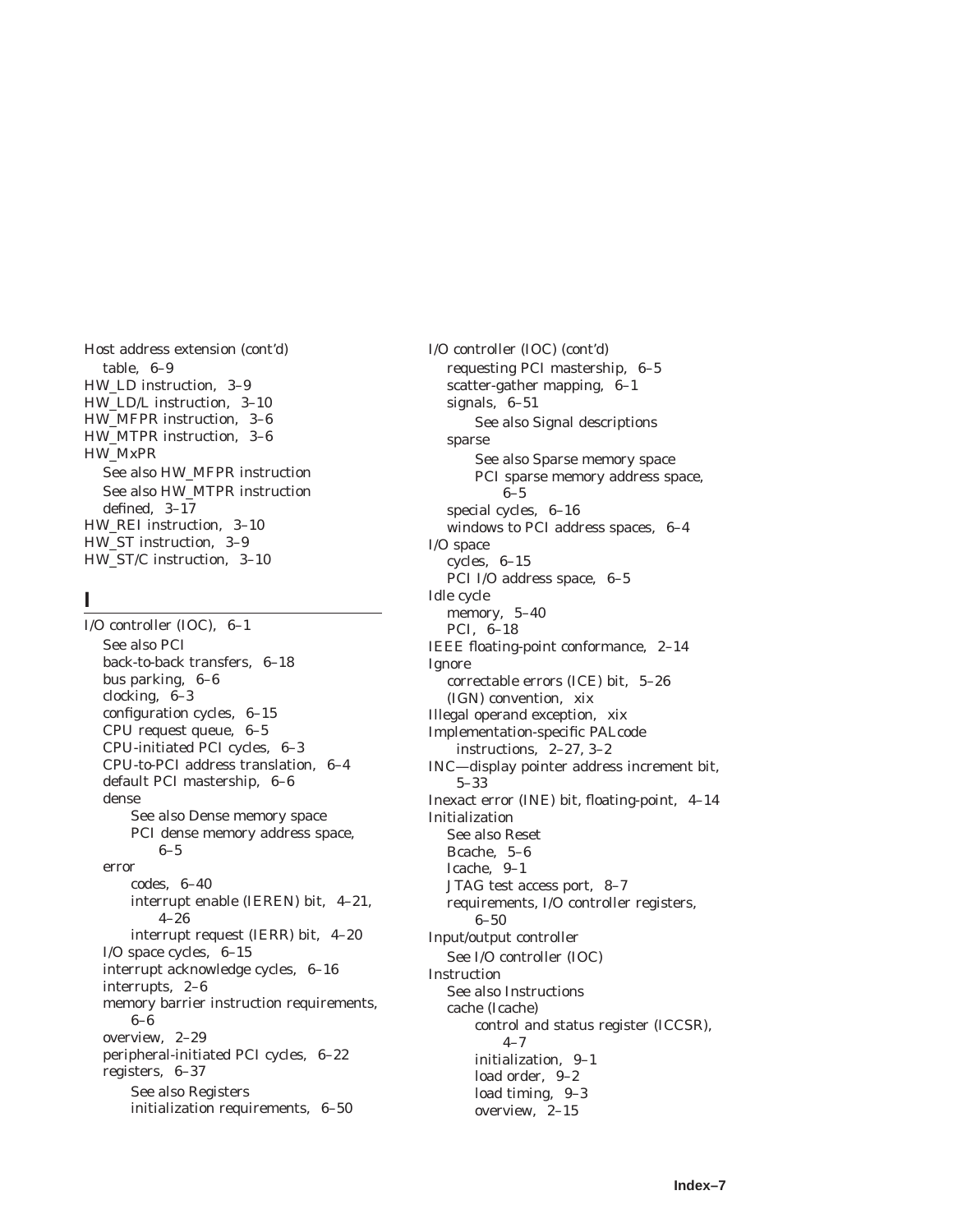Host address extension (cont'd)
  table, 6–9
HW_LD instruction, 3–9
HW_LD/L instruction, 3–10
HW_MFPR instruction, 3–6
HW_MTPR instruction, 3–6
HW_MxPR
  See also HW_MFPR instruction
  See also HW_MTPR instruction
  defined, 3–17
HW_REI instruction, 3–10
HW_ST instruction, 3–9
HW_ST/C instruction, 3–10

## I

I/O controller (IOC), 6–1
  See also PCI
  back-to-back transfers, 6–18
  bus parking, 6–6
  clocking, 6–3
  configuration cycles, 6–15
  CPU request queue, 6–5
  CPU-initiated PCI cycles, 6–3
  CPU-to-PCI address translation, 6–4
  default PCI mastership, 6–6
  dense
    See also Dense memory space
    PCI dense memory address space, 6–5
  error
    codes, 6–40
    interrupt enable (IEREN) bit, 4–21, 4–26
    interrupt request (IERR) bit, 4–20
  I/O space cycles, 6–15
  interrupt acknowledge cycles, 6–16
  interrupts, 2–6
  memory barrier instruction requirements, 6–6
  overview, 2–29
  peripheral-initiated PCI cycles, 6–22
  registers, 6–37
    See also Registers
    initialization requirements, 6–50

I/O controller (IOC) (cont'd)
  requesting PCI mastership, 6–5
  scatter-gather mapping, 6–1
  signals, 6–51
    See also Signal descriptions
  sparse
    See also Sparse memory space
    PCI sparse memory address space, 6–5
  special cycles, 6–16
  windows to PCI address spaces, 6–4
I/O space
  cycles, 6–15
  PCI I/O address space, 6–5
Idle cycle
  memory, 5–40
  PCI, 6–18
IEEE floating-point conformance, 2–14
Ignore
  correctable errors (ICE) bit, 5–26
  (IGN) convention, xix
Illegal operand exception, xix
Implementation-specific PALcode instructions, 2–27, 3–2
INC—display pointer address increment bit, 5–33
Inexact error (INE) bit, floating-point, 4–14
Initialization
  See also Reset
  Bcache, 5–6
  Icache, 9–1
  JTAG test access port, 8–7
  requirements, I/O controller registers, 6–50
Input/output controller
  See I/O controller (IOC)
Instruction
  See also Instructions
  cache (Icache)
    control and status register (ICCSR), 4–7
    initialization, 9–1
    load order, 9–2
    load timing, 9–3
    overview, 2–15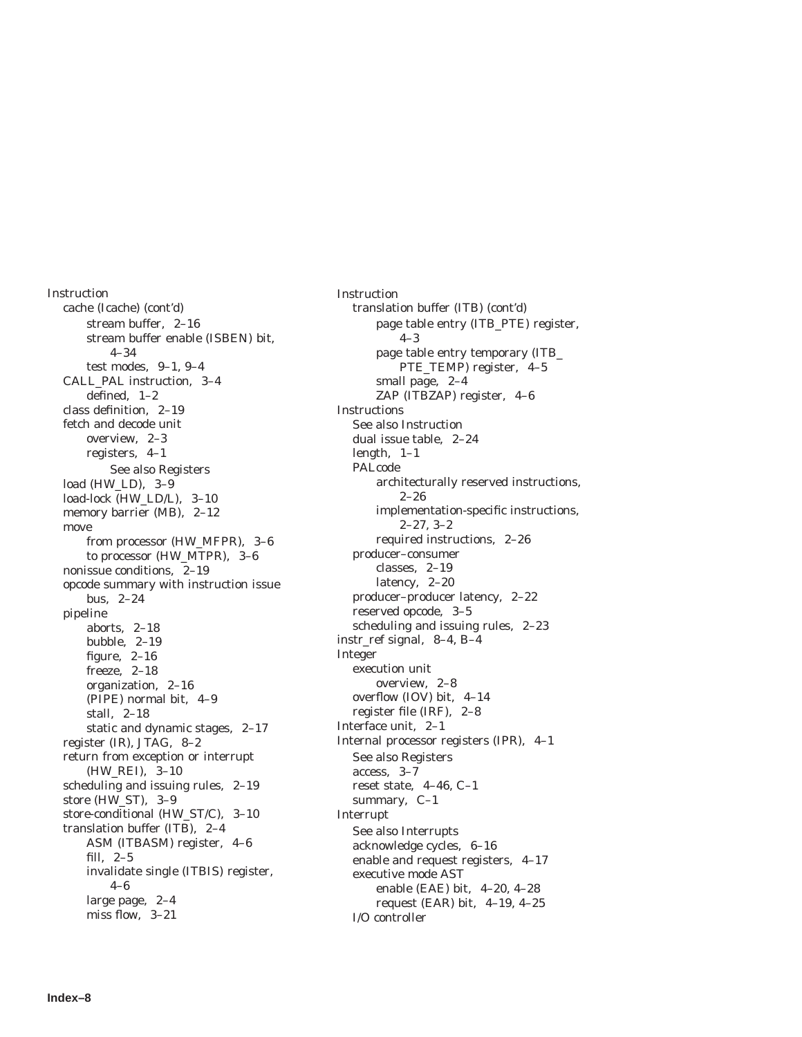Instruction
  cache (Icache) (cont'd)
    stream buffer, 2–16
    stream buffer enable (ISBEN) bit, 4–34
    test modes, 9–1, 9–4
  CALL_PAL instruction, 3–4
    defined, 1–2
  class definition, 2–19
  fetch and decode unit
    overview, 2–3
    registers, 4–1
      See also Registers
  load (HW_LD), 3–9
  load-lock (HW_LD/L), 3–10
  memory barrier (MB), 2–12
  move
    from processor (HW_MFPR), 3–6
    to processor (HW_MTPR), 3–6
  nonissue conditions, 2–19
  opcode summary with instruction issue bus, 2–24
  pipeline
    aborts, 2–18
    bubble, 2–19
    figure, 2–16
    freeze, 2–18
    organization, 2–16
    (PIPE) normal bit, 4–9
    stall, 2–18
    static and dynamic stages, 2–17
  register (IR), JTAG, 8–2
  return from exception or interrupt (HW_REI), 3–10
  scheduling and issuing rules, 2–19
  store (HW_ST), 3–9
  store-conditional (HW_ST/C), 3–10
  translation buffer (ITB), 2–4
    ASM (ITBASM) register, 4–6
    fill, 2–5
    invalidate single (ITBIS) register, 4–6
    large page, 2–4
    miss flow, 3–21

Instruction
  translation buffer (ITB) (cont'd)
    page table entry (ITB_PTE) register, 4–3
    page table entry temporary (ITB_PTE_TEMP) register, 4–5
    small page, 2–4
    ZAP (ITBZAP) register, 4–6
Instructions
  See also Instruction
  dual issue table, 2–24
  length, 1–1
  PALcode
    architecturally reserved instructions, 2–26
    implementation-specific instructions, 2–27, 3–2
    required instructions, 2–26
  producer–consumer
    classes, 2–19
    latency, 2–20
  producer–producer latency, 2–22
  reserved opcode, 3–5
  scheduling and issuing rules, 2–23
instr_ref signal, 8–4, B–4
Integer
  execution unit
    overview, 2–8
  overflow (IOV) bit, 4–14
  register file (IRF), 2–8
Interface unit, 2–1
Internal processor registers (IPR), 4–1
  See also Registers
  access, 3–7
  reset state, 4–46, C–1
  summary, C–1
Interrupt
  See also Interrupts
  acknowledge cycles, 6–16
  enable and request registers, 4–17
  executive mode AST
    enable (EAE) bit, 4–20, 4–28
    request (EAR) bit, 4–19, 4–25
  I/O controller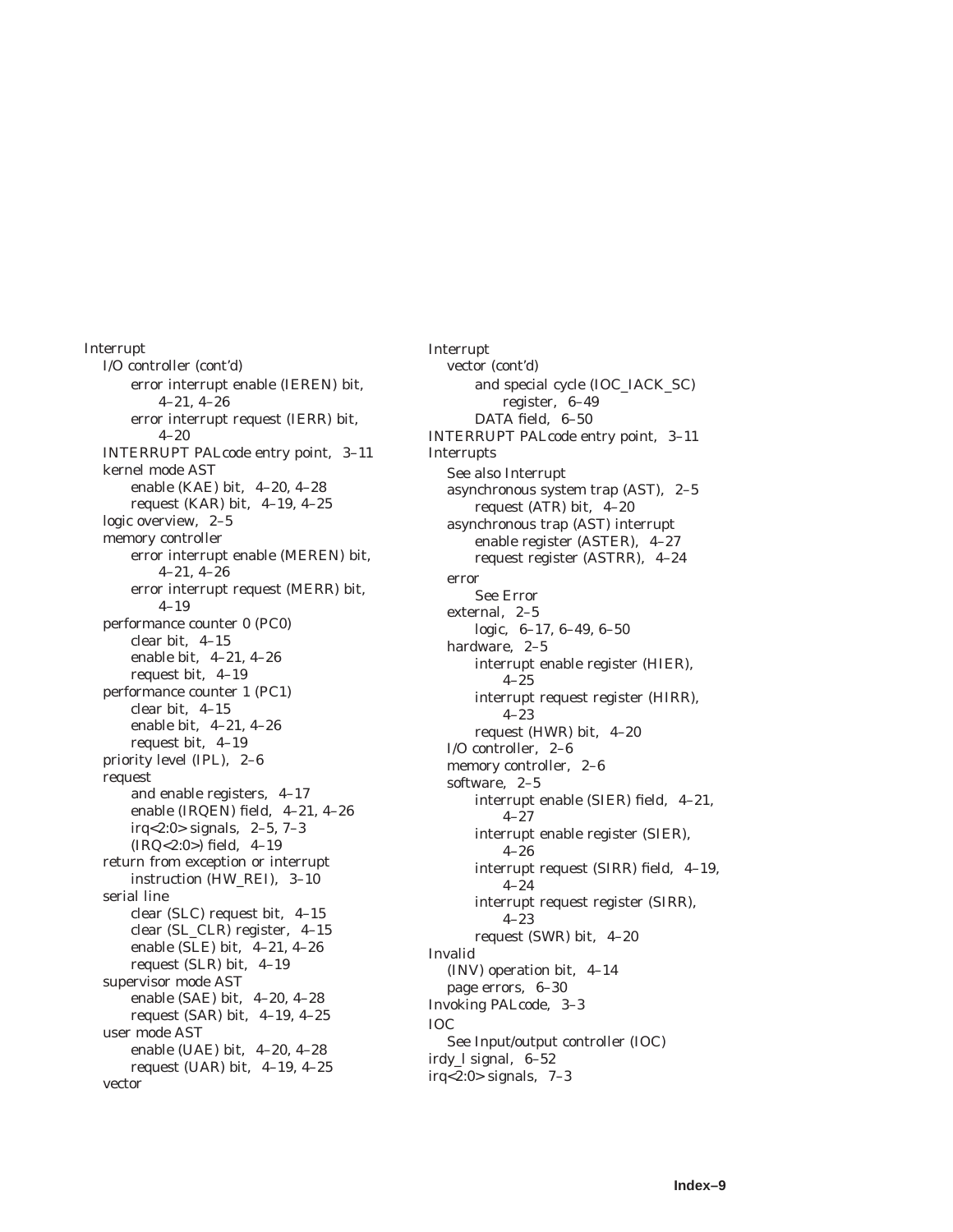Interrupt
- I/O controller (cont'd)
  - error interrupt enable (IEREN) bit, 4–21, 4–26
  - error interrupt request (IERR) bit, 4–20
- INTERRUPT PALcode entry point, 3–11
- kernel mode AST
  - enable (KAE) bit, 4–20, 4–28
  - request (KAR) bit, 4–19, 4–25
- logic overview, 2–5
- memory controller
  - error interrupt enable (MEREN) bit, 4–21, 4–26
  - error interrupt request (MERR) bit, 4–19
- performance counter 0 (PC0)
  - clear bit, 4–15
  - enable bit, 4–21, 4–26
  - request bit, 4–19
- performance counter 1 (PC1)
  - clear bit, 4–15
  - enable bit, 4–21, 4–26
  - request bit, 4–19
- priority level (IPL), 2–6
- request
  - and enable registers, 4–17
  - enable (IRQEN) field, 4–21, 4–26
  - irq<2:0> signals, 2–5, 7–3
  - (IRQ<2:0>) field, 4–19
- return from exception or interrupt instruction (HW_REI), 3–10
- serial line
  - clear (SLC) request bit, 4–15
  - clear (SL_CLR) register, 4–15
  - enable (SLE) bit, 4–21, 4–26
  - request (SLR) bit, 4–19
- supervisor mode AST
  - enable (SAE) bit, 4–20, 4–28
  - request (SAR) bit, 4–19, 4–25
- user mode AST
  - enable (UAE) bit, 4–20, 4–28
  - request (UAR) bit, 4–19, 4–25
- vector

Interrupt
- vector (cont'd)
  - and special cycle (IOC_IACK_SC) register, 6–49
  - DATA field, 6–50

INTERRUPT PALcode entry point, 3–11

Interrupts
- See also Interrupt
- asynchronous system trap (AST), 2–5
  - request (ATR) bit, 4–20
- asynchronous trap (AST) interrupt
  - enable register (ASTER), 4–27
  - request register (ASTRR), 4–24
- error
  - See Error
- external, 2–5
  - logic, 6–17, 6–49, 6–50
- hardware, 2–5
  - interrupt enable register (HIER), 4–25
  - interrupt request register (HIRR), 4–23
  - request (HWR) bit, 4–20
- I/O controller, 2–6
- memory controller, 2–6
- software, 2–5
  - interrupt enable (SIER) field, 4–21, 4–27
  - interrupt enable register (SIER), 4–26
  - interrupt request (SIRR) field, 4–19, 4–24
  - interrupt request register (SIRR), 4–23
  - request (SWR) bit, 4–20

Invalid
- (INV) operation bit, 4–14
- page errors, 6–30

Invoking PALcode, 3–3

IOC
- See Input/output controller (IOC)

irdy_l signal, 6–52

irq<2:0> signals, 7–3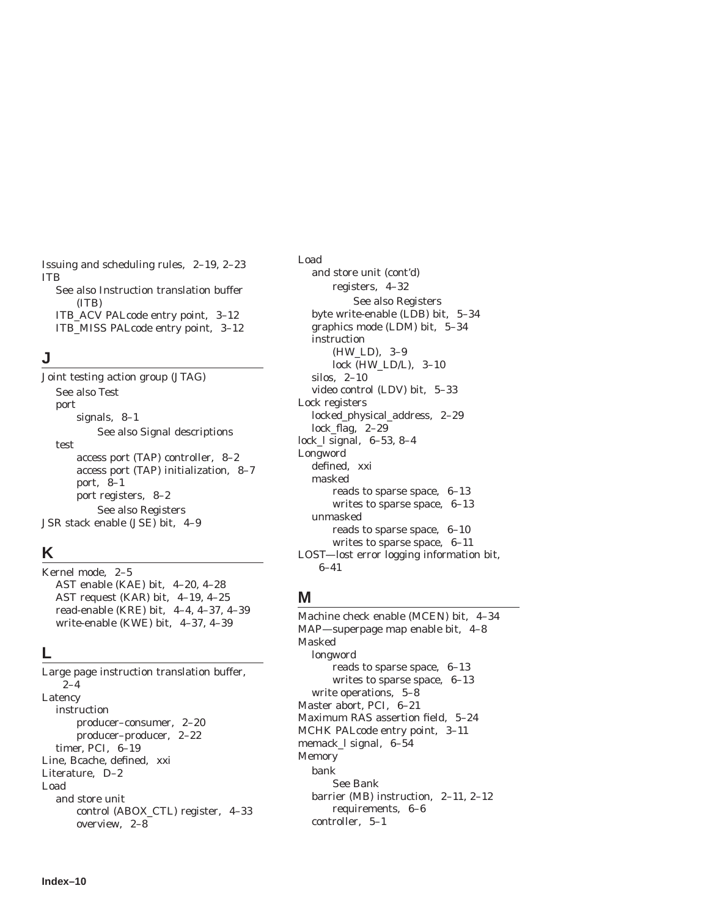Issuing and scheduling rules, 2–19, 2–23
ITB
  See also Instruction translation buffer (ITB)
  ITB_ACV PALcode entry point, 3–12
  ITB_MISS PALcode entry point, 3–12

## J

Joint testing action group (JTAG)
  See also Test
  port
    signals, 8–1
      See also Signal descriptions
  test
    access port (TAP) controller, 8–2
    access port (TAP) initialization, 8–7
    port, 8–1
    port registers, 8–2
      See also Registers
JSR stack enable (JSE) bit, 4–9

## K

Kernel mode, 2–5
  AST enable (KAE) bit, 4–20, 4–28
  AST request (KAR) bit, 4–19, 4–25
  read-enable (KRE) bit, 4–4, 4–37, 4–39
  write-enable (KWE) bit, 4–37, 4–39

## L

Large page instruction translation buffer, 2–4
Latency
  instruction
    producer–consumer, 2–20
    producer–producer, 2–22
  timer, PCI, 6–19
Line, Bcache, defined, xxi
Literature, D–2
Load
  and store unit
    control (ABOX_CTL) register, 4–33
    overview, 2–8

Load
  and store unit (cont'd)
    registers, 4–32
      See also Registers
  byte write-enable (LDB) bit, 5–34
  graphics mode (LDM) bit, 5–34
  instruction
    (HW_LD), 3–9
    lock (HW_LD/L), 3–10
  silos, 2–10
  video control (LDV) bit, 5–33
Lock registers
  locked_physical_address, 2–29
  lock_flag, 2–29
lock_l signal, 6–53, 8–4
Longword
  defined, xxi
  masked
    reads to sparse space, 6–13
    writes to sparse space, 6–13
  unmasked
    reads to sparse space, 6–10
    writes to sparse space, 6–11
LOST—lost error logging information bit, 6–41

## M

Machine check enable (MCEN) bit, 4–34
MAP—superpage map enable bit, 4–8
Masked
  longword
    reads to sparse space, 6–13
    writes to sparse space, 6–13
  write operations, 5–8
Master abort, PCI, 6–21
Maximum RAS assertion field, 5–24
MCHK PALcode entry point, 3–11
memack_l signal, 6–54
Memory
  bank
    See Bank
  barrier (MB) instruction, 2–11, 2–12
    requirements, 6–6
  controller, 5–1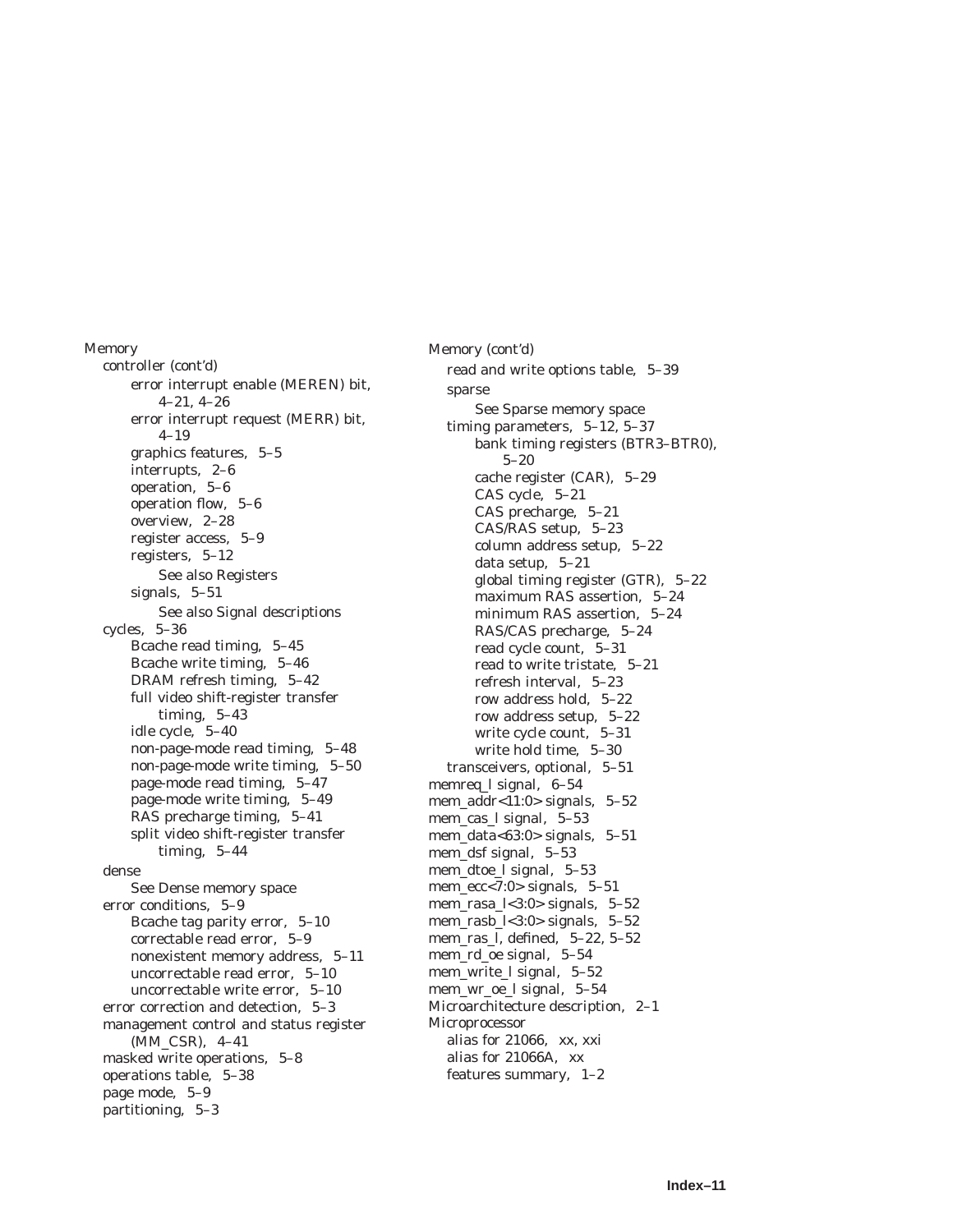Memory
- controller (cont'd)
  - error interrupt enable (MEREN) bit, 4–21, 4–26
  - error interrupt request (MERR) bit, 4–19
  - graphics features, 5–5
  - interrupts, 2–6
  - operation, 5–6
  - operation flow, 5–6
  - overview, 2–28
  - register access, 5–9
  - registers, 5–12
    - See also Registers
  - signals, 5–51
    - See also Signal descriptions
- cycles, 5–36
  - Bcache read timing, 5–45
  - Bcache write timing, 5–46
  - DRAM refresh timing, 5–42
  - full video shift-register transfer timing, 5–43
  - idle cycle, 5–40
  - non-page-mode read timing, 5–48
  - non-page-mode write timing, 5–50
  - page-mode read timing, 5–47
  - page-mode write timing, 5–49
  - RAS precharge timing, 5–41
  - split video shift-register transfer timing, 5–44
- dense
  - See Dense memory space
- error conditions, 5–9
  - Bcache tag parity error, 5–10
  - correctable read error, 5–9
  - nonexistent memory address, 5–11
  - uncorrectable read error, 5–10
  - uncorrectable write error, 5–10
- error correction and detection, 5–3
- management control and status register (MM_CSR), 4–41
- masked write operations, 5–8
- operations table, 5–38
- page mode, 5–9
- partitioning, 5–3

Memory (cont'd)
- read and write options table, 5–39
- sparse
  - See Sparse memory space
- timing parameters, 5–12, 5–37
  - bank timing registers (BTR3–BTR0), 5–20
  - cache register (CAR), 5–29
  - CAS cycle, 5–21
  - CAS precharge, 5–21
  - CAS/RAS setup, 5–23
  - column address setup, 5–22
  - data setup, 5–21
  - global timing register (GTR), 5–22
  - maximum RAS assertion, 5–24
  - minimum RAS assertion, 5–24
  - RAS/CAS precharge, 5–24
  - read cycle count, 5–31
  - read to write tristate, 5–21
  - refresh interval, 5–23
  - row address hold, 5–22
  - row address setup, 5–22
  - write cycle count, 5–31
  - write hold time, 5–30
- transceivers, optional, 5–51

memreq_l signal, 6–54

mem_addr<11:0> signals, 5–52

mem_cas_l signal, 5–53

mem_data<63:0> signals, 5–51

mem_dsf signal, 5–53

mem_dtoe_l signal, 5–53

mem_ecc<7:0> signals, 5–51

mem_rasa_l<3:0> signals, 5–52

mem_rasb_l<3:0> signals, 5–52

mem_ras_l, defined, 5–22, 5–52

mem_rd_oe signal, 5–54

mem_write_l signal, 5–52

mem_wr_oe_l signal, 5–54

Microarchitecture description, 2–1

Microprocessor
- alias for 21066, xx, xxi
- alias for 21066A, xx
- features summary, 1–2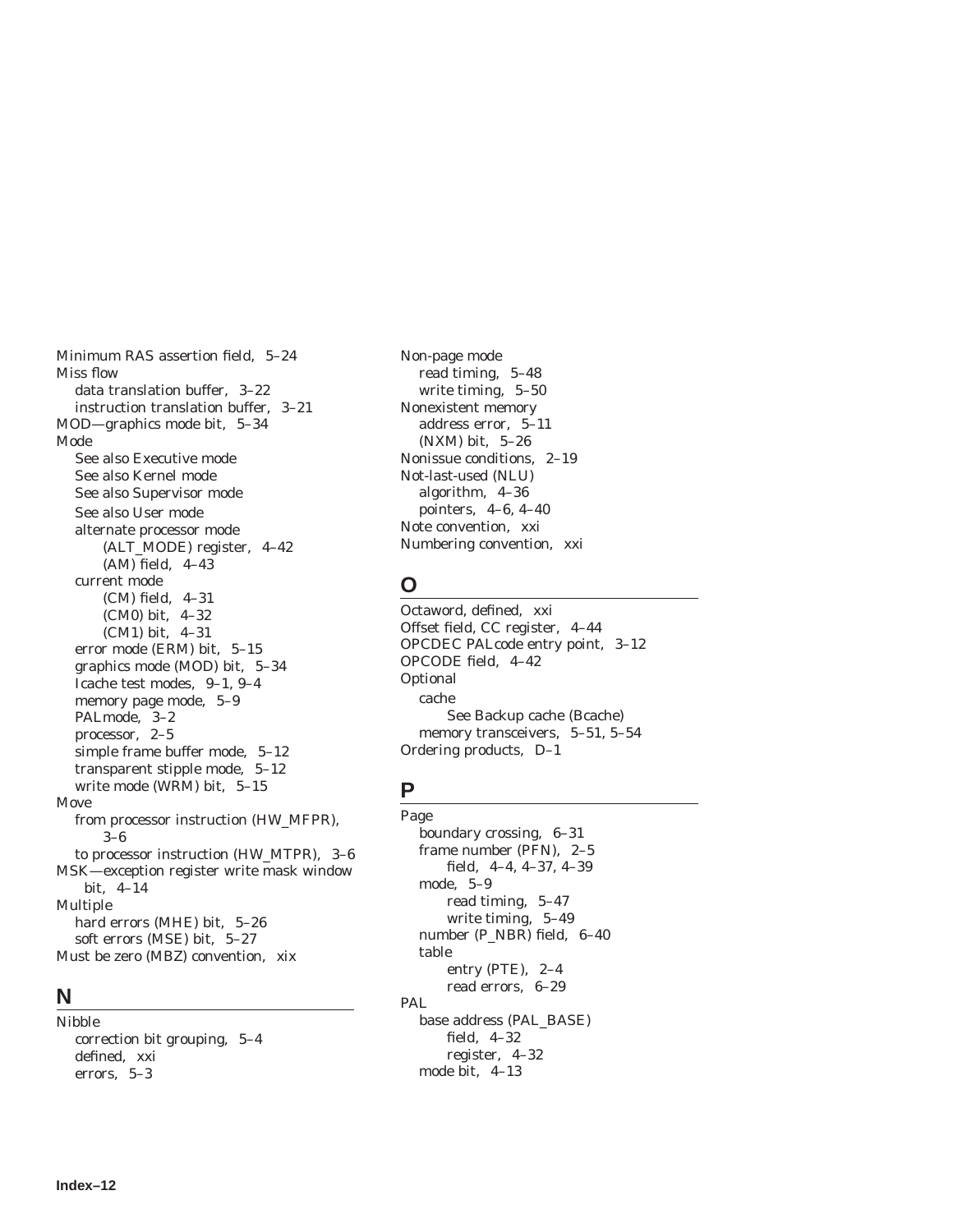Minimum RAS assertion field, 5–24
Miss flow
  data translation buffer, 3–22
  instruction translation buffer, 3–21
MOD—graphics mode bit, 5–34
Mode
  See also Executive mode
  See also Kernel mode
  See also Supervisor mode
  See also User mode
  alternate processor mode
    (ALT_MODE) register, 4–42
    (AM) field, 4–43
  current mode
    (CM) field, 4–31
    (CM0) bit, 4–32
    (CM1) bit, 4–31
  error mode (ERM) bit, 5–15
  graphics mode (MOD) bit, 5–34
  Icache test modes, 9–1, 9–4
  memory page mode, 5–9
  PALmode, 3–2
  processor, 2–5
  simple frame buffer mode, 5–12
  transparent stipple mode, 5–12
  write mode (WRM) bit, 5–15
Move
  from processor instruction (HW_MFPR), 3–6
  to processor instruction (HW_MTPR), 3–6
MSK—exception register write mask window bit, 4–14
Multiple
  hard errors (MHE) bit, 5–26
  soft errors (MSE) bit, 5–27
Must be zero (MBZ) convention, xix

## N

Nibble
  correction bit grouping, 5–4
  defined, xxi
  errors, 5–3
Non-page mode
  read timing, 5–48
  write timing, 5–50
Nonexistent memory
  address error, 5–11
  (NXM) bit, 5–26
Nonissue conditions, 2–19
Not-last-used (NLU)
  algorithm, 4–36
  pointers, 4–6, 4–40
Note convention, xxi
Numbering convention, xxi

## O

Octaword, defined, xxi
Offset field, CC register, 4–44
OPCDEC PALcode entry point, 3–12
OPCODE field, 4–42
Optional
  cache
    See Backup cache (Bcache)
  memory transceivers, 5–51, 5–54
Ordering products, D–1

## P

Page
  boundary crossing, 6–31
  frame number (PFN), 2–5
    field, 4–4, 4–37, 4–39
  mode, 5–9
    read timing, 5–47
    write timing, 5–49
  number (P_NBR) field, 6–40
  table
    entry (PTE), 2–4
    read errors, 6–29
PAL
  base address (PAL_BASE)
    field, 4–32
    register, 4–32
  mode bit, 4–13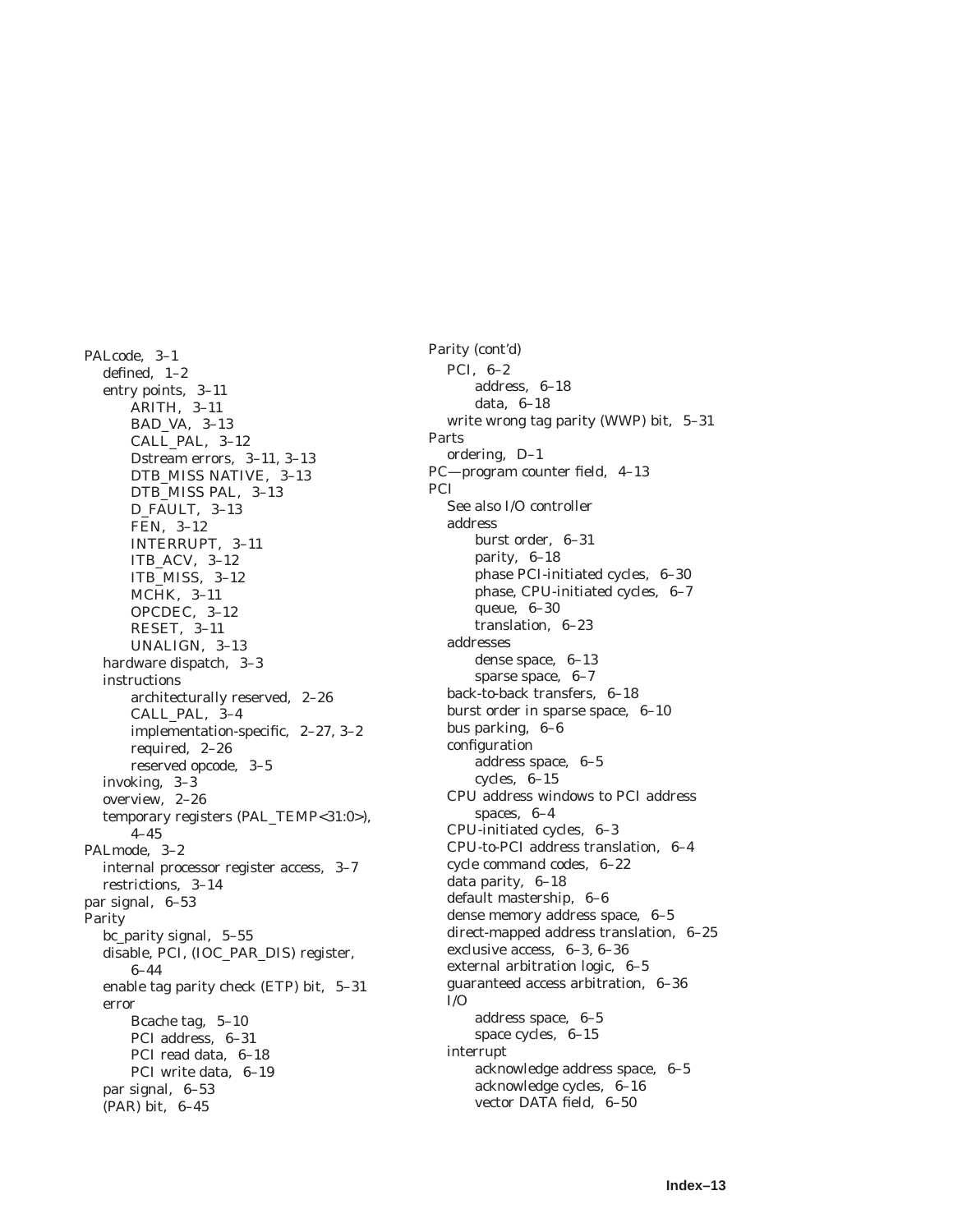PALcode, 3–1
- defined, 1–2
- entry points, 3–11
  - ARITH, 3–11
  - BAD_VA, 3–13
  - CALL_PAL, 3–12
  - Dstream errors, 3–11, 3–13
  - DTB_MISS NATIVE, 3–13
  - DTB_MISS PAL, 3–13
  - D_FAULT, 3–13
  - FEN, 3–12
  - INTERRUPT, 3–11
  - ITB_ACV, 3–12
  - ITB_MISS, 3–12
  - MCHK, 3–11
  - OPCDEC, 3–12
  - RESET, 3–11
  - UNALIGN, 3–13
- hardware dispatch, 3–3
- instructions
  - architecturally reserved, 2–26
  - CALL_PAL, 3–4
  - implementation-specific, 2–27, 3–2
  - required, 2–26
  - reserved opcode, 3–5
- invoking, 3–3
- overview, 2–26
- temporary registers (PAL_TEMP<31:0>), 4–45

PALmode, 3–2
- internal processor register access, 3–7
- restrictions, 3–14

par signal, 6–53

Parity
- bc_parity signal, 5–55
- disable, PCI, (IOC_PAR_DIS) register, 6–44
- enable tag parity check (ETP) bit, 5–31
- error
  - Bcache tag, 5–10
  - PCI address, 6–31
  - PCI read data, 6–18
  - PCI write data, 6–19
- par signal, 6–53
- (PAR) bit, 6–45

Parity (cont'd)
- PCI, 6–2
  - address, 6–18
  - data, 6–18
- write wrong tag parity (WWP) bit, 5–31

Parts
- ordering, D–1

PC—program counter field, 4–13

PCI
- *See also* I/O controller
- address
  - burst order, 6–31
  - parity, 6–18
  - phase PCI-initiated cycles, 6–30
  - phase, CPU-initiated cycles, 6–7
  - queue, 6–30
  - translation, 6–23
- addresses
  - dense space, 6–13
  - sparse space, 6–7
- back-to-back transfers, 6–18
- burst order in sparse space, 6–10
- bus parking, 6–6
- configuration
  - address space, 6–5
  - cycles, 6–15
- CPU address windows to PCI address spaces, 6–4
- CPU-initiated cycles, 6–3
- CPU-to-PCI address translation, 6–4
- cycle command codes, 6–22
- data parity, 6–18
- default mastership, 6–6
- dense memory address space, 6–5
- direct-mapped address translation, 6–25
- exclusive access, 6–3, 6–36
- external arbitration logic, 6–5
- guaranteed access arbitration, 6–36
- I/O
  - address space, 6–5
  - space cycles, 6–15
- interrupt
  - acknowledge address space, 6–5
  - acknowledge cycles, 6–16
  - vector DATA field, 6–50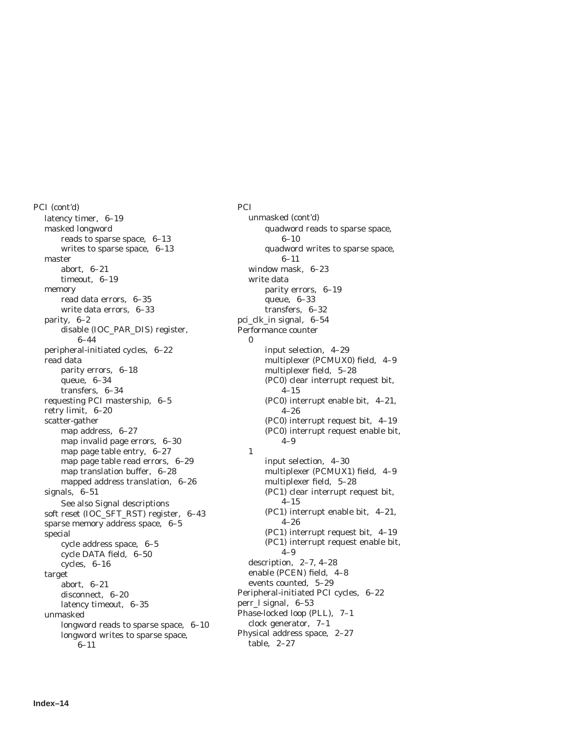PCI (cont'd)
- latency timer, 6–19
- masked longword
  - reads to sparse space, 6–13
  - writes to sparse space, 6–13
- master
  - abort, 6–21
  - timeout, 6–19
- memory
  - read data errors, 6–35
  - write data errors, 6–33
- parity, 6–2
  - disable (IOC_PAR_DIS) register, 6–44
- peripheral-initiated cycles, 6–22
- read data
  - parity errors, 6–18
  - queue, 6–34
  - transfers, 6–34
- requesting PCI mastership, 6–5
- retry limit, 6–20
- scatter-gather
  - map address, 6–27
  - map invalid page errors, 6–30
  - map page table entry, 6–27
  - map page table read errors, 6–29
  - map translation buffer, 6–28
  - mapped address translation, 6–26
- signals, 6–51
  - *See also* Signal descriptions
- soft reset (IOC_SFT_RST) register, 6–43
- sparse memory address space, 6–5
- special
  - cycle address space, 6–5
  - cycle DATA field, 6–50
  - cycles, 6–16
- target
  - abort, 6–21
  - disconnect, 6–20
  - latency timeout, 6–35
- unmasked
  - longword reads to sparse space, 6–10
  - longword writes to sparse space, 6–11

PCI
- unmasked (cont'd)
  - quadword reads to sparse space, 6–10
  - quadword writes to sparse space, 6–11
- window mask, 6–23
- write data
  - parity errors, 6–19
  - queue, 6–33
  - transfers, 6–32

pci_clk_in signal, 6–54

Performance counter
- 0
  - input selection, 4–29
  - multiplexer (PCMUX0) field, 4–9
  - multiplexer field, 5–28
  - (PC0) clear interrupt request bit, 4–15
  - (PC0) interrupt enable bit, 4–21, 4–26
  - (PC0) interrupt request bit, 4–19
  - (PC0) interrupt request enable bit, 4–9
- 1
  - input selection, 4–30
  - multiplexer (PCMUX1) field, 4–9
  - multiplexer field, 5–28
  - (PC1) clear interrupt request bit, 4–15
  - (PC1) interrupt enable bit, 4–21, 4–26
  - (PC1) interrupt request bit, 4–19
  - (PC1) interrupt request enable bit, 4–9
- description, 2–7, 4–28
- enable (PCEN) field, 4–8
- events counted, 5–29

Peripheral-initiated PCI cycles, 6–22

perr_l signal, 6–53

Phase-locked loop (PLL), 7–1
- clock generator, 7–1

Physical address space, 2–27
- table, 2–27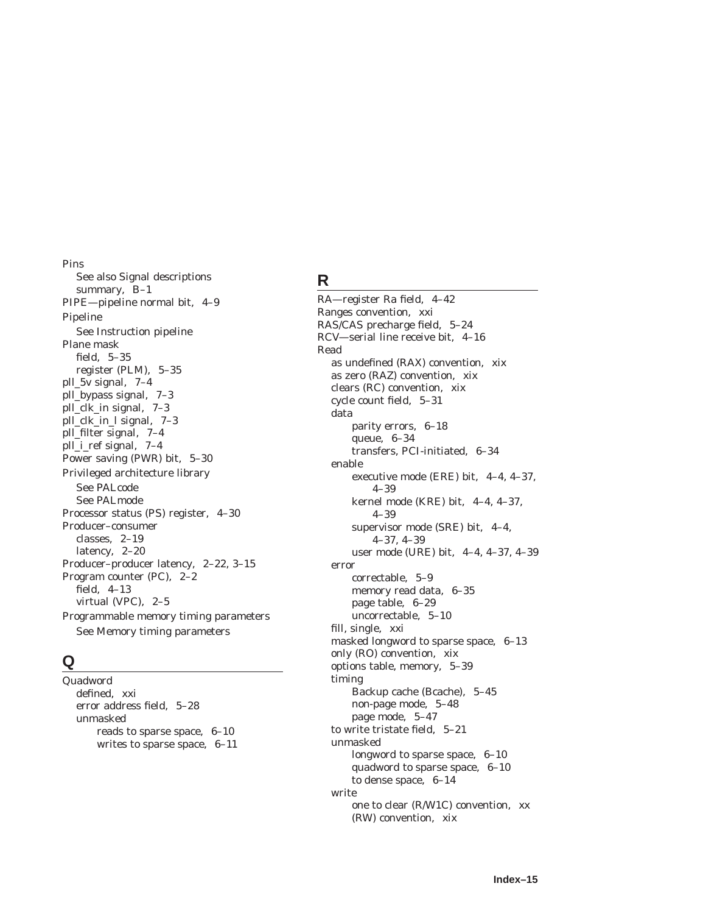Pins
  See also Signal descriptions
  summary, B–1
PIPE—pipeline normal bit, 4–9
Pipeline
  See Instruction pipeline
Plane mask
  field, 5–35
  register (PLM), 5–35
pll_5v signal, 7–4
pll_bypass signal, 7–3
pll_clk_in signal, 7–3
pll_clk_in_l signal, 7–3
pll_filter signal, 7–4
pll_i_ref signal, 7–4
Power saving (PWR) bit, 5–30
Privileged architecture library
  See PALcode
  See PALmode
Processor status (PS) register, 4–30
Producer–consumer
  classes, 2–19
  latency, 2–20
Producer–producer latency, 2–22, 3–15
Program counter (PC), 2–2
  field, 4–13
  virtual (VPC), 2–5
Programmable memory timing parameters
  See Memory timing parameters

## Q

Quadword
  defined, xxi
  error address field, 5–28
  unmasked
    reads to sparse space, 6–10
    writes to sparse space, 6–11

## R

RA—register Ra field, 4–42
Ranges convention, xxi
RAS/CAS precharge field, 5–24
RCV—serial line receive bit, 4–16
Read
  as undefined (RAX) convention, xix
  as zero (RAZ) convention, xix
  clears (RC) convention, xix
  cycle count field, 5–31
  data
    parity errors, 6–18
    queue, 6–34
    transfers, PCI-initiated, 6–34
  enable
    executive mode (ERE) bit, 4–4, 4–37, 4–39
    kernel mode (KRE) bit, 4–4, 4–37, 4–39
    supervisor mode (SRE) bit, 4–4, 4–37, 4–39
    user mode (URE) bit, 4–4, 4–37, 4–39
  error
    correctable, 5–9
    memory read data, 6–35
    page table, 6–29
    uncorrectable, 5–10
  fill, single, xxi
  masked longword to sparse space, 6–13
  only (RO) convention, xix
  options table, memory, 5–39
  timing
    Backup cache (Bcache), 5–45
    non-page mode, 5–48
    page mode, 5–47
  to write tristate field, 5–21
  unmasked
    longword to sparse space, 6–10
    quadword to sparse space, 6–10
    to dense space, 6–14
  write
    one to clear (R/W1C) convention, xx
    (RW) convention, xix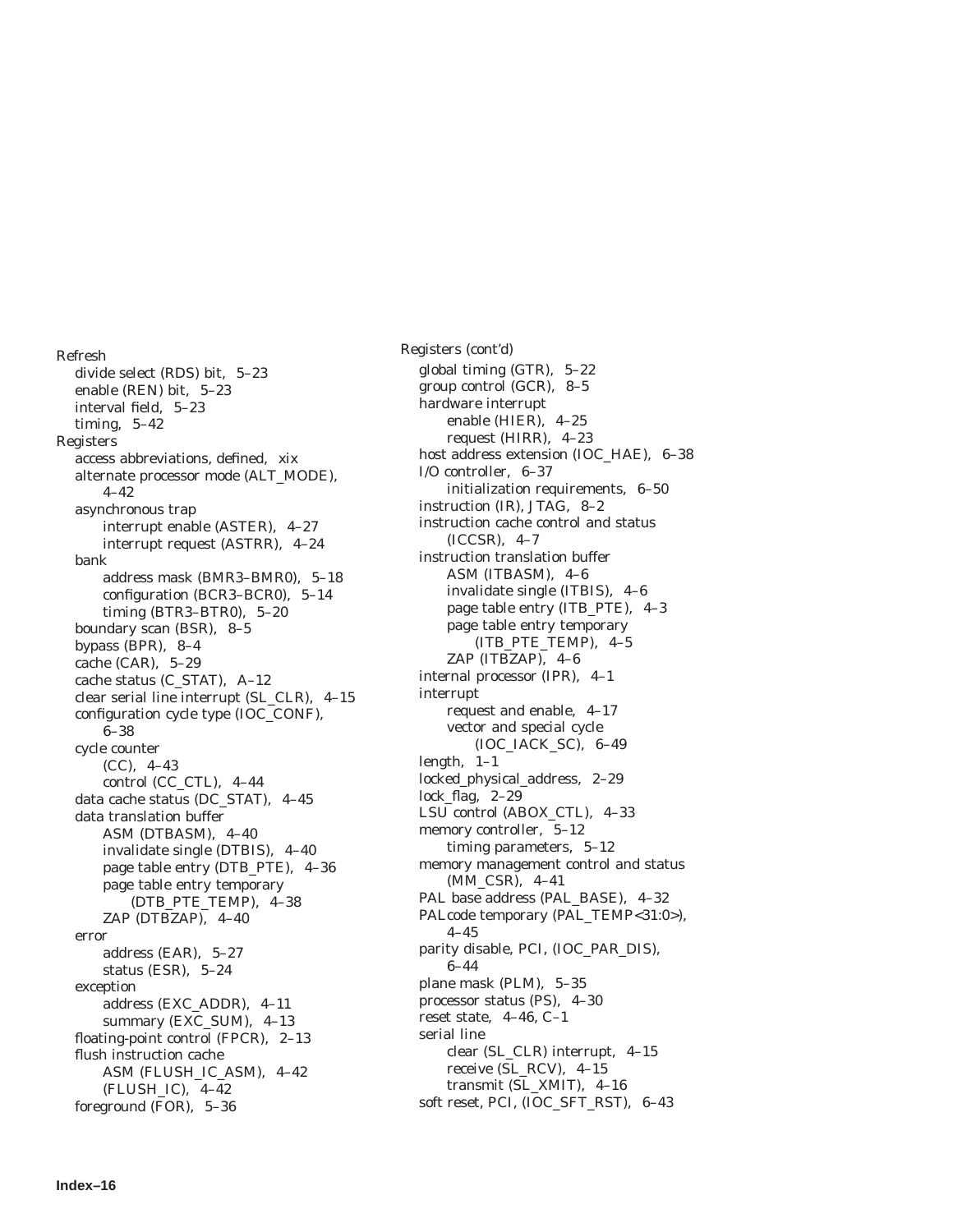Refresh
- divide select (RDS) bit, 5–23
- enable (REN) bit, 5–23
- interval field, 5–23
- timing, 5–42

Registers
- access abbreviations, defined, xix
- alternate processor mode (ALT_MODE), 4–42
- asynchronous trap
  - interrupt enable (ASTER), 4–27
  - interrupt request (ASTRR), 4–24
- bank
  - address mask (BMR3–BMR0), 5–18
  - configuration (BCR3–BCR0), 5–14
  - timing (BTR3–BTR0), 5–20
- boundary scan (BSR), 8–5
- bypass (BPR), 8–4
- cache (CAR), 5–29
- cache status (C_STAT), A–12
- clear serial line interrupt (SL_CLR), 4–15
- configuration cycle type (IOC_CONF), 6–38
- cycle counter
  - (CC), 4–43
  - control (CC_CTL), 4–44
- data cache status (DC_STAT), 4–45
- data translation buffer
  - ASM (DTBASM), 4–40
  - invalidate single (DTBIS), 4–40
  - page table entry (DTB_PTE), 4–36
  - page table entry temporary (DTB_PTE_TEMP), 4–38
  - ZAP (DTBZAP), 4–40
- error
  - address (EAR), 5–27
  - status (ESR), 5–24
- exception
  - address (EXC_ADDR), 4–11
  - summary (EXC_SUM), 4–13
- floating-point control (FPCR), 2–13
- flush instruction cache
  - ASM (FLUSH_IC_ASM), 4–42
  - (FLUSH_IC), 4–42
- foreground (FOR), 5–36

Registers (cont'd)
- global timing (GTR), 5–22
- group control (GCR), 8–5
- hardware interrupt
  - enable (HIER), 4–25
  - request (HIRR), 4–23
- host address extension (IOC_HAE), 6–38
- I/O controller, 6–37
  - initialization requirements, 6–50
- instruction (IR), JTAG, 8–2
- instruction cache control and status (ICCSR), 4–7
- instruction translation buffer
  - ASM (ITBASM), 4–6
  - invalidate single (ITBIS), 4–6
  - page table entry (ITB_PTE), 4–3
  - page table entry temporary (ITB_PTE_TEMP), 4–5
  - ZAP (ITBZAP), 4–6
- internal processor (IPR), 4–1
- interrupt
  - request and enable, 4–17
  - vector and special cycle (IOC_IACK_SC), 6–49
- length, 1–1
- locked_physical_address, 2–29
- lock_flag, 2–29
- LSU control (ABOX_CTL), 4–33
- memory controller, 5–12
  - timing parameters, 5–12
- memory management control and status (MM_CSR), 4–41
- PAL base address (PAL_BASE), 4–32
- PALcode temporary (PAL_TEMP<31:0>), 4–45
- parity disable, PCI, (IOC_PAR_DIS), 6–44
- plane mask (PLM), 5–35
- processor status (PS), 4–30
- reset state, 4–46, C–1
- serial line
  - clear (SL_CLR) interrupt, 4–15
  - receive (SL_RCV), 4–15
  - transmit (SL_XMIT), 4–16
- soft reset, PCI, (IOC_SFT_RST), 6–43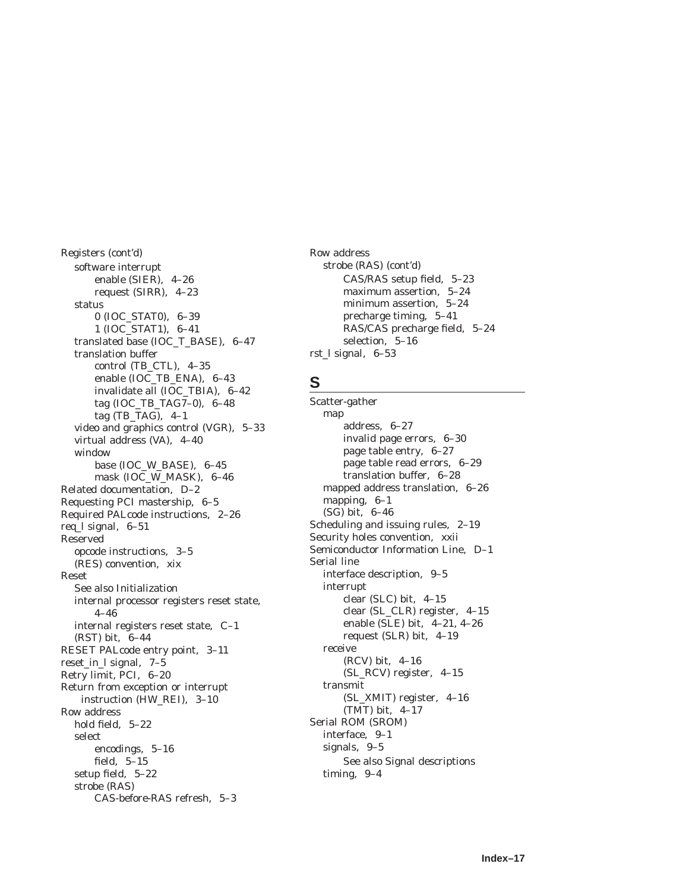Registers (cont'd)
- software interrupt
  - enable (SIER), 4–26
  - request (SIRR), 4–23
- status
  - 0 (IOC_STAT0), 6–39
  - 1 (IOC_STAT1), 6–41
- translated base (IOC_T_BASE), 6–47
- translation buffer
  - control (TB_CTL), 4–35
  - enable (IOC_TB_ENA), 6–43
  - invalidate all (IOC_TBIA), 6–42
  - tag (IOC_TB_TAG7–0), 6–48
  - tag (TB_TAG), 4–1
- video and graphics control (VGR), 5–33
- virtual address (VA), 4–40
- window
  - base (IOC_W_BASE), 6–45
  - mask (IOC_W_MASK), 6–46

Related documentation, D–2
Requesting PCI mastership, 6–5
Required PALcode instructions, 2–26
req_l signal, 6–51
Reserved
- opcode instructions, 3–5
- (RES) convention, xix

Reset
- See also Initialization
- internal processor registers reset state, 4–46
- internal registers reset state, C–1
- (RST) bit, 6–44

RESET PALcode entry point, 3–11
reset_in_l signal, 7–5
Retry limit, PCI, 6–20
Return from exception or interrupt instruction (HW_REI), 3–10
Row address
- hold field, 5–22
- select
  - encodings, 5–16
  - field, 5–15
- setup field, 5–22
- strobe (RAS)
  - CAS-before-RAS refresh, 5–3

Row address
- strobe (RAS) (cont'd)
  - CAS/RAS setup field, 5–23
  - maximum assertion, 5–24
  - minimum assertion, 5–24
  - precharge timing, 5–41
  - RAS/CAS precharge field, 5–24
  - selection, 5–16

rst_l signal, 6–53

## S

Scatter-gather
- map
  - address, 6–27
  - invalid page errors, 6–30
  - page table entry, 6–27
  - page table read errors, 6–29
  - translation buffer, 6–28
- mapped address translation, 6–26
- mapping, 6–1
- (SG) bit, 6–46

Scheduling and issuing rules, 2–19
Security holes convention, xxii
Semiconductor Information Line, D–1
Serial line
- interface description, 9–5
- interrupt
  - clear (SLC) bit, 4–15
  - clear (SL_CLR) register, 4–15
  - enable (SLE) bit, 4–21, 4–26
  - request (SLR) bit, 4–19
- receive
  - (RCV) bit, 4–16
  - (SL_RCV) register, 4–15
- transmit
  - (SL_XMIT) register, 4–16
  - (TMT) bit, 4–17

Serial ROM (SROM)
- interface, 9–1
- signals, 9–5
  - See also Signal descriptions
- timing, 9–4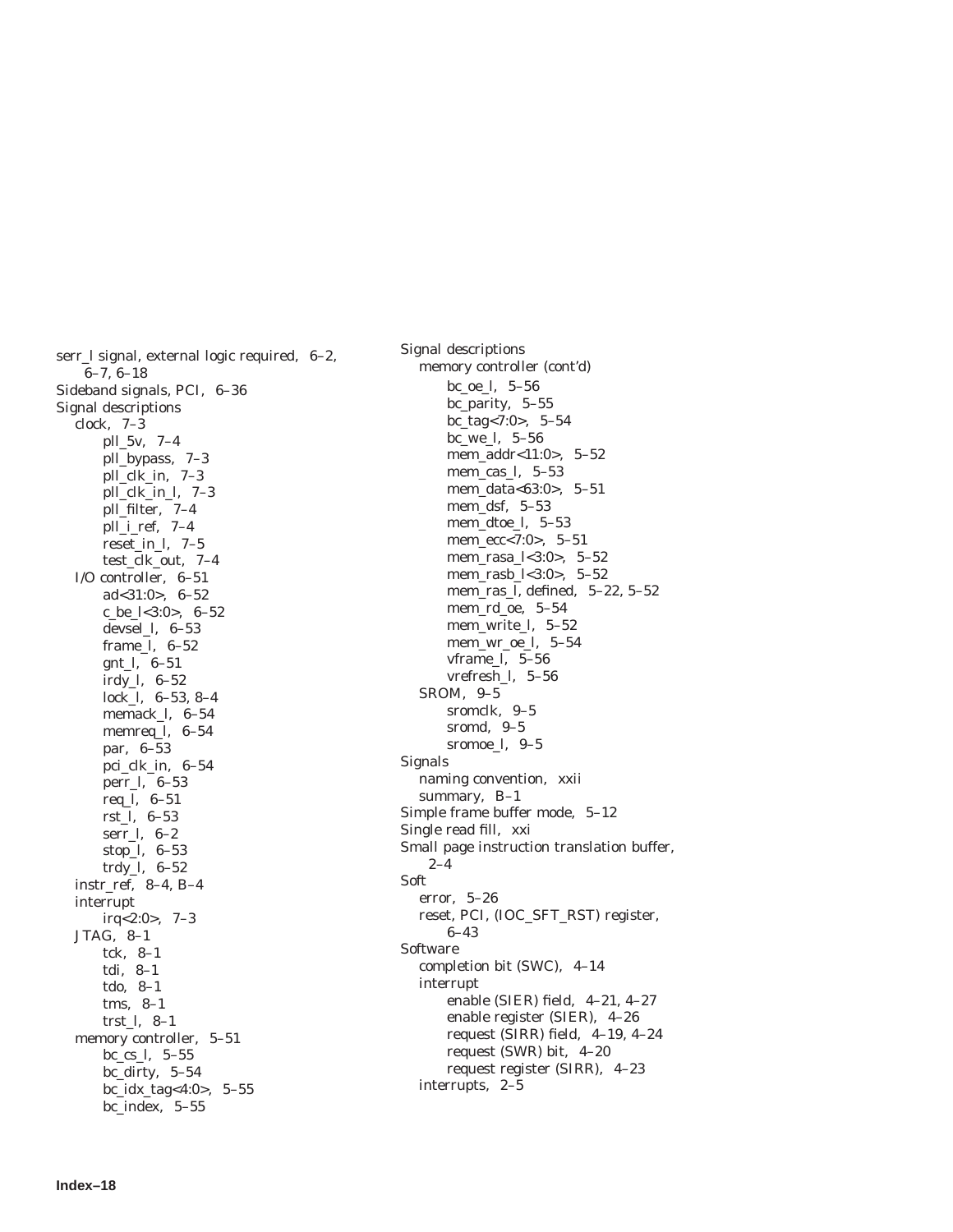serr_l signal, external logic required, 6–2, 6–7, 6–18
Sideband signals, PCI, 6–36
Signal descriptions
- clock, 7–3
  - pll_5v, 7–4
  - pll_bypass, 7–3
  - pll_clk_in, 7–3
  - pll_clk_in_l, 7–3
  - pll_filter, 7–4
  - pll_i_ref, 7–4
  - reset_in_l, 7–5
  - test_clk_out, 7–4
- I/O controller, 6–51
  - ad<31:0>, 6–52
  - c_be_l<3:0>, 6–52
  - devsel_l, 6–53
  - frame_l, 6–52
  - gnt_l, 6–51
  - irdy_l, 6–52
  - lock_l, 6–53, 8–4
  - memack_l, 6–54
  - memreq_l, 6–54
  - par, 6–53
  - pci_clk_in, 6–54
  - perr_l, 6–53
  - req_l, 6–51
  - rst_l, 6–53
  - serr_l, 6–2
  - stop_l, 6–53
  - trdy_l, 6–52
- instr_ref, 8–4, B–4
- interrupt
  - irq<2:0>, 7–3
- JTAG, 8–1
  - tck, 8–1
  - tdi, 8–1
  - tdo, 8–1
  - tms, 8–1
  - trst_l, 8–1
- memory controller, 5–51
  - bc_cs_l, 5–55
  - bc_dirty, 5–54
  - bc_idx_tag<4:0>, 5–55
  - bc_index, 5–55

Signal descriptions
- memory controller (cont'd)
  - bc_oe_l, 5–56
  - bc_parity, 5–55
  - bc_tag<7:0>, 5–54
  - bc_we_l, 5–56
  - mem_addr<11:0>, 5–52
  - mem_cas_l, 5–53
  - mem_data<63:0>, 5–51
  - mem_dsf, 5–53
  - mem_dtoe_l, 5–53
  - mem_ecc<7:0>, 5–51
  - mem_rasa_l<3:0>, 5–52
  - mem_rasb_l<3:0>, 5–52
  - mem_ras_l, defined, 5–22, 5–52
  - mem_rd_oe, 5–54
  - mem_write_l, 5–52
  - mem_wr_oe_l, 5–54
  - vframe_l, 5–56
  - vrefresh_l, 5–56
- SROM, 9–5
  - sromclk, 9–5
  - sromd, 9–5
  - sromoe_l, 9–5

Signals
- naming convention, xxii
- summary, B–1

Simple frame buffer mode, 5–12
Single read fill, xxi
Small page instruction translation buffer, 2–4
Soft
- error, 5–26
- reset, PCI, (IOC_SFT_RST) register, 6–43

Software
- completion bit (SWC), 4–14
- interrupt
  - enable (SIER) field, 4–21, 4–27
  - enable register (SIER), 4–26
  - request (SIRR) field, 4–19, 4–24
  - request (SWR) bit, 4–20
  - request register (SIRR), 4–23
- interrupts, 2–5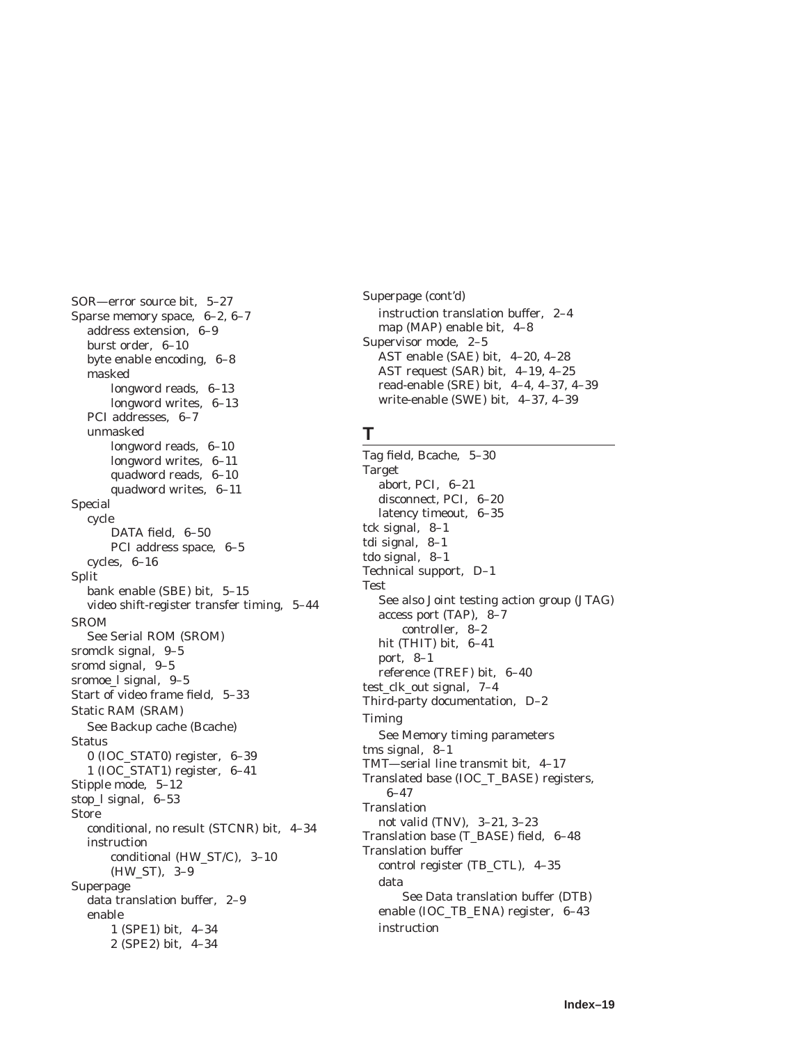SOR—error source bit, 5–27
Sparse memory space, 6–2, 6–7
  address extension, 6–9
  burst order, 6–10
  byte enable encoding, 6–8
  masked
    longword reads, 6–13
    longword writes, 6–13
  PCI addresses, 6–7
  unmasked
    longword reads, 6–10
    longword writes, 6–11
    quadword reads, 6–10
    quadword writes, 6–11
Special
  cycle
    DATA field, 6–50
    PCI address space, 6–5
  cycles, 6–16
Split
  bank enable (SBE) bit, 5–15
  video shift-register transfer timing, 5–44
SROM
  See Serial ROM (SROM)
sromclk signal, 9–5
sromd signal, 9–5
sromoe_l signal, 9–5
Start of video frame field, 5–33
Static RAM (SRAM)
  See Backup cache (Bcache)
Status
  0 (IOC_STAT0) register, 6–39
  1 (IOC_STAT1) register, 6–41
Stipple mode, 5–12
stop_l signal, 6–53
Store
  conditional, no result (STCNR) bit, 4–34
  instruction
    conditional (HW_ST/C), 3–10
    (HW_ST), 3–9
Superpage
  data translation buffer, 2–9
  enable
    1 (SPE1) bit, 4–34
    2 (SPE2) bit, 4–34

Superpage (cont'd)
  instruction translation buffer, 2–4
  map (MAP) enable bit, 4–8
Supervisor mode, 2–5
  AST enable (SAE) bit, 4–20, 4–28
  AST request (SAR) bit, 4–19, 4–25
  read-enable (SRE) bit, 4–4, 4–37, 4–39
  write-enable (SWE) bit, 4–37, 4–39

## T

Tag field, Bcache, 5–30
Target
  abort, PCI, 6–21
  disconnect, PCI, 6–20
  latency timeout, 6–35
tck signal, 8–1
tdi signal, 8–1
tdo signal, 8–1
Technical support, D–1
Test
  See also Joint testing action group (JTAG)
  access port (TAP), 8–7
    controller, 8–2
  hit (THIT) bit, 6–41
  port, 8–1
  reference (TREF) bit, 6–40
test_clk_out signal, 7–4
Third-party documentation, D–2
Timing
  See Memory timing parameters
tms signal, 8–1
TMT—serial line transmit bit, 4–17
Translated base (IOC_T_BASE) registers, 6–47
Translation
  not valid (TNV), 3–21, 3–23
Translation base (T_BASE) field, 6–48
Translation buffer
  control register (TB_CTL), 4–35
  data
    See Data translation buffer (DTB)
  enable (IOC_TB_ENA) register, 6–43
  instruction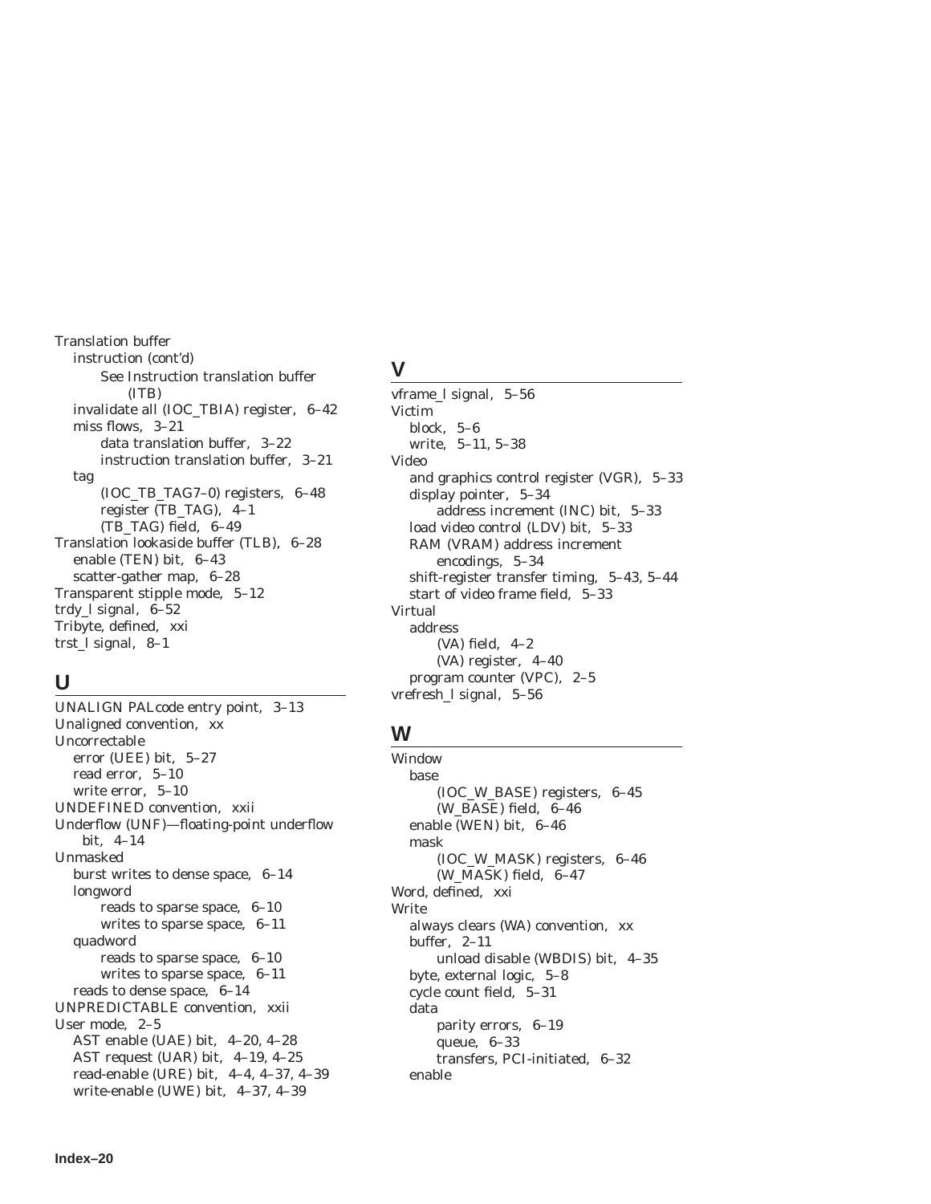Translation buffer
  instruction (cont'd)
    See Instruction translation buffer (ITB)
  invalidate all (IOC_TBIA) register, 6–42
  miss flows, 3–21
    data translation buffer, 3–22
    instruction translation buffer, 3–21
  tag
    (IOC_TB_TAG7–0) registers, 6–48
    register (TB_TAG), 4–1
    (TB_TAG) field, 6–49
Translation lookaside buffer (TLB), 6–28
  enable (TEN) bit, 6–43
  scatter-gather map, 6–28
Transparent stipple mode, 5–12
trdy_l signal, 6–52
Tribyte, defined, xxi
trst_l signal, 8–1

## U

UNALIGN PALcode entry point, 3–13
Unaligned convention, xx
Uncorrectable
  error (UEE) bit, 5–27
  read error, 5–10
  write error, 5–10
UNDEFINED convention, xxii
Underflow (UNF)—floating-point underflow bit, 4–14
Unmasked
  burst writes to dense space, 6–14
  longword
    reads to sparse space, 6–10
    writes to sparse space, 6–11
  quadword
    reads to sparse space, 6–10
    writes to sparse space, 6–11
  reads to dense space, 6–14
UNPREDICTABLE convention, xxii
User mode, 2–5
  AST enable (UAE) bit, 4–20, 4–28
  AST request (UAR) bit, 4–19, 4–25
  read-enable (URE) bit, 4–4, 4–37, 4–39
  write-enable (UWE) bit, 4–37, 4–39

## V

vframe_l signal, 5–56
Victim
  block, 5–6
  write, 5–11, 5–38
Video
  and graphics control register (VGR), 5–33
  display pointer, 5–34
    address increment (INC) bit, 5–33
  load video control (LDV) bit, 5–33
  RAM (VRAM) address increment encodings, 5–34
  shift-register transfer timing, 5–43, 5–44
  start of video frame field, 5–33
Virtual
  address
    (VA) field, 4–2
    (VA) register, 4–40
  program counter (VPC), 2–5
vrefresh_l signal, 5–56

## W

Window
  base
    (IOC_W_BASE) registers, 6–45
    (W_BASE) field, 6–46
  enable (WEN) bit, 6–46
  mask
    (IOC_W_MASK) registers, 6–46
    (W_MASK) field, 6–47
Word, defined, xxi
Write
  always clears (WA) convention, xx
  buffer, 2–11
    unload disable (WBDIS) bit, 4–35
  byte, external logic, 5–8
  cycle count field, 5–31
  data
    parity errors, 6–19
    queue, 6–33
    transfers, PCI-initiated, 6–32
  enable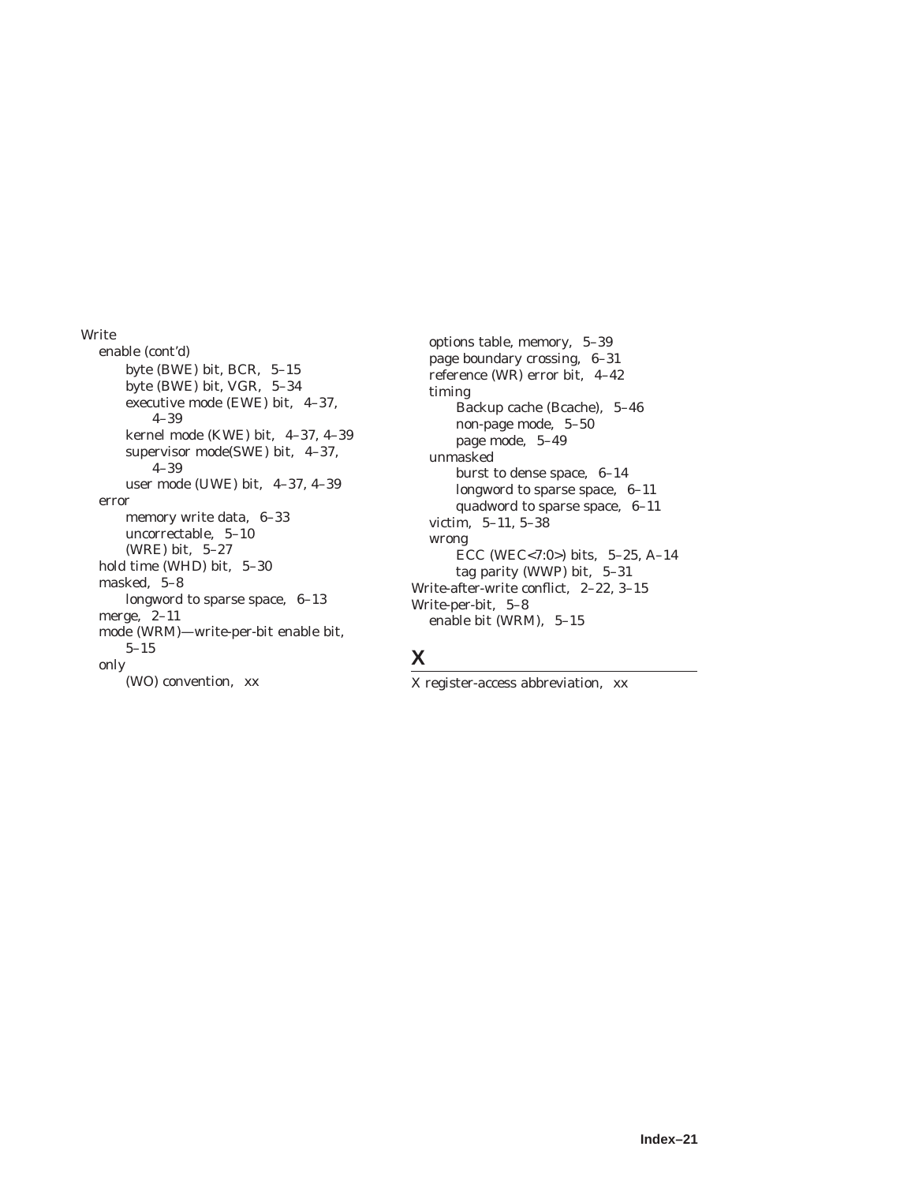Write
- enable (cont'd)
  - byte (BWE) bit, BCR, 5–15
  - byte (BWE) bit, VGR, 5–34
  - executive mode (EWE) bit, 4–37, 4–39
  - kernel mode (KWE) bit, 4–37, 4–39
  - supervisor mode(SWE) bit, 4–37, 4–39
  - user mode (UWE) bit, 4–37, 4–39
- error
  - memory write data, 6–33
  - uncorrectable, 5–10
  - (WRE) bit, 5–27
- hold time (WHD) bit, 5–30
- masked, 5–8
  - longword to sparse space, 6–13
- merge, 2–11
- mode (WRM)—write-per-bit enable bit, 5–15
- only
  - (WO) convention, xx
- options table, memory, 5–39
- page boundary crossing, 6–31
- reference (WR) error bit, 4–42
- timing
  - Backup cache (Bcache), 5–46
  - non-page mode, 5–50
  - page mode, 5–49
- unmasked
  - burst to dense space, 6–14
  - longword to sparse space, 6–11
  - quadword to sparse space, 6–11
- victim, 5–11, 5–38
- wrong
  - ECC (WEC<7:0>) bits, 5–25, A–14
  - tag parity (WWP) bit, 5–31

Write-after-write conflict, 2–22, 3–15

Write-per-bit, 5–8
- enable bit (WRM), 5–15

## X

X register-access abbreviation, xx